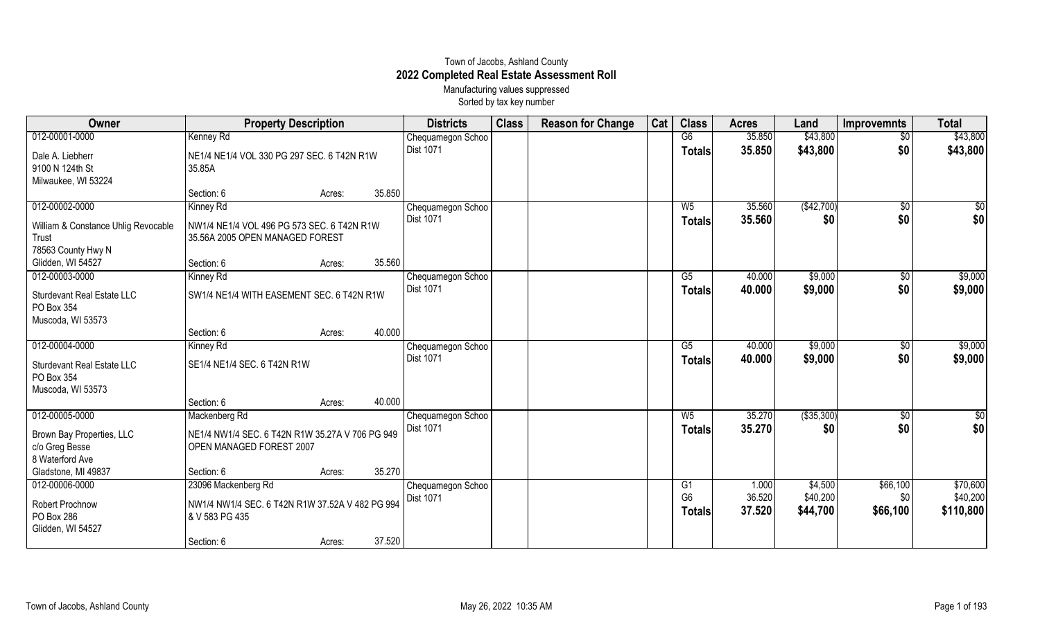# Town of Jacobs, Ashland County
## 2022 Completed Real Estate Assessment Roll

Manufacturing values suppressed
Sorted by tax key number

| Owner | Property Description | Districts | Class | Reason for Change | Cat | Class | Acres | Land | Improvemnts | Total |
|---|---|---|---|---|---|---|---|---|---|---|
| 012-00001-0000 | Kenney Rd | Chequamegon Schoo Dist 1071 | | | | G6 | 35.850 | $43,800 | $0 | $43,800 |
| Dale A. Liebherr<br>9100 N 124th St<br>Milwaukee, WI 53224 | NE1/4 NE1/4 VOL 330 PG 297 SEC. 6 T42N R1W 35.85A<br>Section: 6 Acres: 35.850 | | | | | **Totals** | **35.850** | **$43,800** | **$0** | **$43,800** |
| 012-00002-0000 | Kinney Rd | Chequamegon Schoo Dist 1071 | | | | W5 | 35.560 | ($42,700) | $0 | $0 |
| William & Constance Uhlig Revocable Trust<br>78563 County Hwy N<br>Glidden, WI 54527 | NW1/4 NE1/4 VOL 496 PG 573 SEC. 6 T42N R1W 35.56A 2005 OPEN MANAGED FOREST<br>Section: 6 Acres: 35.560 | | | | | **Totals** | **35.560** | **$0** | **$0** | **$0** |
| 012-00003-0000 | Kinney Rd | Chequamegon Schoo Dist 1071 | | | | G5 | 40.000 | $9,000 | $0 | $9,000 |
| Sturdevant Real Estate LLC<br>PO Box 354<br>Muscoda, WI 53573 | SW1/4 NE1/4 WITH EASEMENT SEC. 6 T42N R1W<br>Section: 6 Acres: 40.000 | | | | | **Totals** | **40.000** | **$9,000** | **$0** | **$9,000** |
| 012-00004-0000 | Kinney Rd | Chequamegon Schoo Dist 1071 | | | | G5 | 40.000 | $9,000 | $0 | $9,000 |
| Sturdevant Real Estate LLC<br>PO Box 354<br>Muscoda, WI 53573 | SE1/4 NE1/4 SEC. 6 T42N R1W<br>Section: 6 Acres: 40.000 | | | | | **Totals** | **40.000** | **$9,000** | **$0** | **$9,000** |
| 012-00005-0000 | Mackenberg Rd | Chequamegon Schoo Dist 1071 | | | | W5 | 35.270 | ($35,300) | $0 | $0 |
| Brown Bay Properties, LLC<br>c/o Greg Besse<br>8 Waterford Ave<br>Gladstone, MI 49837 | NE1/4 NW1/4 SEC. 6 T42N R1W 35.27A V 706 PG 949 OPEN MANAGED FOREST 2007<br>Section: 6 Acres: 35.270 | | | | | **Totals** | **35.270** | **$0** | **$0** | **$0** |
| 012-00006-0000 | 23096 Mackenberg Rd | Chequamegon Schoo Dist 1071 | | | | G1 | 1.000 | $4,500 | $66,100 | $70,600 |
| | | | | | | G6 | 36.520 | $40,200 | $0 | $40,200 |
| Robert Prochnow<br>PO Box 286<br>Glidden, WI 54527 | NW1/4 NW1/4 SEC. 6 T42N R1W 37.52A V 482 PG 994 & V 583 PG 435<br>Section: 6 Acres: 37.520 | | | | | **Totals** | **37.520** | **$44,700** | **$66,100** | **$110,800** |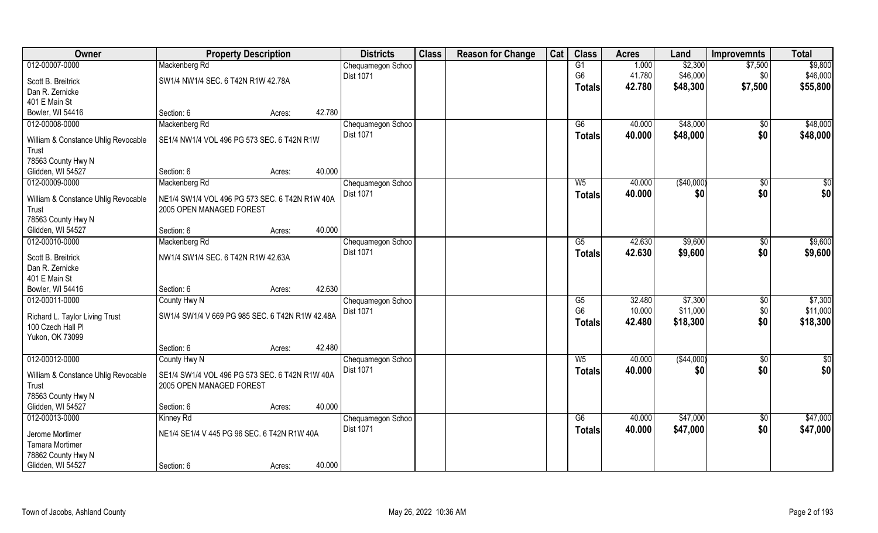| Owner | Property Description | | | Districts | Class | Reason for Change | Cat | Class | Acres | Land | Improvemnts | Total |
|---|---|---|---|---|---|---|---|---|---|---|---|---|
| 012-00007-0000 | Mackenberg Rd | | | Chequamegon Schoo | | | | G1 | 1.000 | $2,300 | $7,500 | $9,800 |
| Scott B. Breitrick | SW1/4 NW1/4 SEC. 6 T42N R1W 42.78A | | | Dist 1071 | | | | G6 | 41.780 | $46,000 | $0 | $46,000 |
| Dan R. Zernicke | | | | | | | | Totals | 42.780 | $48,300 | $7,500 | $55,800 |
| 401 E Main St | | | | | | | | | | | | |
| Bowler, WI 54416 | Section: 6 | Acres: | 42.780 | | | | | | | | | |
| 012-00008-0000 | Mackenberg Rd | | | Chequamegon Schoo | | | | G6 | 40.000 | $48,000 | $0 | $48,000 |
| William & Constance Uhlig Revocable Trust | SE1/4 NW1/4 VOL 496 PG 573 SEC. 6 T42N R1W | | | Dist 1071 | | | | Totals | 40.000 | $48,000 | $0 | $48,000 |
| 78563 County Hwy N | | | | | | | | | | | | |
| Glidden, WI 54527 | Section: 6 | Acres: | 40.000 | | | | | | | | | |
| 012-00009-0000 | Mackenberg Rd | | | Chequamegon Schoo | | | | W5 | 40.000 | ($40,000) | $0 | $0 |
| William & Constance Uhlig Revocable Trust | NE1/4 SW1/4 VOL 496 PG 573 SEC. 6 T42N R1W 40A 2005 OPEN MANAGED FOREST | | | Dist 1071 | | | | Totals | 40.000 | $0 | $0 | $0 |
| 78563 County Hwy N | | | | | | | | | | | | |
| Glidden, WI 54527 | Section: 6 | Acres: | 40.000 | | | | | | | | | |
| 012-00010-0000 | Mackenberg Rd | | | Chequamegon Schoo | | | | G5 | 42.630 | $9,600 | $0 | $9,600 |
| Scott B. Breitrick | NW1/4 SW1/4 SEC. 6 T42N R1W 42.63A | | | Dist 1071 | | | | Totals | 42.630 | $9,600 | $0 | $9,600 |
| Dan R. Zernicke | | | | | | | | | | | | |
| 401 E Main St | | | | | | | | | | | | |
| Bowler, WI 54416 | Section: 6 | Acres: | 42.630 | | | | | | | | | |
| 012-00011-0000 | County Hwy N | | | Chequamegon Schoo | | | | G5 | 32.480 | $7,300 | $0 | $7,300 |
| Richard L. Taylor Living Trust | SW1/4 SW1/4 V 669 PG 985 SEC. 6 T42N R1W 42.48A | | | Dist 1071 | | | | G6 | 10.000 | $11,000 | $0 | $11,000 |
| 100 Czech Hall Pl | | | | | | | | Totals | 42.480 | $18,300 | $0 | $18,300 |
| Yukon, OK 73099 | | | | | | | | | | | | |
| | Section: 6 | Acres: | 42.480 | | | | | | | | | |
| 012-00012-0000 | County Hwy N | | | Chequamegon Schoo | | | | W5 | 40.000 | ($44,000) | $0 | $0 |
| William & Constance Uhlig Revocable Trust | SE1/4 SW1/4 VOL 496 PG 573 SEC. 6 T42N R1W 40A 2005 OPEN MANAGED FOREST | | | Dist 1071 | | | | Totals | 40.000 | $0 | $0 | $0 |
| 78563 County Hwy N | | | | | | | | | | | | |
| Glidden, WI 54527 | Section: 6 | Acres: | 40.000 | | | | | | | | | |
| 012-00013-0000 | Kinney Rd | | | Chequamegon Schoo | | | | G6 | 40.000 | $47,000 | $0 | $47,000 |
| Jerome Mortimer | NE1/4 SE1/4 V 445 PG 96 SEC. 6 T42N R1W 40A | | | Dist 1071 | | | | Totals | 40.000 | $47,000 | $0 | $47,000 |
| Tamara Mortimer | | | | | | | | | | | | |
| 78862 County Hwy N | | | | | | | | | | | | |
| Glidden, WI 54527 | Section: 6 | Acres: | 40.000 | | | | | | | | | |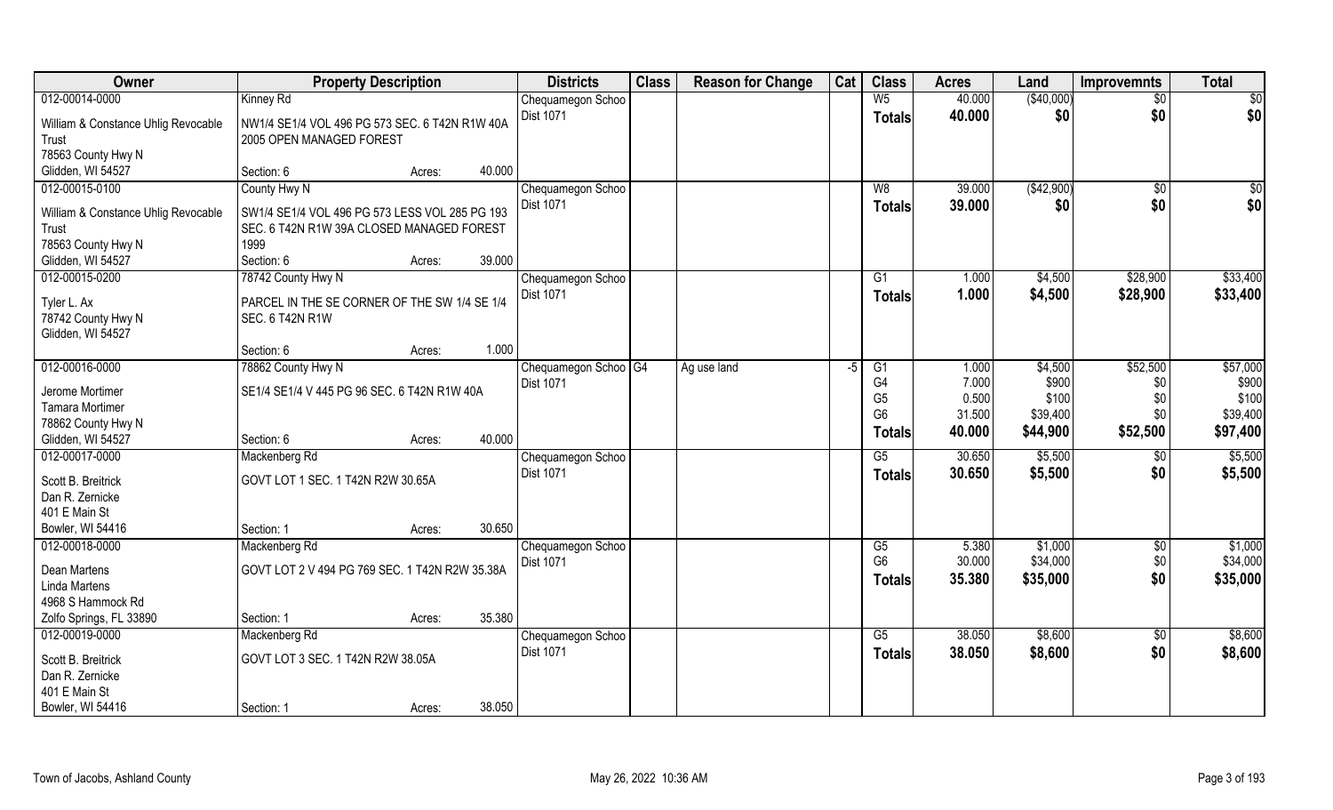| Owner | Property Description | | Districts | Class | Reason for Change | Cat | Class | Acres | Land | Improvemnts | Total |
|---|---|---|---|---|---|---|---|---|---|---|---|
| 012-00014-0000 | Kinney Rd | | Chequamegon Schoo | | | | W5 | 40.000 | ($40,000) | $0 | $0 |
| William & Constance Uhlig Revocable Trust | NW1/4 SE1/4 VOL 496 PG 573 SEC. 6 T42N R1W 40A 2005 OPEN MANAGED FOREST | | Dist 1071 | | | | Totals | 40.000 | $0 | $0 | $0 |
| 78563 County Hwy N | | | | | | | | | | | |
| Glidden, WI 54527 | Section: 6 | Acres: 40.000 | | | | | | | | | |
| 012-00015-0100 | County Hwy N | | Chequamegon Schoo | | | | W8 | 39.000 | ($42,900) | $0 | $0 |
| William & Constance Uhlig Revocable Trust | SW1/4 SE1/4 VOL 496 PG 573 LESS VOL 285 PG 193 SEC. 6 T42N R1W 39A CLOSED MANAGED FOREST 1999 | | Dist 1071 | | | | Totals | 39.000 | $0 | $0 | $0 |
| 78563 County Hwy N | | | | | | | | | | | |
| Glidden, WI 54527 | Section: 6 | Acres: 39.000 | | | | | | | | | |
| 012-00015-0200 | 78742 County Hwy N | | Chequamegon Schoo | | | | G1 | 1.000 | $4,500 | $28,900 | $33,400 |
| Tyler L. Ax | PARCEL IN THE SE CORNER OF THE SW 1/4 SE 1/4 SEC. 6 T42N R1W | | Dist 1071 | | | | Totals | 1.000 | $4,500 | $28,900 | $33,400 |
| 78742 County Hwy N | | | | | | | | | | | |
| Glidden, WI 54527 | Section: 6 | Acres: 1.000 | | | | | | | | | |
| 012-00016-0000 | 78862 County Hwy N | | Chequamegon Schoo | G4 | Ag use land | -5 | G1 | 1.000 | $4,500 | $52,500 | $57,000 |
| Jerome Mortimer | SE1/4 SE1/4 V 445 PG 96 SEC. 6 T42N R1W 40A | | Dist 1071 | | | | G4 | 7.000 | $900 | $0 | $900 |
| Tamara Mortimer | | | | | | | G5 | 0.500 | $100 | $0 | $100 |
| 78862 County Hwy N | | | | | | | G6 | 31.500 | $39,400 | $0 | $39,400 |
| Glidden, WI 54527 | Section: 6 | Acres: 40.000 | | | | | Totals | 40.000 | $44,900 | $52,500 | $97,400 |
| 012-00017-0000 | Mackenberg Rd | | Chequamegon Schoo | | | | G5 | 30.650 | $5,500 | $0 | $5,500 |
| Scott B. Breitrick | GOVT LOT 1 SEC. 1 T42N R2W 30.65A | | Dist 1071 | | | | Totals | 30.650 | $5,500 | $0 | $5,500 |
| Dan R. Zernicke | | | | | | | | | | | |
| 401 E Main St | | | | | | | | | | | |
| Bowler, WI 54416 | Section: 1 | Acres: 30.650 | | | | | | | | | |
| 012-00018-0000 | Mackenberg Rd | | Chequamegon Schoo | | | | G5 | 5.380 | $1,000 | $0 | $1,000 |
| Dean Martens | GOVT LOT 2 V 494 PG 769 SEC. 1 T42N R2W 35.38A | | Dist 1071 | | | | G6 | 30.000 | $34,000 | $0 | $34,000 |
| Linda Martens | | | | | | | Totals | 35.380 | $35,000 | $0 | $35,000 |
| 4968 S Hammock Rd | | | | | | | | | | | |
| Zolfo Springs, FL 33890 | Section: 1 | Acres: 35.380 | | | | | | | | | |
| 012-00019-0000 | Mackenberg Rd | | Chequamegon Schoo | | | | G5 | 38.050 | $8,600 | $0 | $8,600 |
| Scott B. Breitrick | GOVT LOT 3 SEC. 1 T42N R2W 38.05A | | Dist 1071 | | | | Totals | 38.050 | $8,600 | $0 | $8,600 |
| Dan R. Zernicke | | | | | | | | | | | |
| 401 E Main St | | | | | | | | | | | |
| Bowler, WI 54416 | Section: 1 | Acres: 38.050 | | | | | | | | | |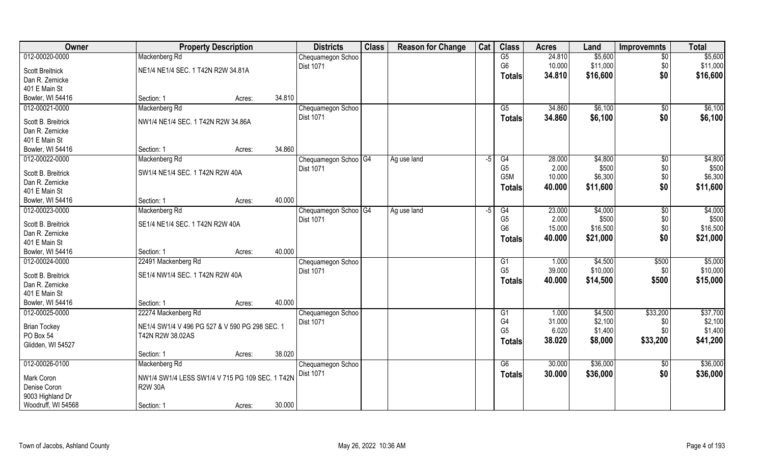| Owner | Property Description | | | Districts | Class | Reason for Change | Cat | Class | Acres | Land | Improvemnts | Total |
|---|---|---|---|---|---|---|---|---|---|---|---|---|
| 012-00020-0000 | Mackenberg Rd | | | Chequamegon Schoo | | | | G5 | 24.810 | $5,600 | $0 | $5,600 |
| Scott Breitnick | NE1/4 NE1/4 SEC. 1 T42N R2W 34.81A | | | Dist 1071 | | | | G6 | 10.000 | $11,000 | $0 | $11,000 |
| Dan R. Zernicke | | | | | | | | Totals | 34.810 | $16,600 | $0 | $16,600 |
| 401 E Main St | | | | | | | | | | | | |
| Bowler, WI 54416 | Section: 1 | Acres: | 34.810 | | | | | | | | | |
| 012-00021-0000 | Mackenberg Rd | | | Chequamegon Schoo | | | | G5 | 34.860 | $6,100 | $0 | $6,100 |
| Scott B. Breitrick | NW1/4 NE1/4 SEC. 1 T42N R2W 34.86A | | | Dist 1071 | | | | Totals | 34.860 | $6,100 | $0 | $6,100 |
| Dan R. Zernicke | | | | | | | | | | | | |
| 401 E Main St | | | | | | | | | | | | |
| Bowler, WI 54416 | Section: 1 | Acres: | 34.860 | | | | | | | | | |
| 012-00022-0000 | Mackenberg Rd | | | Chequamegon Schoo | G4 | Ag use land | -5 | G4 | 28.000 | $4,800 | $0 | $4,800 |
| Scott B. Breitrick | SW1/4 NE1/4 SEC. 1 T42N R2W 40A | | | Dist 1071 | | | | G5 | 2.000 | $500 | $0 | $500 |
| Dan R. Zernicke | | | | | | | | G5M | 10.000 | $6,300 | $0 | $6,300 |
| 401 E Main St | | | | | | | | Totals | 40.000 | $11,600 | $0 | $11,600 |
| Bowler, WI 54416 | Section: 1 | Acres: | 40.000 | | | | | | | | | |
| 012-00023-0000 | Mackenberg Rd | | | Chequamegon Schoo | G4 | Ag use land | -5 | G4 | 23.000 | $4,000 | $0 | $4,000 |
| Scott B. Breitrick | SE1/4 NE1/4 SEC. 1 T42N R2W 40A | | | Dist 1071 | | | | G5 | 2.000 | $500 | $0 | $500 |
| Dan R. Zernicke | | | | | | | | G6 | 15.000 | $16,500 | $0 | $16,500 |
| 401 E Main St | | | | | | | | Totals | 40.000 | $21,000 | $0 | $21,000 |
| Bowler, WI 54416 | Section: 1 | Acres: | 40.000 | | | | | | | | | |
| 012-00024-0000 | 22491 Mackenberg Rd | | | Chequamegon Schoo | | | | G1 | 1.000 | $4,500 | $500 | $5,000 |
| Scott B. Breitrick | SE1/4 NW1/4 SEC. 1 T42N R2W 40A | | | Dist 1071 | | | | G5 | 39.000 | $10,000 | $0 | $10,000 |
| Dan R. Zernicke | | | | | | | | Totals | 40.000 | $14,500 | $500 | $15,000 |
| 401 E Main St | | | | | | | | | | | | |
| Bowler, WI 54416 | Section: 1 | Acres: | 40.000 | | | | | | | | | |
| 012-00025-0000 | 22274 Mackenberg Rd | | | Chequamegon Schoo | | | | G1 | 1.000 | $4,500 | $33,200 | $37,700 |
| Brian Tockey | NE1/4 SW1/4 V 496 PG 527 & V 590 PG 298 SEC. 1 T42N R2W 38.02AS | | | Dist 1071 | | | | G4 | 31.000 | $2,100 | $0 | $2,100 |
| PO Box 54 | | | | | | | | G5 | 6.020 | $1,400 | $0 | $1,400 |
| Glidden, WI 54527 | | | | | | | | Totals | 38.020 | $8,000 | $33,200 | $41,200 |
| | Section: 1 | Acres: | 38.020 | | | | | | | | | |
| 012-00026-0100 | Mackenberg Rd | | | Chequamegon Schoo | | | | G6 | 30.000 | $36,000 | $0 | $36,000 |
| Mark Coron | NW1/4 SW1/4 LESS SW1/4 V 715 PG 109 SEC. 1 T42N R2W 30A | | | Dist 1071 | | | | Totals | 30.000 | $36,000 | $0 | $36,000 |
| Denise Coron | | | | | | | | | | | | |
| 9003 Highland Dr | | | | | | | | | | | | |
| Woodruff, WI 54568 | Section: 1 | Acres: | 30.000 | | | | | | | | | |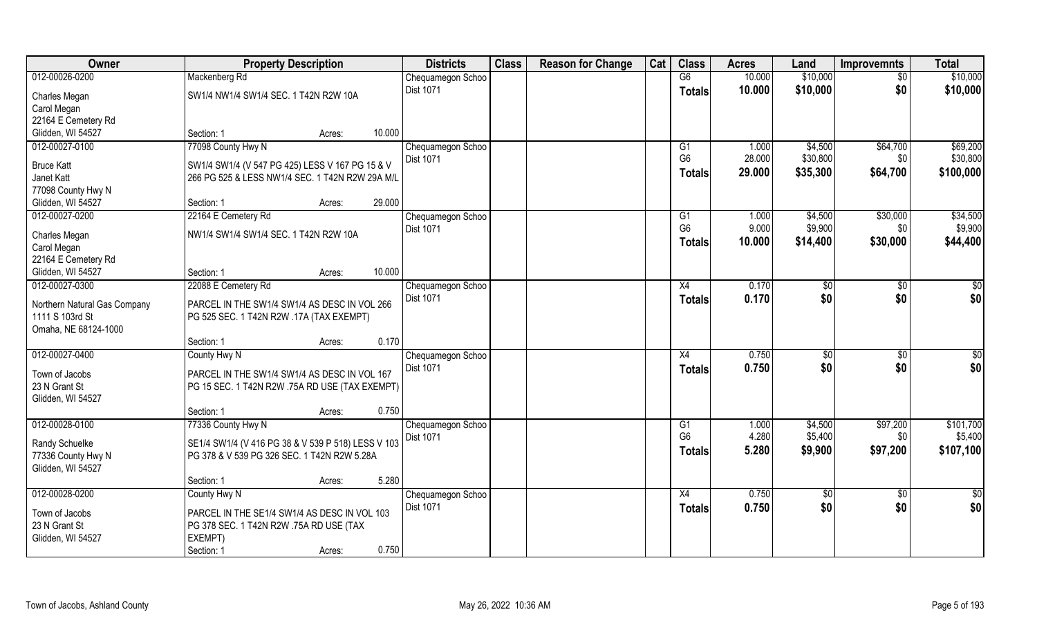| Owner | Property Description | Districts | Class | Reason for Change | Cat | Class | Acres | Land | Improvemnts | Total |
|---|---|---|---|---|---|---|---|---|---|---|
| 012-00026-0200 | Mackenberg Rd | Chequamegon Schoo | | | | G6 | 10.000 | $10,000 | $0 | $10,000 |
| Charles Megan | SW1/4 NW1/4 SW1/4 SEC. 1 T42N R2W 10A | Dist 1071 | | | | Totals | 10.000 | $10,000 | $0 | $10,000 |
| Carol Megan | | | | | | | | | | |
| 22164 E Cemetery Rd | | | | | | | | | | |
| Glidden, WI 54527 | Section: 1 Acres: 10.000 | | | | | | | | | |
| 012-00027-0100 | 77098 County Hwy N | Chequamegon Schoo | | | | G1 | 1.000 | $4,500 | $64,700 | $69,200 |
| Bruce Katt | SW1/4 SW1/4 (V 547 PG 425) LESS V 167 PG 15 & V | Dist 1071 | | | | G6 | 28.000 | $30,800 | $0 | $30,800 |
| Janet Katt | 266 PG 525 & LESS NW1/4 SEC. 1 T42N R2W 29A M/L | | | | | Totals | 29.000 | $35,300 | $64,700 | $100,000 |
| 77098 County Hwy N | | | | | | | | | | |
| Glidden, WI 54527 | Section: 1 Acres: 29.000 | | | | | | | | | |
| 012-00027-0200 | 22164 E Cemetery Rd | Chequamegon Schoo | | | | G1 | 1.000 | $4,500 | $30,000 | $34,500 |
| Charles Megan | NW1/4 SW1/4 SW1/4 SEC. 1 T42N R2W 10A | Dist 1071 | | | | G6 | 9.000 | $9,900 | $0 | $9,900 |
| Carol Megan | | | | | | Totals | 10.000 | $14,400 | $30,000 | $44,400 |
| 22164 E Cemetery Rd | | | | | | | | | | |
| Glidden, WI 54527 | Section: 1 Acres: 10.000 | | | | | | | | | |
| 012-00027-0300 | 22088 E Cemetery Rd | Chequamegon Schoo | | | | X4 | 0.170 | $0 | $0 | $0 |
| Northern Natural Gas Company | PARCEL IN THE SW1/4 SW1/4 AS DESC IN VOL 266 | Dist 1071 | | | | Totals | 0.170 | $0 | $0 | $0 |
| 1111 S 103rd St | PG 525 SEC. 1 T42N R2W .17A (TAX EXEMPT) | | | | | | | | | |
| Omaha, NE 68124-1000 | | | | | | | | | | |
| | Section: 1 Acres: 0.170 | | | | | | | | | |
| 012-00027-0400 | County Hwy N | Chequamegon Schoo | | | | X4 | 0.750 | $0 | $0 | $0 |
| Town of Jacobs | PARCEL IN THE SW1/4 SW1/4 AS DESC IN VOL 167 | Dist 1071 | | | | Totals | 0.750 | $0 | $0 | $0 |
| 23 N Grant St | PG 15 SEC. 1 T42N R2W .75A RD USE (TAX EXEMPT) | | | | | | | | | |
| Glidden, WI 54527 | | | | | | | | | | |
| | Section: 1 Acres: 0.750 | | | | | | | | | |
| 012-00028-0100 | 77336 County Hwy N | Chequamegon Schoo | | | | G1 | 1.000 | $4,500 | $97,200 | $101,700 |
| Randy Schuelke | SE1/4 SW1/4 (V 416 PG 38 & V 539 P 518) LESS V 103 | Dist 1071 | | | | G6 | 4.280 | $5,400 | $0 | $5,400 |
| 77336 County Hwy N | PG 378 & V 539 PG 326 SEC. 1 T42N R2W 5.28A | | | | | Totals | 5.280 | $9,900 | $97,200 | $107,100 |
| Glidden, WI 54527 | | | | | | | | | | |
| | Section: 1 Acres: 5.280 | | | | | | | | | |
| 012-00028-0200 | County Hwy N | Chequamegon Schoo | | | | X4 | 0.750 | $0 | $0 | $0 |
| Town of Jacobs | PARCEL IN THE SE1/4 SW1/4 AS DESC IN VOL 103 | Dist 1071 | | | | Totals | 0.750 | $0 | $0 | $0 |
| 23 N Grant St | PG 378 SEC. 1 T42N R2W .75A RD USE (TAX | | | | | | | | | |
| Glidden, WI 54527 | EXEMPT) | | | | | | | | | |
| | Section: 1 Acres: 0.750 | | | | | | | | | |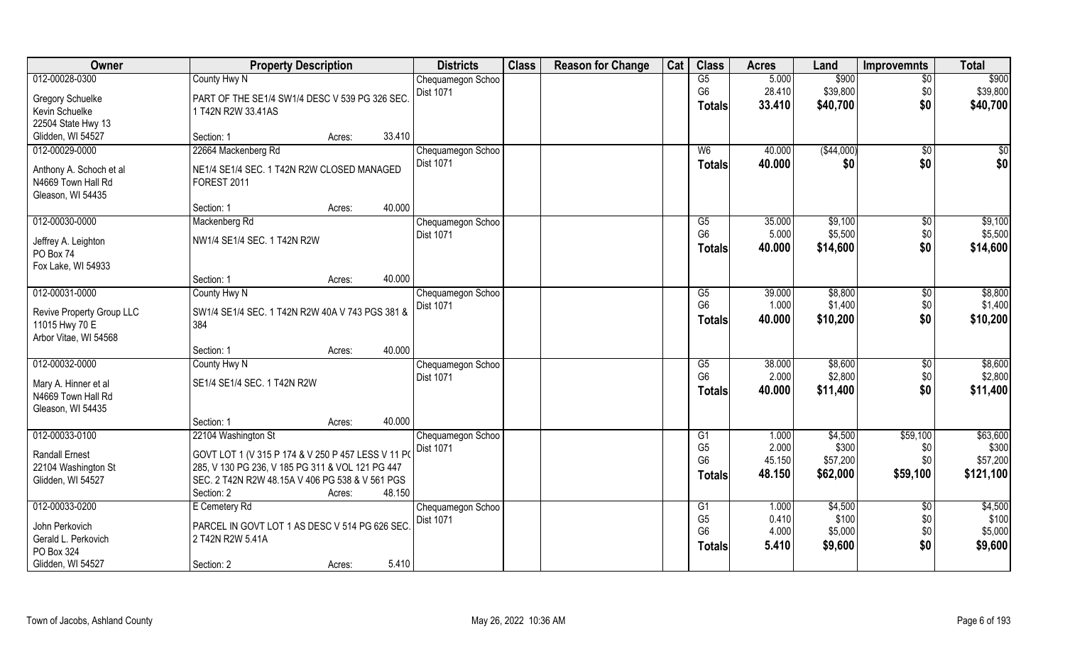| Owner | Property Description | Districts | Class | Reason for Change | Cat | Class | Acres | Land | Improvemnts | Total |
|---|---|---|---|---|---|---|---|---|---|---|
| 012-00028-0300<br>Gregory Schuelke<br>Kevin Schuelke<br>22504 State Hwy 13<br>Glidden, WI 54527 | County Hwy N<br>PART OF THE SE1/4 SW1/4 DESC V 539 PG 326 SEC. 1 T42N R2W 33.41AS<br>Section: 1 Acres: 33.410 | Chequamegon Schoo<br>Dist 1071 | | | | G5<br>G6<br>**Totals** | 5.000<br>28.410<br>**33.410** | $900<br>$39,800<br>**$40,700** | $0<br>$0<br>**$0** | $900<br>$39,800<br>**$40,700** |
| 012-00029-0000<br>Anthony A. Schoch et al<br>N4669 Town Hall Rd<br>Gleason, WI 54435 | 22664 Mackenberg Rd<br>NE1/4 SE1/4 SEC. 1 T42N R2W CLOSED MANAGED FOREST 2011<br>Section: 1 Acres: 40.000 | Chequamegon Schoo<br>Dist 1071 | | | | W6<br>**Totals** | 40.000<br>**40.000** | ($44,000)<br>**$0** | $0<br>**$0** | $0<br>**$0** |
| 012-00030-0000<br>Jeffrey A. Leighton<br>PO Box 74<br>Fox Lake, WI 54933 | Mackenberg Rd<br>NW1/4 SE1/4 SEC. 1 T42N R2W<br>Section: 1 Acres: 40.000 | Chequamegon Schoo<br>Dist 1071 | | | | G5<br>G6<br>**Totals** | 35.000<br>5.000<br>**40.000** | $9,100<br>$5,500<br>**$14,600** | $0<br>$0<br>**$0** | $9,100<br>$5,500<br>**$14,600** |
| 012-00031-0000<br>Revive Property Group LLC<br>11015 Hwy 70 E<br>Arbor Vitae, WI 54568 | County Hwy N<br>SW1/4 SE1/4 SEC. 1 T42N R2W 40A V 743 PGS 381 & 384<br>Section: 1 Acres: 40.000 | Chequamegon Schoo<br>Dist 1071 | | | | G5<br>G6<br>**Totals** | 39.000<br>1.000<br>**40.000** | $8,800<br>$1,400<br>**$10,200** | $0<br>$0<br>**$0** | $8,800<br>$1,400<br>**$10,200** |
| 012-00032-0000<br>Mary A. Hinner et al<br>N4669 Town Hall Rd<br>Gleason, WI 54435 | County Hwy N<br>SE1/4 SE1/4 SEC. 1 T42N R2W<br>Section: 1 Acres: 40.000 | Chequamegon Schoo<br>Dist 1071 | | | | G5<br>G6<br>**Totals** | 38.000<br>2.000<br>**40.000** | $8,600<br>$2,800<br>**$11,400** | $0<br>$0<br>**$0** | $8,600<br>$2,800<br>**$11,400** |
| 012-00033-0100<br>Randall Ernest<br>22104 Washington St<br>Glidden, WI 54527 | 22104 Washington St<br>GOVT LOT 1 (V 315 P 174 & V 250 P 457 LESS V 11 P( 285, V 130 PG 236, V 185 PG 311 & VOL 121 PG 447 SEC. 2 T42N R2W 48.15A V 406 PG 538 & V 561 PGS<br>Section: 2 Acres: 48.150 | Chequamegon Schoo<br>Dist 1071 | | | | G1<br>G5<br>G6<br>**Totals** | 1.000<br>2.000<br>45.150<br>**48.150** | $4,500<br>$300<br>$57,200<br>**$62,000** | $59,100<br>$0<br>$0<br>**$59,100** | $63,600<br>$300<br>$57,200<br>**$121,100** |
| 012-00033-0200<br>John Perkovich<br>Gerald L. Perkovich<br>PO Box 324<br>Glidden, WI 54527 | E Cemetery Rd<br>PARCEL IN GOVT LOT 1 AS DESC V 514 PG 626 SEC. 2 T42N R2W 5.41A<br>Section: 2 Acres: 5.410 | Chequamegon Schoo<br>Dist 1071 | | | | G1<br>G5<br>G6<br>**Totals** | 1.000<br>0.410<br>4.000<br>**5.410** | $4,500<br>$100<br>$5,000<br>**$9,600** | $0<br>$0<br>$0<br>**$0** | $4,500<br>$100<br>$5,000<br>**$9,600** |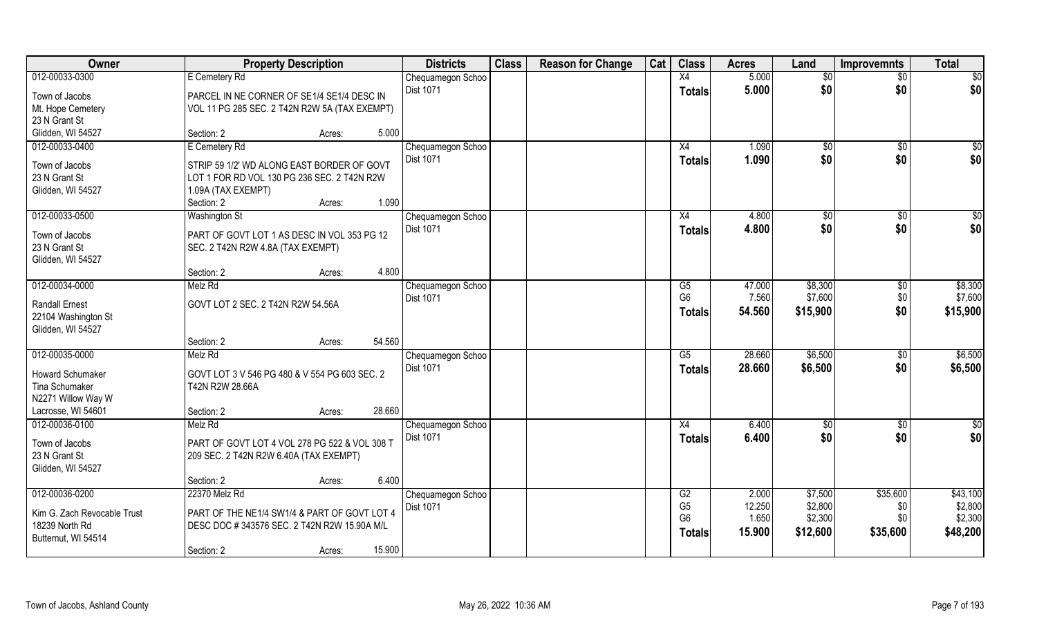| Owner | Property Description | Districts | Class | Reason for Change | Cat | Class | Acres | Land | Improvemnts | Total |
|---|---|---|---|---|---|---|---|---|---|---|
| 012-00033-0300 | E Cemetery Rd | Chequamegon Schoo | | | | X4 | 5.000 | $0 | $0 | $0 |
| Town of Jacobs<br>Mt. Hope Cemetery<br>23 N Grant St<br>Glidden, WI 54527 | PARCEL IN NE CORNER OF SE1/4 SE1/4 DESC IN VOL 11 PG 285 SEC. 2 T42N R2W 5A (TAX EXEMPT)<br>Section: 2 Acres: 5.000 | Dist 1071 | | | | **Totals** | **5.000** | **$0** | **$0** | **$0** |
| 012-00033-0400 | E Cemetery Rd | Chequamegon Schoo | | | | X4 | 1.090 | $0 | $0 | $0 |
| Town of Jacobs<br>23 N Grant St<br>Glidden, WI 54527 | STRIP 59 1/2' WD ALONG EAST BORDER OF GOVT LOT 1 FOR RD VOL 130 PG 236 SEC. 2 T42N R2W 1.09A (TAX EXEMPT)<br>Section: 2 Acres: 1.090 | Dist 1071 | | | | **Totals** | **1.090** | **$0** | **$0** | **$0** |
| 012-00033-0500 | Washington St | Chequamegon Schoo | | | | X4 | 4.800 | $0 | $0 | $0 |
| Town of Jacobs<br>23 N Grant St<br>Glidden, WI 54527 | PART OF GOVT LOT 1 AS DESC IN VOL 353 PG 12 SEC. 2 T42N R2W 4.8A (TAX EXEMPT)<br>Section: 2 Acres: 4.800 | Dist 1071 | | | | **Totals** | **4.800** | **$0** | **$0** | **$0** |
| 012-00034-0000 | Melz Rd | Chequamegon Schoo | | | | G5 | 47.000 | $8,300 | $0 | $8,300 |
| Randall Ernest<br>22104 Washington St<br>Glidden, WI 54527 | GOVT LOT 2 SEC. 2 T42N R2W 54.56A<br>Section: 2 Acres: 54.560 | Dist 1071 | | | | G6 | 7.560 | $7,600 | $0 | $7,600 |
| | | | | | | **Totals** | **54.560** | **$15,900** | **$0** | **$15,900** |
| 012-00035-0000 | Melz Rd | Chequamegon Schoo | | | | G5 | 28.660 | $6,500 | $0 | $6,500 |
| Howard Schumaker<br>Tina Schumaker<br>N2271 Willow Way W<br>Lacrosse, WI 54601 | GOVT LOT 3 V 546 PG 480 & V 554 PG 603 SEC. 2 T42N R2W 28.66A<br>Section: 2 Acres: 28.660 | Dist 1071 | | | | **Totals** | **28.660** | **$6,500** | **$0** | **$6,500** |
| 012-00036-0100 | Melz Rd | Chequamegon Schoo | | | | X4 | 6.400 | $0 | $0 | $0 |
| Town of Jacobs<br>23 N Grant St<br>Glidden, WI 54527 | PART OF GOVT LOT 4 VOL 278 PG 522 & VOL 308 T 209 SEC. 2 T42N R2W 6.40A (TAX EXEMPT)<br>Section: 2 Acres: 6.400 | Dist 1071 | | | | **Totals** | **6.400** | **$0** | **$0** | **$0** |
| 012-00036-0200 | 22370 Melz Rd | Chequamegon Schoo | | | | G2 | 2.000 | $7,500 | $35,600 | $43,100 |
| Kim G. Zach Revocable Trust<br>18239 North Rd<br>Butternut, WI 54514 | PART OF THE NE1/4 SW1/4 & PART OF GOVT LOT 4 DESC DOC # 343576 SEC. 2 T42N R2W 15.90A M/L<br>Section: 2 Acres: 15.900 | Dist 1071 | | | | G5 | 12.250 | $2,800 | $0 | $2,800 |
| | | | | | | G6 | 1.650 | $2,300 | $0 | $2,300 |
| | | | | | | **Totals** | **15.900** | **$12,600** | **$35,600** | **$48,200** |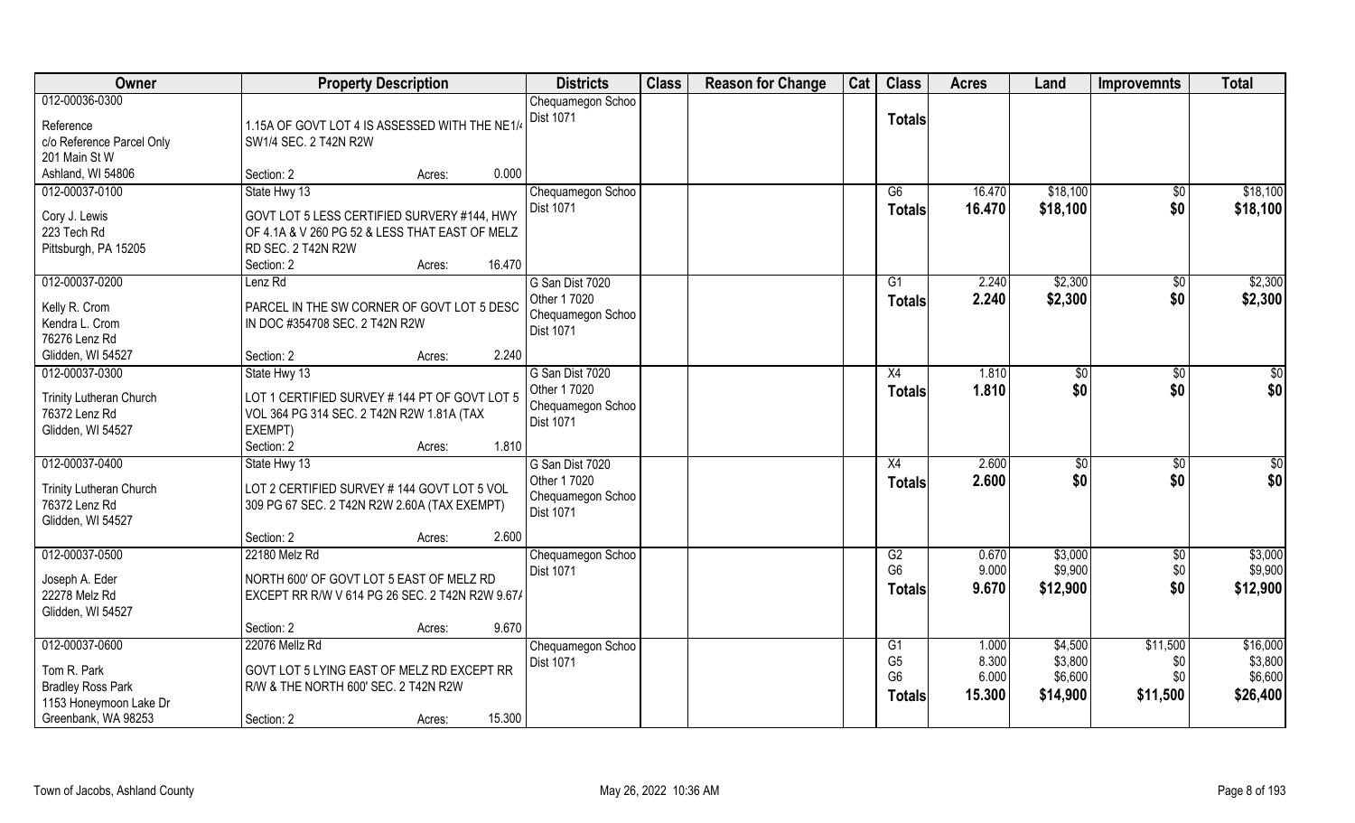| Owner | Property Description | Districts | Class | Reason for Change | Cat | Class | Acres | Land | Improvemnts | Total |
|---|---|---|---|---|---|---|---|---|---|---|
| 012-00036-0300<br>Reference<br>c/o Reference Parcel Only<br>201 Main St W<br>Ashland, WI 54806 | 1.15A OF GOVT LOT 4 IS ASSESSED WITH THE NE1/4 SW1/4 SEC. 2 T42N R2W<br>Section: 2 Acres: 0.000 | Chequamegon Schoo Dist 1071 | | | | **Totals** | | | | |
| 012-00037-0100<br>Cory J. Lewis<br>223 Tech Rd<br>Pittsburgh, PA 15205 | State Hwy 13<br>GOVT LOT 5 LESS CERTIFIED SURVERY #144, HWY OF 4.1A & V 260 PG 52 & LESS THAT EAST OF MELZ RD SEC. 2 T42N R2W<br>Section: 2 Acres: 16.470 | Chequamegon Schoo Dist 1071 | | | | G6<br>**Totals** | 16.470<br>**16.470** | $18,100<br>**$18,100** | $0<br>**$0** | $18,100<br>**$18,100** |
| 012-00037-0200<br>Kelly R. Crom<br>Kendra L. Crom<br>76276 Lenz Rd<br>Glidden, WI 54527 | Lenz Rd<br>PARCEL IN THE SW CORNER OF GOVT LOT 5 DESC IN DOC #354708 SEC. 2 T42N R2W<br>Section: 2 Acres: 2.240 | G San Dist 7020<br>Other 1 7020<br>Chequamegon Schoo Dist 1071 | | | | G1<br>**Totals** | 2.240<br>**2.240** | $2,300<br>**$2,300** | $0<br>**$0** | $2,300<br>**$2,300** |
| 012-00037-0300<br>Trinity Lutheran Church<br>76372 Lenz Rd<br>Glidden, WI 54527 | State Hwy 13<br>LOT 1 CERTIFIED SURVEY # 144 PT OF GOVT LOT 5 VOL 364 PG 314 SEC. 2 T42N R2W 1.81A (TAX EXEMPT)<br>Section: 2 Acres: 1.810 | G San Dist 7020<br>Other 1 7020<br>Chequamegon Schoo Dist 1071 | | | | X4<br>**Totals** | 1.810<br>**1.810** | $0<br>**$0** | $0<br>**$0** | $0<br>**$0** |
| 012-00037-0400<br>Trinity Lutheran Church<br>76372 Lenz Rd<br>Glidden, WI 54527 | State Hwy 13<br>LOT 2 CERTIFIED SURVEY # 144 GOVT LOT 5 VOL 309 PG 67 SEC. 2 T42N R2W 2.60A (TAX EXEMPT)<br>Section: 2 Acres: 2.600 | G San Dist 7020<br>Other 1 7020<br>Chequamegon Schoo Dist 1071 | | | | X4<br>**Totals** | 2.600<br>**2.600** | $0<br>**$0** | $0<br>**$0** | $0<br>**$0** |
| 012-00037-0500<br>Joseph A. Eder<br>22278 Melz Rd<br>Glidden, WI 54527 | 22180 Melz Rd<br>NORTH 600' OF GOVT LOT 5 EAST OF MELZ RD EXCEPT RR R/W V 614 PG 26 SEC. 2 T42N R2W 9.67A<br>Section: 2 Acres: 9.670 | Chequamegon Schoo Dist 1071 | | | | G2<br>G6<br>**Totals** | 0.670<br>9.000<br>**9.670** | $3,000<br>$9,900<br>**$12,900** | $0<br>$0<br>**$0** | $3,000<br>$9,900<br>**$12,900** |
| 012-00037-0600<br>Tom R. Park<br>Bradley Ross Park<br>1153 Honeymoon Lake Dr<br>Greenbank, WA 98253 | 22076 Mellz Rd<br>GOVT LOT 5 LYING EAST OF MELZ RD EXCEPT RR R/W & THE NORTH 600' SEC. 2 T42N R2W<br>Section: 2 Acres: 15.300 | Chequamegon Schoo Dist 1071 | | | | G1<br>G5<br>G6<br>**Totals** | 1.000<br>8.300<br>6.000<br>**15.300** | $4,500<br>$3,800<br>$6,600<br>**$14,900** | $11,500<br>$0<br>$0<br>**$11,500** | $16,000<br>$3,800<br>$6,600<br>**$26,400** |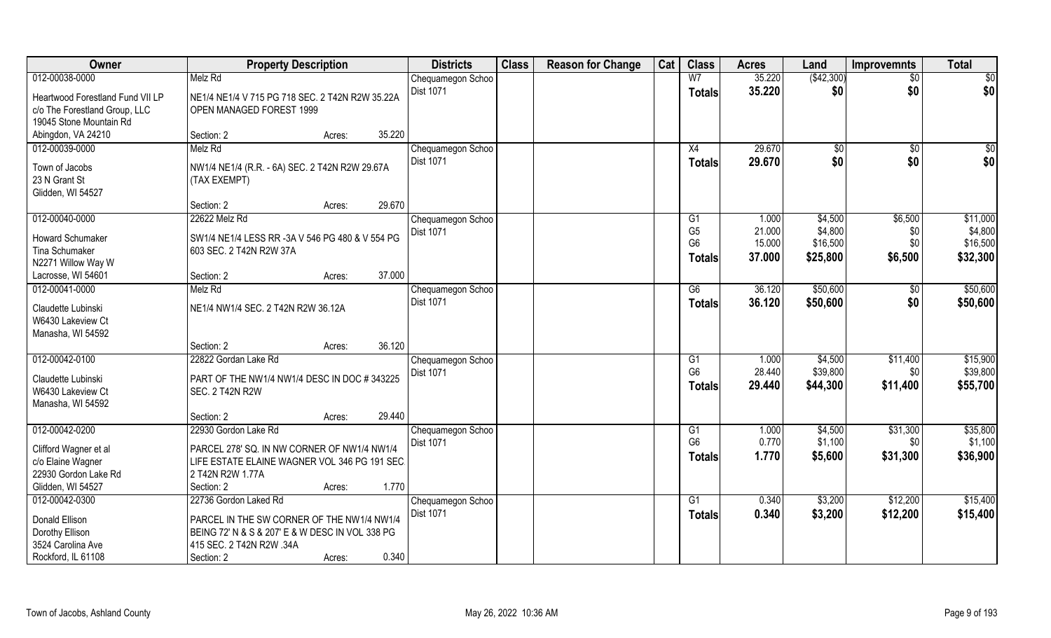| Owner | Property Description | Districts | Class | Reason for Change | Cat | Class | Acres | Land | Improvemnts | Total |
|---|---|---|---|---|---|---|---|---|---|---|
| 012-00038-0000<br>Heartwood Forestland Fund VII LP<br>c/o The Forestland Group, LLC<br>19045 Stone Mountain Rd<br>Abingdon, VA 24210 | Melz Rd<br>NE1/4 NE1/4 V 715 PG 718 SEC. 2 T42N R2W 35.22A OPEN MANAGED FOREST 1999<br>Section: 2 Acres: 35.220 | Chequamegon Schoo<br>Dist 1071 | | | | W7<br>**Totals** | 35.220<br>**35.220** | ($42,300)<br>**$0** | $0<br>**$0** | $0<br>**$0** |
| 012-00039-0000<br>Town of Jacobs<br>23 N Grant St<br>Glidden, WI 54527 | Melz Rd<br>NW1/4 NE1/4 (R.R. - 6A) SEC. 2 T42N R2W 29.67A (TAX EXEMPT)<br>Section: 2 Acres: 29.670 | Chequamegon Schoo<br>Dist 1071 | | | | X4<br>**Totals** | 29.670<br>**29.670** | $0<br>**$0** | $0<br>**$0** | $0<br>**$0** |
| 012-00040-0000<br>Howard Schumaker<br>Tina Schumaker<br>N2271 Willow Way W<br>Lacrosse, WI 54601 | 22622 Melz Rd<br>SW1/4 NE1/4 LESS RR -3A V 546 PG 480 & V 554 PG 603 SEC. 2 T42N R2W 37A<br>Section: 2 Acres: 37.000 | Chequamegon Schoo<br>Dist 1071 | | | | G1<br>G5<br>G6<br>**Totals** | 1.000<br>21.000<br>15.000<br>**37.000** | $4,500<br>$4,800<br>$16,500<br>**$25,800** | $6,500<br>$0<br>$0<br>**$6,500** | $11,000<br>$4,800<br>$16,500<br>**$32,300** |
| 012-00041-0000<br>Claudette Lubinski<br>W6430 Lakeview Ct<br>Manasha, WI 54592 | Melz Rd<br>NE1/4 NW1/4 SEC. 2 T42N R2W 36.12A<br>Section: 2 Acres: 36.120 | Chequamegon Schoo<br>Dist 1071 | | | | G6<br>**Totals** | 36.120<br>**36.120** | $50,600<br>**$50,600** | $0<br>**$0** | $50,600<br>**$50,600** |
| 012-00042-0100<br>Claudette Lubinski<br>W6430 Lakeview Ct<br>Manasha, WI 54592 | 22822 Gordan Lake Rd<br>PART OF THE NW1/4 NW1/4 DESC IN DOC # 343225 SEC. 2 T42N R2W<br>Section: 2 Acres: 29.440 | Chequamegon Schoo<br>Dist 1071 | | | | G1<br>G6<br>**Totals** | 1.000<br>28.440<br>**29.440** | $4,500<br>$39,800<br>**$44,300** | $11,400<br>$0<br>**$11,400** | $15,900<br>$39,800<br>**$55,700** |
| 012-00042-0200<br>Clifford Wagner et al<br>c/o Elaine Wagner<br>22930 Gordon Lake Rd<br>Glidden, WI 54527 | 22930 Gordon Lake Rd<br>PARCEL 278' SQ. IN NW CORNER OF NW1/4 NW1/4 LIFE ESTATE ELAINE WAGNER VOL 346 PG 191 SEC. 2 T42N R2W 1.77A<br>Section: 2 Acres: 1.770 | Chequamegon Schoo<br>Dist 1071 | | | | G1<br>G6<br>**Totals** | 1.000<br>0.770<br>**1.770** | $4,500<br>$1,100<br>**$5,600** | $31,300<br>$0<br>**$31,300** | $35,800<br>$1,100<br>**$36,900** |
| 012-00042-0300<br>Donald Ellison<br>Dorothy Ellison<br>3524 Carolina Ave<br>Rockford, IL 61108 | 22736 Gordon Laked Rd<br>PARCEL IN THE SW CORNER OF THE NW1/4 NW1/4 BEING 72' N & S & 207' E & W DESC IN VOL 338 PG 415 SEC. 2 T42N R2W .34A<br>Section: 2 Acres: 0.340 | Chequamegon Schoo<br>Dist 1071 | | | | G1<br>**Totals** | 0.340<br>**0.340** | $3,200<br>**$3,200** | $12,200<br>**$12,200** | $15,400<br>**$15,400** |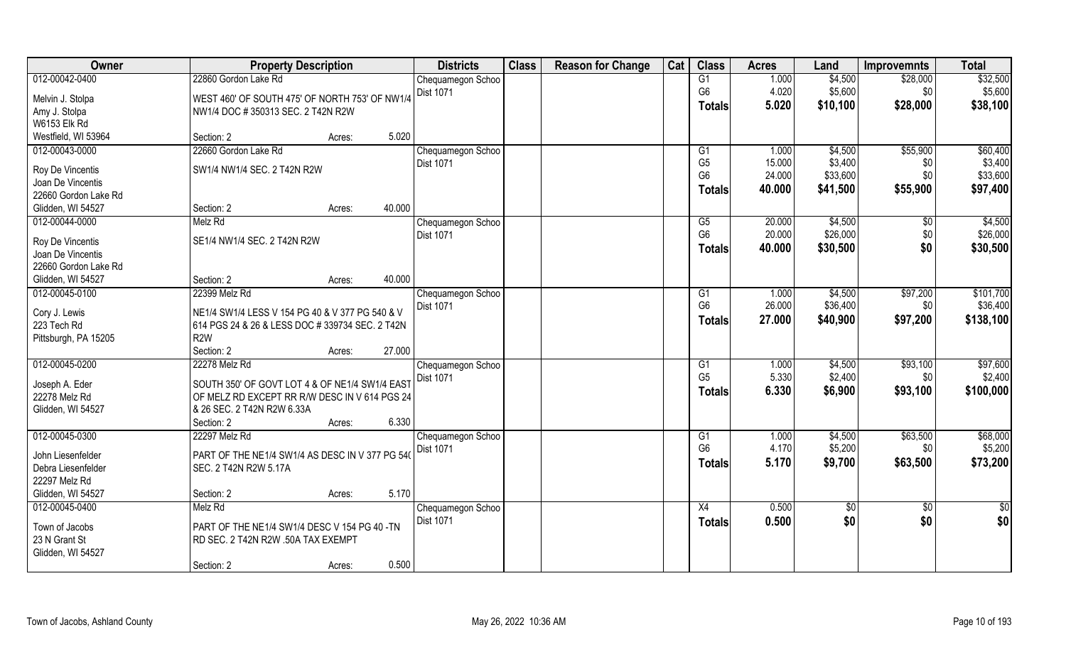| Owner | Property Description | | | Districts | Class | Reason for Change | Cat | Class | Acres | Land | Improvemnts | Total |
|---|---|---|---|---|---|---|---|---|---|---|---|---|
| 012-00042-0400 | 22860 Gordon Lake Rd | | | Chequamegon Schoo | | | | G1 | 1.000 | $4,500 | $28,000 | $32,500 |
| Melvin J. Stolpa | WEST 460' OF SOUTH 475' OF NORTH 753' OF NW1/4 | | | Dist 1071 | | | | G6 | 4.020 | $5,600 | $0 | $5,600 |
| Amy J. Stolpa | NW1/4 DOC # 350313 SEC. 2 T42N R2W | | | | | | | Totals | 5.020 | $10,100 | $28,000 | $38,100 |
| W6153 Elk Rd | | | | | | | | | | | | |
| Westfield, WI 53964 | Section: 2 | Acres: | 5.020 | | | | | | | | | |
| 012-00043-0000 | 22660 Gordon Lake Rd | | | Chequamegon Schoo | | | | G1 | 1.000 | $4,500 | $55,900 | $60,400 |
| Roy De Vincentis | SW1/4 NW1/4 SEC. 2 T42N R2W | | | Dist 1071 | | | | G5 | 15.000 | $3,400 | $0 | $3,400 |
| Joan De Vincentis | | | | | | | | G6 | 24.000 | $33,600 | $0 | $33,600 |
| 22660 Gordon Lake Rd | | | | | | | | Totals | 40.000 | $41,500 | $55,900 | $97,400 |
| Glidden, WI 54527 | Section: 2 | Acres: | 40.000 | | | | | | | | | |
| 012-00044-0000 | Melz Rd | | | Chequamegon Schoo | | | | G5 | 20.000 | $4,500 | $0 | $4,500 |
| Roy De Vincentis | SE1/4 NW1/4 SEC. 2 T42N R2W | | | Dist 1071 | | | | G6 | 20.000 | $26,000 | $0 | $26,000 |
| Joan De Vincentis | | | | | | | | Totals | 40.000 | $30,500 | $0 | $30,500 |
| 22660 Gordon Lake Rd | | | | | | | | | | | | |
| Glidden, WI 54527 | Section: 2 | Acres: | 40.000 | | | | | | | | | |
| 012-00045-0100 | 22399 Melz Rd | | | Chequamegon Schoo | | | | G1 | 1.000 | $4,500 | $97,200 | $101,700 |
| Cory J. Lewis | NE1/4 SW1/4 LESS V 154 PG 40 & V 377 PG 540 & V | | | Dist 1071 | | | | G6 | 26.000 | $36,400 | $0 | $36,400 |
| 223 Tech Rd | 614 PGS 24 & 26 & LESS DOC # 339734 SEC. 2 T42N | | | | | | | Totals | 27.000 | $40,900 | $97,200 | $138,100 |
| Pittsburgh, PA 15205 | R2W | | | | | | | | | | | |
| | Section: 2 | Acres: | 27.000 | | | | | | | | | |
| 012-00045-0200 | 22278 Melz Rd | | | Chequamegon Schoo | | | | G1 | 1.000 | $4,500 | $93,100 | $97,600 |
| Joseph A. Eder | SOUTH 350' OF GOVT LOT 4 & OF NE1/4 SW1/4 EAST | | | Dist 1071 | | | | G5 | 5.330 | $2,400 | $0 | $2,400 |
| 22278 Melz Rd | OF MELZ RD EXCEPT RR R/W DESC IN V 614 PGS 24 | | | | | | | Totals | 6.330 | $6,900 | $93,100 | $100,000 |
| Glidden, WI 54527 | & 26 SEC. 2 T42N R2W 6.33A | | | | | | | | | | | |
| | Section: 2 | Acres: | 6.330 | | | | | | | | | |
| 012-00045-0300 | 22297 Melz Rd | | | Chequamegon Schoo | | | | G1 | 1.000 | $4,500 | $63,500 | $68,000 |
| John Liesenfelder | PART OF THE NE1/4 SW1/4 AS DESC IN V 377 PG 540 | | | Dist 1071 | | | | G6 | 4.170 | $5,200 | $0 | $5,200 |
| Debra Liesenfelder | SEC. 2 T42N R2W 5.17A | | | | | | | Totals | 5.170 | $9,700 | $63,500 | $73,200 |
| 22297 Melz Rd | | | | | | | | | | | | |
| Glidden, WI 54527 | Section: 2 | Acres: | 5.170 | | | | | | | | | |
| 012-00045-0400 | Melz Rd | | | Chequamegon Schoo | | | | X4 | 0.500 | $0 | $0 | $0 |
| Town of Jacobs | PART OF THE NE1/4 SW1/4 DESC V 154 PG 40 -TN | | | Dist 1071 | | | | Totals | 0.500 | $0 | $0 | $0 |
| 23 N Grant St | RD SEC. 2 T42N R2W .50A TAX EXEMPT | | | | | | | | | | | |
| Glidden, WI 54527 | | | | | | | | | | | | |
| | Section: 2 | Acres: | 0.500 | | | | | | | | | |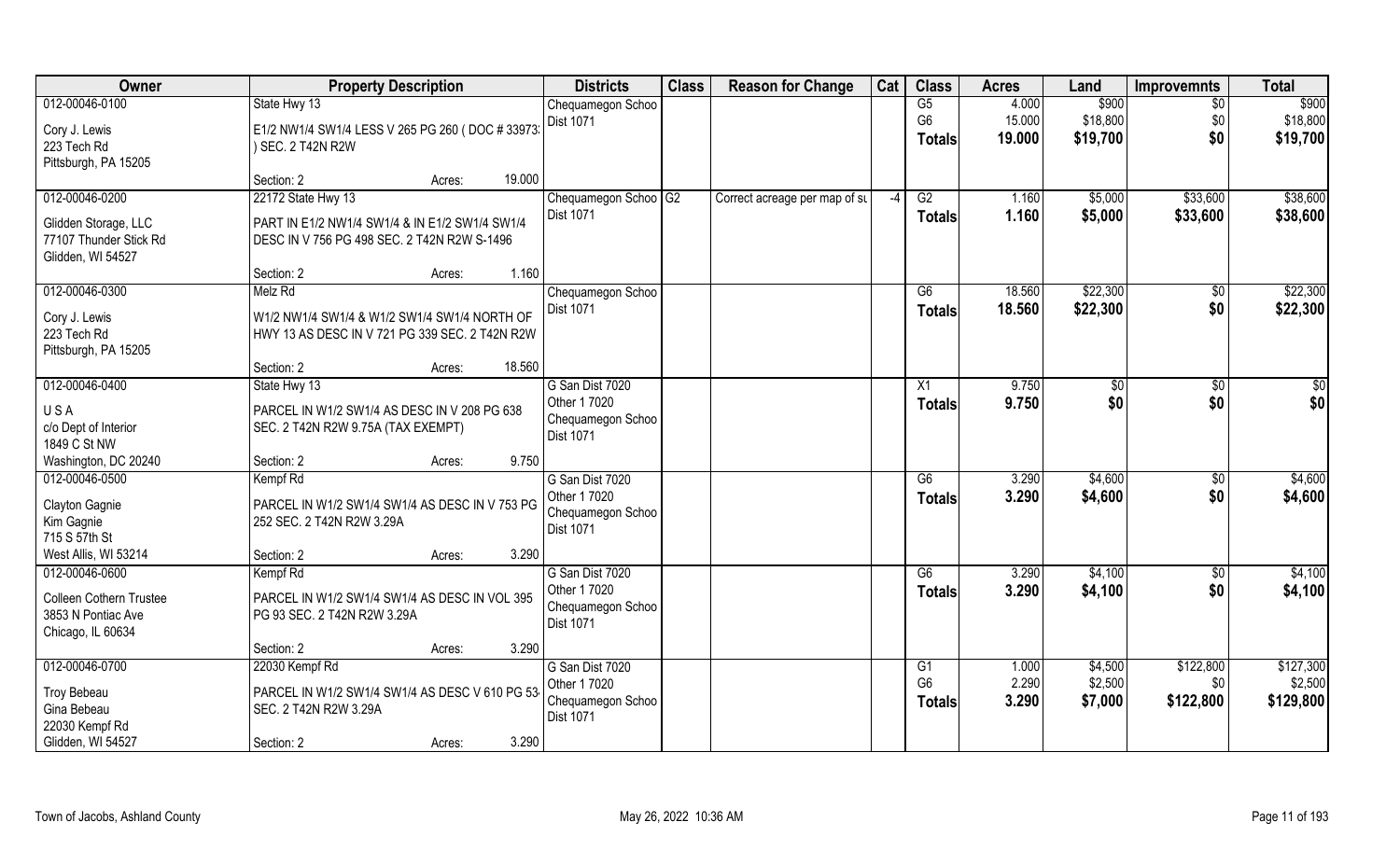| Owner | Property Description | Districts | Class | Reason for Change | Cat | Class | Acres | Land | Improvemnts | Total |
|---|---|---|---|---|---|---|---|---|---|---|
| 012-00046-0100<br>Cory J. Lewis<br>223 Tech Rd<br>Pittsburgh, PA 15205 | State Hwy 13<br>E1/2 NW1/4 SW1/4 LESS V 265 PG 260 ( DOC # 33973 ) SEC. 2 T42N R2W<br>Section: 2 Acres: 19.000 | Chequamegon Schoo Dist 1071 | | | | G5<br>G6<br>**Totals** | 4.000<br>15.000<br>**19.000** | $900<br>$18,800<br>**$19,700** | $0<br>$0<br>**$0** | $900<br>$18,800<br>**$19,700** |
| 012-00046-0200<br>Glidden Storage, LLC<br>77107 Thunder Stick Rd<br>Glidden, WI 54527 | 22172 State Hwy 13<br>PART IN E1/2 NW1/4 SW1/4 & IN E1/2 SW1/4 SW1/4 DESC IN V 756 PG 498 SEC. 2 T42N R2W S-1496<br>Section: 2 Acres: 1.160 | Chequamegon Schoo Dist 1071 | G2 | Correct acreage per map of su | -4 | G2<br>**Totals** | 1.160<br>**1.160** | $5,000<br>**$5,000** | $33,600<br>**$33,600** | $38,600<br>**$38,600** |
| 012-00046-0300<br>Cory J. Lewis<br>223 Tech Rd<br>Pittsburgh, PA 15205 | Melz Rd<br>W1/2 NW1/4 SW1/4 & W1/2 SW1/4 SW1/4 NORTH OF HWY 13 AS DESC IN V 721 PG 339 SEC. 2 T42N R2W<br>Section: 2 Acres: 18.560 | Chequamegon Schoo Dist 1071 | | | | G6<br>**Totals** | 18.560<br>**18.560** | $22,300<br>**$22,300** | $0<br>**$0** | $22,300<br>**$22,300** |
| 012-00046-0400<br>U S A<br>c/o Dept of Interior<br>1849 C St NW<br>Washington, DC 20240 | State Hwy 13<br>PARCEL IN W1/2 SW1/4 AS DESC IN V 208 PG 638 SEC. 2 T42N R2W 9.75A (TAX EXEMPT)<br>Section: 2 Acres: 9.750 | G San Dist 7020<br>Other 1 7020<br>Chequamegon Schoo Dist 1071 | | | | X1<br>**Totals** | 9.750<br>**9.750** | $0<br>**$0** | $0<br>**$0** | $0<br>**$0** |
| 012-00046-0500<br>Clayton Gagnie<br>Kim Gagnie<br>715 S 57th St<br>West Allis, WI 53214 | Kempf Rd<br>PARCEL IN W1/2 SW1/4 SW1/4 AS DESC IN V 753 PG 252 SEC. 2 T42N R2W 3.29A<br>Section: 2 Acres: 3.290 | G San Dist 7020<br>Other 1 7020<br>Chequamegon Schoo Dist 1071 | | | | G6<br>**Totals** | 3.290<br>**3.290** | $4,600<br>**$4,600** | $0<br>**$0** | $4,600<br>**$4,600** |
| 012-00046-0600<br>Colleen Cothern Trustee<br>3853 N Pontiac Ave<br>Chicago, IL 60634 | Kempf Rd<br>PARCEL IN W1/2 SW1/4 SW1/4 AS DESC IN VOL 395 PG 93 SEC. 2 T42N R2W 3.29A<br>Section: 2 Acres: 3.290 | G San Dist 7020<br>Other 1 7020<br>Chequamegon Schoo Dist 1071 | | | | G6<br>**Totals** | 3.290<br>**3.290** | $4,100<br>**$4,100** | $0<br>**$0** | $4,100<br>**$4,100** |
| 012-00046-0700<br>Troy Bebeau<br>Gina Bebeau<br>22030 Kempf Rd<br>Glidden, WI 54527 | 22030 Kempf Rd<br>PARCEL IN W1/2 SW1/4 SW1/4 AS DESC V 610 PG 53 SEC. 2 T42N R2W 3.29A<br>Section: 2 Acres: 3.290 | G San Dist 7020<br>Other 1 7020<br>Chequamegon Schoo Dist 1071 | | | | G1<br>G6<br>**Totals** | 1.000<br>2.290<br>**3.290** | $4,500<br>$2,500<br>**$7,000** | $122,800<br>$0<br>**$122,800** | $127,300<br>$2,500<br>**$129,800** |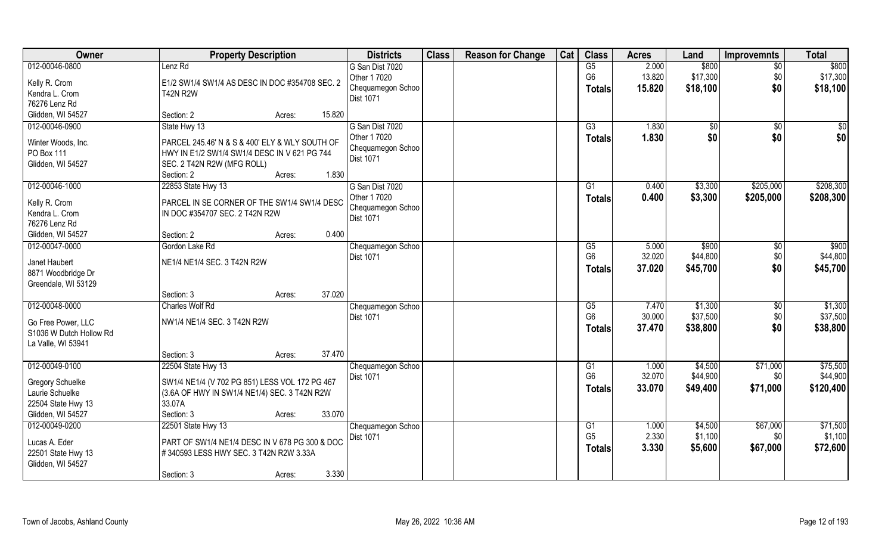| Owner | Property Description | Districts | Class | Reason for Change | Cat | Class | Acres | Land | Improvemnts | Total |
|---|---|---|---|---|---|---|---|---|---|---|
| 012-00046-0800<br>Kelly R. Crom<br>Kendra L. Crom<br>76276 Lenz Rd<br>Glidden, WI 54527 | Lenz Rd<br>E1/2 SW1/4 SW1/4 AS DESC IN DOC #354708 SEC. 2 T42N R2W<br>Section: 2 Acres: 15.820 | G San Dist 7020<br>Other 1 7020<br>Chequamegon Schoo<br>Dist 1071 | | | | G5<br>G6<br>**Totals** | 2.000<br>13.820<br>**15.820** | $800<br>$17,300<br>**$18,100** | $0<br>$0<br>**$0** | $800<br>$17,300<br>**$18,100** |
| 012-00046-0900<br>Winter Woods, Inc.<br>PO Box 111<br>Glidden, WI 54527 | State Hwy 13<br>PARCEL 245.46' N & S & 400' ELY & WLY SOUTH OF HWY IN E1/2 SW1/4 SW1/4 DESC IN V 621 PG 744 SEC. 2 T42N R2W (MFG ROLL)<br>Section: 2 Acres: 1.830 | G San Dist 7020<br>Other 1 7020<br>Chequamegon Schoo<br>Dist 1071 | | | | G3<br>**Totals** | 1.830<br>**1.830** | $0<br>**$0** | $0<br>**$0** | $0<br>**$0** |
| 012-00046-1000<br>Kelly R. Crom<br>Kendra L. Crom<br>76276 Lenz Rd<br>Glidden, WI 54527 | 22853 State Hwy 13<br>PARCEL IN SE CORNER OF THE SW1/4 SW1/4 DESC IN DOC #354707 SEC. 2 T42N R2W<br>Section: 2 Acres: 0.400 | G San Dist 7020<br>Other 1 7020<br>Chequamegon Schoo<br>Dist 1071 | | | | G1<br>**Totals** | 0.400<br>**0.400** | $3,300<br>**$3,300** | $205,000<br>**$205,000** | $208,300<br>**$208,300** |
| 012-00047-0000<br>Janet Haubert<br>8871 Woodbridge Dr<br>Greendale, WI 53129 | Gordon Lake Rd<br>NE1/4 NE1/4 SEC. 3 T42N R2W<br>Section: 3 Acres: 37.020 | Chequamegon Schoo<br>Dist 1071 | | | | G5<br>G6<br>**Totals** | 5.000<br>32.020<br>**37.020** | $900<br>$44,800<br>**$45,700** | $0<br>$0<br>**$0** | $900<br>$44,800<br>**$45,700** |
| 012-00048-0000<br>Go Free Power, LLC<br>S1036 W Dutch Hollow Rd<br>La Valle, WI 53941 | Charles Wolf Rd<br>NW1/4 NE1/4 SEC. 3 T42N R2W<br>Section: 3 Acres: 37.470 | Chequamegon Schoo<br>Dist 1071 | | | | G5<br>G6<br>**Totals** | 7.470<br>30.000<br>**37.470** | $1,300<br>$37,500<br>**$38,800** | $0<br>$0<br>**$0** | $1,300<br>$37,500<br>**$38,800** |
| 012-00049-0100<br>Gregory Schuelke<br>Laurie Schuelke<br>22504 State Hwy 13<br>Glidden, WI 54527 | 22504 State Hwy 13<br>SW1/4 NE1/4 (V 702 PG 851) LESS VOL 172 PG 467 (3.6A OF HWY IN SW1/4 NE1/4) SEC. 3 T42N R2W 33.07A<br>Section: 3 Acres: 33.070 | Chequamegon Schoo<br>Dist 1071 | | | | G1<br>G6<br>**Totals** | 1.000<br>32.070<br>**33.070** | $4,500<br>$44,900<br>**$49,400** | $71,000<br>$0<br>**$71,000** | $75,500<br>$44,900<br>**$120,400** |
| 012-00049-0200<br>Lucas A. Eder<br>22501 State Hwy 13<br>Glidden, WI 54527 | 22501 State Hwy 13<br>PART OF SW1/4 NE1/4 DESC IN V 678 PG 300 & DOC # 340593 LESS HWY SEC. 3 T42N R2W 3.33A<br>Section: 3 Acres: 3.330 | Chequamegon Schoo<br>Dist 1071 | | | | G1<br>G5<br>**Totals** | 1.000<br>2.330<br>**3.330** | $4,500<br>$1,100<br>**$5,600** | $67,000<br>$0<br>**$67,000** | $71,500<br>$1,100<br>**$72,600** |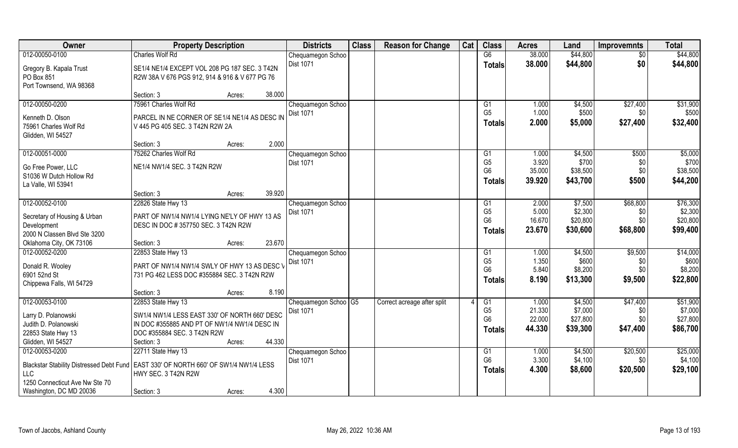| Owner | Property Description | Districts | Class | Reason for Change | Cat | Class | Acres | Land | Improvemnts | Total |
|---|---|---|---|---|---|---|---|---|---|---|
| 012-00050-0100<br>Gregory B. Kapala Trust<br>PO Box 851<br>Port Townsend, WA 98368 | Charles Wolf Rd<br>SE1/4 NE1/4 EXCEPT VOL 208 PG 187 SEC. 3 T42N R2W 38A V 676 PGS 912, 914 & 916 & V 677 PG 76<br>Section: 3 Acres: 38.000 | Chequamegon Schoo<br>Dist 1071 | | | | G6<br>**Totals** | 38.000<br>**38.000** | $44,800<br>**$44,800** | $0<br>**$0** | $44,800<br>**$44,800** |
| 012-00050-0200<br>Kenneth D. Olson<br>75961 Charles Wolf Rd<br>Glidden, WI 54527 | 75961 Charles Wolf Rd<br>PARCEL IN NE CORNER OF SE1/4 NE1/4 AS DESC IN V 445 PG 405 SEC. 3 T42N R2W 2A<br>Section: 3 Acres: 2.000 | Chequamegon Schoo<br>Dist 1071 | | | | G1<br>G5<br>**Totals** | 1.000<br>1.000<br>**2.000** | $4,500<br>$500<br>**$5,000** | $27,400<br>$0<br>**$27,400** | $31,900<br>$500<br>**$32,400** |
| 012-00051-0000<br>Go Free Power, LLC<br>S1036 W Dutch Hollow Rd<br>La Valle, WI 53941 | 75262 Charles Wolf Rd<br>NE1/4 NW1/4 SEC. 3 T42N R2W<br>Section: 3 Acres: 39.920 | Chequamegon Schoo<br>Dist 1071 | | | | G1<br>G5<br>G6<br>**Totals** | 1.000<br>3.920<br>35.000<br>**39.920** | $4,500<br>$700<br>$38,500<br>**$43,700** | $500<br>$0<br>$0<br>**$500** | $5,000<br>$700<br>$38,500<br>**$44,200** |
| 012-00052-0100<br>Secretary of Housing & Urban Development<br>2000 N Classen Blvd Ste 3200<br>Oklahoma City, OK 73106 | 22826 State Hwy 13<br>PART OF NW1/4 NW1/4 LYING NE'LY OF HWY 13 AS DESC IN DOC # 357750 SEC. 3 T42N R2W<br>Section: 3 Acres: 23.670 | Chequamegon Schoo<br>Dist 1071 | | | | G1<br>G5<br>G6<br>**Totals** | 2.000<br>5.000<br>16.670<br>**23.670** | $7,500<br>$2,300<br>$20,800<br>**$30,600** | $68,800<br>$0<br>$0<br>**$68,800** | $76,300<br>$2,300<br>$20,800<br>**$99,400** |
| 012-00052-0200<br>Donald R. Wooley<br>6901 52nd St<br>Chippewa Falls, WI 54729 | 22853 State Hwy 13<br>PART OF NW1/4 NW1/4 SWLY OF HWY 13 AS DESC V 731 PG 462 LESS DOC #355884 SEC. 3 T42N R2W<br>Section: 3 Acres: 8.190 | Chequamegon Schoo<br>Dist 1071 | | | | G1<br>G5<br>G6<br>**Totals** | 1.000<br>1.350<br>5.840<br>**8.190** | $4,500<br>$600<br>$8,200<br>**$13,300** | $9,500<br>$0<br>$0<br>**$9,500** | $14,000<br>$600<br>$8,200<br>**$22,800** |
| 012-00053-0100<br>Larry D. Polanowski<br>Judith D. Polanowski<br>22853 State Hwy 13<br>Glidden, WI 54527 | 22853 State Hwy 13<br>SW1/4 NW1/4 LESS EAST 330' OF NORTH 660' DESC IN DOC #355885 AND PT OF NW1/4 NW1/4 DESC IN DOC #355884 SEC. 3 T42N R2W<br>Section: 3 Acres: 44.330 | Chequamegon Schoo<br>Dist 1071 | G5 | Correct acreage after split | 4 | G1<br>G5<br>G6<br>**Totals** | 1.000<br>21.330<br>22.000<br>**44.330** | $4,500<br>$7,000<br>$27,800<br>**$39,300** | $47,400<br>$0<br>$0<br>**$47,400** | $51,900<br>$7,000<br>$27,800<br>**$86,700** |
| 012-00053-0200<br>Blackstar Stability Distressed Debt Fund LLC<br>1250 Connecticut Ave Nw Ste 70<br>Washington, DC MD 20036 | 22711 State Hwy 13<br>EAST 330' OF NORTH 660' OF SW1/4 NW1/4 LESS HWY SEC. 3 T42N R2W<br>Section: 3 Acres: 4.300 | Chequamegon Schoo<br>Dist 1071 | | | | G1<br>G6<br>**Totals** | 1.000<br>3.300<br>**4.300** | $4,500<br>$4,100<br>**$8,600** | $20,500<br>$0<br>**$20,500** | $25,000<br>$4,100<br>**$29,100** |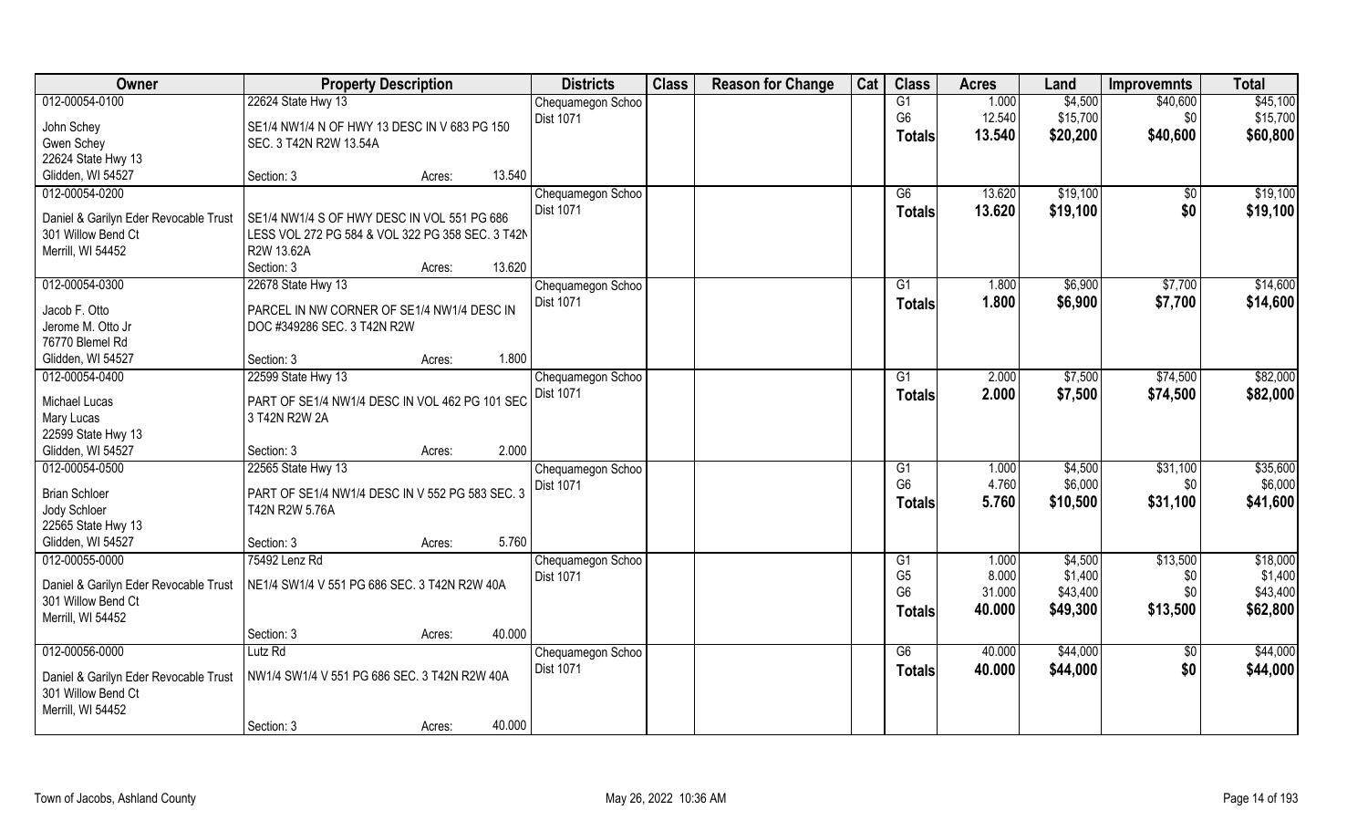| Owner | Property Description | Districts | Class | Reason for Change | Cat | Class | Acres | Land | Improvemnts | Total |
|---|---|---|---|---|---|---|---|---|---|---|
| 012-00054-0100 | 22624 State Hwy 13 | Chequamegon Schoo | | | | G1 | 1.000 | $4,500 | $40,600 | $45,100 |
| John Schey | SE1/4 NW1/4 N OF HWY 13 DESC IN V 683 PG 150 | Dist 1071 | | | | G6 | 12.540 | $15,700 | $0 | $15,700 |
| Gwen Schey | SEC. 3 T42N R2W 13.54A | | | | | **Totals** | **13.540** | **$20,200** | **$40,600** | **$60,800** |
| 22624 State Hwy 13 | | | | | | | | | | |
| Glidden, WI 54527 | Section: 3 Acres: 13.540 | | | | | | | | | |
| 012-00054-0200 | | Chequamegon Schoo | | | | G6 | 13.620 | $19,100 | $0 | $19,100 |
| Daniel & Garilyn Eder Revocable Trust | SE1/4 NW1/4 S OF HWY DESC IN VOL 551 PG 686 | Dist 1071 | | | | **Totals** | **13.620** | **$19,100** | **$0** | **$19,100** |
| 301 Willow Bend Ct | LESS VOL 272 PG 584 & VOL 322 PG 358 SEC. 3 T42N | | | | | | | | | |
| Merrill, WI 54452 | R2W 13.62A | | | | | | | | | |
| | Section: 3 Acres: 13.620 | | | | | | | | | |
| 012-00054-0300 | 22678 State Hwy 13 | Chequamegon Schoo | | | | G1 | 1.800 | $6,900 | $7,700 | $14,600 |
| Jacob F. Otto | PARCEL IN NW CORNER OF SE1/4 NW1/4 DESC IN | Dist 1071 | | | | **Totals** | **1.800** | **$6,900** | **$7,700** | **$14,600** |
| Jerome M. Otto Jr | DOC #349286 SEC. 3 T42N R2W | | | | | | | | | |
| 76770 Blemel Rd | | | | | | | | | | |
| Glidden, WI 54527 | Section: 3 Acres: 1.800 | | | | | | | | | |
| 012-00054-0400 | 22599 State Hwy 13 | Chequamegon Schoo | | | | G1 | 2.000 | $7,500 | $74,500 | $82,000 |
| Michael Lucas | PART OF SE1/4 NW1/4 DESC IN VOL 462 PG 101 SEC | Dist 1071 | | | | **Totals** | **2.000** | **$7,500** | **$74,500** | **$82,000** |
| Mary Lucas | 3 T42N R2W 2A | | | | | | | | | |
| 22599 State Hwy 13 | | | | | | | | | | |
| Glidden, WI 54527 | Section: 3 Acres: 2.000 | | | | | | | | | |
| 012-00054-0500 | 22565 State Hwy 13 | Chequamegon Schoo | | | | G1 | 1.000 | $4,500 | $31,100 | $35,600 |
| Brian Schloer | PART OF SE1/4 NW1/4 DESC IN V 552 PG 583 SEC. 3 | Dist 1071 | | | | G6 | 4.760 | $6,000 | $0 | $6,000 |
| Jody Schloer | T42N R2W 5.76A | | | | | **Totals** | **5.760** | **$10,500** | **$31,100** | **$41,600** |
| 22565 State Hwy 13 | | | | | | | | | | |
| Glidden, WI 54527 | Section: 3 Acres: 5.760 | | | | | | | | | |
| 012-00055-0000 | 75492 Lenz Rd | Chequamegon Schoo | | | | G1 | 1.000 | $4,500 | $13,500 | $18,000 |
| Daniel & Garilyn Eder Revocable Trust | NE1/4 SW1/4 V 551 PG 686 SEC. 3 T42N R2W 40A | Dist 1071 | | | | G5 | 8.000 | $1,400 | $0 | $1,400 |
| 301 Willow Bend Ct | | | | | | G6 | 31.000 | $43,400 | $0 | $43,400 |
| Merrill, WI 54452 | | | | | | **Totals** | **40.000** | **$49,300** | **$13,500** | **$62,800** |
| | Section: 3 Acres: 40.000 | | | | | | | | | |
| 012-00056-0000 | Lutz Rd | Chequamegon Schoo | | | | G6 | 40.000 | $44,000 | $0 | $44,000 |
| Daniel & Garilyn Eder Revocable Trust | NW1/4 SW1/4 V 551 PG 686 SEC. 3 T42N R2W 40A | Dist 1071 | | | | **Totals** | **40.000** | **$44,000** | **$0** | **$44,000** |
| 301 Willow Bend Ct | | | | | | | | | | |
| Merrill, WI 54452 | | | | | | | | | | |
| | Section: 3 Acres: 40.000 | | | | | | | | | |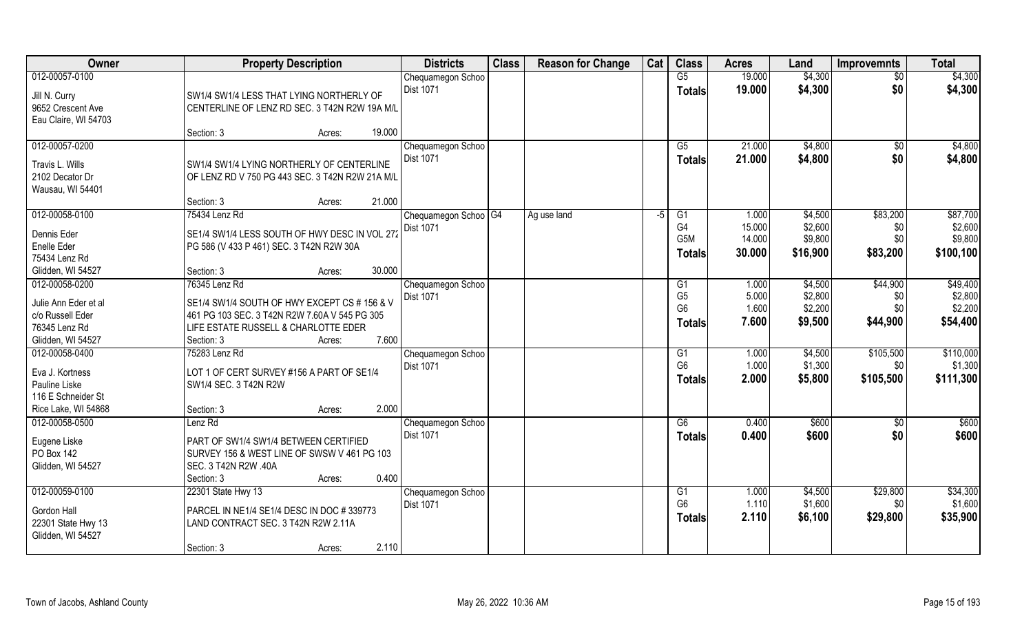| Owner | Property Description | Districts | Class | Reason for Change | Cat | Class | Acres | Land | Improvemnts | Total |
|---|---|---|---|---|---|---|---|---|---|---|
| 012-00057-0100<br><br>Jill N. Curry<br>9652 Crescent Ave<br>Eau Claire, WI 54703 | SW1/4 SW1/4 LESS THAT LYING NORTHERLY OF CENTERLINE OF LENZ RD SEC. 3 T42N R2W 19A M/L<br><br>Section: 3 Acres: 19.000 | Chequamegon Schoo<br>Dist 1071 | | | | G5<br>**Totals** | 19.000<br>**19.000** | \$4,300<br>**\$4,300** | \$0<br>**\$0** | \$4,300<br>**\$4,300** |
| 012-00057-0200<br><br>Travis L. Wills<br>2102 Decator Dr<br>Wausau, WI 54401 | SW1/4 SW1/4 LYING NORTHERLY OF CENTERLINE OF LENZ RD V 750 PG 443 SEC. 3 T42N R2W 21A M/L<br><br>Section: 3 Acres: 21.000 | Chequamegon Schoo<br>Dist 1071 | | | | G5<br>**Totals** | 21.000<br>**21.000** | \$4,800<br>**\$4,800** | \$0<br>**\$0** | \$4,800<br>**\$4,800** |
| 012-00058-0100<br><br>Dennis Eder<br>Enelle Eder<br>75434 Lenz Rd<br>Glidden, WI 54527 | 75434 Lenz Rd<br>SE1/4 SW1/4 LESS SOUTH OF HWY DESC IN VOL 272 PG 586 (V 433 P 461) SEC. 3 T42N R2W 30A<br><br>Section: 3 Acres: 30.000 | Chequamegon Schoo<br>Dist 1071 | G4 | Ag use land | -5 | G1<br>G4<br>G5M<br>**Totals** | 1.000<br>15.000<br>14.000<br>**30.000** | \$4,500<br>\$2,600<br>\$9,800<br>**\$16,900** | \$83,200<br>\$0<br>\$0<br>**\$83,200** | \$87,700<br>\$2,600<br>\$9,800<br>**\$100,100** |
| 012-00058-0200<br><br>Julie Ann Eder et al<br>c/o Russell Eder<br>76345 Lenz Rd<br>Glidden, WI 54527 | 76345 Lenz Rd<br>SE1/4 SW1/4 SOUTH OF HWY EXCEPT CS # 156 & V 461 PG 103 SEC. 3 T42N R2W 7.60A V 545 PG 305 LIFE ESTATE RUSSELL & CHARLOTTE EDER<br>Section: 3 Acres: 7.600 | Chequamegon Schoo<br>Dist 1071 | | | | G1<br>G5<br>G6<br>**Totals** | 1.000<br>5.000<br>1.600<br>**7.600** | \$4,500<br>\$2,800<br>\$2,200<br>**\$9,500** | \$44,900<br>\$0<br>\$0<br>**\$44,900** | \$49,400<br>\$2,800<br>\$2,200<br>**\$54,400** |
| 012-00058-0400<br><br>Eva J. Kortness<br>Pauline Liske<br>116 E Schneider St<br>Rice Lake, WI 54868 | 75283 Lenz Rd<br>LOT 1 OF CERT SURVEY #156 A PART OF SE1/4 SW1/4 SEC. 3 T42N R2W<br><br>Section: 3 Acres: 2.000 | Chequamegon Schoo<br>Dist 1071 | | | | G1<br>G6<br>**Totals** | 1.000<br>1.000<br>**2.000** | \$4,500<br>\$1,300<br>**\$5,800** | \$105,500<br>\$0<br>**\$105,500** | \$110,000<br>\$1,300<br>**\$111,300** |
| 012-00058-0500<br><br>Eugene Liske<br>PO Box 142<br>Glidden, WI 54527 | Lenz Rd<br>PART OF SW1/4 SW1/4 BETWEEN CERTIFIED SURVEY 156 & WEST LINE OF SWSW V 461 PG 103 SEC. 3 T42N R2W .40A<br>Section: 3 Acres: 0.400 | Chequamegon Schoo<br>Dist 1071 | | | | G6<br>**Totals** | 0.400<br>**0.400** | \$600<br>**\$600** | \$0<br>**\$0** | \$600<br>**\$600** |
| 012-00059-0100<br><br>Gordon Hall<br>22301 State Hwy 13<br>Glidden, WI 54527 | 22301 State Hwy 13<br>PARCEL IN NE1/4 SE1/4 DESC IN DOC # 339773 LAND CONTRACT SEC. 3 T42N R2W 2.11A<br><br>Section: 3 Acres: 2.110 | Chequamegon Schoo<br>Dist 1071 | | | | G1<br>G6<br>**Totals** | 1.000<br>1.110<br>**2.110** | \$4,500<br>\$1,600<br>**\$6,100** | \$29,800<br>\$0<br>**\$29,800** | \$34,300<br>\$1,600<br>**\$35,900** |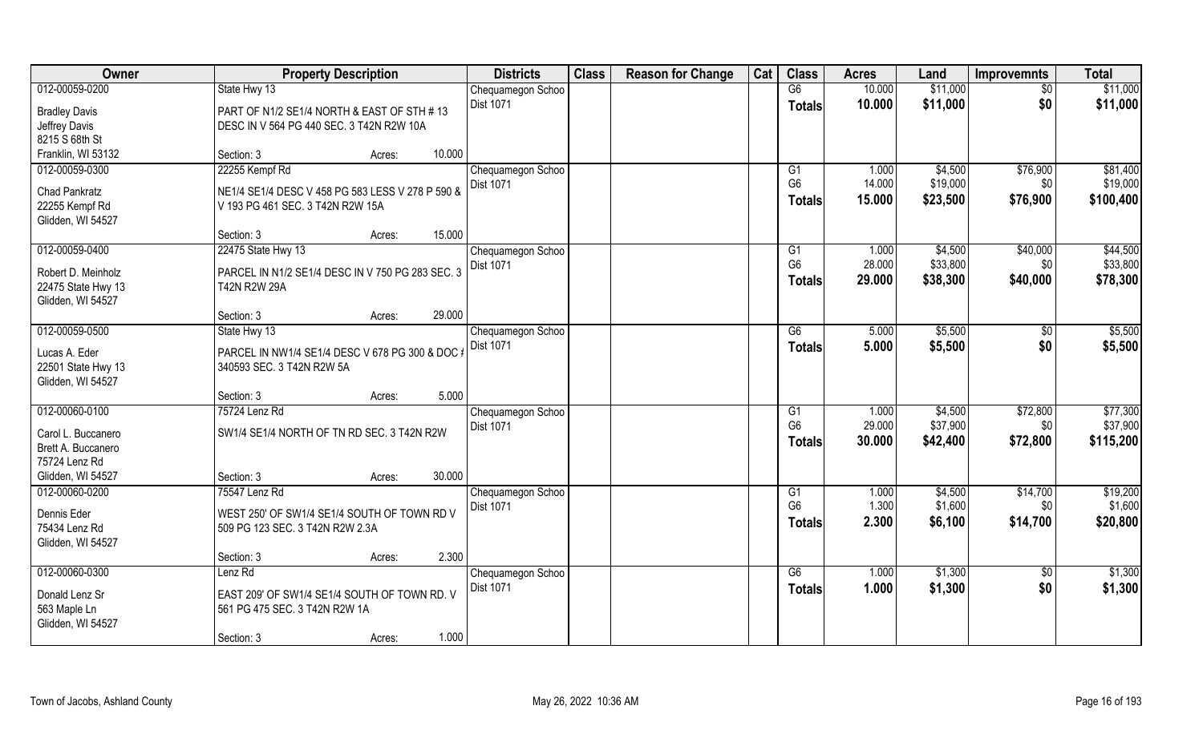| Owner | Property Description | | Districts | Class | Reason for Change | Cat | Class | Acres | Land | Improvemnts | Total |
|---|---|---|---|---|---|---|---|---|---|---|---|
| 012-00059-0200 | State Hwy 13 | | Chequamegon Schoo | | | | G6 | 10.000 | $11,000 | $0 | $11,000 |
| Bradley Davis<br>Jeffrey Davis<br>8215 S 68th St<br>Franklin, WI 53132 | PART OF N1/2 SE1/4 NORTH & EAST OF STH # 13 DESC IN V 564 PG 440 SEC. 3 T42N R2W 10A | | Dist 1071 | | | | Totals | 10.000 | $11,000 | $0 | $11,000 |
| | Section: 3 | Acres: 10.000 | | | | | | | | | |
| 012-00059-0300 | 22255 Kempf Rd | | Chequamegon Schoo | | | | G1 | 1.000 | $4,500 | $76,900 | $81,400 |
| Chad Pankratz<br>22255 Kempf Rd<br>Glidden, WI 54527 | NE1/4 SE1/4 DESC V 458 PG 583 LESS V 278 P 590 & V 193 PG 461 SEC. 3 T42N R2W 15A | | Dist 1071 | | | | G6 | 14.000 | $19,000 | $0 | $19,000 |
| | | | | | | | Totals | 15.000 | $23,500 | $76,900 | $100,400 |
| | Section: 3 | Acres: 15.000 | | | | | | | | | |
| 012-00059-0400 | 22475 State Hwy 13 | | Chequamegon Schoo | | | | G1 | 1.000 | $4,500 | $40,000 | $44,500 |
| Robert D. Meinholz<br>22475 State Hwy 13<br>Glidden, WI 54527 | PARCEL IN N1/2 SE1/4 DESC IN V 750 PG 283 SEC. 3 T42N R2W 29A | | Dist 1071 | | | | G6 | 28.000 | $33,800 | $0 | $33,800 |
| | | | | | | | Totals | 29.000 | $38,300 | $40,000 | $78,300 |
| | Section: 3 | Acres: 29.000 | | | | | | | | | |
| 012-00059-0500 | State Hwy 13 | | Chequamegon Schoo | | | | G6 | 5.000 | $5,500 | $0 | $5,500 |
| Lucas A. Eder<br>22501 State Hwy 13<br>Glidden, WI 54527 | PARCEL IN NW1/4 SE1/4 DESC V 678 PG 300 & DOC # 340593 SEC. 3 T42N R2W 5A | | Dist 1071 | | | | Totals | 5.000 | $5,500 | $0 | $5,500 |
| | Section: 3 | Acres: 5.000 | | | | | | | | | |
| 012-00060-0100 | 75724 Lenz Rd | | Chequamegon Schoo | | | | G1 | 1.000 | $4,500 | $72,800 | $77,300 |
| Carol L. Buccanero<br>Brett A. Buccanero<br>75724 Lenz Rd<br>Glidden, WI 54527 | SW1/4 SE1/4 NORTH OF TN RD SEC. 3 T42N R2W | | Dist 1071 | | | | G6 | 29.000 | $37,900 | $0 | $37,900 |
| | | | | | | | Totals | 30.000 | $42,400 | $72,800 | $115,200 |
| | Section: 3 | Acres: 30.000 | | | | | | | | | |
| 012-00060-0200 | 75547 Lenz Rd | | Chequamegon Schoo | | | | G1 | 1.000 | $4,500 | $14,700 | $19,200 |
| Dennis Eder<br>75434 Lenz Rd<br>Glidden, WI 54527 | WEST 250' OF SW1/4 SE1/4 SOUTH OF TOWN RD V 509 PG 123 SEC. 3 T42N R2W 2.3A | | Dist 1071 | | | | G6 | 1.300 | $1,600 | $0 | $1,600 |
| | | | | | | | Totals | 2.300 | $6,100 | $14,700 | $20,800 |
| | Section: 3 | Acres: 2.300 | | | | | | | | | |
| 012-00060-0300 | Lenz Rd | | Chequamegon Schoo | | | | G6 | 1.000 | $1,300 | $0 | $1,300 |
| Donald Lenz Sr<br>563 Maple Ln<br>Glidden, WI 54527 | EAST 209' OF SW1/4 SE1/4 SOUTH OF TOWN RD. V 561 PG 475 SEC. 3 T42N R2W 1A | | Dist 1071 | | | | Totals | 1.000 | $1,300 | $0 | $1,300 |
| | Section: 3 | Acres: 1.000 | | | | | | | | | |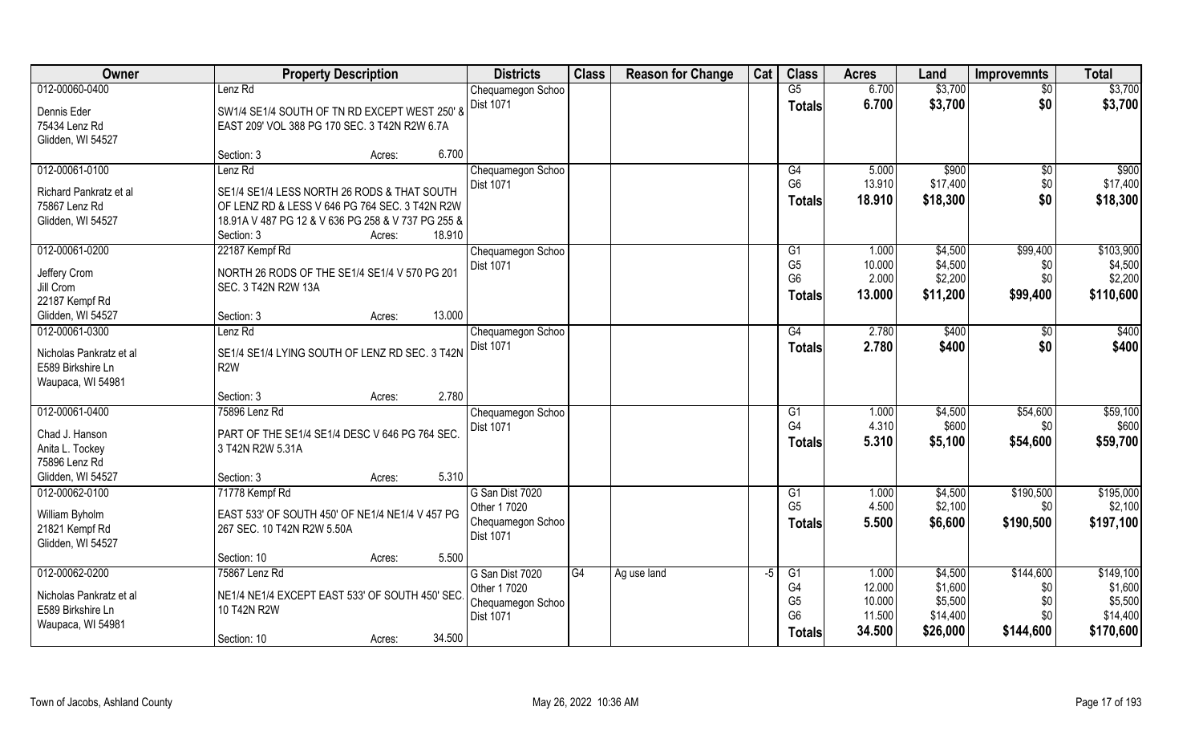| Owner | Property Description | Districts | Class | Reason for Change | Cat | Class | Acres | Land | Improvemnts | Total |
|---|---|---|---|---|---|---|---|---|---|---|
| 012-00060-0400<br>Dennis Eder<br>75434 Lenz Rd<br>Glidden, WI 54527 | Lenz Rd<br>SW1/4 SE1/4 SOUTH OF TN RD EXCEPT WEST 250' & EAST 209' VOL 388 PG 170 SEC. 3 T42N R2W 6.7A<br>Section: 3 Acres: 6.700 | Chequamegon Schoo Dist 1071 | | | | G5<br>**Totals** | 6.700<br>**6.700** | \$3,700<br>**\$3,700** | \$0<br>**\$0** | \$3,700<br>**\$3,700** |
| 012-00061-0100<br>Richard Pankratz et al<br>75867 Lenz Rd<br>Glidden, WI 54527 | Lenz Rd<br>SE1/4 SE1/4 LESS NORTH 26 RODS & THAT SOUTH OF LENZ RD & LESS V 646 PG 764 SEC. 3 T42N R2W 18.91A V 487 PG 12 & V 636 PG 258 & V 737 PG 255 &<br>Section: 3 Acres: 18.910 | Chequamegon Schoo Dist 1071 | | | | G4<br>G6<br>**Totals** | 5.000<br>13.910<br>**18.910** | \$900<br>\$17,400<br>**\$18,300** | \$0<br>\$0<br>**\$0** | \$900<br>\$17,400<br>**\$18,300** |
| 012-00061-0200<br>Jeffery Crom<br>Jill Crom<br>22187 Kempf Rd<br>Glidden, WI 54527 | 22187 Kempf Rd<br>NORTH 26 RODS OF THE SE1/4 SE1/4 V 570 PG 201 SEC. 3 T42N R2W 13A<br>Section: 3 Acres: 13.000 | Chequamegon Schoo Dist 1071 | | | | G1<br>G5<br>G6<br>**Totals** | 1.000<br>10.000<br>2.000<br>**13.000** | \$4,500<br>\$4,500<br>\$2,200<br>**\$11,200** | \$99,400<br>\$0<br>\$0<br>**\$99,400** | \$103,900<br>\$4,500<br>\$2,200<br>**\$110,600** |
| 012-00061-0300<br>Nicholas Pankratz et al<br>E589 Birkshire Ln<br>Waupaca, WI 54981 | Lenz Rd<br>SE1/4 SE1/4 LYING SOUTH OF LENZ RD SEC. 3 T42N R2W<br>Section: 3 Acres: 2.780 | Chequamegon Schoo Dist 1071 | | | | G4<br>**Totals** | 2.780<br>**2.780** | \$400<br>**\$400** | \$0<br>**\$0** | \$400<br>**\$400** |
| 012-00061-0400<br>Chad J. Hanson<br>Anita L. Tockey<br>75896 Lenz Rd<br>Glidden, WI 54527 | 75896 Lenz Rd<br>PART OF THE SE1/4 SE1/4 DESC V 646 PG 764 SEC. 3 T42N R2W 5.31A<br>Section: 3 Acres: 5.310 | Chequamegon Schoo Dist 1071 | | | | G1<br>G4<br>**Totals** | 1.000<br>4.310<br>**5.310** | \$4,500<br>\$600<br>**\$5,100** | \$54,600<br>\$0<br>**\$54,600** | \$59,100<br>\$600<br>**\$59,700** |
| 012-00062-0100<br>William Byholm<br>21821 Kempf Rd<br>Glidden, WI 54527 | 71778 Kempf Rd<br>EAST 533' OF SOUTH 450' OF NE1/4 NE1/4 V 457 PG 267 SEC. 10 T42N R2W 5.50A<br>Section: 10 Acres: 5.500 | G San Dist 7020<br>Other 1 7020<br>Chequamegon Schoo Dist 1071 | | | | G1<br>G5<br>**Totals** | 1.000<br>4.500<br>**5.500** | \$4,500<br>\$2,100<br>**\$6,600** | \$190,500<br>\$0<br>**\$190,500** | \$195,000<br>\$2,100<br>**\$197,100** |
| 012-00062-0200<br>Nicholas Pankratz et al<br>E589 Birkshire Ln<br>Waupaca, WI 54981 | 75867 Lenz Rd<br>NE1/4 NE1/4 EXCEPT EAST 533' OF SOUTH 450' SEC. 10 T42N R2W<br>Section: 10 Acres: 34.500 | G San Dist 7020<br>Other 1 7020<br>Chequamegon Schoo Dist 1071 | G4 | Ag use land | -5 | G1<br>G4<br>G5<br>G6<br>**Totals** | 1.000<br>12.000<br>10.000<br>11.500<br>**34.500** | \$4,500<br>\$1,600<br>\$5,500<br>\$14,400<br>**\$26,000** | \$144,600<br>\$0<br>\$0<br>\$0<br>**\$144,600** | \$149,100<br>\$1,600<br>\$5,500<br>\$14,400<br>**\$170,600** |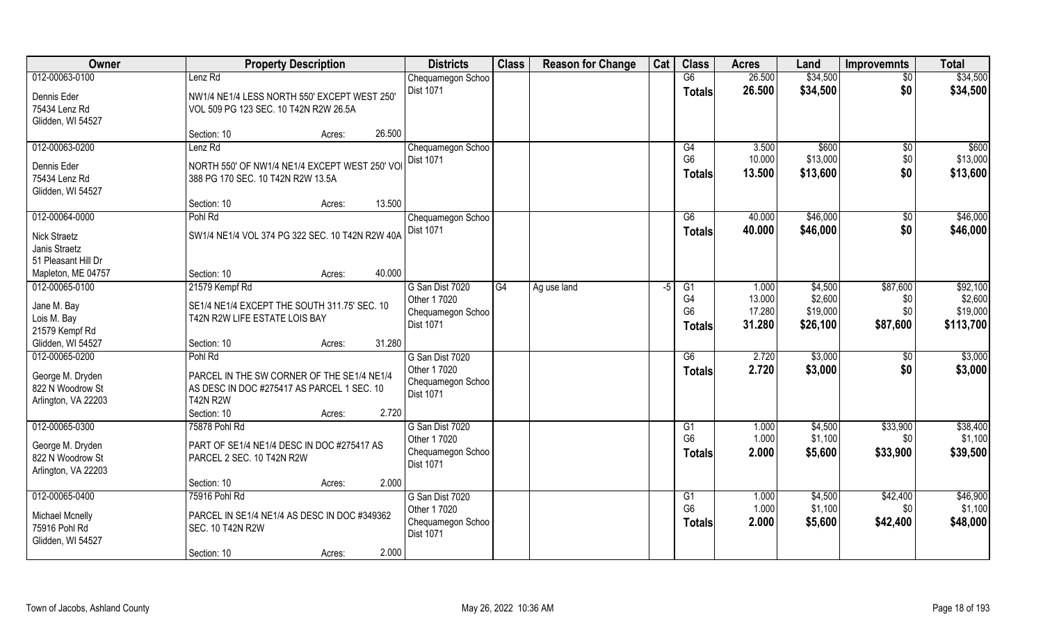| Owner | Property Description | | Districts | Class | Reason for Change | Cat | Class | Acres | Land | Improvemnts | Total |
|---|---|---|---|---|---|---|---|---|---|---|---|
| 012-00063-0100 | Lenz Rd | | Chequamegon Schoo | | | | G6 | 26.500 | $34,500 | $0 | $34,500 |
| Dennis Eder | NW1/4 NE1/4 LESS NORTH 550' EXCEPT WEST 250' | | Dist 1071 | | | | Totals | 26.500 | $34,500 | $0 | $34,500 |
| 75434 Lenz Rd | VOL 509 PG 123 SEC. 10 T42N R2W 26.5A | | | | | | | | | | |
| Glidden, WI 54527 | | | | | | | | | | | |
| | Section: 10 | Acres: 26.500 | | | | | | | | | |
| 012-00063-0200 | Lenz Rd | | Chequamegon Schoo | | | | G4 | 3.500 | $600 | $0 | $600 |
| Dennis Eder | NORTH 550' OF NW1/4 NE1/4 EXCEPT WEST 250' VOL | | Dist 1071 | | | | G6 | 10.000 | $13,000 | $0 | $13,000 |
| 75434 Lenz Rd | 388 PG 170 SEC. 10 T42N R2W 13.5A | | | | | | Totals | 13.500 | $13,600 | $0 | $13,600 |
| Glidden, WI 54527 | | | | | | | | | | | |
| | Section: 10 | Acres: 13.500 | | | | | | | | | |
| 012-00064-0000 | Pohl Rd | | Chequamegon Schoo | | | | G6 | 40.000 | $46,000 | $0 | $46,000 |
| Nick Straetz | SW1/4 NE1/4 VOL 374 PG 322 SEC. 10 T42N R2W 40A | | Dist 1071 | | | | Totals | 40.000 | $46,000 | $0 | $46,000 |
| Janis Straetz | | | | | | | | | | | |
| 51 Pleasant Hill Dr | | | | | | | | | | | |
| Mapleton, ME 04757 | Section: 10 | Acres: 40.000 | | | | | | | | | |
| 012-00065-0100 | 21579 Kempf Rd | | G San Dist 7020 | G4 | Ag use land | -5 | G1 | 1.000 | $4,500 | $87,600 | $92,100 |
| Jane M. Bay | SE1/4 NE1/4 EXCEPT THE SOUTH 311.75' SEC. 10 | | Other 1 7020 | | | | G4 | 13.000 | $2,600 | $0 | $2,600 |
| Lois M. Bay | T42N R2W LIFE ESTATE LOIS BAY | | Chequamegon Schoo | | | | G6 | 17.280 | $19,000 | $0 | $19,000 |
| 21579 Kempf Rd | | | Dist 1071 | | | | Totals | 31.280 | $26,100 | $87,600 | $113,700 |
| Glidden, WI 54527 | Section: 10 | Acres: 31.280 | | | | | | | | | |
| 012-00065-0200 | Pohl Rd | | G San Dist 7020 | | | | G6 | 2.720 | $3,000 | $0 | $3,000 |
| George M. Dryden | PARCEL IN THE SW CORNER OF THE SE1/4 NE1/4 | | Other 1 7020 | | | | Totals | 2.720 | $3,000 | $0 | $3,000 |
| 822 N Woodrow St | AS DESC IN DOC #275417 AS PARCEL 1 SEC. 10 | | Chequamegon Schoo | | | | | | | | |
| Arlington, VA 22203 | T42N R2W | | Dist 1071 | | | | | | | | |
| | Section: 10 | Acres: 2.720 | | | | | | | | | |
| 012-00065-0300 | 75878 Pohl Rd | | G San Dist 7020 | | | | G1 | 1.000 | $4,500 | $33,900 | $38,400 |
| George M. Dryden | PART OF SE1/4 NE1/4 DESC IN DOC #275417 AS | | Other 1 7020 | | | | G6 | 1.000 | $1,100 | $0 | $1,100 |
| 822 N Woodrow St | PARCEL 2 SEC. 10 T42N R2W | | Chequamegon Schoo | | | | Totals | 2.000 | $5,600 | $33,900 | $39,500 |
| Arlington, VA 22203 | | | Dist 1071 | | | | | | | | |
| | Section: 10 | Acres: 2.000 | | | | | | | | | |
| 012-00065-0400 | 75916 Pohl Rd | | G San Dist 7020 | | | | G1 | 1.000 | $4,500 | $42,400 | $46,900 |
| Michael Mcnelly | PARCEL IN SE1/4 NE1/4 AS DESC IN DOC #349362 | | Other 1 7020 | | | | G6 | 1.000 | $1,100 | $0 | $1,100 |
| 75916 Pohl Rd | SEC. 10 T42N R2W | | Chequamegon Schoo | | | | Totals | 2.000 | $5,600 | $42,400 | $48,000 |
| Glidden, WI 54527 | | | Dist 1071 | | | | | | | | |
| | Section: 10 | Acres: 2.000 | | | | | | | | | |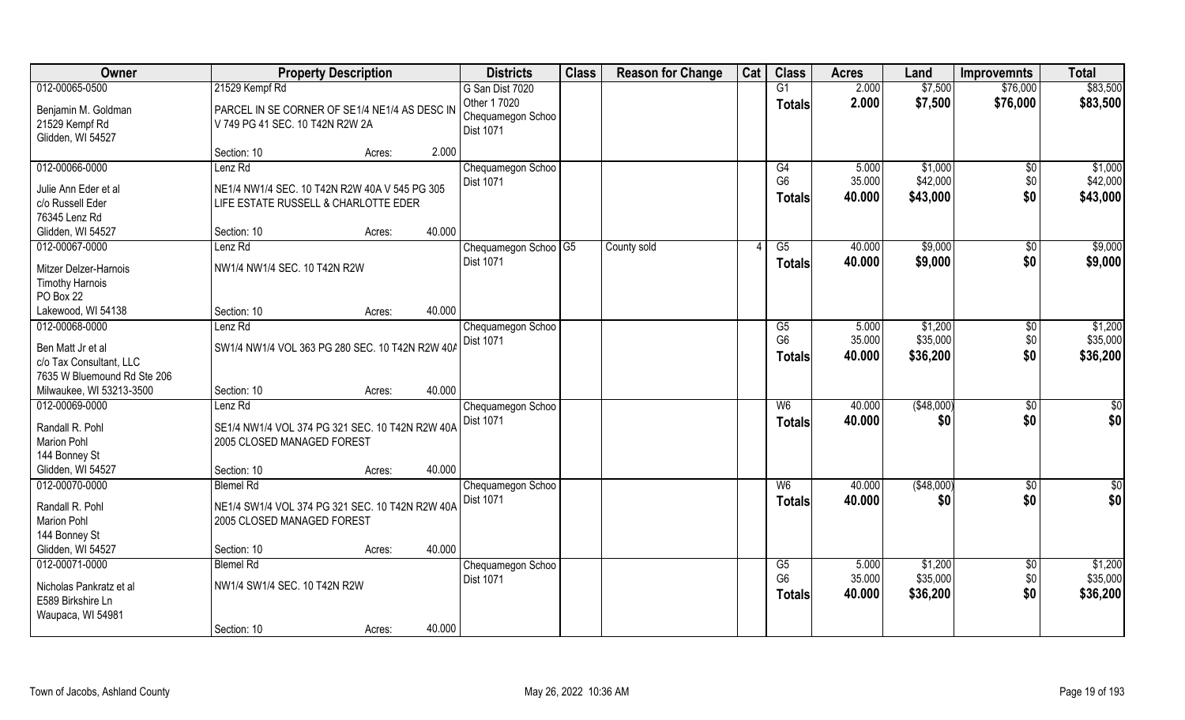| Owner | Property Description | Districts | Class | Reason for Change | Cat | Class | Acres | Land | Improvemnts | Total |
|---|---|---|---|---|---|---|---|---|---|---|
| 012-00065-0500<br>Benjamin M. Goldman<br>21529 Kempf Rd<br>Glidden, WI 54527 | 21529 Kempf Rd<br>PARCEL IN SE CORNER OF SE1/4 NE1/4 AS DESC IN V 749 PG 41 SEC. 10 T42N R2W 2A<br>Section: 10 Acres: 2.000 | G San Dist 7020<br>Other 1 7020<br>Chequamegon Schoo<br>Dist 1071 | | | | G1<br>**Totals** | 2.000<br>**2.000** | $7,500<br>**$7,500** | $76,000<br>**$76,000** | $83,500<br>**$83,500** |
| 012-00066-0000<br>Julie Ann Eder et al<br>c/o Russell Eder<br>76345 Lenz Rd<br>Glidden, WI 54527 | Lenz Rd<br>NE1/4 NW1/4 SEC. 10 T42N R2W 40A V 545 PG 305 LIFE ESTATE RUSSELL & CHARLOTTE EDER<br>Section: 10 Acres: 40.000 | Chequamegon Schoo<br>Dist 1071 | | | | G4<br>G6<br>**Totals** | 5.000<br>35.000<br>**40.000** | $1,000<br>$42,000<br>**$43,000** | $0<br>$0<br>**$0** | $1,000<br>$42,000<br>**$43,000** |
| 012-00067-0000<br>Mitzer Delzer-Harnois<br>Timothy Harnois<br>PO Box 22<br>Lakewood, WI 54138 | Lenz Rd<br>NW1/4 NW1/4 SEC. 10 T42N R2W<br>Section: 10 Acres: 40.000 | Chequamegon Schoo<br>Dist 1071 | G5 | County sold | 4 | G5<br>**Totals** | 40.000<br>**40.000** | $9,000<br>**$9,000** | $0<br>**$0** | $9,000<br>**$9,000** |
| 012-00068-0000<br>Ben Matt Jr et al<br>c/o Tax Consultant, LLC<br>7635 W Bluemound Rd Ste 206<br>Milwaukee, WI 53213-3500 | Lenz Rd<br>SW1/4 NW1/4 VOL 363 PG 280 SEC. 10 T42N R2W 40A<br>Section: 10 Acres: 40.000 | Chequamegon Schoo<br>Dist 1071 | | | | G5<br>G6<br>**Totals** | 5.000<br>35.000<br>**40.000** | $1,200<br>$35,000<br>**$36,200** | $0<br>$0<br>**$0** | $1,200<br>$35,000<br>**$36,200** |
| 012-00069-0000<br>Randall R. Pohl<br>Marion Pohl<br>144 Bonney St<br>Glidden, WI 54527 | Lenz Rd<br>SE1/4 NW1/4 VOL 374 PG 321 SEC. 10 T42N R2W 40A 2005 CLOSED MANAGED FOREST<br>Section: 10 Acres: 40.000 | Chequamegon Schoo<br>Dist 1071 | | | | W6<br>**Totals** | 40.000<br>**40.000** | ($48,000)<br>**$0** | $0<br>**$0** | $0<br>**$0** |
| 012-00070-0000<br>Randall R. Pohl<br>Marion Pohl<br>144 Bonney St<br>Glidden, WI 54527 | Blemel Rd<br>NE1/4 SW1/4 VOL 374 PG 321 SEC. 10 T42N R2W 40A 2005 CLOSED MANAGED FOREST<br>Section: 10 Acres: 40.000 | Chequamegon Schoo<br>Dist 1071 | | | | W6<br>**Totals** | 40.000<br>**40.000** | ($48,000)<br>**$0** | $0<br>**$0** | $0<br>**$0** |
| 012-00071-0000<br>Nicholas Pankratz et al<br>E589 Birkshire Ln<br>Waupaca, WI 54981 | Blemel Rd<br>NW1/4 SW1/4 SEC. 10 T42N R2W<br>Section: 10 Acres: 40.000 | Chequamegon Schoo<br>Dist 1071 | | | | G5<br>G6<br>**Totals** | 5.000<br>35.000<br>**40.000** | $1,200<br>$35,000<br>**$36,200** | $0<br>$0<br>**$0** | $1,200<br>$35,000<br>**$36,200** |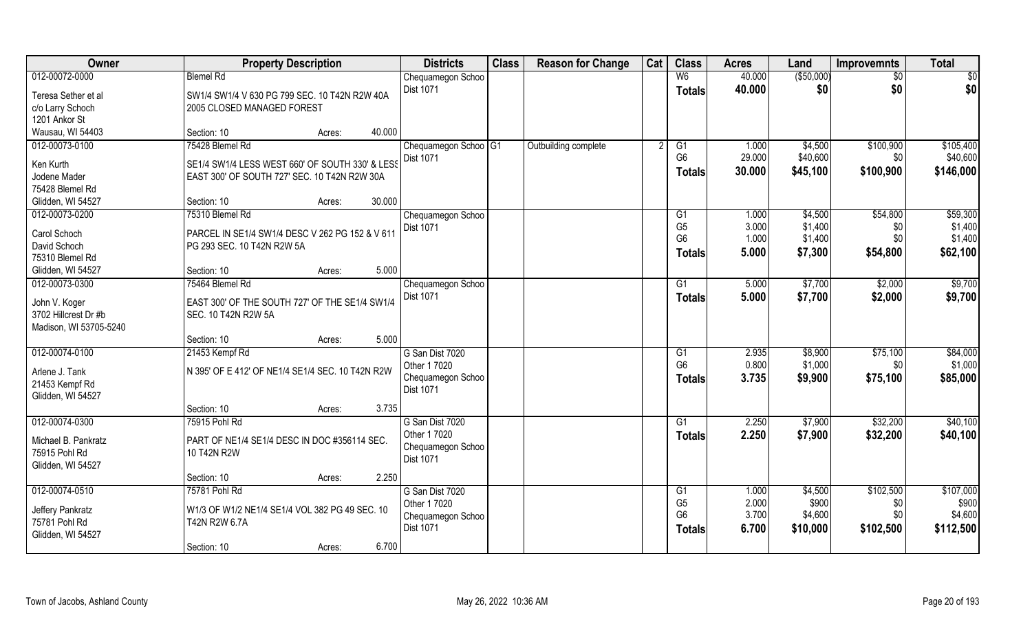| Owner | Property Description | | Districts | Class | Reason for Change | Cat | Class | Acres | Land | Improvemnts | Total |
|---|---|---|---|---|---|---|---|---|---|---|---|
| 012-00072-0000 | Blemel Rd | | Chequamegon Schoo Dist 1071 | | | | W6 | 40.000 | ($50,000) | $0 | $0 |
| Teresa Sether et al c/o Larry Schoch 1201 Ankor St Wausau, WI 54403 | SW1/4 SW1/4 V 630 PG 799 SEC. 10 T42N R2W 40A 2005 CLOSED MANAGED FOREST | | | | | | **Totals** | **40.000** | **$0** | **$0** | **$0** |
| | Section: 10 | Acres: 40.000 | | | | | | | | | |
| 012-00073-0100 | 75428 Blemel Rd | | Chequamegon Schoo Dist 1071 | G1 | Outbuilding complete | 2 | G1 | 1.000 | $4,500 | $100,900 | $105,400 |
| Ken Kurth Jodene Mader 75428 Blemel Rd Glidden, WI 54527 | SE1/4 SW1/4 LESS WEST 660' OF SOUTH 330' & LESS EAST 300' OF SOUTH 727' SEC. 10 T42N R2W 30A | | | | | | G6 | 29.000 | $40,600 | $0 | $40,600 |
| | | | | | | | **Totals** | **30.000** | **$45,100** | **$100,900** | **$146,000** |
| | Section: 10 | Acres: 30.000 | | | | | | | | | |
| 012-00073-0200 | 75310 Blemel Rd | | Chequamegon Schoo Dist 1071 | | | | G1 | 1.000 | $4,500 | $54,800 | $59,300 |
| Carol Schoch David Schoch 75310 Blemel Rd Glidden, WI 54527 | PARCEL IN SE1/4 SW1/4 DESC V 262 PG 152 & V 611 PG 293 SEC. 10 T42N R2W 5A | | | | | | G5 | 3.000 | $1,400 | $0 | $1,400 |
| | | | | | | | G6 | 1.000 | $1,400 | $0 | $1,400 |
| | | | | | | | **Totals** | **5.000** | **$7,300** | **$54,800** | **$62,100** |
| | Section: 10 | Acres: 5.000 | | | | | | | | | |
| 012-00073-0300 | 75464 Blemel Rd | | Chequamegon Schoo Dist 1071 | | | | G1 | 5.000 | $7,700 | $2,000 | $9,700 |
| John V. Koger 3702 Hillcrest Dr #b Madison, WI 53705-5240 | EAST 300' OF THE SOUTH 727' OF THE SE1/4 SW1/4 SEC. 10 T42N R2W 5A | | | | | | **Totals** | **5.000** | **$7,700** | **$2,000** | **$9,700** |
| | Section: 10 | Acres: 5.000 | | | | | | | | | |
| 012-00074-0100 | 21453 Kempf Rd | | G San Dist 7020 Other 1 7020 Chequamegon Schoo Dist 1071 | | | | G1 | 2.935 | $8,900 | $75,100 | $84,000 |
| Arlene J. Tank 21453 Kempf Rd Glidden, WI 54527 | N 395' OF E 412' OF NE1/4 SE1/4 SEC. 10 T42N R2W | | | | | | G6 | 0.800 | $1,000 | $0 | $1,000 |
| | | | | | | | **Totals** | **3.735** | **$9,900** | **$75,100** | **$85,000** |
| | Section: 10 | Acres: 3.735 | | | | | | | | | |
| 012-00074-0300 | 75915 Pohl Rd | | G San Dist 7020 Other 1 7020 Chequamegon Schoo Dist 1071 | | | | G1 | 2.250 | $7,900 | $32,200 | $40,100 |
| Michael B. Pankratz 75915 Pohl Rd Glidden, WI 54527 | PART OF NE1/4 SE1/4 DESC IN DOC #356114 SEC. 10 T42N R2W | | | | | | **Totals** | **2.250** | **$7,900** | **$32,200** | **$40,100** |
| | Section: 10 | Acres: 2.250 | | | | | | | | | |
| 012-00074-0510 | 75781 Pohl Rd | | G San Dist 7020 Other 1 7020 Chequamegon Schoo Dist 1071 | | | | G1 | 1.000 | $4,500 | $102,500 | $107,000 |
| Jeffery Pankratz 75781 Pohl Rd Glidden, WI 54527 | W1/3 OF W1/2 NE1/4 SE1/4 VOL 382 PG 49 SEC. 10 T42N R2W 6.7A | | | | | | G5 | 2.000 | $900 | $0 | $900 |
| | | | | | | | G6 | 3.700 | $4,600 | $0 | $4,600 |
| | | | | | | | **Totals** | **6.700** | **$10,000** | **$102,500** | **$112,500** |
| | Section: 10 | Acres: 6.700 | | | | | | | | | |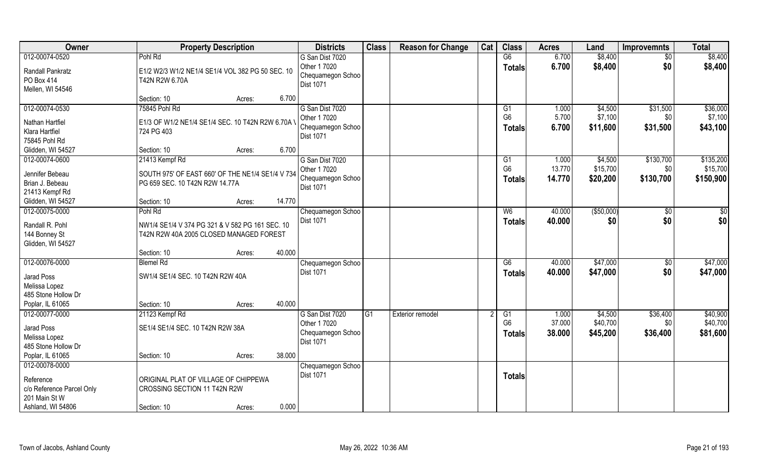| Owner | Property Description | | Districts | Class | Reason for Change | Cat | Class | Acres | Land | Improvemnts | Total |
|---|---|---|---|---|---|---|---|---|---|---|---|
| 012-00074-0520 | Pohl Rd | | G San Dist 7020 | | | | G6 | 6.700 | $8,400 | $0 | $8,400 |
| Randall Pankratz<br>PO Box 414<br>Mellen, WI 54546 | E1/2 W2/3 W1/2 NE1/4 SE1/4 VOL 382 PG 50 SEC. 10 T42N R2W 6.70A | | Other 1 7020<br>Chequamegon Schoo<br>Dist 1071 | | | | Totals | 6.700 | $8,400 | $0 | $8,400 |
| | Section: 10 | Acres: 6.700 | | | | | | | | | |
| 012-00074-0530 | 75845 Pohl Rd | | G San Dist 7020 | | | | G1 | 1.000 | $4,500 | $31,500 | $36,000 |
| Nathan Hartfiel<br>Klara Hartfiel<br>75845 Pohl Rd<br>Glidden, WI 54527 | E1/3 OF W1/2 NE1/4 SE1/4 SEC. 10 T42N R2W 6.70A \ 724 PG 403 | | Other 1 7020<br>Chequamegon Schoo<br>Dist 1071 | | | | G6 | 5.700 | $7,100 | $0 | $7,100 |
| | | | | | | | Totals | 6.700 | $11,600 | $31,500 | $43,100 |
| | Section: 10 | Acres: 6.700 | | | | | | | | | |
| 012-00074-0600 | 21413 Kempf Rd | | G San Dist 7020 | | | | G1 | 1.000 | $4,500 | $130,700 | $135,200 |
| Jennifer Bebeau<br>Brian J. Bebeau<br>21413 Kempf Rd<br>Glidden, WI 54527 | SOUTH 975' OF EAST 660' OF THE NE1/4 SE1/4 V 734 PG 659 SEC. 10 T42N R2W 14.77A | | Other 1 7020<br>Chequamegon Schoo<br>Dist 1071 | | | | G6 | 13.770 | $15,700 | $0 | $15,700 |
| | | | | | | | Totals | 14.770 | $20,200 | $130,700 | $150,900 |
| | Section: 10 | Acres: 14.770 | | | | | | | | | |
| 012-00075-0000 | Pohl Rd | | Chequamegon Schoo | | | | W6 | 40.000 | ($50,000) | $0 | $0 |
| Randall R. Pohl<br>144 Bonney St<br>Glidden, WI 54527 | NW1/4 SE1/4 V 374 PG 321 & V 582 PG 161 SEC. 10 T42N R2W 40A 2005 CLOSED MANAGED FOREST | | Dist 1071 | | | | Totals | 40.000 | $0 | $0 | $0 |
| | Section: 10 | Acres: 40.000 | | | | | | | | | |
| 012-00076-0000 | Blemel Rd | | Chequamegon Schoo | | | | G6 | 40.000 | $47,000 | $0 | $47,000 |
| Jarad Poss<br>Melissa Lopez<br>485 Stone Hollow Dr<br>Poplar, IL 61065 | SW1/4 SE1/4 SEC. 10 T42N R2W 40A | | Dist 1071 | | | | Totals | 40.000 | $47,000 | $0 | $47,000 |
| | Section: 10 | Acres: 40.000 | | | | | | | | | |
| 012-00077-0000 | 21123 Kempf Rd | | G San Dist 7020 | G1 | Exterior remodel | 2 | G1 | 1.000 | $4,500 | $36,400 | $40,900 |
| Jarad Poss<br>Melissa Lopez<br>485 Stone Hollow Dr<br>Poplar, IL 61065 | SE1/4 SE1/4 SEC. 10 T42N R2W 38A | | Other 1 7020<br>Chequamegon Schoo<br>Dist 1071 | | | | G6 | 37.000 | $40,700 | $0 | $40,700 |
| | | | | | | | Totals | 38.000 | $45,200 | $36,400 | $81,600 |
| | Section: 10 | Acres: 38.000 | | | | | | | | | |
| 012-00078-0000 | | | Chequamegon Schoo | | | | | | | | |
| Reference<br>c/o Reference Parcel Only<br>201 Main St W<br>Ashland, WI 54806 | ORIGINAL PLAT OF VILLAGE OF CHIPPEWA CROSSING SECTION 11 T42N R2W | | Dist 1071 | | | | Totals | | | | |
| | Section: 10 | Acres: 0.000 | | | | | | | | | |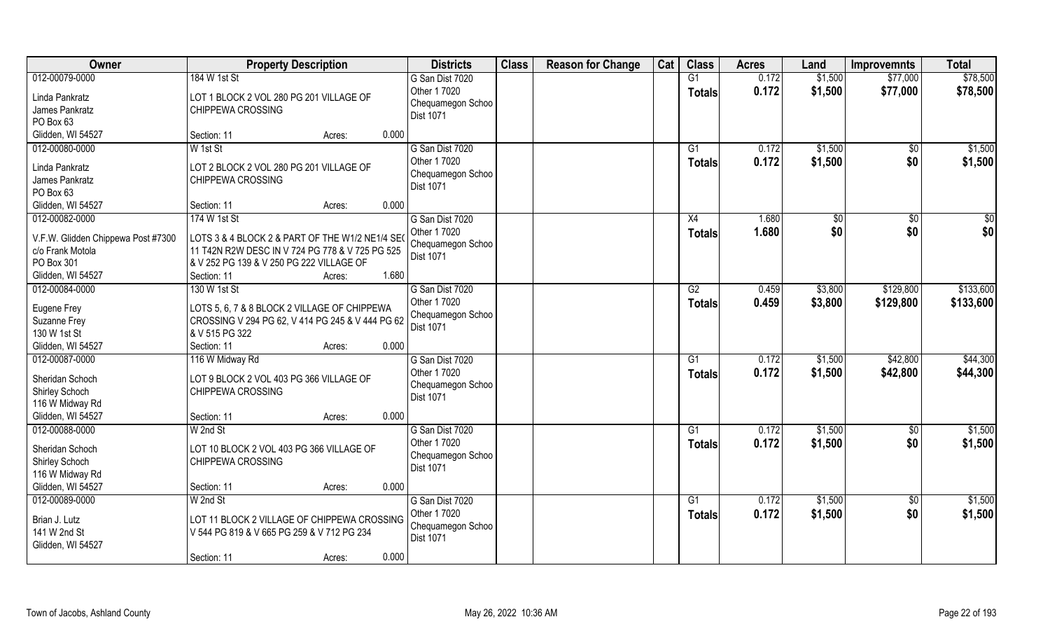| Owner | Property Description | Districts | Class | Reason for Change | Cat | Class | Acres | Land | Improvemnts | Total |
|---|---|---|---|---|---|---|---|---|---|---|
| 012-00079-0000<br>Linda Pankratz<br>James Pankratz<br>PO Box 63<br>Glidden, WI 54527 | 184 W 1st St<br>LOT 1 BLOCK 2 VOL 280 PG 201 VILLAGE OF CHIPPEWA CROSSING<br>Section: 11 Acres: 0.000 | G San Dist 7020<br>Other 1 7020<br>Chequamegon Schoo Dist 1071 | | | | G1<br>**Totals** | 0.172<br>**0.172** | $1,500<br>**$1,500** | $77,000<br>**$77,000** | $78,500<br>**$78,500** |
| 012-00080-0000<br>Linda Pankratz<br>James Pankratz<br>PO Box 63<br>Glidden, WI 54527 | W 1st St<br>LOT 2 BLOCK 2 VOL 280 PG 201 VILLAGE OF CHIPPEWA CROSSING<br>Section: 11 Acres: 0.000 | G San Dist 7020<br>Other 1 7020<br>Chequamegon Schoo Dist 1071 | | | | G1<br>**Totals** | 0.172<br>**0.172** | $1,500<br>**$1,500** | $0<br>**$0** | $1,500<br>**$1,500** |
| 012-00082-0000<br>V.F.W. Glidden Chippewa Post #7300<br>c/o Frank Motola<br>PO Box 301<br>Glidden, WI 54527 | 174 W 1st St<br>LOTS 3 & 4 BLOCK 2 & PART OF THE W1/2 NE1/4 SEC 11 T42N R2W DESC IN V 724 PG 778 & V 725 PG 525 & V 252 PG 139 & V 250 PG 222 VILLAGE OF<br>Section: 11 Acres: 1.680 | G San Dist 7020<br>Other 1 7020<br>Chequamegon Schoo Dist 1071 | | | | X4<br>**Totals** | 1.680<br>**1.680** | $0<br>**$0** | $0<br>**$0** | $0<br>**$0** |
| 012-00084-0000<br>Eugene Frey<br>Suzanne Frey<br>130 W 1st St<br>Glidden, WI 54527 | 130 W 1st St<br>LOTS 5, 6, 7 & 8 BLOCK 2 VILLAGE OF CHIPPEWA CROSSING V 294 PG 62, V 414 PG 245 & V 444 PG 62 & V 515 PG 322<br>Section: 11 Acres: 0.000 | G San Dist 7020<br>Other 1 7020<br>Chequamegon Schoo Dist 1071 | | | | G2<br>**Totals** | 0.459<br>**0.459** | $3,800<br>**$3,800** | $129,800<br>**$129,800** | $133,600<br>**$133,600** |
| 012-00087-0000<br>Sheridan Schoch<br>Shirley Schoch<br>116 W Midway Rd<br>Glidden, WI 54527 | 116 W Midway Rd<br>LOT 9 BLOCK 2 VOL 403 PG 366 VILLAGE OF CHIPPEWA CROSSING<br>Section: 11 Acres: 0.000 | G San Dist 7020<br>Other 1 7020<br>Chequamegon Schoo Dist 1071 | | | | G1<br>**Totals** | 0.172<br>**0.172** | $1,500<br>**$1,500** | $42,800<br>**$42,800** | $44,300<br>**$44,300** |
| 012-00088-0000<br>Sheridan Schoch<br>Shirley Schoch<br>116 W Midway Rd<br>Glidden, WI 54527 | W 2nd St<br>LOT 10 BLOCK 2 VOL 403 PG 366 VILLAGE OF CHIPPEWA CROSSING<br>Section: 11 Acres: 0.000 | G San Dist 7020<br>Other 1 7020<br>Chequamegon Schoo Dist 1071 | | | | G1<br>**Totals** | 0.172<br>**0.172** | $1,500<br>**$1,500** | $0<br>**$0** | $1,500<br>**$1,500** |
| 012-00089-0000<br>Brian J. Lutz<br>141 W 2nd St<br>Glidden, WI 54527 | W 2nd St<br>LOT 11 BLOCK 2 VILLAGE OF CHIPPEWA CROSSING V 544 PG 819 & V 665 PG 259 & V 712 PG 234<br>Section: 11 Acres: 0.000 | G San Dist 7020<br>Other 1 7020<br>Chequamegon Schoo Dist 1071 | | | | G1<br>**Totals** | 0.172<br>**0.172** | $1,500<br>**$1,500** | $0<br>**$0** | $1,500<br>**$1,500** |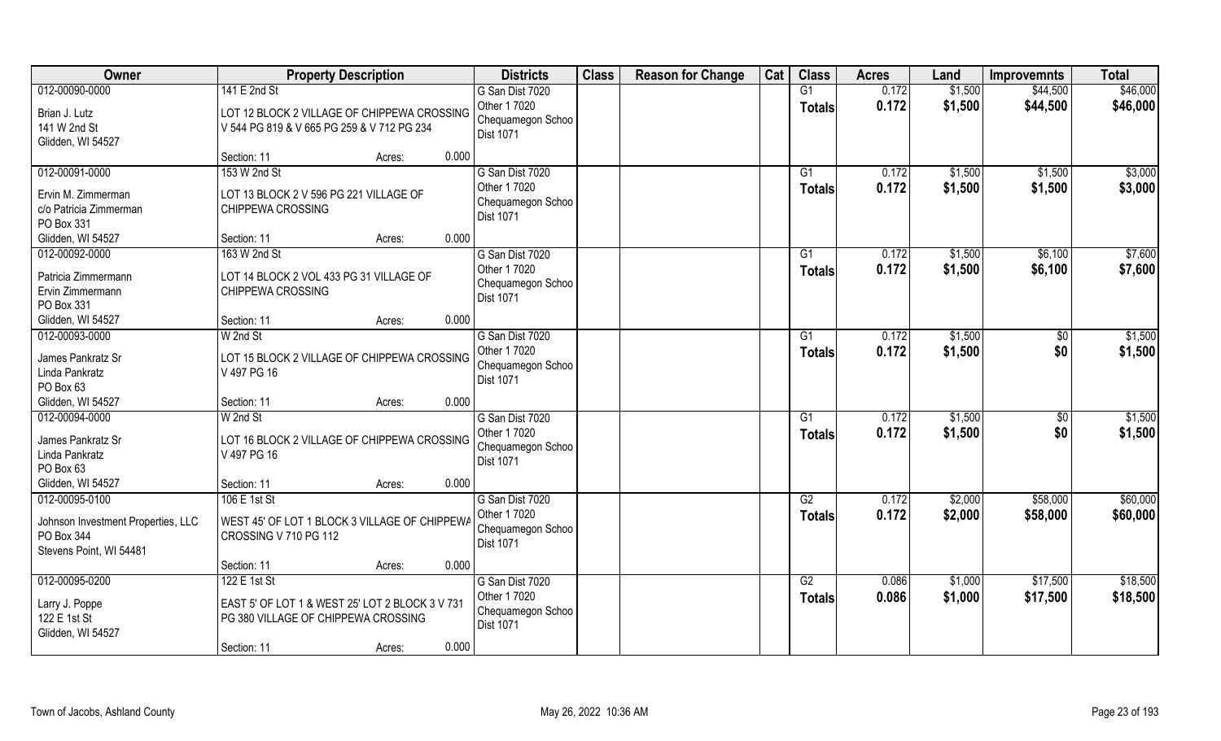| Owner | Property Description | | | Districts | Class | Reason for Change | Cat | Class | Acres | Land | Improvemnts | Total |
|---|---|---|---|---|---|---|---|---|---|---|---|---|
| 012-00090-0000<br>Brian J. Lutz<br>141 W 2nd St<br>Glidden, WI 54527 | 141 E 2nd St<br>LOT 12 BLOCK 2 VILLAGE OF CHIPPEWA CROSSING V 544 PG 819 & V 665 PG 259 & V 712 PG 234<br>Section: 11 | Acres: | 0.000 | G San Dist 7020<br>Other 1 7020<br>Chequamegon Schoo Dist 1071 | | | | G1<br>**Totals** | 0.172<br>**0.172** | $1,500<br>**$1,500** | $44,500<br>**$44,500** | $46,000<br>**$46,000** |
| 012-00091-0000<br>Ervin M. Zimmerman<br>c/o Patricia Zimmerman<br>PO Box 331<br>Glidden, WI 54527 | 153 W 2nd St<br>LOT 13 BLOCK 2 V 596 PG 221 VILLAGE OF CHIPPEWA CROSSING<br>Section: 11 | Acres: | 0.000 | G San Dist 7020<br>Other 1 7020<br>Chequamegon Schoo Dist 1071 | | | | G1<br>**Totals** | 0.172<br>**0.172** | $1,500<br>**$1,500** | $1,500<br>**$1,500** | $3,000<br>**$3,000** |
| 012-00092-0000<br>Patricia Zimmermann<br>Ervin Zimmermann<br>PO Box 331<br>Glidden, WI 54527 | 163 W 2nd St<br>LOT 14 BLOCK 2 VOL 433 PG 31 VILLAGE OF CHIPPEWA CROSSING<br>Section: 11 | Acres: | 0.000 | G San Dist 7020<br>Other 1 7020<br>Chequamegon Schoo Dist 1071 | | | | G1<br>**Totals** | 0.172<br>**0.172** | $1,500<br>**$1,500** | $6,100<br>**$6,100** | $7,600<br>**$7,600** |
| 012-00093-0000<br>James Pankratz Sr<br>Linda Pankratz<br>PO Box 63<br>Glidden, WI 54527 | W 2nd St<br>LOT 15 BLOCK 2 VILLAGE OF CHIPPEWA CROSSING V 497 PG 16<br>Section: 11 | Acres: | 0.000 | G San Dist 7020<br>Other 1 7020<br>Chequamegon Schoo Dist 1071 | | | | G1<br>**Totals** | 0.172<br>**0.172** | $1,500<br>**$1,500** | $0<br>**$0** | $1,500<br>**$1,500** |
| 012-00094-0000<br>James Pankratz Sr<br>Linda Pankratz<br>PO Box 63<br>Glidden, WI 54527 | W 2nd St<br>LOT 16 BLOCK 2 VILLAGE OF CHIPPEWA CROSSING V 497 PG 16<br>Section: 11 | Acres: | 0.000 | G San Dist 7020<br>Other 1 7020<br>Chequamegon Schoo Dist 1071 | | | | G1<br>**Totals** | 0.172<br>**0.172** | $1,500<br>**$1,500** | $0<br>**$0** | $1,500<br>**$1,500** |
| 012-00095-0100<br>Johnson Investment Properties, LLC<br>PO Box 344<br>Stevens Point, WI 54481 | 106 E 1st St<br>WEST 45' OF LOT 1 BLOCK 3 VILLAGE OF CHIPPEWA CROSSING V 710 PG 112<br>Section: 11 | Acres: | 0.000 | G San Dist 7020<br>Other 1 7020<br>Chequamegon Schoo Dist 1071 | | | | G2<br>**Totals** | 0.172<br>**0.172** | $2,000<br>**$2,000** | $58,000<br>**$58,000** | $60,000<br>**$60,000** |
| 012-00095-0200<br>Larry J. Poppe<br>122 E 1st St<br>Glidden, WI 54527 | 122 E 1st St<br>EAST 5' OF LOT 1 & WEST 25' LOT 2 BLOCK 3 V 731 PG 380 VILLAGE OF CHIPPEWA CROSSING<br>Section: 11 | Acres: | 0.000 | G San Dist 7020<br>Other 1 7020<br>Chequamegon Schoo Dist 1071 | | | | G2<br>**Totals** | 0.086<br>**0.086** | $1,000<br>**$1,000** | $17,500<br>**$17,500** | $18,500<br>**$18,500** |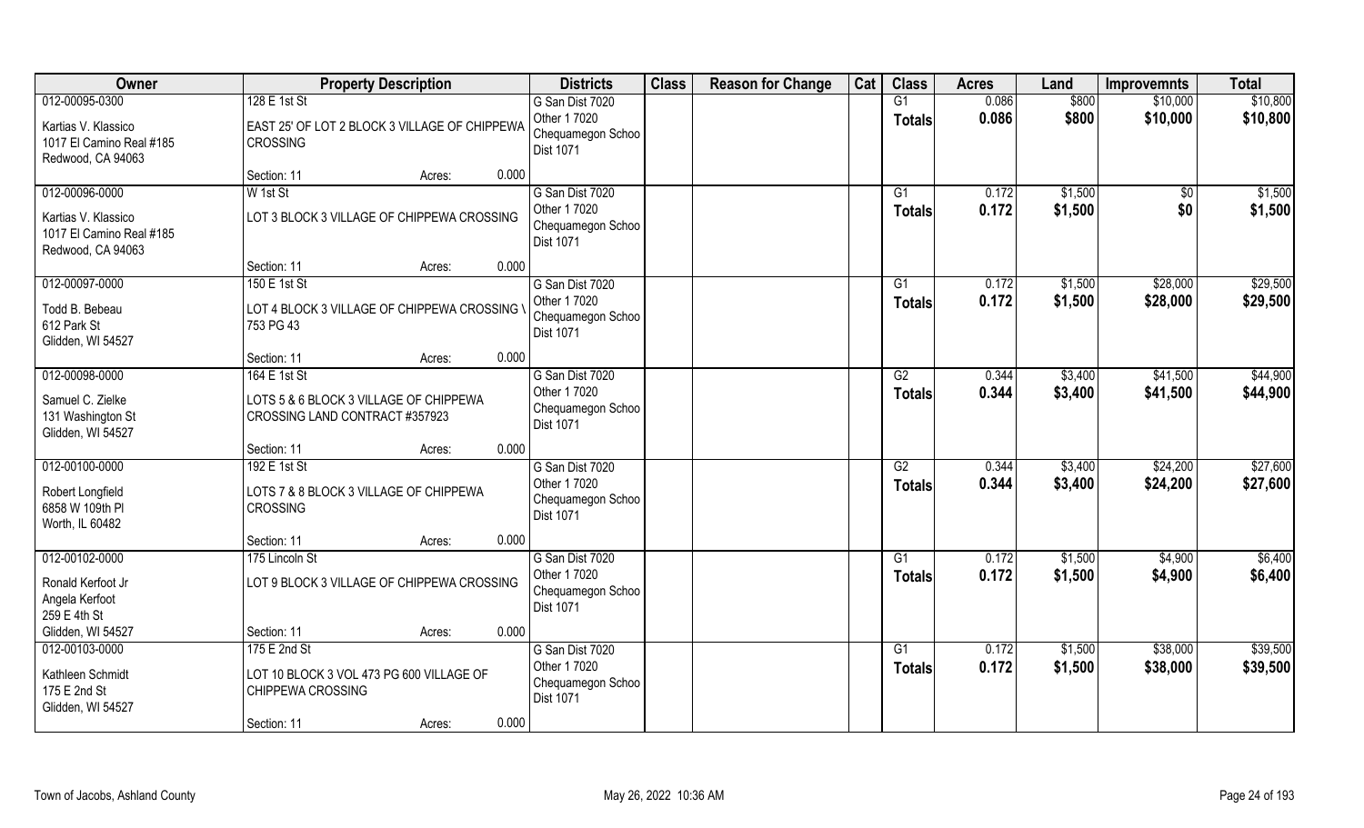| Owner | Property Description | Districts | Class | Reason for Change | Cat | Class | Acres | Land | Improvemnts | Total |
|---|---|---|---|---|---|---|---|---|---|---|
| 012-00095-0300<br>Kartias V. Klassico<br>1017 El Camino Real #185<br>Redwood, CA 94063 | 128 E 1st St<br>EAST 25' OF LOT 2 BLOCK 3 VILLAGE OF CHIPPEWA CROSSING<br>Section: 11 Acres: 0.000 | G San Dist 7020<br>Other 1 7020<br>Chequamegon Schoo<br>Dist 1071 | | | | G1<br>**Totals** | 0.086<br>**0.086** | $800<br>**$800** | $10,000<br>**$10,000** | $10,800<br>**$10,800** |
| 012-00096-0000<br>Kartias V. Klassico<br>1017 El Camino Real #185<br>Redwood, CA 94063 | W 1st St<br>LOT 3 BLOCK 3 VILLAGE OF CHIPPEWA CROSSING<br>Section: 11 Acres: 0.000 | G San Dist 7020<br>Other 1 7020<br>Chequamegon Schoo<br>Dist 1071 | | | | G1<br>**Totals** | 0.172<br>**0.172** | $1,500<br>**$1,500** | $0<br>**$0** | $1,500<br>**$1,500** |
| 012-00097-0000<br>Todd B. Bebeau<br>612 Park St<br>Glidden, WI 54527 | 150 E 1st St<br>LOT 4 BLOCK 3 VILLAGE OF CHIPPEWA CROSSING \ 753 PG 43<br>Section: 11 Acres: 0.000 | G San Dist 7020<br>Other 1 7020<br>Chequamegon Schoo<br>Dist 1071 | | | | G1<br>**Totals** | 0.172<br>**0.172** | $1,500<br>**$1,500** | $28,000<br>**$28,000** | $29,500<br>**$29,500** |
| 012-00098-0000<br>Samuel C. Zielke<br>131 Washington St<br>Glidden, WI 54527 | 164 E 1st St<br>LOTS 5 & 6 BLOCK 3 VILLAGE OF CHIPPEWA CROSSING LAND CONTRACT #357923<br>Section: 11 Acres: 0.000 | G San Dist 7020<br>Other 1 7020<br>Chequamegon Schoo<br>Dist 1071 | | | | G2<br>**Totals** | 0.344<br>**0.344** | $3,400<br>**$3,400** | $41,500<br>**$41,500** | $44,900<br>**$44,900** |
| 012-00100-0000<br>Robert Longfield<br>6858 W 109th Pl<br>Worth, IL 60482 | 192 E 1st St<br>LOTS 7 & 8 BLOCK 3 VILLAGE OF CHIPPEWA CROSSING<br>Section: 11 Acres: 0.000 | G San Dist 7020<br>Other 1 7020<br>Chequamegon Schoo<br>Dist 1071 | | | | G2<br>**Totals** | 0.344<br>**0.344** | $3,400<br>**$3,400** | $24,200<br>**$24,200** | $27,600<br>**$27,600** |
| 012-00102-0000<br>Ronald Kerfoot Jr<br>Angela Kerfoot<br>259 E 4th St<br>Glidden, WI 54527 | 175 Lincoln St<br>LOT 9 BLOCK 3 VILLAGE OF CHIPPEWA CROSSING<br>Section: 11 Acres: 0.000 | G San Dist 7020<br>Other 1 7020<br>Chequamegon Schoo<br>Dist 1071 | | | | G1<br>**Totals** | 0.172<br>**0.172** | $1,500<br>**$1,500** | $4,900<br>**$4,900** | $6,400<br>**$6,400** |
| 012-00103-0000<br>Kathleen Schmidt<br>175 E 2nd St<br>Glidden, WI 54527 | 175 E 2nd St<br>LOT 10 BLOCK 3 VOL 473 PG 600 VILLAGE OF CHIPPEWA CROSSING<br>Section: 11 Acres: 0.000 | G San Dist 7020<br>Other 1 7020<br>Chequamegon Schoo<br>Dist 1071 | | | | G1<br>**Totals** | 0.172<br>**0.172** | $1,500<br>**$1,500** | $38,000<br>**$38,000** | $39,500<br>**$39,500** |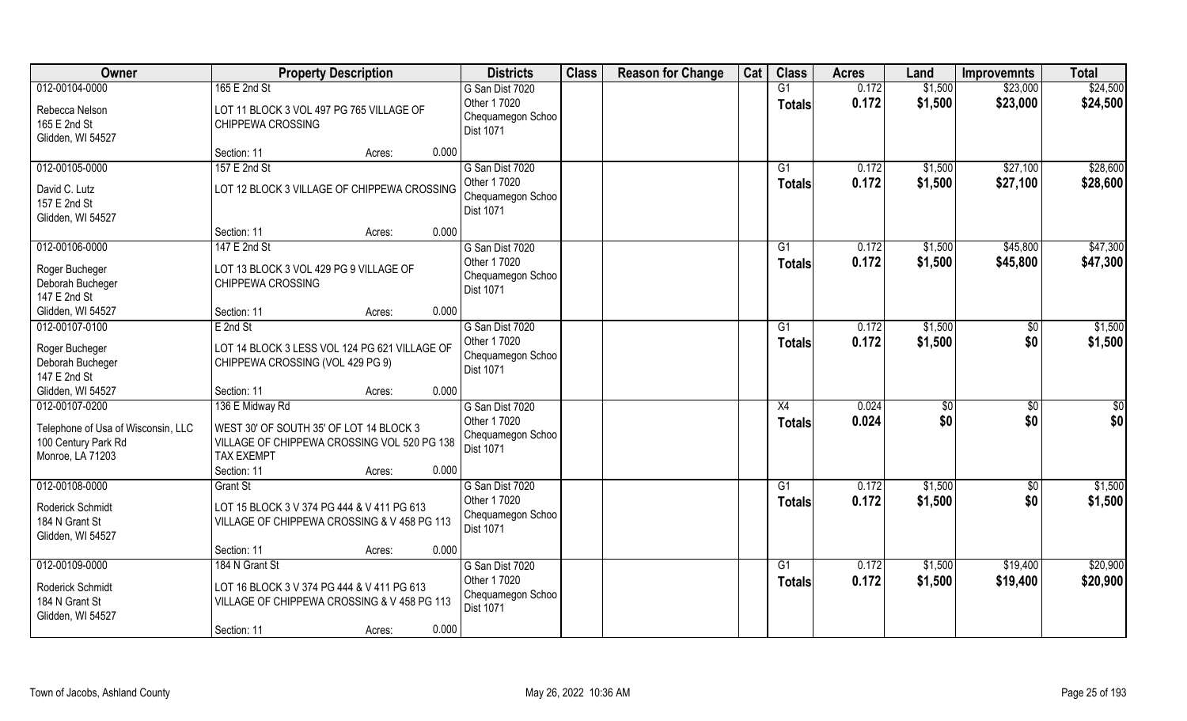| Owner | Property Description | | | Districts | Class | Reason for Change | Cat | Class | Acres | Land | Improvemnts | Total |
|---|---|---|---|---|---|---|---|---|---|---|---|---|
| 012-00104-0000 | 165 E 2nd St | | | G San Dist 7020 | | | | G1 | 0.172 | $1,500 | $23,000 | $24,500 |
| Rebecca Nelson<br>165 E 2nd St<br>Glidden, WI 54527 | LOT 11 BLOCK 3 VOL 497 PG 765 VILLAGE OF CHIPPEWA CROSSING | | | Other 1 7020<br>Chequamegon Schoo<br>Dist 1071 | | | | Totals | 0.172 | $1,500 | $23,000 | $24,500 |
| | Section: 11 | Acres: | 0.000 | | | | | | | | | |
| 012-00105-0000 | 157 E 2nd St | | | G San Dist 7020 | | | | G1 | 0.172 | $1,500 | $27,100 | $28,600 |
| David C. Lutz<br>157 E 2nd St<br>Glidden, WI 54527 | LOT 12 BLOCK 3 VILLAGE OF CHIPPEWA CROSSING | | | Other 1 7020<br>Chequamegon Schoo<br>Dist 1071 | | | | Totals | 0.172 | $1,500 | $27,100 | $28,600 |
| | Section: 11 | Acres: | 0.000 | | | | | | | | | |
| 012-00106-0000 | 147 E 2nd St | | | G San Dist 7020 | | | | G1 | 0.172 | $1,500 | $45,800 | $47,300 |
| Roger Bucheger<br>Deborah Bucheger<br>147 E 2nd St<br>Glidden, WI 54527 | LOT 13 BLOCK 3 VOL 429 PG 9 VILLAGE OF CHIPPEWA CROSSING | | | Other 1 7020<br>Chequamegon Schoo<br>Dist 1071 | | | | Totals | 0.172 | $1,500 | $45,800 | $47,300 |
| | Section: 11 | Acres: | 0.000 | | | | | | | | | |
| 012-00107-0100 | E 2nd St | | | G San Dist 7020 | | | | G1 | 0.172 | $1,500 | $0 | $1,500 |
| Roger Bucheger<br>Deborah Bucheger<br>147 E 2nd St<br>Glidden, WI 54527 | LOT 14 BLOCK 3 LESS VOL 124 PG 621 VILLAGE OF CHIPPEWA CROSSING (VOL 429 PG 9) | | | Other 1 7020<br>Chequamegon Schoo<br>Dist 1071 | | | | Totals | 0.172 | $1,500 | $0 | $1,500 |
| | Section: 11 | Acres: | 0.000 | | | | | | | | | |
| 012-00107-0200 | 136 E Midway Rd | | | G San Dist 7020 | | | | X4 | 0.024 | $0 | $0 | $0 |
| Telephone of Usa of Wisconsin, LLC<br>100 Century Park Rd<br>Monroe, LA 71203 | WEST 30' OF SOUTH 35' OF LOT 14 BLOCK 3 VILLAGE OF CHIPPEWA CROSSING VOL 520 PG 138 TAX EXEMPT | | | Other 1 7020<br>Chequamegon Schoo<br>Dist 1071 | | | | Totals | 0.024 | $0 | $0 | $0 |
| | Section: 11 | Acres: | 0.000 | | | | | | | | | |
| 012-00108-0000 | Grant St | | | G San Dist 7020 | | | | G1 | 0.172 | $1,500 | $0 | $1,500 |
| Roderick Schmidt<br>184 N Grant St<br>Glidden, WI 54527 | LOT 15 BLOCK 3 V 374 PG 444 & V 411 PG 613 VILLAGE OF CHIPPEWA CROSSING & V 458 PG 113 | | | Other 1 7020<br>Chequamegon Schoo<br>Dist 1071 | | | | Totals | 0.172 | $1,500 | $0 | $1,500 |
| | Section: 11 | Acres: | 0.000 | | | | | | | | | |
| 012-00109-0000 | 184 N Grant St | | | G San Dist 7020 | | | | G1 | 0.172 | $1,500 | $19,400 | $20,900 |
| Roderick Schmidt<br>184 N Grant St<br>Glidden, WI 54527 | LOT 16 BLOCK 3 V 374 PG 444 & V 411 PG 613 VILLAGE OF CHIPPEWA CROSSING & V 458 PG 113 | | | Other 1 7020<br>Chequamegon Schoo<br>Dist 1071 | | | | Totals | 0.172 | $1,500 | $19,400 | $20,900 |
| | Section: 11 | Acres: | 0.000 | | | | | | | | | |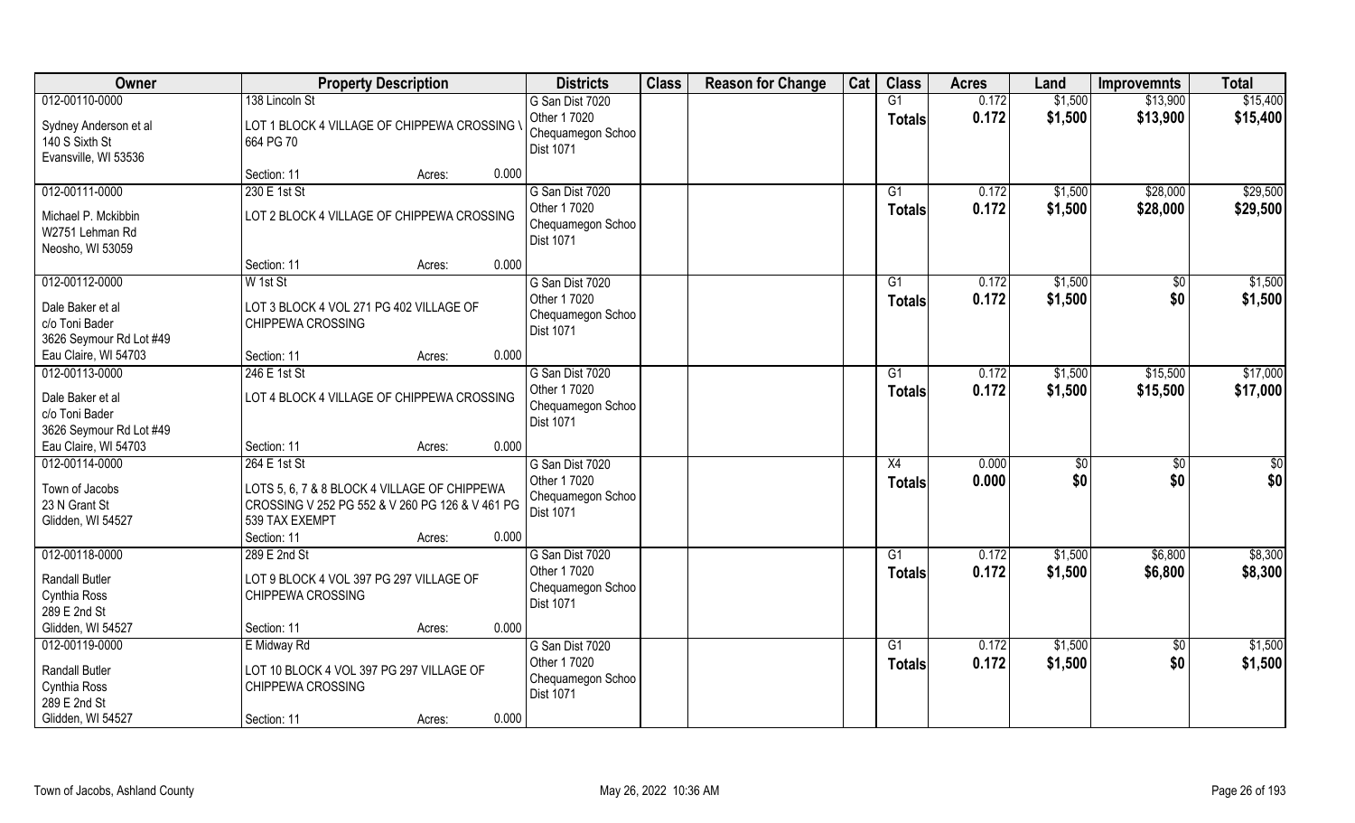| Owner | Property Description | Districts | Class | Reason for Change | Cat | Class | Acres | Land | Improvemnts | Total |
|---|---|---|---|---|---|---|---|---|---|---|
| 012-00110-0000<br>Sydney Anderson et al<br>140 S Sixth St<br>Evansville, WI 53536 | 138 Lincoln St<br>LOT 1 BLOCK 4 VILLAGE OF CHIPPEWA CROSSING \ 664 PG 70<br>Section: 11 Acres: 0.000 | G San Dist 7020<br>Other 1 7020<br>Chequamegon Schoo<br>Dist 1071 | | | | G1<br>**Totals** | 0.172<br>**0.172** | $1,500<br>**$1,500** | $13,900<br>**$13,900** | $15,400<br>**$15,400** |
| 012-00111-0000<br>Michael P. Mckibbin<br>W2751 Lehman Rd<br>Neosho, WI 53059 | 230 E 1st St<br>LOT 2 BLOCK 4 VILLAGE OF CHIPPEWA CROSSING<br>Section: 11 Acres: 0.000 | G San Dist 7020<br>Other 1 7020<br>Chequamegon Schoo<br>Dist 1071 | | | | G1<br>**Totals** | 0.172<br>**0.172** | $1,500<br>**$1,500** | $28,000<br>**$28,000** | $29,500<br>**$29,500** |
| 012-00112-0000<br>Dale Baker et al<br>c/o Toni Bader<br>3626 Seymour Rd Lot #49<br>Eau Claire, WI 54703 | W 1st St<br>LOT 3 BLOCK 4 VOL 271 PG 402 VILLAGE OF CHIPPEWA CROSSING<br>Section: 11 Acres: 0.000 | G San Dist 7020<br>Other 1 7020<br>Chequamegon Schoo<br>Dist 1071 | | | | G1<br>**Totals** | 0.172<br>**0.172** | $1,500<br>**$1,500** | $0<br>**$0** | $1,500<br>**$1,500** |
| 012-00113-0000<br>Dale Baker et al<br>c/o Toni Bader<br>3626 Seymour Rd Lot #49<br>Eau Claire, WI 54703 | 246 E 1st St<br>LOT 4 BLOCK 4 VILLAGE OF CHIPPEWA CROSSING<br>Section: 11 Acres: 0.000 | G San Dist 7020<br>Other 1 7020<br>Chequamegon Schoo<br>Dist 1071 | | | | G1<br>**Totals** | 0.172<br>**0.172** | $1,500<br>**$1,500** | $15,500<br>**$15,500** | $17,000<br>**$17,000** |
| 012-00114-0000<br>Town of Jacobs<br>23 N Grant St<br>Glidden, WI 54527 | 264 E 1st St<br>LOTS 5, 6, 7 & 8 BLOCK 4 VILLAGE OF CHIPPEWA CROSSING V 252 PG 552 & V 260 PG 126 & V 461 PG 539 TAX EXEMPT<br>Section: 11 Acres: 0.000 | G San Dist 7020<br>Other 1 7020<br>Chequamegon Schoo<br>Dist 1071 | | | | X4<br>**Totals** | 0.000<br>**0.000** | $0<br>**$0** | $0<br>**$0** | $0<br>**$0** |
| 012-00118-0000<br>Randall Butler<br>Cynthia Ross<br>289 E 2nd St<br>Glidden, WI 54527 | 289 E 2nd St<br>LOT 9 BLOCK 4 VOL 397 PG 297 VILLAGE OF CHIPPEWA CROSSING<br>Section: 11 Acres: 0.000 | G San Dist 7020<br>Other 1 7020<br>Chequamegon Schoo<br>Dist 1071 | | | | G1<br>**Totals** | 0.172<br>**0.172** | $1,500<br>**$1,500** | $6,800<br>**$6,800** | $8,300<br>**$8,300** |
| 012-00119-0000<br>Randall Butler<br>Cynthia Ross<br>289 E 2nd St<br>Glidden, WI 54527 | E Midway Rd<br>LOT 10 BLOCK 4 VOL 397 PG 297 VILLAGE OF CHIPPEWA CROSSING<br>Section: 11 Acres: 0.000 | G San Dist 7020<br>Other 1 7020<br>Chequamegon Schoo<br>Dist 1071 | | | | G1<br>**Totals** | 0.172<br>**0.172** | $1,500<br>**$1,500** | $0<br>**$0** | $1,500<br>**$1,500** |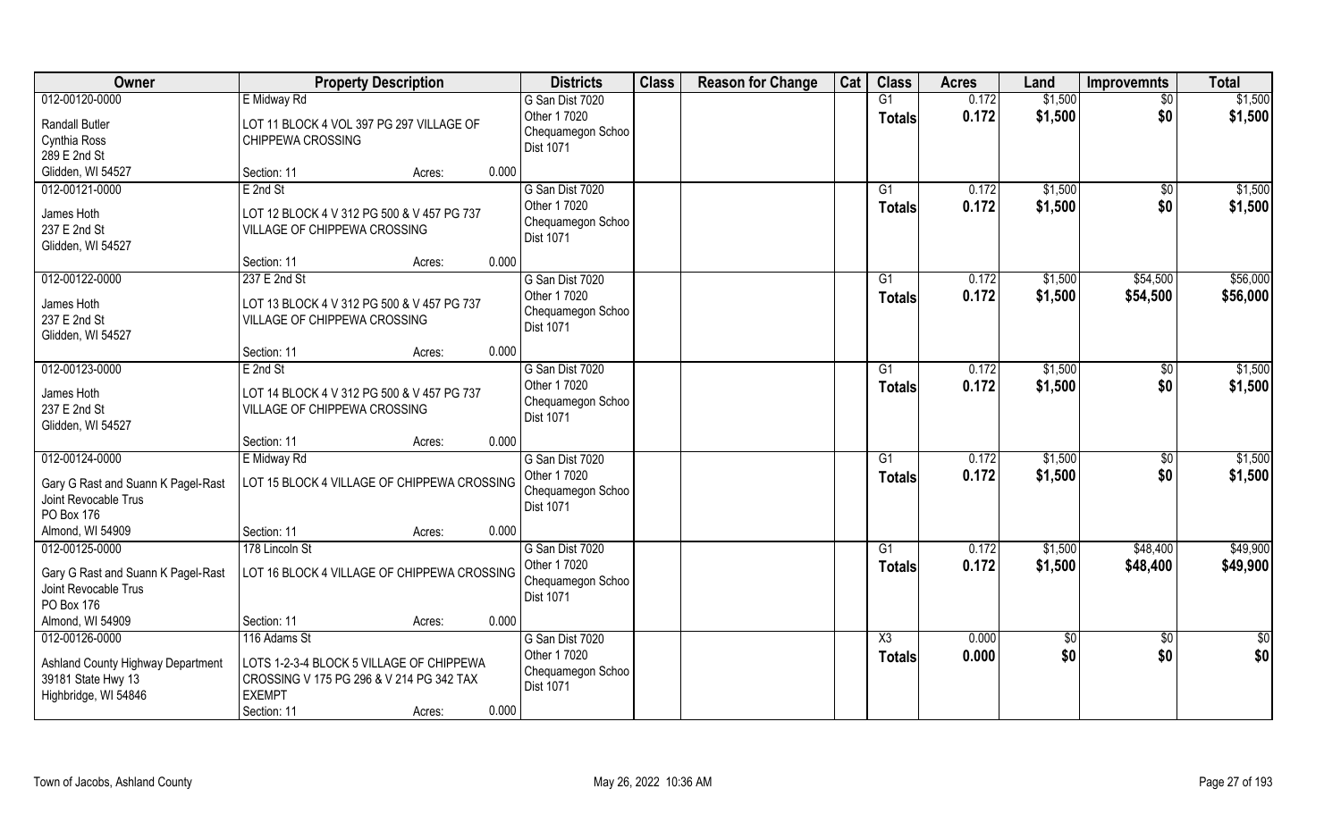| Owner | Property Description | | | Districts | Class | Reason for Change | Cat | Class | Acres | Land | Improvemnts | Total |
|---|---|---|---|---|---|---|---|---|---|---|---|---|
| 012-00120-0000 | E Midway Rd | | | G San Dist 7020 | | | | G1 | 0.172 | $1,500 | $0 | $1,500 |
| Randall Butler<br>Cynthia Ross<br>289 E 2nd St<br>Glidden, WI 54527 | LOT 11 BLOCK 4 VOL 397 PG 297 VILLAGE OF CHIPPEWA CROSSING | | | Other 1 7020<br>Chequamegon Schoo<br>Dist 1071 | | | | Totals | 0.172 | $1,500 | $0 | $1,500 |
| | Section: 11 | Acres: | 0.000 | | | | | | | | | |
| 012-00121-0000 | E 2nd St | | | G San Dist 7020 | | | | G1 | 0.172 | $1,500 | $0 | $1,500 |
| James Hoth<br>237 E 2nd St<br>Glidden, WI 54527 | LOT 12 BLOCK 4 V 312 PG 500 & V 457 PG 737 VILLAGE OF CHIPPEWA CROSSING | | | Other 1 7020<br>Chequamegon Schoo<br>Dist 1071 | | | | Totals | 0.172 | $1,500 | $0 | $1,500 |
| | Section: 11 | Acres: | 0.000 | | | | | | | | | |
| 012-00122-0000 | 237 E 2nd St | | | G San Dist 7020 | | | | G1 | 0.172 | $1,500 | $54,500 | $56,000 |
| James Hoth<br>237 E 2nd St<br>Glidden, WI 54527 | LOT 13 BLOCK 4 V 312 PG 500 & V 457 PG 737 VILLAGE OF CHIPPEWA CROSSING | | | Other 1 7020<br>Chequamegon Schoo<br>Dist 1071 | | | | Totals | 0.172 | $1,500 | $54,500 | $56,000 |
| | Section: 11 | Acres: | 0.000 | | | | | | | | | |
| 012-00123-0000 | E 2nd St | | | G San Dist 7020 | | | | G1 | 0.172 | $1,500 | $0 | $1,500 |
| James Hoth<br>237 E 2nd St<br>Glidden, WI 54527 | LOT 14 BLOCK 4 V 312 PG 500 & V 457 PG 737 VILLAGE OF CHIPPEWA CROSSING | | | Other 1 7020<br>Chequamegon Schoo<br>Dist 1071 | | | | Totals | 0.172 | $1,500 | $0 | $1,500 |
| | Section: 11 | Acres: | 0.000 | | | | | | | | | |
| 012-00124-0000 | E Midway Rd | | | G San Dist 7020 | | | | G1 | 0.172 | $1,500 | $0 | $1,500 |
| Gary G Rast and Suann K Pagel-Rast Joint Revocable Trus<br>PO Box 176<br>Almond, WI 54909 | LOT 15 BLOCK 4 VILLAGE OF CHIPPEWA CROSSING | | | Other 1 7020<br>Chequamegon Schoo<br>Dist 1071 | | | | Totals | 0.172 | $1,500 | $0 | $1,500 |
| | Section: 11 | Acres: | 0.000 | | | | | | | | | |
| 012-00125-0000 | 178 Lincoln St | | | G San Dist 7020 | | | | G1 | 0.172 | $1,500 | $48,400 | $49,900 |
| Gary G Rast and Suann K Pagel-Rast Joint Revocable Trus<br>PO Box 176<br>Almond, WI 54909 | LOT 16 BLOCK 4 VILLAGE OF CHIPPEWA CROSSING | | | Other 1 7020<br>Chequamegon Schoo<br>Dist 1071 | | | | Totals | 0.172 | $1,500 | $48,400 | $49,900 |
| | Section: 11 | Acres: | 0.000 | | | | | | | | | |
| 012-00126-0000 | 116 Adams St | | | G San Dist 7020 | | | | X3 | 0.000 | $0 | $0 | $0 |
| Ashland County Highway Department<br>39181 State Hwy 13<br>Highbridge, WI 54846 | LOTS 1-2-3-4 BLOCK 5 VILLAGE OF CHIPPEWA CROSSING V 175 PG 296 & V 214 PG 342 TAX EXEMPT | | | Other 1 7020<br>Chequamegon Schoo<br>Dist 1071 | | | | Totals | 0.000 | $0 | $0 | $0 |
| | Section: 11 | Acres: | 0.000 | | | | | | | | | |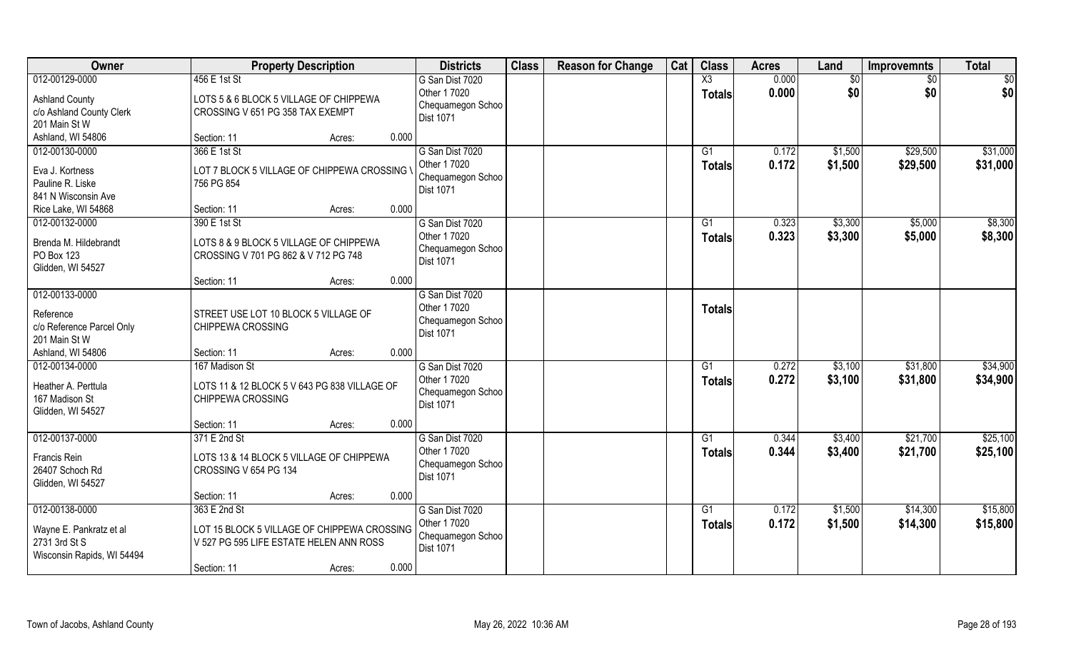| Owner | Property Description | | Districts | Class | Reason for Change | Cat | Class | Acres | Land | Improvemnts | Total |
|---|---|---|---|---|---|---|---|---|---|---|---|
| 012-00129-0000<br>Ashland County<br>c/o Ashland County Clerk<br>201 Main St W<br>Ashland, WI 54806 | 456 E 1st St<br>LOTS 5 & 6 BLOCK 5 VILLAGE OF CHIPPEWA CROSSING V 651 PG 358 TAX EXEMPT<br>Section: 11 | Acres: 0.000 | G San Dist 7020<br>Other 1 7020<br>Chequamegon Schoo<br>Dist 1071 | | | | X3<br>**Totals** | 0.000<br>**0.000** | $0<br>**$0** | $0<br>**$0** | $0<br>**$0** |
| 012-00130-0000<br>Eva J. Kortness<br>Pauline R. Liske<br>841 N Wisconsin Ave<br>Rice Lake, WI 54868 | 366 E 1st St<br>LOT 7 BLOCK 5 VILLAGE OF CHIPPEWA CROSSING V 756 PG 854<br>Section: 11 | Acres: 0.000 | G San Dist 7020<br>Other 1 7020<br>Chequamegon Schoo<br>Dist 1071 | | | | G1<br>**Totals** | 0.172<br>**0.172** | $1,500<br>**$1,500** | $29,500<br>**$29,500** | $31,000<br>**$31,000** |
| 012-00132-0000<br>Brenda M. Hildebrandt<br>PO Box 123<br>Glidden, WI 54527 | 390 E 1st St<br>LOTS 8 & 9 BLOCK 5 VILLAGE OF CHIPPEWA CROSSING V 701 PG 862 & V 712 PG 748<br>Section: 11 | Acres: 0.000 | G San Dist 7020<br>Other 1 7020<br>Chequamegon Schoo<br>Dist 1071 | | | | G1<br>**Totals** | 0.323<br>**0.323** | $3,300<br>**$3,300** | $5,000<br>**$5,000** | $8,300<br>**$8,300** |
| 012-00133-0000<br>Reference<br>c/o Reference Parcel Only<br>201 Main St W<br>Ashland, WI 54806 | STREET USE LOT 10 BLOCK 5 VILLAGE OF CHIPPEWA CROSSING<br>Section: 11 | Acres: 0.000 | G San Dist 7020<br>Other 1 7020<br>Chequamegon Schoo<br>Dist 1071 | | | | **Totals** | | | | |
| 012-00134-0000<br>Heather A. Perttula<br>167 Madison St<br>Glidden, WI 54527 | 167 Madison St<br>LOTS 11 & 12 BLOCK 5 V 643 PG 838 VILLAGE OF CHIPPEWA CROSSING<br>Section: 11 | Acres: 0.000 | G San Dist 7020<br>Other 1 7020<br>Chequamegon Schoo<br>Dist 1071 | | | | G1<br>**Totals** | 0.272<br>**0.272** | $3,100<br>**$3,100** | $31,800<br>**$31,800** | $34,900<br>**$34,900** |
| 012-00137-0000<br>Francis Rein<br>26407 Schoch Rd<br>Glidden, WI 54527 | 371 E 2nd St<br>LOTS 13 & 14 BLOCK 5 VILLAGE OF CHIPPEWA CROSSING V 654 PG 134<br>Section: 11 | Acres: 0.000 | G San Dist 7020<br>Other 1 7020<br>Chequamegon Schoo<br>Dist 1071 | | | | G1<br>**Totals** | 0.344<br>**0.344** | $3,400<br>**$3,400** | $21,700<br>**$21,700** | $25,100<br>**$25,100** |
| 012-00138-0000<br>Wayne E. Pankratz et al<br>2731 3rd St S<br>Wisconsin Rapids, WI 54494 | 363 E 2nd St<br>LOT 15 BLOCK 5 VILLAGE OF CHIPPEWA CROSSING V 527 PG 595 LIFE ESTATE HELEN ANN ROSS<br>Section: 11 | Acres: 0.000 | G San Dist 7020<br>Other 1 7020<br>Chequamegon Schoo<br>Dist 1071 | | | | G1<br>**Totals** | 0.172<br>**0.172** | $1,500<br>**$1,500** | $14,300<br>**$14,300** | $15,800<br>**$15,800** |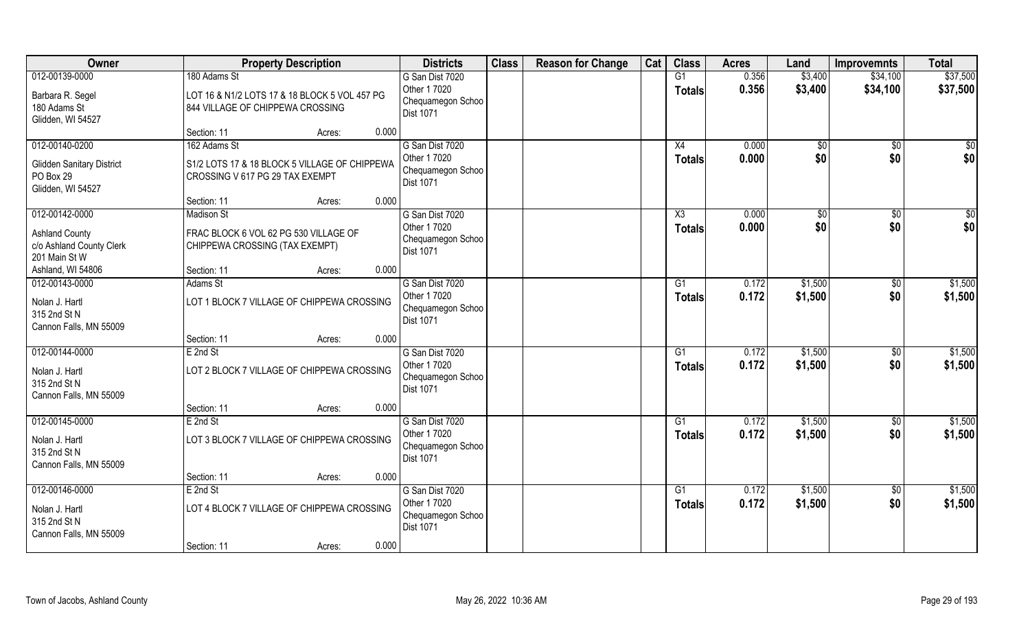| Owner | Property Description | | | Districts | Class | Reason for Change | Cat | Class | Acres | Land | Improvemnts | Total |
|---|---|---|---|---|---|---|---|---|---|---|---|---|
| 012-00139-0000<br>Barbara R. Segel<br>180 Adams St<br>Glidden, WI 54527 | 180 Adams St<br>LOT 16 & N1/2 LOTS 17 & 18 BLOCK 5 VOL 457 PG 844 VILLAGE OF CHIPPEWA CROSSING<br>Section: 11 | Acres: | 0.000 | G San Dist 7020<br>Other 1 7020<br>Chequamegon Schoo<br>Dist 1071 | | | | G1<br>**Totals** | 0.356<br>**0.356** | $3,400<br>**$3,400** | $34,100<br>**$34,100** | $37,500<br>**$37,500** |
| 012-00140-0200<br>Glidden Sanitary District<br>PO Box 29<br>Glidden, WI 54527 | 162 Adams St<br>S1/2 LOTS 17 & 18 BLOCK 5 VILLAGE OF CHIPPEWA CROSSING V 617 PG 29 TAX EXEMPT<br>Section: 11 | Acres: | 0.000 | G San Dist 7020<br>Other 1 7020<br>Chequamegon Schoo<br>Dist 1071 | | | | X4<br>**Totals** | 0.000<br>**0.000** | $0<br>**$0** | $0<br>**$0** | $0<br>**$0** |
| 012-00142-0000<br>Ashland County<br>c/o Ashland County Clerk<br>201 Main St W<br>Ashland, WI 54806 | Madison St<br>FRAC BLOCK 6 VOL 62 PG 530 VILLAGE OF CHIPPEWA CROSSING (TAX EXEMPT)<br>Section: 11 | Acres: | 0.000 | G San Dist 7020<br>Other 1 7020<br>Chequamegon Schoo<br>Dist 1071 | | | | X3<br>**Totals** | 0.000<br>**0.000** | $0<br>**$0** | $0<br>**$0** | $0<br>**$0** |
| 012-00143-0000<br>Nolan J. Hartl<br>315 2nd St N<br>Cannon Falls, MN 55009 | Adams St<br>LOT 1 BLOCK 7 VILLAGE OF CHIPPEWA CROSSING<br>Section: 11 | Acres: | 0.000 | G San Dist 7020<br>Other 1 7020<br>Chequamegon Schoo<br>Dist 1071 | | | | G1<br>**Totals** | 0.172<br>**0.172** | $1,500<br>**$1,500** | $0<br>**$0** | $1,500<br>**$1,500** |
| 012-00144-0000<br>Nolan J. Hartl<br>315 2nd St N<br>Cannon Falls, MN 55009 | E 2nd St<br>LOT 2 BLOCK 7 VILLAGE OF CHIPPEWA CROSSING<br>Section: 11 | Acres: | 0.000 | G San Dist 7020<br>Other 1 7020<br>Chequamegon Schoo<br>Dist 1071 | | | | G1<br>**Totals** | 0.172<br>**0.172** | $1,500<br>**$1,500** | $0<br>**$0** | $1,500<br>**$1,500** |
| 012-00145-0000<br>Nolan J. Hartl<br>315 2nd St N<br>Cannon Falls, MN 55009 | E 2nd St<br>LOT 3 BLOCK 7 VILLAGE OF CHIPPEWA CROSSING<br>Section: 11 | Acres: | 0.000 | G San Dist 7020<br>Other 1 7020<br>Chequamegon Schoo<br>Dist 1071 | | | | G1<br>**Totals** | 0.172<br>**0.172** | $1,500<br>**$1,500** | $0<br>**$0** | $1,500<br>**$1,500** |
| 012-00146-0000<br>Nolan J. Hartl<br>315 2nd St N<br>Cannon Falls, MN 55009 | E 2nd St<br>LOT 4 BLOCK 7 VILLAGE OF CHIPPEWA CROSSING<br>Section: 11 | Acres: | 0.000 | G San Dist 7020<br>Other 1 7020<br>Chequamegon Schoo<br>Dist 1071 | | | | G1<br>**Totals** | 0.172<br>**0.172** | $1,500<br>**$1,500** | $0<br>**$0** | $1,500<br>**$1,500** |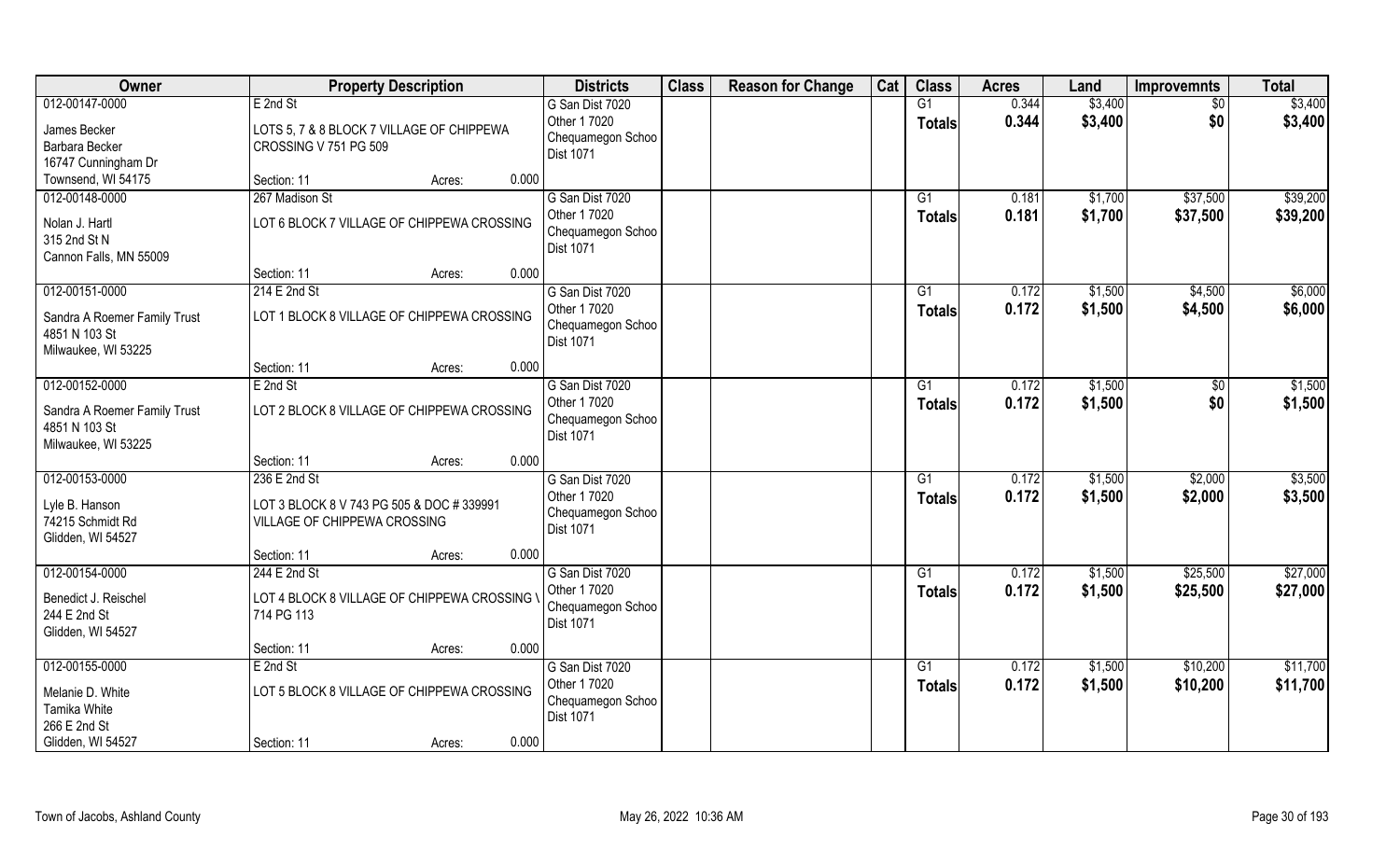| Owner | Property Description | | Districts | Class | Reason for Change | Cat | Class | Acres | Land | Improvemnts | Total |
|---|---|---|---|---|---|---|---|---|---|---|---|
| 012-00147-0000<br>James Becker<br>Barbara Becker<br>16747 Cunningham Dr<br>Townsend, WI 54175 | E 2nd St<br>LOTS 5, 7 & 8 BLOCK 7 VILLAGE OF CHIPPEWA CROSSING V 751 PG 509<br>Section: 11 | Acres: 0.000 | G San Dist 7020<br>Other 1 7020<br>Chequamegon Schoo<br>Dist 1071 | | | | G1<br>Totals | 0.344<br>0.344 | \$3,400<br>\$3,400 | \$0<br>\$0 | \$3,400<br>\$3,400 |
| 012-00148-0000<br>Nolan J. Hartl<br>315 2nd St N<br>Cannon Falls, MN 55009 | 267 Madison St<br>LOT 6 BLOCK 7 VILLAGE OF CHIPPEWA CROSSING<br>Section: 11 | Acres: 0.000 | G San Dist 7020<br>Other 1 7020<br>Chequamegon Schoo<br>Dist 1071 | | | | G1<br>Totals | 0.181<br>0.181 | \$1,700<br>\$1,700 | \$37,500<br>\$37,500 | \$39,200<br>\$39,200 |
| 012-00151-0000<br>Sandra A Roemer Family Trust<br>4851 N 103 St<br>Milwaukee, WI 53225 | 214 E 2nd St<br>LOT 1 BLOCK 8 VILLAGE OF CHIPPEWA CROSSING<br>Section: 11 | Acres: 0.000 | G San Dist 7020<br>Other 1 7020<br>Chequamegon Schoo<br>Dist 1071 | | | | G1<br>Totals | 0.172<br>0.172 | \$1,500<br>\$1,500 | \$4,500<br>\$4,500 | \$6,000<br>\$6,000 |
| 012-00152-0000<br>Sandra A Roemer Family Trust<br>4851 N 103 St<br>Milwaukee, WI 53225 | E 2nd St<br>LOT 2 BLOCK 8 VILLAGE OF CHIPPEWA CROSSING<br>Section: 11 | Acres: 0.000 | G San Dist 7020<br>Other 1 7020<br>Chequamegon Schoo<br>Dist 1071 | | | | G1<br>Totals | 0.172<br>0.172 | \$1,500<br>\$1,500 | \$0<br>\$0 | \$1,500<br>\$1,500 |
| 012-00153-0000<br>Lyle B. Hanson<br>74215 Schmidt Rd<br>Glidden, WI 54527 | 236 E 2nd St<br>LOT 3 BLOCK 8 V 743 PG 505 & DOC # 339991 VILLAGE OF CHIPPEWA CROSSING<br>Section: 11 | Acres: 0.000 | G San Dist 7020<br>Other 1 7020<br>Chequamegon Schoo<br>Dist 1071 | | | | G1<br>Totals | 0.172<br>0.172 | \$1,500<br>\$1,500 | \$2,000<br>\$2,000 | \$3,500<br>\$3,500 |
| 012-00154-0000<br>Benedict J. Reischel<br>244 E 2nd St<br>Glidden, WI 54527 | 244 E 2nd St<br>LOT 4 BLOCK 8 VILLAGE OF CHIPPEWA CROSSING V 714 PG 113<br>Section: 11 | Acres: 0.000 | G San Dist 7020<br>Other 1 7020<br>Chequamegon Schoo<br>Dist 1071 | | | | G1<br>Totals | 0.172<br>0.172 | \$1,500<br>\$1,500 | \$25,500<br>\$25,500 | \$27,000<br>\$27,000 |
| 012-00155-0000<br>Melanie D. White<br>Tamika White<br>266 E 2nd St<br>Glidden, WI 54527 | E 2nd St<br>LOT 5 BLOCK 8 VILLAGE OF CHIPPEWA CROSSING<br>Section: 11 | Acres: 0.000 | G San Dist 7020<br>Other 1 7020<br>Chequamegon Schoo<br>Dist 1071 | | | | G1<br>Totals | 0.172<br>0.172 | \$1,500<br>\$1,500 | \$10,200<br>\$10,200 | \$11,700<br>\$11,700 |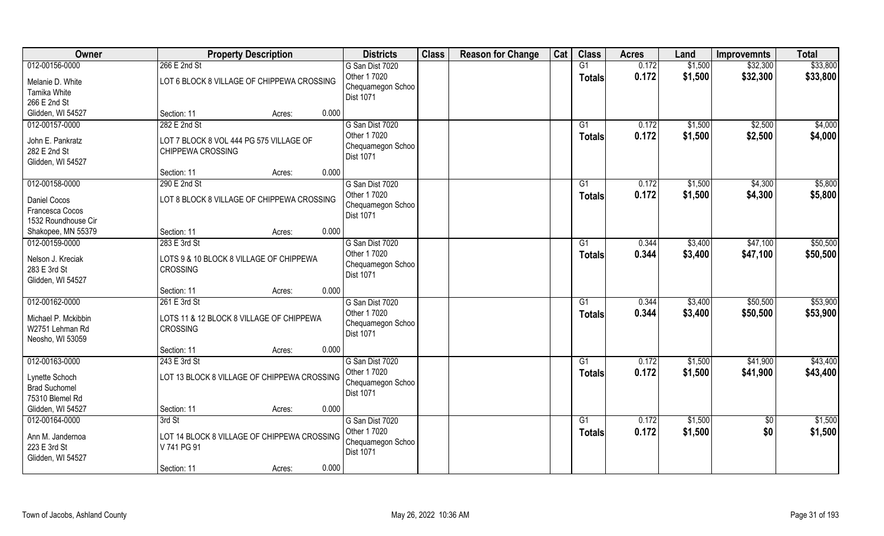| Owner | Property Description | | | Districts | Class | Reason for Change | Cat | Class | Acres | Land | Improvemnts | Total |
|---|---|---|---|---|---|---|---|---|---|---|---|---|
| 012-00156-0000 | 266 E 2nd St | | | G San Dist 7020 | | | | G1 | 0.172 | $1,500 | $32,300 | $33,800 |
| Melanie D. White<br>Tamika White<br>266 E 2nd St<br>Glidden, WI 54527 | LOT 6 BLOCK 8 VILLAGE OF CHIPPEWA CROSSING | | | Other 1 7020<br>Chequamegon Schoo<br>Dist 1071 | | | | Totals | 0.172 | $1,500 | $32,300 | $33,800 |
| | Section: 11 | Acres: | 0.000 | | | | | | | | | |
| 012-00157-0000 | 282 E 2nd St | | | G San Dist 7020 | | | | G1 | 0.172 | $1,500 | $2,500 | $4,000 |
| John E. Pankratz<br>282 E 2nd St<br>Glidden, WI 54527 | LOT 7 BLOCK 8 VOL 444 PG 575 VILLAGE OF CHIPPEWA CROSSING | | | Other 1 7020<br>Chequamegon Schoo<br>Dist 1071 | | | | Totals | 0.172 | $1,500 | $2,500 | $4,000 |
| | Section: 11 | Acres: | 0.000 | | | | | | | | | |
| 012-00158-0000 | 290 E 2nd St | | | G San Dist 7020 | | | | G1 | 0.172 | $1,500 | $4,300 | $5,800 |
| Daniel Cocos<br>Francesca Cocos<br>1532 Roundhouse Cir<br>Shakopee, MN 55379 | LOT 8 BLOCK 8 VILLAGE OF CHIPPEWA CROSSING | | | Other 1 7020<br>Chequamegon Schoo<br>Dist 1071 | | | | Totals | 0.172 | $1,500 | $4,300 | $5,800 |
| | Section: 11 | Acres: | 0.000 | | | | | | | | | |
| 012-00159-0000 | 283 E 3rd St | | | G San Dist 7020 | | | | G1 | 0.344 | $3,400 | $47,100 | $50,500 |
| Nelson J. Kreciak<br>283 E 3rd St<br>Glidden, WI 54527 | LOTS 9 & 10 BLOCK 8 VILLAGE OF CHIPPEWA CROSSING | | | Other 1 7020<br>Chequamegon Schoo<br>Dist 1071 | | | | Totals | 0.344 | $3,400 | $47,100 | $50,500 |
| | Section: 11 | Acres: | 0.000 | | | | | | | | | |
| 012-00162-0000 | 261 E 3rd St | | | G San Dist 7020 | | | | G1 | 0.344 | $3,400 | $50,500 | $53,900 |
| Michael P. Mckibbin<br>W2751 Lehman Rd<br>Neosho, WI 53059 | LOTS 11 & 12 BLOCK 8 VILLAGE OF CHIPPEWA CROSSING | | | Other 1 7020<br>Chequamegon Schoo<br>Dist 1071 | | | | Totals | 0.344 | $3,400 | $50,500 | $53,900 |
| | Section: 11 | Acres: | 0.000 | | | | | | | | | |
| 012-00163-0000 | 243 E 3rd St | | | G San Dist 7020 | | | | G1 | 0.172 | $1,500 | $41,900 | $43,400 |
| Lynette Schoch<br>Brad Suchomel<br>75310 Blemel Rd<br>Glidden, WI 54527 | LOT 13 BLOCK 8 VILLAGE OF CHIPPEWA CROSSING | | | Other 1 7020<br>Chequamegon Schoo<br>Dist 1071 | | | | Totals | 0.172 | $1,500 | $41,900 | $43,400 |
| | Section: 11 | Acres: | 0.000 | | | | | | | | | |
| 012-00164-0000 | 3rd St | | | G San Dist 7020 | | | | G1 | 0.172 | $1,500 | $0 | $1,500 |
| Ann M. Jandernoa<br>223 E 3rd St<br>Glidden, WI 54527 | LOT 14 BLOCK 8 VILLAGE OF CHIPPEWA CROSSING V 741 PG 91 | | | Other 1 7020<br>Chequamegon Schoo<br>Dist 1071 | | | | Totals | 0.172 | $1,500 | $0 | $1,500 |
| | Section: 11 | Acres: | 0.000 | | | | | | | | | |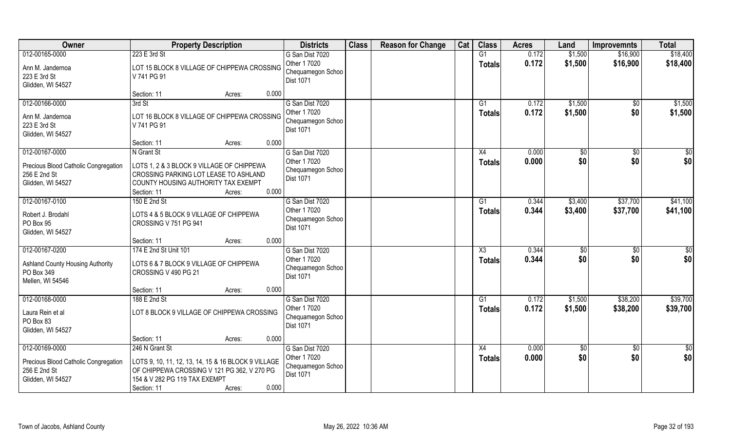| Owner | Property Description | Districts | Class | Reason for Change | Cat | Class | Acres | Land | Improvemnts | Total |
|---|---|---|---|---|---|---|---|---|---|---|
| 012-00165-0000 | 223 E 3rd St | G San Dist 7020 | | | | G1 | 0.172 | $1,500 | $16,900 | $18,400 |
| Ann M. Jandernoa<br>223 E 3rd St<br>Glidden, WI 54527 | LOT 15 BLOCK 8 VILLAGE OF CHIPPEWA CROSSING V 741 PG 91 | Other 1 7020<br>Chequamegon Schoo<br>Dist 1071 | | | | Totals | 0.172 | $1,500 | $16,900 | $18,400 |
| | Section: 11 Acres: 0.000 | | | | | | | | | |
| 012-00166-0000 | 3rd St | G San Dist 7020 | | | | G1 | 0.172 | $1,500 | $0 | $1,500 |
| Ann M. Jandernoa<br>223 E 3rd St<br>Glidden, WI 54527 | LOT 16 BLOCK 8 VILLAGE OF CHIPPEWA CROSSING V 741 PG 91 | Other 1 7020<br>Chequamegon Schoo<br>Dist 1071 | | | | Totals | 0.172 | $1,500 | $0 | $1,500 |
| | Section: 11 Acres: 0.000 | | | | | | | | | |
| 012-00167-0000 | N Grant St | G San Dist 7020 | | | | X4 | 0.000 | $0 | $0 | $0 |
| Precious Blood Catholic Congregation<br>256 E 2nd St<br>Glidden, WI 54527 | LOTS 1, 2 & 3 BLOCK 9 VILLAGE OF CHIPPEWA CROSSING PARKING LOT LEASE TO ASHLAND COUNTY HOUSING AUTHORITY TAX EXEMPT | Other 1 7020<br>Chequamegon Schoo<br>Dist 1071 | | | | Totals | 0.000 | $0 | $0 | $0 |
| | Section: 11 Acres: 0.000 | | | | | | | | | |
| 012-00167-0100 | 150 E 2nd St | G San Dist 7020 | | | | G1 | 0.344 | $3,400 | $37,700 | $41,100 |
| Robert J. Brodahl<br>PO Box 95<br>Glidden, WI 54527 | LOTS 4 & 5 BLOCK 9 VILLAGE OF CHIPPEWA CROSSING V 751 PG 941 | Other 1 7020<br>Chequamegon Schoo<br>Dist 1071 | | | | Totals | 0.344 | $3,400 | $37,700 | $41,100 |
| | Section: 11 Acres: 0.000 | | | | | | | | | |
| 012-00167-0200 | 174 E 2nd St Unit 101 | G San Dist 7020 | | | | X3 | 0.344 | $0 | $0 | $0 |
| Ashland County Housing Authority<br>PO Box 349<br>Mellen, WI 54546 | LOTS 6 & 7 BLOCK 9 VILLAGE OF CHIPPEWA CROSSING V 490 PG 21 | Other 1 7020<br>Chequamegon Schoo<br>Dist 1071 | | | | Totals | 0.344 | $0 | $0 | $0 |
| | Section: 11 Acres: 0.000 | | | | | | | | | |
| 012-00168-0000 | 188 E 2nd St | G San Dist 7020 | | | | G1 | 0.172 | $1,500 | $38,200 | $39,700 |
| Laura Rein et al<br>PO Box 83<br>Glidden, WI 54527 | LOT 8 BLOCK 9 VILLAGE OF CHIPPEWA CROSSING | Other 1 7020<br>Chequamegon Schoo<br>Dist 1071 | | | | Totals | 0.172 | $1,500 | $38,200 | $39,700 |
| | Section: 11 Acres: 0.000 | | | | | | | | | |
| 012-00169-0000 | 246 N Grant St | G San Dist 7020 | | | | X4 | 0.000 | $0 | $0 | $0 |
| Precious Blood Catholic Congregation<br>256 E 2nd St<br>Glidden, WI 54527 | LOTS 9, 10, 11, 12, 13, 14, 15 & 16 BLOCK 9 VILLAGE OF CHIPPEWA CROSSING V 121 PG 362, V 270 PG 154 & V 282 PG 119 TAX EXEMPT | Other 1 7020<br>Chequamegon Schoo<br>Dist 1071 | | | | Totals | 0.000 | $0 | $0 | $0 |
| | Section: 11 Acres: 0.000 | | | | | | | | | |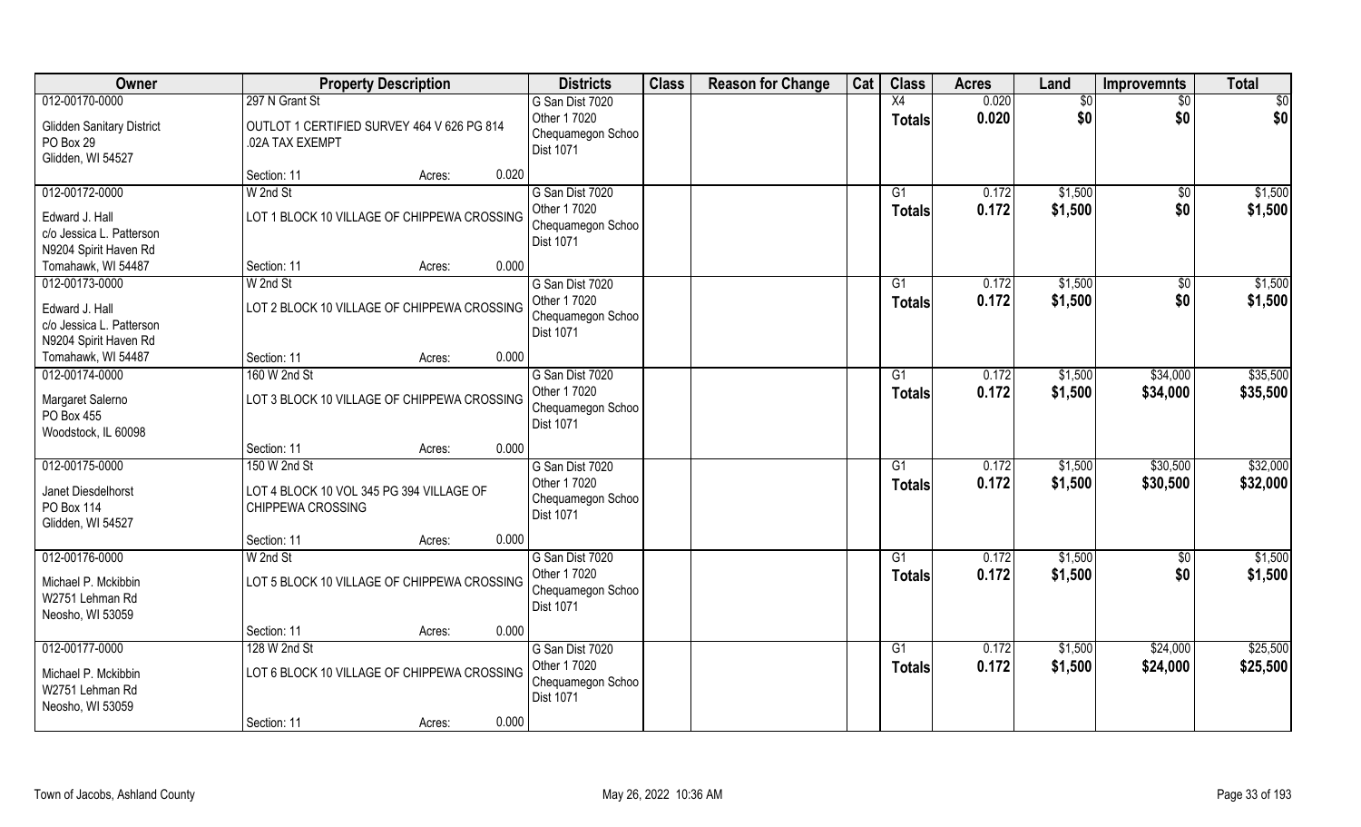| Owner | Property Description | | | Districts | Class | Reason for Change | Cat | Class | Acres | Land | Improvemnts | Total |
|---|---|---|---|---|---|---|---|---|---|---|---|---|
| 012-00170-0000 | 297 N Grant St | | | G San Dist 7020 | | | | X4 | 0.020 | $0 | $0 | $0 |
| Glidden Sanitary District<br>PO Box 29<br>Glidden, WI 54527 | OUTLOT 1 CERTIFIED SURVEY 464 V 626 PG 814 .02A TAX EXEMPT | | | Other 1 7020<br>Chequamegon Schoo<br>Dist 1071 | | | | Totals | 0.020 | $0 | $0 | $0 |
| | Section: 11 | Acres: | 0.020 | | | | | | | | | |
| 012-00172-0000 | W 2nd St | | | G San Dist 7020 | | | | G1 | 0.172 | $1,500 | $0 | $1,500 |
| Edward J. Hall<br>c/o Jessica L. Patterson<br>N9204 Spirit Haven Rd<br>Tomahawk, WI 54487 | LOT 1 BLOCK 10 VILLAGE OF CHIPPEWA CROSSING | | | Other 1 7020<br>Chequamegon Schoo<br>Dist 1071 | | | | Totals | 0.172 | $1,500 | $0 | $1,500 |
| | Section: 11 | Acres: | 0.000 | | | | | | | | | |
| 012-00173-0000 | W 2nd St | | | G San Dist 7020 | | | | G1 | 0.172 | $1,500 | $0 | $1,500 |
| Edward J. Hall<br>c/o Jessica L. Patterson<br>N9204 Spirit Haven Rd<br>Tomahawk, WI 54487 | LOT 2 BLOCK 10 VILLAGE OF CHIPPEWA CROSSING | | | Other 1 7020<br>Chequamegon Schoo<br>Dist 1071 | | | | Totals | 0.172 | $1,500 | $0 | $1,500 |
| | Section: 11 | Acres: | 0.000 | | | | | | | | | |
| 012-00174-0000 | 160 W 2nd St | | | G San Dist 7020 | | | | G1 | 0.172 | $1,500 | $34,000 | $35,500 |
| Margaret Salerno<br>PO Box 455<br>Woodstock, IL 60098 | LOT 3 BLOCK 10 VILLAGE OF CHIPPEWA CROSSING | | | Other 1 7020<br>Chequamegon Schoo<br>Dist 1071 | | | | Totals | 0.172 | $1,500 | $34,000 | $35,500 |
| | Section: 11 | Acres: | 0.000 | | | | | | | | | |
| 012-00175-0000 | 150 W 2nd St | | | G San Dist 7020 | | | | G1 | 0.172 | $1,500 | $30,500 | $32,000 |
| Janet Diesdelhorst<br>PO Box 114<br>Glidden, WI 54527 | LOT 4 BLOCK 10 VOL 345 PG 394 VILLAGE OF CHIPPEWA CROSSING | | | Other 1 7020<br>Chequamegon Schoo<br>Dist 1071 | | | | Totals | 0.172 | $1,500 | $30,500 | $32,000 |
| | Section: 11 | Acres: | 0.000 | | | | | | | | | |
| 012-00176-0000 | W 2nd St | | | G San Dist 7020 | | | | G1 | 0.172 | $1,500 | $0 | $1,500 |
| Michael P. Mckibbin<br>W2751 Lehman Rd<br>Neosho, WI 53059 | LOT 5 BLOCK 10 VILLAGE OF CHIPPEWA CROSSING | | | Other 1 7020<br>Chequamegon Schoo<br>Dist 1071 | | | | Totals | 0.172 | $1,500 | $0 | $1,500 |
| | Section: 11 | Acres: | 0.000 | | | | | | | | | |
| 012-00177-0000 | 128 W 2nd St | | | G San Dist 7020 | | | | G1 | 0.172 | $1,500 | $24,000 | $25,500 |
| Michael P. Mckibbin<br>W2751 Lehman Rd<br>Neosho, WI 53059 | LOT 6 BLOCK 10 VILLAGE OF CHIPPEWA CROSSING | | | Other 1 7020<br>Chequamegon Schoo<br>Dist 1071 | | | | Totals | 0.172 | $1,500 | $24,000 | $25,500 |
| | Section: 11 | Acres: | 0.000 | | | | | | | | | |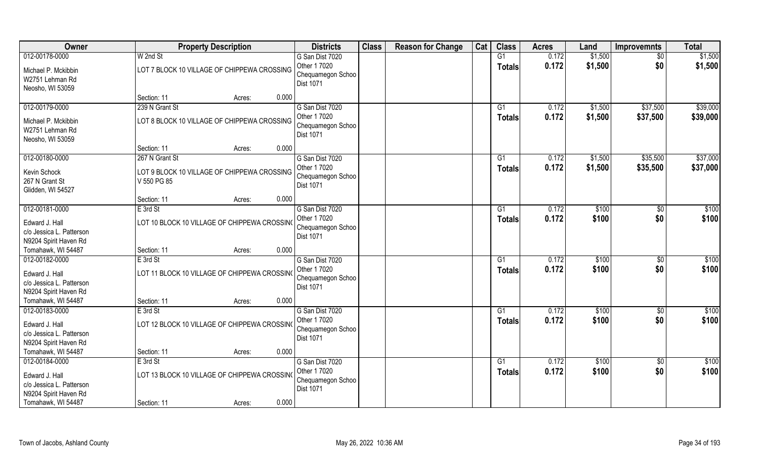| Owner | Property Description | | | Districts | Class | Reason for Change | Cat | Class | Acres | Land | Improvemnts | Total |
|---|---|---|---|---|---|---|---|---|---|---|---|---|
| 012-00178-0000 | W 2nd St | | | G San Dist 7020 | | | | G1 | 0.172 | $1,500 | $0 | $1,500 |
| Michael P. Mckibbin<br>W2751 Lehman Rd<br>Neosho, WI 53059 | LOT 7 BLOCK 10 VILLAGE OF CHIPPEWA CROSSING | | | Other 1 7020<br>Chequamegon Schoo<br>Dist 1071 | | | | Totals | 0.172 | $1,500 | $0 | $1,500 |
| | Section: 11 | Acres: | 0.000 | | | | | | | | | |
| 012-00179-0000 | 239 N Grant St | | | G San Dist 7020 | | | | G1 | 0.172 | $1,500 | $37,500 | $39,000 |
| Michael P. Mckibbin<br>W2751 Lehman Rd<br>Neosho, WI 53059 | LOT 8 BLOCK 10 VILLAGE OF CHIPPEWA CROSSING | | | Other 1 7020<br>Chequamegon Schoo<br>Dist 1071 | | | | Totals | 0.172 | $1,500 | $37,500 | $39,000 |
| | Section: 11 | Acres: | 0.000 | | | | | | | | | |
| 012-00180-0000 | 267 N Grant St | | | G San Dist 7020 | | | | G1 | 0.172 | $1,500 | $35,500 | $37,000 |
| Kevin Schock<br>267 N Grant St<br>Glidden, WI 54527 | LOT 9 BLOCK 10 VILLAGE OF CHIPPEWA CROSSING V 550 PG 85 | | | Other 1 7020<br>Chequamegon Schoo<br>Dist 1071 | | | | Totals | 0.172 | $1,500 | $35,500 | $37,000 |
| | Section: 11 | Acres: | 0.000 | | | | | | | | | |
| 012-00181-0000 | E 3rd St | | | G San Dist 7020 | | | | G1 | 0.172 | $100 | $0 | $100 |
| Edward J. Hall<br>c/o Jessica L. Patterson<br>N9204 Spirit Haven Rd<br>Tomahawk, WI 54487 | LOT 10 BLOCK 10 VILLAGE OF CHIPPEWA CROSSIN( | | | Other 1 7020<br>Chequamegon Schoo<br>Dist 1071 | | | | Totals | 0.172 | $100 | $0 | $100 |
| | Section: 11 | Acres: | 0.000 | | | | | | | | | |
| 012-00182-0000 | E 3rd St | | | G San Dist 7020 | | | | G1 | 0.172 | $100 | $0 | $100 |
| Edward J. Hall<br>c/o Jessica L. Patterson<br>N9204 Spirit Haven Rd<br>Tomahawk, WI 54487 | LOT 11 BLOCK 10 VILLAGE OF CHIPPEWA CROSSIN( | | | Other 1 7020<br>Chequamegon Schoo<br>Dist 1071 | | | | Totals | 0.172 | $100 | $0 | $100 |
| | Section: 11 | Acres: | 0.000 | | | | | | | | | |
| 012-00183-0000 | E 3rd St | | | G San Dist 7020 | | | | G1 | 0.172 | $100 | $0 | $100 |
| Edward J. Hall<br>c/o Jessica L. Patterson<br>N9204 Spirit Haven Rd<br>Tomahawk, WI 54487 | LOT 12 BLOCK 10 VILLAGE OF CHIPPEWA CROSSIN( | | | Other 1 7020<br>Chequamegon Schoo<br>Dist 1071 | | | | Totals | 0.172 | $100 | $0 | $100 |
| | Section: 11 | Acres: | 0.000 | | | | | | | | | |
| 012-00184-0000 | E 3rd St | | | G San Dist 7020 | | | | G1 | 0.172 | $100 | $0 | $100 |
| Edward J. Hall<br>c/o Jessica L. Patterson<br>N9204 Spirit Haven Rd<br>Tomahawk, WI 54487 | LOT 13 BLOCK 10 VILLAGE OF CHIPPEWA CROSSIN( | | | Other 1 7020<br>Chequamegon Schoo<br>Dist 1071 | | | | Totals | 0.172 | $100 | $0 | $100 |
| | Section: 11 | Acres: | 0.000 | | | | | | | | | |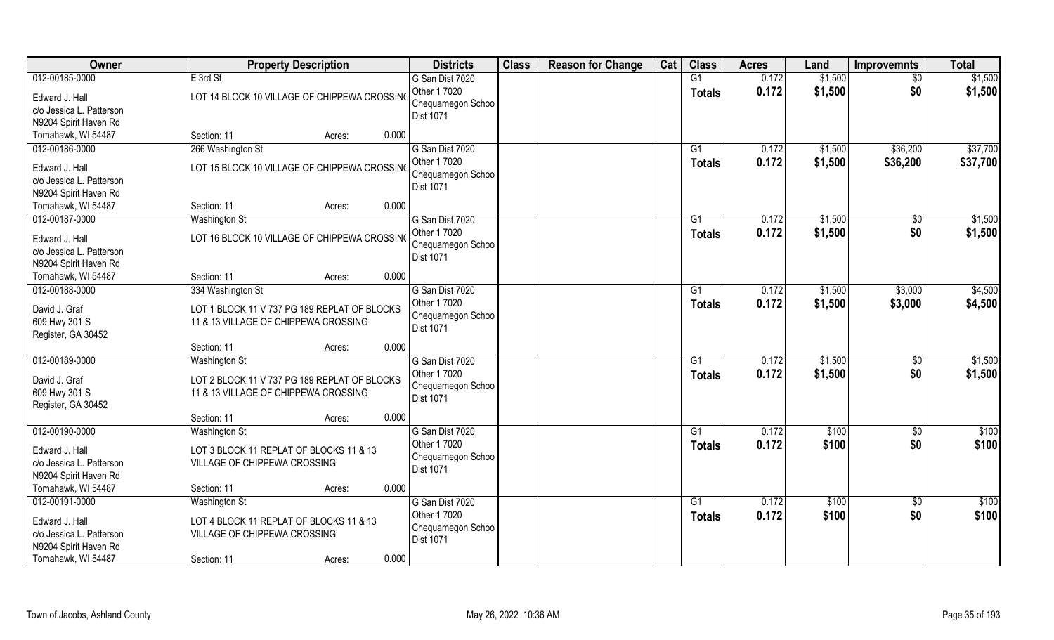| Owner | Property Description | Districts | Class | Reason for Change | Cat | Class | Acres | Land | Improvemnts | Total |
|---|---|---|---|---|---|---|---|---|---|---|
| 012-00185-0000 | E 3rd St | G San Dist 7020 | | | | G1 | 0.172 | $1,500 | $0 | $1,500 |
| Edward J. Hall<br>c/o Jessica L. Patterson<br>N9204 Spirit Haven Rd<br>Tomahawk, WI 54487 | LOT 14 BLOCK 10 VILLAGE OF CHIPPEWA CROSSIN(<br>Section: 11 Acres: 0.000 | Other 1 7020<br>Chequamegon Schoo<br>Dist 1071 | | | | Totals | 0.172 | $1,500 | $0 | $1,500 |
| 012-00186-0000 | 266 Washington St | G San Dist 7020 | | | | G1 | 0.172 | $1,500 | $36,200 | $37,700 |
| Edward J. Hall<br>c/o Jessica L. Patterson<br>N9204 Spirit Haven Rd<br>Tomahawk, WI 54487 | LOT 15 BLOCK 10 VILLAGE OF CHIPPEWA CROSSIN(<br>Section: 11 Acres: 0.000 | Other 1 7020<br>Chequamegon Schoo<br>Dist 1071 | | | | Totals | 0.172 | $1,500 | $36,200 | $37,700 |
| 012-00187-0000 | Washington St | G San Dist 7020 | | | | G1 | 0.172 | $1,500 | $0 | $1,500 |
| Edward J. Hall<br>c/o Jessica L. Patterson<br>N9204 Spirit Haven Rd<br>Tomahawk, WI 54487 | LOT 16 BLOCK 10 VILLAGE OF CHIPPEWA CROSSIN(<br>Section: 11 Acres: 0.000 | Other 1 7020<br>Chequamegon Schoo<br>Dist 1071 | | | | Totals | 0.172 | $1,500 | $0 | $1,500 |
| 012-00188-0000 | 334 Washington St | G San Dist 7020 | | | | G1 | 0.172 | $1,500 | $3,000 | $4,500 |
| David J. Graf<br>609 Hwy 301 S<br>Register, GA 30452 | LOT 1 BLOCK 11 V 737 PG 189 REPLAT OF BLOCKS 11 & 13 VILLAGE OF CHIPPEWA CROSSING<br>Section: 11 Acres: 0.000 | Other 1 7020<br>Chequamegon Schoo<br>Dist 1071 | | | | Totals | 0.172 | $1,500 | $3,000 | $4,500 |
| 012-00189-0000 | Washington St | G San Dist 7020 | | | | G1 | 0.172 | $1,500 | $0 | $1,500 |
| David J. Graf<br>609 Hwy 301 S<br>Register, GA 30452 | LOT 2 BLOCK 11 V 737 PG 189 REPLAT OF BLOCKS 11 & 13 VILLAGE OF CHIPPEWA CROSSING<br>Section: 11 Acres: 0.000 | Other 1 7020<br>Chequamegon Schoo<br>Dist 1071 | | | | Totals | 0.172 | $1,500 | $0 | $1,500 |
| 012-00190-0000 | Washington St | G San Dist 7020 | | | | G1 | 0.172 | $100 | $0 | $100 |
| Edward J. Hall<br>c/o Jessica L. Patterson<br>N9204 Spirit Haven Rd<br>Tomahawk, WI 54487 | LOT 3 BLOCK 11 REPLAT OF BLOCKS 11 & 13 VILLAGE OF CHIPPEWA CROSSING<br>Section: 11 Acres: 0.000 | Other 1 7020<br>Chequamegon Schoo<br>Dist 1071 | | | | Totals | 0.172 | $100 | $0 | $100 |
| 012-00191-0000 | Washington St | G San Dist 7020 | | | | G1 | 0.172 | $100 | $0 | $100 |
| Edward J. Hall<br>c/o Jessica L. Patterson<br>N9204 Spirit Haven Rd<br>Tomahawk, WI 54487 | LOT 4 BLOCK 11 REPLAT OF BLOCKS 11 & 13 VILLAGE OF CHIPPEWA CROSSING<br>Section: 11 Acres: 0.000 | Other 1 7020<br>Chequamegon Schoo<br>Dist 1071 | | | | Totals | 0.172 | $100 | $0 | $100 |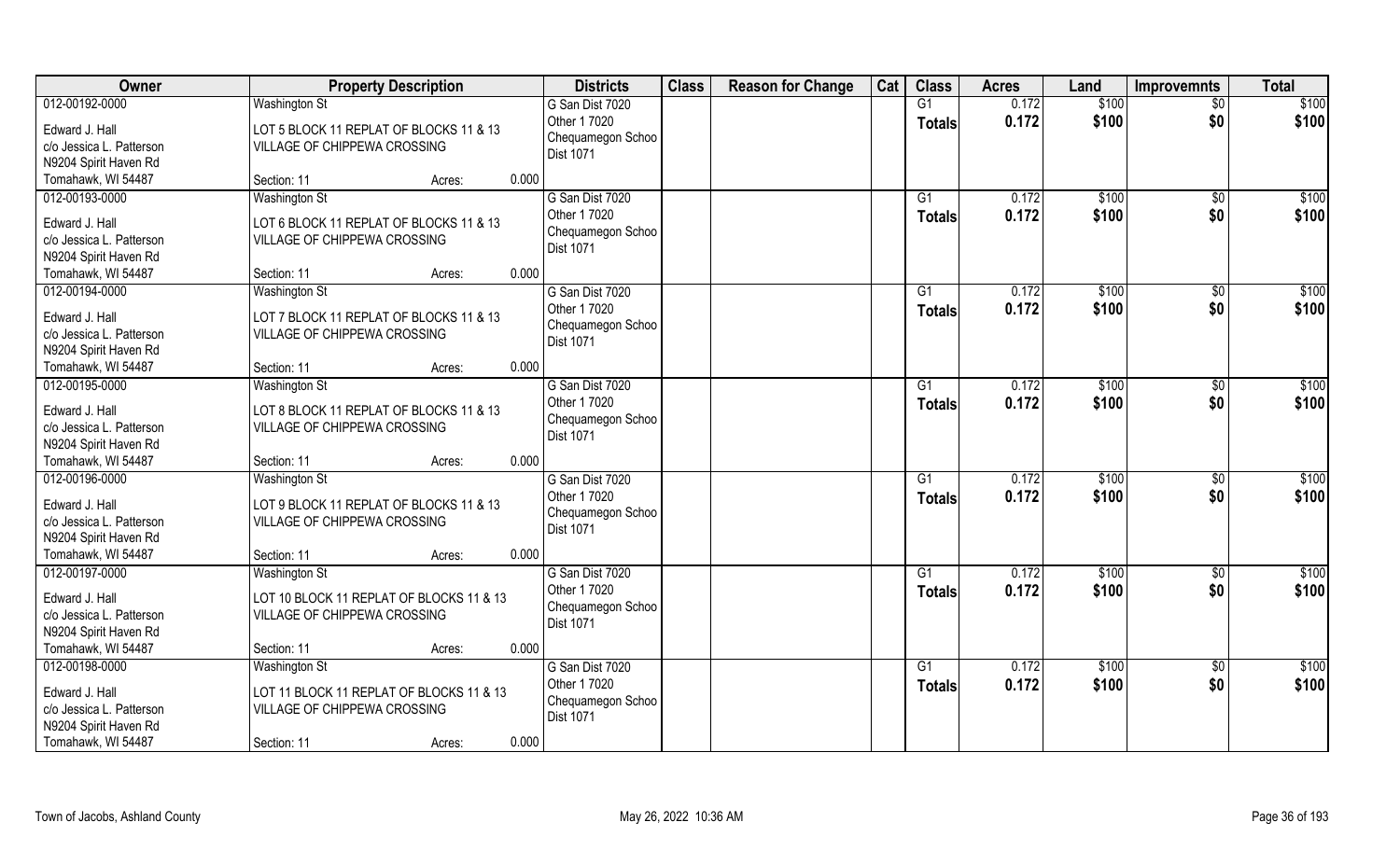| Owner | Property Description | Districts | Class | Reason for Change | Cat | Class | Acres | Land | Improvemnts | Total |
|---|---|---|---|---|---|---|---|---|---|---|
| 012-00192-0000 | Washington St | G San Dist 7020 | | | | G1 | 0.172 | $100 | $0 | $100 |
| Edward J. Hall | LOT 5 BLOCK 11 REPLAT OF BLOCKS 11 & 13 | Other 1 7020 | | | | Totals | 0.172 | $100 | $0 | $100 |
| c/o Jessica L. Patterson | VILLAGE OF CHIPPEWA CROSSING | Chequamegon Schoo | | | | | | | | |
| N9204 Spirit Haven Rd | | Dist 1071 | | | | | | | | |
| Tomahawk, WI 54487 | Section: 11 Acres: 0.000 | | | | | | | | | |
| 012-00193-0000 | Washington St | G San Dist 7020 | | | | G1 | 0.172 | $100 | $0 | $100 |
| Edward J. Hall | LOT 6 BLOCK 11 REPLAT OF BLOCKS 11 & 13 | Other 1 7020 | | | | Totals | 0.172 | $100 | $0 | $100 |
| c/o Jessica L. Patterson | VILLAGE OF CHIPPEWA CROSSING | Chequamegon Schoo | | | | | | | | |
| N9204 Spirit Haven Rd | | Dist 1071 | | | | | | | | |
| Tomahawk, WI 54487 | Section: 11 Acres: 0.000 | | | | | | | | | |
| 012-00194-0000 | Washington St | G San Dist 7020 | | | | G1 | 0.172 | $100 | $0 | $100 |
| Edward J. Hall | LOT 7 BLOCK 11 REPLAT OF BLOCKS 11 & 13 | Other 1 7020 | | | | Totals | 0.172 | $100 | $0 | $100 |
| c/o Jessica L. Patterson | VILLAGE OF CHIPPEWA CROSSING | Chequamegon Schoo | | | | | | | | |
| N9204 Spirit Haven Rd | | Dist 1071 | | | | | | | | |
| Tomahawk, WI 54487 | Section: 11 Acres: 0.000 | | | | | | | | | |
| 012-00195-0000 | Washington St | G San Dist 7020 | | | | G1 | 0.172 | $100 | $0 | $100 |
| Edward J. Hall | LOT 8 BLOCK 11 REPLAT OF BLOCKS 11 & 13 | Other 1 7020 | | | | Totals | 0.172 | $100 | $0 | $100 |
| c/o Jessica L. Patterson | VILLAGE OF CHIPPEWA CROSSING | Chequamegon Schoo | | | | | | | | |
| N9204 Spirit Haven Rd | | Dist 1071 | | | | | | | | |
| Tomahawk, WI 54487 | Section: 11 Acres: 0.000 | | | | | | | | | |
| 012-00196-0000 | Washington St | G San Dist 7020 | | | | G1 | 0.172 | $100 | $0 | $100 |
| Edward J. Hall | LOT 9 BLOCK 11 REPLAT OF BLOCKS 11 & 13 | Other 1 7020 | | | | Totals | 0.172 | $100 | $0 | $100 |
| c/o Jessica L. Patterson | VILLAGE OF CHIPPEWA CROSSING | Chequamegon Schoo | | | | | | | | |
| N9204 Spirit Haven Rd | | Dist 1071 | | | | | | | | |
| Tomahawk, WI 54487 | Section: 11 Acres: 0.000 | | | | | | | | | |
| 012-00197-0000 | Washington St | G San Dist 7020 | | | | G1 | 0.172 | $100 | $0 | $100 |
| Edward J. Hall | LOT 10 BLOCK 11 REPLAT OF BLOCKS 11 & 13 | Other 1 7020 | | | | Totals | 0.172 | $100 | $0 | $100 |
| c/o Jessica L. Patterson | VILLAGE OF CHIPPEWA CROSSING | Chequamegon Schoo | | | | | | | | |
| N9204 Spirit Haven Rd | | Dist 1071 | | | | | | | | |
| Tomahawk, WI 54487 | Section: 11 Acres: 0.000 | | | | | | | | | |
| 012-00198-0000 | Washington St | G San Dist 7020 | | | | G1 | 0.172 | $100 | $0 | $100 |
| Edward J. Hall | LOT 11 BLOCK 11 REPLAT OF BLOCKS 11 & 13 | Other 1 7020 | | | | Totals | 0.172 | $100 | $0 | $100 |
| c/o Jessica L. Patterson | VILLAGE OF CHIPPEWA CROSSING | Chequamegon Schoo | | | | | | | | |
| N9204 Spirit Haven Rd | | Dist 1071 | | | | | | | | |
| Tomahawk, WI 54487 | Section: 11 Acres: 0.000 | | | | | | | | | |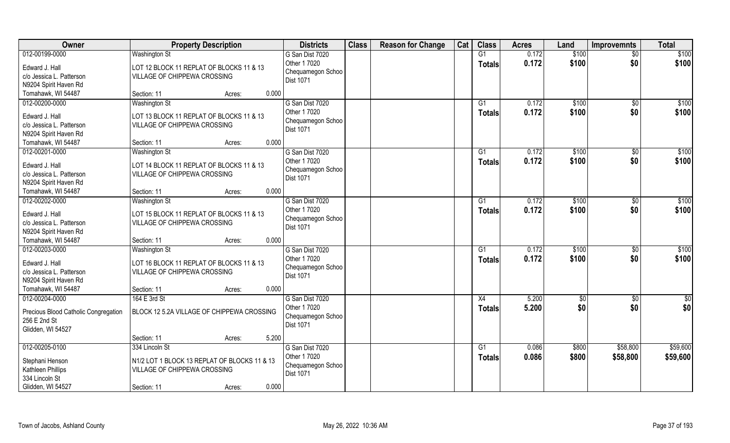| Owner | Property Description | | | Districts | Class | Reason for Change | Cat | Class | Acres | Land | Improvemnts | Total |
|---|---|---|---|---|---|---|---|---|---|---|---|---|
| 012-00199-0000<br>Edward J. Hall<br>c/o Jessica L. Patterson<br>N9204 Spirit Haven Rd<br>Tomahawk, WI 54487 | Washington St<br>LOT 12 BLOCK 11 REPLAT OF BLOCKS 11 & 13 VILLAGE OF CHIPPEWA CROSSING<br>Section: 11 | Acres: | 0.000 | G San Dist 7020<br>Other 1 7020<br>Chequamegon Schoo<br>Dist 1071 | | | | G1<br>**Totals** | 0.172<br>**0.172** | $100<br>**$100** | $0<br>**$0** | $100<br>**$100** |
| 012-00200-0000<br>Edward J. Hall<br>c/o Jessica L. Patterson<br>N9204 Spirit Haven Rd<br>Tomahawk, WI 54487 | Washington St<br>LOT 13 BLOCK 11 REPLAT OF BLOCKS 11 & 13 VILLAGE OF CHIPPEWA CROSSING<br>Section: 11 | Acres: | 0.000 | G San Dist 7020<br>Other 1 7020<br>Chequamegon Schoo<br>Dist 1071 | | | | G1<br>**Totals** | 0.172<br>**0.172** | $100<br>**$100** | $0<br>**$0** | $100<br>**$100** |
| 012-00201-0000<br>Edward J. Hall<br>c/o Jessica L. Patterson<br>N9204 Spirit Haven Rd<br>Tomahawk, WI 54487 | Washington St<br>LOT 14 BLOCK 11 REPLAT OF BLOCKS 11 & 13 VILLAGE OF CHIPPEWA CROSSING<br>Section: 11 | Acres: | 0.000 | G San Dist 7020<br>Other 1 7020<br>Chequamegon Schoo<br>Dist 1071 | | | | G1<br>**Totals** | 0.172<br>**0.172** | $100<br>**$100** | $0<br>**$0** | $100<br>**$100** |
| 012-00202-0000<br>Edward J. Hall<br>c/o Jessica L. Patterson<br>N9204 Spirit Haven Rd<br>Tomahawk, WI 54487 | Washington St<br>LOT 15 BLOCK 11 REPLAT OF BLOCKS 11 & 13 VILLAGE OF CHIPPEWA CROSSING<br>Section: 11 | Acres: | 0.000 | G San Dist 7020<br>Other 1 7020<br>Chequamegon Schoo<br>Dist 1071 | | | | G1<br>**Totals** | 0.172<br>**0.172** | $100<br>**$100** | $0<br>**$0** | $100<br>**$100** |
| 012-00203-0000<br>Edward J. Hall<br>c/o Jessica L. Patterson<br>N9204 Spirit Haven Rd<br>Tomahawk, WI 54487 | Washington St<br>LOT 16 BLOCK 11 REPLAT OF BLOCKS 11 & 13 VILLAGE OF CHIPPEWA CROSSING<br>Section: 11 | Acres: | 0.000 | G San Dist 7020<br>Other 1 7020<br>Chequamegon Schoo<br>Dist 1071 | | | | G1<br>**Totals** | 0.172<br>**0.172** | $100<br>**$100** | $0<br>**$0** | $100<br>**$100** |
| 012-00204-0000<br>Precious Blood Catholic Congregation<br>256 E 2nd St<br>Glidden, WI 54527 | 164 E 3rd St<br>BLOCK 12 5.2A VILLAGE OF CHIPPEWA CROSSING<br>Section: 11 | Acres: | 5.200 | G San Dist 7020<br>Other 1 7020<br>Chequamegon Schoo<br>Dist 1071 | | | | X4<br>**Totals** | 5.200<br>**5.200** | $0<br>**$0** | $0<br>**$0** | $0<br>**$0** |
| 012-00205-0100<br>Stephani Henson<br>Kathleen Phillips<br>334 Lincoln St<br>Glidden, WI 54527 | 334 Lincoln St<br>N1/2 LOT 1 BLOCK 13 REPLAT OF BLOCKS 11 & 13 VILLAGE OF CHIPPEWA CROSSING<br>Section: 11 | Acres: | 0.000 | G San Dist 7020<br>Other 1 7020<br>Chequamegon Schoo<br>Dist 1071 | | | | G1<br>**Totals** | 0.086<br>**0.086** | $800<br>**$800** | $58,800<br>**$58,800** | $59,600<br>**$59,600** |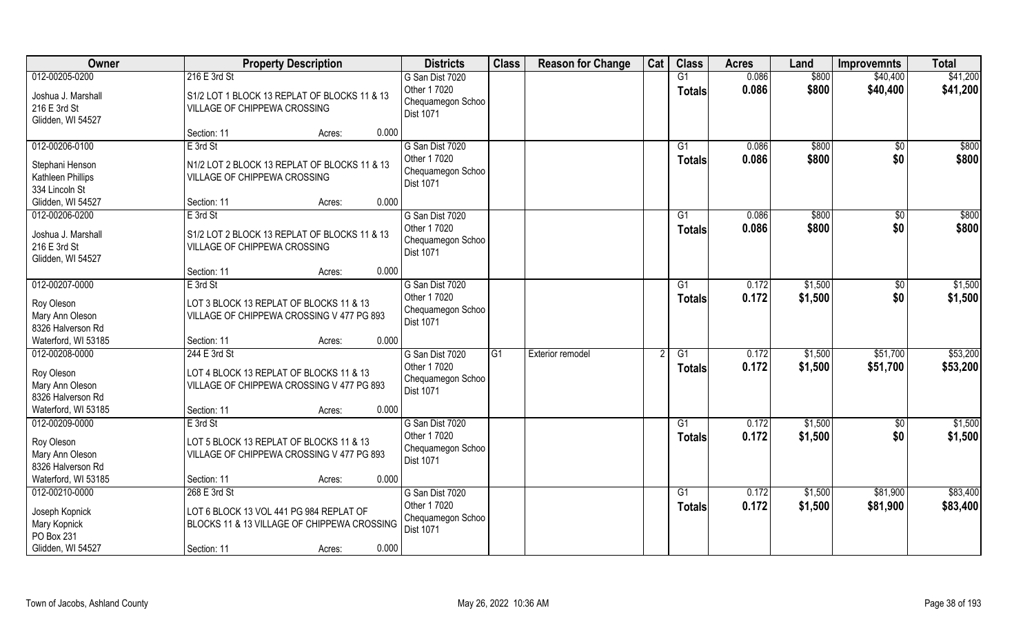| Owner | Property Description | Districts | Class | Reason for Change | Cat | Class | Acres | Land | Improvemnts | Total |
|---|---|---|---|---|---|---|---|---|---|---|
| 012-00205-0200<br>Joshua J. Marshall<br>216 E 3rd St<br>Glidden, WI 54527 | 216 E 3rd St<br>S1/2 LOT 1 BLOCK 13 REPLAT OF BLOCKS 11 & 13 VILLAGE OF CHIPPEWA CROSSING<br>Section: 11 Acres: 0.000 | G San Dist 7020<br>Other 1 7020<br>Chequamegon Schoo Dist 1071 | | | | G1<br>**Totals** | 0.086<br>**0.086** | $800<br>**$800** | $40,400<br>**$40,400** | $41,200<br>**$41,200** |
| 012-00206-0100<br>Stephani Henson<br>Kathleen Phillips<br>334 Lincoln St<br>Glidden, WI 54527 | E 3rd St<br>N1/2 LOT 2 BLOCK 13 REPLAT OF BLOCKS 11 & 13 VILLAGE OF CHIPPEWA CROSSING<br>Section: 11 Acres: 0.000 | G San Dist 7020<br>Other 1 7020<br>Chequamegon Schoo Dist 1071 | | | | G1<br>**Totals** | 0.086<br>**0.086** | $800<br>**$800** | $0<br>**$0** | $800<br>**$800** |
| 012-00206-0200<br>Joshua J. Marshall<br>216 E 3rd St<br>Glidden, WI 54527 | E 3rd St<br>S1/2 LOT 2 BLOCK 13 REPLAT OF BLOCKS 11 & 13 VILLAGE OF CHIPPEWA CROSSING<br>Section: 11 Acres: 0.000 | G San Dist 7020<br>Other 1 7020<br>Chequamegon Schoo Dist 1071 | | | | G1<br>**Totals** | 0.086<br>**0.086** | $800<br>**$800** | $0<br>**$0** | $800<br>**$800** |
| 012-00207-0000<br>Roy Oleson<br>Mary Ann Oleson<br>8326 Halverson Rd<br>Waterford, WI 53185 | E 3rd St<br>LOT 3 BLOCK 13 REPLAT OF BLOCKS 11 & 13 VILLAGE OF CHIPPEWA CROSSING V 477 PG 893<br>Section: 11 Acres: 0.000 | G San Dist 7020<br>Other 1 7020<br>Chequamegon Schoo Dist 1071 | | | | G1<br>**Totals** | 0.172<br>**0.172** | $1,500<br>**$1,500** | $0<br>**$0** | $1,500<br>**$1,500** |
| 012-00208-0000<br>Roy Oleson<br>Mary Ann Oleson<br>8326 Halverson Rd<br>Waterford, WI 53185 | 244 E 3rd St<br>LOT 4 BLOCK 13 REPLAT OF BLOCKS 11 & 13 VILLAGE OF CHIPPEWA CROSSING V 477 PG 893<br>Section: 11 Acres: 0.000 | G San Dist 7020<br>Other 1 7020<br>Chequamegon Schoo Dist 1071 | G1 | Exterior remodel | 2 | G1<br>**Totals** | 0.172<br>**0.172** | $1,500<br>**$1,500** | $51,700<br>**$51,700** | $53,200<br>**$53,200** |
| 012-00209-0000<br>Roy Oleson<br>Mary Ann Oleson<br>8326 Halverson Rd<br>Waterford, WI 53185 | E 3rd St<br>LOT 5 BLOCK 13 REPLAT OF BLOCKS 11 & 13 VILLAGE OF CHIPPEWA CROSSING V 477 PG 893<br>Section: 11 Acres: 0.000 | G San Dist 7020<br>Other 1 7020<br>Chequamegon Schoo Dist 1071 | | | | G1<br>**Totals** | 0.172<br>**0.172** | $1,500<br>**$1,500** | $0<br>**$0** | $1,500<br>**$1,500** |
| 012-00210-0000<br>Joseph Kopnick<br>Mary Kopnick<br>PO Box 231<br>Glidden, WI 54527 | 268 E 3rd St<br>LOT 6 BLOCK 13 VOL 441 PG 984 REPLAT OF BLOCKS 11 & 13 VILLAGE OF CHIPPEWA CROSSING<br>Section: 11 Acres: 0.000 | G San Dist 7020<br>Other 1 7020<br>Chequamegon Schoo Dist 1071 | | | | G1<br>**Totals** | 0.172<br>**0.172** | $1,500<br>**$1,500** | $81,900<br>**$81,900** | $83,400<br>**$83,400** |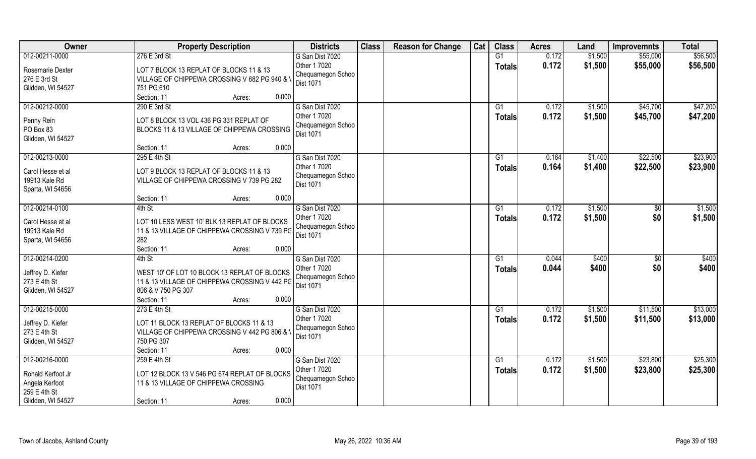| Owner | Property Description | Districts | Class | Reason for Change | Cat | Class | Acres | Land | Improvemnts | Total |
|---|---|---|---|---|---|---|---|---|---|---|
| 012-00211-0000 | 276 E 3rd St | G San Dist 7020 | | | | G1 | 0.172 | $1,500 | $55,000 | $56,500 |
| Rosemarie Dexter<br>276 E 3rd St<br>Glidden, WI 54527 | LOT 7 BLOCK 13 REPLAT OF BLOCKS 11 & 13 VILLAGE OF CHIPPEWA CROSSING V 682 PG 940 & V 751 PG 610<br>Section: 11 Acres: 0.000 | Other 1 7020<br>Chequamegon Schoo<br>Dist 1071 | | | | Totals | 0.172 | $1,500 | $55,000 | $56,500 |
| 012-00212-0000 | 290 E 3rd St | G San Dist 7020 | | | | G1 | 0.172 | $1,500 | $45,700 | $47,200 |
| Penny Rein<br>PO Box 83<br>Glidden, WI 54527 | LOT 8 BLOCK 13 VOL 436 PG 331 REPLAT OF BLOCKS 11 & 13 VILLAGE OF CHIPPEWA CROSSING<br>Section: 11 Acres: 0.000 | Other 1 7020<br>Chequamegon Schoo<br>Dist 1071 | | | | Totals | 0.172 | $1,500 | $45,700 | $47,200 |
| 012-00213-0000 | 295 E 4th St | G San Dist 7020 | | | | G1 | 0.164 | $1,400 | $22,500 | $23,900 |
| Carol Hesse et al<br>19913 Kale Rd<br>Sparta, WI 54656 | LOT 9 BLOCK 13 REPLAT OF BLOCKS 11 & 13 VILLAGE OF CHIPPEWA CROSSING V 739 PG 282<br>Section: 11 Acres: 0.000 | Other 1 7020<br>Chequamegon Schoo<br>Dist 1071 | | | | Totals | 0.164 | $1,400 | $22,500 | $23,900 |
| 012-00214-0100 | 4th St | G San Dist 7020 | | | | G1 | 0.172 | $1,500 | $0 | $1,500 |
| Carol Hesse et al<br>19913 Kale Rd<br>Sparta, WI 54656 | LOT 10 LESS WEST 10' BLK 13 REPLAT OF BLOCKS 11 & 13 VILLAGE OF CHIPPEWA CROSSING V 739 PG 282<br>Section: 11 Acres: 0.000 | Other 1 7020<br>Chequamegon Schoo<br>Dist 1071 | | | | Totals | 0.172 | $1,500 | $0 | $1,500 |
| 012-00214-0200 | 4th St | G San Dist 7020 | | | | G1 | 0.044 | $400 | $0 | $400 |
| Jeffrey D. Kiefer<br>273 E 4th St<br>Glidden, WI 54527 | WEST 10' OF LOT 10 BLOCK 13 REPLAT OF BLOCKS 11 & 13 VILLAGE OF CHIPPEWA CROSSING V 442 PG 806 & V 750 PG 307<br>Section: 11 Acres: 0.000 | Other 1 7020<br>Chequamegon Schoo<br>Dist 1071 | | | | Totals | 0.044 | $400 | $0 | $400 |
| 012-00215-0000 | 273 E 4th St | G San Dist 7020 | | | | G1 | 0.172 | $1,500 | $11,500 | $13,000 |
| Jeffrey D. Kiefer<br>273 E 4th St<br>Glidden, WI 54527 | LOT 11 BLOCK 13 REPLAT OF BLOCKS 11 & 13 VILLAGE OF CHIPPEWA CROSSING V 442 PG 806 & V 750 PG 307<br>Section: 11 Acres: 0.000 | Other 1 7020<br>Chequamegon Schoo<br>Dist 1071 | | | | Totals | 0.172 | $1,500 | $11,500 | $13,000 |
| 012-00216-0000 | 259 E 4th St | G San Dist 7020 | | | | G1 | 0.172 | $1,500 | $23,800 | $25,300 |
| Ronald Kerfoot Jr<br>Angela Kerfoot<br>259 E 4th St<br>Glidden, WI 54527 | LOT 12 BLOCK 13 V 546 PG 674 REPLAT OF BLOCKS 11 & 13 VILLAGE OF CHIPPEWA CROSSING<br>Section: 11 Acres: 0.000 | Other 1 7020<br>Chequamegon Schoo<br>Dist 1071 | | | | Totals | 0.172 | $1,500 | $23,800 | $25,300 |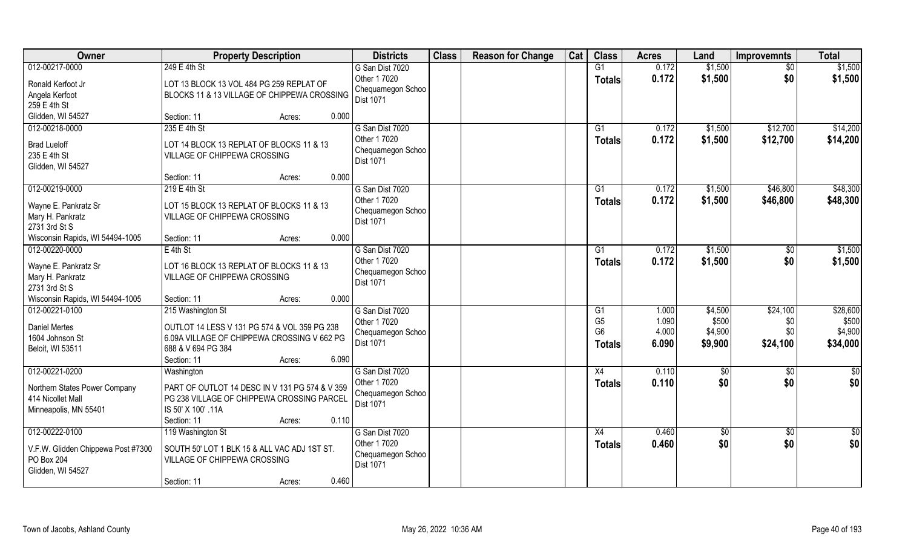| Owner | Property Description | | Districts | Class | Reason for Change | Cat | Class | Acres | Land | Improvemnts | Total |
|---|---|---|---|---|---|---|---|---|---|---|---|
| 012-00217-0000 | 249 E 4th St | | G San Dist 7020 | | | | G1 | 0.172 | $1,500 | $0 | $1,500 |
| Ronald Kerfoot Jr<br>Angela Kerfoot<br>259 E 4th St<br>Glidden, WI 54527 | LOT 13 BLOCK 13 VOL 484 PG 259 REPLAT OF BLOCKS 11 & 13 VILLAGE OF CHIPPEWA CROSSING | | Other 1 7020<br>Chequamegon Schoo Dist 1071 | | | | Totals | 0.172 | $1,500 | $0 | $1,500 |
| | Section: 11 | Acres: 0.000 | | | | | | | | | |
| 012-00218-0000 | 235 E 4th St | | G San Dist 7020 | | | | G1 | 0.172 | $1,500 | $12,700 | $14,200 |
| Brad Lueloff<br>235 E 4th St<br>Glidden, WI 54527 | LOT 14 BLOCK 13 REPLAT OF BLOCKS 11 & 13 VILLAGE OF CHIPPEWA CROSSING | | Other 1 7020<br>Chequamegon Schoo Dist 1071 | | | | Totals | 0.172 | $1,500 | $12,700 | $14,200 |
| | Section: 11 | Acres: 0.000 | | | | | | | | | |
| 012-00219-0000 | 219 E 4th St | | G San Dist 7020 | | | | G1 | 0.172 | $1,500 | $46,800 | $48,300 |
| Wayne E. Pankratz Sr<br>Mary H. Pankratz<br>2731 3rd St S<br>Wisconsin Rapids, WI 54494-1005 | LOT 15 BLOCK 13 REPLAT OF BLOCKS 11 & 13 VILLAGE OF CHIPPEWA CROSSING | | Other 1 7020<br>Chequamegon Schoo Dist 1071 | | | | Totals | 0.172 | $1,500 | $46,800 | $48,300 |
| | Section: 11 | Acres: 0.000 | | | | | | | | | |
| 012-00220-0000 | E 4th St | | G San Dist 7020 | | | | G1 | 0.172 | $1,500 | $0 | $1,500 |
| Wayne E. Pankratz Sr<br>Mary H. Pankratz<br>2731 3rd St S<br>Wisconsin Rapids, WI 54494-1005 | LOT 16 BLOCK 13 REPLAT OF BLOCKS 11 & 13 VILLAGE OF CHIPPEWA CROSSING | | Other 1 7020<br>Chequamegon Schoo Dist 1071 | | | | Totals | 0.172 | $1,500 | $0 | $1,500 |
| | Section: 11 | Acres: 0.000 | | | | | | | | | |
| 012-00221-0100 | 215 Washington St | | G San Dist 7020 | | | | G1 | 1.000 | $4,500 | $24,100 | $28,600 |
| Daniel Mertes<br>1604 Johnson St<br>Beloit, WI 53511 | OUTLOT 14 LESS V 131 PG 574 & VOL 359 PG 238 6.09A VILLAGE OF CHIPPEWA CROSSING V 662 PG 688 & V 694 PG 384 | | Other 1 7020<br>Chequamegon Schoo Dist 1071 | | | | G5 | 1.090 | $500 | $0 | $500 |
| | | | | | | | G6 | 4.000 | $4,900 | $0 | $4,900 |
| | | | | | | | Totals | 6.090 | $9,900 | $24,100 | $34,000 |
| | Section: 11 | Acres: 6.090 | | | | | | | | | |
| 012-00221-0200 | Washington | | G San Dist 7020 | | | | X4 | 0.110 | $0 | $0 | $0 |
| Northern States Power Company<br>414 Nicollet Mall<br>Minneapolis, MN 55401 | PART OF OUTLOT 14 DESC IN V 131 PG 574 & V 359 PG 238 VILLAGE OF CHIPPEWA CROSSING PARCEL IS 50' X 100' .11A | | Other 1 7020<br>Chequamegon Schoo Dist 1071 | | | | Totals | 0.110 | $0 | $0 | $0 |
| | Section: 11 | Acres: 0.110 | | | | | | | | | |
| 012-00222-0100 | 119 Washington St | | G San Dist 7020 | | | | X4 | 0.460 | $0 | $0 | $0 |
| V.F.W. Glidden Chippewa Post #7300<br>PO Box 204<br>Glidden, WI 54527 | SOUTH 50' LOT 1 BLK 15 & ALL VAC ADJ 1ST ST. VILLAGE OF CHIPPEWA CROSSING | | Other 1 7020<br>Chequamegon Schoo Dist 1071 | | | | Totals | 0.460 | $0 | $0 | $0 |
| | Section: 11 | Acres: 0.460 | | | | | | | | | |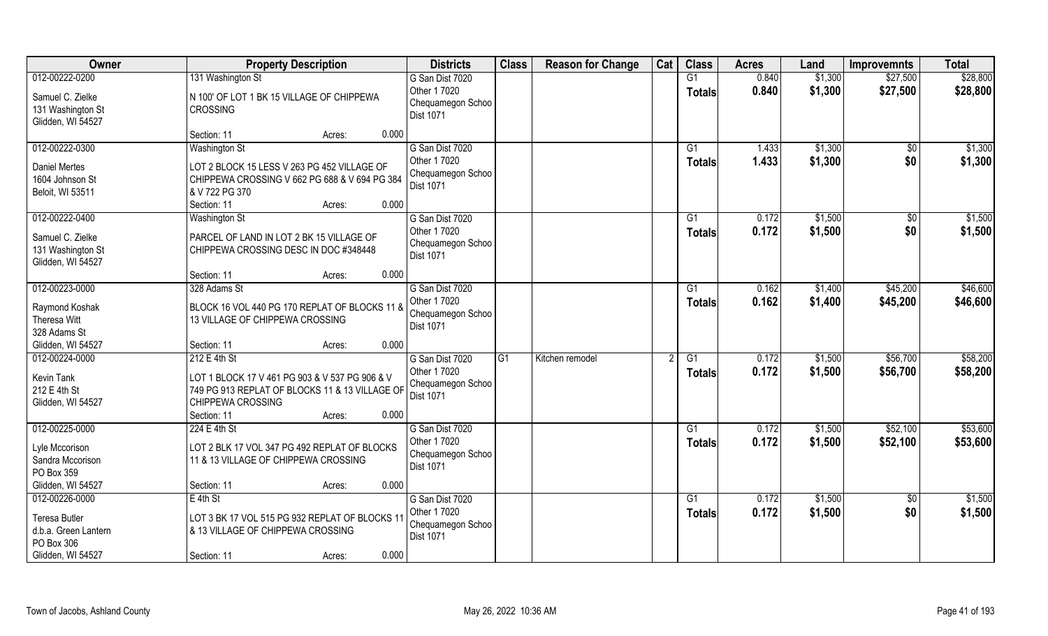| Owner | Property Description | Districts | Class | Reason for Change | Cat | Class | Acres | Land | Improvemnts | Total |
|---|---|---|---|---|---|---|---|---|---|---|
| 012-00222-0200<br>Samuel C. Zielke<br>131 Washington St<br>Glidden, WI 54527 | 131 Washington St<br>N 100' OF LOT 1 BK 15 VILLAGE OF CHIPPEWA CROSSING<br>Section: 11 Acres: 0.000 | G San Dist 7020<br>Other 1 7020<br>Chequamegon Schoo<br>Dist 1071 | | | | G1<br>**Totals** | 0.840<br>**0.840** | $1,300<br>**$1,300** | $27,500<br>**$27,500** | $28,800<br>**$28,800** |
| 012-00222-0300<br>Daniel Mertes<br>1604 Johnson St<br>Beloit, WI 53511 | Washington St<br>LOT 2 BLOCK 15 LESS V 263 PG 452 VILLAGE OF CHIPPEWA CROSSING V 662 PG 688 & V 694 PG 384 & V 722 PG 370<br>Section: 11 Acres: 0.000 | G San Dist 7020<br>Other 1 7020<br>Chequamegon Schoo<br>Dist 1071 | | | | G1<br>**Totals** | 1.433<br>**1.433** | $1,300<br>**$1,300** | $0<br>**$0** | $1,300<br>**$1,300** |
| 012-00222-0400<br>Samuel C. Zielke<br>131 Washington St<br>Glidden, WI 54527 | Washington St<br>PARCEL OF LAND IN LOT 2 BK 15 VILLAGE OF CHIPPEWA CROSSING DESC IN DOC #348448<br>Section: 11 Acres: 0.000 | G San Dist 7020<br>Other 1 7020<br>Chequamegon Schoo<br>Dist 1071 | | | | G1<br>**Totals** | 0.172<br>**0.172** | $1,500<br>**$1,500** | $0<br>**$0** | $1,500<br>**$1,500** |
| 012-00223-0000<br>Raymond Koshak<br>Theresa Witt<br>328 Adams St<br>Glidden, WI 54527 | 328 Adams St<br>BLOCK 16 VOL 440 PG 170 REPLAT OF BLOCKS 11 & 13 VILLAGE OF CHIPPEWA CROSSING<br>Section: 11 Acres: 0.000 | G San Dist 7020<br>Other 1 7020<br>Chequamegon Schoo<br>Dist 1071 | | | | G1<br>**Totals** | 0.162<br>**0.162** | $1,400<br>**$1,400** | $45,200<br>**$45,200** | $46,600<br>**$46,600** |
| 012-00224-0000<br>Kevin Tank<br>212 E 4th St<br>Glidden, WI 54527 | 212 E 4th St<br>LOT 1 BLOCK 17 V 461 PG 903 & V 537 PG 906 & V 749 PG 913 REPLAT OF BLOCKS 11 & 13 VILLAGE OF CHIPPEWA CROSSING<br>Section: 11 Acres: 0.000 | G San Dist 7020<br>Other 1 7020<br>Chequamegon Schoo<br>Dist 1071 | G1 | Kitchen remodel | 2 | G1<br>**Totals** | 0.172<br>**0.172** | $1,500<br>**$1,500** | $56,700<br>**$56,700** | $58,200<br>**$58,200** |
| 012-00225-0000<br>Lyle Mccorison<br>Sandra Mccorison<br>PO Box 359<br>Glidden, WI 54527 | 224 E 4th St<br>LOT 2 BLK 17 VOL 347 PG 492 REPLAT OF BLOCKS 11 & 13 VILLAGE OF CHIPPEWA CROSSING<br>Section: 11 Acres: 0.000 | G San Dist 7020<br>Other 1 7020<br>Chequamegon Schoo<br>Dist 1071 | | | | G1<br>**Totals** | 0.172<br>**0.172** | $1,500<br>**$1,500** | $52,100<br>**$52,100** | $53,600<br>**$53,600** |
| 012-00226-0000<br>Teresa Butler<br>d.b.a. Green Lantern<br>PO Box 306<br>Glidden, WI 54527 | E 4th St<br>LOT 3 BK 17 VOL 515 PG 932 REPLAT OF BLOCKS 11 & 13 VILLAGE OF CHIPPEWA CROSSING<br>Section: 11 Acres: 0.000 | G San Dist 7020<br>Other 1 7020<br>Chequamegon Schoo<br>Dist 1071 | | | | G1<br>**Totals** | 0.172<br>**0.172** | $1,500<br>**$1,500** | $0<br>**$0** | $1,500<br>**$1,500** |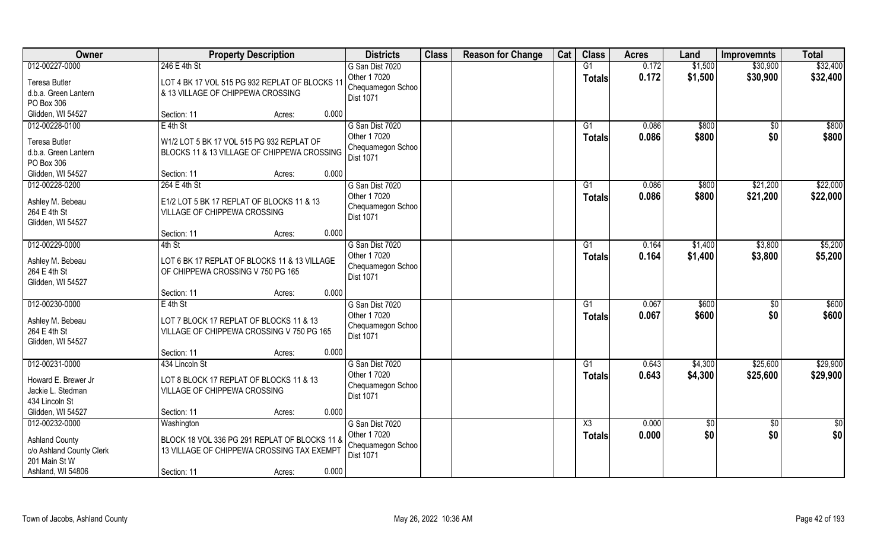| Owner | Property Description | Districts | Class | Reason for Change | Cat | Class | Acres | Land | Improvemnts | Total |
|---|---|---|---|---|---|---|---|---|---|---|
| 012-00227-0000<br>Teresa Butler<br>d.b.a. Green Lantern<br>PO Box 306<br>Glidden, WI 54527 | 246 E 4th St<br>LOT 4 BK 17 VOL 515 PG 932 REPLAT OF BLOCKS 11 & 13 VILLAGE OF CHIPPEWA CROSSING<br>Section: 11 Acres: 0.000 | G San Dist 7020<br>Other 1 7020<br>Chequamegon Schoo<br>Dist 1071 | | | | G1<br>**Totals** | 0.172<br>**0.172** | $1,500<br>**$1,500** | $30,900<br>**$30,900** | $32,400<br>**$32,400** |
| 012-00228-0100<br>Teresa Butler<br>d.b.a. Green Lantern<br>PO Box 306<br>Glidden, WI 54527 | E 4th St<br>W1/2 LOT 5 BK 17 VOL 515 PG 932 REPLAT OF BLOCKS 11 & 13 VILLAGE OF CHIPPEWA CROSSING<br>Section: 11 Acres: 0.000 | G San Dist 7020<br>Other 1 7020<br>Chequamegon Schoo<br>Dist 1071 | | | | G1<br>**Totals** | 0.086<br>**0.086** | $800<br>**$800** | $0<br>**$0** | $800<br>**$800** |
| 012-00228-0200<br>Ashley M. Bebeau<br>264 E 4th St<br>Glidden, WI 54527 | 264 E 4th St<br>E1/2 LOT 5 BK 17 REPLAT OF BLOCKS 11 & 13 VILLAGE OF CHIPPEWA CROSSING<br>Section: 11 Acres: 0.000 | G San Dist 7020<br>Other 1 7020<br>Chequamegon Schoo<br>Dist 1071 | | | | G1<br>**Totals** | 0.086<br>**0.086** | $800<br>**$800** | $21,200<br>**$21,200** | $22,000<br>**$22,000** |
| 012-00229-0000<br>Ashley M. Bebeau<br>264 E 4th St<br>Glidden, WI 54527 | 4th St<br>LOT 6 BK 17 REPLAT OF BLOCKS 11 & 13 VILLAGE OF CHIPPEWA CROSSING V 750 PG 165<br>Section: 11 Acres: 0.000 | G San Dist 7020<br>Other 1 7020<br>Chequamegon Schoo<br>Dist 1071 | | | | G1<br>**Totals** | 0.164<br>**0.164** | $1,400<br>**$1,400** | $3,800<br>**$3,800** | $5,200<br>**$5,200** |
| 012-00230-0000<br>Ashley M. Bebeau<br>264 E 4th St<br>Glidden, WI 54527 | E 4th St<br>LOT 7 BLOCK 17 REPLAT OF BLOCKS 11 & 13 VILLAGE OF CHIPPEWA CROSSING V 750 PG 165<br>Section: 11 Acres: 0.000 | G San Dist 7020<br>Other 1 7020<br>Chequamegon Schoo<br>Dist 1071 | | | | G1<br>**Totals** | 0.067<br>**0.067** | $600<br>**$600** | $0<br>**$0** | $600<br>**$600** |
| 012-00231-0000<br>Howard E. Brewer Jr<br>Jackie L. Stedman<br>434 Lincoln St<br>Glidden, WI 54527 | 434 Lincoln St<br>LOT 8 BLOCK 17 REPLAT OF BLOCKS 11 & 13 VILLAGE OF CHIPPEWA CROSSING<br>Section: 11 Acres: 0.000 | G San Dist 7020<br>Other 1 7020<br>Chequamegon Schoo<br>Dist 1071 | | | | G1<br>**Totals** | 0.643<br>**0.643** | $4,300<br>**$4,300** | $25,600<br>**$25,600** | $29,900<br>**$29,900** |
| 012-00232-0000<br>Ashland County<br>c/o Ashland County Clerk<br>201 Main St W<br>Ashland, WI 54806 | Washington<br>BLOCK 18 VOL 336 PG 291 REPLAT OF BLOCKS 11 & 13 VILLAGE OF CHIPPEWA CROSSING TAX EXEMPT<br>Section: 11 Acres: 0.000 | G San Dist 7020<br>Other 1 7020<br>Chequamegon Schoo<br>Dist 1071 | | | | X3<br>**Totals** | 0.000<br>**0.000** | $0<br>**$0** | $0<br>**$0** | $0<br>**$0** |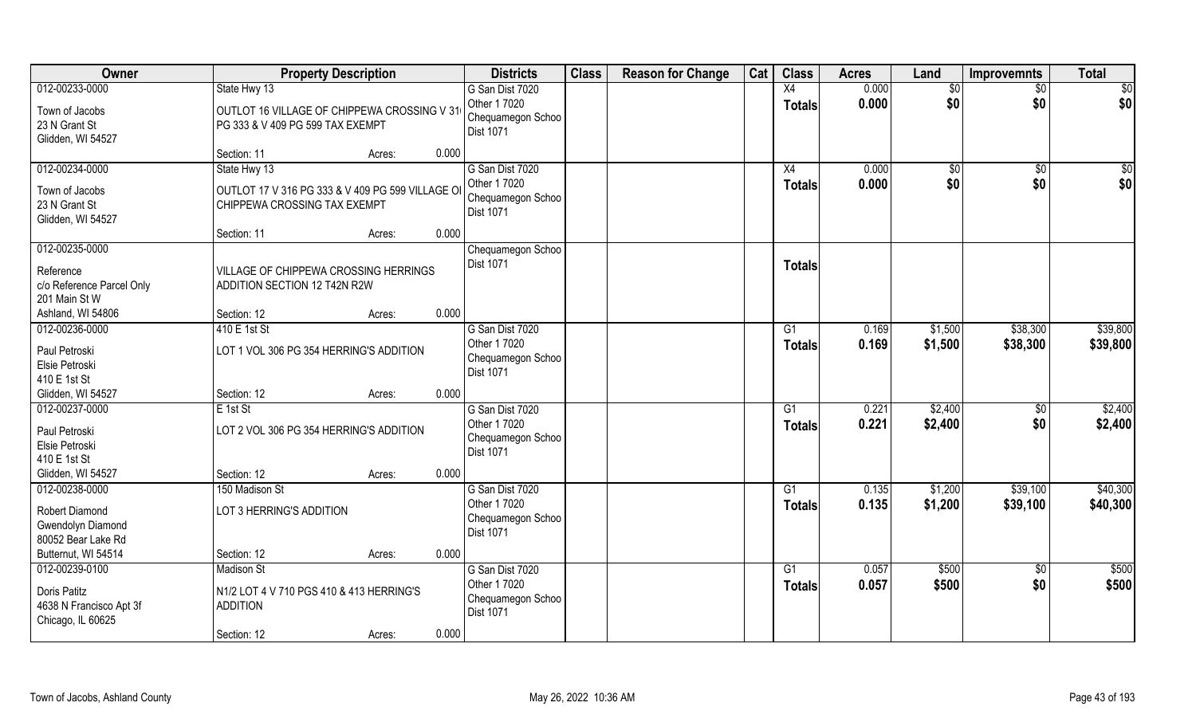| Owner | Property Description | | | Districts | Class | Reason for Change | Cat | Class | Acres | Land | Improvemnts | Total |
|---|---|---|---|---|---|---|---|---|---|---|---|---|
| 012-00233-0000<br>Town of Jacobs<br>23 N Grant St<br>Glidden, WI 54527 | State Hwy 13<br>OUTLOT 16 VILLAGE OF CHIPPEWA CROSSING V 31 PG 333 & V 409 PG 599 TAX EXEMPT<br>Section: 11 | Acres: | 0.000 | G San Dist 7020<br>Other 1 7020<br>Chequamegon Schoo<br>Dist 1071 | | | | X4<br>Totals | 0.000<br>0.000 | $0<br>$0 | $0<br>$0 | $0<br>$0 |
| 012-00234-0000<br>Town of Jacobs<br>23 N Grant St<br>Glidden, WI 54527 | State Hwy 13<br>OUTLOT 17 V 316 PG 333 & V 409 PG 599 VILLAGE OF CHIPPEWA CROSSING TAX EXEMPT<br>Section: 11 | Acres: | 0.000 | G San Dist 7020<br>Other 1 7020<br>Chequamegon Schoo<br>Dist 1071 | | | | X4<br>Totals | 0.000<br>0.000 | $0<br>$0 | $0<br>$0 | $0<br>$0 |
| 012-00235-0000<br>Reference<br>c/o Reference Parcel Only<br>201 Main St W<br>Ashland, WI 54806 | VILLAGE OF CHIPPEWA CROSSING HERRINGS ADDITION SECTION 12 T42N R2W<br>Section: 12 | Acres: | 0.000 | Chequamegon Schoo<br>Dist 1071 | | | | Totals | | | | |
| 012-00236-0000<br>Paul Petroski<br>Elsie Petroski<br>410 E 1st St<br>Glidden, WI 54527 | 410 E 1st St<br>LOT 1 VOL 306 PG 354 HERRING'S ADDITION<br>Section: 12 | Acres: | 0.000 | G San Dist 7020<br>Other 1 7020<br>Chequamegon Schoo<br>Dist 1071 | | | | G1<br>Totals | 0.169<br>0.169 | $1,500<br>$1,500 | $38,300<br>$38,300 | $39,800<br>$39,800 |
| 012-00237-0000<br>Paul Petroski<br>Elsie Petroski<br>410 E 1st St<br>Glidden, WI 54527 | E 1st St<br>LOT 2 VOL 306 PG 354 HERRING'S ADDITION<br>Section: 12 | Acres: | 0.000 | G San Dist 7020<br>Other 1 7020<br>Chequamegon Schoo<br>Dist 1071 | | | | G1<br>Totals | 0.221<br>0.221 | $2,400<br>$2,400 | $0<br>$0 | $2,400<br>$2,400 |
| 012-00238-0000<br>Robert Diamond<br>Gwendolyn Diamond<br>80052 Bear Lake Rd<br>Butternut, WI 54514 | 150 Madison St<br>LOT 3 HERRING'S ADDITION<br>Section: 12 | Acres: | 0.000 | G San Dist 7020<br>Other 1 7020<br>Chequamegon Schoo<br>Dist 1071 | | | | G1<br>Totals | 0.135<br>0.135 | $1,200<br>$1,200 | $39,100<br>$39,100 | $40,300<br>$40,300 |
| 012-00239-0100<br>Doris Patitz<br>4638 N Francisco Apt 3f<br>Chicago, IL 60625 | Madison St<br>N1/2 LOT 4 V 710 PGS 410 & 413 HERRING'S ADDITION<br>Section: 12 | Acres: | 0.000 | G San Dist 7020<br>Other 1 7020<br>Chequamegon Schoo<br>Dist 1071 | | | | G1<br>Totals | 0.057<br>0.057 | $500<br>$500 | $0<br>$0 | $500<br>$500 |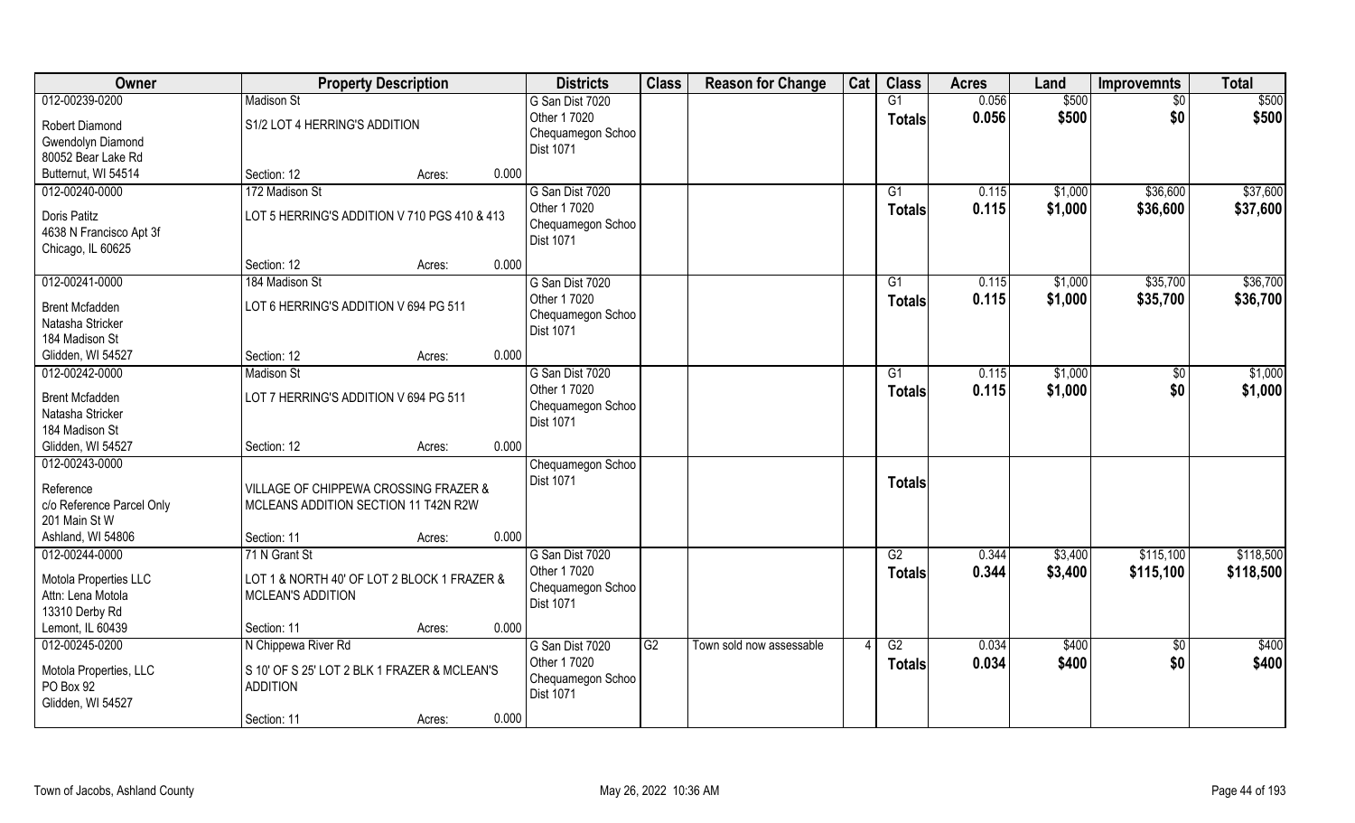| Owner | Property Description | | | Districts | Class | Reason for Change | Cat | Class | Acres | Land | Improvemnts | Total |
|---|---|---|---|---|---|---|---|---|---|---|---|---|
| 012-00239-0200 | Madison St | | | G San Dist 7020 | | | | G1 | 0.056 | $500 | $0 | $500 |
| Robert Diamond<br>Gwendolyn Diamond<br>80052 Bear Lake Rd<br>Butternut, WI 54514 | S1/2 LOT 4 HERRING'S ADDITION | | | Other 1 7020<br>Chequamegon Schoo<br>Dist 1071 | | | | Totals | 0.056 | $500 | $0 | $500 |
| | Section: 12 | Acres: | 0.000 | | | | | | | | | |
| 012-00240-0000 | 172 Madison St | | | G San Dist 7020 | | | | G1 | 0.115 | $1,000 | $36,600 | $37,600 |
| Doris Patitz<br>4638 N Francisco Apt 3f<br>Chicago, IL 60625 | LOT 5 HERRING'S ADDITION V 710 PGS 410 & 413 | | | Other 1 7020<br>Chequamegon Schoo<br>Dist 1071 | | | | Totals | 0.115 | $1,000 | $36,600 | $37,600 |
| | Section: 12 | Acres: | 0.000 | | | | | | | | | |
| 012-00241-0000 | 184 Madison St | | | G San Dist 7020 | | | | G1 | 0.115 | $1,000 | $35,700 | $36,700 |
| Brent Mcfadden<br>Natasha Stricker<br>184 Madison St<br>Glidden, WI 54527 | LOT 6 HERRING'S ADDITION V 694 PG 511 | | | Other 1 7020<br>Chequamegon Schoo<br>Dist 1071 | | | | Totals | 0.115 | $1,000 | $35,700 | $36,700 |
| | Section: 12 | Acres: | 0.000 | | | | | | | | | |
| 012-00242-0000 | Madison St | | | G San Dist 7020 | | | | G1 | 0.115 | $1,000 | $0 | $1,000 |
| Brent Mcfadden<br>Natasha Stricker<br>184 Madison St<br>Glidden, WI 54527 | LOT 7 HERRING'S ADDITION V 694 PG 511 | | | Other 1 7020<br>Chequamegon Schoo<br>Dist 1071 | | | | Totals | 0.115 | $1,000 | $0 | $1,000 |
| | Section: 12 | Acres: | 0.000 | | | | | | | | | |
| 012-00243-0000 | | | | Chequamegon Schoo<br>Dist 1071 | | | | | | | | |
| Reference<br>c/o Reference Parcel Only<br>201 Main St W<br>Ashland, WI 54806 | VILLAGE OF CHIPPEWA CROSSING FRAZER & MCLEANS ADDITION SECTION 11 T42N R2W | | | | | | | Totals | | | | |
| | Section: 11 | Acres: | 0.000 | | | | | | | | | |
| 012-00244-0000 | 71 N Grant St | | | G San Dist 7020 | | | | G2 | 0.344 | $3,400 | $115,100 | $118,500 |
| Motola Properties LLC<br>Attn: Lena Motola<br>13310 Derby Rd<br>Lemont, IL 60439 | LOT 1 & NORTH 40' OF LOT 2 BLOCK 1 FRAZER & MCLEAN'S ADDITION | | | Other 1 7020<br>Chequamegon Schoo<br>Dist 1071 | | | | Totals | 0.344 | $3,400 | $115,100 | $118,500 |
| | Section: 11 | Acres: | 0.000 | | | | | | | | | |
| 012-00245-0200 | N Chippewa River Rd | | | G San Dist 7020 | G2 | Town sold now assessable | 4 | G2 | 0.034 | $400 | $0 | $400 |
| Motola Properties, LLC<br>PO Box 92<br>Glidden, WI 54527 | S 10' OF S 25' LOT 2 BLK 1 FRAZER & MCLEAN'S ADDITION | | | Other 1 7020<br>Chequamegon Schoo<br>Dist 1071 | | | | Totals | 0.034 | $400 | $0 | $400 |
| | Section: 11 | Acres: | 0.000 | | | | | | | | | |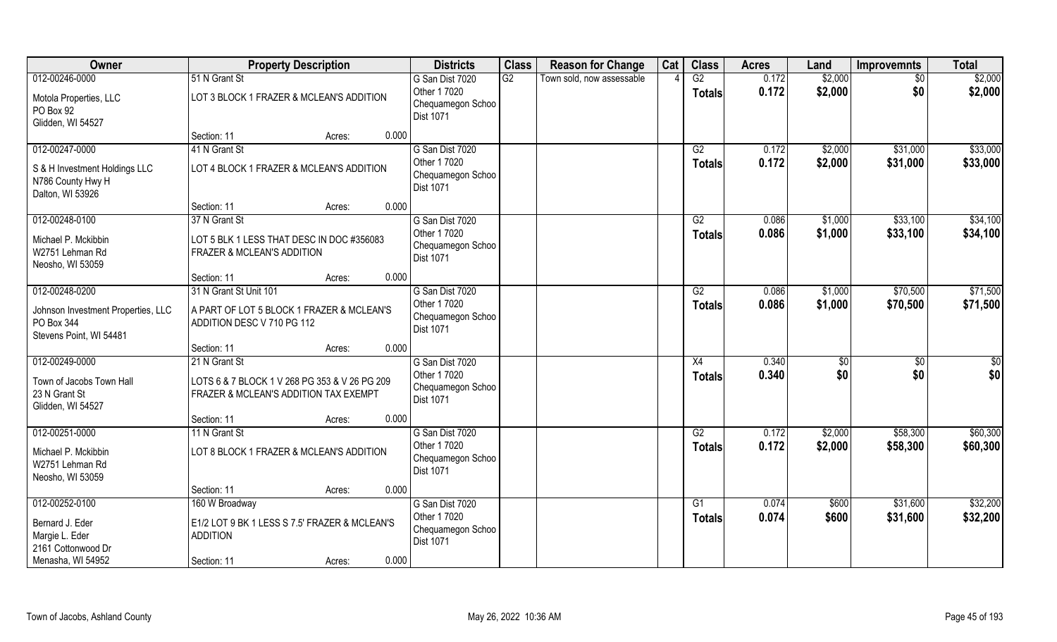| Owner | Property Description | | | Districts | Class | Reason for Change | Cat | Class | Acres | Land | Improvemnts | Total |
|---|---|---|---|---|---|---|---|---|---|---|---|---|
| 012-00246-0000 | 51 N Grant St | | | G San Dist 7020 | G2 | Town sold, now assessable | 4 | G2 | 0.172 | $2,000 | $0 | $2,000 |
| Motola Properties, LLC<br>PO Box 92<br>Glidden, WI 54527 | LOT 3 BLOCK 1 FRAZER & MCLEAN'S ADDITION | | | Other 1 7020<br>Chequamegon Schoo<br>Dist 1071 | | | | Totals | 0.172 | $2,000 | $0 | $2,000 |
| | Section: 11 | Acres: | 0.000 | | | | | | | | | |
| 012-00247-0000 | 41 N Grant St | | | G San Dist 7020 | | | | G2 | 0.172 | $2,000 | $31,000 | $33,000 |
| S & H Investment Holdings LLC<br>N786 County Hwy H<br>Dalton, WI 53926 | LOT 4 BLOCK 1 FRAZER & MCLEAN'S ADDITION | | | Other 1 7020<br>Chequamegon Schoo<br>Dist 1071 | | | | Totals | 0.172 | $2,000 | $31,000 | $33,000 |
| | Section: 11 | Acres: | 0.000 | | | | | | | | | |
| 012-00248-0100 | 37 N Grant St | | | G San Dist 7020 | | | | G2 | 0.086 | $1,000 | $33,100 | $34,100 |
| Michael P. Mckibbin<br>W2751 Lehman Rd<br>Neosho, WI 53059 | LOT 5 BLK 1 LESS THAT DESC IN DOC #356083 FRAZER & MCLEAN'S ADDITION | | | Other 1 7020<br>Chequamegon Schoo<br>Dist 1071 | | | | Totals | 0.086 | $1,000 | $33,100 | $34,100 |
| | Section: 11 | Acres: | 0.000 | | | | | | | | | |
| 012-00248-0200 | 31 N Grant St Unit 101 | | | G San Dist 7020 | | | | G2 | 0.086 | $1,000 | $70,500 | $71,500 |
| Johnson Investment Properties, LLC<br>PO Box 344<br>Stevens Point, WI 54481 | A PART OF LOT 5 BLOCK 1 FRAZER & MCLEAN'S ADDITION DESC V 710 PG 112 | | | Other 1 7020<br>Chequamegon Schoo<br>Dist 1071 | | | | Totals | 0.086 | $1,000 | $70,500 | $71,500 |
| | Section: 11 | Acres: | 0.000 | | | | | | | | | |
| 012-00249-0000 | 21 N Grant St | | | G San Dist 7020 | | | | X4 | 0.340 | $0 | $0 | $0 |
| Town of Jacobs Town Hall<br>23 N Grant St<br>Glidden, WI 54527 | LOTS 6 & 7 BLOCK 1 V 268 PG 353 & V 26 PG 209 FRAZER & MCLEAN'S ADDITION TAX EXEMPT | | | Other 1 7020<br>Chequamegon Schoo<br>Dist 1071 | | | | Totals | 0.340 | $0 | $0 | $0 |
| | Section: 11 | Acres: | 0.000 | | | | | | | | | |
| 012-00251-0000 | 11 N Grant St | | | G San Dist 7020 | | | | G2 | 0.172 | $2,000 | $58,300 | $60,300 |
| Michael P. Mckibbin<br>W2751 Lehman Rd<br>Neosho, WI 53059 | LOT 8 BLOCK 1 FRAZER & MCLEAN'S ADDITION | | | Other 1 7020<br>Chequamegon Schoo<br>Dist 1071 | | | | Totals | 0.172 | $2,000 | $58,300 | $60,300 |
| | Section: 11 | Acres: | 0.000 | | | | | | | | | |
| 012-00252-0100 | 160 W Broadway | | | G San Dist 7020 | | | | G1 | 0.074 | $600 | $31,600 | $32,200 |
| Bernard J. Eder<br>Margie L. Eder<br>2161 Cottonwood Dr<br>Menasha, WI 54952 | E1/2 LOT 9 BK 1 LESS S 7.5' FRAZER & MCLEAN'S ADDITION | | | Other 1 7020<br>Chequamegon Schoo<br>Dist 1071 | | | | Totals | 0.074 | $600 | $31,600 | $32,200 |
| | Section: 11 | Acres: | 0.000 | | | | | | | | | |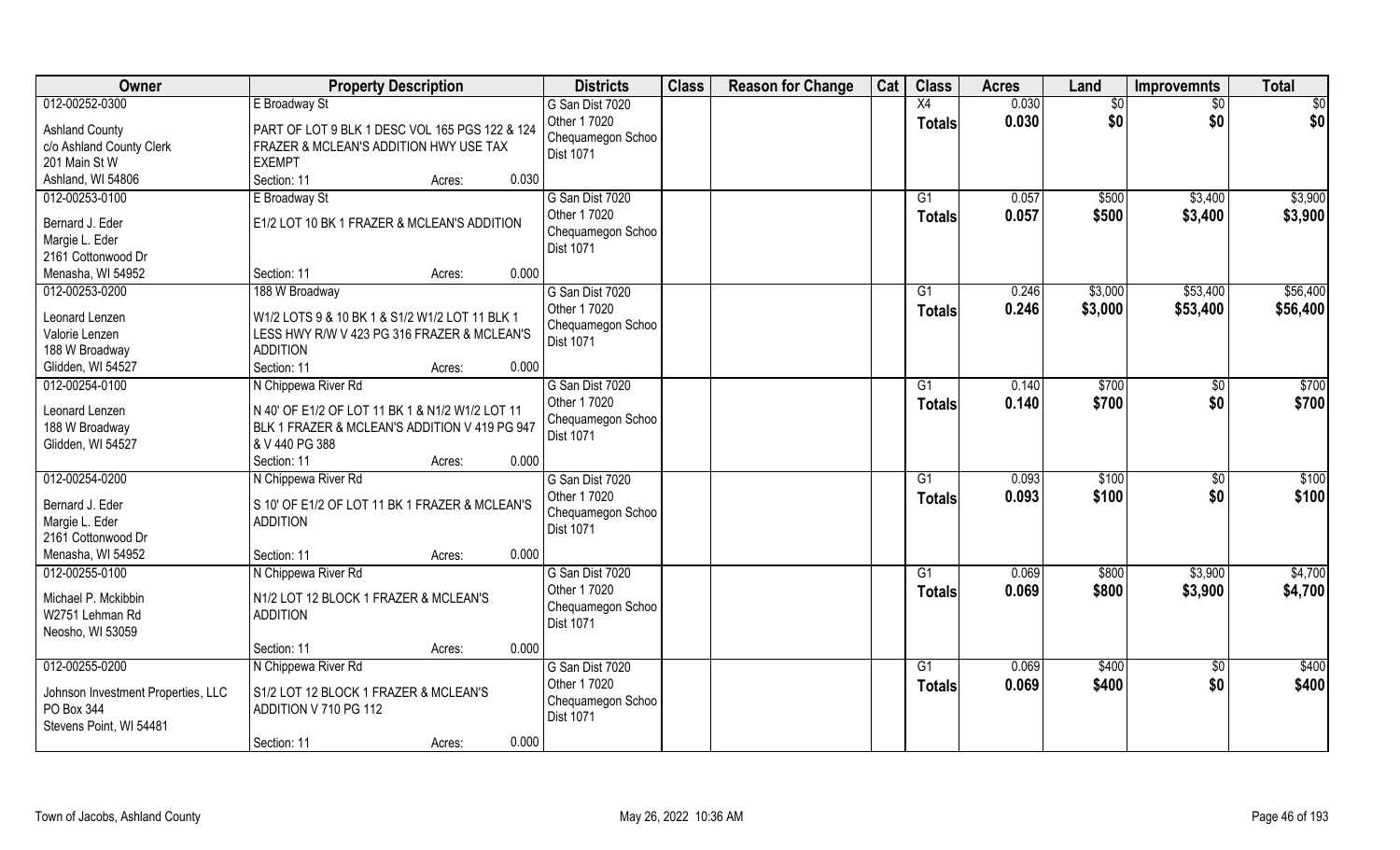| Owner | Property Description | Districts | Class | Reason for Change | Cat | Class | Acres | Land | Improvemnts | Total |
|---|---|---|---|---|---|---|---|---|---|---|
| 012-00252-0300<br>Ashland County<br>c/o Ashland County Clerk<br>201 Main St W<br>Ashland, WI 54806 | E Broadway St<br>PART OF LOT 9 BLK 1 DESC VOL 165 PGS 122 & 124 FRAZER & MCLEAN'S ADDITION HWY USE TAX EXEMPT<br>Section: 11 Acres: 0.030 | G San Dist 7020<br>Other 1 7020<br>Chequamegon Schoo<br>Dist 1071 | | | | X4<br>**Totals** | 0.030<br>**0.030** | $0<br>**$0** | $0<br>**$0** | $0<br>**$0** |
| 012-00253-0100<br>Bernard J. Eder<br>Margie L. Eder<br>2161 Cottonwood Dr<br>Menasha, WI 54952 | E Broadway St<br>E1/2 LOT 10 BK 1 FRAZER & MCLEAN'S ADDITION<br>Section: 11 Acres: 0.000 | G San Dist 7020<br>Other 1 7020<br>Chequamegon Schoo<br>Dist 1071 | | | | G1<br>**Totals** | 0.057<br>**0.057** | $500<br>**$500** | $3,400<br>**$3,400** | $3,900<br>**$3,900** |
| 012-00253-0200<br>Leonard Lenzen<br>Valorie Lenzen<br>188 W Broadway<br>Glidden, WI 54527 | 188 W Broadway<br>W1/2 LOTS 9 & 10 BK 1 & S1/2 W1/2 LOT 11 BLK 1 LESS HWY R/W V 423 PG 316 FRAZER & MCLEAN'S ADDITION<br>Section: 11 Acres: 0.000 | G San Dist 7020<br>Other 1 7020<br>Chequamegon Schoo<br>Dist 1071 | | | | G1<br>**Totals** | 0.246<br>**0.246** | $3,000<br>**$3,000** | $53,400<br>**$53,400** | $56,400<br>**$56,400** |
| 012-00254-0100<br>Leonard Lenzen<br>188 W Broadway<br>Glidden, WI 54527 | N Chippewa River Rd<br>N 40' OF E1/2 OF LOT 11 BK 1 & N1/2 W1/2 LOT 11 BLK 1 FRAZER & MCLEAN'S ADDITION V 419 PG 947 & V 440 PG 388<br>Section: 11 Acres: 0.000 | G San Dist 7020<br>Other 1 7020<br>Chequamegon Schoo<br>Dist 1071 | | | | G1<br>**Totals** | 0.140<br>**0.140** | $700<br>**$700** | $0<br>**$0** | $700<br>**$700** |
| 012-00254-0200<br>Bernard J. Eder<br>Margie L. Eder<br>2161 Cottonwood Dr<br>Menasha, WI 54952 | N Chippewa River Rd<br>S 10' OF E1/2 OF LOT 11 BK 1 FRAZER & MCLEAN'S ADDITION<br>Section: 11 Acres: 0.000 | G San Dist 7020<br>Other 1 7020<br>Chequamegon Schoo<br>Dist 1071 | | | | G1<br>**Totals** | 0.093<br>**0.093** | $100<br>**$100** | $0<br>**$0** | $100<br>**$100** |
| 012-00255-0100<br>Michael P. Mckibbin<br>W2751 Lehman Rd<br>Neosho, WI 53059 | N Chippewa River Rd<br>N1/2 LOT 12 BLOCK 1 FRAZER & MCLEAN'S ADDITION<br>Section: 11 Acres: 0.000 | G San Dist 7020<br>Other 1 7020<br>Chequamegon Schoo<br>Dist 1071 | | | | G1<br>**Totals** | 0.069<br>**0.069** | $800<br>**$800** | $3,900<br>**$3,900** | $4,700<br>**$4,700** |
| 012-00255-0200<br>Johnson Investment Properties, LLC<br>PO Box 344<br>Stevens Point, WI 54481 | N Chippewa River Rd<br>S1/2 LOT 12 BLOCK 1 FRAZER & MCLEAN'S ADDITION V 710 PG 112<br>Section: 11 Acres: 0.000 | G San Dist 7020<br>Other 1 7020<br>Chequamegon Schoo<br>Dist 1071 | | | | G1<br>**Totals** | 0.069<br>**0.069** | $400<br>**$400** | $0<br>**$0** | $400<br>**$400** |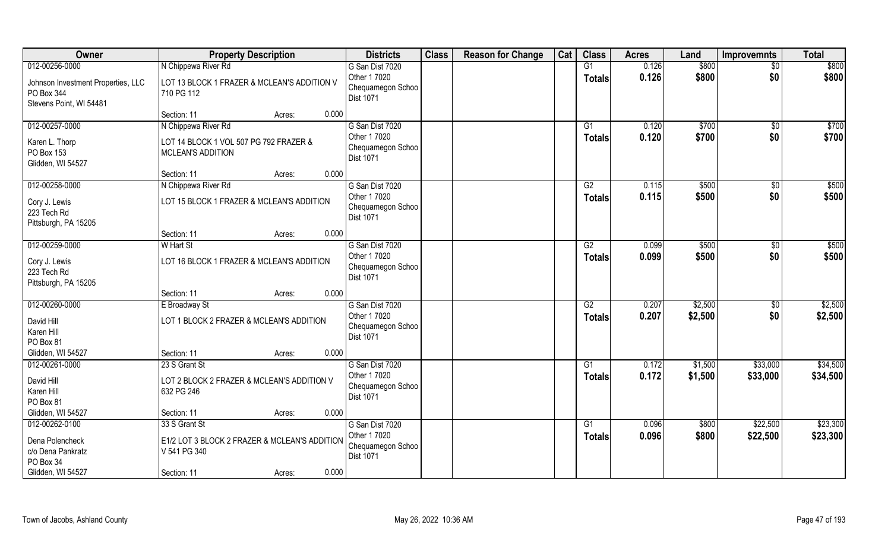| Owner | Property Description | | | Districts | Class | Reason for Change | Cat | Class | Acres | Land | Improvemnts | Total |
|---|---|---|---|---|---|---|---|---|---|---|---|---|
| 012-00256-0000 | N Chippewa River Rd | | | G San Dist 7020 | | | | G1 | 0.126 | $800 | $0 | $800 |
| Johnson Investment Properties, LLC<br>PO Box 344<br>Stevens Point, WI 54481 | LOT 13 BLOCK 1 FRAZER & MCLEAN'S ADDITION V 710 PG 112 | | | Other 1 7020<br>Chequamegon Schoo<br>Dist 1071 | | | | Totals | 0.126 | $800 | $0 | $800 |
| | Section: 11 | Acres: | 0.000 | | | | | | | | | |
| 012-00257-0000 | N Chippewa River Rd | | | G San Dist 7020 | | | | G1 | 0.120 | $700 | $0 | $700 |
| Karen L. Thorp<br>PO Box 153<br>Glidden, WI 54527 | LOT 14 BLOCK 1 VOL 507 PG 792 FRAZER & MCLEAN'S ADDITION | | | Other 1 7020<br>Chequamegon Schoo<br>Dist 1071 | | | | Totals | 0.120 | $700 | $0 | $700 |
| | Section: 11 | Acres: | 0.000 | | | | | | | | | |
| 012-00258-0000 | N Chippewa River Rd | | | G San Dist 7020 | | | | G2 | 0.115 | $500 | $0 | $500 |
| Cory J. Lewis<br>223 Tech Rd<br>Pittsburgh, PA 15205 | LOT 15 BLOCK 1 FRAZER & MCLEAN'S ADDITION | | | Other 1 7020<br>Chequamegon Schoo<br>Dist 1071 | | | | Totals | 0.115 | $500 | $0 | $500 |
| | Section: 11 | Acres: | 0.000 | | | | | | | | | |
| 012-00259-0000 | W Hart St | | | G San Dist 7020 | | | | G2 | 0.099 | $500 | $0 | $500 |
| Cory J. Lewis<br>223 Tech Rd<br>Pittsburgh, PA 15205 | LOT 16 BLOCK 1 FRAZER & MCLEAN'S ADDITION | | | Other 1 7020<br>Chequamegon Schoo<br>Dist 1071 | | | | Totals | 0.099 | $500 | $0 | $500 |
| | Section: 11 | Acres: | 0.000 | | | | | | | | | |
| 012-00260-0000 | E Broadway St | | | G San Dist 7020 | | | | G2 | 0.207 | $2,500 | $0 | $2,500 |
| David Hill<br>Karen Hill<br>PO Box 81<br>Glidden, WI 54527 | LOT 1 BLOCK 2 FRAZER & MCLEAN'S ADDITION | | | Other 1 7020<br>Chequamegon Schoo<br>Dist 1071 | | | | Totals | 0.207 | $2,500 | $0 | $2,500 |
| | Section: 11 | Acres: | 0.000 | | | | | | | | | |
| 012-00261-0000 | 23 S Grant St | | | G San Dist 7020 | | | | G1 | 0.172 | $1,500 | $33,000 | $34,500 |
| David Hill<br>Karen Hill<br>PO Box 81<br>Glidden, WI 54527 | LOT 2 BLOCK 2 FRAZER & MCLEAN'S ADDITION V 632 PG 246 | | | Other 1 7020<br>Chequamegon Schoo<br>Dist 1071 | | | | Totals | 0.172 | $1,500 | $33,000 | $34,500 |
| | Section: 11 | Acres: | 0.000 | | | | | | | | | |
| 012-00262-0100 | 33 S Grant St | | | G San Dist 7020 | | | | G1 | 0.096 | $800 | $22,500 | $23,300 |
| Dena Polencheck<br>c/o Dena Pankratz<br>PO Box 34<br>Glidden, WI 54527 | E1/2 LOT 3 BLOCK 2 FRAZER & MCLEAN'S ADDITION V 541 PG 340 | | | Other 1 7020<br>Chequamegon Schoo<br>Dist 1071 | | | | Totals | 0.096 | $800 | $22,500 | $23,300 |
| | Section: 11 | Acres: | 0.000 | | | | | | | | | |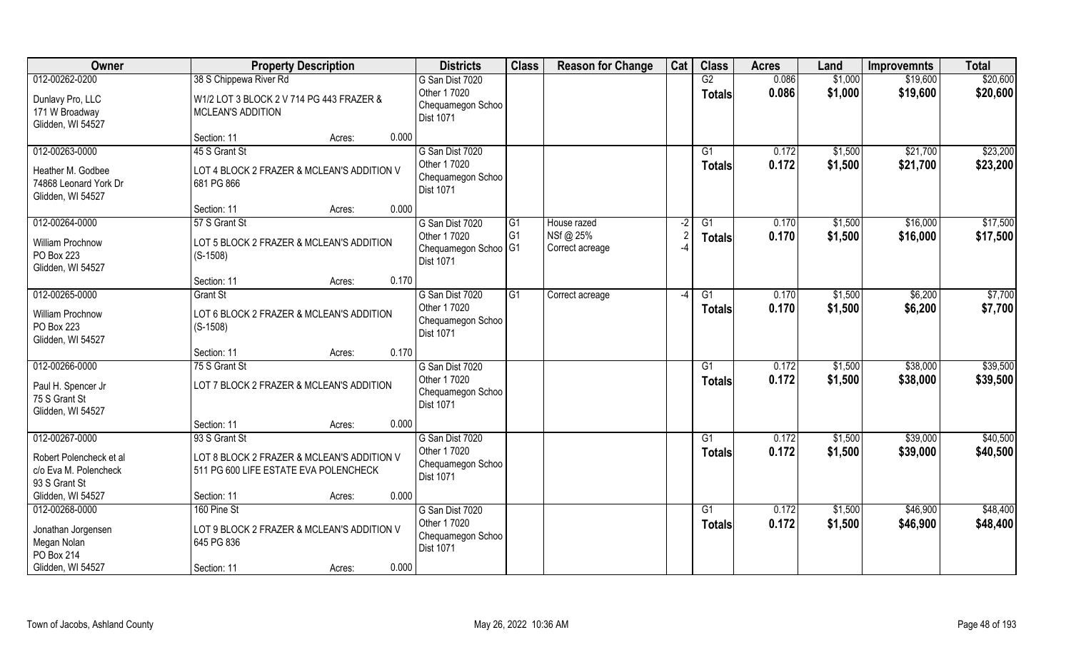| Owner | Property Description | | | Districts | Class | Reason for Change | Cat | Class | Acres | Land | Improvemnts | Total |
|---|---|---|---|---|---|---|---|---|---|---|---|---|
| 012-00262-0200 | 38 S Chippewa River Rd | | | G San Dist 7020 | | | | G2 | 0.086 | $1,000 | $19,600 | $20,600 |
| Dunlavy Pro, LLC<br>171 W Broadway<br>Glidden, WI 54527 | W1/2 LOT 3 BLOCK 2 V 714 PG 443 FRAZER & MCLEAN'S ADDITION | | | Other 1 7020<br>Chequamegon Schoo<br>Dist 1071 | | | | **Totals** | **0.086** | **$1,000** | **$19,600** | **$20,600** |
| | Section: 11 | Acres: | 0.000 | | | | | | | | | |
| 012-00263-0000 | 45 S Grant St | | | G San Dist 7020 | | | | G1 | 0.172 | $1,500 | $21,700 | $23,200 |
| Heather M. Godbee<br>74868 Leonard York Dr<br>Glidden, WI 54527 | LOT 4 BLOCK 2 FRAZER & MCLEAN'S ADDITION V 681 PG 866 | | | Other 1 7020<br>Chequamegon Schoo<br>Dist 1071 | | | | **Totals** | **0.172** | **$1,500** | **$21,700** | **$23,200** |
| | Section: 11 | Acres: | 0.000 | | | | | | | | | |
| 012-00264-0000 | 57 S Grant St | | | G San Dist 7020 | G1 | House razed | -2 | G1 | 0.170 | $1,500 | $16,000 | $17,500 |
| William Prochnow<br>PO Box 223<br>Glidden, WI 54527 | LOT 5 BLOCK 2 FRAZER & MCLEAN'S ADDITION (S-1508) | | | Other 1 7020<br>Chequamegon Schoo<br>Dist 1071 | G1<br>G1 | NSf @ 25%<br>Correct acreage | 2<br>-4 | **Totals** | **0.170** | **$1,500** | **$16,000** | **$17,500** |
| | Section: 11 | Acres: | 0.170 | | | | | | | | | |
| 012-00265-0000 | Grant St | | | G San Dist 7020 | G1 | Correct acreage | -4 | G1 | 0.170 | $1,500 | $6,200 | $7,700 |
| William Prochnow<br>PO Box 223<br>Glidden, WI 54527 | LOT 6 BLOCK 2 FRAZER & MCLEAN'S ADDITION (S-1508) | | | Other 1 7020<br>Chequamegon Schoo<br>Dist 1071 | | | | **Totals** | **0.170** | **$1,500** | **$6,200** | **$7,700** |
| | Section: 11 | Acres: | 0.170 | | | | | | | | | |
| 012-00266-0000 | 75 S Grant St | | | G San Dist 7020 | | | | G1 | 0.172 | $1,500 | $38,000 | $39,500 |
| Paul H. Spencer Jr<br>75 S Grant St<br>Glidden, WI 54527 | LOT 7 BLOCK 2 FRAZER & MCLEAN'S ADDITION | | | Other 1 7020<br>Chequamegon Schoo<br>Dist 1071 | | | | **Totals** | **0.172** | **$1,500** | **$38,000** | **$39,500** |
| | Section: 11 | Acres: | 0.000 | | | | | | | | | |
| 012-00267-0000 | 93 S Grant St | | | G San Dist 7020 | | | | G1 | 0.172 | $1,500 | $39,000 | $40,500 |
| Robert Polencheck et al<br>c/o Eva M. Polencheck<br>93 S Grant St<br>Glidden, WI 54527 | LOT 8 BLOCK 2 FRAZER & MCLEAN'S ADDITION V 511 PG 600 LIFE ESTATE EVA POLENCHECK | | | Other 1 7020<br>Chequamegon Schoo<br>Dist 1071 | | | | **Totals** | **0.172** | **$1,500** | **$39,000** | **$40,500** |
| | Section: 11 | Acres: | 0.000 | | | | | | | | | |
| 012-00268-0000 | 160 Pine St | | | G San Dist 7020 | | | | G1 | 0.172 | $1,500 | $46,900 | $48,400 |
| Jonathan Jorgensen<br>Megan Nolan<br>PO Box 214<br>Glidden, WI 54527 | LOT 9 BLOCK 2 FRAZER & MCLEAN'S ADDITION V 645 PG 836 | | | Other 1 7020<br>Chequamegon Schoo<br>Dist 1071 | | | | **Totals** | **0.172** | **$1,500** | **$46,900** | **$48,400** |
| | Section: 11 | Acres: | 0.000 | | | | | | | | | |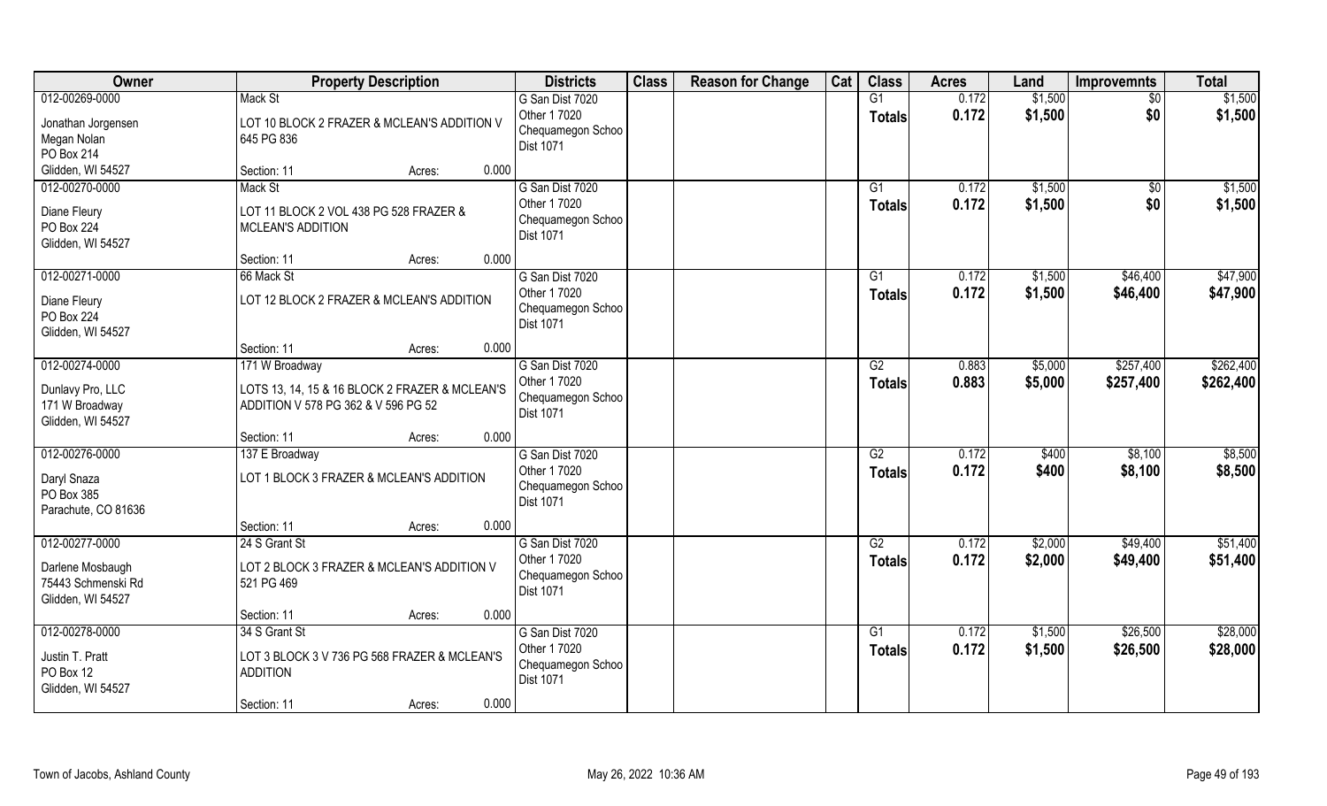| Owner | Property Description | Districts | Class | Reason for Change | Cat | Class | Acres | Land | Improvemnts | Total |
|---|---|---|---|---|---|---|---|---|---|---|
| 012-00269-0000<br>Jonathan Jorgensen<br>Megan Nolan<br>PO Box 214<br>Glidden, WI 54527 | Mack St<br>LOT 10 BLOCK 2 FRAZER & MCLEAN'S ADDITION V 645 PG 836<br>Section: 11 Acres: 0.000 | G San Dist 7020<br>Other 1 7020<br>Chequamegon Schoo<br>Dist 1071 | | | | G1<br>**Totals** | 0.172<br>**0.172** | $1,500<br>**$1,500** | $0<br>**$0** | $1,500<br>**$1,500** |
| 012-00270-0000<br>Diane Fleury<br>PO Box 224<br>Glidden, WI 54527 | Mack St<br>LOT 11 BLOCK 2 VOL 438 PG 528 FRAZER & MCLEAN'S ADDITION<br>Section: 11 Acres: 0.000 | G San Dist 7020<br>Other 1 7020<br>Chequamegon Schoo<br>Dist 1071 | | | | G1<br>**Totals** | 0.172<br>**0.172** | $1,500<br>**$1,500** | $0<br>**$0** | $1,500<br>**$1,500** |
| 012-00271-0000<br>Diane Fleury<br>PO Box 224<br>Glidden, WI 54527 | 66 Mack St<br>LOT 12 BLOCK 2 FRAZER & MCLEAN'S ADDITION<br>Section: 11 Acres: 0.000 | G San Dist 7020<br>Other 1 7020<br>Chequamegon Schoo<br>Dist 1071 | | | | G1<br>**Totals** | 0.172<br>**0.172** | $1,500<br>**$1,500** | $46,400<br>**$46,400** | $47,900<br>**$47,900** |
| 012-00274-0000<br>Dunlavy Pro, LLC<br>171 W Broadway<br>Glidden, WI 54527 | 171 W Broadway<br>LOTS 13, 14, 15 & 16 BLOCK 2 FRAZER & MCLEAN'S ADDITION V 578 PG 362 & V 596 PG 52<br>Section: 11 Acres: 0.000 | G San Dist 7020<br>Other 1 7020<br>Chequamegon Schoo<br>Dist 1071 | | | | G2<br>**Totals** | 0.883<br>**0.883** | $5,000<br>**$5,000** | $257,400<br>**$257,400** | $262,400<br>**$262,400** |
| 012-00276-0000<br>Daryl Snaza<br>PO Box 385<br>Parachute, CO 81636 | 137 E Broadway<br>LOT 1 BLOCK 3 FRAZER & MCLEAN'S ADDITION<br>Section: 11 Acres: 0.000 | G San Dist 7020<br>Other 1 7020<br>Chequamegon Schoo<br>Dist 1071 | | | | G2<br>**Totals** | 0.172<br>**0.172** | $400<br>**$400** | $8,100<br>**$8,100** | $8,500<br>**$8,500** |
| 012-00277-0000<br>Darlene Mosbaugh<br>75443 Schmenski Rd<br>Glidden, WI 54527 | 24 S Grant St<br>LOT 2 BLOCK 3 FRAZER & MCLEAN'S ADDITION V 521 PG 469<br>Section: 11 Acres: 0.000 | G San Dist 7020<br>Other 1 7020<br>Chequamegon Schoo<br>Dist 1071 | | | | G2<br>**Totals** | 0.172<br>**0.172** | $2,000<br>**$2,000** | $49,400<br>**$49,400** | $51,400<br>**$51,400** |
| 012-00278-0000<br>Justin T. Pratt<br>PO Box 12<br>Glidden, WI 54527 | 34 S Grant St<br>LOT 3 BLOCK 3 V 736 PG 568 FRAZER & MCLEAN'S ADDITION<br>Section: 11 Acres: 0.000 | G San Dist 7020<br>Other 1 7020<br>Chequamegon Schoo<br>Dist 1071 | | | | G1<br>**Totals** | 0.172<br>**0.172** | $1,500<br>**$1,500** | $26,500<br>**$26,500** | $28,000<br>**$28,000** |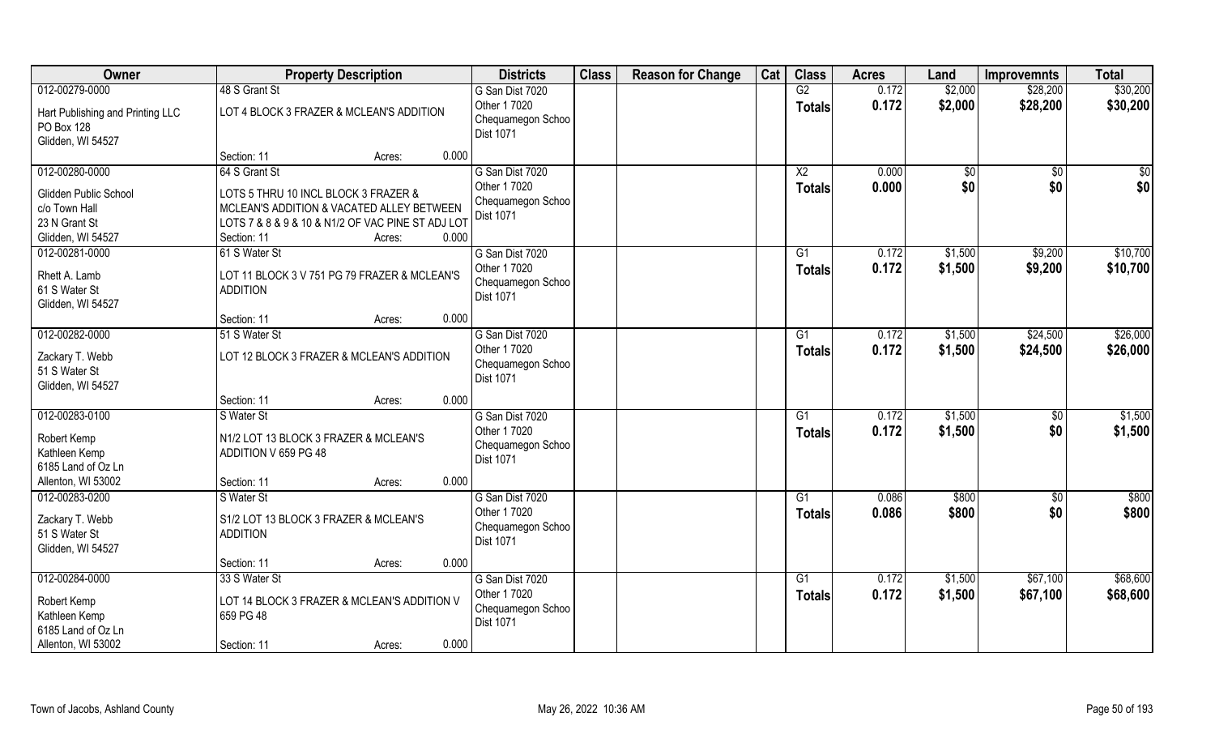| Owner | Property Description | Districts | Class | Reason for Change | Cat | Class | Acres | Land | Improvemnts | Total |
|---|---|---|---|---|---|---|---|---|---|---|
| 012-00279-0000 | 48 S Grant St | G San Dist 7020 | | | | G2 | 0.172 | $2,000 | $28,200 | $30,200 |
| Hart Publishing and Printing LLC<br>PO Box 128<br>Glidden, WI 54527 | LOT 4 BLOCK 3 FRAZER & MCLEAN'S ADDITION<br>Section: 11 Acres: 0.000 | Other 1 7020<br>Chequamegon Schoo<br>Dist 1071 | | | | Totals | 0.172 | $2,000 | $28,200 | $30,200 |
| 012-00280-0000 | 64 S Grant St | G San Dist 7020 | | | | X2 | 0.000 | $0 | $0 | $0 |
| Glidden Public School<br>c/o Town Hall<br>23 N Grant St<br>Glidden, WI 54527 | LOTS 5 THRU 10 INCL BLOCK 3 FRAZER & MCLEAN'S ADDITION & VACATED ALLEY BETWEEN LOTS 7 & 8 & 9 & 10 & N1/2 OF VAC PINE ST ADJ LOT<br>Section: 11 Acres: 0.000 | Other 1 7020<br>Chequamegon Schoo<br>Dist 1071 | | | | Totals | 0.000 | $0 | $0 | $0 |
| 012-00281-0000 | 61 S Water St | G San Dist 7020 | | | | G1 | 0.172 | $1,500 | $9,200 | $10,700 |
| Rhett A. Lamb<br>61 S Water St<br>Glidden, WI 54527 | LOT 11 BLOCK 3 V 751 PG 79 FRAZER & MCLEAN'S ADDITION<br>Section: 11 Acres: 0.000 | Other 1 7020<br>Chequamegon Schoo<br>Dist 1071 | | | | Totals | 0.172 | $1,500 | $9,200 | $10,700 |
| 012-00282-0000 | 51 S Water St | G San Dist 7020 | | | | G1 | 0.172 | $1,500 | $24,500 | $26,000 |
| Zackary T. Webb<br>51 S Water St<br>Glidden, WI 54527 | LOT 12 BLOCK 3 FRAZER & MCLEAN'S ADDITION<br>Section: 11 Acres: 0.000 | Other 1 7020<br>Chequamegon Schoo<br>Dist 1071 | | | | Totals | 0.172 | $1,500 | $24,500 | $26,000 |
| 012-00283-0100 | S Water St | G San Dist 7020 | | | | G1 | 0.172 | $1,500 | $0 | $1,500 |
| Robert Kemp<br>Kathleen Kemp<br>6185 Land of Oz Ln<br>Allenton, WI 53002 | N1/2 LOT 13 BLOCK 3 FRAZER & MCLEAN'S ADDITION V 659 PG 48<br>Section: 11 Acres: 0.000 | Other 1 7020<br>Chequamegon Schoo<br>Dist 1071 | | | | Totals | 0.172 | $1,500 | $0 | $1,500 |
| 012-00283-0200 | S Water St | G San Dist 7020 | | | | G1 | 0.086 | $800 | $0 | $800 |
| Zackary T. Webb<br>51 S Water St<br>Glidden, WI 54527 | S1/2 LOT 13 BLOCK 3 FRAZER & MCLEAN'S ADDITION<br>Section: 11 Acres: 0.000 | Other 1 7020<br>Chequamegon Schoo<br>Dist 1071 | | | | Totals | 0.086 | $800 | $0 | $800 |
| 012-00284-0000 | 33 S Water St | G San Dist 7020 | | | | G1 | 0.172 | $1,500 | $67,100 | $68,600 |
| Robert Kemp<br>Kathleen Kemp<br>6185 Land of Oz Ln<br>Allenton, WI 53002 | LOT 14 BLOCK 3 FRAZER & MCLEAN'S ADDITION V 659 PG 48<br>Section: 11 Acres: 0.000 | Other 1 7020<br>Chequamegon Schoo<br>Dist 1071 | | | | Totals | 0.172 | $1,500 | $67,100 | $68,600 |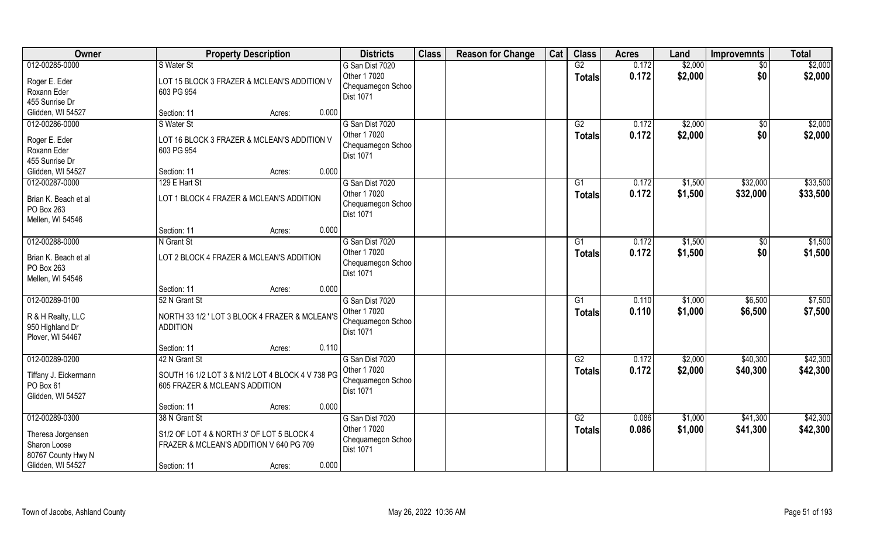| Owner | Property Description | Districts | Class | Reason for Change | Cat | Class | Acres | Land | Improvemnts | Total |
|---|---|---|---|---|---|---|---|---|---|---|
| 012-00285-0000<br>Roger E. Eder<br>Roxann Eder<br>455 Sunrise Dr<br>Glidden, WI 54527 | S Water St<br>LOT 15 BLOCK 3 FRAZER & MCLEAN'S ADDITION V 603 PG 954<br>Section: 11 Acres: 0.000 | G San Dist 7020<br>Other 1 7020<br>Chequamegon Schoo<br>Dist 1071 | | | | G2<br>**Totals** | 0.172<br>**0.172** | \$2,000<br>**\$2,000** | \$0<br>**\$0** | \$2,000<br>**\$2,000** |
| 012-00286-0000<br>Roger E. Eder<br>Roxann Eder<br>455 Sunrise Dr<br>Glidden, WI 54527 | S Water St<br>LOT 16 BLOCK 3 FRAZER & MCLEAN'S ADDITION V 603 PG 954<br>Section: 11 Acres: 0.000 | G San Dist 7020<br>Other 1 7020<br>Chequamegon Schoo<br>Dist 1071 | | | | G2<br>**Totals** | 0.172<br>**0.172** | \$2,000<br>**\$2,000** | \$0<br>**\$0** | \$2,000<br>**\$2,000** |
| 012-00287-0000<br>Brian K. Beach et al<br>PO Box 263<br>Mellen, WI 54546 | 129 E Hart St<br>LOT 1 BLOCK 4 FRAZER & MCLEAN'S ADDITION<br>Section: 11 Acres: 0.000 | G San Dist 7020<br>Other 1 7020<br>Chequamegon Schoo<br>Dist 1071 | | | | G1<br>**Totals** | 0.172<br>**0.172** | \$1,500<br>**\$1,500** | \$32,000<br>**\$32,000** | \$33,500<br>**\$33,500** |
| 012-00288-0000<br>Brian K. Beach et al<br>PO Box 263<br>Mellen, WI 54546 | N Grant St<br>LOT 2 BLOCK 4 FRAZER & MCLEAN'S ADDITION<br>Section: 11 Acres: 0.000 | G San Dist 7020<br>Other 1 7020<br>Chequamegon Schoo<br>Dist 1071 | | | | G1<br>**Totals** | 0.172<br>**0.172** | \$1,500<br>**\$1,500** | \$0<br>**\$0** | \$1,500<br>**\$1,500** |
| 012-00289-0100<br>R & H Realty, LLC<br>950 Highland Dr<br>Plover, WI 54467 | 52 N Grant St<br>NORTH 33 1/2 ' LOT 3 BLOCK 4 FRAZER & MCLEAN'S ADDITION<br>Section: 11 Acres: 0.110 | G San Dist 7020<br>Other 1 7020<br>Chequamegon Schoo<br>Dist 1071 | | | | G1<br>**Totals** | 0.110<br>**0.110** | \$1,000<br>**\$1,000** | \$6,500<br>**\$6,500** | \$7,500<br>**\$7,500** |
| 012-00289-0200<br>Tiffany J. Eickermann<br>PO Box 61<br>Glidden, WI 54527 | 42 N Grant St<br>SOUTH 16 1/2 LOT 3 & N1/2 LOT 4 BLOCK 4 V 738 PG 605 FRAZER & MCLEAN'S ADDITION<br>Section: 11 Acres: 0.000 | G San Dist 7020<br>Other 1 7020<br>Chequamegon Schoo<br>Dist 1071 | | | | G2<br>**Totals** | 0.172<br>**0.172** | \$2,000<br>**\$2,000** | \$40,300<br>**\$40,300** | \$42,300<br>**\$42,300** |
| 012-00289-0300<br>Theresa Jorgensen<br>Sharon Loose<br>80767 County Hwy N<br>Glidden, WI 54527 | 38 N Grant St<br>S1/2 OF LOT 4 & NORTH 3' OF LOT 5 BLOCK 4 FRAZER & MCLEAN'S ADDITION V 640 PG 709<br>Section: 11 Acres: 0.000 | G San Dist 7020<br>Other 1 7020<br>Chequamegon Schoo<br>Dist 1071 | | | | G2<br>**Totals** | 0.086<br>**0.086** | \$1,000<br>**\$1,000** | \$41,300<br>**\$41,300** | \$42,300<br>**\$42,300** |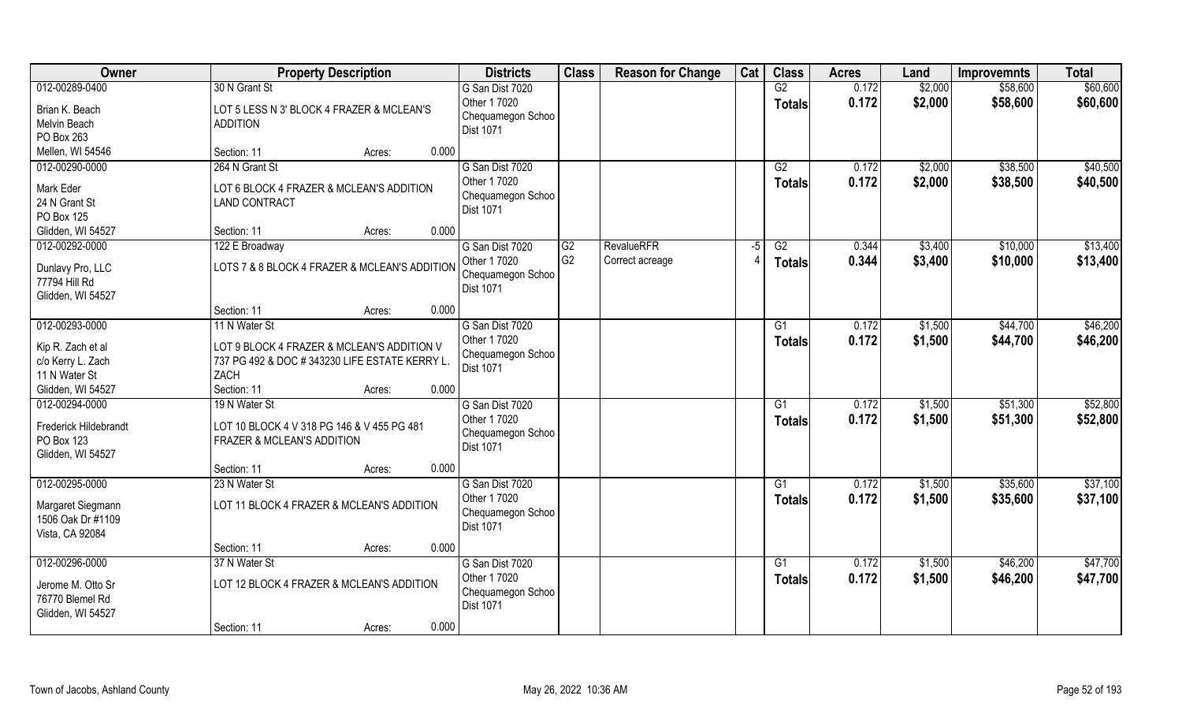| Owner | Property Description | Districts | Class | Reason for Change | Cat | Class | Acres | Land | Improvemnts | Total |
|---|---|---|---|---|---|---|---|---|---|---|
| 012-00289-0400 | 30 N Grant St | G San Dist 7020 | | | | G2 | 0.172 | $2,000 | $58,600 | $60,600 |
| Brian K. Beach<br>Melvin Beach<br>PO Box 263<br>Mellen, WI 54546 | LOT 5 LESS N 3' BLOCK 4 FRAZER & MCLEAN'S ADDITION<br>Section: 11 Acres: 0.000 | Other 1 7020<br>Chequamegon Schoo<br>Dist 1071 | | | | Totals | 0.172 | $2,000 | $58,600 | $60,600 |
| 012-00290-0000 | 264 N Grant St | G San Dist 7020 | | | | G2 | 0.172 | $2,000 | $38,500 | $40,500 |
| Mark Eder<br>24 N Grant St<br>PO Box 125<br>Glidden, WI 54527 | LOT 6 BLOCK 4 FRAZER & MCLEAN'S ADDITION LAND CONTRACT<br>Section: 11 Acres: 0.000 | Other 1 7020<br>Chequamegon Schoo<br>Dist 1071 | | | | Totals | 0.172 | $2,000 | $38,500 | $40,500 |
| 012-00292-0000 | 122 E Broadway | G San Dist 7020 | G2 | RevalueRFR | -5 | G2 | 0.344 | $3,400 | $10,000 | $13,400 |
| Dunlavy Pro, LLC<br>77794 Hill Rd<br>Glidden, WI 54527 | LOTS 7 & 8 BLOCK 4 FRAZER & MCLEAN'S ADDITION<br>Section: 11 Acres: 0.000 | Other 1 7020<br>Chequamegon Schoo<br>Dist 1071 | G2 | Correct acreage | 4 | Totals | 0.344 | $3,400 | $10,000 | $13,400 |
| 012-00293-0000 | 11 N Water St | G San Dist 7020 | | | | G1 | 0.172 | $1,500 | $44,700 | $46,200 |
| Kip R. Zach et al<br>c/o Kerry L. Zach<br>11 N Water St<br>Glidden, WI 54527 | LOT 9 BLOCK 4 FRAZER & MCLEAN'S ADDITION V 737 PG 492 & DOC # 343230 LIFE ESTATE KERRY L. ZACH<br>Section: 11 Acres: 0.000 | Other 1 7020<br>Chequamegon Schoo<br>Dist 1071 | | | | Totals | 0.172 | $1,500 | $44,700 | $46,200 |
| 012-00294-0000 | 19 N Water St | G San Dist 7020 | | | | G1 | 0.172 | $1,500 | $51,300 | $52,800 |
| Frederick Hildebrandt<br>PO Box 123<br>Glidden, WI 54527 | LOT 10 BLOCK 4 V 318 PG 146 & V 455 PG 481 FRAZER & MCLEAN'S ADDITION<br>Section: 11 Acres: 0.000 | Other 1 7020<br>Chequamegon Schoo<br>Dist 1071 | | | | Totals | 0.172 | $1,500 | $51,300 | $52,800 |
| 012-00295-0000 | 23 N Water St | G San Dist 7020 | | | | G1 | 0.172 | $1,500 | $35,600 | $37,100 |
| Margaret Siegmann<br>1506 Oak Dr #1109<br>Vista, CA 92084 | LOT 11 BLOCK 4 FRAZER & MCLEAN'S ADDITION<br>Section: 11 Acres: 0.000 | Other 1 7020<br>Chequamegon Schoo<br>Dist 1071 | | | | Totals | 0.172 | $1,500 | $35,600 | $37,100 |
| 012-00296-0000 | 37 N Water St | G San Dist 7020 | | | | G1 | 0.172 | $1,500 | $46,200 | $47,700 |
| Jerome M. Otto Sr<br>76770 Blemel Rd<br>Glidden, WI 54527 | LOT 12 BLOCK 4 FRAZER & MCLEAN'S ADDITION<br>Section: 11 Acres: 0.000 | Other 1 7020<br>Chequamegon Schoo<br>Dist 1071 | | | | Totals | 0.172 | $1,500 | $46,200 | $47,700 |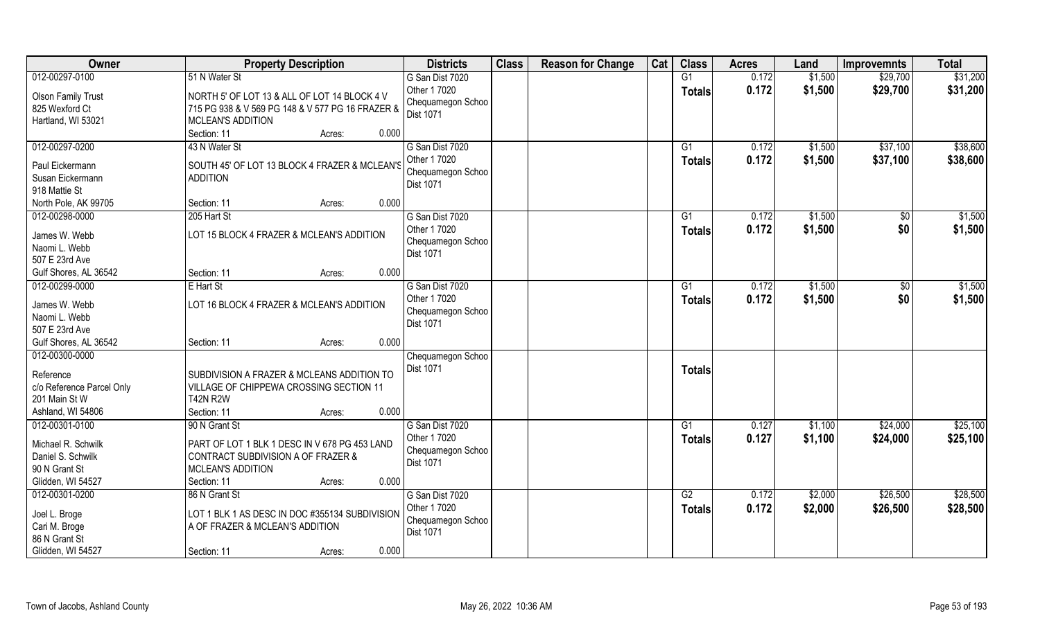| Owner | Property Description | Districts | Class | Reason for Change | Cat | Class | Acres | Land | Improvemnts | Total |
|---|---|---|---|---|---|---|---|---|---|---|
| 012-00297-0100<br>Olson Family Trust<br>825 Wexford Ct<br>Hartland, WI 53021 | 51 N Water St<br>NORTH 5' OF LOT 13 & ALL OF LOT 14 BLOCK 4 V 715 PG 938 & V 569 PG 148 & V 577 PG 16 FRAZER & MCLEAN'S ADDITION<br>Section: 11 Acres: 0.000 | G San Dist 7020<br>Other 1 7020<br>Chequamegon Schoo Dist 1071 | | | | G1<br>**Totals** | 0.172<br>**0.172** | $1,500<br>**$1,500** | $29,700<br>**$29,700** | $31,200<br>**$31,200** |
| 012-00297-0200<br>Paul Eickermann<br>Susan Eickermann<br>918 Mattie St<br>North Pole, AK 99705 | 43 N Water St<br>SOUTH 45' OF LOT 13 BLOCK 4 FRAZER & MCLEAN'S ADDITION<br>Section: 11 Acres: 0.000 | G San Dist 7020<br>Other 1 7020<br>Chequamegon Schoo Dist 1071 | | | | G1<br>**Totals** | 0.172<br>**0.172** | $1,500<br>**$1,500** | $37,100<br>**$37,100** | $38,600<br>**$38,600** |
| 012-00298-0000<br>James W. Webb<br>Naomi L. Webb<br>507 E 23rd Ave<br>Gulf Shores, AL 36542 | 205 Hart St<br>LOT 15 BLOCK 4 FRAZER & MCLEAN'S ADDITION<br>Section: 11 Acres: 0.000 | G San Dist 7020<br>Other 1 7020<br>Chequamegon Schoo Dist 1071 | | | | G1<br>**Totals** | 0.172<br>**0.172** | $1,500<br>**$1,500** | $0<br>**$0** | $1,500<br>**$1,500** |
| 012-00299-0000<br>James W. Webb<br>Naomi L. Webb<br>507 E 23rd Ave<br>Gulf Shores, AL 36542 | E Hart St<br>LOT 16 BLOCK 4 FRAZER & MCLEAN'S ADDITION<br>Section: 11 Acres: 0.000 | G San Dist 7020<br>Other 1 7020<br>Chequamegon Schoo Dist 1071 | | | | G1<br>**Totals** | 0.172<br>**0.172** | $1,500<br>**$1,500** | $0<br>**$0** | $1,500<br>**$1,500** |
| 012-00300-0000<br>Reference<br>c/o Reference Parcel Only<br>201 Main St W<br>Ashland, WI 54806 | SUBDIVISION A FRAZER & MCLEANS ADDITION TO VILLAGE OF CHIPPEWA CROSSING SECTION 11 T42N R2W<br>Section: 11 Acres: 0.000 | Chequamegon Schoo Dist 1071 | | | | **Totals** | | | | |
| 012-00301-0100<br>Michael R. Schwilk<br>Daniel S. Schwilk<br>90 N Grant St<br>Glidden, WI 54527 | 90 N Grant St<br>PART OF LOT 1 BLK 1 DESC IN V 678 PG 453 LAND CONTRACT SUBDIVISION A OF FRAZER & MCLEAN'S ADDITION<br>Section: 11 Acres: 0.000 | G San Dist 7020<br>Other 1 7020<br>Chequamegon Schoo Dist 1071 | | | | G1<br>**Totals** | 0.127<br>**0.127** | $1,100<br>**$1,100** | $24,000<br>**$24,000** | $25,100<br>**$25,100** |
| 012-00301-0200<br>Joel L. Broge<br>Cari M. Broge<br>86 N Grant St<br>Glidden, WI 54527 | 86 N Grant St<br>LOT 1 BLK 1 AS DESC IN DOC #355134 SUBDIVISION A OF FRAZER & MCLEAN'S ADDITION<br>Section: 11 Acres: 0.000 | G San Dist 7020<br>Other 1 7020<br>Chequamegon Schoo Dist 1071 | | | | G2<br>**Totals** | 0.172<br>**0.172** | $2,000<br>**$2,000** | $26,500<br>**$26,500** | $28,500<br>**$28,500** |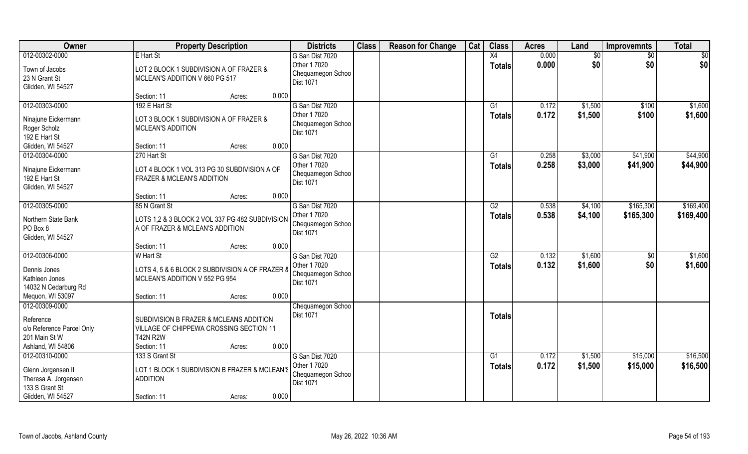| Owner | Property Description | Districts | Class | Reason for Change | Cat | Class | Acres | Land | Improvemnts | Total |
|---|---|---|---|---|---|---|---|---|---|---|
| 012-00302-0000<br>Town of Jacobs<br>23 N Grant St<br>Glidden, WI 54527 | E Hart St<br>LOT 2 BLOCK 1 SUBDIVISION A OF FRAZER & MCLEAN'S ADDITION V 660 PG 517<br>Section: 11 Acres: 0.000 | G San Dist 7020<br>Other 1 7020<br>Chequamegon Schoo Dist 1071 | | | | X4<br>**Totals** | 0.000<br>**0.000** | $0<br>**$0** | $0<br>**$0** | $0<br>**$0** |
| 012-00303-0000<br>Ninajune Eickermann<br>Roger Scholz<br>192 E Hart St<br>Glidden, WI 54527 | 192 E Hart St<br>LOT 3 BLOCK 1 SUBDIVISION A OF FRAZER & MCLEAN'S ADDITION<br>Section: 11 Acres: 0.000 | G San Dist 7020<br>Other 1 7020<br>Chequamegon Schoo Dist 1071 | | | | G1<br>**Totals** | 0.172<br>**0.172** | $1,500<br>**$1,500** | $100<br>**$100** | $1,600<br>**$1,600** |
| 012-00304-0000<br>Ninajune Eickermann<br>192 E Hart St<br>Glidden, WI 54527 | 270 Hart St<br>LOT 4 BLOCK 1 VOL 313 PG 30 SUBDIVISION A OF FRAZER & MCLEAN'S ADDITION<br>Section: 11 Acres: 0.000 | G San Dist 7020<br>Other 1 7020<br>Chequamegon Schoo Dist 1071 | | | | G1<br>**Totals** | 0.258<br>**0.258** | $3,000<br>**$3,000** | $41,900<br>**$41,900** | $44,900<br>**$44,900** |
| 012-00305-0000<br>Northern State Bank<br>PO Box 8<br>Glidden, WI 54527 | 85 N Grant St<br>LOTS 1,2 & 3 BLOCK 2 VOL 337 PG 482 SUBDIVISION A OF FRAZER & MCLEAN'S ADDITION<br>Section: 11 Acres: 0.000 | G San Dist 7020<br>Other 1 7020<br>Chequamegon Schoo Dist 1071 | | | | G2<br>**Totals** | 0.538<br>**0.538** | $4,100<br>**$4,100** | $165,300<br>**$165,300** | $169,400<br>**$169,400** |
| 012-00306-0000<br>Dennis Jones<br>Kathleen Jones<br>14032 N Cedarburg Rd<br>Mequon, WI 53097 | W Hart St<br>LOTS 4, 5 & 6 BLOCK 2 SUBDIVISION A OF FRAZER & MCLEAN'S ADDITION V 552 PG 954<br>Section: 11 Acres: 0.000 | G San Dist 7020<br>Other 1 7020<br>Chequamegon Schoo Dist 1071 | | | | G2<br>**Totals** | 0.132<br>**0.132** | $1,600<br>**$1,600** | $0<br>**$0** | $1,600<br>**$1,600** |
| 012-00309-0000<br>Reference<br>c/o Reference Parcel Only<br>201 Main St W<br>Ashland, WI 54806 | SUBDIVISION B FRAZER & MCLEANS ADDITION VILLAGE OF CHIPPEWA CROSSING SECTION 11 T42N R2W<br>Section: 11 Acres: 0.000 | Chequamegon Schoo Dist 1071 | | | | **Totals** | | | | |
| 012-00310-0000<br>Glenn Jorgensen II<br>Theresa A. Jorgensen<br>133 S Grant St<br>Glidden, WI 54527 | 133 S Grant St<br>LOT 1 BLOCK 1 SUBDIVISION B FRAZER & MCLEAN'S ADDITION<br>Section: 11 Acres: 0.000 | G San Dist 7020<br>Other 1 7020<br>Chequamegon Schoo Dist 1071 | | | | G1<br>**Totals** | 0.172<br>**0.172** | $1,500<br>**$1,500** | $15,000<br>**$15,000** | $16,500<br>**$16,500** |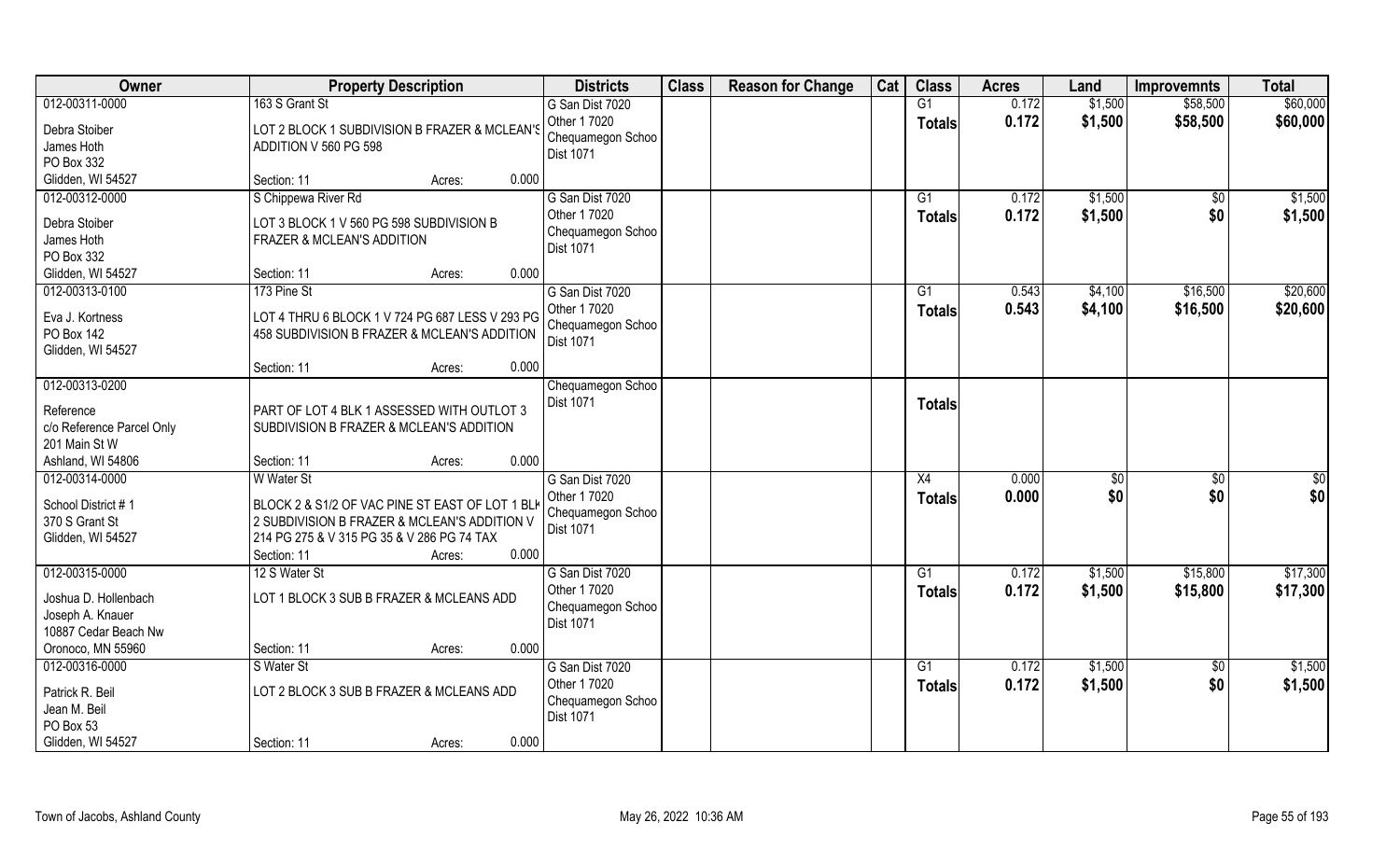| Owner | Property Description | Districts | Class | Reason for Change | Cat | Class | Acres | Land | Improvemnts | Total |
|---|---|---|---|---|---|---|---|---|---|---|
| 012-00311-0000<br>Debra Stoiber<br>James Hoth<br>PO Box 332<br>Glidden, WI 54527 | 163 S Grant St<br>LOT 2 BLOCK 1 SUBDIVISION B FRAZER & MCLEAN'S ADDITION V 560 PG 598<br>Section: 11 Acres: 0.000 | G San Dist 7020<br>Other 1 7020<br>Chequamegon Schoo Dist 1071 | | | | G1<br>Totals | 0.172<br>0.172 | $1,500<br>$1,500 | $58,500<br>$58,500 | $60,000<br>$60,000 |
| 012-00312-0000<br>Debra Stoiber<br>James Hoth<br>PO Box 332<br>Glidden, WI 54527 | S Chippewa River Rd<br>LOT 3 BLOCK 1 V 560 PG 598 SUBDIVISION B FRAZER & MCLEAN'S ADDITION<br>Section: 11 Acres: 0.000 | G San Dist 7020<br>Other 1 7020<br>Chequamegon Schoo Dist 1071 | | | | G1<br>Totals | 0.172<br>0.172 | $1,500<br>$1,500 | $0<br>$0 | $1,500<br>$1,500 |
| 012-00313-0100<br>Eva J. Kortness<br>PO Box 142<br>Glidden, WI 54527 | 173 Pine St<br>LOT 4 THRU 6 BLOCK 1 V 724 PG 687 LESS V 293 PG 458 SUBDIVISION B FRAZER & MCLEAN'S ADDITION<br>Section: 11 Acres: 0.000 | G San Dist 7020<br>Other 1 7020<br>Chequamegon Schoo Dist 1071 | | | | G1<br>Totals | 0.543<br>0.543 | $4,100<br>$4,100 | $16,500<br>$16,500 | $20,600<br>$20,600 |
| 012-00313-0200<br>Reference<br>c/o Reference Parcel Only<br>201 Main St W<br>Ashland, WI 54806 | PART OF LOT 4 BLK 1 ASSESSED WITH OUTLOT 3 SUBDIVISION B FRAZER & MCLEAN'S ADDITION<br>Section: 11 Acres: 0.000 | Chequamegon Schoo Dist 1071 | | | | Totals | | | | |
| 012-00314-0000<br>School District # 1<br>370 S Grant St<br>Glidden, WI 54527 | W Water St<br>BLOCK 2 & S1/2 OF VAC PINE ST EAST OF LOT 1 BLK 2 SUBDIVISION B FRAZER & MCLEAN'S ADDITION V 214 PG 275 & V 315 PG 35 & V 286 PG 74 TAX<br>Section: 11 Acres: 0.000 | G San Dist 7020<br>Other 1 7020<br>Chequamegon Schoo Dist 1071 | | | | X4<br>Totals | 0.000<br>0.000 | $0<br>$0 | $0<br>$0 | $0<br>$0 |
| 012-00315-0000<br>Joshua D. Hollenbach<br>Joseph A. Knauer<br>10887 Cedar Beach Nw<br>Oronoco, MN 55960 | 12 S Water St<br>LOT 1 BLOCK 3 SUB B FRAZER & MCLEANS ADD<br>Section: 11 Acres: 0.000 | G San Dist 7020<br>Other 1 7020<br>Chequamegon Schoo Dist 1071 | | | | G1<br>Totals | 0.172<br>0.172 | $1,500<br>$1,500 | $15,800<br>$15,800 | $17,300<br>$17,300 |
| 012-00316-0000<br>Patrick R. Beil<br>Jean M. Beil<br>PO Box 53<br>Glidden, WI 54527 | S Water St<br>LOT 2 BLOCK 3 SUB B FRAZER & MCLEANS ADD<br>Section: 11 Acres: 0.000 | G San Dist 7020<br>Other 1 7020<br>Chequamegon Schoo Dist 1071 | | | | G1<br>Totals | 0.172<br>0.172 | $1,500<br>$1,500 | $0<br>$0 | $1,500<br>$1,500 |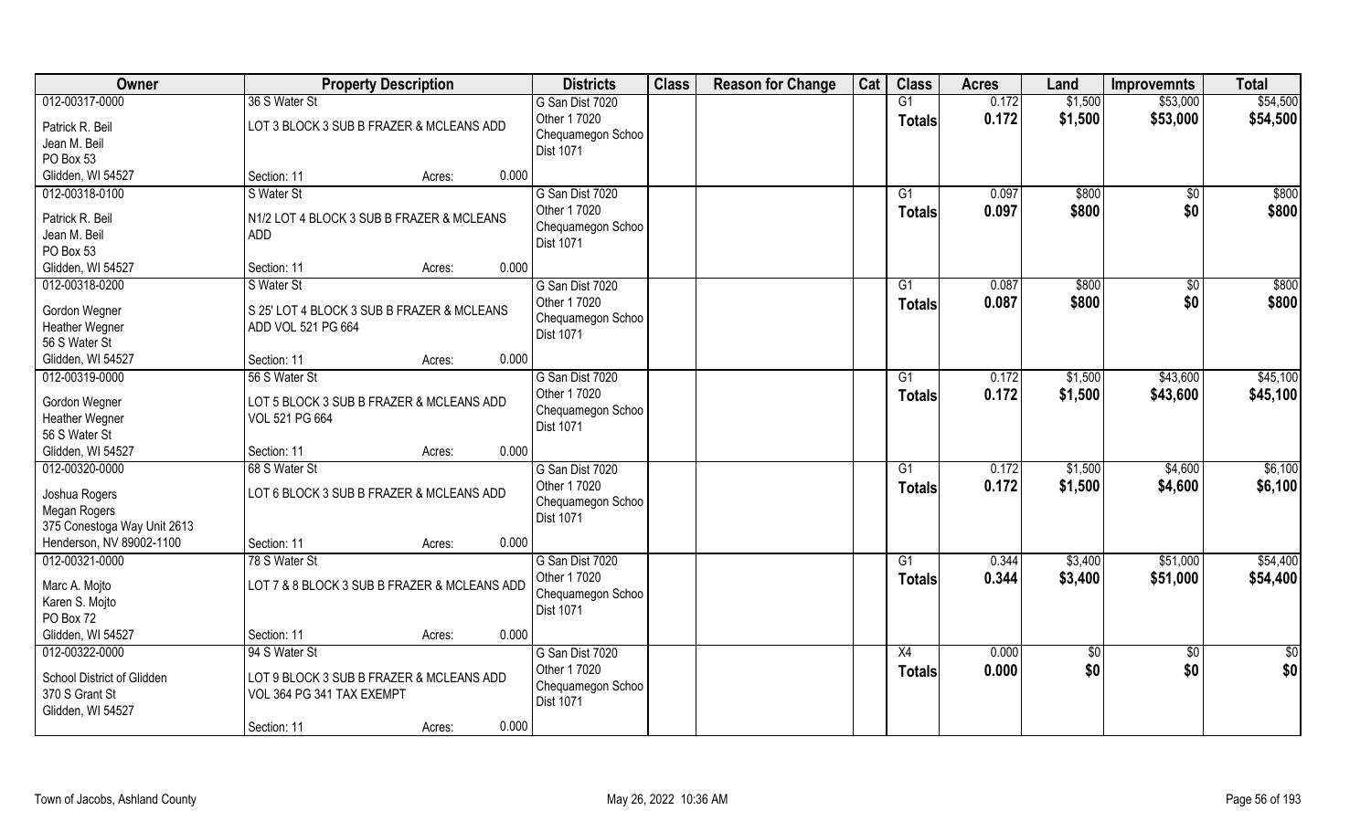| Owner | Property Description | | | Districts | Class | Reason for Change | Cat | Class | Acres | Land | Improvemnts | Total |
|---|---|---|---|---|---|---|---|---|---|---|---|---|
| 012-00317-0000 | 36 S Water St | | | G San Dist 7020 | | | | G1 | 0.172 | $1,500 | $53,000 | $54,500 |
| Patrick R. Beil<br>Jean M. Beil<br>PO Box 53<br>Glidden, WI 54527 | LOT 3 BLOCK 3 SUB B FRAZER & MCLEANS ADD | | | Other 1 7020<br>Chequamegon Schoo<br>Dist 1071 | | | | Totals | 0.172 | $1,500 | $53,000 | $54,500 |
| | Section: 11 | Acres: | 0.000 | | | | | | | | | |
| 012-00318-0100 | S Water St | | | G San Dist 7020 | | | | G1 | 0.097 | $800 | $0 | $800 |
| Patrick R. Beil<br>Jean M. Beil<br>PO Box 53<br>Glidden, WI 54527 | N1/2 LOT 4 BLOCK 3 SUB B FRAZER & MCLEANS ADD | | | Other 1 7020<br>Chequamegon Schoo<br>Dist 1071 | | | | Totals | 0.097 | $800 | $0 | $800 |
| | Section: 11 | Acres: | 0.000 | | | | | | | | | |
| 012-00318-0200 | S Water St | | | G San Dist 7020 | | | | G1 | 0.087 | $800 | $0 | $800 |
| Gordon Wegner<br>Heather Wegner<br>56 S Water St<br>Glidden, WI 54527 | S 25' LOT 4 BLOCK 3 SUB B FRAZER & MCLEANS ADD VOL 521 PG 664 | | | Other 1 7020<br>Chequamegon Schoo<br>Dist 1071 | | | | Totals | 0.087 | $800 | $0 | $800 |
| | Section: 11 | Acres: | 0.000 | | | | | | | | | |
| 012-00319-0000 | 56 S Water St | | | G San Dist 7020 | | | | G1 | 0.172 | $1,500 | $43,600 | $45,100 |
| Gordon Wegner<br>Heather Wegner<br>56 S Water St<br>Glidden, WI 54527 | LOT 5 BLOCK 3 SUB B FRAZER & MCLEANS ADD VOL 521 PG 664 | | | Other 1 7020<br>Chequamegon Schoo<br>Dist 1071 | | | | Totals | 0.172 | $1,500 | $43,600 | $45,100 |
| | Section: 11 | Acres: | 0.000 | | | | | | | | | |
| 012-00320-0000 | 68 S Water St | | | G San Dist 7020 | | | | G1 | 0.172 | $1,500 | $4,600 | $6,100 |
| Joshua Rogers<br>Megan Rogers<br>375 Conestoga Way Unit 2613<br>Henderson, NV 89002-1100 | LOT 6 BLOCK 3 SUB B FRAZER & MCLEANS ADD | | | Other 1 7020<br>Chequamegon Schoo<br>Dist 1071 | | | | Totals | 0.172 | $1,500 | $4,600 | $6,100 |
| | Section: 11 | Acres: | 0.000 | | | | | | | | | |
| 012-00321-0000 | 78 S Water St | | | G San Dist 7020 | | | | G1 | 0.344 | $3,400 | $51,000 | $54,400 |
| Marc A. Mojto<br>Karen S. Mojto<br>PO Box 72<br>Glidden, WI 54527 | LOT 7 & 8 BLOCK 3 SUB B FRAZER & MCLEANS ADD | | | Other 1 7020<br>Chequamegon Schoo<br>Dist 1071 | | | | Totals | 0.344 | $3,400 | $51,000 | $54,400 |
| | Section: 11 | Acres: | 0.000 | | | | | | | | | |
| 012-00322-0000 | 94 S Water St | | | G San Dist 7020 | | | | X4 | 0.000 | $0 | $0 | $0 |
| School District of Glidden<br>370 S Grant St<br>Glidden, WI 54527 | LOT 9 BLOCK 3 SUB B FRAZER & MCLEANS ADD VOL 364 PG 341 TAX EXEMPT | | | Other 1 7020<br>Chequamegon Schoo<br>Dist 1071 | | | | Totals | 0.000 | $0 | $0 | $0 |
| | Section: 11 | Acres: | 0.000 | | | | | | | | | |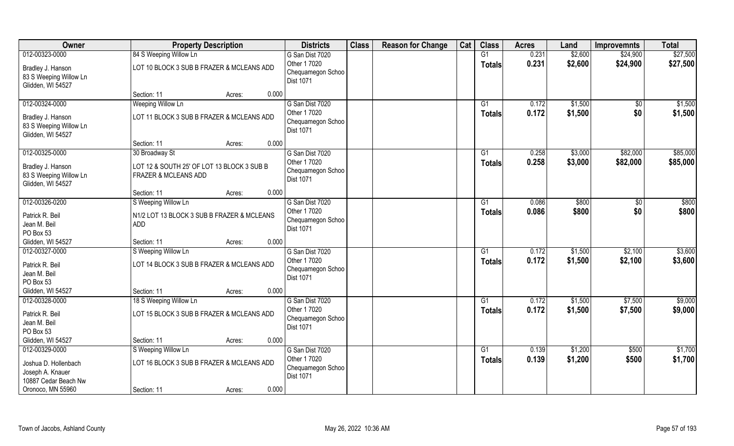| Owner | Property Description | Districts | Class | Reason for Change | Cat | Class | Acres | Land | Improvemnts | Total |
|---|---|---|---|---|---|---|---|---|---|---|
| 012-00323-0000<br>Bradley J. Hanson<br>83 S Weeping Willow Ln<br>Glidden, WI 54527 | 84 S Weeping Willow Ln<br>LOT 10 BLOCK 3 SUB B FRAZER & MCLEANS ADD<br>Section: 11 Acres: 0.000 | G San Dist 7020<br>Other 1 7020<br>Chequamegon Schoo<br>Dist 1071 | | | | G1<br>**Totals** | 0.231<br>**0.231** | $2,600<br>**$2,600** | $24,900<br>**$24,900** | $27,500<br>**$27,500** |
| 012-00324-0000<br>Bradley J. Hanson<br>83 S Weeping Willow Ln<br>Glidden, WI 54527 | Weeping Willow Ln<br>LOT 11 BLOCK 3 SUB B FRAZER & MCLEANS ADD<br>Section: 11 Acres: 0.000 | G San Dist 7020<br>Other 1 7020<br>Chequamegon Schoo<br>Dist 1071 | | | | G1<br>**Totals** | 0.172<br>**0.172** | $1,500<br>**$1,500** | $0<br>**$0** | $1,500<br>**$1,500** |
| 012-00325-0000<br>Bradley J. Hanson<br>83 S Weeping Willow Ln<br>Glidden, WI 54527 | 30 Broadway St<br>LOT 12 & SOUTH 25' OF LOT 13 BLOCK 3 SUB B FRAZER & MCLEANS ADD<br>Section: 11 Acres: 0.000 | G San Dist 7020<br>Other 1 7020<br>Chequamegon Schoo<br>Dist 1071 | | | | G1<br>**Totals** | 0.258<br>**0.258** | $3,000<br>**$3,000** | $82,000<br>**$82,000** | $85,000<br>**$85,000** |
| 012-00326-0200<br>Patrick R. Beil<br>Jean M. Beil<br>PO Box 53<br>Glidden, WI 54527 | S Weeping Willow Ln<br>N1/2 LOT 13 BLOCK 3 SUB B FRAZER & MCLEANS ADD<br>Section: 11 Acres: 0.000 | G San Dist 7020<br>Other 1 7020<br>Chequamegon Schoo<br>Dist 1071 | | | | G1<br>**Totals** | 0.086<br>**0.086** | $800<br>**$800** | $0<br>**$0** | $800<br>**$800** |
| 012-00327-0000<br>Patrick R. Beil<br>Jean M. Beil<br>PO Box 53<br>Glidden, WI 54527 | S Weeping Willow Ln<br>LOT 14 BLOCK 3 SUB B FRAZER & MCLEANS ADD<br>Section: 11 Acres: 0.000 | G San Dist 7020<br>Other 1 7020<br>Chequamegon Schoo<br>Dist 1071 | | | | G1<br>**Totals** | 0.172<br>**0.172** | $1,500<br>**$1,500** | $2,100<br>**$2,100** | $3,600<br>**$3,600** |
| 012-00328-0000<br>Patrick R. Beil<br>Jean M. Beil<br>PO Box 53<br>Glidden, WI 54527 | 18 S Weeping Willow Ln<br>LOT 15 BLOCK 3 SUB B FRAZER & MCLEANS ADD<br>Section: 11 Acres: 0.000 | G San Dist 7020<br>Other 1 7020<br>Chequamegon Schoo<br>Dist 1071 | | | | G1<br>**Totals** | 0.172<br>**0.172** | $1,500<br>**$1,500** | $7,500<br>**$7,500** | $9,000<br>**$9,000** |
| 012-00329-0000<br>Joshua D. Hollenbach<br>Joseph A. Knauer<br>10887 Cedar Beach Nw<br>Oronoco, MN 55960 | S Weeping Willow Ln<br>LOT 16 BLOCK 3 SUB B FRAZER & MCLEANS ADD<br>Section: 11 Acres: 0.000 | G San Dist 7020<br>Other 1 7020<br>Chequamegon Schoo<br>Dist 1071 | | | | G1<br>**Totals** | 0.139<br>**0.139** | $1,200<br>**$1,200** | $500<br>**$500** | $1,700<br>**$1,700** |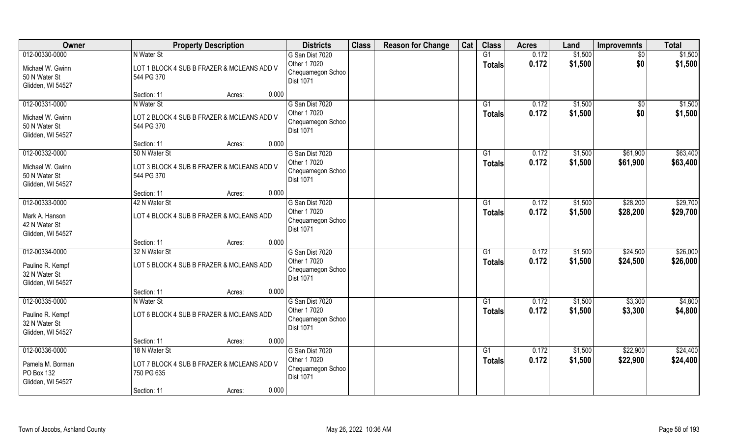| Owner | Property Description | | | Districts | Class | Reason for Change | Cat | Class | Acres | Land | Improvemnts | Total |
|---|---|---|---|---|---|---|---|---|---|---|---|---|
| 012-00330-0000 | N Water St | | | G San Dist 7020 | | | | G1 | 0.172 | $1,500 | $0 | $1,500 |
| Michael W. Gwinn<br>50 N Water St<br>Glidden, WI 54527 | LOT 1 BLOCK 4 SUB B FRAZER & MCLEANS ADD V 544 PG 370 | | | Other 1 7020<br>Chequamegon Schoo<br>Dist 1071 | | | | **Totals** | **0.172** | **$1,500** | **$0** | **$1,500** |
| | Section: 11 | Acres: | 0.000 | | | | | | | | | |
| 012-00331-0000 | N Water St | | | G San Dist 7020 | | | | G1 | 0.172 | $1,500 | $0 | $1,500 |
| Michael W. Gwinn<br>50 N Water St<br>Glidden, WI 54527 | LOT 2 BLOCK 4 SUB B FRAZER & MCLEANS ADD V 544 PG 370 | | | Other 1 7020<br>Chequamegon Schoo<br>Dist 1071 | | | | **Totals** | **0.172** | **$1,500** | **$0** | **$1,500** |
| | Section: 11 | Acres: | 0.000 | | | | | | | | | |
| 012-00332-0000 | 50 N Water St | | | G San Dist 7020 | | | | G1 | 0.172 | $1,500 | $61,900 | $63,400 |
| Michael W. Gwinn<br>50 N Water St<br>Glidden, WI 54527 | LOT 3 BLOCK 4 SUB B FRAZER & MCLEANS ADD V 544 PG 370 | | | Other 1 7020<br>Chequamegon Schoo<br>Dist 1071 | | | | **Totals** | **0.172** | **$1,500** | **$61,900** | **$63,400** |
| | Section: 11 | Acres: | 0.000 | | | | | | | | | |
| 012-00333-0000 | 42 N Water St | | | G San Dist 7020 | | | | G1 | 0.172 | $1,500 | $28,200 | $29,700 |
| Mark A. Hanson<br>42 N Water St<br>Glidden, WI 54527 | LOT 4 BLOCK 4 SUB B FRAZER & MCLEANS ADD | | | Other 1 7020<br>Chequamegon Schoo<br>Dist 1071 | | | | **Totals** | **0.172** | **$1,500** | **$28,200** | **$29,700** |
| | Section: 11 | Acres: | 0.000 | | | | | | | | | |
| 012-00334-0000 | 32 N Water St | | | G San Dist 7020 | | | | G1 | 0.172 | $1,500 | $24,500 | $26,000 |
| Pauline R. Kempf<br>32 N Water St<br>Glidden, WI 54527 | LOT 5 BLOCK 4 SUB B FRAZER & MCLEANS ADD | | | Other 1 7020<br>Chequamegon Schoo<br>Dist 1071 | | | | **Totals** | **0.172** | **$1,500** | **$24,500** | **$26,000** |
| | Section: 11 | Acres: | 0.000 | | | | | | | | | |
| 012-00335-0000 | N Water St | | | G San Dist 7020 | | | | G1 | 0.172 | $1,500 | $3,300 | $4,800 |
| Pauline R. Kempf<br>32 N Water St<br>Glidden, WI 54527 | LOT 6 BLOCK 4 SUB B FRAZER & MCLEANS ADD | | | Other 1 7020<br>Chequamegon Schoo<br>Dist 1071 | | | | **Totals** | **0.172** | **$1,500** | **$3,300** | **$4,800** |
| | Section: 11 | Acres: | 0.000 | | | | | | | | | |
| 012-00336-0000 | 18 N Water St | | | G San Dist 7020 | | | | G1 | 0.172 | $1,500 | $22,900 | $24,400 |
| Pamela M. Borman<br>PO Box 132<br>Glidden, WI 54527 | LOT 7 BLOCK 4 SUB B FRAZER & MCLEANS ADD V 750 PG 635 | | | Other 1 7020<br>Chequamegon Schoo<br>Dist 1071 | | | | **Totals** | **0.172** | **$1,500** | **$22,900** | **$24,400** |
| | Section: 11 | Acres: | 0.000 | | | | | | | | | |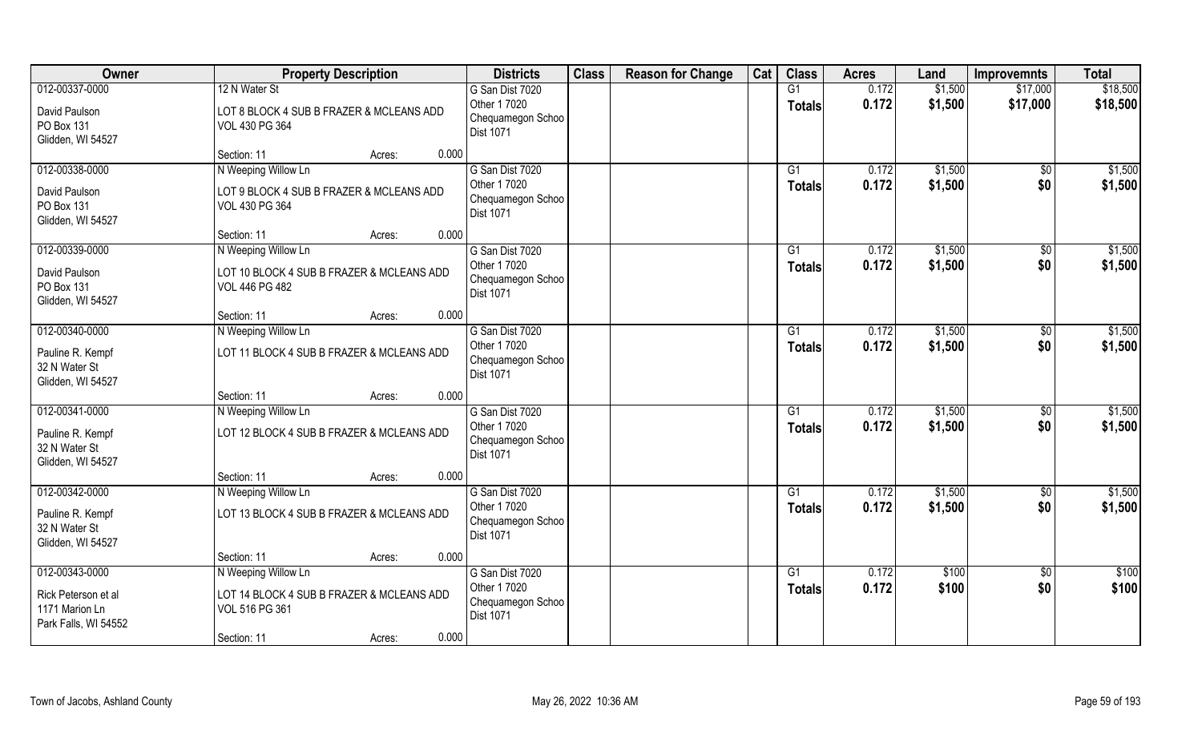| Owner | Property Description | | | Districts | Class | Reason for Change | Cat | Class | Acres | Land | Improvemnts | Total |
|---|---|---|---|---|---|---|---|---|---|---|---|---|
| 012-00337-0000 | 12 N Water St | | | G San Dist 7020 | | | | G1 | 0.172 | $1,500 | $17,000 | $18,500 |
| David Paulson<br>PO Box 131<br>Glidden, WI 54527 | LOT 8 BLOCK 4 SUB B FRAZER & MCLEANS ADD VOL 430 PG 364 | | | Other 1 7020<br>Chequamegon Schoo<br>Dist 1071 | | | | Totals | 0.172 | $1,500 | $17,000 | $18,500 |
| | Section: 11 | Acres: | 0.000 | | | | | | | | | |
| 012-00338-0000 | N Weeping Willow Ln | | | G San Dist 7020 | | | | G1 | 0.172 | $1,500 | $0 | $1,500 |
| David Paulson<br>PO Box 131<br>Glidden, WI 54527 | LOT 9 BLOCK 4 SUB B FRAZER & MCLEANS ADD VOL 430 PG 364 | | | Other 1 7020<br>Chequamegon Schoo<br>Dist 1071 | | | | Totals | 0.172 | $1,500 | $0 | $1,500 |
| | Section: 11 | Acres: | 0.000 | | | | | | | | | |
| 012-00339-0000 | N Weeping Willow Ln | | | G San Dist 7020 | | | | G1 | 0.172 | $1,500 | $0 | $1,500 |
| David Paulson<br>PO Box 131<br>Glidden, WI 54527 | LOT 10 BLOCK 4 SUB B FRAZER & MCLEANS ADD VOL 446 PG 482 | | | Other 1 7020<br>Chequamegon Schoo<br>Dist 1071 | | | | Totals | 0.172 | $1,500 | $0 | $1,500 |
| | Section: 11 | Acres: | 0.000 | | | | | | | | | |
| 012-00340-0000 | N Weeping Willow Ln | | | G San Dist 7020 | | | | G1 | 0.172 | $1,500 | $0 | $1,500 |
| Pauline R. Kempf<br>32 N Water St<br>Glidden, WI 54527 | LOT 11 BLOCK 4 SUB B FRAZER & MCLEANS ADD | | | Other 1 7020<br>Chequamegon Schoo<br>Dist 1071 | | | | Totals | 0.172 | $1,500 | $0 | $1,500 |
| | Section: 11 | Acres: | 0.000 | | | | | | | | | |
| 012-00341-0000 | N Weeping Willow Ln | | | G San Dist 7020 | | | | G1 | 0.172 | $1,500 | $0 | $1,500 |
| Pauline R. Kempf<br>32 N Water St<br>Glidden, WI 54527 | LOT 12 BLOCK 4 SUB B FRAZER & MCLEANS ADD | | | Other 1 7020<br>Chequamegon Schoo<br>Dist 1071 | | | | Totals | 0.172 | $1,500 | $0 | $1,500 |
| | Section: 11 | Acres: | 0.000 | | | | | | | | | |
| 012-00342-0000 | N Weeping Willow Ln | | | G San Dist 7020 | | | | G1 | 0.172 | $1,500 | $0 | $1,500 |
| Pauline R. Kempf<br>32 N Water St<br>Glidden, WI 54527 | LOT 13 BLOCK 4 SUB B FRAZER & MCLEANS ADD | | | Other 1 7020<br>Chequamegon Schoo<br>Dist 1071 | | | | Totals | 0.172 | $1,500 | $0 | $1,500 |
| | Section: 11 | Acres: | 0.000 | | | | | | | | | |
| 012-00343-0000 | N Weeping Willow Ln | | | G San Dist 7020 | | | | G1 | 0.172 | $100 | $0 | $100 |
| Rick Peterson et al<br>1171 Marion Ln<br>Park Falls, WI 54552 | LOT 14 BLOCK 4 SUB B FRAZER & MCLEANS ADD VOL 516 PG 361 | | | Other 1 7020<br>Chequamegon Schoo<br>Dist 1071 | | | | Totals | 0.172 | $100 | $0 | $100 |
| | Section: 11 | Acres: | 0.000 | | | | | | | | | |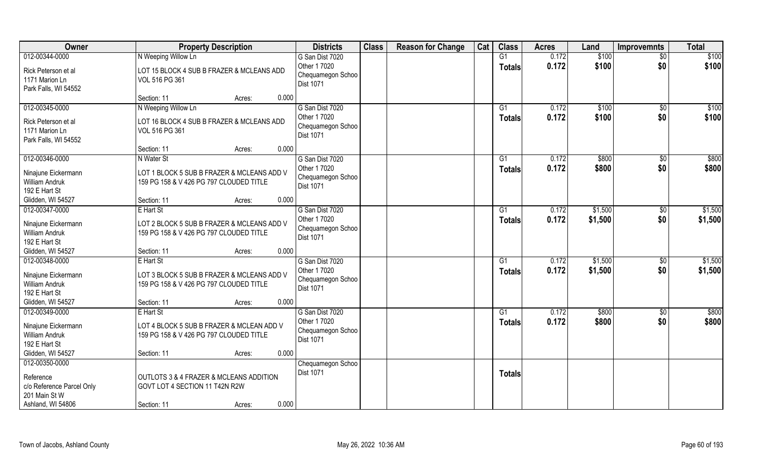| Owner | Property Description | Districts | Class | Reason for Change | Cat | Class | Acres | Land | Improvemnts | Total |
|---|---|---|---|---|---|---|---|---|---|---|
| 012-00344-0000<br>Rick Peterson et al<br>1171 Marion Ln<br>Park Falls, WI 54552 | N Weeping Willow Ln<br>LOT 15 BLOCK 4 SUB B FRAZER & MCLEANS ADD VOL 516 PG 361<br>Section: 11 Acres: 0.000 | G San Dist 7020<br>Other 1 7020<br>Chequamegon Schoo<br>Dist 1071 | | | | G1<br>**Totals** | 0.172<br>**0.172** | $100<br>**$100** | $0<br>**$0** | $100<br>**$100** |
| 012-00345-0000<br>Rick Peterson et al<br>1171 Marion Ln<br>Park Falls, WI 54552 | N Weeping Willow Ln<br>LOT 16 BLOCK 4 SUB B FRAZER & MCLEANS ADD VOL 516 PG 361<br>Section: 11 Acres: 0.000 | G San Dist 7020<br>Other 1 7020<br>Chequamegon Schoo<br>Dist 1071 | | | | G1<br>**Totals** | 0.172<br>**0.172** | $100<br>**$100** | $0<br>**$0** | $100<br>**$100** |
| 012-00346-0000<br>Ninajune Eickermann<br>William Andruk<br>192 E Hart St<br>Glidden, WI 54527 | N Water St<br>LOT 1 BLOCK 5 SUB B FRAZER & MCLEANS ADD V 159 PG 158 & V 426 PG 797 CLOUDED TITLE<br>Section: 11 Acres: 0.000 | G San Dist 7020<br>Other 1 7020<br>Chequamegon Schoo<br>Dist 1071 | | | | G1<br>**Totals** | 0.172<br>**0.172** | $800<br>**$800** | $0<br>**$0** | $800<br>**$800** |
| 012-00347-0000<br>Ninajune Eickermann<br>William Andruk<br>192 E Hart St<br>Glidden, WI 54527 | E Hart St<br>LOT 2 BLOCK 5 SUB B FRAZER & MCLEANS ADD V 159 PG 158 & V 426 PG 797 CLOUDED TITLE<br>Section: 11 Acres: 0.000 | G San Dist 7020<br>Other 1 7020<br>Chequamegon Schoo<br>Dist 1071 | | | | G1<br>**Totals** | 0.172<br>**0.172** | $1,500<br>**$1,500** | $0<br>**$0** | $1,500<br>**$1,500** |
| 012-00348-0000<br>Ninajune Eickermann<br>William Andruk<br>192 E Hart St<br>Glidden, WI 54527 | E Hart St<br>LOT 3 BLOCK 5 SUB B FRAZER & MCLEANS ADD V 159 PG 158 & V 426 PG 797 CLOUDED TITLE<br>Section: 11 Acres: 0.000 | G San Dist 7020<br>Other 1 7020<br>Chequamegon Schoo<br>Dist 1071 | | | | G1<br>**Totals** | 0.172<br>**0.172** | $1,500<br>**$1,500** | $0<br>**$0** | $1,500<br>**$1,500** |
| 012-00349-0000<br>Ninajune Eickermann<br>William Andruk<br>192 E Hart St<br>Glidden, WI 54527 | E Hart St<br>LOT 4 BLOCK 5 SUB B FRAZER & MCLEAN ADD V 159 PG 158 & V 426 PG 797 CLOUDED TITLE<br>Section: 11 Acres: 0.000 | G San Dist 7020<br>Other 1 7020<br>Chequamegon Schoo<br>Dist 1071 | | | | G1<br>**Totals** | 0.172<br>**0.172** | $800<br>**$800** | $0<br>**$0** | $800<br>**$800** |
| 012-00350-0000<br>Reference<br>c/o Reference Parcel Only<br>201 Main St W<br>Ashland, WI 54806 | OUTLOTS 3 & 4 FRAZER & MCLEANS ADDITION GOVT LOT 4 SECTION 11 T42N R2W<br>Section: 11 Acres: 0.000 | Chequamegon Schoo<br>Dist 1071 | | | | **Totals** | | | | |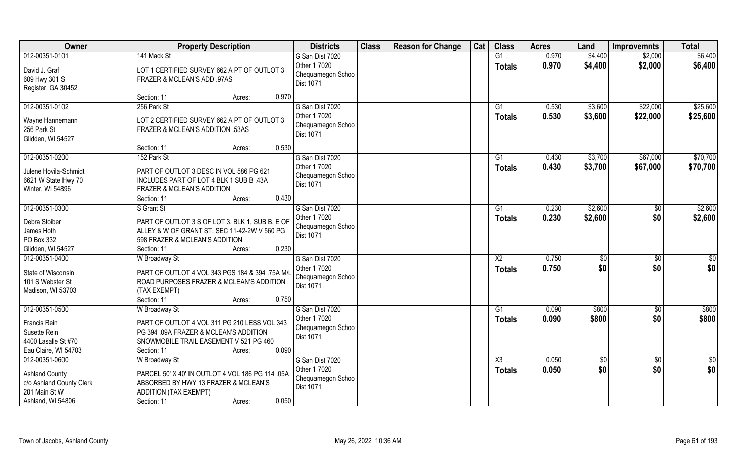| Owner | Property Description | Districts | Class | Reason for Change | Cat | Class | Acres | Land | Improvemnts | Total |
|---|---|---|---|---|---|---|---|---|---|---|
| 012-00351-0101 | 141 Mack St | G San Dist 7020 | | | | G1 | 0.970 | $4,400 | $2,000 | $6,400 |
| David J. Graf<br>609 Hwy 301 S<br>Register, GA 30452 | LOT 1 CERTIFIED SURVEY 662 A PT OF OUTLOT 3 FRAZER & MCLEAN'S ADD .97AS<br>Section: 11 Acres: 0.970 | Other 1 7020<br>Chequamegon Schoo Dist 1071 | | | | Totals | 0.970 | $4,400 | $2,000 | $6,400 |
| 012-00351-0102 | 256 Park St | G San Dist 7020 | | | | G1 | 0.530 | $3,600 | $22,000 | $25,600 |
| Wayne Hannemann<br>256 Park St<br>Glidden, WI 54527 | LOT 2 CERTIFIED SURVEY 662 A PT OF OUTLOT 3 FRAZER & MCLEAN'S ADDITION .53AS<br>Section: 11 Acres: 0.530 | Other 1 7020<br>Chequamegon Schoo Dist 1071 | | | | Totals | 0.530 | $3,600 | $22,000 | $25,600 |
| 012-00351-0200 | 152 Park St | G San Dist 7020 | | | | G1 | 0.430 | $3,700 | $67,000 | $70,700 |
| Julene Hovila-Schmidt<br>6621 W State Hwy 70<br>Winter, WI 54896 | PART OF OUTLOT 3 DESC IN VOL 586 PG 621 INCLUDES PART OF LOT 4 BLK 1 SUB B .43A FRAZER & MCLEAN'S ADDITION<br>Section: 11 Acres: 0.430 | Other 1 7020<br>Chequamegon Schoo Dist 1071 | | | | Totals | 0.430 | $3,700 | $67,000 | $70,700 |
| 012-00351-0300 | S Grant St | G San Dist 7020 | | | | G1 | 0.230 | $2,600 | $0 | $2,600 |
| Debra Stoiber<br>James Hoth<br>PO Box 332<br>Glidden, WI 54527 | PART OF OUTLOT 3 S OF LOT 3, BLK 1, SUB B, E OF ALLEY & W OF GRANT ST. SEC 11-42-2W V 560 PG 598 FRAZER & MCLEAN'S ADDITION<br>Section: 11 Acres: 0.230 | Other 1 7020<br>Chequamegon Schoo Dist 1071 | | | | Totals | 0.230 | $2,600 | $0 | $2,600 |
| 012-00351-0400 | W Broadway St | G San Dist 7020 | | | | X2 | 0.750 | $0 | $0 | $0 |
| State of Wisconsin<br>101 S Webster St<br>Madison, WI 53703 | PART OF OUTLOT 4 VOL 343 PGS 184 & 394 .75A M/L ROAD PURPOSES FRAZER & MCLEAN'S ADDITION (TAX EXEMPT)<br>Section: 11 Acres: 0.750 | Other 1 7020<br>Chequamegon Schoo Dist 1071 | | | | Totals | 0.750 | $0 | $0 | $0 |
| 012-00351-0500 | W Broadway St | G San Dist 7020 | | | | G1 | 0.090 | $800 | $0 | $800 |
| Francis Rein<br>Susette Rein<br>4400 Lasalle St #70<br>Eau Claire, WI 54703 | PART OF OUTLOT 4 VOL 311 PG 210 LESS VOL 343 PG 394 .09A FRAZER & MCLEAN'S ADDITION SNOWMOBILE TRAIL EASEMENT V 521 PG 460<br>Section: 11 Acres: 0.090 | Other 1 7020<br>Chequamegon Schoo Dist 1071 | | | | Totals | 0.090 | $800 | $0 | $800 |
| 012-00351-0600 | W Broadway St | G San Dist 7020 | | | | X3 | 0.050 | $0 | $0 | $0 |
| Ashland County<br>c/o Ashland County Clerk<br>201 Main St W<br>Ashland, WI 54806 | PARCEL 50' X 40' IN OUTLOT 4 VOL 186 PG 114 .05A ABSORBED BY HWY 13 FRAZER & MCLEAN'S ADDITION (TAX EXEMPT)<br>Section: 11 Acres: 0.050 | Other 1 7020<br>Chequamegon Schoo Dist 1071 | | | | Totals | 0.050 | $0 | $0 | $0 |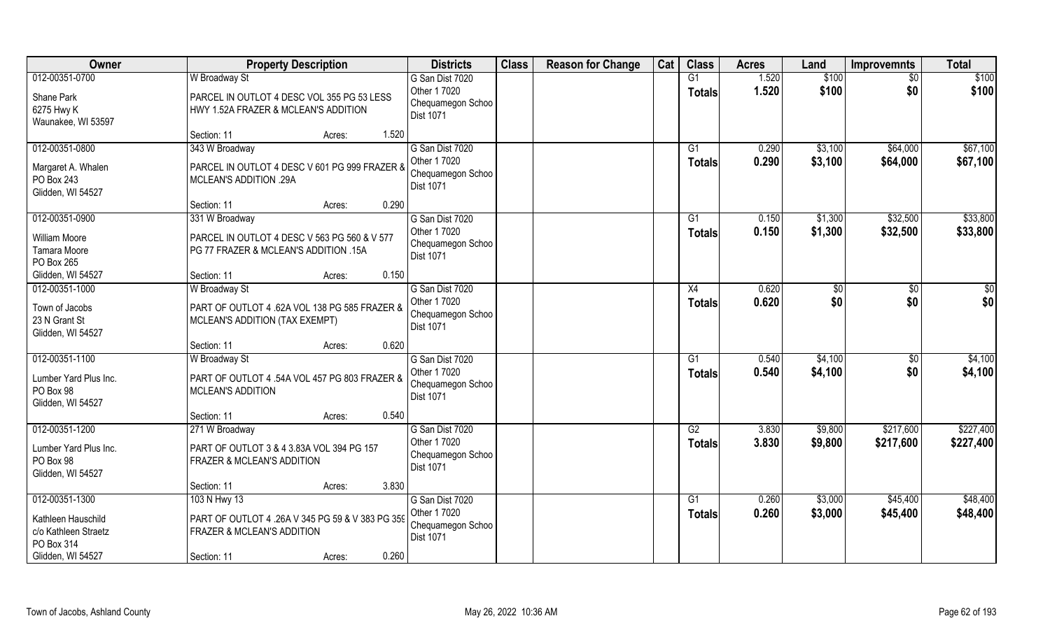| Owner | Property Description | | Districts | Class | Reason for Change | Cat | Class | Acres | Land | Improvemnts | Total |
|---|---|---|---|---|---|---|---|---|---|---|---|
| 012-00351-0700<br>Shane Park<br>6275 Hwy K<br>Waunakee, WI 53597 | W Broadway St<br>PARCEL IN OUTLOT 4 DESC VOL 355 PG 53 LESS HWY 1.52A FRAZER & MCLEAN'S ADDITION<br>Section: 11 | Acres: 1.520 | G San Dist 7020<br>Other 1 7020<br>Chequamegon Schoo<br>Dist 1071 | | | | G1<br>**Totals** | 1.520<br>**1.520** | \$100<br>**\$100** | \$0<br>**\$0** | \$100<br>**\$100** |
| 012-00351-0800<br>Margaret A. Whalen<br>PO Box 243<br>Glidden, WI 54527 | 343 W Broadway<br>PARCEL IN OUTLOT 4 DESC V 601 PG 999 FRAZER & MCLEAN'S ADDITION .29A<br>Section: 11 | Acres: 0.290 | G San Dist 7020<br>Other 1 7020<br>Chequamegon Schoo<br>Dist 1071 | | | | G1<br>**Totals** | 0.290<br>**0.290** | \$3,100<br>**\$3,100** | \$64,000<br>**\$64,000** | \$67,100<br>**\$67,100** |
| 012-00351-0900<br>William Moore<br>Tamara Moore<br>PO Box 265<br>Glidden, WI 54527 | 331 W Broadway<br>PARCEL IN OUTLOT 4 DESC V 563 PG 560 & V 577 PG 77 FRAZER & MCLEAN'S ADDITION .15A<br>Section: 11 | Acres: 0.150 | G San Dist 7020<br>Other 1 7020<br>Chequamegon Schoo<br>Dist 1071 | | | | G1<br>**Totals** | 0.150<br>**0.150** | \$1,300<br>**\$1,300** | \$32,500<br>**\$32,500** | \$33,800<br>**\$33,800** |
| 012-00351-1000<br>Town of Jacobs<br>23 N Grant St<br>Glidden, WI 54527 | W Broadway St<br>PART OF OUTLOT 4 .62A VOL 138 PG 585 FRAZER & MCLEAN'S ADDITION (TAX EXEMPT)<br>Section: 11 | Acres: 0.620 | G San Dist 7020<br>Other 1 7020<br>Chequamegon Schoo<br>Dist 1071 | | | | X4<br>**Totals** | 0.620<br>**0.620** | \$0<br>**\$0** | \$0<br>**\$0** | \$0<br>**\$0** |
| 012-00351-1100<br>Lumber Yard Plus Inc.<br>PO Box 98<br>Glidden, WI 54527 | W Broadway St<br>PART OF OUTLOT 4 .54A VOL 457 PG 803 FRAZER & MCLEAN'S ADDITION<br>Section: 11 | Acres: 0.540 | G San Dist 7020<br>Other 1 7020<br>Chequamegon Schoo<br>Dist 1071 | | | | G1<br>**Totals** | 0.540<br>**0.540** | \$4,100<br>**\$4,100** | \$0<br>**\$0** | \$4,100<br>**\$4,100** |
| 012-00351-1200<br>Lumber Yard Plus Inc.<br>PO Box 98<br>Glidden, WI 54527 | 271 W Broadway<br>PART OF OUTLOT 3 & 4 3.83A VOL 394 PG 157 FRAZER & MCLEAN'S ADDITION<br>Section: 11 | Acres: 3.830 | G San Dist 7020<br>Other 1 7020<br>Chequamegon Schoo<br>Dist 1071 | | | | G2<br>**Totals** | 3.830<br>**3.830** | \$9,800<br>**\$9,800** | \$217,600<br>**\$217,600** | \$227,400<br>**\$227,400** |
| 012-00351-1300<br>Kathleen Hauschild<br>c/o Kathleen Straetz<br>PO Box 314<br>Glidden, WI 54527 | 103 N Hwy 13<br>PART OF OUTLOT 4 .26A V 345 PG 59 & V 383 PG 359 FRAZER & MCLEAN'S ADDITION<br>Section: 11 | Acres: 0.260 | G San Dist 7020<br>Other 1 7020<br>Chequamegon Schoo<br>Dist 1071 | | | | G1<br>**Totals** | 0.260<br>**0.260** | \$3,000<br>**\$3,000** | \$45,400<br>**\$45,400** | \$48,400<br>**\$48,400** |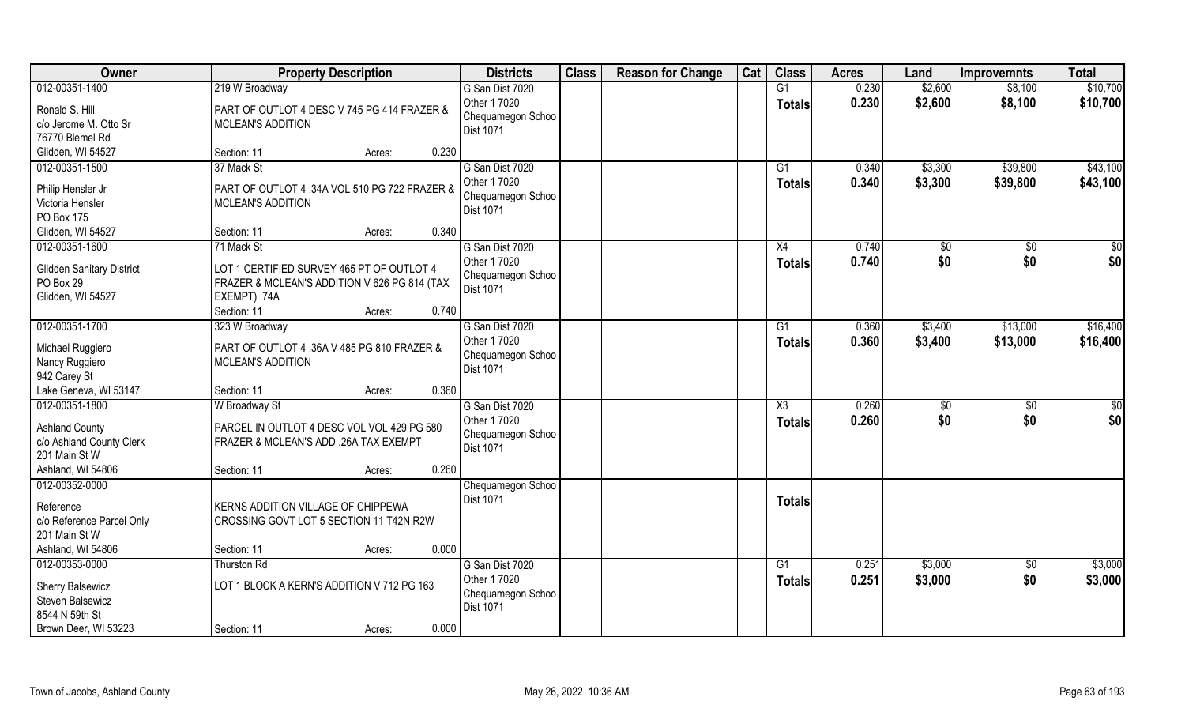| Owner | Property Description | | | Districts | Class | Reason for Change | Cat | Class | Acres | Land | Improvemnts | Total |
|---|---|---|---|---|---|---|---|---|---|---|---|---|
| 012-00351-1400<br>Ronald S. Hill<br>c/o Jerome M. Otto Sr<br>76770 Blemel Rd<br>Glidden, WI 54527 | 219 W Broadway<br>PART OF OUTLOT 4 DESC V 745 PG 414 FRAZER & MCLEAN'S ADDITION<br>Section: 11 | Acres: | 0.230 | G San Dist 7020<br>Other 1 7020<br>Chequamegon Schoo<br>Dist 1071 | | | | G1<br>Totals | 0.230<br>0.230 | \$2,600<br>\$2,600 | \$8,100<br>\$8,100 | \$10,700<br>\$10,700 |
| 012-00351-1500<br>Philip Hensler Jr<br>Victoria Hensler<br>PO Box 175<br>Glidden, WI 54527 | 37 Mack St<br>PART OF OUTLOT 4 .34A VOL 510 PG 722 FRAZER & MCLEAN'S ADDITION<br>Section: 11 | Acres: | 0.340 | G San Dist 7020<br>Other 1 7020<br>Chequamegon Schoo<br>Dist 1071 | | | | G1<br>Totals | 0.340<br>0.340 | \$3,300<br>\$3,300 | \$39,800<br>\$39,800 | \$43,100<br>\$43,100 |
| 012-00351-1600<br>Glidden Sanitary District<br>PO Box 29<br>Glidden, WI 54527 | 71 Mack St<br>LOT 1 CERTIFIED SURVEY 465 PT OF OUTLOT 4 FRAZER & MCLEAN'S ADDITION V 626 PG 814 (TAX EXEMPT) .74A<br>Section: 11 | Acres: | 0.740 | G San Dist 7020<br>Other 1 7020<br>Chequamegon Schoo<br>Dist 1071 | | | | X4<br>Totals | 0.740<br>0.740 | \$0<br>\$0 | \$0<br>\$0 | \$0<br>\$0 |
| 012-00351-1700<br>Michael Ruggiero<br>Nancy Ruggiero<br>942 Carey St<br>Lake Geneva, WI 53147 | 323 W Broadway<br>PART OF OUTLOT 4 .36A V 485 PG 810 FRAZER & MCLEAN'S ADDITION<br>Section: 11 | Acres: | 0.360 | G San Dist 7020<br>Other 1 7020<br>Chequamegon Schoo<br>Dist 1071 | | | | G1<br>Totals | 0.360<br>0.360 | \$3,400<br>\$3,400 | \$13,000<br>\$13,000 | \$16,400<br>\$16,400 |
| 012-00351-1800<br>Ashland County<br>c/o Ashland County Clerk<br>201 Main St W<br>Ashland, WI 54806 | W Broadway St<br>PARCEL IN OUTLOT 4 DESC VOL VOL 429 PG 580 FRAZER & MCLEAN'S ADD .26A TAX EXEMPT<br>Section: 11 | Acres: | 0.260 | G San Dist 7020<br>Other 1 7020<br>Chequamegon Schoo<br>Dist 1071 | | | | X3<br>Totals | 0.260<br>0.260 | \$0<br>\$0 | \$0<br>\$0 | \$0<br>\$0 |
| 012-00352-0000<br>Reference<br>c/o Reference Parcel Only<br>201 Main St W<br>Ashland, WI 54806 | KERNS ADDITION VILLAGE OF CHIPPEWA CROSSING GOVT LOT 5 SECTION 11 T42N R2W<br>Section: 11 | Acres: | 0.000 | Chequamegon Schoo<br>Dist 1071 | | | | Totals | | | | |
| 012-00353-0000<br>Sherry Balsewicz<br>Steven Balsewicz<br>8544 N 59th St<br>Brown Deer, WI 53223 | Thurston Rd<br>LOT 1 BLOCK A KERN'S ADDITION V 712 PG 163<br>Section: 11 | Acres: | 0.000 | G San Dist 7020<br>Other 1 7020<br>Chequamegon Schoo<br>Dist 1071 | | | | G1<br>Totals | 0.251<br>0.251 | \$3,000<br>\$3,000 | \$0<br>\$0 | \$3,000<br>\$3,000 |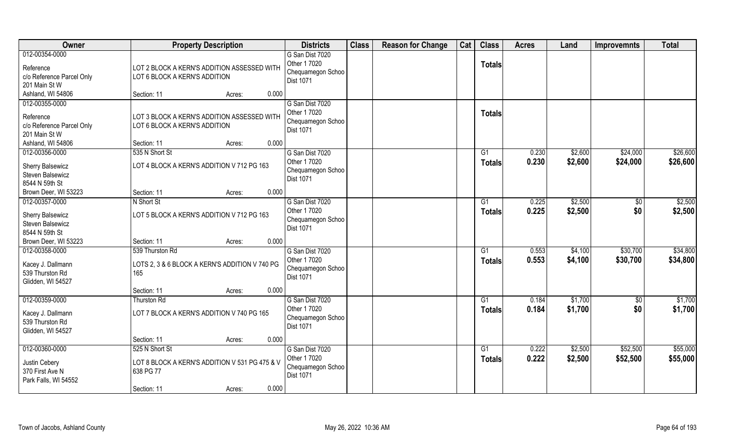| Owner | Property Description | Districts | Class | Reason for Change | Cat | Class | Acres | Land | Improvemnts | Total |
|---|---|---|---|---|---|---|---|---|---|---|
| 012-00354-0000<br>Reference<br>c/o Reference Parcel Only<br>201 Main St W<br>Ashland, WI 54806 | LOT 2 BLOCK A KERN'S ADDITION ASSESSED WITH LOT 6 BLOCK A KERN'S ADDITION<br>Section: 11 Acres: 0.000 | G San Dist 7020<br>Other 1 7020<br>Chequamegon Schoo<br>Dist 1071 | | | | Totals | | | | |
| 012-00355-0000<br>Reference<br>c/o Reference Parcel Only<br>201 Main St W<br>Ashland, WI 54806 | LOT 3 BLOCK A KERN'S ADDITION ASSESSED WITH LOT 6 BLOCK A KERN'S ADDITION<br>Section: 11 Acres: 0.000 | G San Dist 7020<br>Other 1 7020<br>Chequamegon Schoo<br>Dist 1071 | | | | Totals | | | | |
| 012-00356-0000<br>Sherry Balsewicz<br>Steven Balsewicz<br>8544 N 59th St<br>Brown Deer, WI 53223 | 535 N Short St<br>LOT 4 BLOCK A KERN'S ADDITION V 712 PG 163<br>Section: 11 Acres: 0.000 | G San Dist 7020<br>Other 1 7020<br>Chequamegon Schoo<br>Dist 1071 | | | | G1<br>Totals | 0.230<br>0.230 | $2,600<br>$2,600 | $24,000<br>$24,000 | $26,600<br>$26,600 |
| 012-00357-0000<br>Sherry Balsewicz<br>Steven Balsewicz<br>8544 N 59th St<br>Brown Deer, WI 53223 | N Short St<br>LOT 5 BLOCK A KERN'S ADDITION V 712 PG 163<br>Section: 11 Acres: 0.000 | G San Dist 7020<br>Other 1 7020<br>Chequamegon Schoo<br>Dist 1071 | | | | G1<br>Totals | 0.225<br>0.225 | $2,500<br>$2,500 | $0<br>$0 | $2,500<br>$2,500 |
| 012-00358-0000<br>Kacey J. Dallmann<br>539 Thurston Rd<br>Glidden, WI 54527 | 539 Thurston Rd<br>LOTS 2, 3 & 6 BLOCK A KERN'S ADDITION V 740 PG 165<br>Section: 11 Acres: 0.000 | G San Dist 7020<br>Other 1 7020<br>Chequamegon Schoo<br>Dist 1071 | | | | G1<br>Totals | 0.553<br>0.553 | $4,100<br>$4,100 | $30,700<br>$30,700 | $34,800<br>$34,800 |
| 012-00359-0000<br>Kacey J. Dallmann<br>539 Thurston Rd<br>Glidden, WI 54527 | Thurston Rd<br>LOT 7 BLOCK A KERN'S ADDITION V 740 PG 165<br>Section: 11 Acres: 0.000 | G San Dist 7020<br>Other 1 7020<br>Chequamegon Schoo<br>Dist 1071 | | | | G1<br>Totals | 0.184<br>0.184 | $1,700<br>$1,700 | $0<br>$0 | $1,700<br>$1,700 |
| 012-00360-0000<br>Justin Cebery<br>370 First Ave N<br>Park Falls, WI 54552 | 525 N Short St<br>LOT 8 BLOCK A KERN'S ADDITION V 531 PG 475 & V 638 PG 77<br>Section: 11 Acres: 0.000 | G San Dist 7020<br>Other 1 7020<br>Chequamegon Schoo<br>Dist 1071 | | | | G1<br>Totals | 0.222<br>0.222 | $2,500<br>$2,500 | $52,500<br>$52,500 | $55,000<br>$55,000 |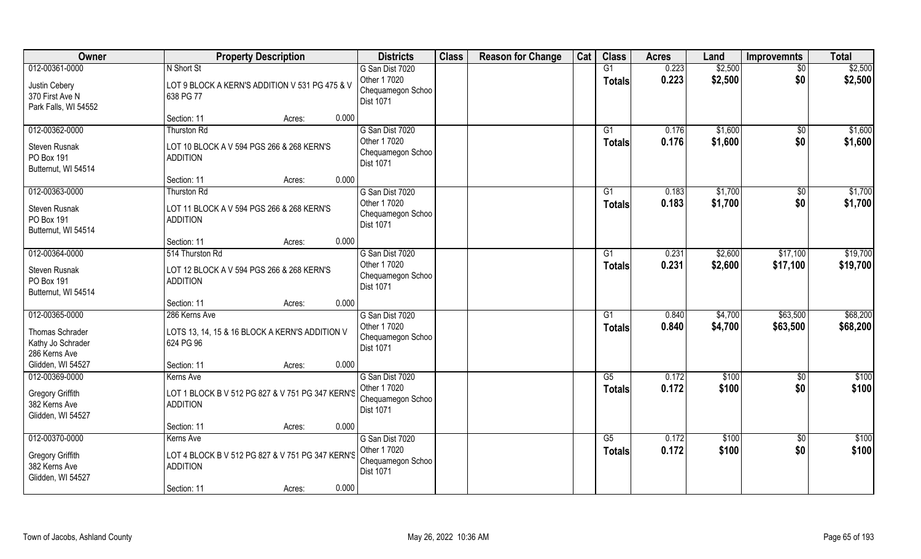| Owner | Property Description | | Districts | Class | Reason for Change | Cat | Class | Acres | Land | Improvemnts | Total |
|---|---|---|---|---|---|---|---|---|---|---|---|
| 012-00361-0000 | N Short St | | G San Dist 7020 | | | | G1 | 0.223 | $2,500 | $0 | $2,500 |
| Justin Cebery<br>370 First Ave N<br>Park Falls, WI 54552 | LOT 9 BLOCK A KERN'S ADDITION V 531 PG 475 & V 638 PG 77 | | Other 1 7020<br>Chequamegon Schoo<br>Dist 1071 | | | | Totals | 0.223 | $2,500 | $0 | $2,500 |
| | Section: 11 | Acres: 0.000 | | | | | | | | | |
| 012-00362-0000 | Thurston Rd | | G San Dist 7020 | | | | G1 | 0.176 | $1,600 | $0 | $1,600 |
| Steven Rusnak<br>PO Box 191<br>Butternut, WI 54514 | LOT 10 BLOCK A V 594 PGS 266 & 268 KERN'S ADDITION | | Other 1 7020<br>Chequamegon Schoo<br>Dist 1071 | | | | Totals | 0.176 | $1,600 | $0 | $1,600 |
| | Section: 11 | Acres: 0.000 | | | | | | | | | |
| 012-00363-0000 | Thurston Rd | | G San Dist 7020 | | | | G1 | 0.183 | $1,700 | $0 | $1,700 |
| Steven Rusnak<br>PO Box 191<br>Butternut, WI 54514 | LOT 11 BLOCK A V 594 PGS 266 & 268 KERN'S ADDITION | | Other 1 7020<br>Chequamegon Schoo<br>Dist 1071 | | | | Totals | 0.183 | $1,700 | $0 | $1,700 |
| | Section: 11 | Acres: 0.000 | | | | | | | | | |
| 012-00364-0000 | 514 Thurston Rd | | G San Dist 7020 | | | | G1 | 0.231 | $2,600 | $17,100 | $19,700 |
| Steven Rusnak<br>PO Box 191<br>Butternut, WI 54514 | LOT 12 BLOCK A V 594 PGS 266 & 268 KERN'S ADDITION | | Other 1 7020<br>Chequamegon Schoo<br>Dist 1071 | | | | Totals | 0.231 | $2,600 | $17,100 | $19,700 |
| | Section: 11 | Acres: 0.000 | | | | | | | | | |
| 012-00365-0000 | 286 Kerns Ave | | G San Dist 7020 | | | | G1 | 0.840 | $4,700 | $63,500 | $68,200 |
| Thomas Schrader<br>Kathy Jo Schrader<br>286 Kerns Ave<br>Glidden, WI 54527 | LOTS 13, 14, 15 & 16 BLOCK A KERN'S ADDITION V 624 PG 96 | | Other 1 7020<br>Chequamegon Schoo<br>Dist 1071 | | | | Totals | 0.840 | $4,700 | $63,500 | $68,200 |
| | Section: 11 | Acres: 0.000 | | | | | | | | | |
| 012-00369-0000 | Kerns Ave | | G San Dist 7020 | | | | G5 | 0.172 | $100 | $0 | $100 |
| Gregory Griffith<br>382 Kerns Ave<br>Glidden, WI 54527 | LOT 1 BLOCK B V 512 PG 827 & V 751 PG 347 KERN'S ADDITION | | Other 1 7020<br>Chequamegon Schoo<br>Dist 1071 | | | | Totals | 0.172 | $100 | $0 | $100 |
| | Section: 11 | Acres: 0.000 | | | | | | | | | |
| 012-00370-0000 | Kerns Ave | | G San Dist 7020 | | | | G5 | 0.172 | $100 | $0 | $100 |
| Gregory Griffith<br>382 Kerns Ave<br>Glidden, WI 54527 | LOT 4 BLOCK B V 512 PG 827 & V 751 PG 347 KERN'S ADDITION | | Other 1 7020<br>Chequamegon Schoo<br>Dist 1071 | | | | Totals | 0.172 | $100 | $0 | $100 |
| | Section: 11 | Acres: 0.000 | | | | | | | | | |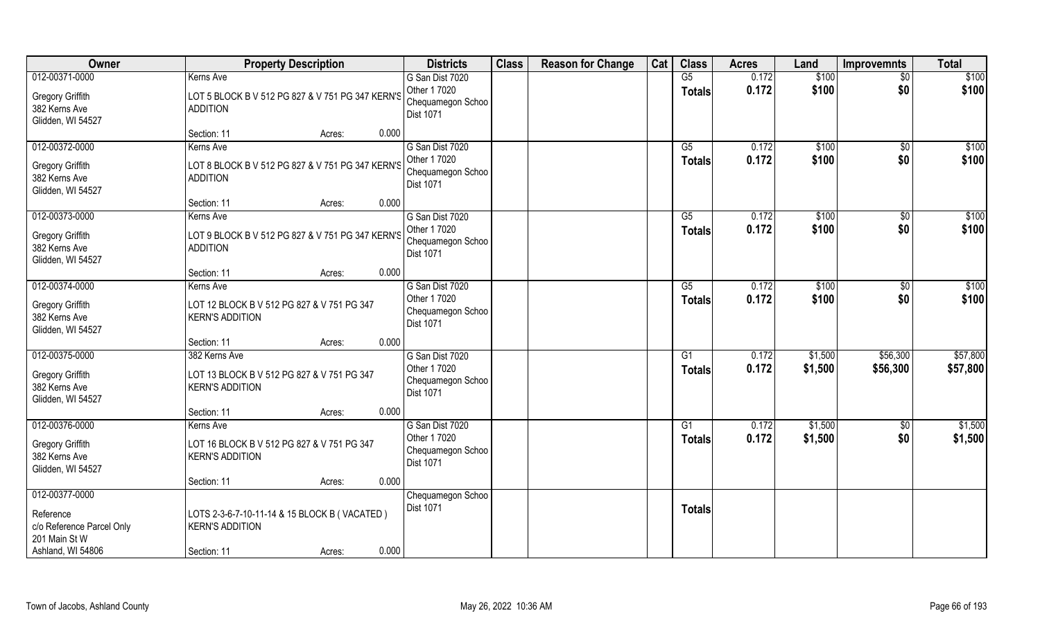| Owner | Property Description | Districts | Class | Reason for Change | Cat | Class | Acres | Land | Improvemnts | Total |
|---|---|---|---|---|---|---|---|---|---|---|
| 012-00371-0000<br>Gregory Griffith<br>382 Kerns Ave<br>Glidden, WI 54527 | Kerns Ave<br>LOT 5 BLOCK B V 512 PG 827 & V 751 PG 347 KERN'S ADDITION<br>Section: 11 Acres: 0.000 | G San Dist 7020<br>Other 1 7020<br>Chequamegon Schoo<br>Dist 1071 | | | | G5<br>**Totals** | 0.172<br>**0.172** | $100<br>**$100** | $0<br>**$0** | $100<br>**$100** |
| 012-00372-0000<br>Gregory Griffith<br>382 Kerns Ave<br>Glidden, WI 54527 | Kerns Ave<br>LOT 8 BLOCK B V 512 PG 827 & V 751 PG 347 KERN'S ADDITION<br>Section: 11 Acres: 0.000 | G San Dist 7020<br>Other 1 7020<br>Chequamegon Schoo<br>Dist 1071 | | | | G5<br>**Totals** | 0.172<br>**0.172** | $100<br>**$100** | $0<br>**$0** | $100<br>**$100** |
| 012-00373-0000<br>Gregory Griffith<br>382 Kerns Ave<br>Glidden, WI 54527 | Kerns Ave<br>LOT 9 BLOCK B V 512 PG 827 & V 751 PG 347 KERN'S ADDITION<br>Section: 11 Acres: 0.000 | G San Dist 7020<br>Other 1 7020<br>Chequamegon Schoo<br>Dist 1071 | | | | G5<br>**Totals** | 0.172<br>**0.172** | $100<br>**$100** | $0<br>**$0** | $100<br>**$100** |
| 012-00374-0000<br>Gregory Griffith<br>382 Kerns Ave<br>Glidden, WI 54527 | Kerns Ave<br>LOT 12 BLOCK B V 512 PG 827 & V 751 PG 347 KERN'S ADDITION<br>Section: 11 Acres: 0.000 | G San Dist 7020<br>Other 1 7020<br>Chequamegon Schoo<br>Dist 1071 | | | | G5<br>**Totals** | 0.172<br>**0.172** | $100<br>**$100** | $0<br>**$0** | $100<br>**$100** |
| 012-00375-0000<br>Gregory Griffith<br>382 Kerns Ave<br>Glidden, WI 54527 | 382 Kerns Ave<br>LOT 13 BLOCK B V 512 PG 827 & V 751 PG 347 KERN'S ADDITION<br>Section: 11 Acres: 0.000 | G San Dist 7020<br>Other 1 7020<br>Chequamegon Schoo<br>Dist 1071 | | | | G1<br>**Totals** | 0.172<br>**0.172** | $1,500<br>**$1,500** | $56,300<br>**$56,300** | $57,800<br>**$57,800** |
| 012-00376-0000<br>Gregory Griffith<br>382 Kerns Ave<br>Glidden, WI 54527 | Kerns Ave<br>LOT 16 BLOCK B V 512 PG 827 & V 751 PG 347 KERN'S ADDITION<br>Section: 11 Acres: 0.000 | G San Dist 7020<br>Other 1 7020<br>Chequamegon Schoo<br>Dist 1071 | | | | G1<br>**Totals** | 0.172<br>**0.172** | $1,500<br>**$1,500** | $0<br>**$0** | $1,500<br>**$1,500** |
| 012-00377-0000<br>Reference<br>c/o Reference Parcel Only<br>201 Main St W<br>Ashland, WI 54806 | LOTS 2-3-6-7-10-11-14 & 15 BLOCK B ( VACATED ) KERN'S ADDITION<br>Section: 11 Acres: 0.000 | Chequamegon Schoo<br>Dist 1071 | | | | **Totals** | | | | |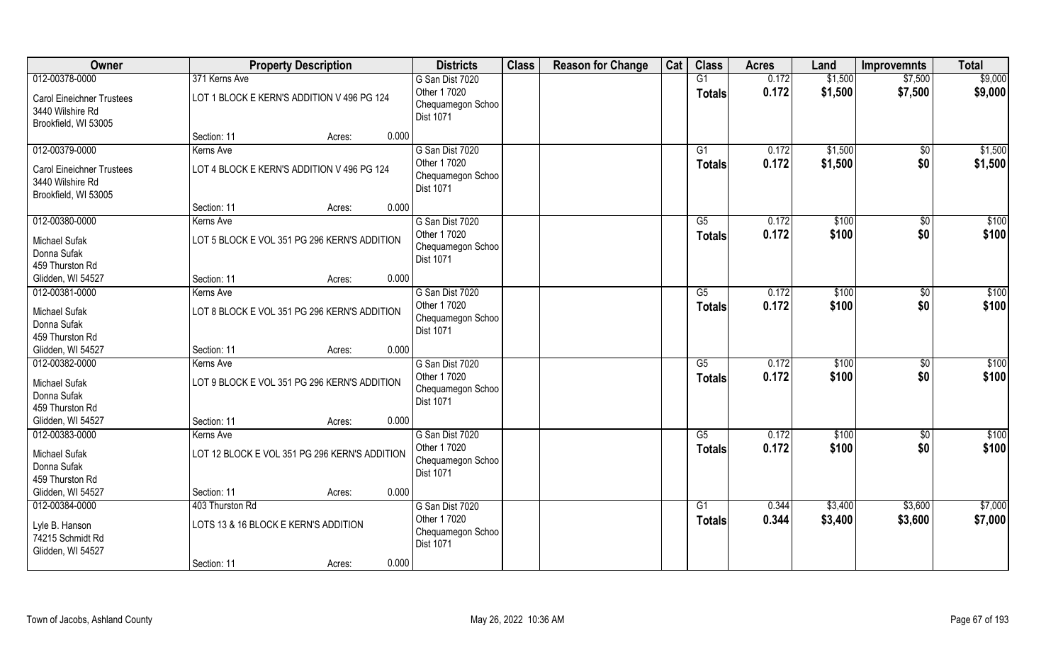| Owner | Property Description | | | Districts | Class | Reason for Change | Cat | Class | Acres | Land | Improvemnts | Total |
|---|---|---|---|---|---|---|---|---|---|---|---|---|
| 012-00378-0000 | 371 Kerns Ave | | | G San Dist 7020 | | | | G1 | 0.172 | $1,500 | $7,500 | $9,000 |
| Carol Eineichner Trustees<br>3440 Wilshire Rd<br>Brookfield, WI 53005 | LOT 1 BLOCK E KERN'S ADDITION V 496 PG 124 | | | Other 1 7020<br>Chequamegon Schoo<br>Dist 1071 | | | | Totals | 0.172 | $1,500 | $7,500 | $9,000 |
| | Section: 11 | Acres: | 0.000 | | | | | | | | | |
| 012-00379-0000 | Kerns Ave | | | G San Dist 7020 | | | | G1 | 0.172 | $1,500 | $0 | $1,500 |
| Carol Eineichner Trustees<br>3440 Wilshire Rd<br>Brookfield, WI 53005 | LOT 4 BLOCK E KERN'S ADDITION V 496 PG 124 | | | Other 1 7020<br>Chequamegon Schoo<br>Dist 1071 | | | | Totals | 0.172 | $1,500 | $0 | $1,500 |
| | Section: 11 | Acres: | 0.000 | | | | | | | | | |
| 012-00380-0000 | Kerns Ave | | | G San Dist 7020 | | | | G5 | 0.172 | $100 | $0 | $100 |
| Michael Sufak<br>Donna Sufak<br>459 Thurston Rd<br>Glidden, WI 54527 | LOT 5 BLOCK E VOL 351 PG 296 KERN'S ADDITION | | | Other 1 7020<br>Chequamegon Schoo<br>Dist 1071 | | | | Totals | 0.172 | $100 | $0 | $100 |
| | Section: 11 | Acres: | 0.000 | | | | | | | | | |
| 012-00381-0000 | Kerns Ave | | | G San Dist 7020 | | | | G5 | 0.172 | $100 | $0 | $100 |
| Michael Sufak<br>Donna Sufak<br>459 Thurston Rd<br>Glidden, WI 54527 | LOT 8 BLOCK E VOL 351 PG 296 KERN'S ADDITION | | | Other 1 7020<br>Chequamegon Schoo<br>Dist 1071 | | | | Totals | 0.172 | $100 | $0 | $100 |
| | Section: 11 | Acres: | 0.000 | | | | | | | | | |
| 012-00382-0000 | Kerns Ave | | | G San Dist 7020 | | | | G5 | 0.172 | $100 | $0 | $100 |
| Michael Sufak<br>Donna Sufak<br>459 Thurston Rd<br>Glidden, WI 54527 | LOT 9 BLOCK E VOL 351 PG 296 KERN'S ADDITION | | | Other 1 7020<br>Chequamegon Schoo<br>Dist 1071 | | | | Totals | 0.172 | $100 | $0 | $100 |
| | Section: 11 | Acres: | 0.000 | | | | | | | | | |
| 012-00383-0000 | Kerns Ave | | | G San Dist 7020 | | | | G5 | 0.172 | $100 | $0 | $100 |
| Michael Sufak<br>Donna Sufak<br>459 Thurston Rd<br>Glidden, WI 54527 | LOT 12 BLOCK E VOL 351 PG 296 KERN'S ADDITION | | | Other 1 7020<br>Chequamegon Schoo<br>Dist 1071 | | | | Totals | 0.172 | $100 | $0 | $100 |
| | Section: 11 | Acres: | 0.000 | | | | | | | | | |
| 012-00384-0000 | 403 Thurston Rd | | | G San Dist 7020 | | | | G1 | 0.344 | $3,400 | $3,600 | $7,000 |
| Lyle B. Hanson<br>74215 Schmidt Rd<br>Glidden, WI 54527 | LOTS 13 & 16 BLOCK E KERN'S ADDITION | | | Other 1 7020<br>Chequamegon Schoo<br>Dist 1071 | | | | Totals | 0.344 | $3,400 | $3,600 | $7,000 |
| | Section: 11 | Acres: | 0.000 | | | | | | | | | |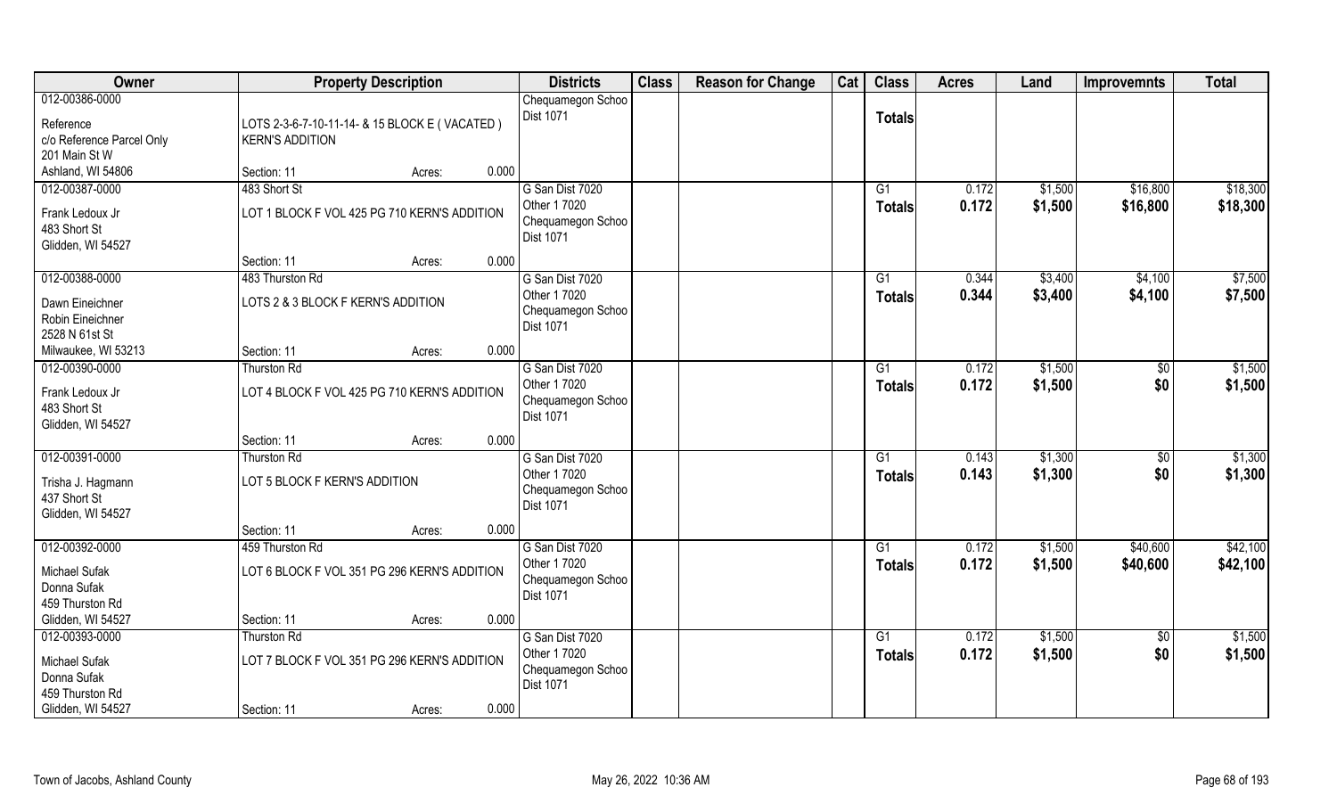| Owner | Property Description | Districts | Class | Reason for Change | Cat | Class | Acres | Land | Improvemnts | Total |
|---|---|---|---|---|---|---|---|---|---|---|
| 012-00386-0000<br>Reference<br>c/o Reference Parcel Only<br>201 Main St W<br>Ashland, WI 54806 | LOTS 2-3-6-7-10-11-14- & 15 BLOCK E ( VACATED )<br>KERN'S ADDITION<br>Section: 11 Acres: 0.000 | Chequamegon Schoo<br>Dist 1071 | | | | Totals | | | | |
| 012-00387-0000<br>Frank Ledoux Jr<br>483 Short St<br>Glidden, WI 54527 | 483 Short St<br>LOT 1 BLOCK F VOL 425 PG 710 KERN'S ADDITION<br>Section: 11 Acres: 0.000 | G San Dist 7020<br>Other 1 7020<br>Chequamegon Schoo<br>Dist 1071 | | | | G1<br>Totals | 0.172<br>0.172 | $1,500<br>$1,500 | $16,800<br>$16,800 | $18,300<br>$18,300 |
| 012-00388-0000<br>Dawn Eineichner<br>Robin Eineichner<br>2528 N 61st St<br>Milwaukee, WI 53213 | 483 Thurston Rd<br>LOTS 2 & 3 BLOCK F KERN'S ADDITION<br>Section: 11 Acres: 0.000 | G San Dist 7020<br>Other 1 7020<br>Chequamegon Schoo<br>Dist 1071 | | | | G1<br>Totals | 0.344<br>0.344 | $3,400<br>$3,400 | $4,100<br>$4,100 | $7,500<br>$7,500 |
| 012-00390-0000<br>Frank Ledoux Jr<br>483 Short St<br>Glidden, WI 54527 | Thurston Rd<br>LOT 4 BLOCK F VOL 425 PG 710 KERN'S ADDITION<br>Section: 11 Acres: 0.000 | G San Dist 7020<br>Other 1 7020<br>Chequamegon Schoo<br>Dist 1071 | | | | G1<br>Totals | 0.172<br>0.172 | $1,500<br>$1,500 | $0<br>$0 | $1,500<br>$1,500 |
| 012-00391-0000<br>Trisha J. Hagmann<br>437 Short St<br>Glidden, WI 54527 | Thurston Rd<br>LOT 5 BLOCK F KERN'S ADDITION<br>Section: 11 Acres: 0.000 | G San Dist 7020<br>Other 1 7020<br>Chequamegon Schoo<br>Dist 1071 | | | | G1<br>Totals | 0.143<br>0.143 | $1,300<br>$1,300 | $0<br>$0 | $1,300<br>$1,300 |
| 012-00392-0000<br>Michael Sufak<br>Donna Sufak<br>459 Thurston Rd<br>Glidden, WI 54527 | 459 Thurston Rd<br>LOT 6 BLOCK F VOL 351 PG 296 KERN'S ADDITION<br>Section: 11 Acres: 0.000 | G San Dist 7020<br>Other 1 7020<br>Chequamegon Schoo<br>Dist 1071 | | | | G1<br>Totals | 0.172<br>0.172 | $1,500<br>$1,500 | $40,600<br>$40,600 | $42,100<br>$42,100 |
| 012-00393-0000<br>Michael Sufak<br>Donna Sufak<br>459 Thurston Rd<br>Glidden, WI 54527 | Thurston Rd<br>LOT 7 BLOCK F VOL 351 PG 296 KERN'S ADDITION<br>Section: 11 Acres: 0.000 | G San Dist 7020<br>Other 1 7020<br>Chequamegon Schoo<br>Dist 1071 | | | | G1<br>Totals | 0.172<br>0.172 | $1,500<br>$1,500 | $0<br>$0 | $1,500<br>$1,500 |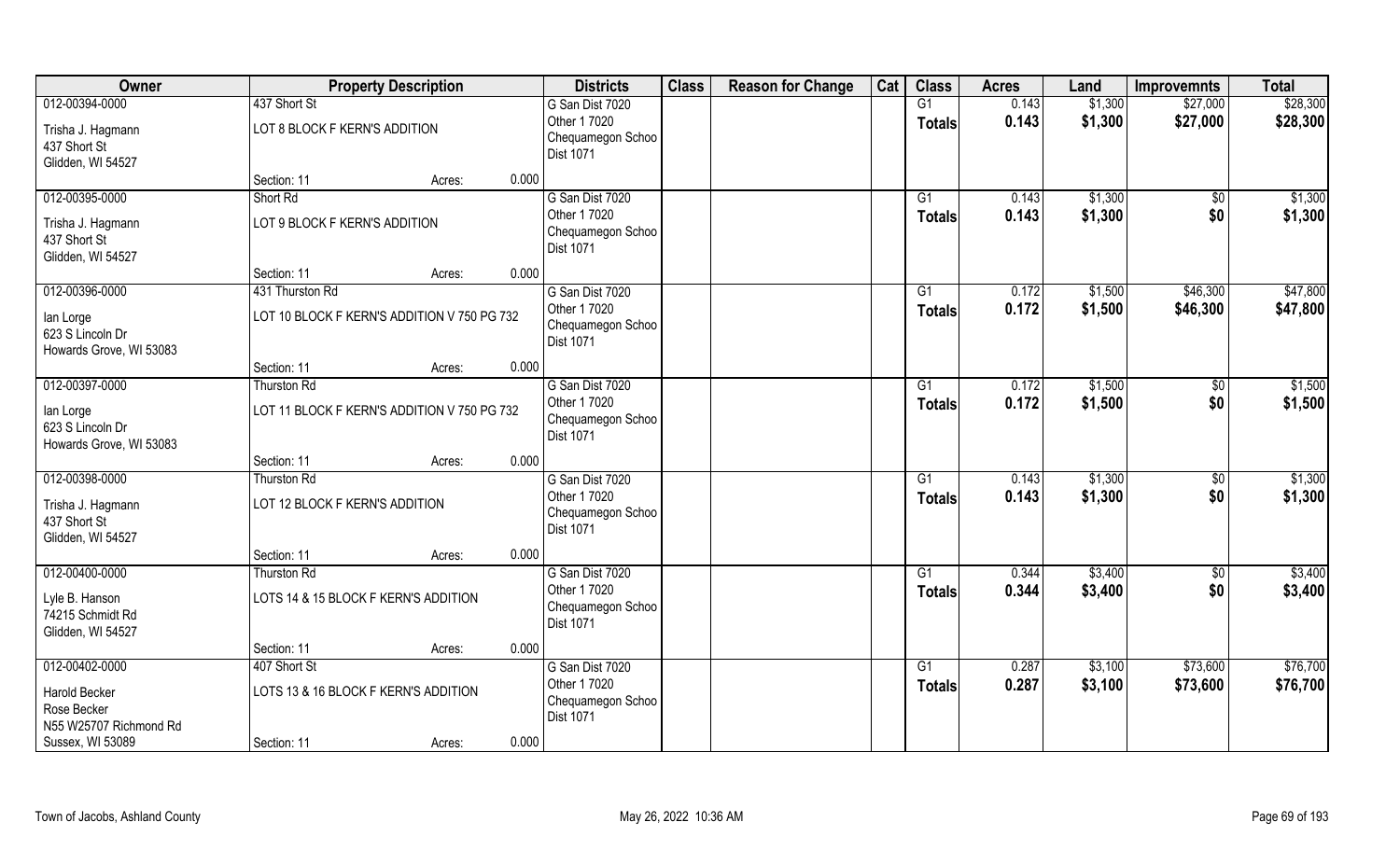| Owner | Property Description | | | Districts | Class | Reason for Change | Cat | Class | Acres | Land | Improvemnts | Total |
|---|---|---|---|---|---|---|---|---|---|---|---|---|
| 012-00394-0000 | 437 Short St | | | G San Dist 7020 | | | | G1 | 0.143 | $1,300 | $27,000 | $28,300 |
| Trisha J. Hagmann<br>437 Short St<br>Glidden, WI 54527 | LOT 8 BLOCK F KERN'S ADDITION | | | Other 1 7020<br>Chequamegon Schoo<br>Dist 1071 | | | | Totals | 0.143 | $1,300 | $27,000 | $28,300 |
| | Section: 11 | Acres: | 0.000 | | | | | | | | | |
| 012-00395-0000 | Short Rd | | | G San Dist 7020 | | | | G1 | 0.143 | $1,300 | $0 | $1,300 |
| Trisha J. Hagmann<br>437 Short St<br>Glidden, WI 54527 | LOT 9 BLOCK F KERN'S ADDITION | | | Other 1 7020<br>Chequamegon Schoo<br>Dist 1071 | | | | Totals | 0.143 | $1,300 | $0 | $1,300 |
| | Section: 11 | Acres: | 0.000 | | | | | | | | | |
| 012-00396-0000 | 431 Thurston Rd | | | G San Dist 7020 | | | | G1 | 0.172 | $1,500 | $46,300 | $47,800 |
| Ian Lorge<br>623 S Lincoln Dr<br>Howards Grove, WI 53083 | LOT 10 BLOCK F KERN'S ADDITION V 750 PG 732 | | | Other 1 7020<br>Chequamegon Schoo<br>Dist 1071 | | | | Totals | 0.172 | $1,500 | $46,300 | $47,800 |
| | Section: 11 | Acres: | 0.000 | | | | | | | | | |
| 012-00397-0000 | Thurston Rd | | | G San Dist 7020 | | | | G1 | 0.172 | $1,500 | $0 | $1,500 |
| Ian Lorge<br>623 S Lincoln Dr<br>Howards Grove, WI 53083 | LOT 11 BLOCK F KERN'S ADDITION V 750 PG 732 | | | Other 1 7020<br>Chequamegon Schoo<br>Dist 1071 | | | | Totals | 0.172 | $1,500 | $0 | $1,500 |
| | Section: 11 | Acres: | 0.000 | | | | | | | | | |
| 012-00398-0000 | Thurston Rd | | | G San Dist 7020 | | | | G1 | 0.143 | $1,300 | $0 | $1,300 |
| Trisha J. Hagmann<br>437 Short St<br>Glidden, WI 54527 | LOT 12 BLOCK F KERN'S ADDITION | | | Other 1 7020<br>Chequamegon Schoo<br>Dist 1071 | | | | Totals | 0.143 | $1,300 | $0 | $1,300 |
| | Section: 11 | Acres: | 0.000 | | | | | | | | | |
| 012-00400-0000 | Thurston Rd | | | G San Dist 7020 | | | | G1 | 0.344 | $3,400 | $0 | $3,400 |
| Lyle B. Hanson<br>74215 Schmidt Rd<br>Glidden, WI 54527 | LOTS 14 & 15 BLOCK F KERN'S ADDITION | | | Other 1 7020<br>Chequamegon Schoo<br>Dist 1071 | | | | Totals | 0.344 | $3,400 | $0 | $3,400 |
| | Section: 11 | Acres: | 0.000 | | | | | | | | | |
| 012-00402-0000 | 407 Short St | | | G San Dist 7020 | | | | G1 | 0.287 | $3,100 | $73,600 | $76,700 |
| Harold Becker<br>Rose Becker<br>N55 W25707 Richmond Rd<br>Sussex, WI 53089 | LOTS 13 & 16 BLOCK F KERN'S ADDITION | | | Other 1 7020<br>Chequamegon Schoo<br>Dist 1071 | | | | Totals | 0.287 | $3,100 | $73,600 | $76,700 |
| | Section: 11 | Acres: | 0.000 | | | | | | | | | |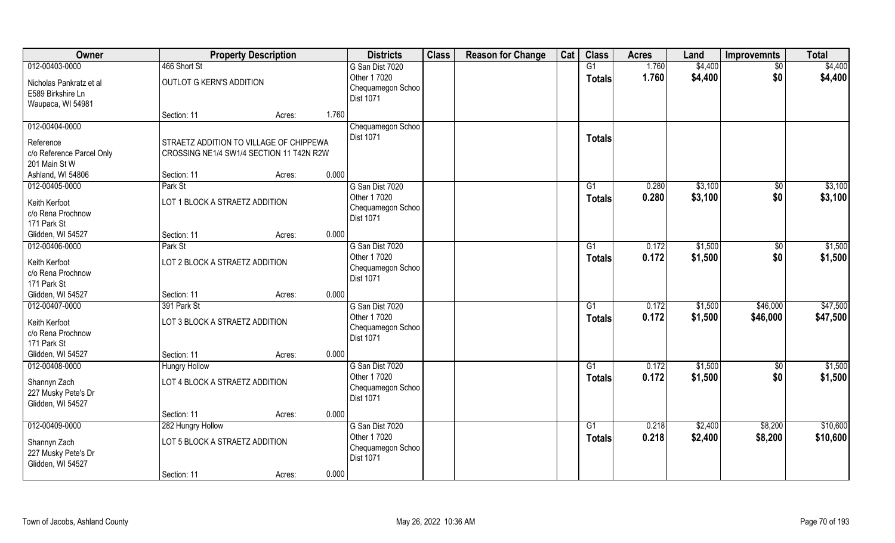| Owner | Property Description | | | Districts | Class | Reason for Change | Cat | Class | Acres | Land | Improvemnts | Total |
|---|---|---|---|---|---|---|---|---|---|---|---|---|
| 012-00403-0000<br>Nicholas Pankratz et al<br>E589 Birkshire Ln<br>Waupaca, WI 54981 | 466 Short St<br>OUTLOT G KERN'S ADDITION<br>Section: 11 | Acres: | 1.760 | G San Dist 7020<br>Other 1 7020<br>Chequamegon Schoo<br>Dist 1071 | | | | G1<br>Totals | 1.760<br>1.760 | $4,400<br>$4,400 | $0<br>$0 | $4,400<br>$4,400 |
| 012-00404-0000<br>Reference<br>c/o Reference Parcel Only<br>201 Main St W<br>Ashland, WI 54806 | STRAETZ ADDITION TO VILLAGE OF CHIPPEWA CROSSING NE1/4 SW1/4 SECTION 11 T42N R2W<br>Section: 11 | Acres: | 0.000 | Chequamegon Schoo<br>Dist 1071 | | | | Totals | | | | |
| 012-00405-0000<br>Keith Kerfoot<br>c/o Rena Prochnow<br>171 Park St<br>Glidden, WI 54527 | Park St<br>LOT 1 BLOCK A STRAETZ ADDITION<br>Section: 11 | Acres: | 0.000 | G San Dist 7020<br>Other 1 7020<br>Chequamegon Schoo<br>Dist 1071 | | | | G1<br>Totals | 0.280<br>0.280 | $3,100<br>$3,100 | $0<br>$0 | $3,100<br>$3,100 |
| 012-00406-0000<br>Keith Kerfoot<br>c/o Rena Prochnow<br>171 Park St<br>Glidden, WI 54527 | Park St<br>LOT 2 BLOCK A STRAETZ ADDITION<br>Section: 11 | Acres: | 0.000 | G San Dist 7020<br>Other 1 7020<br>Chequamegon Schoo<br>Dist 1071 | | | | G1<br>Totals | 0.172<br>0.172 | $1,500<br>$1,500 | $0<br>$0 | $1,500<br>$1,500 |
| 012-00407-0000<br>Keith Kerfoot<br>c/o Rena Prochnow<br>171 Park St<br>Glidden, WI 54527 | 391 Park St<br>LOT 3 BLOCK A STRAETZ ADDITION<br>Section: 11 | Acres: | 0.000 | G San Dist 7020<br>Other 1 7020<br>Chequamegon Schoo<br>Dist 1071 | | | | G1<br>Totals | 0.172<br>0.172 | $1,500<br>$1,500 | $46,000<br>$46,000 | $47,500<br>$47,500 |
| 012-00408-0000<br>Shannyn Zach<br>227 Musky Pete's Dr<br>Glidden, WI 54527 | Hungry Hollow<br>LOT 4 BLOCK A STRAETZ ADDITION<br>Section: 11 | Acres: | 0.000 | G San Dist 7020<br>Other 1 7020<br>Chequamegon Schoo<br>Dist 1071 | | | | G1<br>Totals | 0.172<br>0.172 | $1,500<br>$1,500 | $0<br>$0 | $1,500<br>$1,500 |
| 012-00409-0000<br>Shannyn Zach<br>227 Musky Pete's Dr<br>Glidden, WI 54527 | 282 Hungry Hollow<br>LOT 5 BLOCK A STRAETZ ADDITION<br>Section: 11 | Acres: | 0.000 | G San Dist 7020<br>Other 1 7020<br>Chequamegon Schoo<br>Dist 1071 | | | | G1<br>Totals | 0.218<br>0.218 | $2,400<br>$2,400 | $8,200<br>$8,200 | $10,600<br>$10,600 |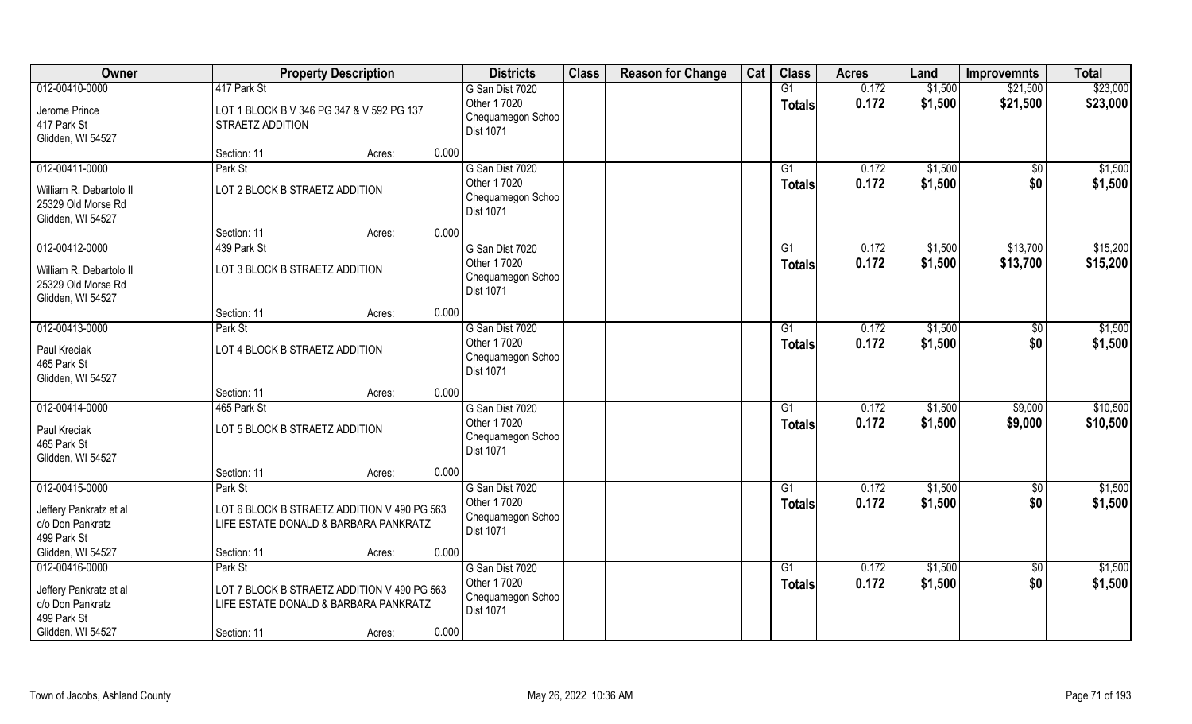| Owner | Property Description | | | Districts | Class | Reason for Change | Cat | Class | Acres | Land | Improvemnts | Total |
|---|---|---|---|---|---|---|---|---|---|---|---|---|
| 012-00410-0000 | 417 Park St | | | G San Dist 7020 | | | | G1 | 0.172 | $1,500 | $21,500 | $23,000 |
| Jerome Prince<br>417 Park St<br>Glidden, WI 54527 | LOT 1 BLOCK B V 346 PG 347 & V 592 PG 137 STRAETZ ADDITION | | | Other 1 7020<br>Chequamegon Schoo<br>Dist 1071 | | | | Totals | 0.172 | $1,500 | $21,500 | $23,000 |
| | Section: 11 | Acres: | 0.000 | | | | | | | | | |
| 012-00411-0000 | Park St | | | G San Dist 7020 | | | | G1 | 0.172 | $1,500 | $0 | $1,500 |
| William R. Debartolo II<br>25329 Old Morse Rd<br>Glidden, WI 54527 | LOT 2 BLOCK B STRAETZ ADDITION | | | Other 1 7020<br>Chequamegon Schoo<br>Dist 1071 | | | | Totals | 0.172 | $1,500 | $0 | $1,500 |
| | Section: 11 | Acres: | 0.000 | | | | | | | | | |
| 012-00412-0000 | 439 Park St | | | G San Dist 7020 | | | | G1 | 0.172 | $1,500 | $13,700 | $15,200 |
| William R. Debartolo II<br>25329 Old Morse Rd<br>Glidden, WI 54527 | LOT 3 BLOCK B STRAETZ ADDITION | | | Other 1 7020<br>Chequamegon Schoo<br>Dist 1071 | | | | Totals | 0.172 | $1,500 | $13,700 | $15,200 |
| | Section: 11 | Acres: | 0.000 | | | | | | | | | |
| 012-00413-0000 | Park St | | | G San Dist 7020 | | | | G1 | 0.172 | $1,500 | $0 | $1,500 |
| Paul Kreciak<br>465 Park St<br>Glidden, WI 54527 | LOT 4 BLOCK B STRAETZ ADDITION | | | Other 1 7020<br>Chequamegon Schoo<br>Dist 1071 | | | | Totals | 0.172 | $1,500 | $0 | $1,500 |
| | Section: 11 | Acres: | 0.000 | | | | | | | | | |
| 012-00414-0000 | 465 Park St | | | G San Dist 7020 | | | | G1 | 0.172 | $1,500 | $9,000 | $10,500 |
| Paul Kreciak<br>465 Park St<br>Glidden, WI 54527 | LOT 5 BLOCK B STRAETZ ADDITION | | | Other 1 7020<br>Chequamegon Schoo<br>Dist 1071 | | | | Totals | 0.172 | $1,500 | $9,000 | $10,500 |
| | Section: 11 | Acres: | 0.000 | | | | | | | | | |
| 012-00415-0000 | Park St | | | G San Dist 7020 | | | | G1 | 0.172 | $1,500 | $0 | $1,500 |
| Jeffery Pankratz et al<br>c/o Don Pankratz<br>499 Park St<br>Glidden, WI 54527 | LOT 6 BLOCK B STRAETZ ADDITION V 490 PG 563 LIFE ESTATE DONALD & BARBARA PANKRATZ | | | Other 1 7020<br>Chequamegon Schoo<br>Dist 1071 | | | | Totals | 0.172 | $1,500 | $0 | $1,500 |
| | Section: 11 | Acres: | 0.000 | | | | | | | | | |
| 012-00416-0000 | Park St | | | G San Dist 7020 | | | | G1 | 0.172 | $1,500 | $0 | $1,500 |
| Jeffery Pankratz et al<br>c/o Don Pankratz<br>499 Park St<br>Glidden, WI 54527 | LOT 7 BLOCK B STRAETZ ADDITION V 490 PG 563 LIFE ESTATE DONALD & BARBARA PANKRATZ | | | Other 1 7020<br>Chequamegon Schoo<br>Dist 1071 | | | | Totals | 0.172 | $1,500 | $0 | $1,500 |
| | Section: 11 | Acres: | 0.000 | | | | | | | | | |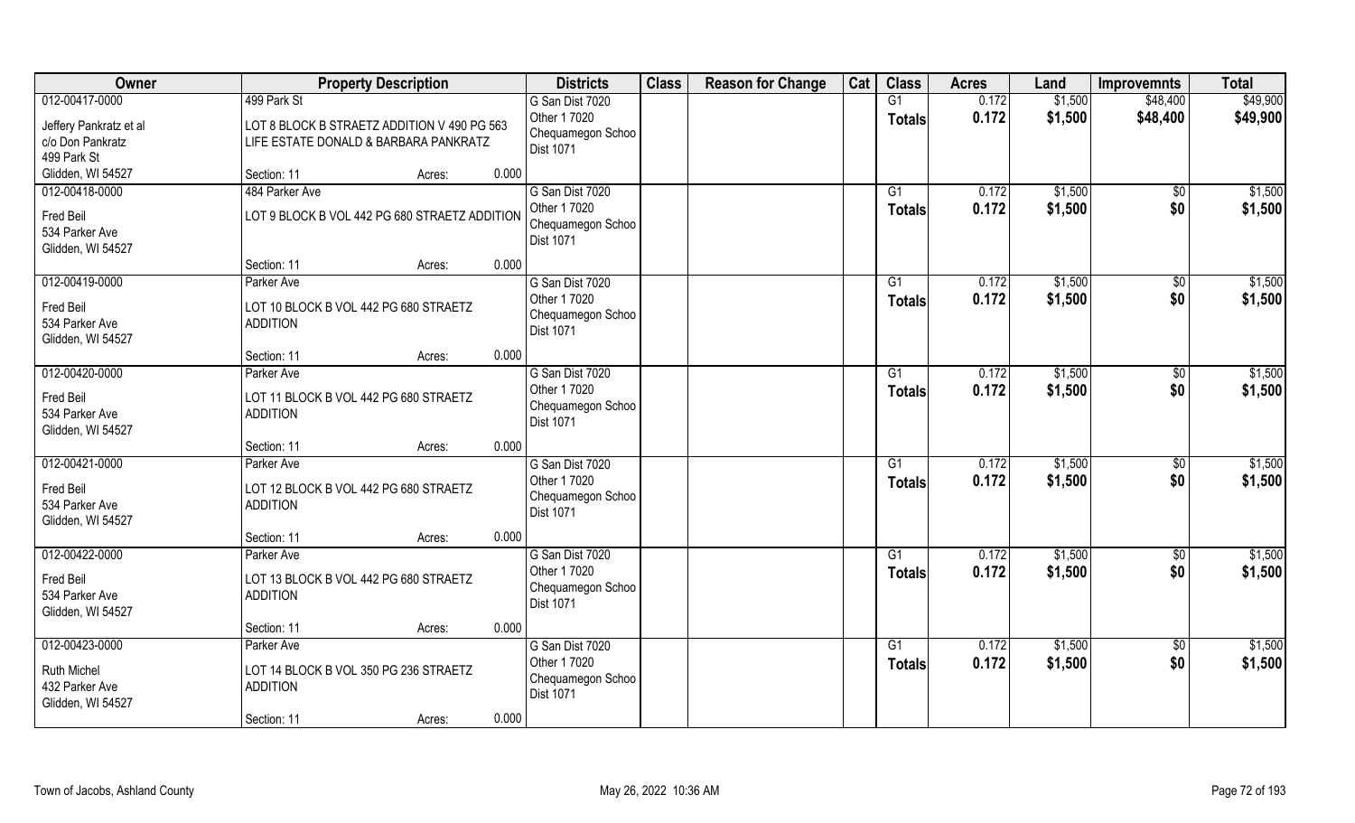| Owner | Property Description | Districts | Class | Reason for Change | Cat | Class | Acres | Land | Improvemnts | Total |
|---|---|---|---|---|---|---|---|---|---|---|
| 012-00417-0000 | 499 Park St | G San Dist 7020 | | | | G1 | 0.172 | $1,500 | $48,400 | $49,900 |
| Jeffery Pankratz et al<br>c/o Don Pankratz<br>499 Park St<br>Glidden, WI 54527 | LOT 8 BLOCK B STRAETZ ADDITION V 490 PG 563 LIFE ESTATE DONALD & BARBARA PANKRATZ | Other 1 7020<br>Chequamegon Schoo<br>Dist 1071 | | | | **Totals** | **0.172** | **$1,500** | **$48,400** | **$49,900** |
| | Section: 11 Acres: 0.000 | | | | | | | | | |
| 012-00418-0000 | 484 Parker Ave | G San Dist 7020 | | | | G1 | 0.172 | $1,500 | $0 | $1,500 |
| Fred Beil<br>534 Parker Ave<br>Glidden, WI 54527 | LOT 9 BLOCK B VOL 442 PG 680 STRAETZ ADDITION | Other 1 7020<br>Chequamegon Schoo<br>Dist 1071 | | | | **Totals** | **0.172** | **$1,500** | **$0** | **$1,500** |
| | Section: 11 Acres: 0.000 | | | | | | | | | |
| 012-00419-0000 | Parker Ave | G San Dist 7020 | | | | G1 | 0.172 | $1,500 | $0 | $1,500 |
| Fred Beil<br>534 Parker Ave<br>Glidden, WI 54527 | LOT 10 BLOCK B VOL 442 PG 680 STRAETZ ADDITION | Other 1 7020<br>Chequamegon Schoo<br>Dist 1071 | | | | **Totals** | **0.172** | **$1,500** | **$0** | **$1,500** |
| | Section: 11 Acres: 0.000 | | | | | | | | | |
| 012-00420-0000 | Parker Ave | G San Dist 7020 | | | | G1 | 0.172 | $1,500 | $0 | $1,500 |
| Fred Beil<br>534 Parker Ave<br>Glidden, WI 54527 | LOT 11 BLOCK B VOL 442 PG 680 STRAETZ ADDITION | Other 1 7020<br>Chequamegon Schoo<br>Dist 1071 | | | | **Totals** | **0.172** | **$1,500** | **$0** | **$1,500** |
| | Section: 11 Acres: 0.000 | | | | | | | | | |
| 012-00421-0000 | Parker Ave | G San Dist 7020 | | | | G1 | 0.172 | $1,500 | $0 | $1,500 |
| Fred Beil<br>534 Parker Ave<br>Glidden, WI 54527 | LOT 12 BLOCK B VOL 442 PG 680 STRAETZ ADDITION | Other 1 7020<br>Chequamegon Schoo<br>Dist 1071 | | | | **Totals** | **0.172** | **$1,500** | **$0** | **$1,500** |
| | Section: 11 Acres: 0.000 | | | | | | | | | |
| 012-00422-0000 | Parker Ave | G San Dist 7020 | | | | G1 | 0.172 | $1,500 | $0 | $1,500 |
| Fred Beil<br>534 Parker Ave<br>Glidden, WI 54527 | LOT 13 BLOCK B VOL 442 PG 680 STRAETZ ADDITION | Other 1 7020<br>Chequamegon Schoo<br>Dist 1071 | | | | **Totals** | **0.172** | **$1,500** | **$0** | **$1,500** |
| | Section: 11 Acres: 0.000 | | | | | | | | | |
| 012-00423-0000 | Parker Ave | G San Dist 7020 | | | | G1 | 0.172 | $1,500 | $0 | $1,500 |
| Ruth Michel<br>432 Parker Ave<br>Glidden, WI 54527 | LOT 14 BLOCK B VOL 350 PG 236 STRAETZ ADDITION | Other 1 7020<br>Chequamegon Schoo<br>Dist 1071 | | | | **Totals** | **0.172** | **$1,500** | **$0** | **$1,500** |
| | Section: 11 Acres: 0.000 | | | | | | | | | |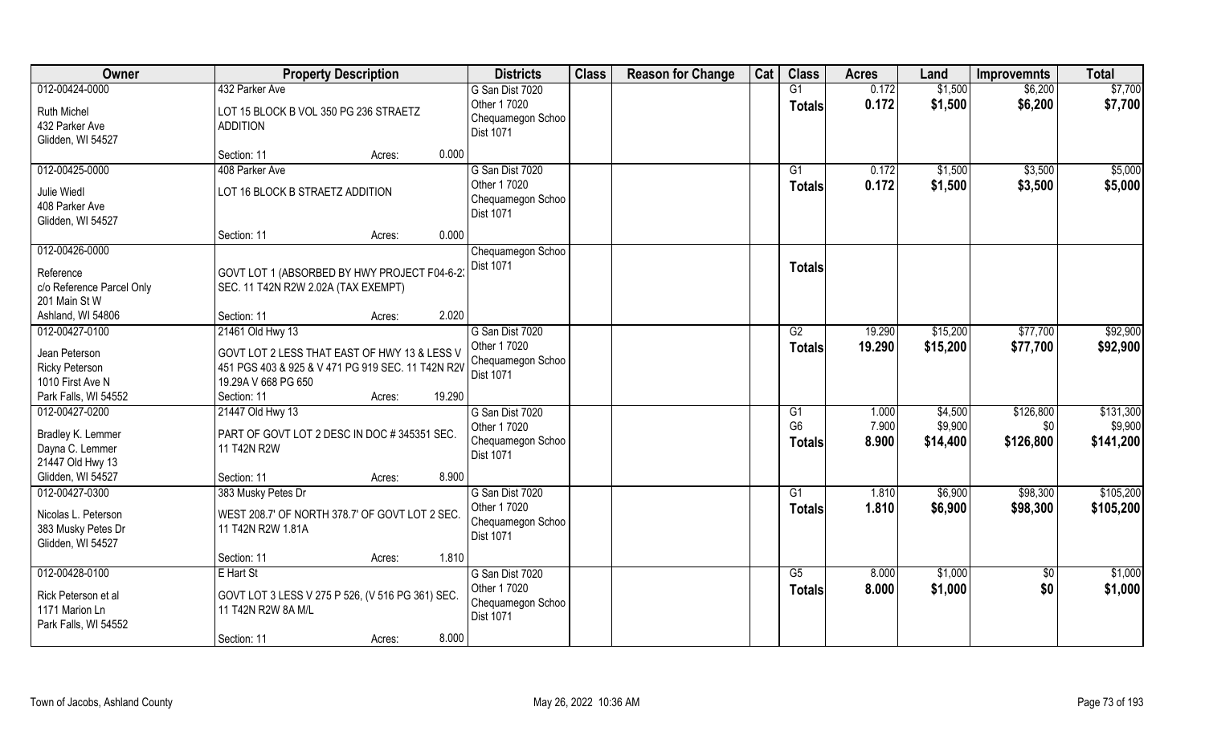| Owner | Property Description | | | Districts | Class | Reason for Change | Cat | Class | Acres | Land | Improvemnts | Total |
|---|---|---|---|---|---|---|---|---|---|---|---|---|
| 012-00424-0000<br>Ruth Michel<br>432 Parker Ave<br>Glidden, WI 54527 | 432 Parker Ave<br>LOT 15 BLOCK B VOL 350 PG 236 STRAETZ ADDITION | | | G San Dist 7020<br>Other 1 7020<br>Chequamegon Schoo<br>Dist 1071 | | | | G1<br>**Totals** | 0.172<br>**0.172** | $1,500<br>**$1,500** | $6,200<br>**$6,200** | $7,700<br>**$7,700** |
| | Section: 11 | Acres: | 0.000 | | | | | | | | | |
| 012-00425-0000<br>Julie Wiedl<br>408 Parker Ave<br>Glidden, WI 54527 | 408 Parker Ave<br>LOT 16 BLOCK B STRAETZ ADDITION | | | G San Dist 7020<br>Other 1 7020<br>Chequamegon Schoo<br>Dist 1071 | | | | G1<br>**Totals** | 0.172<br>**0.172** | $1,500<br>**$1,500** | $3,500<br>**$3,500** | $5,000<br>**$5,000** |
| | Section: 11 | Acres: | 0.000 | | | | | | | | | |
| 012-00426-0000<br>Reference<br>c/o Reference Parcel Only<br>201 Main St W<br>Ashland, WI 54806 | GOVT LOT 1 (ABSORBED BY HWY PROJECT F04-6-2; SEC. 11 T42N R2W 2.02A (TAX EXEMPT) | | | Chequamegon Schoo<br>Dist 1071 | | | | **Totals** | | | | |
| | Section: 11 | Acres: | 2.020 | | | | | | | | | |
| 012-00427-0100<br>Jean Peterson<br>Ricky Peterson<br>1010 First Ave N<br>Park Falls, WI 54552 | 21461 Old Hwy 13<br>GOVT LOT 2 LESS THAT EAST OF HWY 13 & LESS V 451 PGS 403 & 925 & V 471 PG 919 SEC. 11 T42N R2V 19.29A V 668 PG 650 | | | G San Dist 7020<br>Other 1 7020<br>Chequamegon Schoo<br>Dist 1071 | | | | G2<br>**Totals** | 19.290<br>**19.290** | $15,200<br>**$15,200** | $77,700<br>**$77,700** | $92,900<br>**$92,900** |
| | Section: 11 | Acres: | 19.290 | | | | | | | | | |
| 012-00427-0200<br>Bradley K. Lemmer<br>Dayna C. Lemmer<br>21447 Old Hwy 13<br>Glidden, WI 54527 | 21447 Old Hwy 13<br>PART OF GOVT LOT 2 DESC IN DOC # 345351 SEC. 11 T42N R2W | | | G San Dist 7020<br>Other 1 7020<br>Chequamegon Schoo<br>Dist 1071 | | | | G1<br>G6<br>**Totals** | 1.000<br>7.900<br>**8.900** | $4,500<br>$9,900<br>**$14,400** | $126,800<br>$0<br>**$126,800** | $131,300<br>$9,900<br>**$141,200** |
| | Section: 11 | Acres: | 8.900 | | | | | | | | | |
| 012-00427-0300<br>Nicolas L. Peterson<br>383 Musky Petes Dr<br>Glidden, WI 54527 | 383 Musky Petes Dr<br>WEST 208.7' OF NORTH 378.7' OF GOVT LOT 2 SEC. 11 T42N R2W 1.81A | | | G San Dist 7020<br>Other 1 7020<br>Chequamegon Schoo<br>Dist 1071 | | | | G1<br>**Totals** | 1.810<br>**1.810** | $6,900<br>**$6,900** | $98,300<br>**$98,300** | $105,200<br>**$105,200** |
| | Section: 11 | Acres: | 1.810 | | | | | | | | | |
| 012-00428-0100<br>Rick Peterson et al<br>1171 Marion Ln<br>Park Falls, WI 54552 | E Hart St<br>GOVT LOT 3 LESS V 275 P 526, (V 516 PG 361) SEC. 11 T42N R2W 8A M/L | | | G San Dist 7020<br>Other 1 7020<br>Chequamegon Schoo<br>Dist 1071 | | | | G5<br>**Totals** | 8.000<br>**8.000** | $1,000<br>**$1,000** | $0<br>**$0** | $1,000<br>**$1,000** |
| | Section: 11 | Acres: | 8.000 | | | | | | | | | |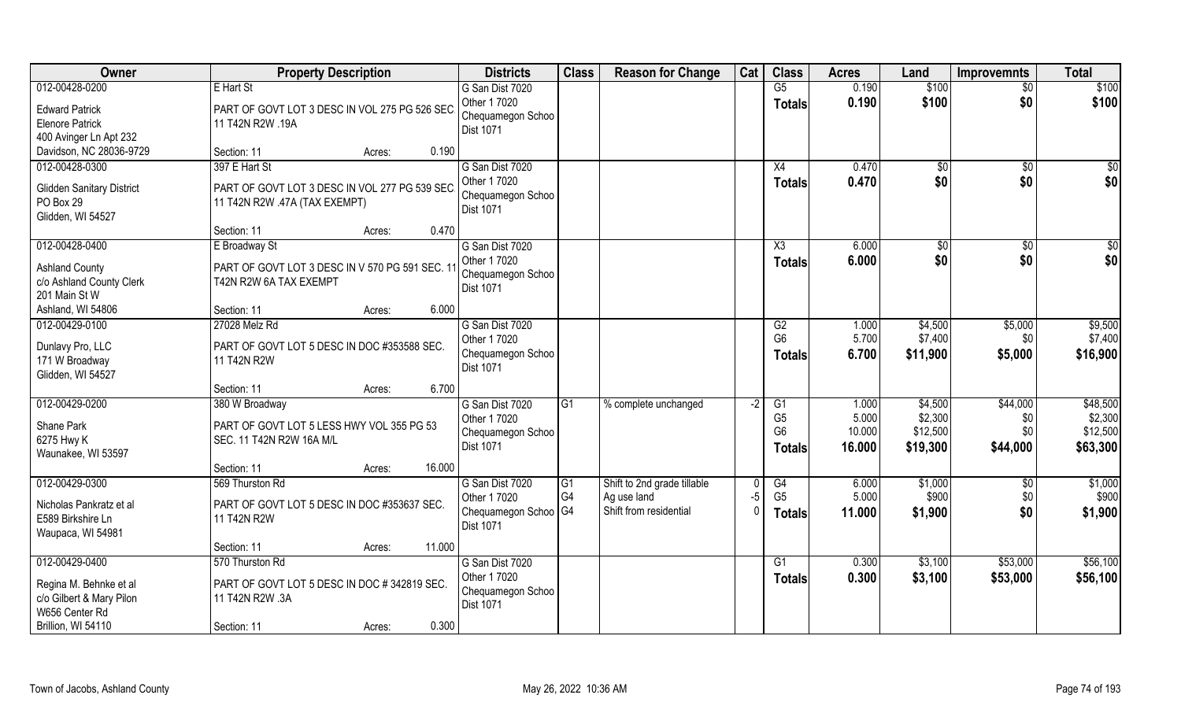| Owner | Property Description | | | Districts | Class | Reason for Change | Cat | Class | Acres | Land | Improvemnts | Total |
|---|---|---|---|---|---|---|---|---|---|---|---|---|
| 012-00428-0200 | E Hart St | | | G San Dist 7020 | | | | G5 | 0.190 | $100 | $0 | $100 |
| Edward Patrick | PART OF GOVT LOT 3 DESC IN VOL 275 PG 526 SEC 11 T42N R2W .19A | | | Other 1 7020 | | | | Totals | 0.190 | $100 | $0 | $100 |
| Elenore Patrick | | | | Chequamegon Schoo | | | | | | | | |
| 400 Avinger Ln Apt 232 | | | | Dist 1071 | | | | | | | | |
| Davidson, NC 28036-9729 | Section: 11 | Acres: | 0.190 | | | | | | | | | |
| 012-00428-0300 | 397 E Hart St | | | G San Dist 7020 | | | | X4 | 0.470 | $0 | $0 | $0 |
| Glidden Sanitary District | PART OF GOVT LOT 3 DESC IN VOL 277 PG 539 SEC 11 T42N R2W .47A (TAX EXEMPT) | | | Other 1 7020 | | | | Totals | 0.470 | $0 | $0 | $0 |
| PO Box 29 | | | | Chequamegon Schoo | | | | | | | | |
| Glidden, WI 54527 | | | | Dist 1071 | | | | | | | | |
| | Section: 11 | Acres: | 0.470 | | | | | | | | | |
| 012-00428-0400 | E Broadway St | | | G San Dist 7020 | | | | X3 | 6.000 | $0 | $0 | $0 |
| Ashland County | PART OF GOVT LOT 3 DESC IN V 570 PG 591 SEC. 11 T42N R2W 6A TAX EXEMPT | | | Other 1 7020 | | | | Totals | 6.000 | $0 | $0 | $0 |
| c/o Ashland County Clerk | | | | Chequamegon Schoo | | | | | | | | |
| 201 Main St W | | | | Dist 1071 | | | | | | | | |
| Ashland, WI 54806 | Section: 11 | Acres: | 6.000 | | | | | | | | | |
| 012-00429-0100 | 27028 Melz Rd | | | G San Dist 7020 | | | | G2 | 1.000 | $4,500 | $5,000 | $9,500 |
| Dunlavy Pro, LLC | PART OF GOVT LOT 5 DESC IN DOC #353588 SEC. 11 T42N R2W | | | Other 1 7020 | | | | G6 | 5.700 | $7,400 | $0 | $7,400 |
| 171 W Broadway | | | | Chequamegon Schoo | | | | Totals | 6.700 | $11,900 | $5,000 | $16,900 |
| Glidden, WI 54527 | | | | Dist 1071 | | | | | | | | |
| | Section: 11 | Acres: | 6.700 | | | | | | | | | |
| 012-00429-0200 | 380 W Broadway | | | G San Dist 7020 | G1 | % complete unchanged | -2 | G1 | 1.000 | $4,500 | $44,000 | $48,500 |
| Shane Park | PART OF GOVT LOT 5 LESS HWY VOL 355 PG 53 SEC. 11 T42N R2W 16A M/L | | | Other 1 7020 | | | | G5 | 5.000 | $2,300 | $0 | $2,300 |
| 6275 Hwy K | | | | Chequamegon Schoo | | | | G6 | 10.000 | $12,500 | $0 | $12,500 |
| Waunakee, WI 53597 | | | | Dist 1071 | | | | Totals | 16.000 | $19,300 | $44,000 | $63,300 |
| | Section: 11 | Acres: | 16.000 | | | | | | | | | |
| 012-00429-0300 | 569 Thurston Rd | | | G San Dist 7020 | G1 | Shift to 2nd grade tillable | 0 | G4 | 6.000 | $1,000 | $0 | $1,000 |
| Nicholas Pankratz et al | PART OF GOVT LOT 5 DESC IN DOC #353637 SEC. 11 T42N R2W | | | Other 1 7020 | G4 | Ag use land | -5 | G5 | 5.000 | $900 | $0 | $900 |
| E589 Birkshire Ln | | | | Chequamegon Schoo | G4 | Shift from residential | 0 | Totals | 11.000 | $1,900 | $0 | $1,900 |
| Waupaca, WI 54981 | | | | Dist 1071 | | | | | | | | |
| | Section: 11 | Acres: | 11.000 | | | | | | | | | |
| 012-00429-0400 | 570 Thurston Rd | | | G San Dist 7020 | | | | G1 | 0.300 | $3,100 | $53,000 | $56,100 |
| Regina M. Behnke et al | PART OF GOVT LOT 5 DESC IN DOC # 342819 SEC. 11 T42N R2W .3A | | | Other 1 7020 | | | | Totals | 0.300 | $3,100 | $53,000 | $56,100 |
| c/o Gilbert & Mary Pilon | | | | Chequamegon Schoo | | | | | | | | |
| W656 Center Rd | | | | Dist 1071 | | | | | | | | |
| Brillion, WI 54110 | Section: 11 | Acres: | 0.300 | | | | | | | | | |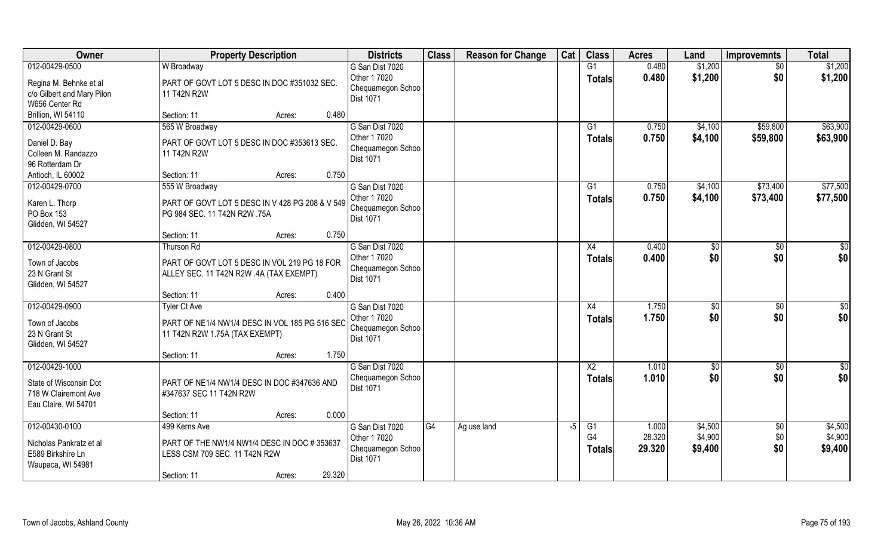| Owner | Property Description | | | Districts | Class | Reason for Change | Cat | Class | Acres | Land | Improvemnts | Total |
|---|---|---|---|---|---|---|---|---|---|---|---|---|
| 012-00429-0500<br>Regina M. Behnke et al<br>c/o Gilbert and Mary Pilon<br>W656 Center Rd<br>Brillion, WI 54110 | W Broadway<br>PART OF GOVT LOT 5 DESC IN DOC #351032 SEC. 11 T42N R2W<br>Section: 11 | Acres: | 0.480 | G San Dist 7020<br>Other 1 7020<br>Chequamegon Schoo<br>Dist 1071 | | | | G1<br>**Totals** | 0.480<br>**0.480** | \$1,200<br>**\$1,200** | \$0<br>**\$0** | \$1,200<br>**\$1,200** |
| 012-00429-0600<br>Daniel D. Bay<br>Colleen M. Randazzo<br>96 Rotterdam Dr<br>Antioch, IL 60002 | 565 W Broadway<br>PART OF GOVT LOT 5 DESC IN DOC #353613 SEC. 11 T42N R2W<br>Section: 11 | Acres: | 0.750 | G San Dist 7020<br>Other 1 7020<br>Chequamegon Schoo<br>Dist 1071 | | | | G1<br>**Totals** | 0.750<br>**0.750** | \$4,100<br>**\$4,100** | \$59,800<br>**\$59,800** | \$63,900<br>**\$63,900** |
| 012-00429-0700<br>Karen L. Thorp<br>PO Box 153<br>Glidden, WI 54527 | 555 W Broadway<br>PART OF GOVT LOT 5 DESC IN V 428 PG 208 & V 549 PG 984 SEC. 11 T42N R2W .75A<br>Section: 11 | Acres: | 0.750 | G San Dist 7020<br>Other 1 7020<br>Chequamegon Schoo<br>Dist 1071 | | | | G1<br>**Totals** | 0.750<br>**0.750** | \$4,100<br>**\$4,100** | \$73,400<br>**\$73,400** | \$77,500<br>**\$77,500** |
| 012-00429-0800<br>Town of Jacobs<br>23 N Grant St<br>Glidden, WI 54527 | Thurson Rd<br>PART OF GOVT LOT 5 DESC IN VOL 219 PG 18 FOR ALLEY SEC. 11 T42N R2W .4A (TAX EXEMPT)<br>Section: 11 | Acres: | 0.400 | G San Dist 7020<br>Other 1 7020<br>Chequamegon Schoo<br>Dist 1071 | | | | X4<br>**Totals** | 0.400<br>**0.400** | \$0<br>**\$0** | \$0<br>**\$0** | \$0<br>**\$0** |
| 012-00429-0900<br>Town of Jacobs<br>23 N Grant St<br>Glidden, WI 54527 | Tyler Ct Ave<br>PART OF NE1/4 NW1/4 DESC IN VOL 185 PG 516 SEC 11 T42N R2W 1.75A (TAX EXEMPT)<br>Section: 11 | Acres: | 1.750 | G San Dist 7020<br>Other 1 7020<br>Chequamegon Schoo<br>Dist 1071 | | | | X4<br>**Totals** | 1.750<br>**1.750** | \$0<br>**\$0** | \$0<br>**\$0** | \$0<br>**\$0** |
| 012-00429-1000<br>State of Wisconsin Dot<br>718 W Clairemont Ave<br>Eau Claire, WI 54701 | PART OF NE1/4 NW1/4 DESC IN DOC #347636 AND #347637 SEC 11 T42N R2W<br>Section: 11 | Acres: | 0.000 | G San Dist 7020<br>Chequamegon Schoo<br>Dist 1071 | | | | X2<br>**Totals** | 1.010<br>**1.010** | \$0<br>**\$0** | \$0<br>**\$0** | \$0<br>**\$0** |
| 012-00430-0100<br>Nicholas Pankratz et al<br>E589 Birkshire Ln<br>Waupaca, WI 54981 | 499 Kerns Ave<br>PART OF THE NW1/4 NW1/4 DESC IN DOC # 353637 LESS CSM 709 SEC. 11 T42N R2W<br>Section: 11 | Acres: | 29.320 | G San Dist 7020<br>Other 1 7020<br>Chequamegon Schoo<br>Dist 1071 | G4 | Ag use land | -5 | G1<br>G4<br>**Totals** | 1.000<br>28.320<br>**29.320** | \$4,500<br>\$4,900<br>**\$9,400** | \$0<br>\$0<br>**\$0** | \$4,500<br>\$4,900<br>**\$9,400** |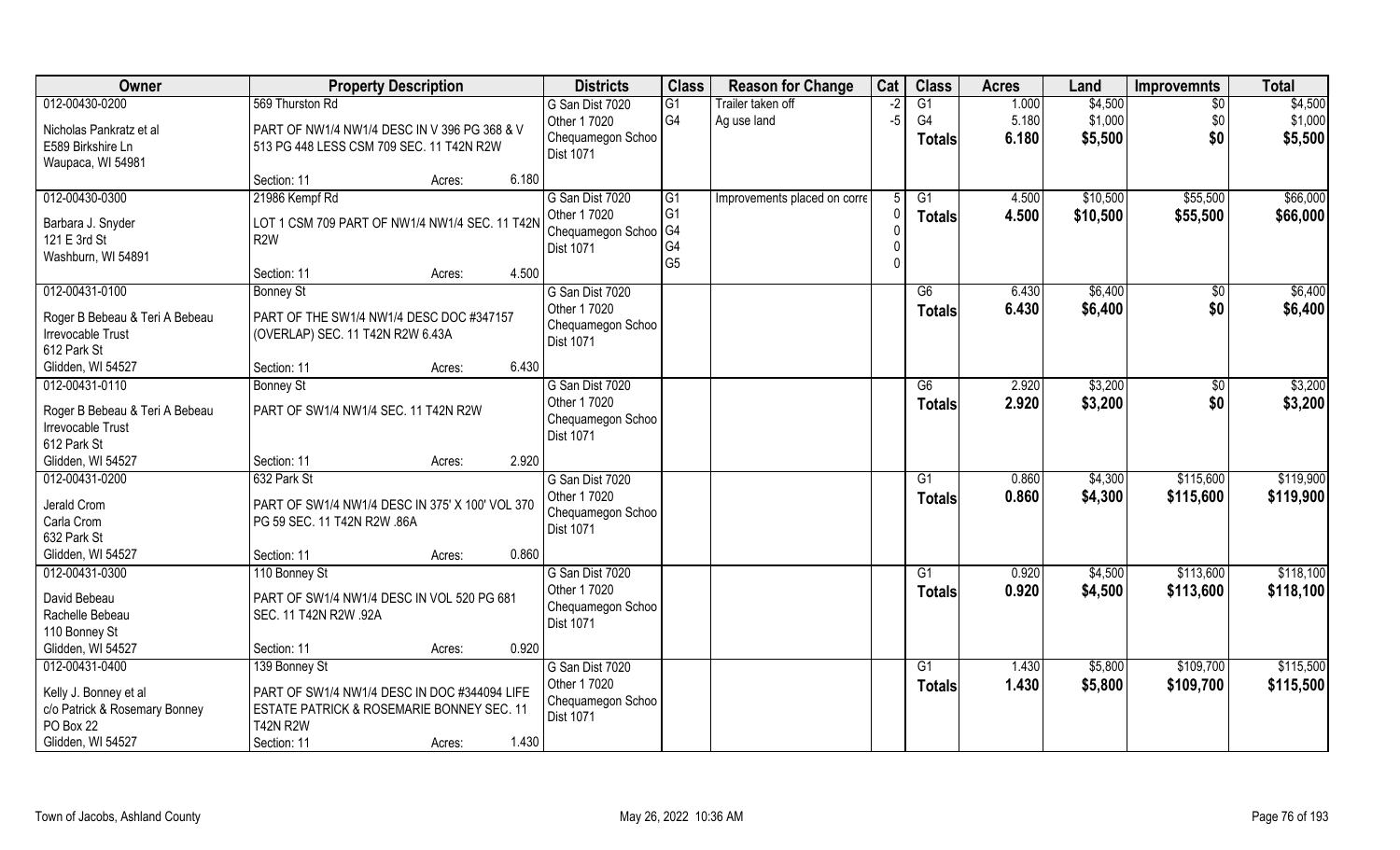| Owner | Property Description | | Districts | Class | Reason for Change | Cat | Class | Acres | Land | Improvemnts | Total |
|---|---|---|---|---|---|---|---|---|---|---|---|
| 012-00430-0200 | 569 Thurston Rd | | G San Dist 7020 | G1 | Trailer taken off | -2 | G1 | 1.000 | $4,500 | $0 | $4,500 |
| Nicholas Pankratz et al | PART OF NW1/4 NW1/4 DESC IN V 396 PG 368 & V 513 PG 448 LESS CSM 709 SEC. 11 T42N R2W | | Other 1 7020 | G4 | Ag use land | -5 | G4 | 5.180 | $1,000 | $0 | $1,000 |
| E589 Birkshire Ln | | | Chequamegon Schoo | | | | **Totals** | **6.180** | **$5,500** | **$0** | **$5,500** |
| Waupaca, WI 54981 | | | Dist 1071 | | | | | | | | |
| | Section: 11 | Acres: 6.180 | | | | | | | | | |
| 012-00430-0300 | 21986 Kempf Rd | | G San Dist 7020 | G1 | Improvements placed on corre | 5 | G1 | 4.500 | $10,500 | $55,500 | $66,000 |
| Barbara J. Snyder | LOT 1 CSM 709 PART OF NW1/4 NW1/4 SEC. 11 T42N R2W | | Other 1 7020 | G1 | | 0 | **Totals** | **4.500** | **$10,500** | **$55,500** | **$66,000** |
| 121 E 3rd St | | | Chequamegon Schoo | G4 | | 0 | | | | | |
| Washburn, WI 54891 | | | Dist 1071 | G4 | | 0 | | | | | |
| | Section: 11 | Acres: 4.500 | | G5 | | 0 | | | | | |
| 012-00431-0100 | Bonney St | | G San Dist 7020 | | | | G6 | 6.430 | $6,400 | $0 | $6,400 |
| Roger B Bebeau & Teri A Bebeau | PART OF THE SW1/4 NW1/4 DESC DOC #347157 (OVERLAP) SEC. 11 T42N R2W 6.43A | | Other 1 7020 | | | | **Totals** | **6.430** | **$6,400** | **$0** | **$6,400** |
| Irrevocable Trust | | | Chequamegon Schoo | | | | | | | | |
| 612 Park St | | | Dist 1071 | | | | | | | | |
| Glidden, WI 54527 | Section: 11 | Acres: 6.430 | | | | | | | | | |
| 012-00431-0110 | Bonney St | | G San Dist 7020 | | | | G6 | 2.920 | $3,200 | $0 | $3,200 |
| Roger B Bebeau & Teri A Bebeau | PART OF SW1/4 NW1/4 SEC. 11 T42N R2W | | Other 1 7020 | | | | **Totals** | **2.920** | **$3,200** | **$0** | **$3,200** |
| Irrevocable Trust | | | Chequamegon Schoo | | | | | | | | |
| 612 Park St | | | Dist 1071 | | | | | | | | |
| Glidden, WI 54527 | Section: 11 | Acres: 2.920 | | | | | | | | | |
| 012-00431-0200 | 632 Park St | | G San Dist 7020 | | | | G1 | 0.860 | $4,300 | $115,600 | $119,900 |
| Jerald Crom | PART OF SW1/4 NW1/4 DESC IN 375' X 100' VOL 370 PG 59 SEC. 11 T42N R2W .86A | | Other 1 7020 | | | | **Totals** | **0.860** | **$4,300** | **$115,600** | **$119,900** |
| Carla Crom | | | Chequamegon Schoo | | | | | | | | |
| 632 Park St | | | Dist 1071 | | | | | | | | |
| Glidden, WI 54527 | Section: 11 | Acres: 0.860 | | | | | | | | | |
| 012-00431-0300 | 110 Bonney St | | G San Dist 7020 | | | | G1 | 0.920 | $4,500 | $113,600 | $118,100 |
| David Bebeau | PART OF SW1/4 NW1/4 DESC IN VOL 520 PG 681 SEC. 11 T42N R2W .92A | | Other 1 7020 | | | | **Totals** | **0.920** | **$4,500** | **$113,600** | **$118,100** |
| Rachelle Bebeau | | | Chequamegon Schoo | | | | | | | | |
| 110 Bonney St | | | Dist 1071 | | | | | | | | |
| Glidden, WI 54527 | Section: 11 | Acres: 0.920 | | | | | | | | | |
| 012-00431-0400 | 139 Bonney St | | G San Dist 7020 | | | | G1 | 1.430 | $5,800 | $109,700 | $115,500 |
| Kelly J. Bonney et al | PART OF SW1/4 NW1/4 DESC IN DOC #344094 LIFE ESTATE PATRICK & ROSEMARIE BONNEY SEC. 11 T42N R2W | | Other 1 7020 | | | | **Totals** | **1.430** | **$5,800** | **$109,700** | **$115,500** |
| c/o Patrick & Rosemary Bonney | | | Chequamegon Schoo | | | | | | | | |
| PO Box 22 | | | Dist 1071 | | | | | | | | |
| Glidden, WI 54527 | Section: 11 | Acres: 1.430 | | | | | | | | | |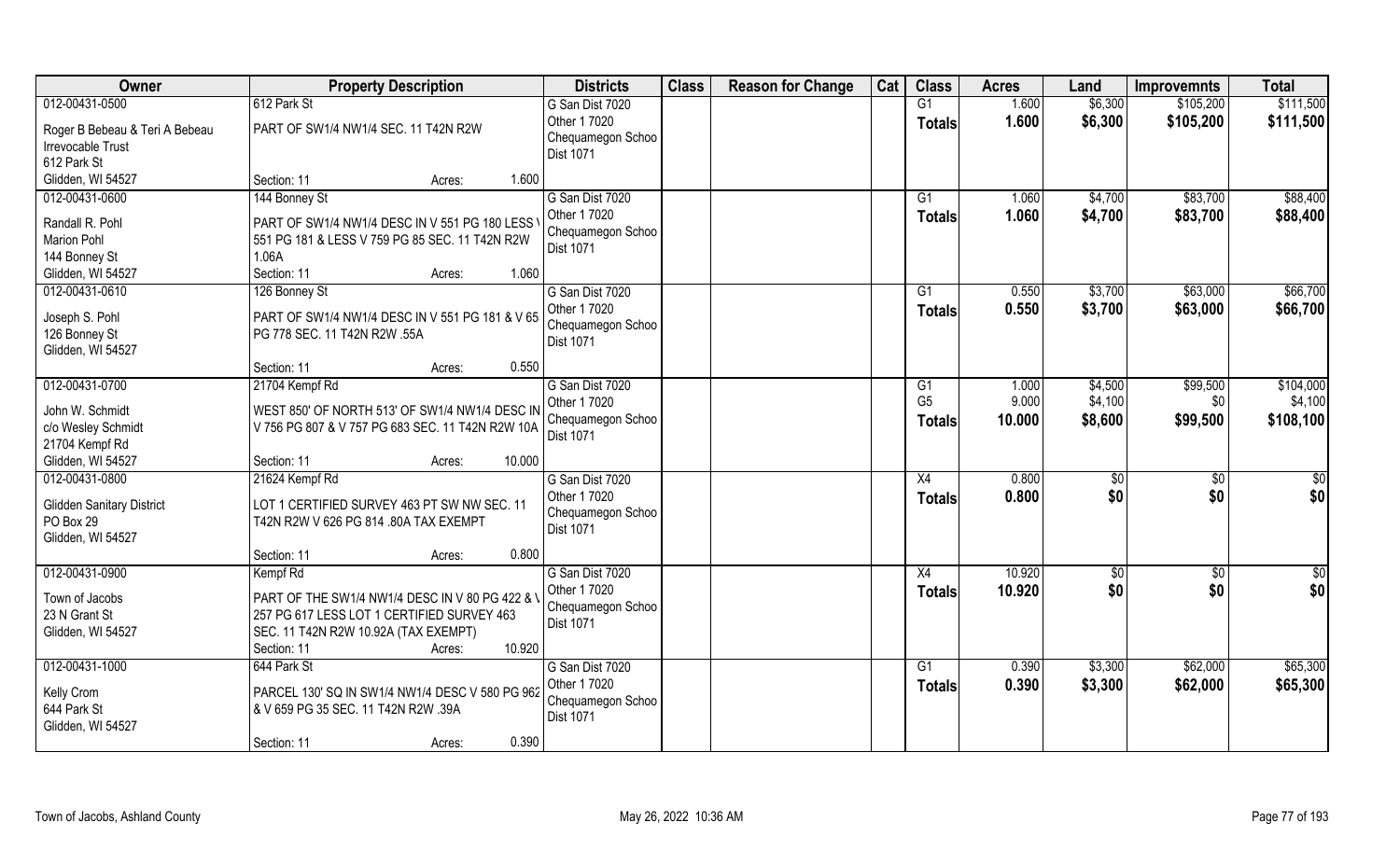| Owner | Property Description | Districts | Class | Reason for Change | Cat | Class | Acres | Land | Improvemnts | Total |
|---|---|---|---|---|---|---|---|---|---|---|
| 012-00431-0500<br>Roger B Bebeau & Teri A Bebeau<br>Irrevocable Trust<br>612 Park St<br>Glidden, WI 54527 | 612 Park St<br>PART OF SW1/4 NW1/4 SEC. 11 T42N R2W<br>Section: 11 Acres: 1.600 | G San Dist 7020<br>Other 1 7020<br>Chequamegon Schoo<br>Dist 1071 | | | | G1<br>**Totals** | 1.600<br>**1.600** | \$6,300<br>**\$6,300** | \$105,200<br>**\$105,200** | \$111,500<br>**\$111,500** |
| 012-00431-0600<br>Randall R. Pohl<br>Marion Pohl<br>144 Bonney St<br>Glidden, WI 54527 | 144 Bonney St<br>PART OF SW1/4 NW1/4 DESC IN V 551 PG 180 LESS V 551 PG 181 & LESS V 759 PG 85 SEC. 11 T42N R2W 1.06A<br>Section: 11 Acres: 1.060 | G San Dist 7020<br>Other 1 7020<br>Chequamegon Schoo<br>Dist 1071 | | | | G1<br>**Totals** | 1.060<br>**1.060** | \$4,700<br>**\$4,700** | \$83,700<br>**\$83,700** | \$88,400<br>**\$88,400** |
| 012-00431-0610<br>Joseph S. Pohl<br>126 Bonney St<br>Glidden, WI 54527 | 126 Bonney St<br>PART OF SW1/4 NW1/4 DESC IN V 551 PG 181 & V 65 PG 778 SEC. 11 T42N R2W .55A<br>Section: 11 Acres: 0.550 | G San Dist 7020<br>Other 1 7020<br>Chequamegon Schoo<br>Dist 1071 | | | | G1<br>**Totals** | 0.550<br>**0.550** | \$3,700<br>**\$3,700** | \$63,000<br>**\$63,000** | \$66,700<br>**\$66,700** |
| 012-00431-0700<br>John W. Schmidt<br>c/o Wesley Schmidt<br>21704 Kempf Rd<br>Glidden, WI 54527 | 21704 Kempf Rd<br>WEST 850' OF NORTH 513' OF SW1/4 NW1/4 DESC IN V 756 PG 807 & V 757 PG 683 SEC. 11 T42N R2W 10A<br>Section: 11 Acres: 10.000 | G San Dist 7020<br>Other 1 7020<br>Chequamegon Schoo<br>Dist 1071 | | | | G1<br>G5<br>**Totals** | 1.000<br>9.000<br>**10.000** | \$4,500<br>\$4,100<br>**\$8,600** | \$99,500<br>\$0<br>**\$99,500** | \$104,000<br>\$4,100<br>**\$108,100** |
| 012-00431-0800<br>Glidden Sanitary District<br>PO Box 29<br>Glidden, WI 54527 | 21624 Kempf Rd<br>LOT 1 CERTIFIED SURVEY 463 PT SW NW SEC. 11 T42N R2W V 626 PG 814 .80A TAX EXEMPT<br>Section: 11 Acres: 0.800 | G San Dist 7020<br>Other 1 7020<br>Chequamegon Schoo<br>Dist 1071 | | | | X4<br>**Totals** | 0.800<br>**0.800** | \$0<br>**\$0** | \$0<br>**\$0** | \$0<br>**\$0** |
| 012-00431-0900<br>Town of Jacobs<br>23 N Grant St<br>Glidden, WI 54527 | Kempf Rd<br>PART OF THE SW1/4 NW1/4 DESC IN V 80 PG 422 & V 257 PG 617 LESS LOT 1 CERTIFIED SURVEY 463 SEC. 11 T42N R2W 10.92A (TAX EXEMPT)<br>Section: 11 Acres: 10.920 | G San Dist 7020<br>Other 1 7020<br>Chequamegon Schoo<br>Dist 1071 | | | | X4<br>**Totals** | 10.920<br>**10.920** | \$0<br>**\$0** | \$0<br>**\$0** | \$0<br>**\$0** |
| 012-00431-1000<br>Kelly Crom<br>644 Park St<br>Glidden, WI 54527 | 644 Park St<br>PARCEL 130' SQ IN SW1/4 NW1/4 DESC V 580 PG 962 & V 659 PG 35 SEC. 11 T42N R2W .39A<br>Section: 11 Acres: 0.390 | G San Dist 7020<br>Other 1 7020<br>Chequamegon Schoo<br>Dist 1071 | | | | G1<br>**Totals** | 0.390<br>**0.390** | \$3,300<br>**\$3,300** | \$62,000<br>**\$62,000** | \$65,300<br>**\$65,300** |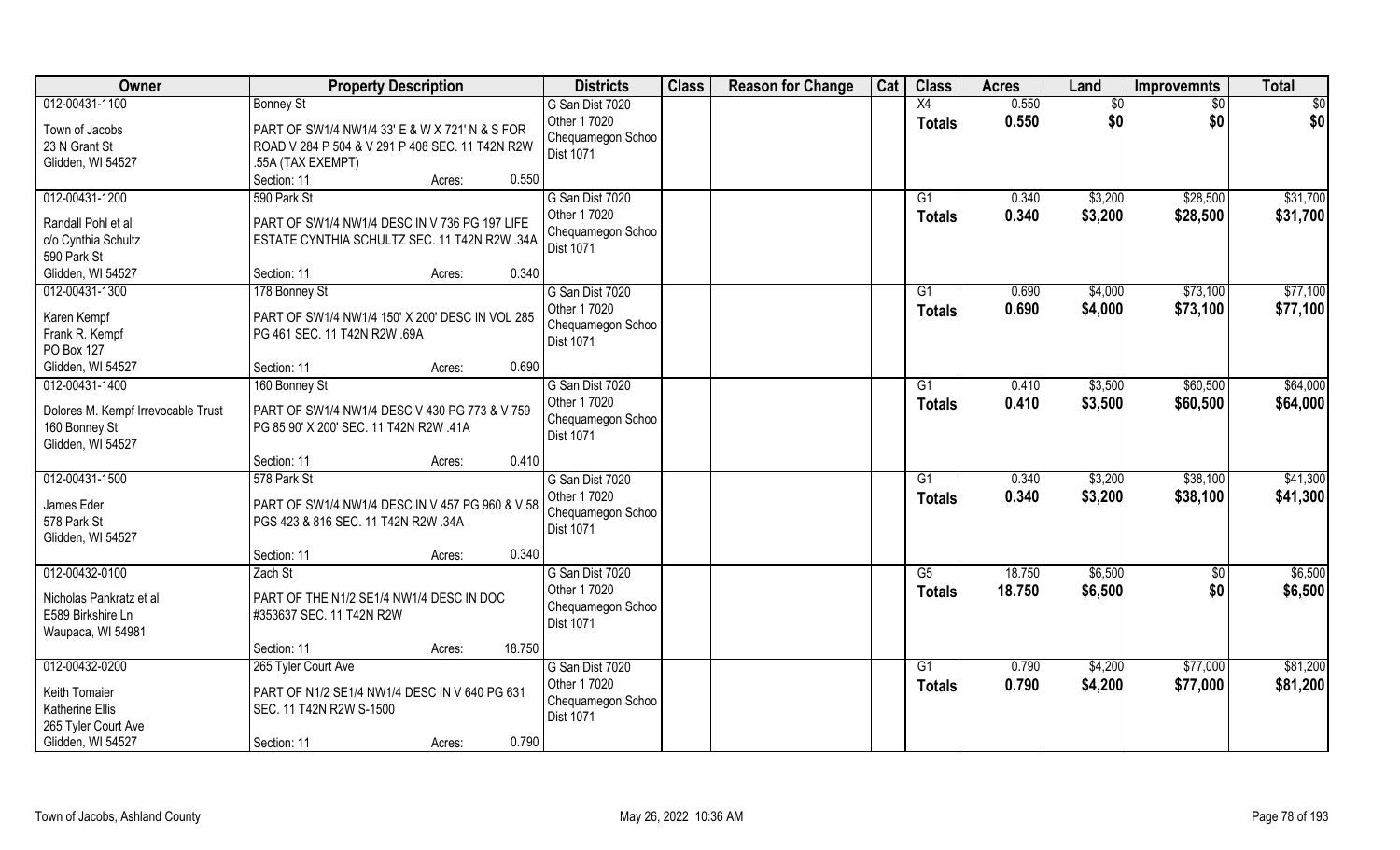| Owner | Property Description | | | Districts | Class | Reason for Change | Cat | Class | Acres | Land | Improvemnts | Total |
|---|---|---|---|---|---|---|---|---|---|---|---|---|
| 012-00431-1100<br>Town of Jacobs<br>23 N Grant St<br>Glidden, WI 54527 | Bonney St<br>PART OF SW1/4 NW1/4 33' E & W X 721' N & S FOR ROAD V 284 P 504 & V 291 P 408 SEC. 11 T42N R2W .55A (TAX EXEMPT)<br>Section: 11 | Acres: | 0.550 | G San Dist 7020<br>Other 1 7020<br>Chequamegon Schoo<br>Dist 1071 | | | | X4<br>**Totals** | 0.550<br>**0.550** | $0<br>**$0** | $0<br>**$0** | $0<br>**$0** |
| 012-00431-1200<br>Randall Pohl et al<br>c/o Cynthia Schultz<br>590 Park St<br>Glidden, WI 54527 | 590 Park St<br>PART OF SW1/4 NW1/4 DESC IN V 736 PG 197 LIFE ESTATE CYNTHIA SCHULTZ SEC. 11 T42N R2W .34A<br>Section: 11 | Acres: | 0.340 | G San Dist 7020<br>Other 1 7020<br>Chequamegon Schoo<br>Dist 1071 | | | | G1<br>**Totals** | 0.340<br>**0.340** | $3,200<br>**$3,200** | $28,500<br>**$28,500** | $31,700<br>**$31,700** |
| 012-00431-1300<br>Karen Kempf<br>Frank R. Kempf<br>PO Box 127<br>Glidden, WI 54527 | 178 Bonney St<br>PART OF SW1/4 NW1/4 150' X 200' DESC IN VOL 285 PG 461 SEC. 11 T42N R2W .69A<br>Section: 11 | Acres: | 0.690 | G San Dist 7020<br>Other 1 7020<br>Chequamegon Schoo<br>Dist 1071 | | | | G1<br>**Totals** | 0.690<br>**0.690** | $4,000<br>**$4,000** | $73,100<br>**$73,100** | $77,100<br>**$77,100** |
| 012-00431-1400<br>Dolores M. Kempf Irrevocable Trust<br>160 Bonney St<br>Glidden, WI 54527 | 160 Bonney St<br>PART OF SW1/4 NW1/4 DESC V 430 PG 773 & V 759 PG 85 90' X 200' SEC. 11 T42N R2W .41A<br>Section: 11 | Acres: | 0.410 | G San Dist 7020<br>Other 1 7020<br>Chequamegon Schoo<br>Dist 1071 | | | | G1<br>**Totals** | 0.410<br>**0.410** | $3,500<br>**$3,500** | $60,500<br>**$60,500** | $64,000<br>**$64,000** |
| 012-00431-1500<br>James Eder<br>578 Park St<br>Glidden, WI 54527 | 578 Park St<br>PART OF SW1/4 NW1/4 DESC IN V 457 PG 960 & V 58 PGS 423 & 816 SEC. 11 T42N R2W .34A<br>Section: 11 | Acres: | 0.340 | G San Dist 7020<br>Other 1 7020<br>Chequamegon Schoo<br>Dist 1071 | | | | G1<br>**Totals** | 0.340<br>**0.340** | $3,200<br>**$3,200** | $38,100<br>**$38,100** | $41,300<br>**$41,300** |
| 012-00432-0100<br>Nicholas Pankratz et al<br>E589 Birkshire Ln<br>Waupaca, WI 54981 | Zach St<br>PART OF THE N1/2 SE1/4 NW1/4 DESC IN DOC #353637 SEC. 11 T42N R2W<br>Section: 11 | Acres: | 18.750 | G San Dist 7020<br>Other 1 7020<br>Chequamegon Schoo<br>Dist 1071 | | | | G5<br>**Totals** | 18.750<br>**18.750** | $6,500<br>**$6,500** | $0<br>**$0** | $6,500<br>**$6,500** |
| 012-00432-0200<br>Keith Tomaier<br>Katherine Ellis<br>265 Tyler Court Ave<br>Glidden, WI 54527 | 265 Tyler Court Ave<br>PART OF N1/2 SE1/4 NW1/4 DESC IN V 640 PG 631 SEC. 11 T42N R2W S-1500<br>Section: 11 | Acres: | 0.790 | G San Dist 7020<br>Other 1 7020<br>Chequamegon Schoo<br>Dist 1071 | | | | G1<br>**Totals** | 0.790<br>**0.790** | $4,200<br>**$4,200** | $77,000<br>**$77,000** | $81,200<br>**$81,200** |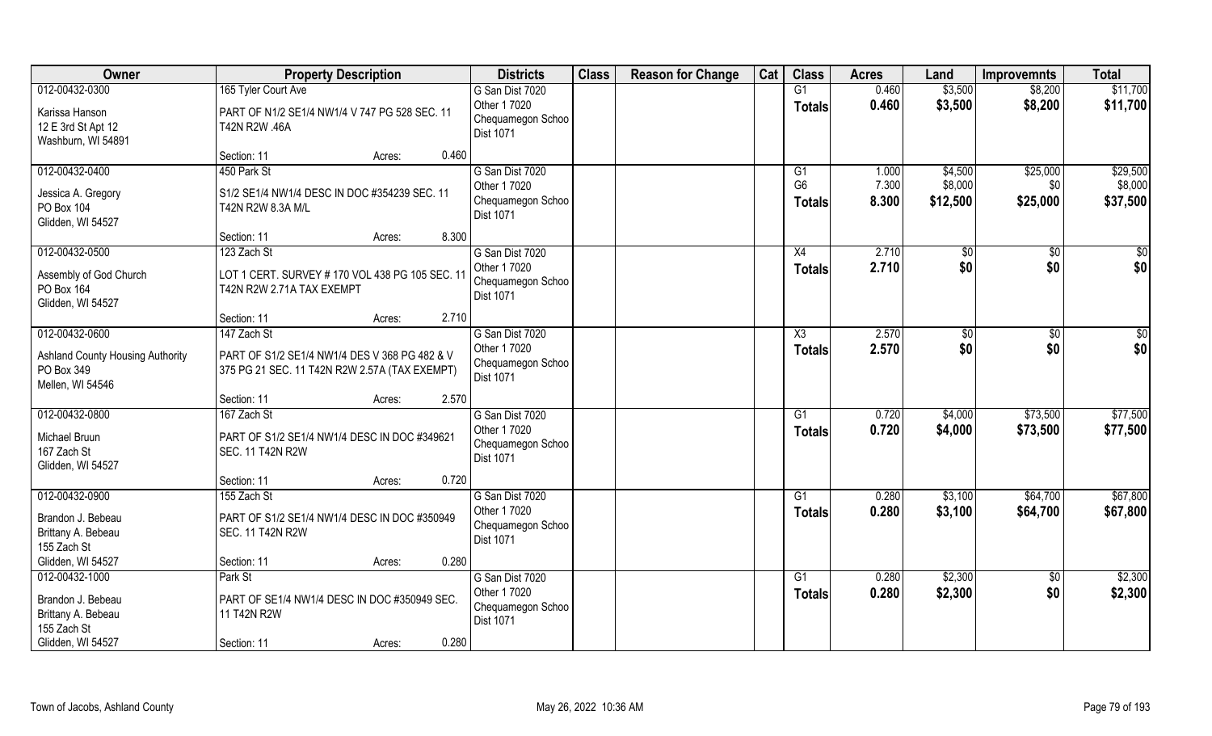| Owner | Property Description | Districts | Class | Reason for Change | Cat | Class | Acres | Land | Improvemnts | Total |
|---|---|---|---|---|---|---|---|---|---|---|
| 012-00432-0300<br>Karissa Hanson<br>12 E 3rd St Apt 12<br>Washburn, WI 54891 | 165 Tyler Court Ave<br>PART OF N1/2 SE1/4 NW1/4 V 747 PG 528 SEC. 11 T42N R2W .46A<br>Section: 11 Acres: 0.460 | G San Dist 7020<br>Other 1 7020<br>Chequamegon Schoo<br>Dist 1071 | | | | G1<br>**Totals** | 0.460<br>**0.460** | \$3,500<br>**\$3,500** | \$8,200<br>**\$8,200** | \$11,700<br>**\$11,700** |
| 012-00432-0400<br>Jessica A. Gregory<br>PO Box 104<br>Glidden, WI 54527 | 450 Park St<br>S1/2 SE1/4 NW1/4 DESC IN DOC #354239 SEC. 11 T42N R2W 8.3A M/L<br>Section: 11 Acres: 8.300 | G San Dist 7020<br>Other 1 7020<br>Chequamegon Schoo<br>Dist 1071 | | | | G1<br>G6<br>**Totals** | 1.000<br>7.300<br>**8.300** | \$4,500<br>\$8,000<br>**\$12,500** | \$25,000<br>\$0<br>**\$25,000** | \$29,500<br>\$8,000<br>**\$37,500** |
| 012-00432-0500<br>Assembly of God Church<br>PO Box 164<br>Glidden, WI 54527 | 123 Zach St<br>LOT 1 CERT. SURVEY # 170 VOL 438 PG 105 SEC. 11 T42N R2W 2.71A TAX EXEMPT<br>Section: 11 Acres: 2.710 | G San Dist 7020<br>Other 1 7020<br>Chequamegon Schoo<br>Dist 1071 | | | | X4<br>**Totals** | 2.710<br>**2.710** | \$0<br>**\$0** | \$0<br>**\$0** | \$0<br>**\$0** |
| 012-00432-0600<br>Ashland County Housing Authority<br>PO Box 349<br>Mellen, WI 54546 | 147 Zach St<br>PART OF S1/2 SE1/4 NW1/4 DES V 368 PG 482 & V 375 PG 21 SEC. 11 T42N R2W 2.57A (TAX EXEMPT)<br>Section: 11 Acres: 2.570 | G San Dist 7020<br>Other 1 7020<br>Chequamegon Schoo<br>Dist 1071 | | | | X3<br>**Totals** | 2.570<br>**2.570** | \$0<br>**\$0** | \$0<br>**\$0** | \$0<br>**\$0** |
| 012-00432-0800<br>Michael Bruun<br>167 Zach St<br>Glidden, WI 54527 | 167 Zach St<br>PART OF S1/2 SE1/4 NW1/4 DESC IN DOC #349621 SEC. 11 T42N R2W<br>Section: 11 Acres: 0.720 | G San Dist 7020<br>Other 1 7020<br>Chequamegon Schoo<br>Dist 1071 | | | | G1<br>**Totals** | 0.720<br>**0.720** | \$4,000<br>**\$4,000** | \$73,500<br>**\$73,500** | \$77,500<br>**\$77,500** |
| 012-00432-0900<br>Brandon J. Bebeau<br>Brittany A. Bebeau<br>155 Zach St<br>Glidden, WI 54527 | 155 Zach St<br>PART OF S1/2 SE1/4 NW1/4 DESC IN DOC #350949 SEC. 11 T42N R2W<br>Section: 11 Acres: 0.280 | G San Dist 7020<br>Other 1 7020<br>Chequamegon Schoo<br>Dist 1071 | | | | G1<br>**Totals** | 0.280<br>**0.280** | \$3,100<br>**\$3,100** | \$64,700<br>**\$64,700** | \$67,800<br>**\$67,800** |
| 012-00432-1000<br>Brandon J. Bebeau<br>Brittany A. Bebeau<br>155 Zach St<br>Glidden, WI 54527 | Park St<br>PART OF SE1/4 NW1/4 DESC IN DOC #350949 SEC. 11 T42N R2W<br>Section: 11 Acres: 0.280 | G San Dist 7020<br>Other 1 7020<br>Chequamegon Schoo<br>Dist 1071 | | | | G1<br>**Totals** | 0.280<br>**0.280** | \$2,300<br>**\$2,300** | \$0<br>**\$0** | \$2,300<br>**\$2,300** |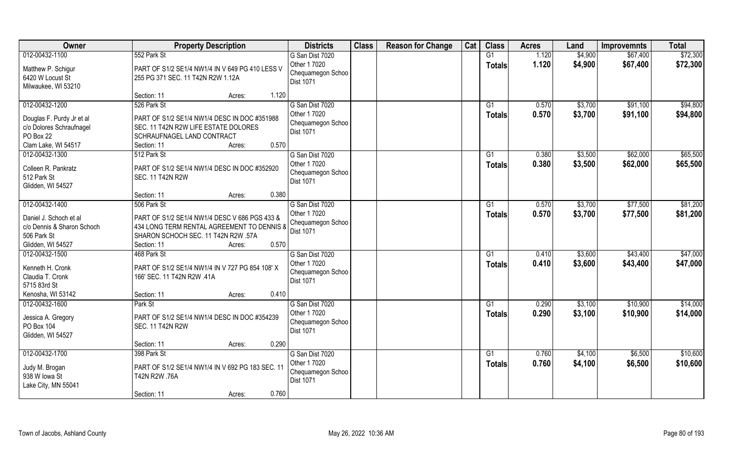| Owner | Property Description | Districts | Class | Reason for Change | Cat | Class | Acres | Land | Improvemnts | Total |
|---|---|---|---|---|---|---|---|---|---|---|
| 012-00432-1100<br>Matthew P. Schigur<br>6420 W Locust St<br>Milwaukee, WI 53210 | 552 Park St<br>PART OF S1/2 SE1/4 NW1/4 IN V 649 PG 410 LESS V 255 PG 371 SEC. 11 T42N R2W 1.12A<br>Section: 11 Acres: 1.120 | G San Dist 7020<br>Other 1 7020<br>Chequamegon Schoo<br>Dist 1071 | | | | G1<br>**Totals** | 1.120<br>**1.120** | $4,900<br>**$4,900** | $67,400<br>**$67,400** | $72,300<br>**$72,300** |
| 012-00432-1200<br>Douglas F. Purdy Jr et al<br>c/o Dolores Schraufnagel<br>PO Box 22<br>Clam Lake, WI 54517 | 526 Park St<br>PART OF S1/2 SE1/4 NW1/4 DESC IN DOC #351988 SEC. 11 T42N R2W LIFE ESTATE DOLORES SCHRAUFNAGEL LAND CONTRACT<br>Section: 11 Acres: 0.570 | G San Dist 7020<br>Other 1 7020<br>Chequamegon Schoo<br>Dist 1071 | | | | G1<br>**Totals** | 0.570<br>**0.570** | $3,700<br>**$3,700** | $91,100<br>**$91,100** | $94,800<br>**$94,800** |
| 012-00432-1300<br>Colleen R. Pankratz<br>512 Park St<br>Glidden, WI 54527 | 512 Park St<br>PART OF S1/2 SE1/4 NW1/4 DESC IN DOC #352920 SEC. 11 T42N R2W<br>Section: 11 Acres: 0.380 | G San Dist 7020<br>Other 1 7020<br>Chequamegon Schoo<br>Dist 1071 | | | | G1<br>**Totals** | 0.380<br>**0.380** | $3,500<br>**$3,500** | $62,000<br>**$62,000** | $65,500<br>**$65,500** |
| 012-00432-1400<br>Daniel J. Schoch et al<br>c/o Dennis & Sharon Schoch<br>506 Park St<br>Glidden, WI 54527 | 506 Park St<br>PART OF S1/2 SE1/4 NW1/4 DESC V 686 PGS 433 & 434 LONG TERM RENTAL AGREEMENT TO DENNIS & SHARON SCHOCH SEC. 11 T42N R2W .57A<br>Section: 11 Acres: 0.570 | G San Dist 7020<br>Other 1 7020<br>Chequamegon Schoo<br>Dist 1071 | | | | G1<br>**Totals** | 0.570<br>**0.570** | $3,700<br>**$3,700** | $77,500<br>**$77,500** | $81,200<br>**$81,200** |
| 012-00432-1500<br>Kenneth H. Cronk<br>Claudia T. Cronk<br>5715 83rd St<br>Kenosha, WI 53142 | 468 Park St<br>PART OF S1/2 SE1/4 NW1/4 IN V 727 PG 854 108' X 166' SEC. 11 T42N R2W .41A<br>Section: 11 Acres: 0.410 | G San Dist 7020<br>Other 1 7020<br>Chequamegon Schoo<br>Dist 1071 | | | | G1<br>**Totals** | 0.410<br>**0.410** | $3,600<br>**$3,600** | $43,400<br>**$43,400** | $47,000<br>**$47,000** |
| 012-00432-1600<br>Jessica A. Gregory<br>PO Box 104<br>Glidden, WI 54527 | Park St<br>PART OF S1/2 SE1/4 NW1/4 DESC IN DOC #354239 SEC. 11 T42N R2W<br>Section: 11 Acres: 0.290 | G San Dist 7020<br>Other 1 7020<br>Chequamegon Schoo<br>Dist 1071 | | | | G1<br>**Totals** | 0.290<br>**0.290** | $3,100<br>**$3,100** | $10,900<br>**$10,900** | $14,000<br>**$14,000** |
| 012-00432-1700<br>Judy M. Brogan<br>938 W Iowa St<br>Lake City, MN 55041 | 398 Park St<br>PART OF S1/2 SE1/4 NW1/4 IN V 692 PG 183 SEC. 11 T42N R2W .76A<br>Section: 11 Acres: 0.760 | G San Dist 7020<br>Other 1 7020<br>Chequamegon Schoo<br>Dist 1071 | | | | G1<br>**Totals** | 0.760<br>**0.760** | $4,100<br>**$4,100** | $6,500<br>**$6,500** | $10,600<br>**$10,600** |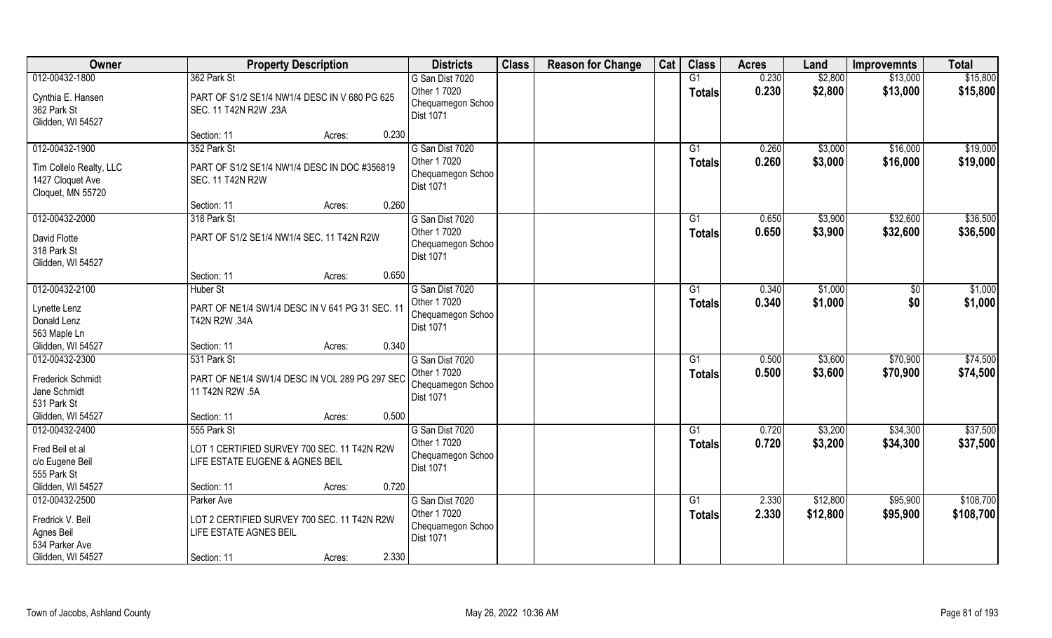| Owner | Property Description | | | Districts | Class | Reason for Change | Cat | Class | Acres | Land | Improvemnts | Total |
|---|---|---|---|---|---|---|---|---|---|---|---|---|
| 012-00432-1800 | 362 Park St | | | G San Dist 7020 | | | | G1 | 0.230 | $2,800 | $13,000 | $15,800 |
| Cynthia E. Hansen<br>362 Park St<br>Glidden, WI 54527 | PART OF S1/2 SE1/4 NW1/4 DESC IN V 680 PG 625 SEC. 11 T42N R2W .23A | | | Other 1 7020<br>Chequamegon Schoo<br>Dist 1071 | | | | Totals | 0.230 | $2,800 | $13,000 | $15,800 |
| | Section: 11 | Acres: | 0.230 | | | | | | | | | |
| 012-00432-1900 | 352 Park St | | | G San Dist 7020 | | | | G1 | 0.260 | $3,000 | $16,000 | $19,000 |
| Tim Collelo Realty, LLC<br>1427 Cloquet Ave<br>Cloquet, MN 55720 | PART OF S1/2 SE1/4 NW1/4 DESC IN DOC #356819 SEC. 11 T42N R2W | | | Other 1 7020<br>Chequamegon Schoo<br>Dist 1071 | | | | Totals | 0.260 | $3,000 | $16,000 | $19,000 |
| | Section: 11 | Acres: | 0.260 | | | | | | | | | |
| 012-00432-2000 | 318 Park St | | | G San Dist 7020 | | | | G1 | 0.650 | $3,900 | $32,600 | $36,500 |
| David Flotte<br>318 Park St<br>Glidden, WI 54527 | PART OF S1/2 SE1/4 NW1/4 SEC. 11 T42N R2W | | | Other 1 7020<br>Chequamegon Schoo<br>Dist 1071 | | | | Totals | 0.650 | $3,900 | $32,600 | $36,500 |
| | Section: 11 | Acres: | 0.650 | | | | | | | | | |
| 012-00432-2100 | Huber St | | | G San Dist 7020 | | | | G1 | 0.340 | $1,000 | $0 | $1,000 |
| Lynette Lenz<br>Donald Lenz<br>563 Maple Ln<br>Glidden, WI 54527 | PART OF NE1/4 SW1/4 DESC IN V 641 PG 31 SEC. 11 T42N R2W .34A | | | Other 1 7020<br>Chequamegon Schoo<br>Dist 1071 | | | | Totals | 0.340 | $1,000 | $0 | $1,000 |
| | Section: 11 | Acres: | 0.340 | | | | | | | | | |
| 012-00432-2300 | 531 Park St | | | G San Dist 7020 | | | | G1 | 0.500 | $3,600 | $70,900 | $74,500 |
| Frederick Schmidt<br>Jane Schmidt<br>531 Park St<br>Glidden, WI 54527 | PART OF NE1/4 SW1/4 DESC IN VOL 289 PG 297 SEC 11 T42N R2W .5A | | | Other 1 7020<br>Chequamegon Schoo<br>Dist 1071 | | | | Totals | 0.500 | $3,600 | $70,900 | $74,500 |
| | Section: 11 | Acres: | 0.500 | | | | | | | | | |
| 012-00432-2400 | 555 Park St | | | G San Dist 7020 | | | | G1 | 0.720 | $3,200 | $34,300 | $37,500 |
| Fred Beil et al<br>c/o Eugene Beil<br>555 Park St<br>Glidden, WI 54527 | LOT 1 CERTIFIED SURVEY 700 SEC. 11 T42N R2W LIFE ESTATE EUGENE & AGNES BEIL | | | Other 1 7020<br>Chequamegon Schoo<br>Dist 1071 | | | | Totals | 0.720 | $3,200 | $34,300 | $37,500 |
| | Section: 11 | Acres: | 0.720 | | | | | | | | | |
| 012-00432-2500 | Parker Ave | | | G San Dist 7020 | | | | G1 | 2.330 | $12,800 | $95,900 | $108,700 |
| Fredrick V. Beil<br>Agnes Beil<br>534 Parker Ave<br>Glidden, WI 54527 | LOT 2 CERTIFIED SURVEY 700 SEC. 11 T42N R2W LIFE ESTATE AGNES BEIL | | | Other 1 7020<br>Chequamegon Schoo<br>Dist 1071 | | | | Totals | 2.330 | $12,800 | $95,900 | $108,700 |
| | Section: 11 | Acres: | 2.330 | | | | | | | | | |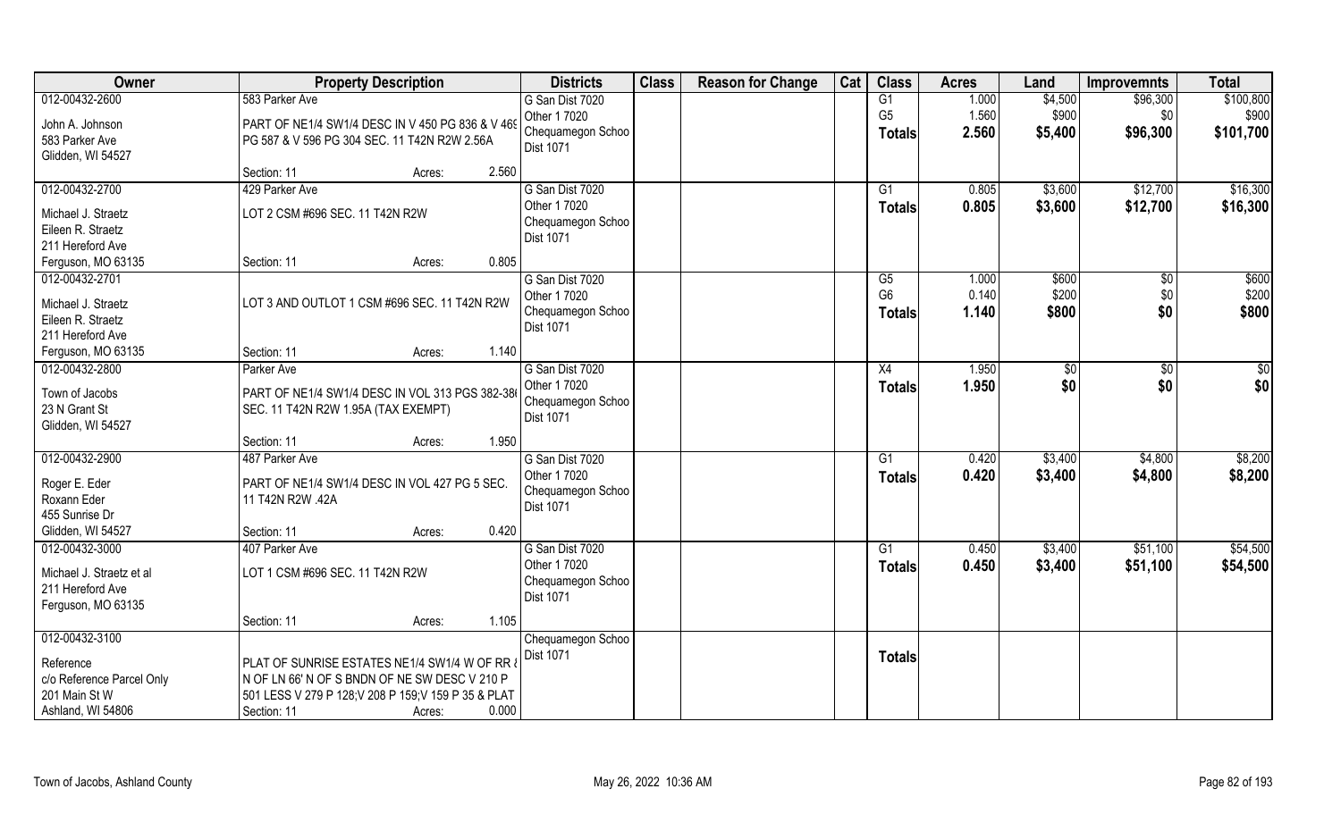| Owner | Property Description | Districts | Class | Reason for Change | Cat | Class | Acres | Land | Improvemnts | Total |
|---|---|---|---|---|---|---|---|---|---|---|
| 012-00432-2600<br>John A. Johnson<br>583 Parker Ave<br>Glidden, WI 54527 | 583 Parker Ave<br>PART OF NE1/4 SW1/4 DESC IN V 450 PG 836 & V 469 PG 587 & V 596 PG 304 SEC. 11 T42N R2W 2.56A<br>Section: 11 Acres: 2.560 | G San Dist 7020<br>Other 1 7020<br>Chequamegon Schoo<br>Dist 1071 | | | | G1<br>G5<br>**Totals** | 1.000<br>1.560<br>**2.560** | $4,500<br>$900<br>**$5,400** | $96,300<br>$0<br>**$96,300** | $100,800<br>$900<br>**$101,700** |
| 012-00432-2700<br>Michael J. Straetz<br>Eileen R. Straetz<br>211 Hereford Ave<br>Ferguson, MO 63135 | 429 Parker Ave<br>LOT 2 CSM #696 SEC. 11 T42N R2W<br>Section: 11 Acres: 0.805 | G San Dist 7020<br>Other 1 7020<br>Chequamegon Schoo<br>Dist 1071 | | | | G1<br>**Totals** | 0.805<br>**0.805** | $3,600<br>**$3,600** | $12,700<br>**$12,700** | $16,300<br>**$16,300** |
| 012-00432-2701<br>Michael J. Straetz<br>Eileen R. Straetz<br>211 Hereford Ave<br>Ferguson, MO 63135 | LOT 3 AND OUTLOT 1 CSM #696 SEC. 11 T42N R2W<br>Section: 11 Acres: 1.140 | G San Dist 7020<br>Other 1 7020<br>Chequamegon Schoo<br>Dist 1071 | | | | G5<br>G6<br>**Totals** | 1.000<br>0.140<br>**1.140** | $600<br>$200<br>**$800** | $0<br>$0<br>**$0** | $600<br>$200<br>**$800** |
| 012-00432-2800<br>Town of Jacobs<br>23 N Grant St<br>Glidden, WI 54527 | Parker Ave<br>PART OF NE1/4 SW1/4 DESC IN VOL 313 PGS 382-386 SEC. 11 T42N R2W 1.95A (TAX EXEMPT)<br>Section: 11 Acres: 1.950 | G San Dist 7020<br>Other 1 7020<br>Chequamegon Schoo<br>Dist 1071 | | | | X4<br>**Totals** | 1.950<br>**1.950** | $0<br>**$0** | $0<br>**$0** | $0<br>**$0** |
| 012-00432-2900<br>Roger E. Eder<br>Roxann Eder<br>455 Sunrise Dr<br>Glidden, WI 54527 | 487 Parker Ave<br>PART OF NE1/4 SW1/4 DESC IN VOL 427 PG 5 SEC. 11 T42N R2W .42A<br>Section: 11 Acres: 0.420 | G San Dist 7020<br>Other 1 7020<br>Chequamegon Schoo<br>Dist 1071 | | | | G1<br>**Totals** | 0.420<br>**0.420** | $3,400<br>**$3,400** | $4,800<br>**$4,800** | $8,200<br>**$8,200** |
| 012-00432-3000<br>Michael J. Straetz et al<br>211 Hereford Ave<br>Ferguson, MO 63135 | 407 Parker Ave<br>LOT 1 CSM #696 SEC. 11 T42N R2W<br>Section: 11 Acres: 1.105 | G San Dist 7020<br>Other 1 7020<br>Chequamegon Schoo<br>Dist 1071 | | | | G1<br>**Totals** | 0.450<br>**0.450** | $3,400<br>**$3,400** | $51,100<br>**$51,100** | $54,500<br>**$54,500** |
| 012-00432-3100<br>Reference<br>c/o Reference Parcel Only<br>201 Main St W<br>Ashland, WI 54806 | PLAT OF SUNRISE ESTATES NE1/4 SW1/4 W OF RR & N OF LN 66' N OF S BNDN OF NE SW DESC V 210 P 501 LESS V 279 P 128;V 208 P 159;V 159 P 35 & PLAT<br>Section: 11 Acres: 0.000 | Chequamegon Schoo<br>Dist 1071 | | | | **Totals** | | | | |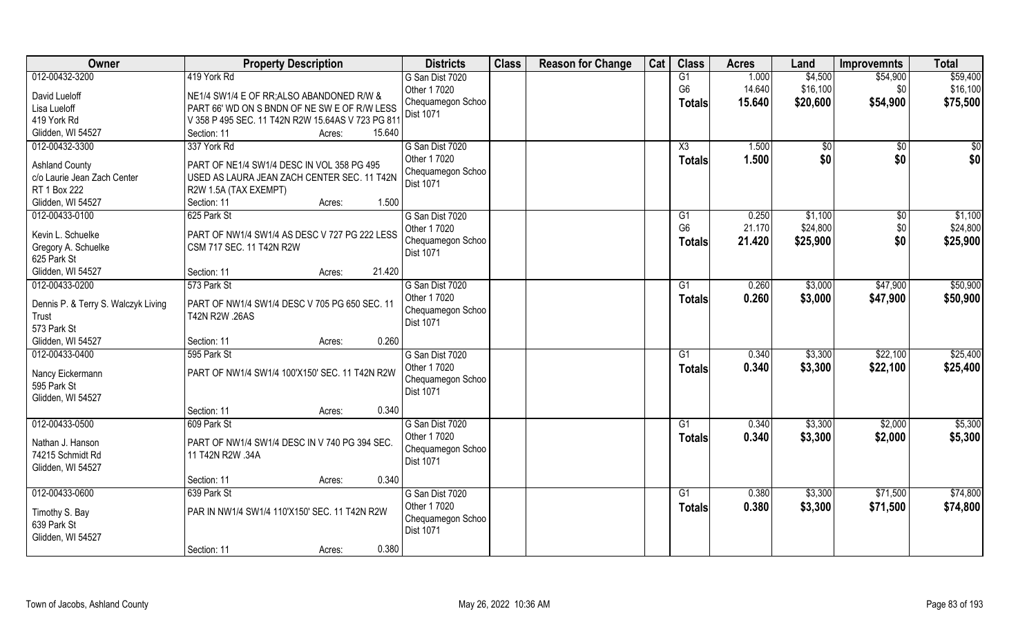| Owner | Property Description | Districts | Class | Reason for Change | Cat | Class | Acres | Land | Improvemnts | Total |
|---|---|---|---|---|---|---|---|---|---|---|
| 012-00432-3200 | 419 York Rd | G San Dist 7020 | | | | G1 | 1.000 | $4,500 | $54,900 | $59,400 |
| David Lueloff | NE1/4 SW1/4 E OF RR;ALSO ABANDONED R/W & | Other 1 7020 | | | | G6 | 14.640 | $16,100 | $0 | $16,100 |
| Lisa Lueloff | PART 66' WD ON S BNDN OF NE SW E OF R/W LESS | Chequamegon Schoo | | | | **Totals** | **15.640** | **$20,600** | **$54,900** | **$75,500** |
| 419 York Rd | V 358 P 495 SEC. 11 T42N R2W 15.64AS V 723 PG 811 | Dist 1071 | | | | | | | | |
| Glidden, WI 54527 | Section: 11 Acres: 15.640 | | | | | | | | | |
| 012-00432-3300 | 337 York Rd | G San Dist 7020 | | | | X3 | 1.500 | $0 | $0 | $0 |
| Ashland County | PART OF NE1/4 SW1/4 DESC IN VOL 358 PG 495 | Other 1 7020 | | | | **Totals** | **1.500** | **$0** | **$0** | **$0** |
| c/o Laurie Jean Zach Center | USED AS LAURA JEAN ZACH CENTER SEC. 11 T42N | Chequamegon Schoo | | | | | | | | |
| RT 1 Box 222 | R2W 1.5A (TAX EXEMPT) | Dist 1071 | | | | | | | | |
| Glidden, WI 54527 | Section: 11 Acres: 1.500 | | | | | | | | | |
| 012-00433-0100 | 625 Park St | G San Dist 7020 | | | | G1 | 0.250 | $1,100 | $0 | $1,100 |
| Kevin L. Schuelke | PART OF NW1/4 SW1/4 AS DESC V 727 PG 222 LESS | Other 1 7020 | | | | G6 | 21.170 | $24,800 | $0 | $24,800 |
| Gregory A. Schuelke | CSM 717 SEC. 11 T42N R2W | Chequamegon Schoo | | | | **Totals** | **21.420** | **$25,900** | **$0** | **$25,900** |
| 625 Park St | | Dist 1071 | | | | | | | | |
| Glidden, WI 54527 | Section: 11 Acres: 21.420 | | | | | | | | | |
| 012-00433-0200 | 573 Park St | G San Dist 7020 | | | | G1 | 0.260 | $3,000 | $47,900 | $50,900 |
| Dennis P. & Terry S. Walczyk Living | PART OF NW1/4 SW1/4 DESC V 705 PG 650 SEC. 11 | Other 1 7020 | | | | **Totals** | **0.260** | **$3,000** | **$47,900** | **$50,900** |
| Trust | T42N R2W .26AS | Chequamegon Schoo | | | | | | | | |
| 573 Park St | | Dist 1071 | | | | | | | | |
| Glidden, WI 54527 | Section: 11 Acres: 0.260 | | | | | | | | | |
| 012-00433-0400 | 595 Park St | G San Dist 7020 | | | | G1 | 0.340 | $3,300 | $22,100 | $25,400 |
| Nancy Eickermann | PART OF NW1/4 SW1/4 100'X150' SEC. 11 T42N R2W | Other 1 7020 | | | | **Totals** | **0.340** | **$3,300** | **$22,100** | **$25,400** |
| 595 Park St | | Chequamegon Schoo | | | | | | | | |
| Glidden, WI 54527 | | Dist 1071 | | | | | | | | |
| | Section: 11 Acres: 0.340 | | | | | | | | | |
| 012-00433-0500 | 609 Park St | G San Dist 7020 | | | | G1 | 0.340 | $3,300 | $2,000 | $5,300 |
| Nathan J. Hanson | PART OF NW1/4 SW1/4 DESC IN V 740 PG 394 SEC. | Other 1 7020 | | | | **Totals** | **0.340** | **$3,300** | **$2,000** | **$5,300** |
| 74215 Schmidt Rd | 11 T42N R2W .34A | Chequamegon Schoo | | | | | | | | |
| Glidden, WI 54527 | | Dist 1071 | | | | | | | | |
| | Section: 11 Acres: 0.340 | | | | | | | | | |
| 012-00433-0600 | 639 Park St | G San Dist 7020 | | | | G1 | 0.380 | $3,300 | $71,500 | $74,800 |
| Timothy S. Bay | PAR IN NW1/4 SW1/4 110'X150' SEC. 11 T42N R2W | Other 1 7020 | | | | **Totals** | **0.380** | **$3,300** | **$71,500** | **$74,800** |
| 639 Park St | | Chequamegon Schoo | | | | | | | | |
| Glidden, WI 54527 | | Dist 1071 | | | | | | | | |
| | Section: 11 Acres: 0.380 | | | | | | | | | |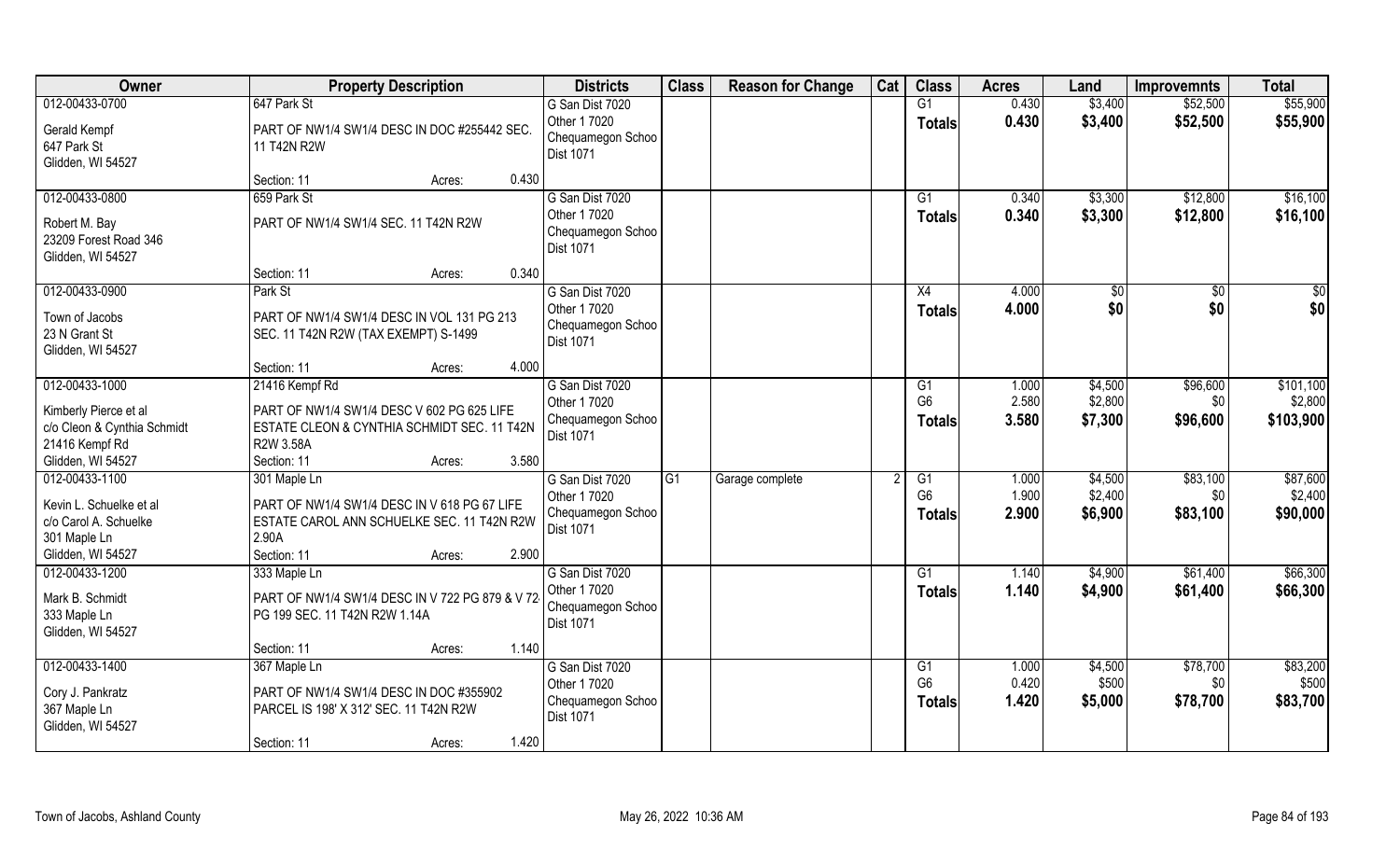| Owner | Property Description | Districts | Class | Reason for Change | Cat | Class | Acres | Land | Improvemnts | Total |
|---|---|---|---|---|---|---|---|---|---|---|
| 012-00433-0700<br>Gerald Kempf<br>647 Park St<br>Glidden, WI 54527 | 647 Park St<br>PART OF NW1/4 SW1/4 DESC IN DOC #255442 SEC. 11 T42N R2W<br>Section: 11 Acres: 0.430 | G San Dist 7020<br>Other 1 7020<br>Chequamegon Schoo Dist 1071 | | | | G1<br>**Totals** | 0.430<br>**0.430** | \$3,400<br>**\$3,400** | \$52,500<br>**\$52,500** | \$55,900<br>**\$55,900** |
| 012-00433-0800<br>Robert M. Bay<br>23209 Forest Road 346<br>Glidden, WI 54527 | 659 Park St<br>PART OF NW1/4 SW1/4 SEC. 11 T42N R2W<br>Section: 11 Acres: 0.340 | G San Dist 7020<br>Other 1 7020<br>Chequamegon Schoo Dist 1071 | | | | G1<br>**Totals** | 0.340<br>**0.340** | \$3,300<br>**\$3,300** | \$12,800<br>**\$12,800** | \$16,100<br>**\$16,100** |
| 012-00433-0900<br>Town of Jacobs<br>23 N Grant St<br>Glidden, WI 54527 | Park St<br>PART OF NW1/4 SW1/4 DESC IN VOL 131 PG 213 SEC. 11 T42N R2W (TAX EXEMPT) S-1499<br>Section: 11 Acres: 4.000 | G San Dist 7020<br>Other 1 7020<br>Chequamegon Schoo Dist 1071 | | | | X4<br>**Totals** | 4.000<br>**4.000** | \$0<br>**\$0** | \$0<br>**\$0** | \$0<br>**\$0** |
| 012-00433-1000<br>Kimberly Pierce et al<br>c/o Cleon & Cynthia Schmidt<br>21416 Kempf Rd<br>Glidden, WI 54527 | 21416 Kempf Rd<br>PART OF NW1/4 SW1/4 DESC V 602 PG 625 LIFE ESTATE CLEON & CYNTHIA SCHMIDT SEC. 11 T42N R2W 3.58A<br>Section: 11 Acres: 3.580 | G San Dist 7020<br>Other 1 7020<br>Chequamegon Schoo Dist 1071 | | | | G1<br>G6<br>**Totals** | 1.000<br>2.580<br>**3.580** | \$4,500<br>\$2,800<br>**\$7,300** | \$96,600<br>\$0<br>**\$96,600** | \$101,100<br>\$2,800<br>**\$103,900** |
| 012-00433-1100<br>Kevin L. Schuelke et al<br>c/o Carol A. Schuelke<br>301 Maple Ln<br>Glidden, WI 54527 | 301 Maple Ln<br>PART OF NW1/4 SW1/4 DESC IN V 618 PG 67 LIFE ESTATE CAROL ANN SCHUELKE SEC. 11 T42N R2W 2.90A<br>Section: 11 Acres: 2.900 | G San Dist 7020<br>Other 1 7020<br>Chequamegon Schoo Dist 1071 | G1 | Garage complete | 2 | G1<br>G6<br>**Totals** | 1.000<br>1.900<br>**2.900** | \$4,500<br>\$2,400<br>**\$6,900** | \$83,100<br>\$0<br>**\$83,100** | \$87,600<br>\$2,400<br>**\$90,000** |
| 012-00433-1200<br>Mark B. Schmidt<br>333 Maple Ln<br>Glidden, WI 54527 | 333 Maple Ln<br>PART OF NW1/4 SW1/4 DESC IN V 722 PG 879 & V 72 PG 199 SEC. 11 T42N R2W 1.14A<br>Section: 11 Acres: 1.140 | G San Dist 7020<br>Other 1 7020<br>Chequamegon Schoo Dist 1071 | | | | G1<br>**Totals** | 1.140<br>**1.140** | \$4,900<br>**\$4,900** | \$61,400<br>**\$61,400** | \$66,300<br>**\$66,300** |
| 012-00433-1400<br>Cory J. Pankratz<br>367 Maple Ln<br>Glidden, WI 54527 | 367 Maple Ln<br>PART OF NW1/4 SW1/4 DESC IN DOC #355902 PARCEL IS 198' X 312' SEC. 11 T42N R2W<br>Section: 11 Acres: 1.420 | G San Dist 7020<br>Other 1 7020<br>Chequamegon Schoo Dist 1071 | | | | G1<br>G6<br>**Totals** | 1.000<br>0.420<br>**1.420** | \$4,500<br>\$500<br>**\$5,000** | \$78,700<br>\$0<br>**\$78,700** | \$83,200<br>\$500<br>**\$83,700** |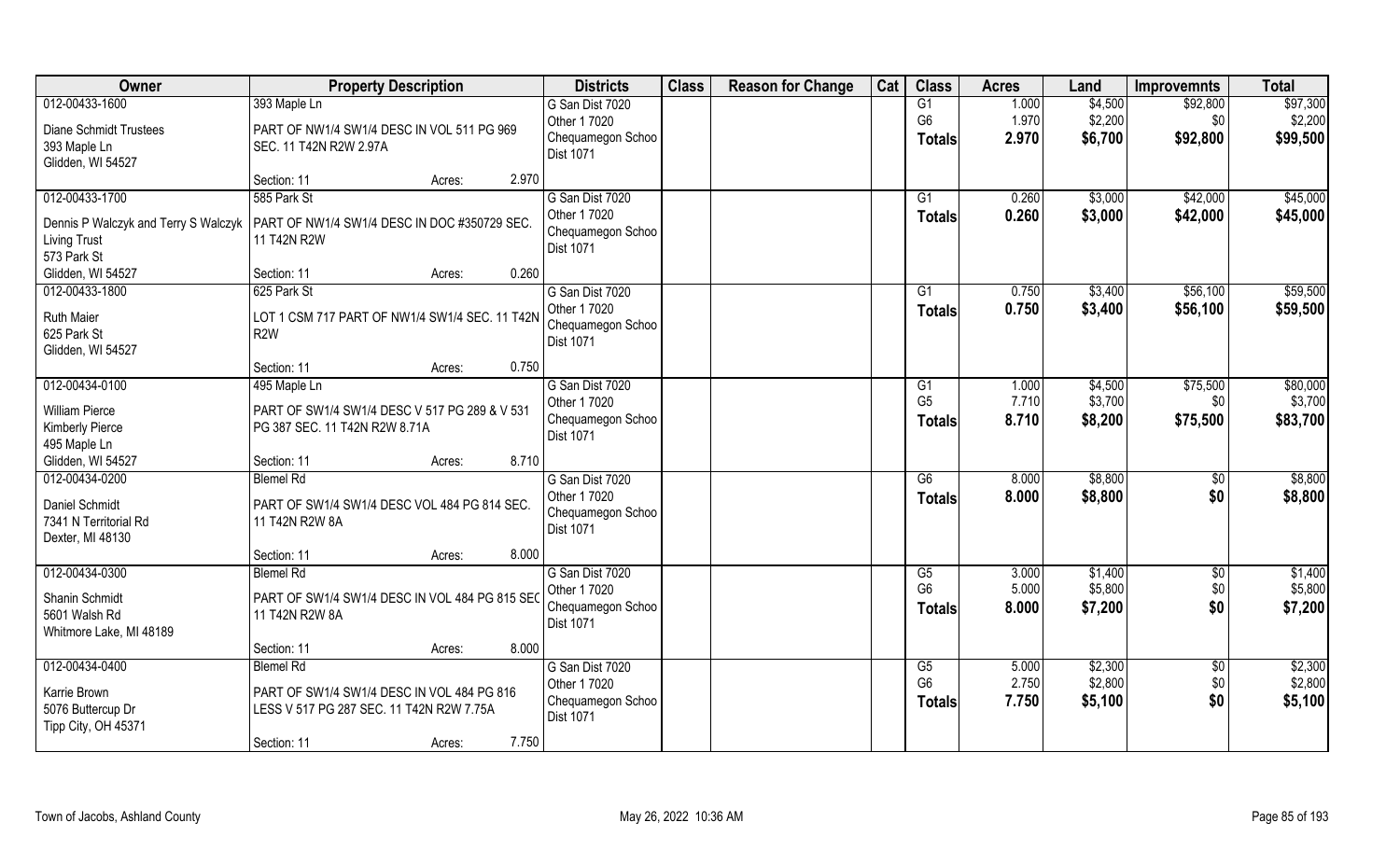| Owner | Property Description | Districts | Class | Reason for Change | Cat | Class | Acres | Land | Improvemnts | Total |
|---|---|---|---|---|---|---|---|---|---|---|
| 012-00433-1600<br>Diane Schmidt Trustees<br>393 Maple Ln<br>Glidden, WI 54527 | 393 Maple Ln<br>PART OF NW1/4 SW1/4 DESC IN VOL 511 PG 969 SEC. 11 T42N R2W 2.97A<br>Section: 11 Acres: 2.970 | G San Dist 7020<br>Other 1 7020<br>Chequamegon Schoo<br>Dist 1071 | | | | G1<br>G6<br>**Totals** | 1.000<br>1.970<br>**2.970** | $4,500<br>$2,200<br>**$6,700** | $92,800<br>$0<br>**$92,800** | $97,300<br>$2,200<br>**$99,500** |
| 012-00433-1700<br>Dennis P Walczyk and Terry S Walczyk Living Trust<br>573 Park St<br>Glidden, WI 54527 | 585 Park St<br>PART OF NW1/4 SW1/4 DESC IN DOC #350729 SEC. 11 T42N R2W<br>Section: 11 Acres: 0.260 | G San Dist 7020<br>Other 1 7020<br>Chequamegon Schoo<br>Dist 1071 | | | | G1<br>**Totals** | 0.260<br>**0.260** | $3,000<br>**$3,000** | $42,000<br>**$42,000** | $45,000<br>**$45,000** |
| 012-00433-1800<br>Ruth Maier<br>625 Park St<br>Glidden, WI 54527 | 625 Park St<br>LOT 1 CSM 717 PART OF NW1/4 SW1/4 SEC. 11 T42N R2W<br>Section: 11 Acres: 0.750 | G San Dist 7020<br>Other 1 7020<br>Chequamegon Schoo<br>Dist 1071 | | | | G1<br>**Totals** | 0.750<br>**0.750** | $3,400<br>**$3,400** | $56,100<br>**$56,100** | $59,500<br>**$59,500** |
| 012-00434-0100<br>William Pierce<br>Kimberly Pierce<br>495 Maple Ln<br>Glidden, WI 54527 | 495 Maple Ln<br>PART OF SW1/4 SW1/4 DESC V 517 PG 289 & V 531 PG 387 SEC. 11 T42N R2W 8.71A<br>Section: 11 Acres: 8.710 | G San Dist 7020<br>Other 1 7020<br>Chequamegon Schoo<br>Dist 1071 | | | | G1<br>G5<br>**Totals** | 1.000<br>7.710<br>**8.710** | $4,500<br>$3,700<br>**$8,200** | $75,500<br>$0<br>**$75,500** | $80,000<br>$3,700<br>**$83,700** |
| 012-00434-0200<br>Daniel Schmidt<br>7341 N Territorial Rd<br>Dexter, MI 48130 | Blemel Rd<br>PART OF SW1/4 SW1/4 DESC VOL 484 PG 814 SEC. 11 T42N R2W 8A<br>Section: 11 Acres: 8.000 | G San Dist 7020<br>Other 1 7020<br>Chequamegon Schoo<br>Dist 1071 | | | | G6<br>**Totals** | 8.000<br>**8.000** | $8,800<br>**$8,800** | $0<br>**$0** | $8,800<br>**$8,800** |
| 012-00434-0300<br>Shanin Schmidt<br>5601 Walsh Rd<br>Whitmore Lake, MI 48189 | Blemel Rd<br>PART OF SW1/4 SW1/4 DESC IN VOL 484 PG 815 SEC 11 T42N R2W 8A<br>Section: 11 Acres: 8.000 | G San Dist 7020<br>Other 1 7020<br>Chequamegon Schoo<br>Dist 1071 | | | | G5<br>G6<br>**Totals** | 3.000<br>5.000<br>**8.000** | $1,400<br>$5,800<br>**$7,200** | $0<br>$0<br>**$0** | $1,400<br>$5,800<br>**$7,200** |
| 012-00434-0400<br>Karrie Brown<br>5076 Buttercup Dr<br>Tipp City, OH 45371 | Blemel Rd<br>PART OF SW1/4 SW1/4 DESC IN VOL 484 PG 816 LESS V 517 PG 287 SEC. 11 T42N R2W 7.75A<br>Section: 11 Acres: 7.750 | G San Dist 7020<br>Other 1 7020<br>Chequamegon Schoo<br>Dist 1071 | | | | G5<br>G6<br>**Totals** | 5.000<br>2.750<br>**7.750** | $2,300<br>$2,800<br>**$5,100** | $0<br>$0<br>**$0** | $2,300<br>$2,800<br>**$5,100** |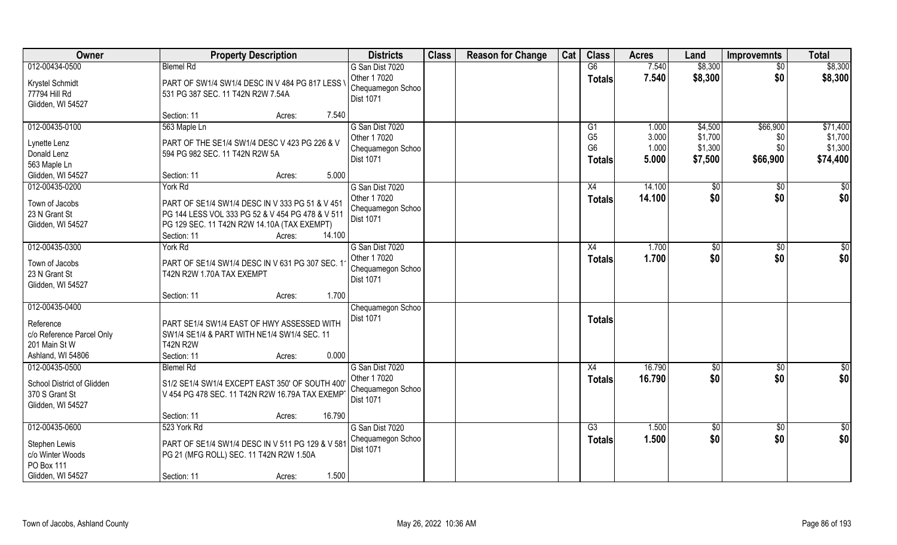| Owner | Property Description | Districts | Class | Reason for Change | Cat | Class | Acres | Land | Improvemnts | Total |
|---|---|---|---|---|---|---|---|---|---|---|
| 012-00434-0500<br>Krystel Schmidt<br>77794 Hill Rd<br>Glidden, WI 54527 | Blemel Rd<br>PART OF SW1/4 SW1/4 DESC IN V 484 PG 817 LESS V 531 PG 387 SEC. 11 T42N R2W 7.54A<br>Section: 11 Acres: 7.540 | G San Dist 7020<br>Other 1 7020<br>Chequamegon Schoo Dist 1071 | | | | G6<br>**Totals** | 7.540<br>**7.540** | $8,300<br>**$8,300** | $0<br>**$0** | $8,300<br>**$8,300** |
| 012-00435-0100<br>Lynette Lenz<br>Donald Lenz<br>563 Maple Ln<br>Glidden, WI 54527 | 563 Maple Ln<br>PART OF THE SE1/4 SW1/4 DESC V 423 PG 226 & V 594 PG 982 SEC. 11 T42N R2W 5A<br>Section: 11 Acres: 5.000 | G San Dist 7020<br>Other 1 7020<br>Chequamegon Schoo Dist 1071 | | | | G1<br>G5<br>G6<br>**Totals** | 1.000<br>3.000<br>1.000<br>**5.000** | $4,500<br>$1,700<br>$1,300<br>**$7,500** | $66,900<br>$0<br>$0<br>**$66,900** | $71,400<br>$1,700<br>$1,300<br>**$74,400** |
| 012-00435-0200<br>Town of Jacobs<br>23 N Grant St<br>Glidden, WI 54527 | York Rd<br>PART OF SE1/4 SW1/4 DESC IN V 333 PG 51 & V 451 PG 144 LESS VOL 333 PG 52 & V 454 PG 478 & V 511 PG 129 SEC. 11 T42N R2W 14.10A (TAX EXEMPT)<br>Section: 11 Acres: 14.100 | G San Dist 7020<br>Other 1 7020<br>Chequamegon Schoo Dist 1071 | | | | X4<br>**Totals** | 14.100<br>**14.100** | $0<br>**$0** | $0<br>**$0** | $0<br>**$0** |
| 012-00435-0300<br>Town of Jacobs<br>23 N Grant St<br>Glidden, WI 54527 | York Rd<br>PART OF SE1/4 SW1/4 DESC IN V 631 PG 307 SEC. 11 T42N R2W 1.70A TAX EXEMPT<br>Section: 11 Acres: 1.700 | G San Dist 7020<br>Other 1 7020<br>Chequamegon Schoo Dist 1071 | | | | X4<br>**Totals** | 1.700<br>**1.700** | $0<br>**$0** | $0<br>**$0** | $0<br>**$0** |
| 012-00435-0400<br>Reference<br>c/o Reference Parcel Only<br>201 Main St W<br>Ashland, WI 54806 | PART SE1/4 SW1/4 EAST OF HWY ASSESSED WITH SW1/4 SE1/4 & PART WITH NE1/4 SW1/4 SEC. 11 T42N R2W<br>Section: 11 Acres: 0.000 | Chequamegon Schoo Dist 1071 | | | | **Totals** | | | | |
| 012-00435-0500<br>School District of Glidden<br>370 S Grant St<br>Glidden, WI 54527 | Blemel Rd<br>S1/2 SE1/4 SW1/4 EXCEPT EAST 350' OF SOUTH 400' V 454 PG 478 SEC. 11 T42N R2W 16.79A TAX EXEMPT<br>Section: 11 Acres: 16.790 | G San Dist 7020<br>Other 1 7020<br>Chequamegon Schoo Dist 1071 | | | | X4<br>**Totals** | 16.790<br>**16.790** | $0<br>**$0** | $0<br>**$0** | $0<br>**$0** |
| 012-00435-0600<br>Stephen Lewis<br>c/o Winter Woods<br>PO Box 111<br>Glidden, WI 54527 | 523 York Rd<br>PART OF SE1/4 SW1/4 DESC IN V 511 PG 129 & V 581 PG 21 (MFG ROLL) SEC. 11 T42N R2W 1.50A<br>Section: 11 Acres: 1.500 | G San Dist 7020<br>Chequamegon Schoo Dist 1071 | | | | G3<br>**Totals** | 1.500<br>**1.500** | $0<br>**$0** | $0<br>**$0** | $0<br>**$0** |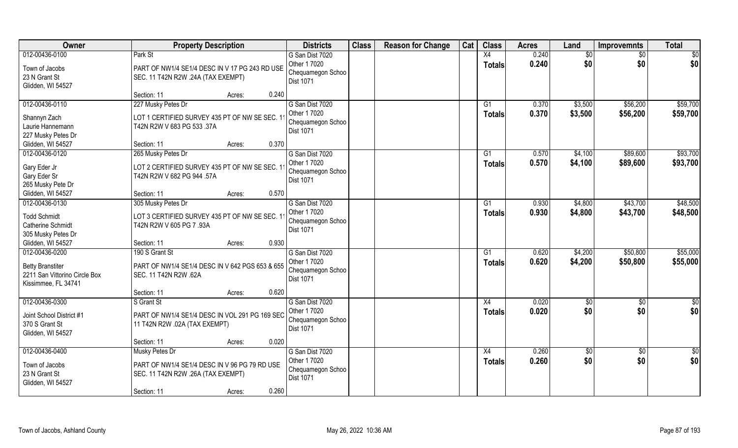| Owner | Property Description | Districts | Class | Reason for Change | Cat | Class | Acres | Land | Improvemnts | Total |
|---|---|---|---|---|---|---|---|---|---|---|
| 012-00436-0100<br>Town of Jacobs<br>23 N Grant St<br>Glidden, WI 54527 | Park St<br>PART OF NW1/4 SE1/4 DESC IN V 17 PG 243 RD USE SEC. 11 T42N R2W .24A (TAX EXEMPT)<br>Section: 11 Acres: 0.240 | G San Dist 7020<br>Other 1 7020<br>Chequamegon Schoo<br>Dist 1071 | | | | X4<br>Totals | 0.240<br>0.240 | $0<br>$0 | $0<br>$0 | $0<br>$0 |
| 012-00436-0110<br>Shannyn Zach<br>Laurie Hannemann<br>227 Musky Petes Dr<br>Glidden, WI 54527 | 227 Musky Petes Dr<br>LOT 1 CERTIFIED SURVEY 435 PT OF NW SE SEC. 11 T42N R2W V 683 PG 533 .37A<br>Section: 11 Acres: 0.370 | G San Dist 7020<br>Other 1 7020<br>Chequamegon Schoo<br>Dist 1071 | | | | G1<br>Totals | 0.370<br>0.370 | $3,500<br>$3,500 | $56,200<br>$56,200 | $59,700<br>$59,700 |
| 012-00436-0120<br>Gary Eder Jr<br>Gary Eder Sr<br>265 Musky Pete Dr<br>Glidden, WI 54527 | 265 Musky Petes Dr<br>LOT 2 CERTIFIED SURVEY 435 PT OF NW SE SEC. 11 T42N R2W V 682 PG 944 .57A<br>Section: 11 Acres: 0.570 | G San Dist 7020<br>Other 1 7020<br>Chequamegon Schoo<br>Dist 1071 | | | | G1<br>Totals | 0.570<br>0.570 | $4,100<br>$4,100 | $89,600<br>$89,600 | $93,700<br>$93,700 |
| 012-00436-0130<br>Todd Schmidt<br>Catherine Schmidt<br>305 Musky Petes Dr<br>Glidden, WI 54527 | 305 Musky Petes Dr<br>LOT 3 CERTIFIED SURVEY 435 PT OF NW SE SEC. 11 T42N R2W V 605 PG 7 .93A<br>Section: 11 Acres: 0.930 | G San Dist 7020<br>Other 1 7020<br>Chequamegon Schoo<br>Dist 1071 | | | | G1<br>Totals | 0.930<br>0.930 | $4,800<br>$4,800 | $43,700<br>$43,700 | $48,500<br>$48,500 |
| 012-00436-0200<br>Betty Branstiter<br>2211 San Vittorino Circle Box<br>Kissimmee, FL 34741 | 190 S Grant St<br>PART OF NW1/4 SE1/4 DESC IN V 642 PGS 653 & 655 SEC. 11 T42N R2W .62A<br>Section: 11 Acres: 0.620 | G San Dist 7020<br>Other 1 7020<br>Chequamegon Schoo<br>Dist 1071 | | | | G1<br>Totals | 0.620<br>0.620 | $4,200<br>$4,200 | $50,800<br>$50,800 | $55,000<br>$55,000 |
| 012-00436-0300<br>Joint School District #1<br>370 S Grant St<br>Glidden, WI 54527 | S Grant St<br>PART OF NW1/4 SE1/4 DESC IN VOL 291 PG 169 SEC 11 T42N R2W .02A (TAX EXEMPT)<br>Section: 11 Acres: 0.020 | G San Dist 7020<br>Other 1 7020<br>Chequamegon Schoo<br>Dist 1071 | | | | X4<br>Totals | 0.020<br>0.020 | $0<br>$0 | $0<br>$0 | $0<br>$0 |
| 012-00436-0400<br>Town of Jacobs<br>23 N Grant St<br>Glidden, WI 54527 | Musky Petes Dr<br>PART OF NW1/4 SE1/4 DESC IN V 96 PG 79 RD USE SEC. 11 T42N R2W .26A (TAX EXEMPT)<br>Section: 11 Acres: 0.260 | G San Dist 7020<br>Other 1 7020<br>Chequamegon Schoo<br>Dist 1071 | | | | X4<br>Totals | 0.260<br>0.260 | $0<br>$0 | $0<br>$0 | $0<br>$0 |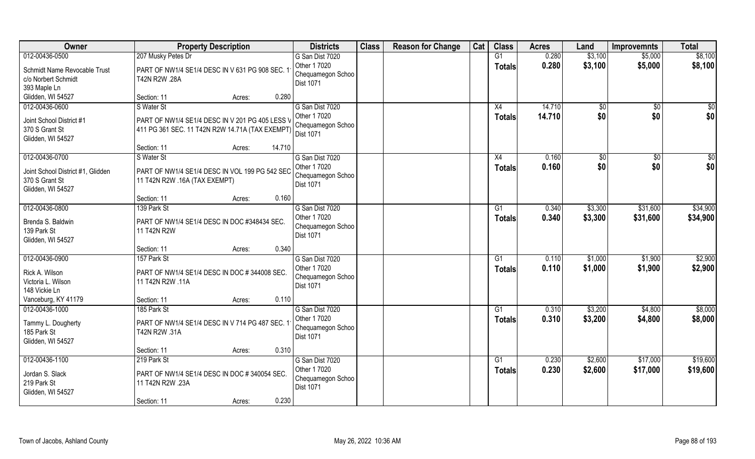| Owner | Property Description | Districts | Class | Reason for Change | Cat | Class | Acres | Land | Improvemnts | Total |
|---|---|---|---|---|---|---|---|---|---|---|
| 012-00436-0500<br>Schmidt Name Revocable Trust<br>c/o Norbert Schmidt<br>393 Maple Ln<br>Glidden, WI 54527 | 207 Musky Petes Dr<br>PART OF NW1/4 SE1/4 DESC IN V 631 PG 908 SEC. 11 T42N R2W .28A<br>Section: 11 Acres: 0.280 | G San Dist 7020<br>Other 1 7020<br>Chequamegon Schoo<br>Dist 1071 | | | | G1<br>**Totals** | 0.280<br>**0.280** | $3,100<br>**$3,100** | $5,000<br>**$5,000** | $8,100<br>**$8,100** |
| 012-00436-0600<br>Joint School District #1<br>370 S Grant St<br>Glidden, WI 54527 | S Water St<br>PART OF NW1/4 SE1/4 DESC IN V 201 PG 405 LESS V 411 PG 361 SEC. 11 T42N R2W 14.71A (TAX EXEMPT)<br>Section: 11 Acres: 14.710 | G San Dist 7020<br>Other 1 7020<br>Chequamegon Schoo<br>Dist 1071 | | | | X4<br>**Totals** | 14.710<br>**14.710** | $0<br>**$0** | $0<br>**$0** | $0<br>**$0** |
| 012-00436-0700<br>Joint School District #1, Glidden<br>370 S Grant St<br>Glidden, WI 54527 | S Water St<br>PART OF NW1/4 SE1/4 DESC IN VOL 199 PG 542 SEC 11 T42N R2W .16A (TAX EXEMPT)<br>Section: 11 Acres: 0.160 | G San Dist 7020<br>Other 1 7020<br>Chequamegon Schoo<br>Dist 1071 | | | | X4<br>**Totals** | 0.160<br>**0.160** | $0<br>**$0** | $0<br>**$0** | $0<br>**$0** |
| 012-00436-0800<br>Brenda S. Baldwin<br>139 Park St<br>Glidden, WI 54527 | 139 Park St<br>PART OF NW1/4 SE1/4 DESC IN DOC #348434 SEC. 11 T42N R2W<br>Section: 11 Acres: 0.340 | G San Dist 7020<br>Other 1 7020<br>Chequamegon Schoo<br>Dist 1071 | | | | G1<br>**Totals** | 0.340<br>**0.340** | $3,300<br>**$3,300** | $31,600<br>**$31,600** | $34,900<br>**$34,900** |
| 012-00436-0900<br>Rick A. Wilson<br>Victoria L. Wilson<br>148 Vickie Ln<br>Vanceburg, KY 41179 | 157 Park St<br>PART OF NW1/4 SE1/4 DESC IN DOC # 344008 SEC. 11 T42N R2W .11A<br>Section: 11 Acres: 0.110 | G San Dist 7020<br>Other 1 7020<br>Chequamegon Schoo<br>Dist 1071 | | | | G1<br>**Totals** | 0.110<br>**0.110** | $1,000<br>**$1,000** | $1,900<br>**$1,900** | $2,900<br>**$2,900** |
| 012-00436-1000<br>Tammy L. Dougherty<br>185 Park St<br>Glidden, WI 54527 | 185 Park St<br>PART OF NW1/4 SE1/4 DESC IN V 714 PG 487 SEC. 11 T42N R2W .31A<br>Section: 11 Acres: 0.310 | G San Dist 7020<br>Other 1 7020<br>Chequamegon Schoo<br>Dist 1071 | | | | G1<br>**Totals** | 0.310<br>**0.310** | $3,200<br>**$3,200** | $4,800<br>**$4,800** | $8,000<br>**$8,000** |
| 012-00436-1100<br>Jordan S. Slack<br>219 Park St<br>Glidden, WI 54527 | 219 Park St<br>PART OF NW1/4 SE1/4 DESC IN DOC # 340054 SEC. 11 T42N R2W .23A<br>Section: 11 Acres: 0.230 | G San Dist 7020<br>Other 1 7020<br>Chequamegon Schoo<br>Dist 1071 | | | | G1<br>**Totals** | 0.230<br>**0.230** | $2,600<br>**$2,600** | $17,000<br>**$17,000** | $19,600<br>**$19,600** |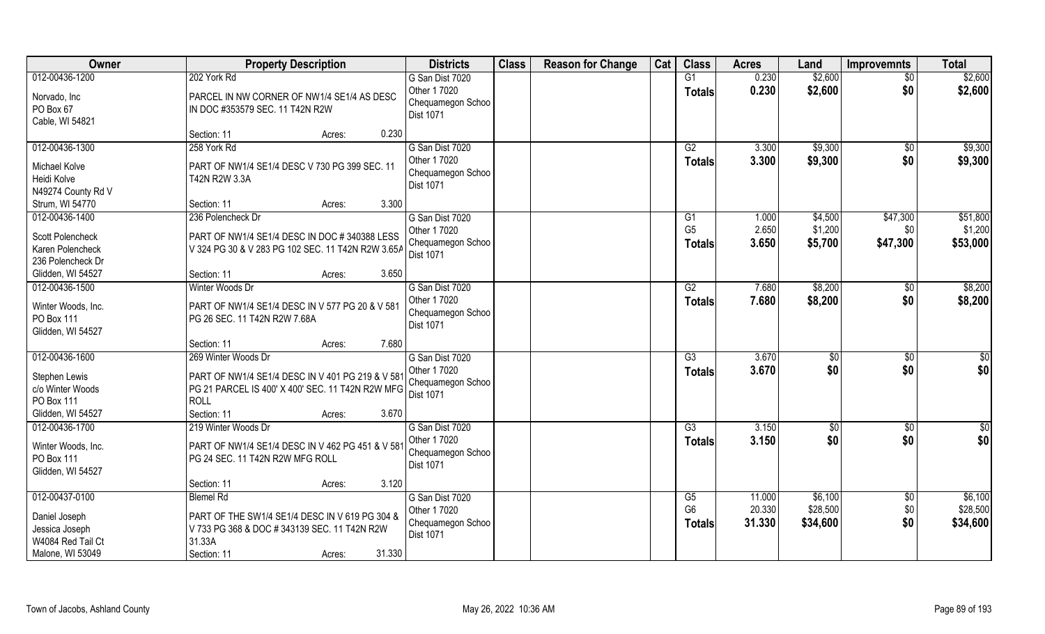| Owner | Property Description | Districts | Class | Reason for Change | Cat | Class | Acres | Land | Improvemnts | Total |
|---|---|---|---|---|---|---|---|---|---|---|
| 012-00436-1200<br>Norvado, Inc<br>PO Box 67<br>Cable, WI 54821 | 202 York Rd<br>PARCEL IN NW CORNER OF NW1/4 SE1/4 AS DESC IN DOC #353579 SEC. 11 T42N R2W<br>Section: 11 Acres: 0.230 | G San Dist 7020<br>Other 1 7020<br>Chequamegon Schoo<br>Dist 1071 | | | | G1<br>**Totals** | 0.230<br>**0.230** | \$2,600<br>**\$2,600** | \$0<br>**\$0** | \$2,600<br>**\$2,600** |
| 012-00436-1300<br>Michael Kolve<br>Heidi Kolve<br>N49274 County Rd V<br>Strum, WI 54770 | 258 York Rd<br>PART OF NW1/4 SE1/4 DESC V 730 PG 399 SEC. 11 T42N R2W 3.3A<br>Section: 11 Acres: 3.300 | G San Dist 7020<br>Other 1 7020<br>Chequamegon Schoo<br>Dist 1071 | | | | G2<br>**Totals** | 3.300<br>**3.300** | \$9,300<br>**\$9,300** | \$0<br>**\$0** | \$9,300<br>**\$9,300** |
| 012-00436-1400<br>Scott Polencheck<br>Karen Polencheck<br>236 Polencheck Dr<br>Glidden, WI 54527 | 236 Polencheck Dr<br>PART OF NW1/4 SE1/4 DESC IN DOC # 340388 LESS V 324 PG 30 & V 283 PG 102 SEC. 11 T42N R2W 3.65A<br>Section: 11 Acres: 3.650 | G San Dist 7020<br>Other 1 7020<br>Chequamegon Schoo<br>Dist 1071 | | | | G1<br>G5<br>**Totals** | 1.000<br>2.650<br>**3.650** | \$4,500<br>\$1,200<br>**\$5,700** | \$47,300<br>\$0<br>**\$47,300** | \$51,800<br>\$1,200<br>**\$53,000** |
| 012-00436-1500<br>Winter Woods, Inc.<br>PO Box 111<br>Glidden, WI 54527 | Winter Woods Dr<br>PART OF NW1/4 SE1/4 DESC IN V 577 PG 20 & V 581 PG 26 SEC. 11 T42N R2W 7.68A<br>Section: 11 Acres: 7.680 | G San Dist 7020<br>Other 1 7020<br>Chequamegon Schoo<br>Dist 1071 | | | | G2<br>**Totals** | 7.680<br>**7.680** | \$8,200<br>**\$8,200** | \$0<br>**\$0** | \$8,200<br>**\$8,200** |
| 012-00436-1600<br>Stephen Lewis<br>c/o Winter Woods<br>PO Box 111<br>Glidden, WI 54527 | 269 Winter Woods Dr<br>PART OF NW1/4 SE1/4 DESC IN V 401 PG 219 & V 581 PG 21 PARCEL IS 400' X 400' SEC. 11 T42N R2W MFG ROLL<br>Section: 11 Acres: 3.670 | G San Dist 7020<br>Other 1 7020<br>Chequamegon Schoo<br>Dist 1071 | | | | G3<br>**Totals** | 3.670<br>**3.670** | \$0<br>**\$0** | \$0<br>**\$0** | \$0<br>**\$0** |
| 012-00436-1700<br>Winter Woods, Inc.<br>PO Box 111<br>Glidden, WI 54527 | 219 Winter Woods Dr<br>PART OF NW1/4 SE1/4 DESC IN V 462 PG 451 & V 581 PG 24 SEC. 11 T42N R2W MFG ROLL<br>Section: 11 Acres: 3.120 | G San Dist 7020<br>Other 1 7020<br>Chequamegon Schoo<br>Dist 1071 | | | | G3<br>**Totals** | 3.150<br>**3.150** | \$0<br>**\$0** | \$0<br>**\$0** | \$0<br>**\$0** |
| 012-00437-0100<br>Daniel Joseph<br>Jessica Joseph<br>W4084 Red Tail Ct<br>Malone, WI 53049 | Blemel Rd<br>PART OF THE SW1/4 SE1/4 DESC IN V 619 PG 304 & V 733 PG 368 & DOC # 343139 SEC. 11 T42N R2W 31.33A<br>Section: 11 Acres: 31.330 | G San Dist 7020<br>Other 1 7020<br>Chequamegon Schoo<br>Dist 1071 | | | | G5<br>G6<br>**Totals** | 11.000<br>20.330<br>**31.330** | \$6,100<br>\$28,500<br>**\$34,600** | \$0<br>\$0<br>**\$0** | \$6,100<br>\$28,500<br>**\$34,600** |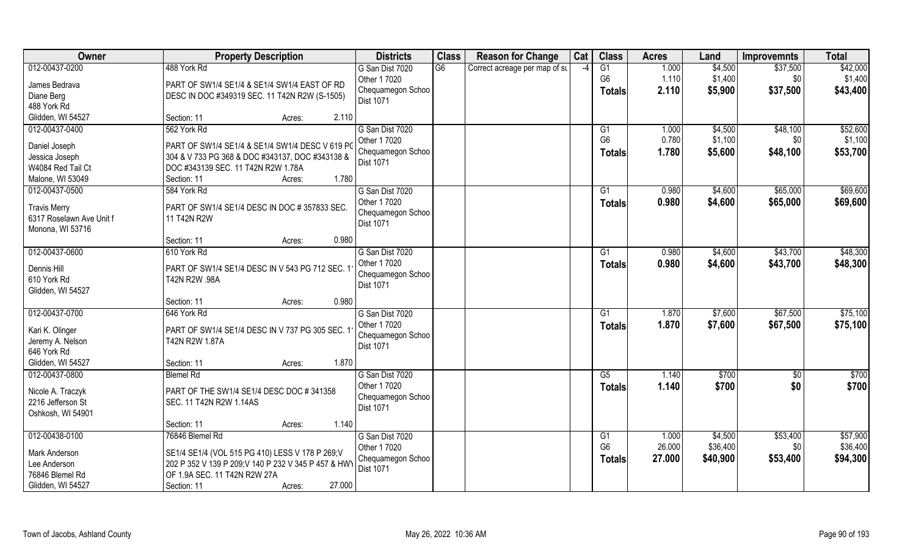| Owner | Property Description | Districts | Class | Reason for Change | Cat | Class | Acres | Land | Improvemnts | Total |
|---|---|---|---|---|---|---|---|---|---|---|
| 012-00437-0200 | 488 York Rd | G San Dist 7020 | G6 | Correct acreage per map of su | -4 | G1 | 1.000 | $4,500 | $37,500 | $42,000 |
| James Bedrava | PART OF SW1/4 SE1/4 & SE1/4 SW1/4 EAST OF RD | Other 1 7020 | | | | G6 | 1.110 | $1,400 | $0 | $1,400 |
| Diane Berg | DESC IN DOC #349319 SEC. 11 T42N R2W (S-1505) | Chequamegon Schoo | | | | **Totals** | **2.110** | **$5,900** | **$37,500** | **$43,400** |
| 488 York Rd | | Dist 1071 | | | | | | | | |
| Glidden, WI 54527 | Section: 11 Acres: 2.110 | | | | | | | | | |
| 012-00437-0400 | 562 York Rd | G San Dist 7020 | | | | G1 | 1.000 | $4,500 | $48,100 | $52,600 |
| Daniel Joseph | PART OF SW1/4 SE1/4 & SE1/4 SW1/4 DESC V 619 PC | Other 1 7020 | | | | G6 | 0.780 | $1,100 | $0 | $1,100 |
| Jessica Joseph | 304 & V 733 PG 368 & DOC #343137, DOC #343138 & | Chequamegon Schoo | | | | **Totals** | **1.780** | **$5,600** | **$48,100** | **$53,700** |
| W4084 Red Tail Ct | DOC #343139 SEC. 11 T42N R2W 1.78A | Dist 1071 | | | | | | | | |
| Malone, WI 53049 | Section: 11 Acres: 1.780 | | | | | | | | | |
| 012-00437-0500 | 584 York Rd | G San Dist 7020 | | | | G1 | 0.980 | $4,600 | $65,000 | $69,600 |
| Travis Merry | PART OF SW1/4 SE1/4 DESC IN DOC # 357833 SEC. | Other 1 7020 | | | | **Totals** | **0.980** | **$4,600** | **$65,000** | **$69,600** |
| 6317 Roselawn Ave Unit f | 11 T42N R2W | Chequamegon Schoo | | | | | | | | |
| Monona, WI 53716 | | Dist 1071 | | | | | | | | |
| | Section: 11 Acres: 0.980 | | | | | | | | | |
| 012-00437-0600 | 610 York Rd | G San Dist 7020 | | | | G1 | 0.980 | $4,600 | $43,700 | $48,300 |
| Dennis Hill | PART OF SW1/4 SE1/4 DESC IN V 543 PG 712 SEC. 1 | Other 1 7020 | | | | **Totals** | **0.980** | **$4,600** | **$43,700** | **$48,300** |
| 610 York Rd | T42N R2W .98A | Chequamegon Schoo | | | | | | | | |
| Glidden, WI 54527 | | Dist 1071 | | | | | | | | |
| | Section: 11 Acres: 0.980 | | | | | | | | | |
| 012-00437-0700 | 646 York Rd | G San Dist 7020 | | | | G1 | 1.870 | $7,600 | $67,500 | $75,100 |
| Kari K. Olinger | PART OF SW1/4 SE1/4 DESC IN V 737 PG 305 SEC. 1 | Other 1 7020 | | | | **Totals** | **1.870** | **$7,600** | **$67,500** | **$75,100** |
| Jeremy A. Nelson | T42N R2W 1.87A | Chequamegon Schoo | | | | | | | | |
| 646 York Rd | | Dist 1071 | | | | | | | | |
| Glidden, WI 54527 | Section: 11 Acres: 1.870 | | | | | | | | | |
| 012-00437-0800 | Blemel Rd | G San Dist 7020 | | | | G5 | 1.140 | $700 | $0 | $700 |
| Nicole A. Traczyk | PART OF THE SW1/4 SE1/4 DESC DOC # 341358 | Other 1 7020 | | | | **Totals** | **1.140** | **$700** | **$0** | **$700** |
| 2216 Jefferson St | SEC. 11 T42N R2W 1.14AS | Chequamegon Schoo | | | | | | | | |
| Oshkosh, WI 54901 | | Dist 1071 | | | | | | | | |
| | Section: 11 Acres: 1.140 | | | | | | | | | |
| 012-00438-0100 | 76846 Blemel Rd | G San Dist 7020 | | | | G1 | 1.000 | $4,500 | $53,400 | $57,900 |
| Mark Anderson | SE1/4 SE1/4 (VOL 515 PG 410) LESS V 178 P 269;V | Other 1 7020 | | | | G6 | 26.000 | $36,400 | $0 | $36,400 |
| Lee Anderson | 202 P 352 V 139 P 209;V 140 P 232 V 345 P 457 & HWY | Chequamegon Schoo | | | | **Totals** | **27.000** | **$40,900** | **$53,400** | **$94,300** |
| 76846 Blemel Rd | OF 1.9A SEC. 11 T42N R2W 27A | Dist 1071 | | | | | | | | |
| Glidden, WI 54527 | Section: 11 Acres: 27.000 | | | | | | | | | |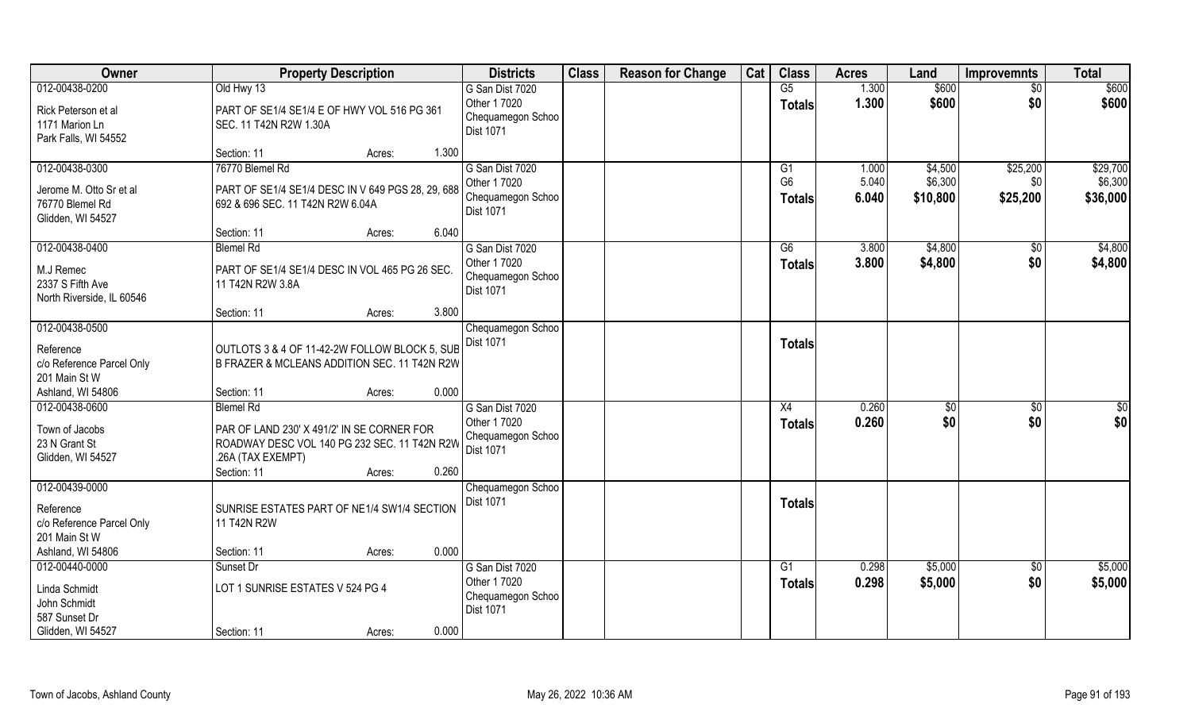| Owner | Property Description | Districts | Class | Reason for Change | Cat | Class | Acres | Land | Improvemnts | Total |
|---|---|---|---|---|---|---|---|---|---|---|
| 012-00438-0200<br>Rick Peterson et al<br>1171 Marion Ln<br>Park Falls, WI 54552 | Old Hwy 13<br>PART OF SE1/4 SE1/4 E OF HWY VOL 516 PG 361 SEC. 11 T42N R2W 1.30A<br>Section: 11 Acres: 1.300 | G San Dist 7020<br>Other 1 7020<br>Chequamegon Schoo Dist 1071 | | | | G5<br>**Totals** | 1.300<br>**1.300** | $600<br>**$600** | $0<br>**$0** | $600<br>**$600** |
| 012-00438-0300<br>Jerome M. Otto Sr et al<br>76770 Blemel Rd<br>Glidden, WI 54527 | 76770 Blemel Rd<br>PART OF SE1/4 SE1/4 DESC IN V 649 PGS 28, 29, 688 692 & 696 SEC. 11 T42N R2W 6.04A<br>Section: 11 Acres: 6.040 | G San Dist 7020<br>Other 1 7020<br>Chequamegon Schoo Dist 1071 | | | | G1<br>G6<br>**Totals** | 1.000<br>5.040<br>**6.040** | $4,500<br>$6,300<br>**$10,800** | $25,200<br>$0<br>**$25,200** | $29,700<br>$6,300<br>**$36,000** |
| 012-00438-0400<br>M.J Remec<br>2337 S Fifth Ave<br>North Riverside, IL 60546 | Blemel Rd<br>PART OF SE1/4 SE1/4 DESC IN VOL 465 PG 26 SEC. 11 T42N R2W 3.8A<br>Section: 11 Acres: 3.800 | G San Dist 7020<br>Other 1 7020<br>Chequamegon Schoo Dist 1071 | | | | G6<br>**Totals** | 3.800<br>**3.800** | $4,800<br>**$4,800** | $0<br>**$0** | $4,800<br>**$4,800** |
| 012-00438-0500<br>Reference<br>c/o Reference Parcel Only<br>201 Main St W<br>Ashland, WI 54806 | OUTLOTS 3 & 4 OF 11-42-2W FOLLOW BLOCK 5, SUB B FRAZER & MCLEANS ADDITION SEC. 11 T42N R2W<br>Section: 11 Acres: 0.000 | Chequamegon Schoo Dist 1071 | | | | **Totals** | | | | |
| 012-00438-0600<br>Town of Jacobs<br>23 N Grant St<br>Glidden, WI 54527 | Blemel Rd<br>PAR OF LAND 230' X 491/2' IN SE CORNER FOR ROADWAY DESC VOL 140 PG 232 SEC. 11 T42N R2W .26A (TAX EXEMPT)<br>Section: 11 Acres: 0.260 | G San Dist 7020<br>Other 1 7020<br>Chequamegon Schoo Dist 1071 | | | | X4<br>**Totals** | 0.260<br>**0.260** | $0<br>**$0** | $0<br>**$0** | $0<br>**$0** |
| 012-00439-0000<br>Reference<br>c/o Reference Parcel Only<br>201 Main St W<br>Ashland, WI 54806 | SUNRISE ESTATES PART OF NE1/4 SW1/4 SECTION 11 T42N R2W<br>Section: 11 Acres: 0.000 | Chequamegon Schoo Dist 1071 | | | | **Totals** | | | | |
| 012-00440-0000<br>Linda Schmidt<br>John Schmidt<br>587 Sunset Dr<br>Glidden, WI 54527 | Sunset Dr<br>LOT 1 SUNRISE ESTATES V 524 PG 4<br>Section: 11 Acres: 0.000 | G San Dist 7020<br>Other 1 7020<br>Chequamegon Schoo Dist 1071 | | | | G1<br>**Totals** | 0.298<br>**0.298** | $5,000<br>**$5,000** | $0<br>**$0** | $5,000<br>**$5,000** |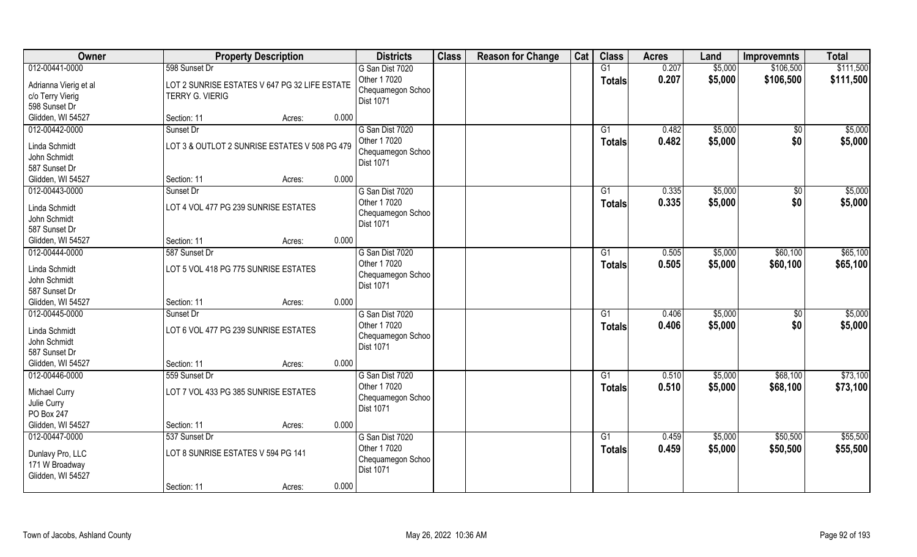| Owner | Property Description | | | Districts | Class | Reason for Change | Cat | Class | Acres | Land | Improvemnts | Total |
|---|---|---|---|---|---|---|---|---|---|---|---|---|
| 012-00441-0000 | 598 Sunset Dr | | | G San Dist 7020 | | | | G1 | 0.207 | $5,000 | $106,500 | $111,500 |
| Adrianna Vierig et al<br>c/o Terry Vierig<br>598 Sunset Dr<br>Glidden, WI 54527 | LOT 2 SUNRISE ESTATES V 647 PG 32 LIFE ESTATE TERRY G. VIERIG | | | Other 1 7020<br>Chequamegon Schoo<br>Dist 1071 | | | | Totals | 0.207 | $5,000 | $106,500 | $111,500 |
| | Section: 11 | Acres: | 0.000 | | | | | | | | | |
| 012-00442-0000 | Sunset Dr | | | G San Dist 7020 | | | | G1 | 0.482 | $5,000 | $0 | $5,000 |
| Linda Schmidt<br>John Schmidt<br>587 Sunset Dr<br>Glidden, WI 54527 | LOT 3 & OUTLOT 2 SUNRISE ESTATES V 508 PG 479 | | | Other 1 7020<br>Chequamegon Schoo<br>Dist 1071 | | | | Totals | 0.482 | $5,000 | $0 | $5,000 |
| | Section: 11 | Acres: | 0.000 | | | | | | | | | |
| 012-00443-0000 | Sunset Dr | | | G San Dist 7020 | | | | G1 | 0.335 | $5,000 | $0 | $5,000 |
| Linda Schmidt<br>John Schmidt<br>587 Sunset Dr<br>Glidden, WI 54527 | LOT 4 VOL 477 PG 239 SUNRISE ESTATES | | | Other 1 7020<br>Chequamegon Schoo<br>Dist 1071 | | | | Totals | 0.335 | $5,000 | $0 | $5,000 |
| | Section: 11 | Acres: | 0.000 | | | | | | | | | |
| 012-00444-0000 | 587 Sunset Dr | | | G San Dist 7020 | | | | G1 | 0.505 | $5,000 | $60,100 | $65,100 |
| Linda Schmidt<br>John Schmidt<br>587 Sunset Dr<br>Glidden, WI 54527 | LOT 5 VOL 418 PG 775 SUNRISE ESTATES | | | Other 1 7020<br>Chequamegon Schoo<br>Dist 1071 | | | | Totals | 0.505 | $5,000 | $60,100 | $65,100 |
| | Section: 11 | Acres: | 0.000 | | | | | | | | | |
| 012-00445-0000 | Sunset Dr | | | G San Dist 7020 | | | | G1 | 0.406 | $5,000 | $0 | $5,000 |
| Linda Schmidt<br>John Schmidt<br>587 Sunset Dr<br>Glidden, WI 54527 | LOT 6 VOL 477 PG 239 SUNRISE ESTATES | | | Other 1 7020<br>Chequamegon Schoo<br>Dist 1071 | | | | Totals | 0.406 | $5,000 | $0 | $5,000 |
| | Section: 11 | Acres: | 0.000 | | | | | | | | | |
| 012-00446-0000 | 559 Sunset Dr | | | G San Dist 7020 | | | | G1 | 0.510 | $5,000 | $68,100 | $73,100 |
| Michael Curry<br>Julie Curry<br>PO Box 247<br>Glidden, WI 54527 | LOT 7 VOL 433 PG 385 SUNRISE ESTATES | | | Other 1 7020<br>Chequamegon Schoo<br>Dist 1071 | | | | Totals | 0.510 | $5,000 | $68,100 | $73,100 |
| | Section: 11 | Acres: | 0.000 | | | | | | | | | |
| 012-00447-0000 | 537 Sunset Dr | | | G San Dist 7020 | | | | G1 | 0.459 | $5,000 | $50,500 | $55,500 |
| Dunlavy Pro, LLC<br>171 W Broadway<br>Glidden, WI 54527 | LOT 8 SUNRISE ESTATES V 594 PG 141 | | | Other 1 7020<br>Chequamegon Schoo<br>Dist 1071 | | | | Totals | 0.459 | $5,000 | $50,500 | $55,500 |
| | Section: 11 | Acres: | 0.000 | | | | | | | | | |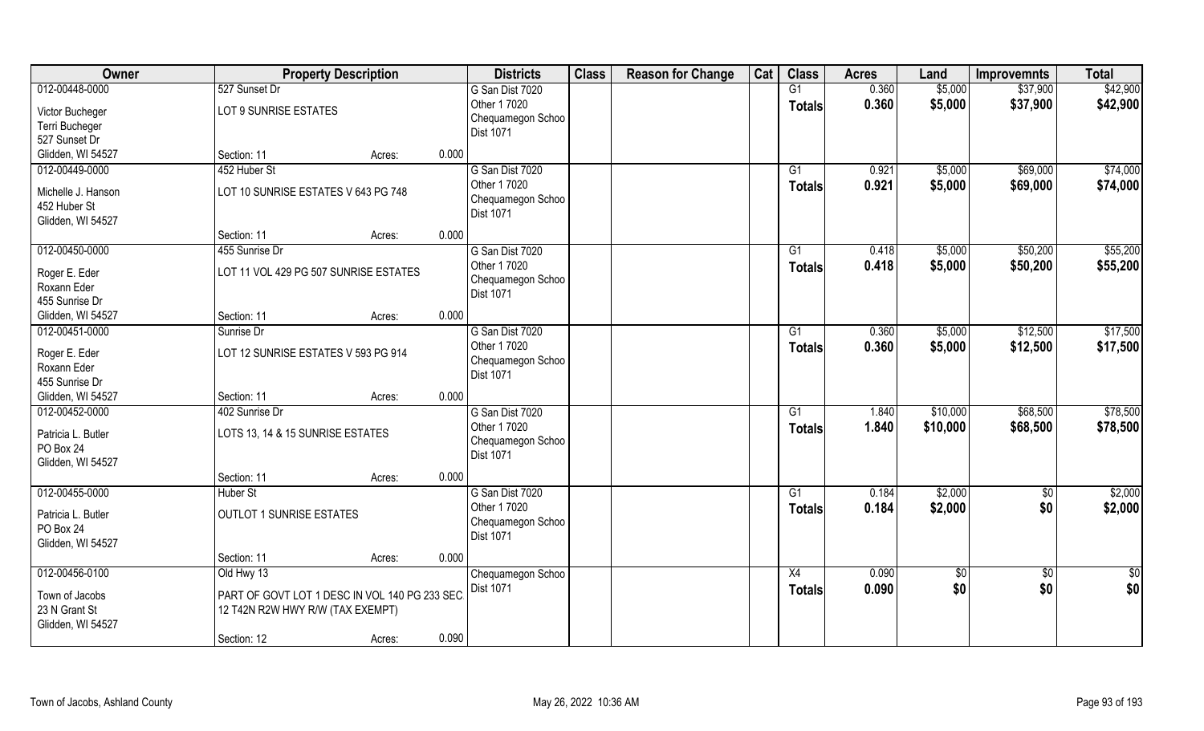| Owner | Property Description | | | Districts | Class | Reason for Change | Cat | Class | Acres | Land | Improvemnts | Total |
|---|---|---|---|---|---|---|---|---|---|---|---|---|
| 012-00448-0000 | 527 Sunset Dr | | | G San Dist 7020 | | | | G1 | 0.360 | $5,000 | $37,900 | $42,900 |
| Victor Bucheger<br>Terri Bucheger<br>527 Sunset Dr<br>Glidden, WI 54527 | LOT 9 SUNRISE ESTATES | | | Other 1 7020<br>Chequamegon Schoo<br>Dist 1071 | | | | Totals | 0.360 | $5,000 | $37,900 | $42,900 |
| | Section: 11 | Acres: | 0.000 | | | | | | | | | |
| 012-00449-0000 | 452 Huber St | | | G San Dist 7020 | | | | G1 | 0.921 | $5,000 | $69,000 | $74,000 |
| Michelle J. Hanson<br>452 Huber St<br>Glidden, WI 54527 | LOT 10 SUNRISE ESTATES V 643 PG 748 | | | Other 1 7020<br>Chequamegon Schoo<br>Dist 1071 | | | | Totals | 0.921 | $5,000 | $69,000 | $74,000 |
| | Section: 11 | Acres: | 0.000 | | | | | | | | | |
| 012-00450-0000 | 455 Sunrise Dr | | | G San Dist 7020 | | | | G1 | 0.418 | $5,000 | $50,200 | $55,200 |
| Roger E. Eder<br>Roxann Eder<br>455 Sunrise Dr<br>Glidden, WI 54527 | LOT 11 VOL 429 PG 507 SUNRISE ESTATES | | | Other 1 7020<br>Chequamegon Schoo<br>Dist 1071 | | | | Totals | 0.418 | $5,000 | $50,200 | $55,200 |
| | Section: 11 | Acres: | 0.000 | | | | | | | | | |
| 012-00451-0000 | Sunrise Dr | | | G San Dist 7020 | | | | G1 | 0.360 | $5,000 | $12,500 | $17,500 |
| Roger E. Eder<br>Roxann Eder<br>455 Sunrise Dr<br>Glidden, WI 54527 | LOT 12 SUNRISE ESTATES V 593 PG 914 | | | Other 1 7020<br>Chequamegon Schoo<br>Dist 1071 | | | | Totals | 0.360 | $5,000 | $12,500 | $17,500 |
| | Section: 11 | Acres: | 0.000 | | | | | | | | | |
| 012-00452-0000 | 402 Sunrise Dr | | | G San Dist 7020 | | | | G1 | 1.840 | $10,000 | $68,500 | $78,500 |
| Patricia L. Butler<br>PO Box 24<br>Glidden, WI 54527 | LOTS 13, 14 & 15 SUNRISE ESTATES | | | Other 1 7020<br>Chequamegon Schoo<br>Dist 1071 | | | | Totals | 1.840 | $10,000 | $68,500 | $78,500 |
| | Section: 11 | Acres: | 0.000 | | | | | | | | | |
| 012-00455-0000 | Huber St | | | G San Dist 7020 | | | | G1 | 0.184 | $2,000 | $0 | $2,000 |
| Patricia L. Butler<br>PO Box 24<br>Glidden, WI 54527 | OUTLOT 1 SUNRISE ESTATES | | | Other 1 7020<br>Chequamegon Schoo<br>Dist 1071 | | | | Totals | 0.184 | $2,000 | $0 | $2,000 |
| | Section: 11 | Acres: | 0.000 | | | | | | | | | |
| 012-00456-0100 | Old Hwy 13 | | | Chequamegon Schoo | | | | X4 | 0.090 | $0 | $0 | $0 |
| Town of Jacobs<br>23 N Grant St<br>Glidden, WI 54527 | PART OF GOVT LOT 1 DESC IN VOL 140 PG 233 SEC 12 T42N R2W HWY R/W (TAX EXEMPT) | | | Dist 1071 | | | | Totals | 0.090 | $0 | $0 | $0 |
| | Section: 12 | Acres: | 0.090 | | | | | | | | | |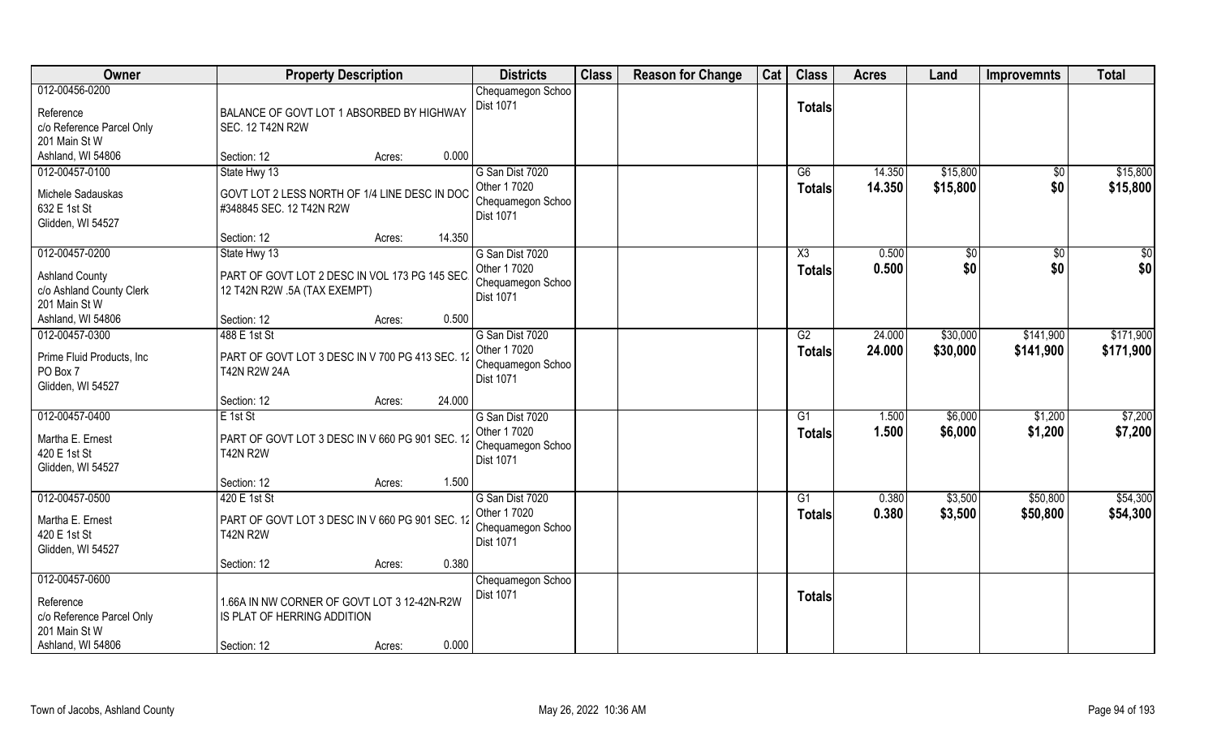| Owner | Property Description | Districts | Class | Reason for Change | Cat | Class | Acres | Land | Improvemnts | Total |
|---|---|---|---|---|---|---|---|---|---|---|
| 012-00456-0200<br>Reference<br>c/o Reference Parcel Only<br>201 Main St W<br>Ashland, WI 54806 | BALANCE OF GOVT LOT 1 ABSORBED BY HIGHWAY SEC. 12 T42N R2W<br>Section: 12 Acres: 0.000 | Chequamegon Schoo Dist 1071 | | | | **Totals** | | | | |
| 012-00457-0100<br>Michele Sadauskas<br>632 E 1st St<br>Glidden, WI 54527 | State Hwy 13<br>GOVT LOT 2 LESS NORTH OF 1/4 LINE DESC IN DOC #348845 SEC. 12 T42N R2W<br>Section: 12 Acres: 14.350 | G San Dist 7020<br>Other 1 7020<br>Chequamegon Schoo Dist 1071 | | | | G6<br>**Totals** | 14.350<br>**14.350** | $15,800<br>**$15,800** | $0<br>**$0** | $15,800<br>**$15,800** |
| 012-00457-0200<br>Ashland County<br>c/o Ashland County Clerk<br>201 Main St W<br>Ashland, WI 54806 | State Hwy 13<br>PART OF GOVT LOT 2 DESC IN VOL 173 PG 145 SEC 12 T42N R2W .5A (TAX EXEMPT)<br>Section: 12 Acres: 0.500 | G San Dist 7020<br>Other 1 7020<br>Chequamegon Schoo Dist 1071 | | | | X3<br>**Totals** | 0.500<br>**0.500** | $0<br>**$0** | $0<br>**$0** | $0<br>**$0** |
| 012-00457-0300<br>Prime Fluid Products, Inc<br>PO Box 7<br>Glidden, WI 54527 | 488 E 1st St<br>PART OF GOVT LOT 3 DESC IN V 700 PG 413 SEC. 12 T42N R2W 24A<br>Section: 12 Acres: 24.000 | G San Dist 7020<br>Other 1 7020<br>Chequamegon Schoo Dist 1071 | | | | G2<br>**Totals** | 24.000<br>**24.000** | $30,000<br>**$30,000** | $141,900<br>**$141,900** | $171,900<br>**$171,900** |
| 012-00457-0400<br>Martha E. Ernest<br>420 E 1st St<br>Glidden, WI 54527 | E 1st St<br>PART OF GOVT LOT 3 DESC IN V 660 PG 901 SEC. 12 T42N R2W<br>Section: 12 Acres: 1.500 | G San Dist 7020<br>Other 1 7020<br>Chequamegon Schoo Dist 1071 | | | | G1<br>**Totals** | 1.500<br>**1.500** | $6,000<br>**$6,000** | $1,200<br>**$1,200** | $7,200<br>**$7,200** |
| 012-00457-0500<br>Martha E. Ernest<br>420 E 1st St<br>Glidden, WI 54527 | 420 E 1st St<br>PART OF GOVT LOT 3 DESC IN V 660 PG 901 SEC. 12 T42N R2W<br>Section: 12 Acres: 0.380 | G San Dist 7020<br>Other 1 7020<br>Chequamegon Schoo Dist 1071 | | | | G1<br>**Totals** | 0.380<br>**0.380** | $3,500<br>**$3,500** | $50,800<br>**$50,800** | $54,300<br>**$54,300** |
| 012-00457-0600<br>Reference<br>c/o Reference Parcel Only<br>201 Main St W<br>Ashland, WI 54806 | 1.66A IN NW CORNER OF GOVT LOT 3 12-42N-R2W IS PLAT OF HERRING ADDITION<br>Section: 12 Acres: 0.000 | Chequamegon Schoo Dist 1071 | | | | **Totals** | | | | |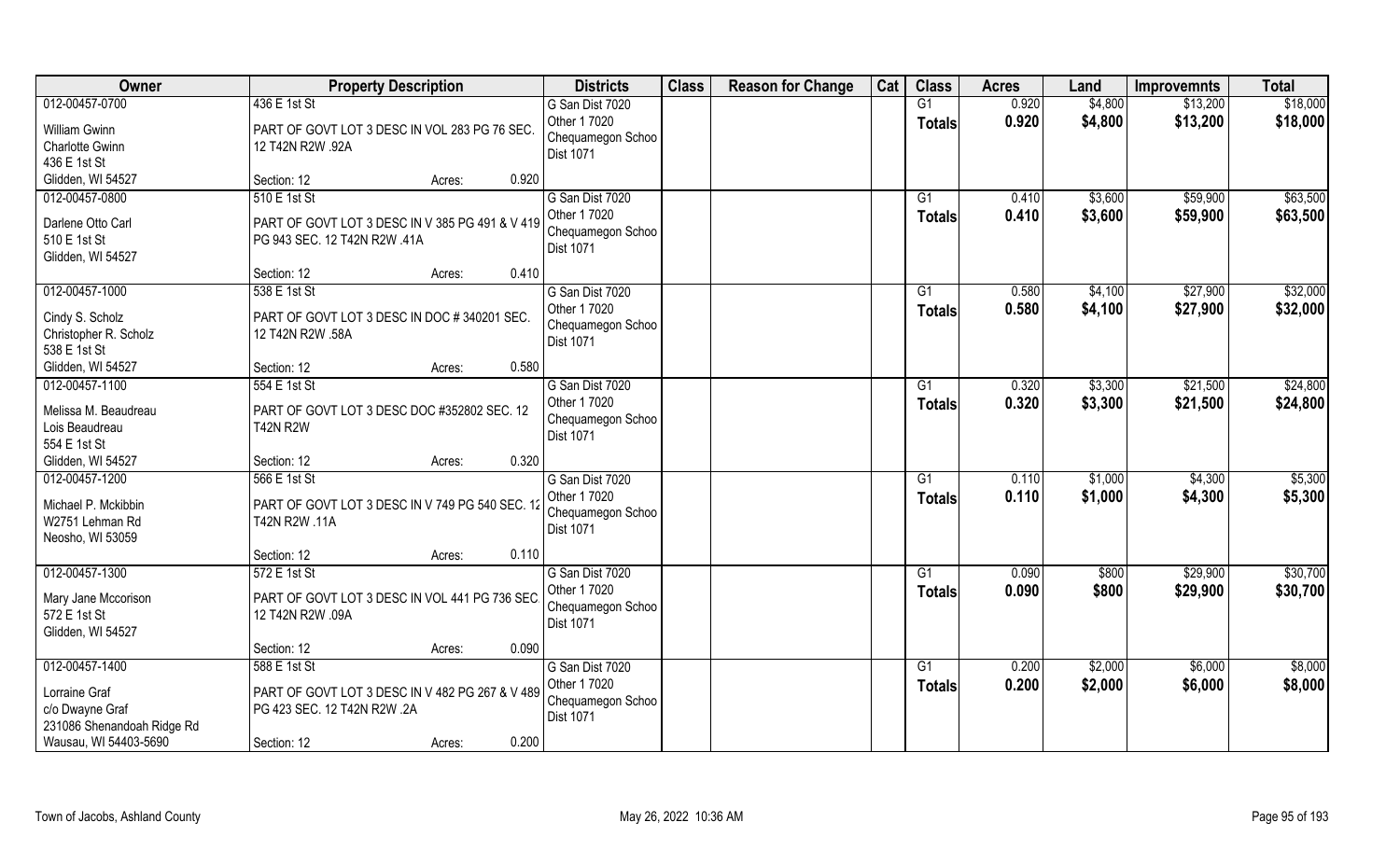| Owner | Property Description | | | Districts | Class | Reason for Change | Cat | Class | Acres | Land | Improvemnts | Total |
|---|---|---|---|---|---|---|---|---|---|---|---|---|
| 012-00457-0700 | 436 E 1st St | | | G San Dist 7020 | | | | G1 | 0.920 | $4,800 | $13,200 | $18,000 |
| William Gwinn<br>Charlotte Gwinn<br>436 E 1st St<br>Glidden, WI 54527 | PART OF GOVT LOT 3 DESC IN VOL 283 PG 76 SEC. 12 T42N R2W .92A | | | Other 1 7020<br>Chequamegon Schoo<br>Dist 1071 | | | | Totals | 0.920 | $4,800 | $13,200 | $18,000 |
| | Section: 12 | Acres: | 0.920 | | | | | | | | | |
| 012-00457-0800 | 510 E 1st St | | | G San Dist 7020 | | | | G1 | 0.410 | $3,600 | $59,900 | $63,500 |
| Darlene Otto Carl<br>510 E 1st St<br>Glidden, WI 54527 | PART OF GOVT LOT 3 DESC IN V 385 PG 491 & V 419 PG 943 SEC. 12 T42N R2W .41A | | | Other 1 7020<br>Chequamegon Schoo<br>Dist 1071 | | | | Totals | 0.410 | $3,600 | $59,900 | $63,500 |
| | Section: 12 | Acres: | 0.410 | | | | | | | | | |
| 012-00457-1000 | 538 E 1st St | | | G San Dist 7020 | | | | G1 | 0.580 | $4,100 | $27,900 | $32,000 |
| Cindy S. Scholz<br>Christopher R. Scholz<br>538 E 1st St<br>Glidden, WI 54527 | PART OF GOVT LOT 3 DESC IN DOC # 340201 SEC. 12 T42N R2W .58A | | | Other 1 7020<br>Chequamegon Schoo<br>Dist 1071 | | | | Totals | 0.580 | $4,100 | $27,900 | $32,000 |
| | Section: 12 | Acres: | 0.580 | | | | | | | | | |
| 012-00457-1100 | 554 E 1st St | | | G San Dist 7020 | | | | G1 | 0.320 | $3,300 | $21,500 | $24,800 |
| Melissa M. Beaudreau<br>Lois Beaudreau<br>554 E 1st St<br>Glidden, WI 54527 | PART OF GOVT LOT 3 DESC DOC #352802 SEC. 12 T42N R2W | | | Other 1 7020<br>Chequamegon Schoo<br>Dist 1071 | | | | Totals | 0.320 | $3,300 | $21,500 | $24,800 |
| | Section: 12 | Acres: | 0.320 | | | | | | | | | |
| 012-00457-1200 | 566 E 1st St | | | G San Dist 7020 | | | | G1 | 0.110 | $1,000 | $4,300 | $5,300 |
| Michael P. Mckibbin<br>W2751 Lehman Rd<br>Neosho, WI 53059 | PART OF GOVT LOT 3 DESC IN V 749 PG 540 SEC. 12 T42N R2W .11A | | | Other 1 7020<br>Chequamegon Schoo<br>Dist 1071 | | | | Totals | 0.110 | $1,000 | $4,300 | $5,300 |
| | Section: 12 | Acres: | 0.110 | | | | | | | | | |
| 012-00457-1300 | 572 E 1st St | | | G San Dist 7020 | | | | G1 | 0.090 | $800 | $29,900 | $30,700 |
| Mary Jane Mccorison<br>572 E 1st St<br>Glidden, WI 54527 | PART OF GOVT LOT 3 DESC IN VOL 441 PG 736 SEC. 12 T42N R2W .09A | | | Other 1 7020<br>Chequamegon Schoo<br>Dist 1071 | | | | Totals | 0.090 | $800 | $29,900 | $30,700 |
| | Section: 12 | Acres: | 0.090 | | | | | | | | | |
| 012-00457-1400 | 588 E 1st St | | | G San Dist 7020 | | | | G1 | 0.200 | $2,000 | $6,000 | $8,000 |
| Lorraine Graf<br>c/o Dwayne Graf<br>231086 Shenandoah Ridge Rd<br>Wausau, WI 54403-5690 | PART OF GOVT LOT 3 DESC IN V 482 PG 267 & V 489 PG 423 SEC. 12 T42N R2W .2A | | | Other 1 7020<br>Chequamegon Schoo<br>Dist 1071 | | | | Totals | 0.200 | $2,000 | $6,000 | $8,000 |
| | Section: 12 | Acres: | 0.200 | | | | | | | | | |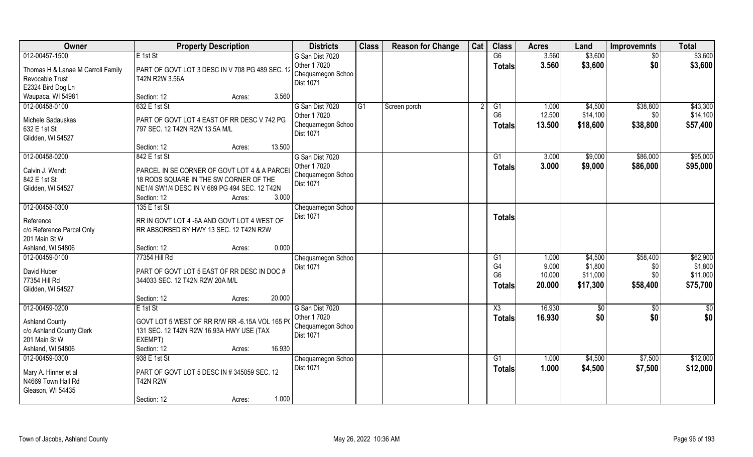| Owner | Property Description | Districts | Class | Reason for Change | Cat | Class | Acres | Land | Improvemnts | Total |
|---|---|---|---|---|---|---|---|---|---|---|
| 012-00457-1500<br>Thomas H & Lanae M Carroll Family Revocable Trust<br>E2324 Bird Dog Ln<br>Waupaca, WI 54981 | E 1st St<br>PART OF GOVT LOT 3 DESC IN V 708 PG 489 SEC. 12 T42N R2W 3.56A<br>Section: 12 Acres: 3.560 | G San Dist 7020<br>Other 1 7020<br>Chequamegon Schoo<br>Dist 1071 | | | | G6<br>**Totals** | 3.560<br>**3.560** | $3,600<br>**$3,600** | $0<br>**$0** | $3,600<br>**$3,600** |
| 012-00458-0100<br>Michele Sadauskas<br>632 E 1st St<br>Glidden, WI 54527 | 632 E 1st St<br>PART OF GOVT LOT 4 EAST OF RR DESC V 742 PG 797 SEC. 12 T42N R2W 13.5A M/L<br>Section: 12 Acres: 13.500 | G San Dist 7020<br>Other 1 7020<br>Chequamegon Schoo<br>Dist 1071 | G1 | Screen porch | 2 | G1<br>G6<br>**Totals** | 1.000<br>12.500<br>**13.500** | $4,500<br>$14,100<br>**$18,600** | $38,800<br>$0<br>**$38,800** | $43,300<br>$14,100<br>**$57,400** |
| 012-00458-0200<br>Calvin J. Wendt<br>842 E 1st St<br>Glidden, WI 54527 | 842 E 1st St<br>PARCEL IN SE CORNER OF GOVT LOT 4 & A PARCEL 18 RODS SQUARE IN THE SW CORNER OF THE NE1/4 SW1/4 DESC IN V 689 PG 494 SEC. 12 T42N<br>Section: 12 Acres: 3.000 | G San Dist 7020<br>Other 1 7020<br>Chequamegon Schoo<br>Dist 1071 | | | | G1<br>**Totals** | 3.000<br>**3.000** | $9,000<br>**$9,000** | $86,000<br>**$86,000** | $95,000<br>**$95,000** |
| 012-00458-0300<br>Reference<br>c/o Reference Parcel Only<br>201 Main St W<br>Ashland, WI 54806 | 135 E 1st St<br>RR IN GOVT LOT 4 -6A AND GOVT LOT 4 WEST OF RR ABSORBED BY HWY 13 SEC. 12 T42N R2W<br>Section: 12 Acres: 0.000 | Chequamegon Schoo<br>Dist 1071 | | | | **Totals** | | | | |
| 012-00459-0100<br>David Huber<br>77354 Hill Rd<br>Glidden, WI 54527 | 77354 Hill Rd<br>PART OF GOVT LOT 5 EAST OF RR DESC IN DOC # 344033 SEC. 12 T42N R2W 20A M/L<br>Section: 12 Acres: 20.000 | Chequamegon Schoo<br>Dist 1071 | | | | G1<br>G4<br>G6<br>**Totals** | 1.000<br>9.000<br>10.000<br>**20.000** | $4,500<br>$1,800<br>$11,000<br>**$17,300** | $58,400<br>$0<br>$0<br>**$58,400** | $62,900<br>$1,800<br>$11,000<br>**$75,700** |
| 012-00459-0200<br>Ashland County<br>c/o Ashland County Clerk<br>201 Main St W<br>Ashland, WI 54806 | E 1st St<br>GOVT LOT 5 WEST OF RR R/W RR -6.15A VOL 165 PG 131 SEC. 12 T42N R2W 16.93A HWY USE (TAX EXEMPT)<br>Section: 12 Acres: 16.930 | G San Dist 7020<br>Other 1 7020<br>Chequamegon Schoo<br>Dist 1071 | | | | X3<br>**Totals** | 16.930<br>**16.930** | $0<br>**$0** | $0<br>**$0** | $0<br>**$0** |
| 012-00459-0300<br>Mary A. Hinner et al<br>N4669 Town Hall Rd<br>Gleason, WI 54435 | 938 E 1st St<br>PART OF GOVT LOT 5 DESC IN # 345059 SEC. 12 T42N R2W<br>Section: 12 Acres: 1.000 | Chequamegon Schoo<br>Dist 1071 | | | | G1<br>**Totals** | 1.000<br>**1.000** | $4,500<br>**$4,500** | $7,500<br>**$7,500** | $12,000<br>**$12,000** |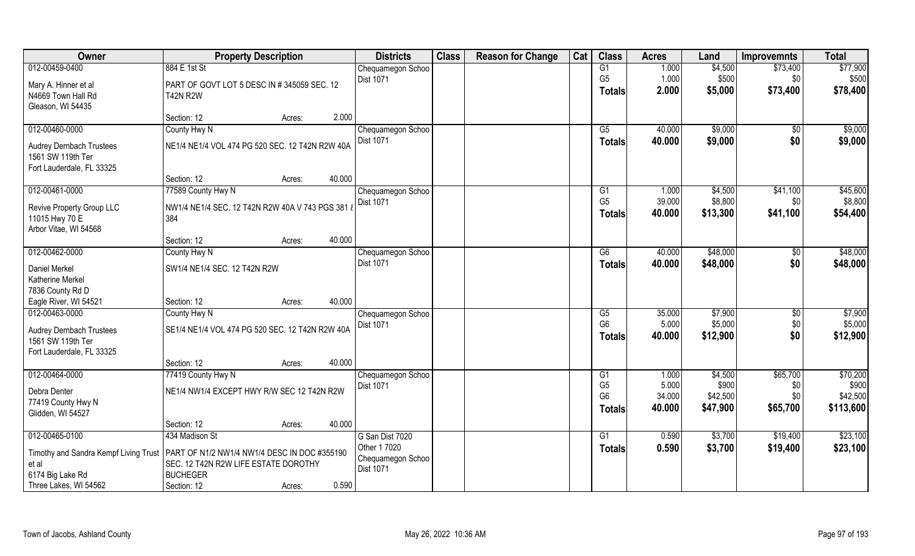| Owner | Property Description | | Districts | Class | Reason for Change | Cat | Class | Acres | Land | Improvemnts | Total |
|---|---|---|---|---|---|---|---|---|---|---|---|
| 012-00459-0400 | 884 E 1st St | | Chequamegon Schoo | | | | G1 | 1.000 | $4,500 | $73,400 | $77,900 |
| Mary A. Hinner et al | PART OF GOVT LOT 5 DESC IN # 345059 SEC. 12 | | Dist 1071 | | | | G5 | 1.000 | $500 | $0 | $500 |
| N4669 Town Hall Rd | T42N R2W | | | | | | **Totals** | **2.000** | **$5,000** | **$73,400** | **$78,400** |
| Gleason, WI 54435 | | | | | | | | | | | |
| | Section: 12 | Acres: 2.000 | | | | | | | | | |
| 012-00460-0000 | County Hwy N | | Chequamegon Schoo | | | | G5 | 40.000 | $9,000 | $0 | $9,000 |
| Audrey Dernbach Trustees | NE1/4 NE1/4 VOL 474 PG 520 SEC. 12 T42N R2W 40A | | Dist 1071 | | | | **Totals** | **40.000** | **$9,000** | **$0** | **$9,000** |
| 1561 SW 119th Ter | | | | | | | | | | | |
| Fort Lauderdale, FL 33325 | | | | | | | | | | | |
| | Section: 12 | Acres: 40.000 | | | | | | | | | |
| 012-00461-0000 | 77589 County Hwy N | | Chequamegon Schoo | | | | G1 | 1.000 | $4,500 | $41,100 | $45,600 |
| Revive Property Group LLC | NW1/4 NE1/4 SEC. 12 T42N R2W 40A V 743 PGS 381 & | | Dist 1071 | | | | G5 | 39.000 | $8,800 | $0 | $8,800 |
| 11015 Hwy 70 E | 384 | | | | | | **Totals** | **40.000** | **$13,300** | **$41,100** | **$54,400** |
| Arbor Vitae, WI 54568 | | | | | | | | | | | |
| | Section: 12 | Acres: 40.000 | | | | | | | | | |
| 012-00462-0000 | County Hwy N | | Chequamegon Schoo | | | | G6 | 40.000 | $48,000 | $0 | $48,000 |
| Daniel Merkel | SW1/4 NE1/4 SEC. 12 T42N R2W | | Dist 1071 | | | | **Totals** | **40.000** | **$48,000** | **$0** | **$48,000** |
| Katherine Merkel | | | | | | | | | | | |
| 7836 County Rd D | | | | | | | | | | | |
| Eagle River, WI 54521 | Section: 12 | Acres: 40.000 | | | | | | | | | |
| 012-00463-0000 | County Hwy N | | Chequamegon Schoo | | | | G5 | 35.000 | $7,900 | $0 | $7,900 |
| Audrey Dernbach Trustees | SE1/4 NE1/4 VOL 474 PG 520 SEC. 12 T42N R2W 40A | | Dist 1071 | | | | G6 | 5.000 | $5,000 | $0 | $5,000 |
| 1561 SW 119th Ter | | | | | | | **Totals** | **40.000** | **$12,900** | **$0** | **$12,900** |
| Fort Lauderdale, FL 33325 | | | | | | | | | | | |
| | Section: 12 | Acres: 40.000 | | | | | | | | | |
| 012-00464-0000 | 77419 County Hwy N | | Chequamegon Schoo | | | | G1 | 1.000 | $4,500 | $65,700 | $70,200 |
| Debra Denter | NE1/4 NW1/4 EXCEPT HWY R/W SEC 12 T42N R2W | | Dist 1071 | | | | G5 | 5.000 | $900 | $0 | $900 |
| 77419 County Hwy N | | | | | | | G6 | 34.000 | $42,500 | $0 | $42,500 |
| Glidden, WI 54527 | | | | | | | **Totals** | **40.000** | **$47,900** | **$65,700** | **$113,600** |
| | Section: 12 | Acres: 40.000 | | | | | | | | | |
| 012-00465-0100 | 434 Madison St | | G San Dist 7020 | | | | G1 | 0.590 | $3,700 | $19,400 | $23,100 |
| Timothy and Sandra Kempf Living Trust | PART OF N1/2 NW1/4 NW1/4 DESC IN DOC #355190 | | Other 1 7020 | | | | **Totals** | **0.590** | **$3,700** | **$19,400** | **$23,100** |
| et al | SEC. 12 T42N R2W LIFE ESTATE DOROTHY | | Chequamegon Schoo | | | | | | | | |
| 6174 Big Lake Rd | BUCHEGER | | Dist 1071 | | | | | | | | |
| Three Lakes, WI 54562 | Section: 12 | Acres: 0.590 | | | | | | | | | |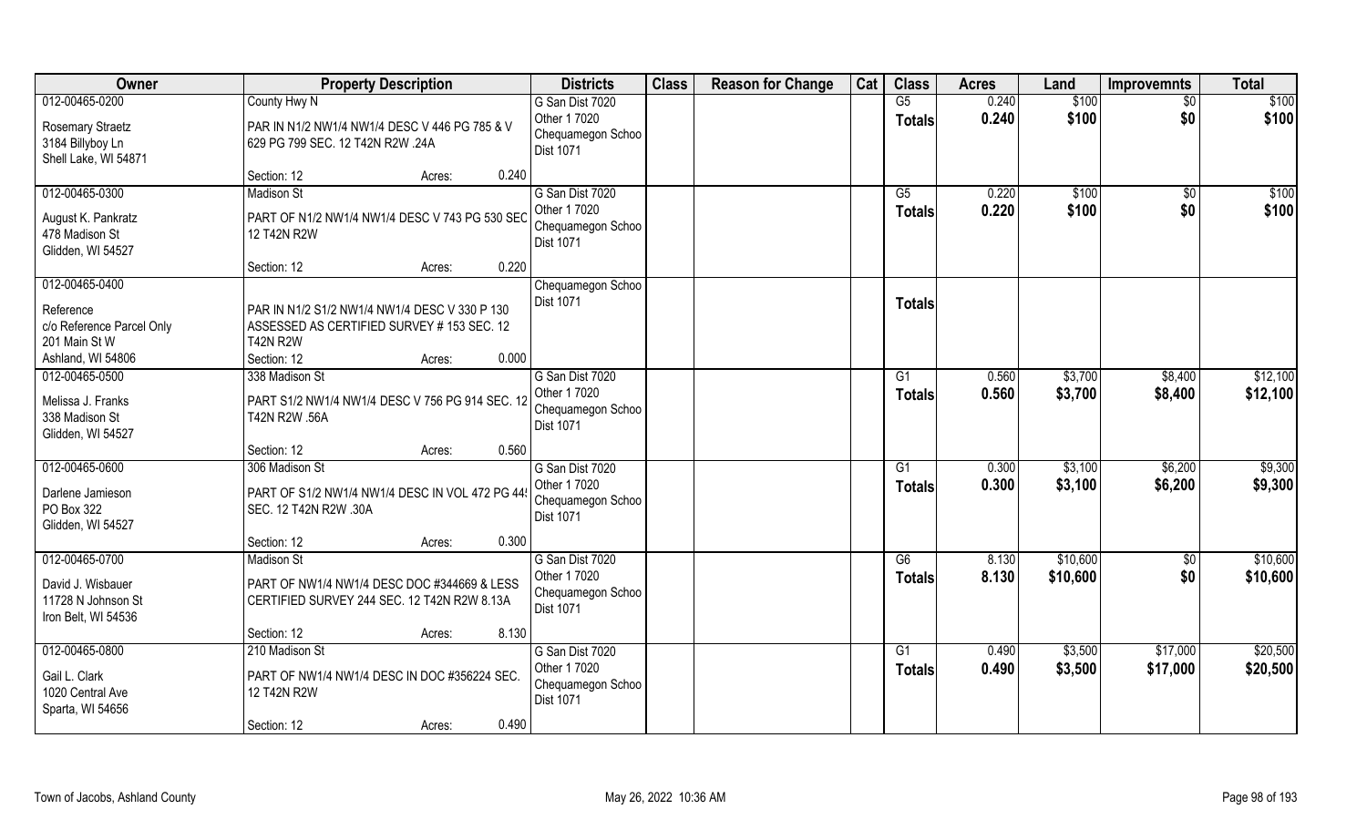| Owner | Property Description | Districts | Class | Reason for Change | Cat | Class | Acres | Land | Improvemnts | Total |
|---|---|---|---|---|---|---|---|---|---|---|
| 012-00465-0200<br>Rosemary Straetz<br>3184 Billyboy Ln<br>Shell Lake, WI 54871 | County Hwy N<br>PAR IN N1/2 NW1/4 NW1/4 DESC V 446 PG 785 & V 629 PG 799 SEC. 12 T42N R2W .24A<br>Section: 12 Acres: 0.240 | G San Dist 7020<br>Other 1 7020<br>Chequamegon Schoo<br>Dist 1071 | | | | G5<br>**Totals** | 0.240<br>**0.240** | $100<br>**$100** | $0<br>**$0** | $100<br>**$100** |
| 012-00465-0300<br>August K. Pankratz<br>478 Madison St<br>Glidden, WI 54527 | Madison St<br>PART OF N1/2 NW1/4 NW1/4 DESC V 743 PG 530 SEC 12 T42N R2W<br>Section: 12 Acres: 0.220 | G San Dist 7020<br>Other 1 7020<br>Chequamegon Schoo<br>Dist 1071 | | | | G5<br>**Totals** | 0.220<br>**0.220** | $100<br>**$100** | $0<br>**$0** | $100<br>**$100** |
| 012-00465-0400<br>Reference<br>c/o Reference Parcel Only<br>201 Main St W<br>Ashland, WI 54806 | PAR IN N1/2 S1/2 NW1/4 NW1/4 DESC V 330 P 130 ASSESSED AS CERTIFIED SURVEY # 153 SEC. 12 T42N R2W<br>Section: 12 Acres: 0.000 | Chequamegon Schoo<br>Dist 1071 | | | | **Totals** | | | | |
| 012-00465-0500<br>Melissa J. Franks<br>338 Madison St<br>Glidden, WI 54527 | 338 Madison St<br>PART S1/2 NW1/4 NW1/4 DESC V 756 PG 914 SEC. 12 T42N R2W .56A<br>Section: 12 Acres: 0.560 | G San Dist 7020<br>Other 1 7020<br>Chequamegon Schoo<br>Dist 1071 | | | | G1<br>**Totals** | 0.560<br>**0.560** | $3,700<br>**$3,700** | $8,400<br>**$8,400** | $12,100<br>**$12,100** |
| 012-00465-0600<br>Darlene Jamieson<br>PO Box 322<br>Glidden, WI 54527 | 306 Madison St<br>PART OF S1/2 NW1/4 NW1/4 DESC IN VOL 472 PG 44! SEC. 12 T42N R2W .30A<br>Section: 12 Acres: 0.300 | G San Dist 7020<br>Other 1 7020<br>Chequamegon Schoo<br>Dist 1071 | | | | G1<br>**Totals** | 0.300<br>**0.300** | $3,100<br>**$3,100** | $6,200<br>**$6,200** | $9,300<br>**$9,300** |
| 012-00465-0700<br>David J. Wisbauer<br>11728 N Johnson St<br>Iron Belt, WI 54536 | Madison St<br>PART OF NW1/4 NW1/4 DESC DOC #344669 & LESS CERTIFIED SURVEY 244 SEC. 12 T42N R2W 8.13A<br>Section: 12 Acres: 8.130 | G San Dist 7020<br>Other 1 7020<br>Chequamegon Schoo<br>Dist 1071 | | | | G6<br>**Totals** | 8.130<br>**8.130** | $10,600<br>**$10,600** | $0<br>**$0** | $10,600<br>**$10,600** |
| 012-00465-0800<br>Gail L. Clark<br>1020 Central Ave<br>Sparta, WI 54656 | 210 Madison St<br>PART OF NW1/4 NW1/4 DESC IN DOC #356224 SEC. 12 T42N R2W<br>Section: 12 Acres: 0.490 | G San Dist 7020<br>Other 1 7020<br>Chequamegon Schoo<br>Dist 1071 | | | | G1<br>**Totals** | 0.490<br>**0.490** | $3,500<br>**$3,500** | $17,000<br>**$17,000** | $20,500<br>**$20,500** |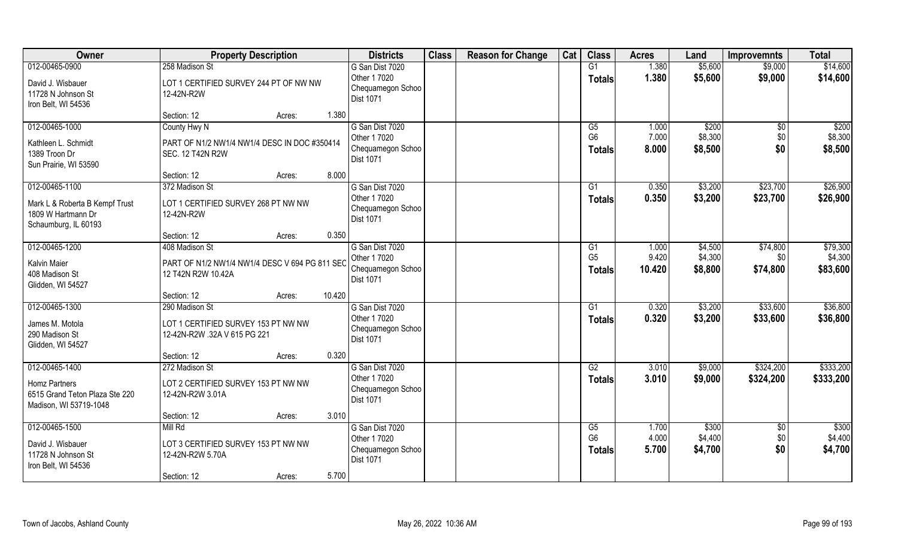| Owner | Property Description | | | Districts | Class | Reason for Change | Cat | Class | Acres | Land | Improvemnts | Total |
|---|---|---|---|---|---|---|---|---|---|---|---|---|
| 012-00465-0900 | 258 Madison St | | | G San Dist 7020 | | | | G1 | 1.380 | $5,600 | $9,000 | $14,600 |
| David J. Wisbauer<br>11728 N Johnson St<br>Iron Belt, WI 54536 | LOT 1 CERTIFIED SURVEY 244 PT OF NW NW 12-42N-R2W | | | Other 1 7020<br>Chequamegon Schoo<br>Dist 1071 | | | | **Totals** | **1.380** | **$5,600** | **$9,000** | **$14,600** |
| | Section: 12 | Acres: | 1.380 | | | | | | | | | |
| 012-00465-1000 | County Hwy N | | | G San Dist 7020 | | | | G5 | 1.000 | $200 | $0 | $200 |
| Kathleen L. Schmidt<br>1389 Troon Dr<br>Sun Prairie, WI 53590 | PART OF N1/2 NW1/4 NW1/4 DESC IN DOC #350414 SEC. 12 T42N R2W | | | Other 1 7020<br>Chequamegon Schoo<br>Dist 1071 | | | | G6 | 7.000 | $8,300 | $0 | $8,300 |
| | | | | | | | | **Totals** | **8.000** | **$8,500** | **$0** | **$8,500** |
| | Section: 12 | Acres: | 8.000 | | | | | | | | | |
| 012-00465-1100 | 372 Madison St | | | G San Dist 7020 | | | | G1 | 0.350 | $3,200 | $23,700 | $26,900 |
| Mark L & Roberta B Kempf Trust<br>1809 W Hartmann Dr<br>Schaumburg, IL 60193 | LOT 1 CERTIFIED SURVEY 268 PT NW NW 12-42N-R2W | | | Other 1 7020<br>Chequamegon Schoo<br>Dist 1071 | | | | **Totals** | **0.350** | **$3,200** | **$23,700** | **$26,900** |
| | Section: 12 | Acres: | 0.350 | | | | | | | | | |
| 012-00465-1200 | 408 Madison St | | | G San Dist 7020 | | | | G1 | 1.000 | $4,500 | $74,800 | $79,300 |
| Kalvin Maier<br>408 Madison St<br>Glidden, WI 54527 | PART OF N1/2 NW1/4 NW1/4 DESC V 694 PG 811 SEC 12 T42N R2W 10.42A | | | Other 1 7020<br>Chequamegon Schoo<br>Dist 1071 | | | | G5 | 9.420 | $4,300 | $0 | $4,300 |
| | | | | | | | | **Totals** | **10.420** | **$8,800** | **$74,800** | **$83,600** |
| | Section: 12 | Acres: | 10.420 | | | | | | | | | |
| 012-00465-1300 | 290 Madison St | | | G San Dist 7020 | | | | G1 | 0.320 | $3,200 | $33,600 | $36,800 |
| James M. Motola<br>290 Madison St<br>Glidden, WI 54527 | LOT 1 CERTIFIED SURVEY 153 PT NW NW 12-42N-R2W .32A V 615 PG 221 | | | Other 1 7020<br>Chequamegon Schoo<br>Dist 1071 | | | | **Totals** | **0.320** | **$3,200** | **$33,600** | **$36,800** |
| | Section: 12 | Acres: | 0.320 | | | | | | | | | |
| 012-00465-1400 | 272 Madison St | | | G San Dist 7020 | | | | G2 | 3.010 | $9,000 | $324,200 | $333,200 |
| Homz Partners<br>6515 Grand Teton Plaza Ste 220<br>Madison, WI 53719-1048 | LOT 2 CERTIFIED SURVEY 153 PT NW NW 12-42N-R2W 3.01A | | | Other 1 7020<br>Chequamegon Schoo<br>Dist 1071 | | | | **Totals** | **3.010** | **$9,000** | **$324,200** | **$333,200** |
| | Section: 12 | Acres: | 3.010 | | | | | | | | | |
| 012-00465-1500 | Mill Rd | | | G San Dist 7020 | | | | G5 | 1.700 | $300 | $0 | $300 |
| David J. Wisbauer<br>11728 N Johnson St<br>Iron Belt, WI 54536 | LOT 3 CERTIFIED SURVEY 153 PT NW NW 12-42N-R2W 5.70A | | | Other 1 7020<br>Chequamegon Schoo<br>Dist 1071 | | | | G6 | 4.000 | $4,400 | $0 | $4,400 |
| | | | | | | | | **Totals** | **5.700** | **$4,700** | **$0** | **$4,700** |
| | Section: 12 | Acres: | 5.700 | | | | | | | | | |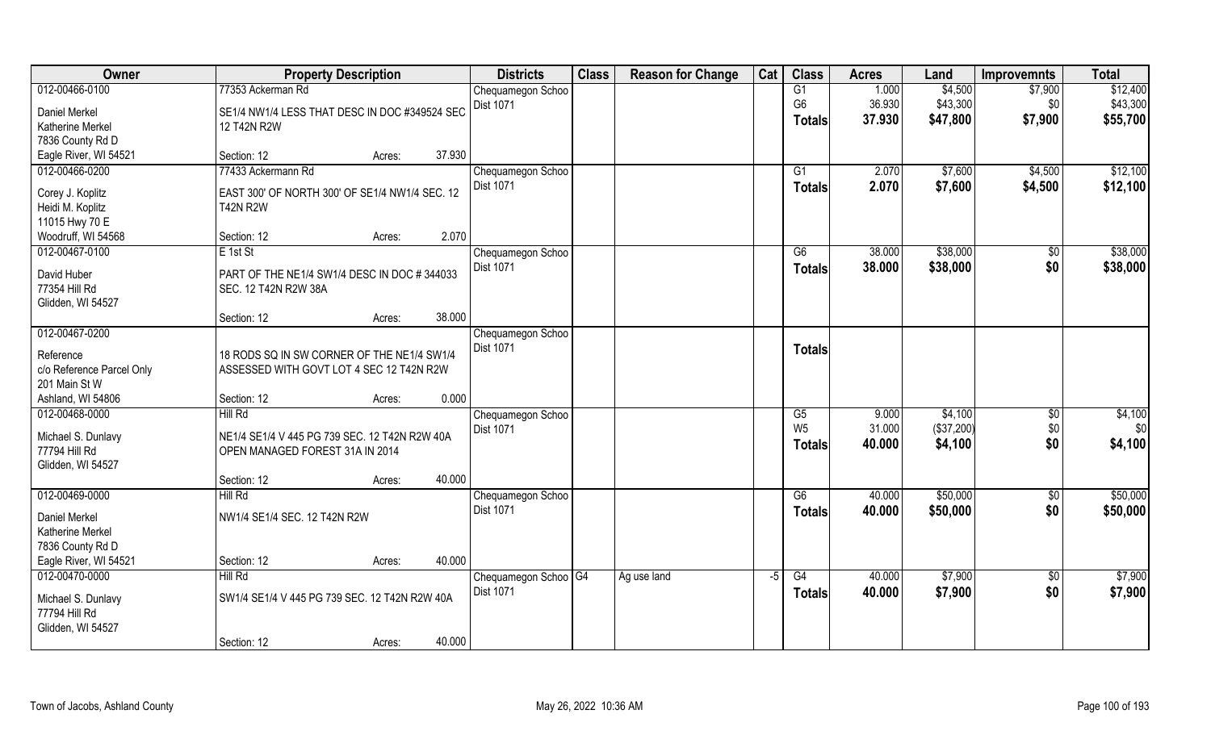| Owner | Property Description | | | Districts | Class | Reason for Change | Cat | Class | Acres | Land | Improvemnts | Total |
|---|---|---|---|---|---|---|---|---|---|---|---|---|
| 012-00466-0100 | 77353 Ackerman Rd | | | Chequamegon Schoo | | | | G1 | 1.000 | $4,500 | $7,900 | $12,400 |
| Daniel Merkel | SE1/4 NW1/4 LESS THAT DESC IN DOC #349524 SEC 12 T42N R2W | | | Dist 1071 | | | | G6 | 36.930 | $43,300 | $0 | $43,300 |
| Katherine Merkel | | | | | | | | **Totals** | **37.930** | **$47,800** | **$7,900** | **$55,700** |
| 7836 County Rd D | | | | | | | | | | | | |
| Eagle River, WI 54521 | Section: 12 | Acres: | 37.930 | | | | | | | | | |
| 012-00466-0200 | 77433 Ackermann Rd | | | Chequamegon Schoo | | | | G1 | 2.070 | $7,600 | $4,500 | $12,100 |
| Corey J. Koplitz | EAST 300' OF NORTH 300' OF SE1/4 NW1/4 SEC. 12 T42N R2W | | | Dist 1071 | | | | **Totals** | **2.070** | **$7,600** | **$4,500** | **$12,100** |
| Heidi M. Koplitz | | | | | | | | | | | | |
| 11015 Hwy 70 E | | | | | | | | | | | | |
| Woodruff, WI 54568 | Section: 12 | Acres: | 2.070 | | | | | | | | | |
| 012-00467-0100 | E 1st St | | | Chequamegon Schoo | | | | G6 | 38.000 | $38,000 | $0 | $38,000 |
| David Huber | PART OF THE NE1/4 SW1/4 DESC IN DOC # 344033 SEC. 12 T42N R2W 38A | | | Dist 1071 | | | | **Totals** | **38.000** | **$38,000** | **$0** | **$38,000** |
| 77354 Hill Rd | | | | | | | | | | | | |
| Glidden, WI 54527 | | | | | | | | | | | | |
| | Section: 12 | Acres: | 38.000 | | | | | | | | | |
| 012-00467-0200 | | | | Chequamegon Schoo | | | | | | | | |
| Reference | 18 RODS SQ IN SW CORNER OF THE NE1/4 SW1/4 ASSESSED WITH GOVT LOT 4 SEC 12 T42N R2W | | | Dist 1071 | | | | **Totals** | | | | |
| c/o Reference Parcel Only | | | | | | | | | | | | |
| 201 Main St W | | | | | | | | | | | | |
| Ashland, WI 54806 | Section: 12 | Acres: | 0.000 | | | | | | | | | |
| 012-00468-0000 | Hill Rd | | | Chequamegon Schoo | | | | G5 | 9.000 | $4,100 | $0 | $4,100 |
| Michael S. Dunlavy | NE1/4 SE1/4 V 445 PG 739 SEC. 12 T42N R2W 40A OPEN MANAGED FOREST 31A IN 2014 | | | Dist 1071 | | | | W5 | 31.000 | ($37,200) | $0 | $0 |
| 77794 Hill Rd | | | | | | | | **Totals** | **40.000** | **$4,100** | **$0** | **$4,100** |
| Glidden, WI 54527 | | | | | | | | | | | | |
| | Section: 12 | Acres: | 40.000 | | | | | | | | | |
| 012-00469-0000 | Hill Rd | | | Chequamegon Schoo | | | | G6 | 40.000 | $50,000 | $0 | $50,000 |
| Daniel Merkel | NW1/4 SE1/4 SEC. 12 T42N R2W | | | Dist 1071 | | | | **Totals** | **40.000** | **$50,000** | **$0** | **$50,000** |
| Katherine Merkel | | | | | | | | | | | | |
| 7836 County Rd D | | | | | | | | | | | | |
| Eagle River, WI 54521 | Section: 12 | Acres: | 40.000 | | | | | | | | | |
| 012-00470-0000 | Hill Rd | | | Chequamegon Schoo | G4 | Ag use land | -5 | G4 | 40.000 | $7,900 | $0 | $7,900 |
| Michael S. Dunlavy | SW1/4 SE1/4 V 445 PG 739 SEC. 12 T42N R2W 40A | | | Dist 1071 | | | | **Totals** | **40.000** | **$7,900** | **$0** | **$7,900** |
| 77794 Hill Rd | | | | | | | | | | | | |
| Glidden, WI 54527 | | | | | | | | | | | | |
| | Section: 12 | Acres: | 40.000 | | | | | | | | | |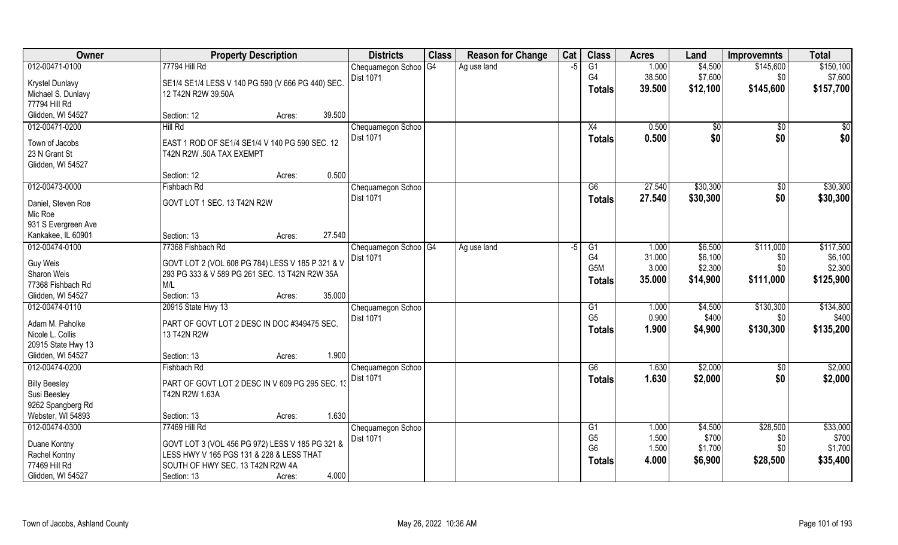| Owner | Property Description | | | Districts | Class | Reason for Change | Cat | Class | Acres | Land | Improvemnts | Total |
|---|---|---|---|---|---|---|---|---|---|---|---|---|
| 012-00471-0100 | 77794 Hill Rd | | | Chequamegon Schoo | G4 | Ag use land | -5 | G1 | 1.000 | $4,500 | $145,600 | $150,100 |
| Krystel Dunlavy | SE1/4 SE1/4 LESS V 140 PG 590 (V 666 PG 440) SEC. | | | Dist 1071 | | | | G4 | 38.500 | $7,600 | $0 | $7,600 |
| Michael S. Dunlavy | 12 T42N R2W 39.50A | | | | | | | **Totals** | **39.500** | **$12,100** | **$145,600** | **$157,700** |
| 77794 Hill Rd | | | | | | | | | | | | |
| Glidden, WI 54527 | Section: 12 | Acres: | 39.500 | | | | | | | | | |
| 012-00471-0200 | Hill Rd | | | Chequamegon Schoo | | | | X4 | 0.500 | $0 | $0 | $0 |
| Town of Jacobs | EAST 1 ROD OF SE1/4 SE1/4 V 140 PG 590 SEC. 12 | | | Dist 1071 | | | | **Totals** | **0.500** | **$0** | **$0** | **$0** |
| 23 N Grant St | T42N R2W .50A TAX EXEMPT | | | | | | | | | | | |
| Glidden, WI 54527 | | | | | | | | | | | | |
| | Section: 12 | Acres: | 0.500 | | | | | | | | | |
| 012-00473-0000 | Fishbach Rd | | | Chequamegon Schoo | | | | G6 | 27.540 | $30,300 | $0 | $30,300 |
| Daniel, Steven Roe | GOVT LOT 1 SEC. 13 T42N R2W | | | Dist 1071 | | | | **Totals** | **27.540** | **$30,300** | **$0** | **$30,300** |
| Mic Roe | | | | | | | | | | | | |
| 931 S Evergreen Ave | | | | | | | | | | | | |
| Kankakee, IL 60901 | Section: 13 | Acres: | 27.540 | | | | | | | | | |
| 012-00474-0100 | 77368 Fishbach Rd | | | Chequamegon Schoo | G4 | Ag use land | -5 | G1 | 1.000 | $6,500 | $111,000 | $117,500 |
| Guy Weis | GOVT LOT 2 (VOL 608 PG 784) LESS V 185 P 321 & V | | | Dist 1071 | | | | G4 | 31.000 | $6,100 | $0 | $6,100 |
| Sharon Weis | 293 PG 333 & V 589 PG 261 SEC. 13 T42N R2W 35A | | | | | | | G5M | 3.000 | $2,300 | $0 | $2,300 |
| 77368 Fishbach Rd | M/L | | | | | | | **Totals** | **35.000** | **$14,900** | **$111,000** | **$125,900** |
| Glidden, WI 54527 | Section: 13 | Acres: | 35.000 | | | | | | | | | |
| 012-00474-0110 | 20915 State Hwy 13 | | | Chequamegon Schoo | | | | G1 | 1.000 | $4,500 | $130,300 | $134,800 |
| Adam M. Paholke | PART OF GOVT LOT 2 DESC IN DOC #349475 SEC. | | | Dist 1071 | | | | G5 | 0.900 | $400 | $0 | $400 |
| Nicole L. Collis | 13 T42N R2W | | | | | | | **Totals** | **1.900** | **$4,900** | **$130,300** | **$135,200** |
| 20915 State Hwy 13 | | | | | | | | | | | | |
| Glidden, WI 54527 | Section: 13 | Acres: | 1.900 | | | | | | | | | |
| 012-00474-0200 | Fishbach Rd | | | Chequamegon Schoo | | | | G6 | 1.630 | $2,000 | $0 | $2,000 |
| Billy Beesley | PART OF GOVT LOT 2 DESC IN V 609 PG 295 SEC. 13 | | | Dist 1071 | | | | **Totals** | **1.630** | **$2,000** | **$0** | **$2,000** |
| Susi Beesley | T42N R2W 1.63A | | | | | | | | | | | |
| 9262 Spangberg Rd | | | | | | | | | | | | |
| Webster, WI 54893 | Section: 13 | Acres: | 1.630 | | | | | | | | | |
| 012-00474-0300 | 77469 Hill Rd | | | Chequamegon Schoo | | | | G1 | 1.000 | $4,500 | $28,500 | $33,000 |
| Duane Kontny | GOVT LOT 3 (VOL 456 PG 972) LESS V 185 PG 321 & | | | Dist 1071 | | | | G5 | 1.500 | $700 | $0 | $700 |
| Rachel Kontny | LESS HWY V 165 PGS 131 & 228 & LESS THAT | | | | | | | G6 | 1.500 | $1,700 | $0 | $1,700 |
| 77469 Hill Rd | SOUTH OF HWY SEC. 13 T42N R2W 4A | | | | | | | **Totals** | **4.000** | **$6,900** | **$28,500** | **$35,400** |
| Glidden, WI 54527 | Section: 13 | Acres: | 4.000 | | | | | | | | | |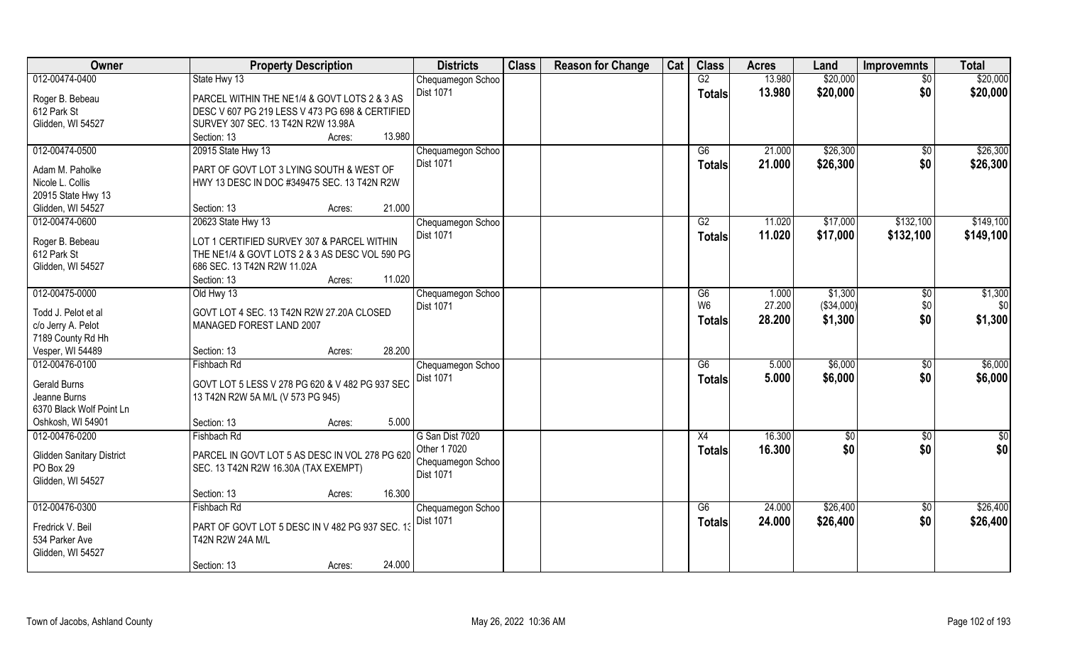| Owner | Property Description | Districts | Class | Reason for Change | Cat | Class | Acres | Land | Improvemnts | Total |
|---|---|---|---|---|---|---|---|---|---|---|
| 012-00474-0400<br>Roger B. Bebeau<br>612 Park St<br>Glidden, WI 54527 | State Hwy 13<br>PARCEL WITHIN THE NE1/4 & GOVT LOTS 2 & 3 AS DESC V 607 PG 219 LESS V 473 PG 698 & CERTIFIED SURVEY 307 SEC. 13 T42N R2W 13.98A<br>Section: 13 Acres: 13.980 | Chequamegon Schoo Dist 1071 | | | | G2<br>**Totals** | 13.980<br>**13.980** | \$20,000<br>**\$20,000** | \$0<br>**\$0** | \$20,000<br>**\$20,000** |
| 012-00474-0500<br>Adam M. Paholke<br>Nicole L. Collis<br>20915 State Hwy 13<br>Glidden, WI 54527 | 20915 State Hwy 13<br>PART OF GOVT LOT 3 LYING SOUTH & WEST OF HWY 13 DESC IN DOC #349475 SEC. 13 T42N R2W<br>Section: 13 Acres: 21.000 | Chequamegon Schoo Dist 1071 | | | | G6<br>**Totals** | 21.000<br>**21.000** | \$26,300<br>**\$26,300** | \$0<br>**\$0** | \$26,300<br>**\$26,300** |
| 012-00474-0600<br>Roger B. Bebeau<br>612 Park St<br>Glidden, WI 54527 | 20623 State Hwy 13<br>LOT 1 CERTIFIED SURVEY 307 & PARCEL WITHIN THE NE1/4 & GOVT LOTS 2 & 3 AS DESC VOL 590 PG 686 SEC. 13 T42N R2W 11.02A<br>Section: 13 Acres: 11.020 | Chequamegon Schoo Dist 1071 | | | | G2<br>**Totals** | 11.020<br>**11.020** | \$17,000<br>**\$17,000** | \$132,100<br>**\$132,100** | \$149,100<br>**\$149,100** |
| 012-00475-0000<br>Todd J. Pelot et al<br>c/o Jerry A. Pelot<br>7189 County Rd Hh<br>Vesper, WI 54489 | Old Hwy 13<br>GOVT LOT 4 SEC. 13 T42N R2W 27.20A CLOSED MANAGED FOREST LAND 2007<br>Section: 13 Acres: 28.200 | Chequamegon Schoo Dist 1071 | | | | G6<br>W6<br>**Totals** | 1.000<br>27.200<br>**28.200** | \$1,300<br>(\$34,000)<br>**\$1,300** | \$0<br>\$0<br>**\$0** | \$1,300<br>\$0<br>**\$1,300** |
| 012-00476-0100<br>Gerald Burns<br>Jeanne Burns<br>6370 Black Wolf Point Ln<br>Oshkosh, WI 54901 | Fishbach Rd<br>GOVT LOT 5 LESS V 278 PG 620 & V 482 PG 937 SEC 13 T42N R2W 5A M/L (V 573 PG 945)<br>Section: 13 Acres: 5.000 | Chequamegon Schoo Dist 1071 | | | | G6<br>**Totals** | 5.000<br>**5.000** | \$6,000<br>**\$6,000** | \$0<br>**\$0** | \$6,000<br>**\$6,000** |
| 012-00476-0200<br>Glidden Sanitary District<br>PO Box 29<br>Glidden, WI 54527 | Fishbach Rd<br>PARCEL IN GOVT LOT 5 AS DESC IN VOL 278 PG 620 SEC. 13 T42N R2W 16.30A (TAX EXEMPT)<br>Section: 13 Acres: 16.300 | G San Dist 7020<br>Other 1 7020<br>Chequamegon Schoo Dist 1071 | | | | X4<br>**Totals** | 16.300<br>**16.300** | \$0<br>**\$0** | \$0<br>**\$0** | \$0<br>**\$0** |
| 012-00476-0300<br>Fredrick V. Beil<br>534 Parker Ave<br>Glidden, WI 54527 | Fishbach Rd<br>PART OF GOVT LOT 5 DESC IN V 482 PG 937 SEC. 13 T42N R2W 24A M/L<br>Section: 13 Acres: 24.000 | Chequamegon Schoo Dist 1071 | | | | G6<br>**Totals** | 24.000<br>**24.000** | \$26,400<br>**\$26,400** | \$0<br>**\$0** | \$26,400<br>**\$26,400** |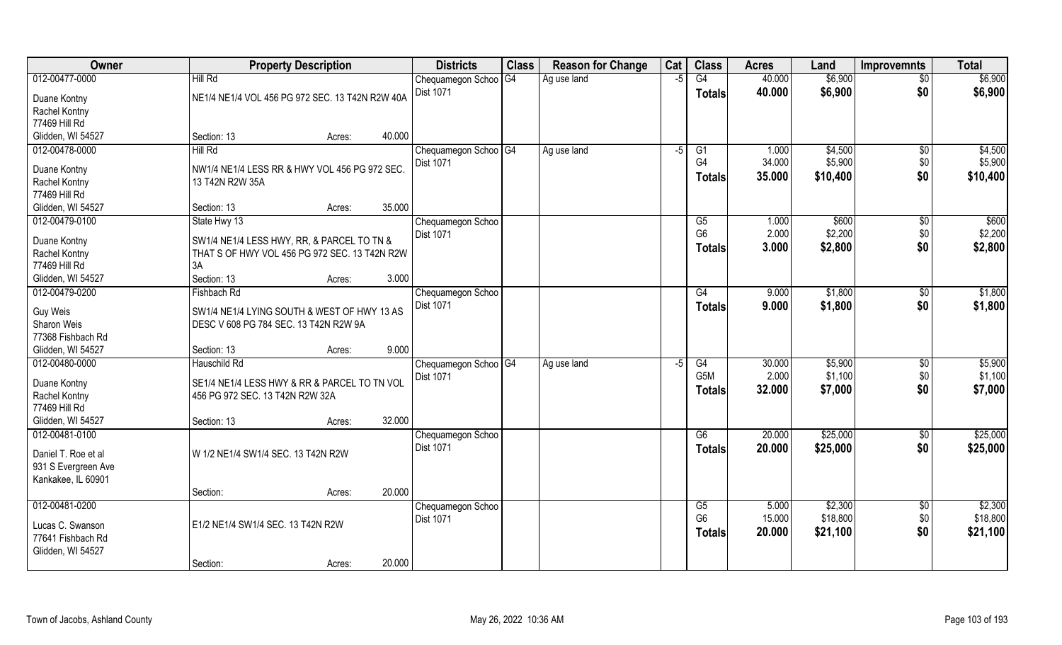| Owner | Property Description | | | Districts | Class | Reason for Change | Cat | Class | Acres | Land | Improvemnts | Total |
|---|---|---|---|---|---|---|---|---|---|---|---|---|
| 012-00477-0000 | Hill Rd | | | Chequamegon Schoo | G4 | Ag use land | -5 | G4 | 40.000 | $6,900 | $0 | $6,900 |
| Duane Kontny | NE1/4 NE1/4 VOL 456 PG 972 SEC. 13 T42N R2W 40A | | | Dist 1071 | | | | **Totals** | **40.000** | **$6,900** | **$0** | **$6,900** |
| Rachel Kontny | | | | | | | | | | | | |
| 77469 Hill Rd | | | | | | | | | | | | |
| Glidden, WI 54527 | Section: 13 | Acres: | 40.000 | | | | | | | | | |
| 012-00478-0000 | Hill Rd | | | Chequamegon Schoo | G4 | Ag use land | -5 | G1 | 1.000 | $4,500 | $0 | $4,500 |
| Duane Kontny | NW1/4 NE1/4 LESS RR & HWY VOL 456 PG 972 SEC. 13 T42N R2W 35A | | | Dist 1071 | | | | G4 | 34.000 | $5,900 | $0 | $5,900 |
| Rachel Kontny | | | | | | | | **Totals** | **35.000** | **$10,400** | **$0** | **$10,400** |
| 77469 Hill Rd | | | | | | | | | | | | |
| Glidden, WI 54527 | Section: 13 | Acres: | 35.000 | | | | | | | | | |
| 012-00479-0100 | State Hwy 13 | | | Chequamegon Schoo | | | | G5 | 1.000 | $600 | $0 | $600 |
| Duane Kontny | SW1/4 NE1/4 LESS HWY, RR, & PARCEL TO TN & THAT S OF HWY VOL 456 PG 972 SEC. 13 T42N R2W 3A | | | Dist 1071 | | | | G6 | 2.000 | $2,200 | $0 | $2,200 |
| Rachel Kontny | | | | | | | | **Totals** | **3.000** | **$2,800** | **$0** | **$2,800** |
| 77469 Hill Rd | | | | | | | | | | | | |
| Glidden, WI 54527 | Section: 13 | Acres: | 3.000 | | | | | | | | | |
| 012-00479-0200 | Fishbach Rd | | | Chequamegon Schoo | | | | G4 | 9.000 | $1,800 | $0 | $1,800 |
| Guy Weis | SW1/4 NE1/4 LYING SOUTH & WEST OF HWY 13 AS DESC V 608 PG 784 SEC. 13 T42N R2W 9A | | | Dist 1071 | | | | **Totals** | **9.000** | **$1,800** | **$0** | **$1,800** |
| Sharon Weis | | | | | | | | | | | | |
| 77368 Fishbach Rd | | | | | | | | | | | | |
| Glidden, WI 54527 | Section: 13 | Acres: | 9.000 | | | | | | | | | |
| 012-00480-0000 | Hauschild Rd | | | Chequamegon Schoo | G4 | Ag use land | -5 | G4 | 30.000 | $5,900 | $0 | $5,900 |
| Duane Kontny | SE1/4 NE1/4 LESS HWY & RR & PARCEL TO TN VOL 456 PG 972 SEC. 13 T42N R2W 32A | | | Dist 1071 | | | | G5M | 2.000 | $1,100 | $0 | $1,100 |
| Rachel Kontny | | | | | | | | **Totals** | **32.000** | **$7,000** | **$0** | **$7,000** |
| 77469 Hill Rd | | | | | | | | | | | | |
| Glidden, WI 54527 | Section: 13 | Acres: | 32.000 | | | | | | | | | |
| 012-00481-0100 | | | | Chequamegon Schoo | | | | G6 | 20.000 | $25,000 | $0 | $25,000 |
| Daniel T. Roe et al | W 1/2 NE1/4 SW1/4 SEC. 13 T42N R2W | | | Dist 1071 | | | | **Totals** | **20.000** | **$25,000** | **$0** | **$25,000** |
| 931 S Evergreen Ave | | | | | | | | | | | | |
| Kankakee, IL 60901 | | | | | | | | | | | | |
| | Section: | Acres: | 20.000 | | | | | | | | | |
| 012-00481-0200 | | | | Chequamegon Schoo | | | | G5 | 5.000 | $2,300 | $0 | $2,300 |
| Lucas C. Swanson | E1/2 NE1/4 SW1/4 SEC. 13 T42N R2W | | | Dist 1071 | | | | G6 | 15.000 | $18,800 | $0 | $18,800 |
| 77641 Fishbach Rd | | | | | | | | **Totals** | **20.000** | **$21,100** | **$0** | **$21,100** |
| Glidden, WI 54527 | | | | | | | | | | | | |
| | Section: | Acres: | 20.000 | | | | | | | | | |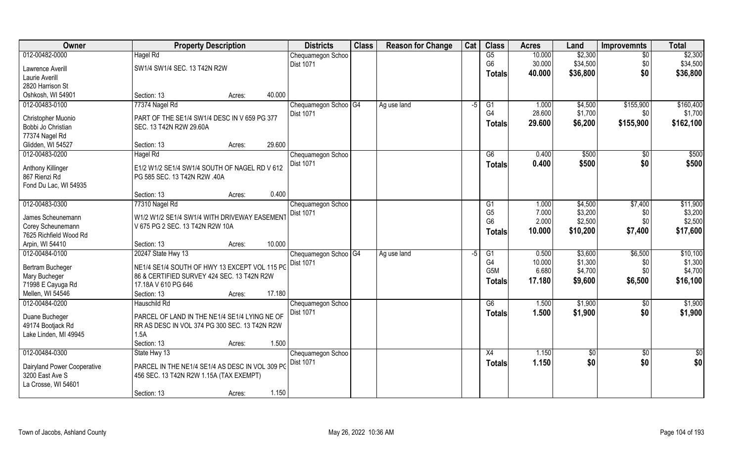| Owner | Property Description | | | Districts | Class | Reason for Change | Cat | Class | Acres | Land | Improvemnts | Total |
|---|---|---|---|---|---|---|---|---|---|---|---|---|
| 012-00482-0000 | Hagel Rd | | | Chequamegon Schoo | | | | G5 | 10.000 | $2,300 | $0 | $2,300 |
| Lawrence Averill | SW1/4 SW1/4 SEC. 13 T42N R2W | | | Dist 1071 | | | | G6 | 30.000 | $34,500 | $0 | $34,500 |
| Laurie Averill | | | | | | | | **Totals** | **40.000** | **$36,800** | **$0** | **$36,800** |
| 2820 Harrison St | | | | | | | | | | | | |
| Oshkosh, WI 54901 | Section: 13 | Acres: | 40.000 | | | | | | | | | |
| 012-00483-0100 | 77374 Nagel Rd | | | Chequamegon Schoo | G4 | Ag use land | -5 | G1 | 1.000 | $4,500 | $155,900 | $160,400 |
| Christopher Muonio | PART OF THE SE1/4 SW1/4 DESC IN V 659 PG 377 | | | Dist 1071 | | | | G4 | 28.600 | $1,700 | $0 | $1,700 |
| Bobbi Jo Christian | SEC. 13 T42N R2W 29.60A | | | | | | | **Totals** | **29.600** | **$6,200** | **$155,900** | **$162,100** |
| 77374 Nagel Rd | | | | | | | | | | | | |
| Glidden, WI 54527 | Section: 13 | Acres: | 29.600 | | | | | | | | | |
| 012-00483-0200 | Hagel Rd | | | Chequamegon Schoo | | | | G6 | 0.400 | $500 | $0 | $500 |
| Anthony Killinger | E1/2 W1/2 SE1/4 SW1/4 SOUTH OF NAGEL RD V 612 | | | Dist 1071 | | | | **Totals** | **0.400** | **$500** | **$0** | **$500** |
| 867 Rienzi Rd | PG 585 SEC. 13 T42N R2W .40A | | | | | | | | | | | |
| Fond Du Lac, WI 54935 | | | | | | | | | | | | |
| | Section: 13 | Acres: | 0.400 | | | | | | | | | |
| 012-00483-0300 | 77310 Nagel Rd | | | Chequamegon Schoo | | | | G1 | 1.000 | $4,500 | $7,400 | $11,900 |
| James Scheunemann | W1/2 W1/2 SE1/4 SW1/4 WITH DRIVEWAY EASEMENT | | | Dist 1071 | | | | G5 | 7.000 | $3,200 | $0 | $3,200 |
| Corey Scheunemann | V 675 PG 2 SEC. 13 T42N R2W 10A | | | | | | | G6 | 2.000 | $2,500 | $0 | $2,500 |
| 7625 Richfield Wood Rd | | | | | | | | **Totals** | **10.000** | **$10,200** | **$7,400** | **$17,600** |
| Arpin, WI 54410 | Section: 13 | Acres: | 10.000 | | | | | | | | | |
| 012-00484-0100 | 20247 State Hwy 13 | | | Chequamegon Schoo | G4 | Ag use land | -5 | G1 | 0.500 | $3,600 | $6,500 | $10,100 |
| Bertram Bucheger | NE1/4 SE1/4 SOUTH OF HWY 13 EXCEPT VOL 115 PG | | | Dist 1071 | | | | G4 | 10.000 | $1,300 | $0 | $1,300 |
| Mary Bucheger | 86 & CERTIFIED SURVEY 424 SEC. 13 T42N R2W | | | | | | | G5M | 6.680 | $4,700 | $0 | $4,700 |
| 71998 E Cayuga Rd | 17.18A V 610 PG 646 | | | | | | | **Totals** | **17.180** | **$9,600** | **$6,500** | **$16,100** |
| Mellen, WI 54546 | Section: 13 | Acres: | 17.180 | | | | | | | | | |
| 012-00484-0200 | Hauschild Rd | | | Chequamegon Schoo | | | | G6 | 1.500 | $1,900 | $0 | $1,900 |
| Duane Bucheger | PARCEL OF LAND IN THE NE1/4 SE1/4 LYING NE OF | | | Dist 1071 | | | | **Totals** | **1.500** | **$1,900** | **$0** | **$1,900** |
| 49174 Bootjack Rd | RR AS DESC IN VOL 374 PG 300 SEC. 13 T42N R2W | | | | | | | | | | | |
| Lake Linden, MI 49945 | 1.5A | | | | | | | | | | | |
| | Section: 13 | Acres: | 1.500 | | | | | | | | | |
| 012-00484-0300 | State Hwy 13 | | | Chequamegon Schoo | | | | X4 | 1.150 | $0 | $0 | $0 |
| Dairyland Power Cooperative | PARCEL IN THE NE1/4 SE1/4 AS DESC IN VOL 309 PG | | | Dist 1071 | | | | **Totals** | **1.150** | **$0** | **$0** | **$0** |
| 3200 East Ave S | 456 SEC. 13 T42N R2W 1.15A (TAX EXEMPT) | | | | | | | | | | | |
| La Crosse, WI 54601 | | | | | | | | | | | | |
| | Section: 13 | Acres: | 1.150 | | | | | | | | | |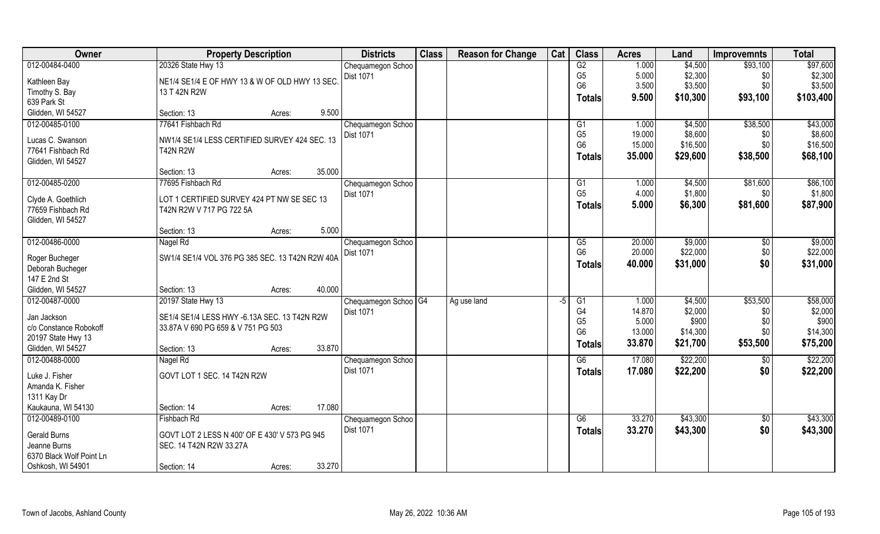| Owner | Property Description | | Districts | Class | Reason for Change | Cat | Class | Acres | Land | Improvemnts | Total |
|---|---|---|---|---|---|---|---|---|---|---|---|
| 012-00484-0400 | 20326 State Hwy 13 | | Chequamegon Schoo | | | | G2 | 1.000 | $4,500 | $93,100 | $97,600 |
| Kathleen Bay | NE1/4 SE1/4 E OF HWY 13 & W OF OLD HWY 13 SEC. 13 T 42N R2W | | Dist 1071 | | | | G5 | 5.000 | $2,300 | $0 | $2,300 |
| Timothy S. Bay | | | | | | | G6 | 3.500 | $3,500 | $0 | $3,500 |
| 639 Park St | | | | | | | Totals | 9.500 | $10,300 | $93,100 | $103,400 |
| Glidden, WI 54527 | Section: 13 | Acres: 9.500 | | | | | | | | | |
| 012-00485-0100 | 77641 Fishbach Rd | | Chequamegon Schoo | | | | G1 | 1.000 | $4,500 | $38,500 | $43,000 |
| Lucas C. Swanson | NW1/4 SE1/4 LESS CERTIFIED SURVEY 424 SEC. 13 T42N R2W | | Dist 1071 | | | | G5 | 19.000 | $8,600 | $0 | $8,600 |
| 77641 Fishbach Rd | | | | | | | G6 | 15.000 | $16,500 | $0 | $16,500 |
| Glidden, WI 54527 | | | | | | | Totals | 35.000 | $29,600 | $38,500 | $68,100 |
| | Section: 13 | Acres: 35.000 | | | | | | | | | |
| 012-00485-0200 | 77695 Fishbach Rd | | Chequamegon Schoo | | | | G1 | 1.000 | $4,500 | $81,600 | $86,100 |
| Clyde A. Goethlich | LOT 1 CERTIFIED SURVEY 424 PT NW SE SEC 13 T42N R2W V 717 PG 722 5A | | Dist 1071 | | | | G5 | 4.000 | $1,800 | $0 | $1,800 |
| 77659 Fishbach Rd | | | | | | | Totals | 5.000 | $6,300 | $81,600 | $87,900 |
| Glidden, WI 54527 | | | | | | | | | | | |
| | Section: 13 | Acres: 5.000 | | | | | | | | | |
| 012-00486-0000 | Nagel Rd | | Chequamegon Schoo | | | | G5 | 20.000 | $9,000 | $0 | $9,000 |
| Roger Bucheger | SW1/4 SE1/4 VOL 376 PG 385 SEC. 13 T42N R2W 40A | | Dist 1071 | | | | G6 | 20.000 | $22,000 | $0 | $22,000 |
| Deborah Bucheger | | | | | | | Totals | 40.000 | $31,000 | $0 | $31,000 |
| 147 E 2nd St | | | | | | | | | | | |
| Glidden, WI 54527 | Section: 13 | Acres: 40.000 | | | | | | | | | |
| 012-00487-0000 | 20197 State Hwy 13 | | Chequamegon Schoo | G4 | Ag use land | -5 | G1 | 1.000 | $4,500 | $53,500 | $58,000 |
| Jan Jackson | SE1/4 SE1/4 LESS HWY -6.13A SEC. 13 T42N R2W 33.87A V 690 PG 659 & V 751 PG 503 | | Dist 1071 | | | | G4 | 14.870 | $2,000 | $0 | $2,000 |
| c/o Constance Robokoff | | | | | | | G5 | 5.000 | $900 | $0 | $900 |
| 20197 State Hwy 13 | | | | | | | G6 | 13.000 | $14,300 | $0 | $14,300 |
| Glidden, WI 54527 | Section: 13 | Acres: 33.870 | | | | | Totals | 33.870 | $21,700 | $53,500 | $75,200 |
| 012-00488-0000 | Nagel Rd | | Chequamegon Schoo | | | | G6 | 17.080 | $22,200 | $0 | $22,200 |
| Luke J. Fisher | GOVT LOT 1 SEC. 14 T42N R2W | | Dist 1071 | | | | Totals | 17.080 | $22,200 | $0 | $22,200 |
| Amanda K. Fisher | | | | | | | | | | | |
| 1311 Kay Dr | | | | | | | | | | | |
| Kaukauna, WI 54130 | Section: 14 | Acres: 17.080 | | | | | | | | | |
| 012-00489-0100 | Fishbach Rd | | Chequamegon Schoo | | | | G6 | 33.270 | $43,300 | $0 | $43,300 |
| Gerald Burns | GOVT LOT 2 LESS N 400' OF E 430' V 573 PG 945 SEC. 14 T42N R2W 33.27A | | Dist 1071 | | | | Totals | 33.270 | $43,300 | $0 | $43,300 |
| Jeanne Burns | | | | | | | | | | | |
| 6370 Black Wolf Point Ln | | | | | | | | | | | |
| Oshkosh, WI 54901 | Section: 14 | Acres: 33.270 | | | | | | | | | |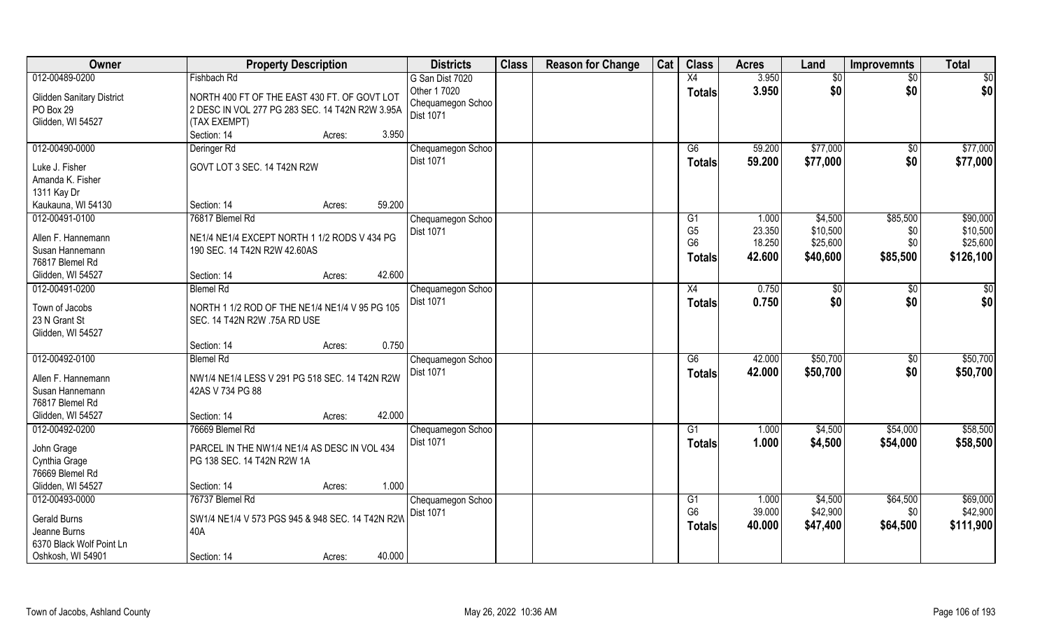| Owner | Property Description | Districts | Class | Reason for Change | Cat | Class | Acres | Land | Improvemnts | Total |
|---|---|---|---|---|---|---|---|---|---|---|
| 012-00489-0200 | Fishbach Rd | G San Dist 7020 | | | | X4 | 3.950 | $0 | $0 | $0 |
| Glidden Sanitary District<br>PO Box 29<br>Glidden, WI 54527 | NORTH 400 FT OF THE EAST 430 FT. OF GOVT LOT 2 DESC IN VOL 277 PG 283 SEC. 14 T42N R2W 3.95A (TAX EXEMPT)<br>Section: 14 Acres: 3.950 | Other 1 7020<br>Chequamegon Schoo<br>Dist 1071 | | | | Totals | 3.950 | $0 | $0 | $0 |
| 012-00490-0000 | Deringer Rd | Chequamegon Schoo | | | | G6 | 59.200 | $77,000 | $0 | $77,000 |
| Luke J. Fisher<br>Amanda K. Fisher<br>1311 Kay Dr<br>Kaukauna, WI 54130 | GOVT LOT 3 SEC. 14 T42N R2W<br>Section: 14 Acres: 59.200 | Dist 1071 | | | | Totals | 59.200 | $77,000 | $0 | $77,000 |
| 012-00491-0100 | 76817 Blemel Rd | Chequamegon Schoo | | | | G1 | 1.000 | $4,500 | $85,500 | $90,000 |
| | | Dist 1071 | | | | G5 | 23.350 | $10,500 | $0 | $10,500 |
| Allen F. Hannemann<br>Susan Hannemann<br>76817 Blemel Rd<br>Glidden, WI 54527 | NE1/4 NE1/4 EXCEPT NORTH 1 1/2 RODS V 434 PG 190 SEC. 14 T42N R2W 42.60AS<br>Section: 14 Acres: 42.600 | | | | | G6 | 18.250 | $25,600 | $0 | $25,600 |
| | | | | | | Totals | 42.600 | $40,600 | $85,500 | $126,100 |
| 012-00491-0200 | Blemel Rd | Chequamegon Schoo | | | | X4 | 0.750 | $0 | $0 | $0 |
| Town of Jacobs<br>23 N Grant St<br>Glidden, WI 54527 | NORTH 1 1/2 ROD OF THE NE1/4 NE1/4 V 95 PG 105 SEC. 14 T42N R2W .75A RD USE<br>Section: 14 Acres: 0.750 | Dist 1071 | | | | Totals | 0.750 | $0 | $0 | $0 |
| 012-00492-0100 | Blemel Rd | Chequamegon Schoo | | | | G6 | 42.000 | $50,700 | $0 | $50,700 |
| Allen F. Hannemann<br>Susan Hannemann<br>76817 Blemel Rd<br>Glidden, WI 54527 | NW1/4 NE1/4 LESS V 291 PG 518 SEC. 14 T42N R2W 42AS V 734 PG 88<br>Section: 14 Acres: 42.000 | Dist 1071 | | | | Totals | 42.000 | $50,700 | $0 | $50,700 |
| 012-00492-0200 | 76669 Blemel Rd | Chequamegon Schoo | | | | G1 | 1.000 | $4,500 | $54,000 | $58,500 |
| John Grage<br>Cynthia Grage<br>76669 Blemel Rd<br>Glidden, WI 54527 | PARCEL IN THE NW1/4 NE1/4 AS DESC IN VOL 434 PG 138 SEC. 14 T42N R2W 1A<br>Section: 14 Acres: 1.000 | Dist 1071 | | | | Totals | 1.000 | $4,500 | $54,000 | $58,500 |
| 012-00493-0000 | 76737 Blemel Rd | Chequamegon Schoo | | | | G1 | 1.000 | $4,500 | $64,500 | $69,000 |
| | | Dist 1071 | | | | G6 | 39.000 | $42,900 | $0 | $42,900 |
| Gerald Burns<br>Jeanne Burns<br>6370 Black Wolf Point Ln<br>Oshkosh, WI 54901 | SW1/4 NE1/4 V 573 PGS 945 & 948 SEC. 14 T42N R2W 40A<br>Section: 14 Acres: 40.000 | | | | | Totals | 40.000 | $47,400 | $64,500 | $111,900 |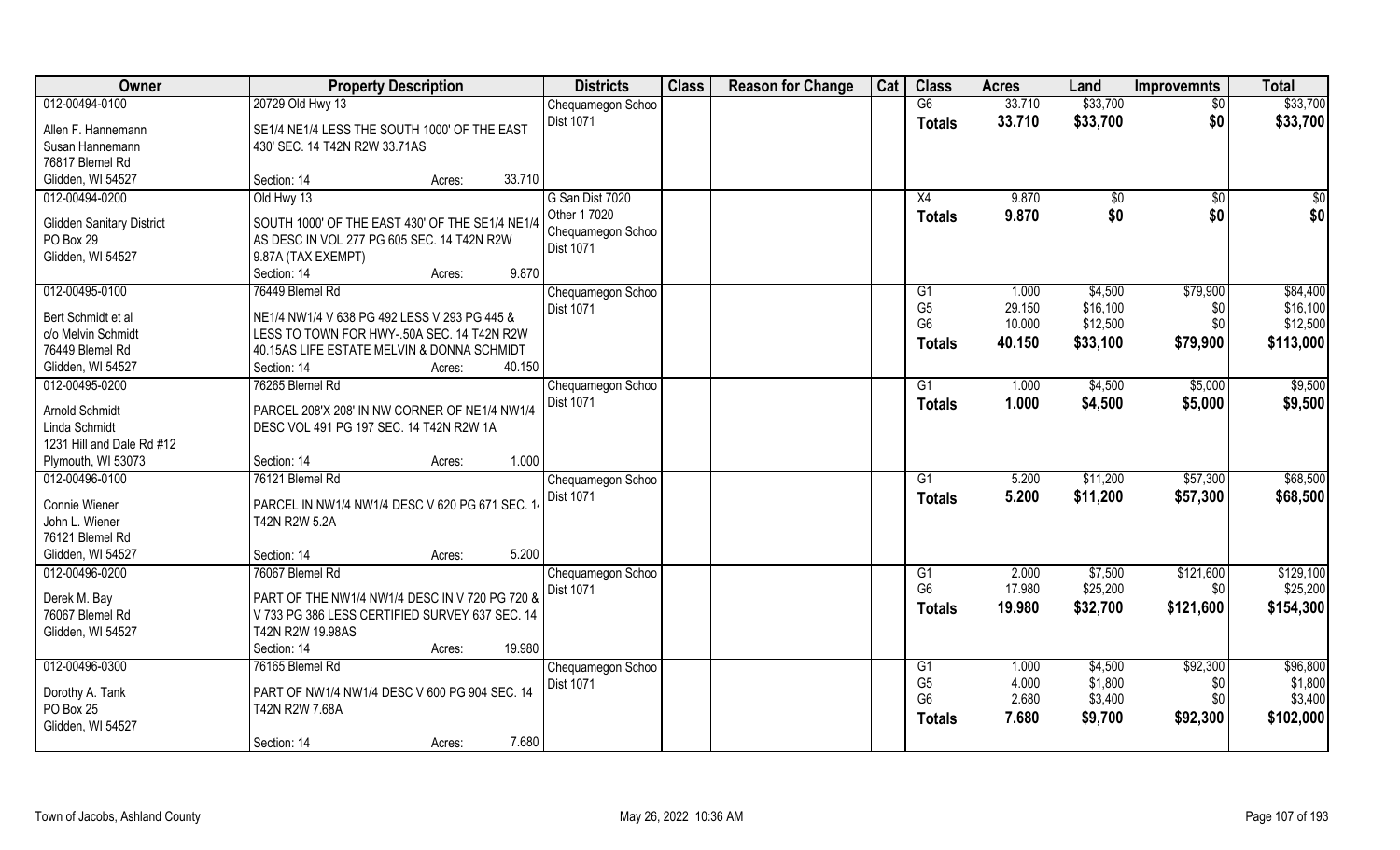| Owner | Property Description | Districts | Class | Reason for Change | Cat | Class | Acres | Land | Improvemnts | Total |
|---|---|---|---|---|---|---|---|---|---|---|
| 012-00494-0100<br>Allen F. Hannemann<br>Susan Hannemann<br>76817 Blemel Rd<br>Glidden, WI 54527 | 20729 Old Hwy 13<br>SE1/4 NE1/4 LESS THE SOUTH 1000' OF THE EAST 430' SEC. 14 T42N R2W 33.71AS<br>Section: 14 Acres: 33.710 | Chequamegon Schoo<br>Dist 1071 | | | | G6<br>**Totals** | 33.710<br>**33.710** | $33,700<br>**$33,700** | $0<br>**$0** | $33,700<br>**$33,700** |
| 012-00494-0200<br>Glidden Sanitary District<br>PO Box 29<br>Glidden, WI 54527 | Old Hwy 13<br>SOUTH 1000' OF THE EAST 430' OF THE SE1/4 NE1/4 AS DESC IN VOL 277 PG 605 SEC. 14 T42N R2W 9.87A (TAX EXEMPT)<br>Section: 14 Acres: 9.870 | G San Dist 7020<br>Other 1 7020<br>Chequamegon Schoo<br>Dist 1071 | | | | X4<br>**Totals** | 9.870<br>**9.870** | $0<br>**$0** | $0<br>**$0** | $0<br>**$0** |
| 012-00495-0100<br>Bert Schmidt et al<br>c/o Melvin Schmidt<br>76449 Blemel Rd<br>Glidden, WI 54527 | 76449 Blemel Rd<br>NE1/4 NW1/4 V 638 PG 492 LESS V 293 PG 445 & LESS TO TOWN FOR HWY-.50A SEC. 14 T42N R2W 40.15AS LIFE ESTATE MELVIN & DONNA SCHMIDT<br>Section: 14 Acres: 40.150 | Chequamegon Schoo<br>Dist 1071 | | | | G1<br>G5<br>G6<br>**Totals** | 1.000<br>29.150<br>10.000<br>**40.150** | $4,500<br>$16,100<br>$12,500<br>**$33,100** | $79,900<br>$0<br>$0<br>**$79,900** | $84,400<br>$16,100<br>$12,500<br>**$113,000** |
| 012-00495-0200<br>Arnold Schmidt<br>Linda Schmidt<br>1231 Hill and Dale Rd #12<br>Plymouth, WI 53073 | 76265 Blemel Rd<br>PARCEL 208'X 208' IN NW CORNER OF NE1/4 NW1/4 DESC VOL 491 PG 197 SEC. 14 T42N R2W 1A<br>Section: 14 Acres: 1.000 | Chequamegon Schoo<br>Dist 1071 | | | | G1<br>**Totals** | 1.000<br>**1.000** | $4,500<br>**$4,500** | $5,000<br>**$5,000** | $9,500<br>**$9,500** |
| 012-00496-0100<br>Connie Wiener<br>John L. Wiener<br>76121 Blemel Rd<br>Glidden, WI 54527 | 76121 Blemel Rd<br>PARCEL IN NW1/4 NW1/4 DESC V 620 PG 671 SEC. 14 T42N R2W 5.2A<br>Section: 14 Acres: 5.200 | Chequamegon Schoo<br>Dist 1071 | | | | G1<br>**Totals** | 5.200<br>**5.200** | $11,200<br>**$11,200** | $57,300<br>**$57,300** | $68,500<br>**$68,500** |
| 012-00496-0200<br>Derek M. Bay<br>76067 Blemel Rd<br>Glidden, WI 54527 | 76067 Blemel Rd<br>PART OF THE NW1/4 NW1/4 DESC IN V 720 PG 720 & V 733 PG 386 LESS CERTIFIED SURVEY 637 SEC. 14 T42N R2W 19.98AS<br>Section: 14 Acres: 19.980 | Chequamegon Schoo<br>Dist 1071 | | | | G1<br>G6<br>**Totals** | 2.000<br>17.980<br>**19.980** | $7,500<br>$25,200<br>**$32,700** | $121,600<br>$0<br>**$121,600** | $129,100<br>$25,200<br>**$154,300** |
| 012-00496-0300<br>Dorothy A. Tank<br>PO Box 25<br>Glidden, WI 54527 | 76165 Blemel Rd<br>PART OF NW1/4 NW1/4 DESC V 600 PG 904 SEC. 14 T42N R2W 7.68A<br>Section: 14 Acres: 7.680 | Chequamegon Schoo<br>Dist 1071 | | | | G1<br>G5<br>G6<br>**Totals** | 1.000<br>4.000<br>2.680<br>**7.680** | $4,500<br>$1,800<br>$3,400<br>**$9,700** | $92,300<br>$0<br>$0<br>**$92,300** | $96,800<br>$1,800<br>$3,400<br>**$102,000** |

Town of Jacobs, Ashland County — May 26, 2022 10:36 AM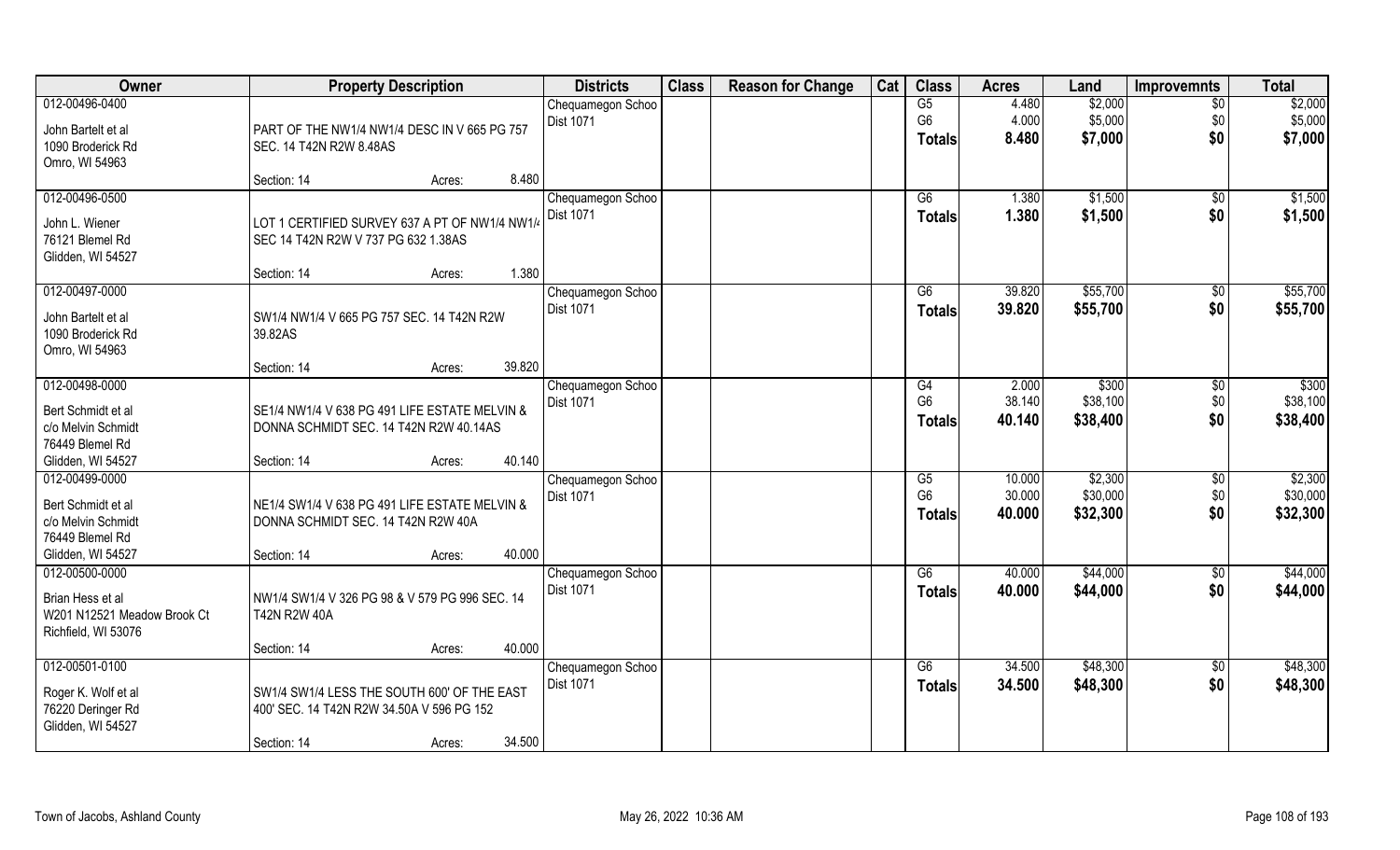| Owner | Property Description | Districts | Class | Reason for Change | Cat | Class | Acres | Land | Improvemnts | Total |
|---|---|---|---|---|---|---|---|---|---|---|
| 012-00496-0400<br>John Bartelt et al<br>1090 Broderick Rd<br>Omro, WI 54963 | PART OF THE NW1/4 NW1/4 DESC IN V 665 PG 757 SEC. 14 T42N R2W 8.48AS<br>Section: 14 Acres: 8.480 | Chequamegon Schoo<br>Dist 1071 | | | | G5<br>G6<br>**Totals** | 4.480<br>4.000<br>**8.480** | \$2,000<br>\$5,000<br>**\$7,000** | \$0<br>\$0<br>**\$0** | \$2,000<br>\$5,000<br>**\$7,000** |
| 012-00496-0500<br>John L. Wiener<br>76121 Blemel Rd<br>Glidden, WI 54527 | LOT 1 CERTIFIED SURVEY 637 A PT OF NW1/4 NW1/4 SEC 14 T42N R2W V 737 PG 632 1.38AS<br>Section: 14 Acres: 1.380 | Chequamegon Schoo<br>Dist 1071 | | | | G6<br>**Totals** | 1.380<br>**1.380** | \$1,500<br>**\$1,500** | \$0<br>**\$0** | \$1,500<br>**\$1,500** |
| 012-00497-0000<br>John Bartelt et al<br>1090 Broderick Rd<br>Omro, WI 54963 | SW1/4 NW1/4 V 665 PG 757 SEC. 14 T42N R2W 39.82AS<br>Section: 14 Acres: 39.820 | Chequamegon Schoo<br>Dist 1071 | | | | G6<br>**Totals** | 39.820<br>**39.820** | \$55,700<br>**\$55,700** | \$0<br>**\$0** | \$55,700<br>**\$55,700** |
| 012-00498-0000<br>Bert Schmidt et al<br>c/o Melvin Schmidt<br>76449 Blemel Rd<br>Glidden, WI 54527 | SE1/4 NW1/4 V 638 PG 491 LIFE ESTATE MELVIN & DONNA SCHMIDT SEC. 14 T42N R2W 40.14AS<br>Section: 14 Acres: 40.140 | Chequamegon Schoo<br>Dist 1071 | | | | G4<br>G6<br>**Totals** | 2.000<br>38.140<br>**40.140** | \$300<br>\$38,100<br>**\$38,400** | \$0<br>\$0<br>**\$0** | \$300<br>\$38,100<br>**\$38,400** |
| 012-00499-0000<br>Bert Schmidt et al<br>c/o Melvin Schmidt<br>76449 Blemel Rd<br>Glidden, WI 54527 | NE1/4 SW1/4 V 638 PG 491 LIFE ESTATE MELVIN & DONNA SCHMIDT SEC. 14 T42N R2W 40A<br>Section: 14 Acres: 40.000 | Chequamegon Schoo<br>Dist 1071 | | | | G5<br>G6<br>**Totals** | 10.000<br>30.000<br>**40.000** | \$2,300<br>\$30,000<br>**\$32,300** | \$0<br>\$0<br>**\$0** | \$2,300<br>\$30,000<br>**\$32,300** |
| 012-00500-0000<br>Brian Hess et al<br>W201 N12521 Meadow Brook Ct<br>Richfield, WI 53076 | NW1/4 SW1/4 V 326 PG 98 & V 579 PG 996 SEC. 14 T42N R2W 40A<br>Section: 14 Acres: 40.000 | Chequamegon Schoo<br>Dist 1071 | | | | G6<br>**Totals** | 40.000<br>**40.000** | \$44,000<br>**\$44,000** | \$0<br>**\$0** | \$44,000<br>**\$44,000** |
| 012-00501-0100<br>Roger K. Wolf et al<br>76220 Deringer Rd<br>Glidden, WI 54527 | SW1/4 SW1/4 LESS THE SOUTH 600' OF THE EAST 400' SEC. 14 T42N R2W 34.50A V 596 PG 152<br>Section: 14 Acres: 34.500 | Chequamegon Schoo<br>Dist 1071 | | | | G6<br>**Totals** | 34.500<br>**34.500** | \$48,300<br>**\$48,300** | \$0<br>**\$0** | \$48,300<br>**\$48,300** |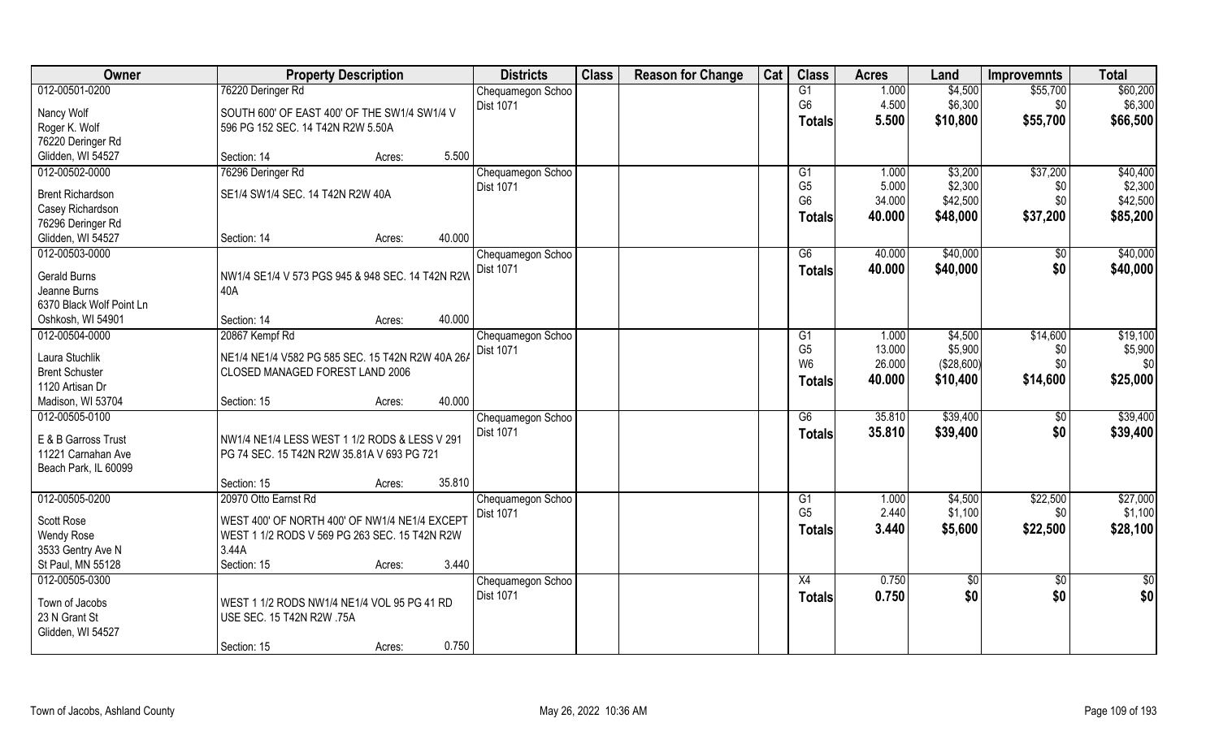| Owner | Property Description | | | Districts | Class | Reason for Change | Cat | Class | Acres | Land | Improvemnts | Total |
|---|---|---|---|---|---|---|---|---|---|---|---|---|
| 012-00501-0200 | 76220 Deringer Rd | | | Chequamegon Schoo Dist 1071 | | | | G1 | 1.000 | $4,500 | $55,700 | $60,200 |
| Nancy Wolf | SOUTH 600' OF EAST 400' OF THE SW1/4 SW1/4 V 596 PG 152 SEC. 14 T42N R2W 5.50A | | | | | | | G6 | 4.500 | $6,300 | $0 | $6,300 |
| Roger K. Wolf | | | | | | | | Totals | 5.500 | $10,800 | $55,700 | $66,500 |
| 76220 Deringer Rd | | | | | | | | | | | | |
| Glidden, WI 54527 | Section: 14 | Acres: | 5.500 | | | | | | | | | |
| 012-00502-0000 | 76296 Deringer Rd | | | Chequamegon Schoo Dist 1071 | | | | G1 | 1.000 | $3,200 | $37,200 | $40,400 |
| Brent Richardson | SE1/4 SW1/4 SEC. 14 T42N R2W 40A | | | | | | | G5 | 5.000 | $2,300 | $0 | $2,300 |
| Casey Richardson | | | | | | | | G6 | 34.000 | $42,500 | $0 | $42,500 |
| 76296 Deringer Rd | | | | | | | | Totals | 40.000 | $48,000 | $37,200 | $85,200 |
| Glidden, WI 54527 | Section: 14 | Acres: | 40.000 | | | | | | | | | |
| 012-00503-0000 | | | | Chequamegon Schoo Dist 1071 | | | | G6 | 40.000 | $40,000 | $0 | $40,000 |
| Gerald Burns | NW1/4 SE1/4 V 573 PGS 945 & 948 SEC. 14 T42N R2W 40A | | | | | | | Totals | 40.000 | $40,000 | $0 | $40,000 |
| Jeanne Burns | | | | | | | | | | | | |
| 6370 Black Wolf Point Ln | | | | | | | | | | | | |
| Oshkosh, WI 54901 | Section: 14 | Acres: | 40.000 | | | | | | | | | |
| 012-00504-0000 | 20867 Kempf Rd | | | Chequamegon Schoo Dist 1071 | | | | G1 | 1.000 | $4,500 | $14,600 | $19,100 |
| Laura Stuchlik | NE1/4 NE1/4 V582 PG 585 SEC. 15 T42N R2W 40A 26A CLOSED MANAGED FOREST LAND 2006 | | | | | | | G5 | 13.000 | $5,900 | $0 | $5,900 |
| Brent Schuster | | | | | | | | W6 | 26.000 | ($28,600) | $0 | $0 |
| 1120 Artisan Dr | | | | | | | | Totals | 40.000 | $10,400 | $14,600 | $25,000 |
| Madison, WI 53704 | Section: 15 | Acres: | 40.000 | | | | | | | | | |
| 012-00505-0100 | | | | Chequamegon Schoo Dist 1071 | | | | G6 | 35.810 | $39,400 | $0 | $39,400 |
| E & B Garross Trust | NW1/4 NE1/4 LESS WEST 1 1/2 RODS & LESS V 291 PG 74 SEC. 15 T42N R2W 35.81A V 693 PG 721 | | | | | | | Totals | 35.810 | $39,400 | $0 | $39,400 |
| 11221 Carnahan Ave | | | | | | | | | | | | |
| Beach Park, IL 60099 | | | | | | | | | | | | |
| | Section: 15 | Acres: | 35.810 | | | | | | | | | |
| 012-00505-0200 | 20970 Otto Earnst Rd | | | Chequamegon Schoo Dist 1071 | | | | G1 | 1.000 | $4,500 | $22,500 | $27,000 |
| Scott Rose | WEST 400' OF NORTH 400' OF NW1/4 NE1/4 EXCEPT WEST 1 1/2 RODS V 569 PG 263 SEC. 15 T42N R2W 3.44A | | | | | | | G5 | 2.440 | $1,100 | $0 | $1,100 |
| Wendy Rose | | | | | | | | Totals | 3.440 | $5,600 | $22,500 | $28,100 |
| 3533 Gentry Ave N | | | | | | | | | | | | |
| St Paul, MN 55128 | Section: 15 | Acres: | 3.440 | | | | | | | | | |
| 012-00505-0300 | | | | Chequamegon Schoo Dist 1071 | | | | X4 | 0.750 | $0 | $0 | $0 |
| Town of Jacobs | WEST 1 1/2 RODS NW1/4 NE1/4 VOL 95 PG 41 RD USE SEC. 15 T42N R2W .75A | | | | | | | Totals | 0.750 | $0 | $0 | $0 |
| 23 N Grant St | | | | | | | | | | | | |
| Glidden, WI 54527 | | | | | | | | | | | | |
| | Section: 15 | Acres: | 0.750 | | | | | | | | | |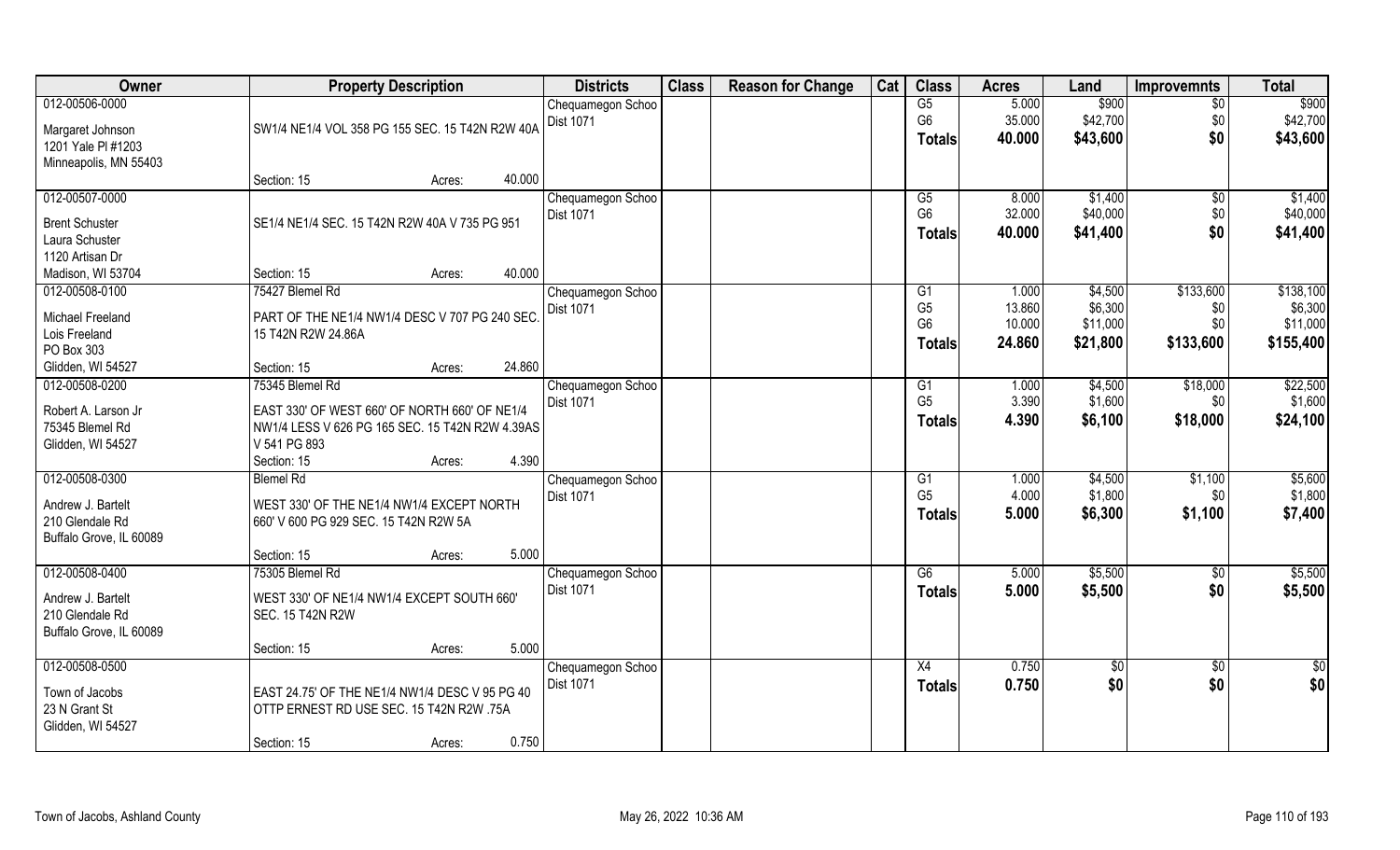| Owner | Property Description | Districts | Class | Reason for Change | Cat | Class | Acres | Land | Improvemnts | Total |
|---|---|---|---|---|---|---|---|---|---|---|
| 012-00506-0000<br>Margaret Johnson<br>1201 Yale Pl #1203<br>Minneapolis, MN 55403 | SW1/4 NE1/4 VOL 358 PG 155 SEC. 15 T42N R2W 40A<br>Section: 15 Acres: 40.000 | Chequamegon Schoo<br>Dist 1071 | | | | G5<br>G6<br>**Totals** | 5.000<br>35.000<br>**40.000** | $900<br>$42,700<br>**$43,600** | $0<br>$0<br>**$0** | $900<br>$42,700<br>**$43,600** |
| 012-00507-0000<br>Brent Schuster<br>Laura Schuster<br>1120 Artisan Dr<br>Madison, WI 53704 | SE1/4 NE1/4 SEC. 15 T42N R2W 40A V 735 PG 951<br>Section: 15 Acres: 40.000 | Chequamegon Schoo<br>Dist 1071 | | | | G5<br>G6<br>**Totals** | 8.000<br>32.000<br>**40.000** | $1,400<br>$40,000<br>**$41,400** | $0<br>$0<br>**$0** | $1,400<br>$40,000<br>**$41,400** |
| 012-00508-0100<br>Michael Freeland<br>Lois Freeland<br>PO Box 303<br>Glidden, WI 54527 | 75427 Blemel Rd<br>PART OF THE NE1/4 NW1/4 DESC V 707 PG 240 SEC. 15 T42N R2W 24.86A<br>Section: 15 Acres: 24.860 | Chequamegon Schoo<br>Dist 1071 | | | | G1<br>G5<br>G6<br>**Totals** | 1.000<br>13.860<br>10.000<br>**24.860** | $4,500<br>$6,300<br>$11,000<br>**$21,800** | $133,600<br>$0<br>$0<br>**$133,600** | $138,100<br>$6,300<br>$11,000<br>**$155,400** |
| 012-00508-0200<br>Robert A. Larson Jr<br>75345 Blemel Rd<br>Glidden, WI 54527 | 75345 Blemel Rd<br>EAST 330' OF WEST 660' OF NORTH 660' OF NE1/4 NW1/4 LESS V 626 PG 165 SEC. 15 T42N R2W 4.39AS V 541 PG 893<br>Section: 15 Acres: 4.390 | Chequamegon Schoo<br>Dist 1071 | | | | G1<br>G5<br>**Totals** | 1.000<br>3.390<br>**4.390** | $4,500<br>$1,600<br>**$6,100** | $18,000<br>$0<br>**$18,000** | $22,500<br>$1,600<br>**$24,100** |
| 012-00508-0300<br>Andrew J. Bartelt<br>210 Glendale Rd<br>Buffalo Grove, IL 60089 | Blemel Rd<br>WEST 330' OF THE NE1/4 NW1/4 EXCEPT NORTH 660' V 600 PG 929 SEC. 15 T42N R2W 5A<br>Section: 15 Acres: 5.000 | Chequamegon Schoo<br>Dist 1071 | | | | G1<br>G5<br>**Totals** | 1.000<br>4.000<br>**5.000** | $4,500<br>$1,800<br>**$6,300** | $1,100<br>$0<br>**$1,100** | $5,600<br>$1,800<br>**$7,400** |
| 012-00508-0400<br>Andrew J. Bartelt<br>210 Glendale Rd<br>Buffalo Grove, IL 60089 | 75305 Blemel Rd<br>WEST 330' OF NE1/4 NW1/4 EXCEPT SOUTH 660' SEC. 15 T42N R2W<br>Section: 15 Acres: 5.000 | Chequamegon Schoo<br>Dist 1071 | | | | G6<br>**Totals** | 5.000<br>**5.000** | $5,500<br>**$5,500** | $0<br>**$0** | $5,500<br>**$5,500** |
| 012-00508-0500<br>Town of Jacobs<br>23 N Grant St<br>Glidden, WI 54527 | EAST 24.75' OF THE NE1/4 NW1/4 DESC V 95 PG 40 OTTP ERNEST RD USE SEC. 15 T42N R2W .75A<br>Section: 15 Acres: 0.750 | Chequamegon Schoo<br>Dist 1071 | | | | X4<br>**Totals** | 0.750<br>**0.750** | $0<br>**$0** | $0<br>**$0** | $0<br>**$0** |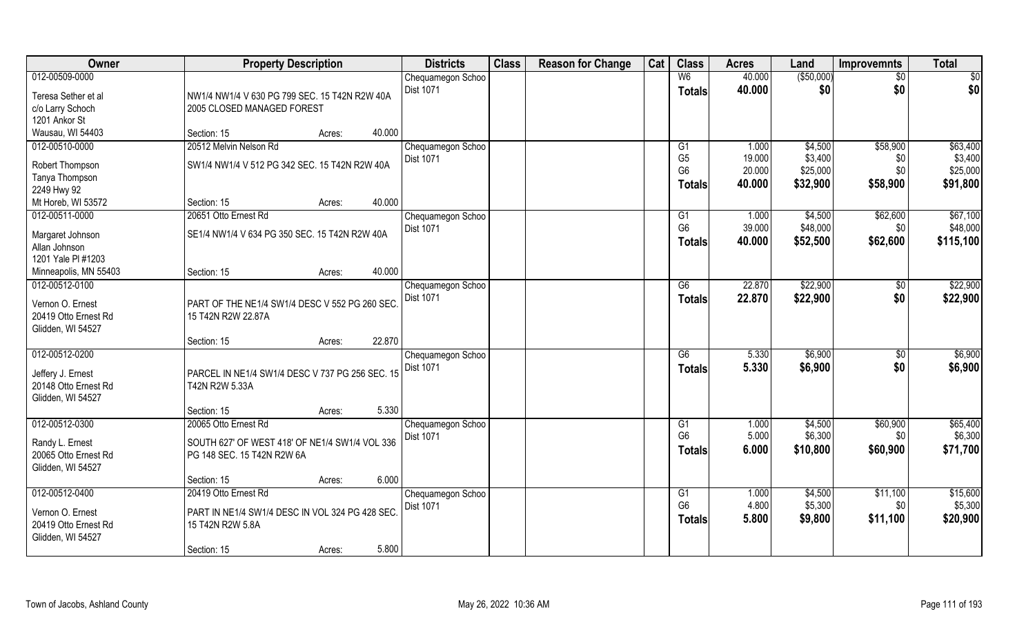| Owner | Property Description | | | Districts | Class | Reason for Change | Cat | Class | Acres | Land | Improvemnts | Total |
|---|---|---|---|---|---|---|---|---|---|---|---|---|
| 012-00509-0000 | | | | Chequamegon Schoo | | | | W6 | 40.000 | ($50,000) | $0 | $0 |
| Teresa Sether et al | NW1/4 NW1/4 V 630 PG 799 SEC. 15 T42N R2W 40A | | | Dist 1071 | | | | **Totals** | **40.000** | **$0** | **$0** | **$0** |
| c/o Larry Schoch | 2005 CLOSED MANAGED FOREST | | | | | | | | | | | |
| 1201 Ankor St | | | | | | | | | | | | |
| Wausau, WI 54403 | Section: 15 | Acres: | 40.000 | | | | | | | | | |
| 012-00510-0000 | 20512 Melvin Nelson Rd | | | Chequamegon Schoo | | | | G1 | 1.000 | $4,500 | $58,900 | $63,400 |
| Robert Thompson | SW1/4 NW1/4 V 512 PG 342 SEC. 15 T42N R2W 40A | | | Dist 1071 | | | | G5 | 19.000 | $3,400 | $0 | $3,400 |
| Tanya Thompson | | | | | | | | G6 | 20.000 | $25,000 | $0 | $25,000 |
| 2249 Hwy 92 | | | | | | | | **Totals** | **40.000** | **$32,900** | **$58,900** | **$91,800** |
| Mt Horeb, WI 53572 | Section: 15 | Acres: | 40.000 | | | | | | | | | |
| 012-00511-0000 | 20651 Otto Ernest Rd | | | Chequamegon Schoo | | | | G1 | 1.000 | $4,500 | $62,600 | $67,100 |
| Margaret Johnson | SE1/4 NW1/4 V 634 PG 350 SEC. 15 T42N R2W 40A | | | Dist 1071 | | | | G6 | 39.000 | $48,000 | $0 | $48,000 |
| Allan Johnson | | | | | | | | **Totals** | **40.000** | **$52,500** | **$62,600** | **$115,100** |
| 1201 Yale Pl #1203 | | | | | | | | | | | | |
| Minneapolis, MN 55403 | Section: 15 | Acres: | 40.000 | | | | | | | | | |
| 012-00512-0100 | | | | Chequamegon Schoo | | | | G6 | 22.870 | $22,900 | $0 | $22,900 |
| Vernon O. Ernest | PART OF THE NE1/4 SW1/4 DESC V 552 PG 260 SEC. 15 T42N R2W 22.87A | | | Dist 1071 | | | | **Totals** | **22.870** | **$22,900** | **$0** | **$22,900** |
| 20419 Otto Ernest Rd | | | | | | | | | | | | |
| Glidden, WI 54527 | | | | | | | | | | | | |
| | Section: 15 | Acres: | 22.870 | | | | | | | | | |
| 012-00512-0200 | | | | Chequamegon Schoo | | | | G6 | 5.330 | $6,900 | $0 | $6,900 |
| Jeffery J. Ernest | PARCEL IN NE1/4 SW1/4 DESC V 737 PG 256 SEC. 15 T42N R2W 5.33A | | | Dist 1071 | | | | **Totals** | **5.330** | **$6,900** | **$0** | **$6,900** |
| 20148 Otto Ernest Rd | | | | | | | | | | | | |
| Glidden, WI 54527 | | | | | | | | | | | | |
| | Section: 15 | Acres: | 5.330 | | | | | | | | | |
| 012-00512-0300 | 20065 Otto Ernest Rd | | | Chequamegon Schoo | | | | G1 | 1.000 | $4,500 | $60,900 | $65,400 |
| Randy L. Ernest | SOUTH 627' OF WEST 418' OF NE1/4 SW1/4 VOL 336 PG 148 SEC. 15 T42N R2W 6A | | | Dist 1071 | | | | G6 | 5.000 | $6,300 | $0 | $6,300 |
| 20065 Otto Ernest Rd | | | | | | | | **Totals** | **6.000** | **$10,800** | **$60,900** | **$71,700** |
| Glidden, WI 54527 | | | | | | | | | | | | |
| | Section: 15 | Acres: | 6.000 | | | | | | | | | |
| 012-00512-0400 | 20419 Otto Ernest Rd | | | Chequamegon Schoo | | | | G1 | 1.000 | $4,500 | $11,100 | $15,600 |
| Vernon O. Ernest | PART IN NE1/4 SW1/4 DESC IN VOL 324 PG 428 SEC. 15 T42N R2W 5.8A | | | Dist 1071 | | | | G6 | 4.800 | $5,300 | $0 | $5,300 |
| 20419 Otto Ernest Rd | | | | | | | | **Totals** | **5.800** | **$9,800** | **$11,100** | **$20,900** |
| Glidden, WI 54527 | | | | | | | | | | | | |
| | Section: 15 | Acres: | 5.800 | | | | | | | | | |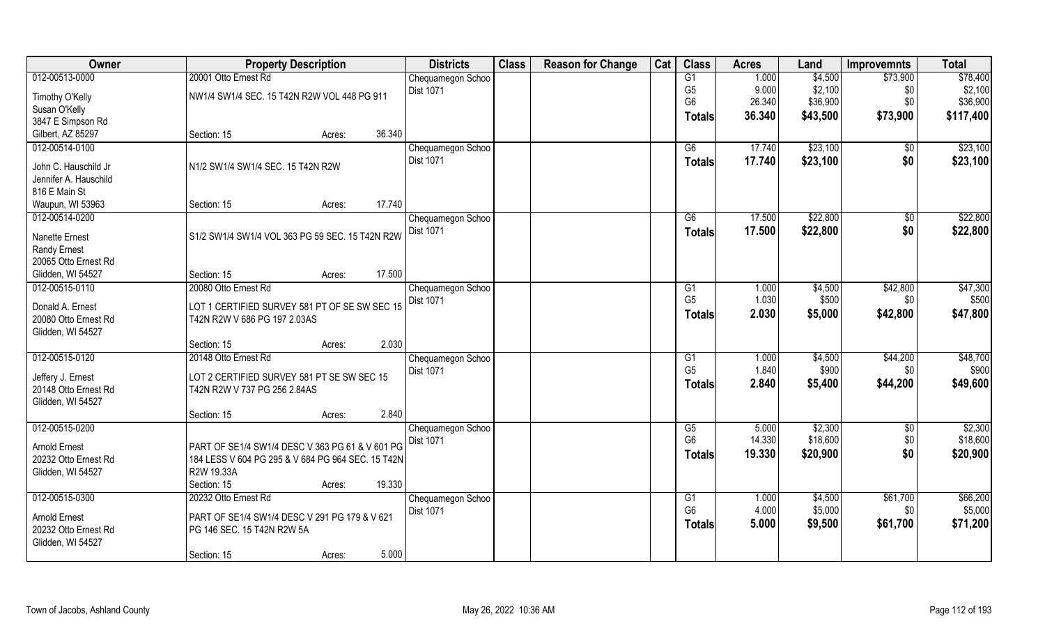| Owner | Property Description | Districts | Class | Reason for Change | Cat | Class | Acres | Land | Improvemnts | Total |
|---|---|---|---|---|---|---|---|---|---|---|
| 012-00513-0000 | 20001 Otto Ernest Rd | Chequamegon Schoo | | | | G1 | 1.000 | $4,500 | $73,900 | $78,400 |
| Timothy O'Kelly | NW1/4 SW1/4 SEC. 15 T42N R2W VOL 448 PG 911 | Dist 1071 | | | | G5 | 9.000 | $2,100 | $0 | $2,100 |
| Susan O'Kelly | | | | | | G6 | 26.340 | $36,900 | $0 | $36,900 |
| 3847 E Simpson Rd | | | | | | Totals | 36.340 | $43,500 | $73,900 | $117,400 |
| Gilbert, AZ 85297 | Section: 15 Acres: 36.340 | | | | | | | | | |
| 012-00514-0100 | | Chequamegon Schoo | | | | G6 | 17.740 | $23,100 | $0 | $23,100 |
| John C. Hauschild Jr | N1/2 SW1/4 SW1/4 SEC. 15 T42N R2W | Dist 1071 | | | | Totals | 17.740 | $23,100 | $0 | $23,100 |
| Jennifer A. Hauschild | | | | | | | | | | |
| 816 E Main St | | | | | | | | | | |
| Waupun, WI 53963 | Section: 15 Acres: 17.740 | | | | | | | | | |
| 012-00514-0200 | | Chequamegon Schoo | | | | G6 | 17.500 | $22,800 | $0 | $22,800 |
| Nanette Ernest | S1/2 SW1/4 SW1/4 VOL 363 PG 59 SEC. 15 T42N R2W | Dist 1071 | | | | Totals | 17.500 | $22,800 | $0 | $22,800 |
| Randy Ernest | | | | | | | | | | |
| 20065 Otto Ernest Rd | | | | | | | | | | |
| Glidden, WI 54527 | Section: 15 Acres: 17.500 | | | | | | | | | |
| 012-00515-0110 | 20080 Otto Ernest Rd | Chequamegon Schoo | | | | G1 | 1.000 | $4,500 | $42,800 | $47,300 |
| Donald A. Ernest | LOT 1 CERTIFIED SURVEY 581 PT OF SE SW SEC 15 | Dist 1071 | | | | G5 | 1.030 | $500 | $0 | $500 |
| 20080 Otto Ernest Rd | T42N R2W V 686 PG 197 2.03AS | | | | | Totals | 2.030 | $5,000 | $42,800 | $47,800 |
| Glidden, WI 54527 | | | | | | | | | | |
| | Section: 15 Acres: 2.030 | | | | | | | | | |
| 012-00515-0120 | 20148 Otto Ernest Rd | Chequamegon Schoo | | | | G1 | 1.000 | $4,500 | $44,200 | $48,700 |
| Jeffery J. Ernest | LOT 2 CERTIFIED SURVEY 581 PT SE SW SEC 15 | Dist 1071 | | | | G5 | 1.840 | $900 | $0 | $900 |
| 20148 Otto Ernest Rd | T42N R2W V 737 PG 256 2.84AS | | | | | Totals | 2.840 | $5,400 | $44,200 | $49,600 |
| Glidden, WI 54527 | | | | | | | | | | |
| | Section: 15 Acres: 2.840 | | | | | | | | | |
| 012-00515-0200 | | Chequamegon Schoo | | | | G5 | 5.000 | $2,300 | $0 | $2,300 |
| Arnold Ernest | PART OF SE1/4 SW1/4 DESC V 363 PG 61 & V 601 PG | Dist 1071 | | | | G6 | 14.330 | $18,600 | $0 | $18,600 |
| 20232 Otto Ernest Rd | 184 LESS V 604 PG 295 & V 684 PG 964 SEC. 15 T42N | | | | | Totals | 19.330 | $20,900 | $0 | $20,900 |
| Glidden, WI 54527 | R2W 19.33A | | | | | | | | | |
| | Section: 15 Acres: 19.330 | | | | | | | | | |
| 012-00515-0300 | 20232 Otto Ernest Rd | Chequamegon Schoo | | | | G1 | 1.000 | $4,500 | $61,700 | $66,200 |
| Arnold Ernest | PART OF SE1/4 SW1/4 DESC V 291 PG 179 & V 621 | Dist 1071 | | | | G6 | 4.000 | $5,000 | $0 | $5,000 |
| 20232 Otto Ernest Rd | PG 146 SEC. 15 T42N R2W 5A | | | | | Totals | 5.000 | $9,500 | $61,700 | $71,200 |
| Glidden, WI 54527 | | | | | | | | | | |
| | Section: 15 Acres: 5.000 | | | | | | | | | |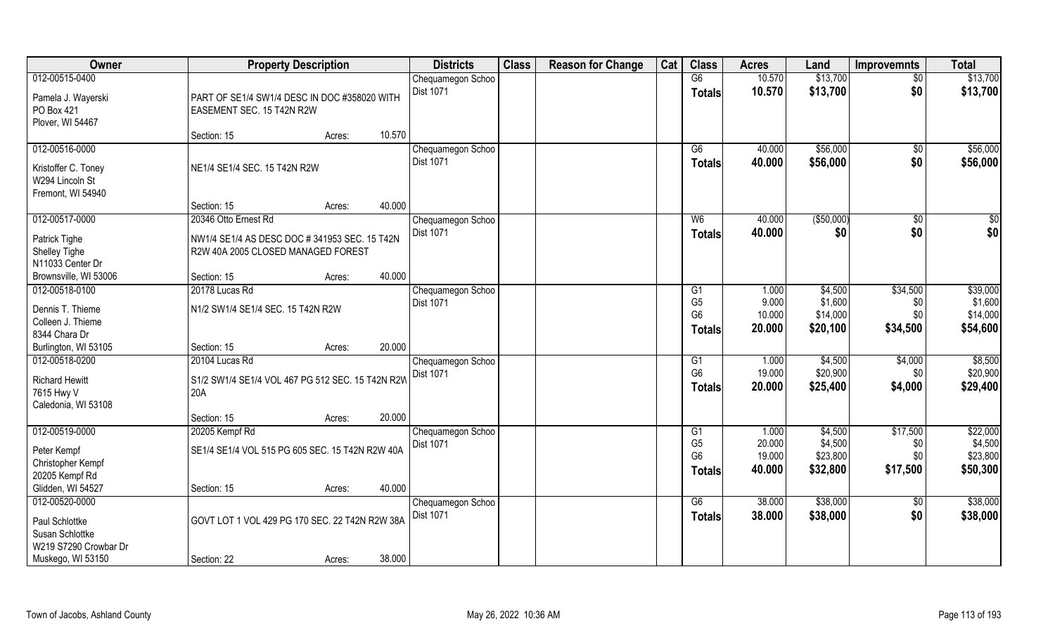| Owner | Property Description | | | Districts | Class | Reason for Change | Cat | Class | Acres | Land | Improvemnts | Total |
|---|---|---|---|---|---|---|---|---|---|---|---|---|
| 012-00515-0400 | | | | Chequamegon Schoo | | | | G6 | 10.570 | $13,700 | $0 | $13,700 |
| Pamela J. Wayerski<br>PO Box 421<br>Plover, WI 54467 | PART OF SE1/4 SW1/4 DESC IN DOC #358020 WITH EASEMENT SEC. 15 T42N R2W | | | Dist 1071 | | | | Totals | 10.570 | $13,700 | $0 | $13,700 |
| | Section: 15 | Acres: | 10.570 | | | | | | | | | |
| 012-00516-0000 | | | | Chequamegon Schoo | | | | G6 | 40.000 | $56,000 | $0 | $56,000 |
| Kristoffer C. Toney<br>W294 Lincoln St<br>Fremont, WI 54940 | NE1/4 SE1/4 SEC. 15 T42N R2W | | | Dist 1071 | | | | Totals | 40.000 | $56,000 | $0 | $56,000 |
| | Section: 15 | Acres: | 40.000 | | | | | | | | | |
| 012-00517-0000 | 20346 Otto Ernest Rd | | | Chequamegon Schoo | | | | W6 | 40.000 | ($50,000) | $0 | $0 |
| Patrick Tighe<br>Shelley Tighe<br>N11033 Center Dr<br>Brownsville, WI 53006 | NW1/4 SE1/4 AS DESC DOC # 341953 SEC. 15 T42N R2W 40A 2005 CLOSED MANAGED FOREST | | | Dist 1071 | | | | Totals | 40.000 | $0 | $0 | $0 |
| | Section: 15 | Acres: | 40.000 | | | | | | | | | |
| 012-00518-0100 | 20178 Lucas Rd | | | Chequamegon Schoo | | | | G1 | 1.000 | $4,500 | $34,500 | $39,000 |
| Dennis T. Thieme<br>Colleen J. Thieme<br>8344 Chara Dr<br>Burlington, WI 53105 | N1/2 SW1/4 SE1/4 SEC. 15 T42N R2W | | | Dist 1071 | | | | G5 | 9.000 | $1,600 | $0 | $1,600 |
| | | | | | | | | G6 | 10.000 | $14,000 | $0 | $14,000 |
| | | | | | | | | Totals | 20.000 | $20,100 | $34,500 | $54,600 |
| | Section: 15 | Acres: | 20.000 | | | | | | | | | |
| 012-00518-0200 | 20104 Lucas Rd | | | Chequamegon Schoo | | | | G1 | 1.000 | $4,500 | $4,000 | $8,500 |
| Richard Hewitt<br>7615 Hwy V<br>Caledonia, WI 53108 | S1/2 SW1/4 SE1/4 VOL 467 PG 512 SEC. 15 T42N R2W 20A | | | Dist 1071 | | | | G6 | 19.000 | $20,900 | $0 | $20,900 |
| | | | | | | | | Totals | 20.000 | $25,400 | $4,000 | $29,400 |
| | Section: 15 | Acres: | 20.000 | | | | | | | | | |
| 012-00519-0000 | 20205 Kempf Rd | | | Chequamegon Schoo | | | | G1 | 1.000 | $4,500 | $17,500 | $22,000 |
| Peter Kempf<br>Christopher Kempf<br>20205 Kempf Rd<br>Glidden, WI 54527 | SE1/4 SE1/4 VOL 515 PG 605 SEC. 15 T42N R2W 40A | | | Dist 1071 | | | | G5 | 20.000 | $4,500 | $0 | $4,500 |
| | | | | | | | | G6 | 19.000 | $23,800 | $0 | $23,800 |
| | | | | | | | | Totals | 40.000 | $32,800 | $17,500 | $50,300 |
| | Section: 15 | Acres: | 40.000 | | | | | | | | | |
| 012-00520-0000 | | | | Chequamegon Schoo | | | | G6 | 38.000 | $38,000 | $0 | $38,000 |
| Paul Schlottke<br>Susan Schlottke<br>W219 S7290 Crowbar Dr<br>Muskego, WI 53150 | GOVT LOT 1 VOL 429 PG 170 SEC. 22 T42N R2W 38A | | | Dist 1071 | | | | Totals | 38.000 | $38,000 | $0 | $38,000 |
| | Section: 22 | Acres: | 38.000 | | | | | | | | | |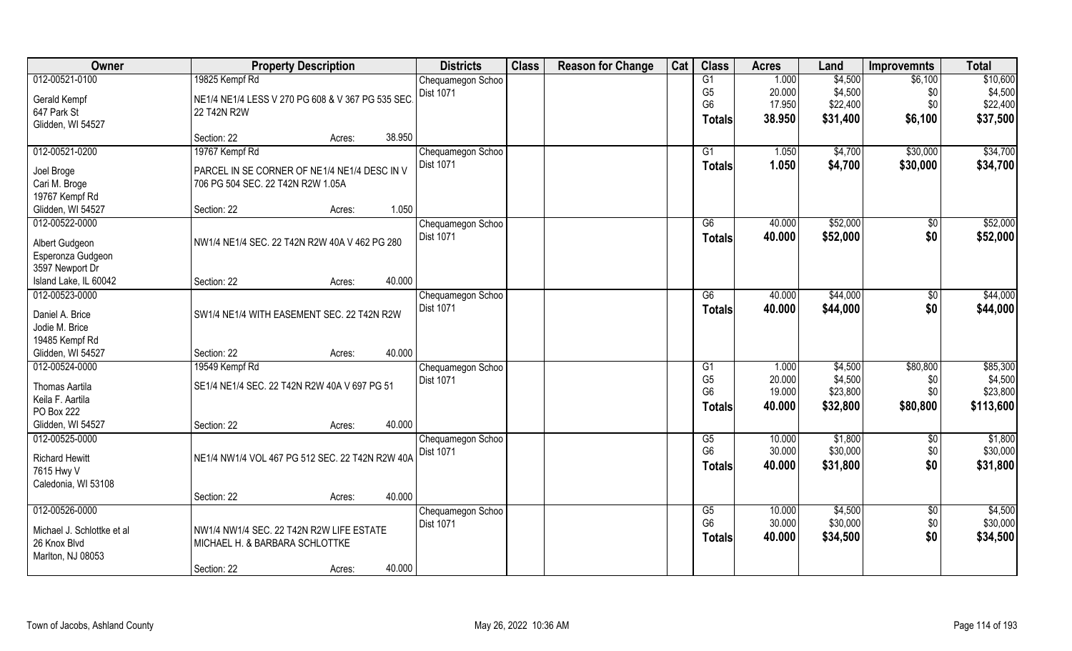| Owner | Property Description | Districts | Class | Reason for Change | Cat | Class | Acres | Land | Improvemnts | Total |
|---|---|---|---|---|---|---|---|---|---|---|
| 012-00521-0100 | 19825 Kempf Rd | Chequamegon Schoo | | | | G1 | 1.000 | $4,500 | $6,100 | $10,600 |
| Gerald Kempf | NE1/4 NE1/4 LESS V 270 PG 608 & V 367 PG 535 SEC. | Dist 1071 | | | | G5 | 20.000 | $4,500 | $0 | $4,500 |
| 647 Park St | 22 T42N R2W | | | | | G6 | 17.950 | $22,400 | $0 | $22,400 |
| Glidden, WI 54527 | | | | | | **Totals** | **38.950** | **$31,400** | **$6,100** | **$37,500** |
| | Section: 22 Acres: 38.950 | | | | | | | | | |
| 012-00521-0200 | 19767 Kempf Rd | Chequamegon Schoo | | | | G1 | 1.050 | $4,700 | $30,000 | $34,700 |
| Joel Broge | PARCEL IN SE CORNER OF NE1/4 NE1/4 DESC IN V | Dist 1071 | | | | **Totals** | **1.050** | **$4,700** | **$30,000** | **$34,700** |
| Cari M. Broge | 706 PG 504 SEC. 22 T42N R2W 1.05A | | | | | | | | | |
| 19767 Kempf Rd | | | | | | | | | | |
| Glidden, WI 54527 | Section: 22 Acres: 1.050 | | | | | | | | | |
| 012-00522-0000 | | Chequamegon Schoo | | | | G6 | 40.000 | $52,000 | $0 | $52,000 |
| Albert Gudgeon | NW1/4 NE1/4 SEC. 22 T42N R2W 40A V 462 PG 280 | Dist 1071 | | | | **Totals** | **40.000** | **$52,000** | **$0** | **$52,000** |
| Esperonza Gudgeon | | | | | | | | | | |
| 3597 Newport Dr | | | | | | | | | | |
| Island Lake, IL 60042 | Section: 22 Acres: 40.000 | | | | | | | | | |
| 012-00523-0000 | | Chequamegon Schoo | | | | G6 | 40.000 | $44,000 | $0 | $44,000 |
| Daniel A. Brice | SW1/4 NE1/4 WITH EASEMENT SEC. 22 T42N R2W | Dist 1071 | | | | **Totals** | **40.000** | **$44,000** | **$0** | **$44,000** |
| Jodie M. Brice | | | | | | | | | | |
| 19485 Kempf Rd | | | | | | | | | | |
| Glidden, WI 54527 | Section: 22 Acres: 40.000 | | | | | | | | | |
| 012-00524-0000 | 19549 Kempf Rd | Chequamegon Schoo | | | | G1 | 1.000 | $4,500 | $80,800 | $85,300 |
| Thomas Aartila | SE1/4 NE1/4 SEC. 22 T42N R2W 40A V 697 PG 51 | Dist 1071 | | | | G5 | 20.000 | $4,500 | $0 | $4,500 |
| Keila F. Aartila | | | | | | G6 | 19.000 | $23,800 | $0 | $23,800 |
| PO Box 222 | | | | | | **Totals** | **40.000** | **$32,800** | **$80,800** | **$113,600** |
| Glidden, WI 54527 | Section: 22 Acres: 40.000 | | | | | | | | | |
| 012-00525-0000 | | Chequamegon Schoo | | | | G5 | 10.000 | $1,800 | $0 | $1,800 |
| Richard Hewitt | NE1/4 NW1/4 VOL 467 PG 512 SEC. 22 T42N R2W 40A | Dist 1071 | | | | G6 | 30.000 | $30,000 | $0 | $30,000 |
| 7615 Hwy V | | | | | | **Totals** | **40.000** | **$31,800** | **$0** | **$31,800** |
| Caledonia, WI 53108 | | | | | | | | | | |
| | Section: 22 Acres: 40.000 | | | | | | | | | |
| 012-00526-0000 | | Chequamegon Schoo | | | | G5 | 10.000 | $4,500 | $0 | $4,500 |
| Michael J. Schlottke et al | NW1/4 NW1/4 SEC. 22 T42N R2W LIFE ESTATE | Dist 1071 | | | | G6 | 30.000 | $30,000 | $0 | $30,000 |
| 26 Knox Blvd | MICHAEL H. & BARBARA SCHLOTTKE | | | | | **Totals** | **40.000** | **$34,500** | **$0** | **$34,500** |
| Marlton, NJ 08053 | | | | | | | | | | |
| | Section: 22 Acres: 40.000 | | | | | | | | | |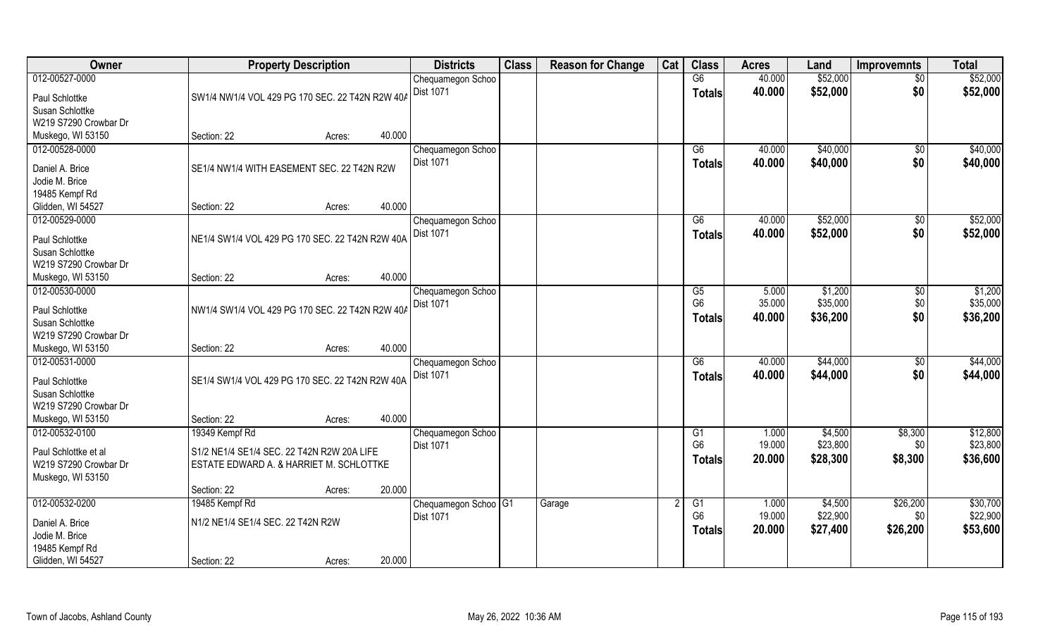| Owner | Property Description | Districts | Class | Reason for Change | Cat | Class | Acres | Land | Improvemnts | Total |
|---|---|---|---|---|---|---|---|---|---|---|
| 012-00527-0000 | | Chequamegon Schoo | | | | G6 | 40.000 | $52,000 | $0 | $52,000 |
| Paul Schlottke<br>Susan Schlottke<br>W219 S7290 Crowbar Dr<br>Muskego, WI 53150 | SW1/4 NW1/4 VOL 429 PG 170 SEC. 22 T42N R2W 40A<br>Section: 22 Acres: 40.000 | Dist 1071 | | | | Totals | 40.000 | $52,000 | $0 | $52,000 |
| 012-00528-0000 | | Chequamegon Schoo | | | | G6 | 40.000 | $40,000 | $0 | $40,000 |
| Daniel A. Brice<br>Jodie M. Brice<br>19485 Kempf Rd<br>Glidden, WI 54527 | SE1/4 NW1/4 WITH EASEMENT SEC. 22 T42N R2W<br>Section: 22 Acres: 40.000 | Dist 1071 | | | | Totals | 40.000 | $40,000 | $0 | $40,000 |
| 012-00529-0000 | | Chequamegon Schoo | | | | G6 | 40.000 | $52,000 | $0 | $52,000 |
| Paul Schlottke<br>Susan Schlottke<br>W219 S7290 Crowbar Dr<br>Muskego, WI 53150 | NE1/4 SW1/4 VOL 429 PG 170 SEC. 22 T42N R2W 40A<br>Section: 22 Acres: 40.000 | Dist 1071 | | | | Totals | 40.000 | $52,000 | $0 | $52,000 |
| 012-00530-0000 | | Chequamegon Schoo | | | | G5 | 5.000 | $1,200 | $0 | $1,200 |
| Paul Schlottke<br>Susan Schlottke<br>W219 S7290 Crowbar Dr<br>Muskego, WI 53150 | NW1/4 SW1/4 VOL 429 PG 170 SEC. 22 T42N R2W 40A<br>Section: 22 Acres: 40.000 | Dist 1071 | | | | G6 | 35.000 | $35,000 | $0 | $35,000 |
| | | | | | | Totals | 40.000 | $36,200 | $0 | $36,200 |
| 012-00531-0000 | | Chequamegon Schoo | | | | G6 | 40.000 | $44,000 | $0 | $44,000 |
| Paul Schlottke<br>Susan Schlottke<br>W219 S7290 Crowbar Dr<br>Muskego, WI 53150 | SE1/4 SW1/4 VOL 429 PG 170 SEC. 22 T42N R2W 40A<br>Section: 22 Acres: 40.000 | Dist 1071 | | | | Totals | 40.000 | $44,000 | $0 | $44,000 |
| 012-00532-0100 | 19349 Kempf Rd | Chequamegon Schoo | | | | G1 | 1.000 | $4,500 | $8,300 | $12,800 |
| Paul Schlottke et al<br>W219 S7290 Crowbar Dr<br>Muskego, WI 53150 | S1/2 NE1/4 SE1/4 SEC. 22 T42N R2W 20A LIFE ESTATE EDWARD A. & HARRIET M. SCHLOTTKE<br>Section: 22 Acres: 20.000 | Dist 1071 | | | | G6 | 19.000 | $23,800 | $0 | $23,800 |
| | | | | | | Totals | 20.000 | $28,300 | $8,300 | $36,600 |
| 012-00532-0200 | 19485 Kempf Rd | Chequamegon Schoo | G1 | Garage | 2 | G1 | 1.000 | $4,500 | $26,200 | $30,700 |
| Daniel A. Brice<br>Jodie M. Brice<br>19485 Kempf Rd<br>Glidden, WI 54527 | N1/2 NE1/4 SE1/4 SEC. 22 T42N R2W<br>Section: 22 Acres: 20.000 | Dist 1071 | | | | G6 | 19.000 | $22,900 | $0 | $22,900 |
| | | | | | | Totals | 20.000 | $27,400 | $26,200 | $53,600 |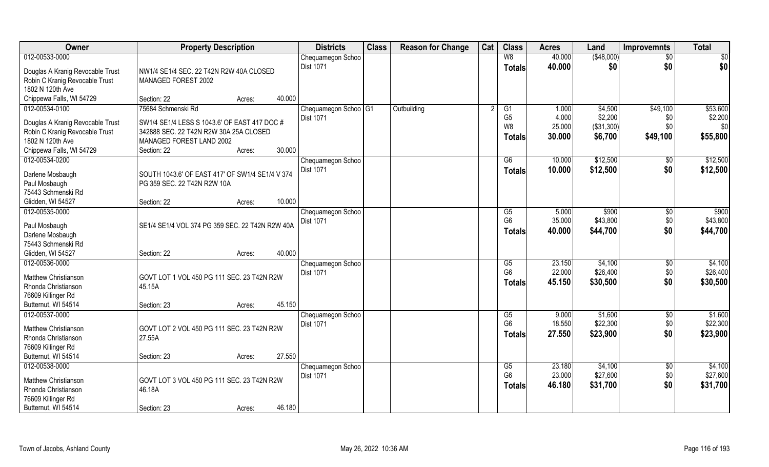| Owner | Property Description | | | Districts | Class | Reason for Change | Cat | Class | Acres | Land | Improvemnts | Total |
|---|---|---|---|---|---|---|---|---|---|---|---|---|
| 012-00533-0000<br>Douglas A Kranig Revocable Trust<br>Robin C Kranig Revocable Trust<br>1802 N 120th Ave<br>Chippewa Falls, WI 54729 | NW1/4 SE1/4 SEC. 22 T42N R2W 40A CLOSED MANAGED FOREST 2002<br>Section: 22 | Acres: | 40.000 | Chequamegon Schoo<br>Dist 1071 | | | | W8<br>**Totals** | 40.000<br>**40.000** | ($48,000)<br>**$0** | $0<br>**$0** | $0<br>**$0** |
| 012-00534-0100<br>Douglas A Kranig Revocable Trust<br>Robin C Kranig Revocable Trust<br>1802 N 120th Ave<br>Chippewa Falls, WI 54729 | 75684 Schmenski Rd<br>SW1/4 SE1/4 LESS S 1043.6' OF EAST 417' DOC # 342888 SEC. 22 T42N R2W 30A 25A CLOSED MANAGED FOREST LAND 2002<br>Section: 22 | Acres: | 30.000 | Chequamegon Schoo<br>Dist 1071 | G1 | Outbuilding | 2 | G1<br>G5<br>W8<br>**Totals** | 1.000<br>4.000<br>25.000<br>**30.000** | $4,500<br>$2,200<br>($31,300)<br>**$6,700** | $49,100<br>$0<br>$0<br>**$49,100** | $53,600<br>$2,200<br>$0<br>**$55,800** |
| 012-00534-0200<br>Darlene Mosbaugh<br>Paul Mosbaugh<br>75443 Schmenski Rd<br>Glidden, WI 54527 | SOUTH 1043.6' OF EAST 417' OF SW1/4 SE1/4 V 374 PG 359 SEC. 22 T42N R2W 10A<br>Section: 22 | Acres: | 10.000 | Chequamegon Schoo<br>Dist 1071 | | | | G6<br>**Totals** | 10.000<br>**10.000** | $12,500<br>**$12,500** | $0<br>**$0** | $12,500<br>**$12,500** |
| 012-00535-0000<br>Paul Mosbaugh<br>Darlene Mosbaugh<br>75443 Schmenski Rd<br>Glidden, WI 54527 | SE1/4 SE1/4 VOL 374 PG 359 SEC. 22 T42N R2W 40A<br>Section: 22 | Acres: | 40.000 | Chequamegon Schoo<br>Dist 1071 | | | | G5<br>G6<br>**Totals** | 5.000<br>35.000<br>**40.000** | $900<br>$43,800<br>**$44,700** | $0<br>$0<br>**$0** | $900<br>$43,800<br>**$44,700** |
| 012-00536-0000<br>Matthew Christianson<br>Rhonda Christianson<br>76609 Killinger Rd<br>Butternut, WI 54514 | GOVT LOT 1 VOL 450 PG 111 SEC. 23 T42N R2W 45.15A<br>Section: 23 | Acres: | 45.150 | Chequamegon Schoo<br>Dist 1071 | | | | G5<br>G6<br>**Totals** | 23.150<br>22.000<br>**45.150** | $4,100<br>$26,400<br>**$30,500** | $0<br>$0<br>**$0** | $4,100<br>$26,400<br>**$30,500** |
| 012-00537-0000<br>Matthew Christianson<br>Rhonda Christianson<br>76609 Killinger Rd<br>Butternut, WI 54514 | GOVT LOT 2 VOL 450 PG 111 SEC. 23 T42N R2W 27.55A<br>Section: 23 | Acres: | 27.550 | Chequamegon Schoo<br>Dist 1071 | | | | G5<br>G6<br>**Totals** | 9.000<br>18.550<br>**27.550** | $1,600<br>$22,300<br>**$23,900** | $0<br>$0<br>**$0** | $1,600<br>$22,300<br>**$23,900** |
| 012-00538-0000<br>Matthew Christianson<br>Rhonda Christianson<br>76609 Killinger Rd<br>Butternut, WI 54514 | GOVT LOT 3 VOL 450 PG 111 SEC. 23 T42N R2W 46.18A<br>Section: 23 | Acres: | 46.180 | Chequamegon Schoo<br>Dist 1071 | | | | G5<br>G6<br>**Totals** | 23.180<br>23.000<br>**46.180** | $4,100<br>$27,600<br>**$31,700** | $0<br>$0<br>**$0** | $4,100<br>$27,600<br>**$31,700** |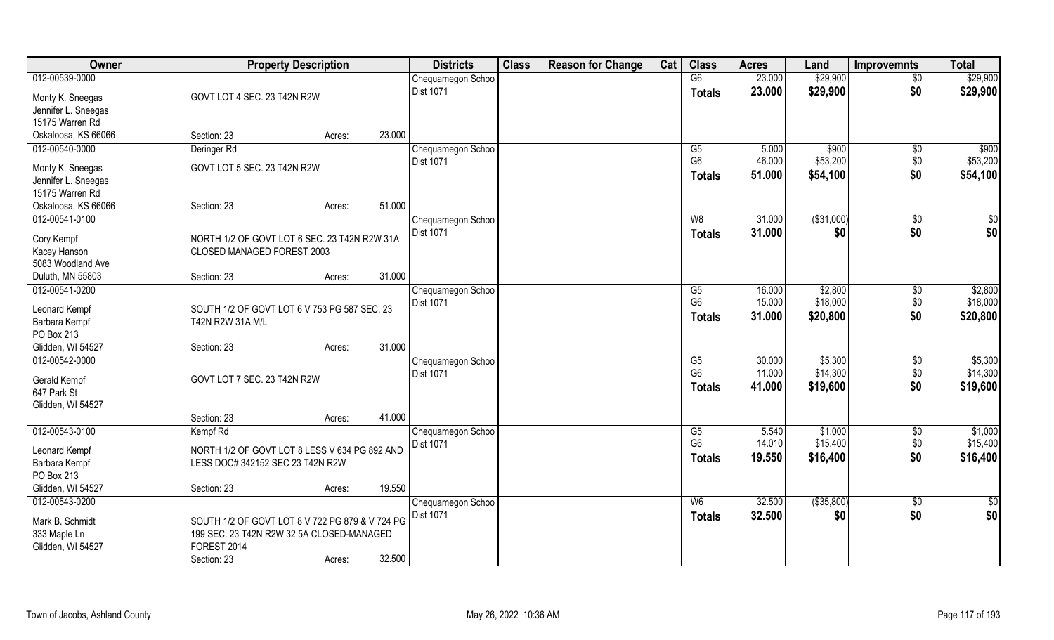| Owner | Property Description | | | Districts | Class | Reason for Change | Cat | Class | Acres | Land | Improvemnts | Total |
|---|---|---|---|---|---|---|---|---|---|---|---|---|
| 012-00539-0000 | | | | Chequamegon Schoo | | | | G6 | 23.000 | $29,900 | $0 | $29,900 |
| Monty K. Sneegas | GOVT LOT 4 SEC. 23 T42N R2W | | | Dist 1071 | | | | Totals | 23.000 | $29,900 | $0 | $29,900 |
| Jennifer L. Sneegas | | | | | | | | | | | | |
| 15175 Warren Rd | | | | | | | | | | | | |
| Oskaloosa, KS 66066 | Section: 23 | Acres: | 23.000 | | | | | | | | | |
| 012-00540-0000 | Deringer Rd | | | Chequamegon Schoo | | | | G5 | 5.000 | $900 | $0 | $900 |
| Monty K. Sneegas | GOVT LOT 5 SEC. 23 T42N R2W | | | Dist 1071 | | | | G6 | 46.000 | $53,200 | $0 | $53,200 |
| Jennifer L. Sneegas | | | | | | | | Totals | 51.000 | $54,100 | $0 | $54,100 |
| 15175 Warren Rd | | | | | | | | | | | | |
| Oskaloosa, KS 66066 | Section: 23 | Acres: | 51.000 | | | | | | | | | |
| 012-00541-0100 | | | | Chequamegon Schoo | | | | W8 | 31.000 | ($31,000) | $0 | $0 |
| Cory Kempf | NORTH 1/2 OF GOVT LOT 6 SEC. 23 T42N R2W 31A | | | Dist 1071 | | | | Totals | 31.000 | $0 | $0 | $0 |
| Kacey Hanson | CLOSED MANAGED FOREST 2003 | | | | | | | | | | | |
| 5083 Woodland Ave | | | | | | | | | | | | |
| Duluth, MN 55803 | Section: 23 | Acres: | 31.000 | | | | | | | | | |
| 012-00541-0200 | | | | Chequamegon Schoo | | | | G5 | 16.000 | $2,800 | $0 | $2,800 |
| Leonard Kempf | SOUTH 1/2 OF GOVT LOT 6 V 753 PG 587 SEC. 23 | | | Dist 1071 | | | | G6 | 15.000 | $18,000 | $0 | $18,000 |
| Barbara Kempf | T42N R2W 31A M/L | | | | | | | Totals | 31.000 | $20,800 | $0 | $20,800 |
| PO Box 213 | | | | | | | | | | | | |
| Glidden, WI 54527 | Section: 23 | Acres: | 31.000 | | | | | | | | | |
| 012-00542-0000 | | | | Chequamegon Schoo | | | | G5 | 30.000 | $5,300 | $0 | $5,300 |
| Gerald Kempf | GOVT LOT 7 SEC. 23 T42N R2W | | | Dist 1071 | | | | G6 | 11.000 | $14,300 | $0 | $14,300 |
| 647 Park St | | | | | | | | Totals | 41.000 | $19,600 | $0 | $19,600 |
| Glidden, WI 54527 | | | | | | | | | | | | |
| | Section: 23 | Acres: | 41.000 | | | | | | | | | |
| 012-00543-0100 | Kempf Rd | | | Chequamegon Schoo | | | | G5 | 5.540 | $1,000 | $0 | $1,000 |
| Leonard Kempf | NORTH 1/2 OF GOVT LOT 8 LESS V 634 PG 892 AND | | | Dist 1071 | | | | G6 | 14.010 | $15,400 | $0 | $15,400 |
| Barbara Kempf | LESS DOC# 342152 SEC 23 T42N R2W | | | | | | | Totals | 19.550 | $16,400 | $0 | $16,400 |
| PO Box 213 | | | | | | | | | | | | |
| Glidden, WI 54527 | Section: 23 | Acres: | 19.550 | | | | | | | | | |
| 012-00543-0200 | | | | Chequamegon Schoo | | | | W6 | 32.500 | ($35,800) | $0 | $0 |
| Mark B. Schmidt | SOUTH 1/2 OF GOVT LOT 8 V 722 PG 879 & V 724 PG | | | Dist 1071 | | | | Totals | 32.500 | $0 | $0 | $0 |
| 333 Maple Ln | 199 SEC. 23 T42N R2W 32.5A CLOSED-MANAGED | | | | | | | | | | | |
| Glidden, WI 54527 | FOREST 2014 | | | | | | | | | | | |
| | Section: 23 | Acres: | 32.500 | | | | | | | | | |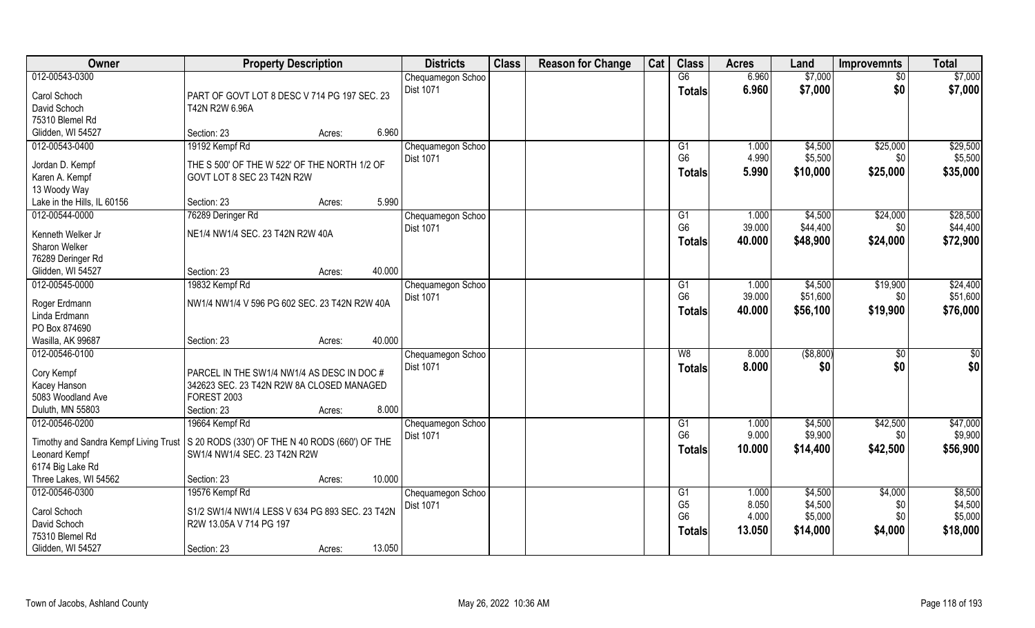| Owner | Property Description | | | Districts | Class | Reason for Change | Cat | Class | Acres | Land | Improvemnts | Total |
|---|---|---|---|---|---|---|---|---|---|---|---|---|
| 012-00543-0300 | | | | Chequamegon Schoo | | | | G6 | 6.960 | $7,000 | $0 | $7,000 |
| Carol Schoch | PART OF GOVT LOT 8 DESC V 714 PG 197 SEC. 23 | | | Dist 1071 | | | | Totals | 6.960 | $7,000 | $0 | $7,000 |
| David Schoch | T42N R2W 6.96A | | | | | | | | | | | |
| 75310 Blemel Rd | | | | | | | | | | | | |
| Glidden, WI 54527 | Section: 23 | Acres: | 6.960 | | | | | | | | | |
| 012-00543-0400 | 19192 Kempf Rd | | | Chequamegon Schoo | | | | G1 | 1.000 | $4,500 | $25,000 | $29,500 |
| Jordan D. Kempf | THE S 500' OF THE W 522' OF THE NORTH 1/2 OF | | | Dist 1071 | | | | G6 | 4.990 | $5,500 | $0 | $5,500 |
| Karen A. Kempf | GOVT LOT 8 SEC 23 T42N R2W | | | | | | | Totals | 5.990 | $10,000 | $25,000 | $35,000 |
| 13 Woody Way | | | | | | | | | | | | |
| Lake in the Hills, IL 60156 | Section: 23 | Acres: | 5.990 | | | | | | | | | |
| 012-00544-0000 | 76289 Deringer Rd | | | Chequamegon Schoo | | | | G1 | 1.000 | $4,500 | $24,000 | $28,500 |
| Kenneth Welker Jr | NE1/4 NW1/4 SEC. 23 T42N R2W 40A | | | Dist 1071 | | | | G6 | 39.000 | $44,400 | $0 | $44,400 |
| Sharon Welker | | | | | | | | Totals | 40.000 | $48,900 | $24,000 | $72,900 |
| 76289 Deringer Rd | | | | | | | | | | | | |
| Glidden, WI 54527 | Section: 23 | Acres: | 40.000 | | | | | | | | | |
| 012-00545-0000 | 19832 Kempf Rd | | | Chequamegon Schoo | | | | G1 | 1.000 | $4,500 | $19,900 | $24,400 |
| Roger Erdmann | NW1/4 NW1/4 V 596 PG 602 SEC. 23 T42N R2W 40A | | | Dist 1071 | | | | G6 | 39.000 | $51,600 | $0 | $51,600 |
| Linda Erdmann | | | | | | | | Totals | 40.000 | $56,100 | $19,900 | $76,000 |
| PO Box 874690 | | | | | | | | | | | | |
| Wasilla, AK 99687 | Section: 23 | Acres: | 40.000 | | | | | | | | | |
| 012-00546-0100 | | | | Chequamegon Schoo | | | | W8 | 8.000 | ($8,800) | $0 | $0 |
| Cory Kempf | PARCEL IN THE SW1/4 NW1/4 AS DESC IN DOC # | | | Dist 1071 | | | | Totals | 8.000 | $0 | $0 | $0 |
| Kacey Hanson | 342623 SEC. 23 T42N R2W 8A CLOSED MANAGED | | | | | | | | | | | |
| 5083 Woodland Ave | FOREST 2003 | | | | | | | | | | | |
| Duluth, MN 55803 | Section: 23 | Acres: | 8.000 | | | | | | | | | |
| 012-00546-0200 | 19664 Kempf Rd | | | Chequamegon Schoo | | | | G1 | 1.000 | $4,500 | $42,500 | $47,000 |
| Timothy and Sandra Kempf Living Trust | S 20 RODS (330') OF THE N 40 RODS (660') OF THE | | | Dist 1071 | | | | G6 | 9.000 | $9,900 | $0 | $9,900 |
| Leonard Kempf | SW1/4 NW1/4 SEC. 23 T42N R2W | | | | | | | Totals | 10.000 | $14,400 | $42,500 | $56,900 |
| 6174 Big Lake Rd | | | | | | | | | | | | |
| Three Lakes, WI 54562 | Section: 23 | Acres: | 10.000 | | | | | | | | | |
| 012-00546-0300 | 19576 Kempf Rd | | | Chequamegon Schoo | | | | G1 | 1.000 | $4,500 | $4,000 | $8,500 |
| Carol Schoch | S1/2 SW1/4 NW1/4 LESS V 634 PG 893 SEC. 23 T42N | | | Dist 1071 | | | | G5 | 8.050 | $4,500 | $0 | $4,500 |
| David Schoch | R2W 13.05A V 714 PG 197 | | | | | | | G6 | 4.000 | $5,000 | $0 | $5,000 |
| 75310 Blemel Rd | | | | | | | | Totals | 13.050 | $14,000 | $4,000 | $18,000 |
| Glidden, WI 54527 | Section: 23 | Acres: | 13.050 | | | | | | | | | |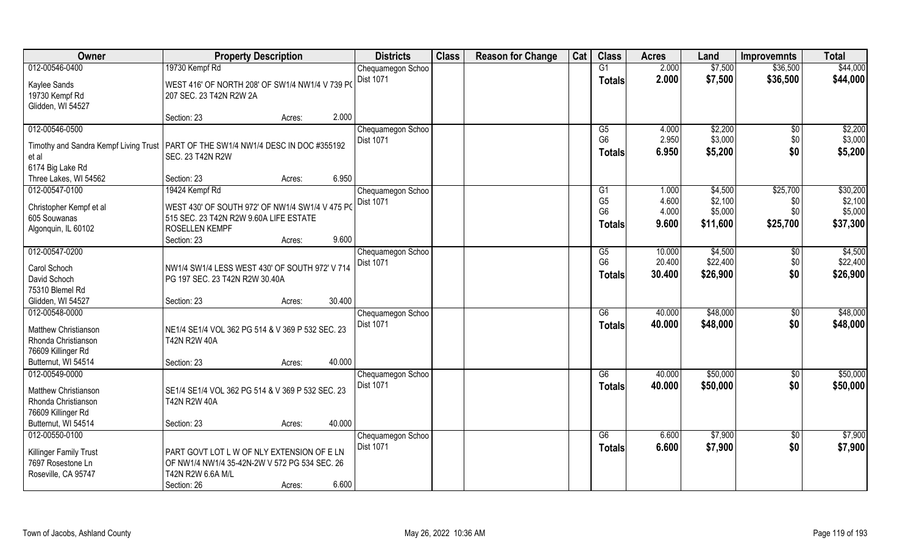| Owner | Property Description | Districts | Class | Reason for Change | Cat | Class | Acres | Land | Improvemnts | Total |
|---|---|---|---|---|---|---|---|---|---|---|
| 012-00546-0400<br>Kaylee Sands<br>19730 Kempf Rd<br>Glidden, WI 54527 | 19730 Kempf Rd<br>WEST 416' OF NORTH 208' OF SW1/4 NW1/4 V 739 PG 207 SEC. 23 T42N R2W 2A<br>Section: 23 Acres: 2.000 | Chequamegon Schoo<br>Dist 1071 | | | | G1<br>**Totals** | 2.000<br>**2.000** | \$7,500<br>**\$7,500** | \$36,500<br>**\$36,500** | \$44,000<br>**\$44,000** |
| 012-00546-0500<br>Timothy and Sandra Kempf Living Trust et al<br>6174 Big Lake Rd<br>Three Lakes, WI 54562 | PART OF THE SW1/4 NW1/4 DESC IN DOC #355192 SEC. 23 T42N R2W<br>Section: 23 Acres: 6.950 | Chequamegon Schoo<br>Dist 1071 | | | | G5<br>G6<br>**Totals** | 4.000<br>2.950<br>**6.950** | \$2,200<br>\$3,000<br>**\$5,200** | \$0<br>\$0<br>**\$0** | \$2,200<br>\$3,000<br>**\$5,200** |
| 012-00547-0100<br>Christopher Kempf et al<br>605 Souwanas<br>Algonquin, IL 60102 | 19424 Kempf Rd<br>WEST 430' OF SOUTH 972' OF NW1/4 SW1/4 V 475 PG 515 SEC. 23 T42N R2W 9.60A LIFE ESTATE ROSELLEN KEMPF<br>Section: 23 Acres: 9.600 | Chequamegon Schoo<br>Dist 1071 | | | | G1<br>G5<br>G6<br>**Totals** | 1.000<br>4.600<br>4.000<br>**9.600** | \$4,500<br>\$2,100<br>\$5,000<br>**\$11,600** | \$25,700<br>\$0<br>\$0<br>**\$25,700** | \$30,200<br>\$2,100<br>\$5,000<br>**\$37,300** |
| 012-00547-0200<br>Carol Schoch<br>David Schoch<br>75310 Blemel Rd<br>Glidden, WI 54527 | NW1/4 SW1/4 LESS WEST 430' OF SOUTH 972' V 714 PG 197 SEC. 23 T42N R2W 30.40A<br>Section: 23 Acres: 30.400 | Chequamegon Schoo<br>Dist 1071 | | | | G5<br>G6<br>**Totals** | 10.000<br>20.400<br>**30.400** | \$4,500<br>\$22,400<br>**\$26,900** | \$0<br>\$0<br>**\$0** | \$4,500<br>\$22,400<br>**\$26,900** |
| 012-00548-0000<br>Matthew Christianson<br>Rhonda Christianson<br>76609 Killinger Rd<br>Butternut, WI 54514 | NE1/4 SE1/4 VOL 362 PG 514 & V 369 P 532 SEC. 23 T42N R2W 40A<br>Section: 23 Acres: 40.000 | Chequamegon Schoo<br>Dist 1071 | | | | G6<br>**Totals** | 40.000<br>**40.000** | \$48,000<br>**\$48,000** | \$0<br>**\$0** | \$48,000<br>**\$48,000** |
| 012-00549-0000<br>Matthew Christianson<br>Rhonda Christianson<br>76609 Killinger Rd<br>Butternut, WI 54514 | SE1/4 SE1/4 VOL 362 PG 514 & V 369 P 532 SEC. 23 T42N R2W 40A<br>Section: 23 Acres: 40.000 | Chequamegon Schoo<br>Dist 1071 | | | | G6<br>**Totals** | 40.000<br>**40.000** | \$50,000<br>**\$50,000** | \$0<br>**\$0** | \$50,000<br>**\$50,000** |
| 012-00550-0100<br>Killinger Family Trust<br>7697 Rosestone Ln<br>Roseville, CA 95747 | PART GOVT LOT L W OF NLY EXTENSION OF E LN OF NW1/4 NW1/4 35-42N-2W V 572 PG 534 SEC. 26 T42N R2W 6.6A M/L<br>Section: 26 Acres: 6.600 | Chequamegon Schoo<br>Dist 1071 | | | | G6<br>**Totals** | 6.600<br>**6.600** | \$7,900<br>**\$7,900** | \$0<br>**\$0** | \$7,900<br>**\$7,900** |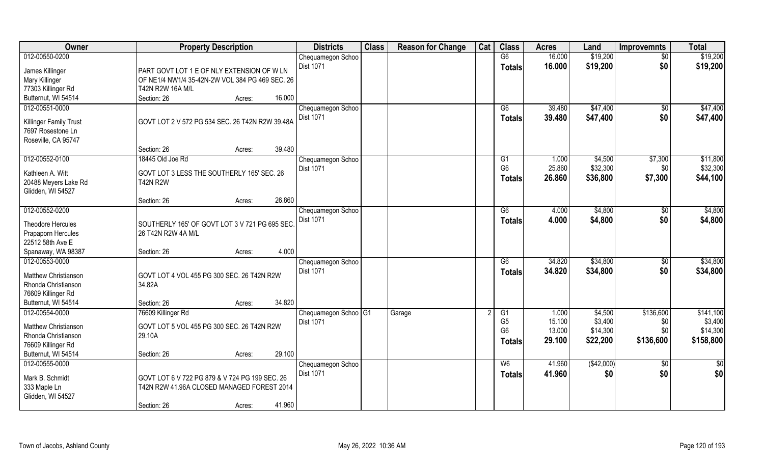| Owner | Property Description | Districts | Class | Reason for Change | Cat | Class | Acres | Land | Improvemnts | Total |
|---|---|---|---|---|---|---|---|---|---|---|
| 012-00550-0200<br>James Killinger<br>Mary Killinger<br>77303 Killinger Rd<br>Butternut, WI 54514 | PART GOVT LOT 1 E OF NLY EXTENSION OF W LN OF NE1/4 NW1/4 35-42N-2W VOL 384 PG 469 SEC. 26 T42N R2W 16A M/L<br>Section: 26 Acres: 16.000 | Chequamegon Schoo Dist 1071 | | | | G6 | 16.000 | $19,200 | $0 | $19,200 |
| | | | | | | **Totals** | **16.000** | **$19,200** | **$0** | **$19,200** |
| 012-00551-0000<br>Killinger Family Trust<br>7697 Rosestone Ln<br>Roseville, CA 95747 | GOVT LOT 2 V 572 PG 534 SEC. 26 T42N R2W 39.48A<br>Section: 26 Acres: 39.480 | Chequamegon Schoo Dist 1071 | | | | G6 | 39.480 | $47,400 | $0 | $47,400 |
| | | | | | | **Totals** | **39.480** | **$47,400** | **$0** | **$47,400** |
| 012-00552-0100<br>Kathleen A. Witt<br>20488 Meyers Lake Rd<br>Glidden, WI 54527 | 18445 Old Joe Rd<br>GOVT LOT 3 LESS THE SOUTHERLY 165' SEC. 26 T42N R2W<br>Section: 26 Acres: 26.860 | Chequamegon Schoo Dist 1071 | | | | G1 | 1.000 | $4,500 | $7,300 | $11,800 |
| | | | | | | G6 | 25.860 | $32,300 | $0 | $32,300 |
| | | | | | | **Totals** | **26.860** | **$36,800** | **$7,300** | **$44,100** |
| 012-00552-0200<br>Theodore Hercules<br>Prapaporn Hercules<br>22512 58th Ave E<br>Spanaway, WA 98387 | SOUTHERLY 165' OF GOVT LOT 3 V 721 PG 695 SEC. 26 T42N R2W 4A M/L<br>Section: 26 Acres: 4.000 | Chequamegon Schoo Dist 1071 | | | | G6 | 4.000 | $4,800 | $0 | $4,800 |
| | | | | | | **Totals** | **4.000** | **$4,800** | **$0** | **$4,800** |
| 012-00553-0000<br>Matthew Christianson<br>Rhonda Christianson<br>76609 Killinger Rd<br>Butternut, WI 54514 | GOVT LOT 4 VOL 455 PG 300 SEC. 26 T42N R2W 34.82A<br>Section: 26 Acres: 34.820 | Chequamegon Schoo Dist 1071 | | | | G6 | 34.820 | $34,800 | $0 | $34,800 |
| | | | | | | **Totals** | **34.820** | **$34,800** | **$0** | **$34,800** |
| 012-00554-0000<br>Matthew Christianson<br>Rhonda Christianson<br>76609 Killinger Rd<br>Butternut, WI 54514 | 76609 Killinger Rd<br>GOVT LOT 5 VOL 455 PG 300 SEC. 26 T42N R2W 29.10A<br>Section: 26 Acres: 29.100 | Chequamegon Schoo Dist 1071 | G1 | Garage | 2 | G1 | 1.000 | $4,500 | $136,600 | $141,100 |
| | | | | | | G5 | 15.100 | $3,400 | $0 | $3,400 |
| | | | | | | G6 | 13.000 | $14,300 | $0 | $14,300 |
| | | | | | | **Totals** | **29.100** | **$22,200** | **$136,600** | **$158,800** |
| 012-00555-0000<br>Mark B. Schmidt<br>333 Maple Ln<br>Glidden, WI 54527 | GOVT LOT 6 V 722 PG 879 & V 724 PG 199 SEC. 26 T42N R2W 41.96A CLOSED MANAGED FOREST 2014<br>Section: 26 Acres: 41.960 | Chequamegon Schoo Dist 1071 | | | | W6 | 41.960 | ($42,000) | $0 | $0 |
| | | | | | | **Totals** | **41.960** | **$0** | **$0** | **$0** |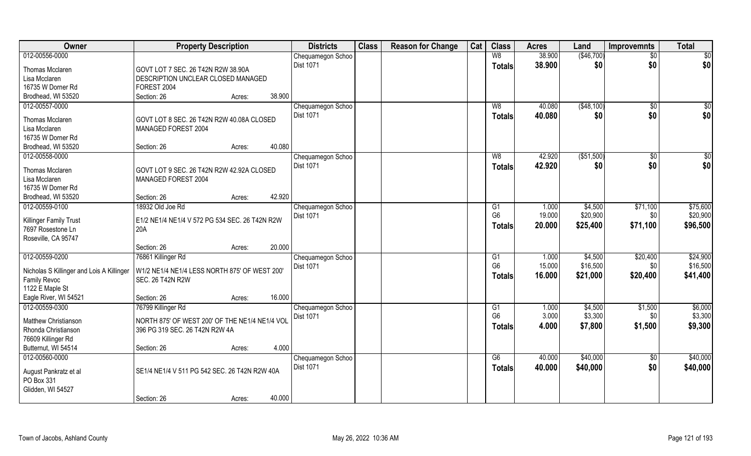| Owner | Property Description | Districts | Class | Reason for Change | Cat | Class | Acres | Land | Improvemnts | Total |
|---|---|---|---|---|---|---|---|---|---|---|
| 012-00556-0000 | | Chequamegon Schoo | | | | W8 | 38.900 | ($46,700) | $0 | $0 |
| Thomas Mcclaren | GOVT LOT 7 SEC. 26 T42N R2W 38.90A | Dist 1071 | | | | **Totals** | **38.900** | **$0** | **$0** | **$0** |
| Lisa Mcclaren | DESCRIPTION UNCLEAR CLOSED MANAGED | | | | | | | | | |
| 16735 W Dorner Rd | FOREST 2004 | | | | | | | | | |
| Brodhead, WI 53520 | Section: 26 Acres: 38.900 | | | | | | | | | |
| 012-00557-0000 | | Chequamegon Schoo | | | | W8 | 40.080 | ($48,100) | $0 | $0 |
| Thomas Mcclaren | GOVT LOT 8 SEC. 26 T42N R2W 40.08A CLOSED | Dist 1071 | | | | **Totals** | **40.080** | **$0** | **$0** | **$0** |
| Lisa Mcclaren | MANAGED FOREST 2004 | | | | | | | | | |
| 16735 W Dorner Rd | | | | | | | | | | |
| Brodhead, WI 53520 | Section: 26 Acres: 40.080 | | | | | | | | | |
| 012-00558-0000 | | Chequamegon Schoo | | | | W8 | 42.920 | ($51,500) | $0 | $0 |
| Thomas Mcclaren | GOVT LOT 9 SEC. 26 T42N R2W 42.92A CLOSED | Dist 1071 | | | | **Totals** | **42.920** | **$0** | **$0** | **$0** |
| Lisa Mcclaren | MANAGED FOREST 2004 | | | | | | | | | |
| 16735 W Dorner Rd | | | | | | | | | | |
| Brodhead, WI 53520 | Section: 26 Acres: 42.920 | | | | | | | | | |
| 012-00559-0100 | 18932 Old Joe Rd | Chequamegon Schoo | | | | G1 | 1.000 | $4,500 | $71,100 | $75,600 |
| Killinger Family Trust | E1/2 NE1/4 NE1/4 V 572 PG 534 SEC. 26 T42N R2W | Dist 1071 | | | | G6 | 19.000 | $20,900 | $0 | $20,900 |
| 7697 Rosestone Ln | 20A | | | | | **Totals** | **20.000** | **$25,400** | **$71,100** | **$96,500** |
| Roseville, CA 95747 | | | | | | | | | | |
| | Section: 26 Acres: 20.000 | | | | | | | | | |
| 012-00559-0200 | 76861 Killinger Rd | Chequamegon Schoo | | | | G1 | 1.000 | $4,500 | $20,400 | $24,900 |
| Nicholas S Killinger and Lois A Killinger | W1/2 NE1/4 NE1/4 LESS NORTH 875' OF WEST 200' | Dist 1071 | | | | G6 | 15.000 | $16,500 | $0 | $16,500 |
| Family Revoc | SEC. 26 T42N R2W | | | | | **Totals** | **16.000** | **$21,000** | **$20,400** | **$41,400** |
| 1122 E Maple St | | | | | | | | | | |
| Eagle River, WI 54521 | Section: 26 Acres: 16.000 | | | | | | | | | |
| 012-00559-0300 | 76799 Killinger Rd | Chequamegon Schoo | | | | G1 | 1.000 | $4,500 | $1,500 | $6,000 |
| Matthew Christianson | NORTH 875' OF WEST 200' OF THE NE1/4 NE1/4 VOL | Dist 1071 | | | | G6 | 3.000 | $3,300 | $0 | $3,300 |
| Rhonda Christianson | 396 PG 319 SEC. 26 T42N R2W 4A | | | | | **Totals** | **4.000** | **$7,800** | **$1,500** | **$9,300** |
| 76609 Killinger Rd | | | | | | | | | | |
| Butternut, WI 54514 | Section: 26 Acres: 4.000 | | | | | | | | | |
| 012-00560-0000 | | Chequamegon Schoo | | | | G6 | 40.000 | $40,000 | $0 | $40,000 |
| August Pankratz et al | SE1/4 NE1/4 V 511 PG 542 SEC. 26 T42N R2W 40A | Dist 1071 | | | | **Totals** | **40.000** | **$40,000** | **$0** | **$40,000** |
| PO Box 331 | | | | | | | | | | |
| Glidden, WI 54527 | | | | | | | | | | |
| | Section: 26 Acres: 40.000 | | | | | | | | | |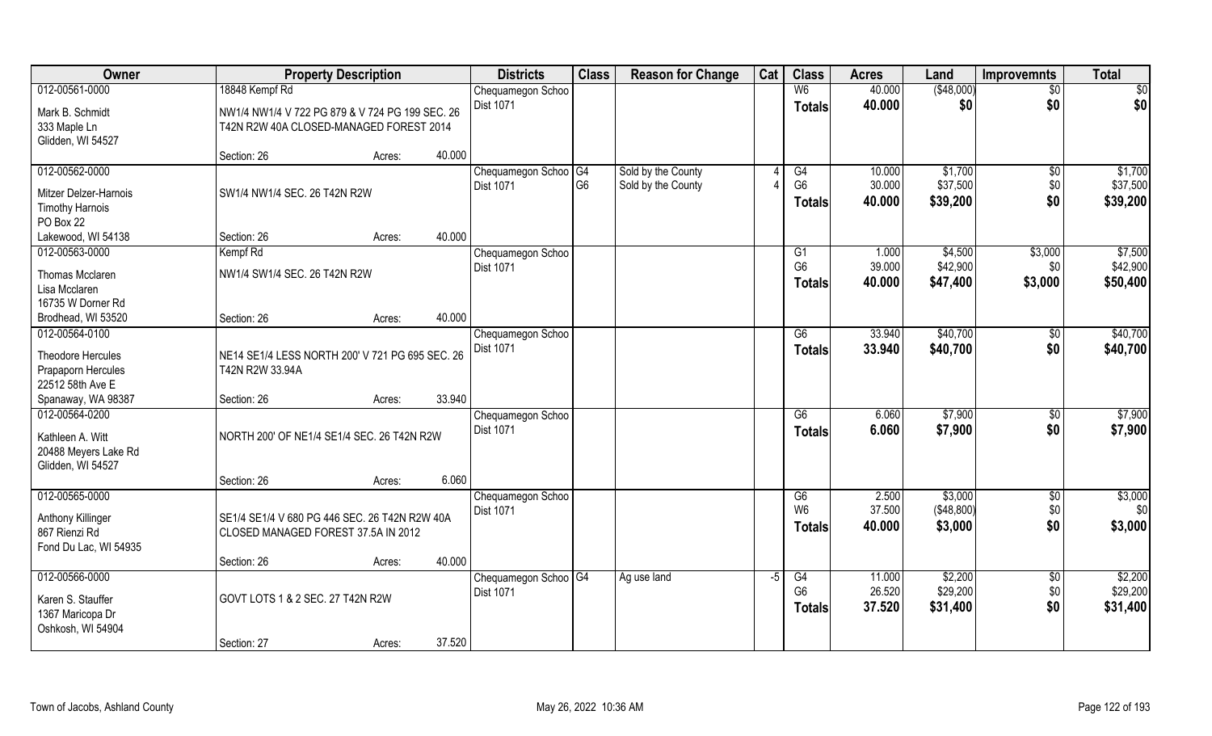| Owner | Property Description | | | Districts | Class | Reason for Change | Cat | Class | Acres | Land | Improvemnts | Total |
|---|---|---|---|---|---|---|---|---|---|---|---|---|
| 012-00561-0000 | 18848 Kempf Rd | | | Chequamegon Schoo | | | | W6 | 40.000 | ($48,000) | $0 | $0 |
| Mark B. Schmidt<br>333 Maple Ln<br>Glidden, WI 54527 | NW1/4 NW1/4 V 722 PG 879 & V 724 PG 199 SEC. 26 T42N R2W 40A CLOSED-MANAGED FOREST 2014 | | | Dist 1071 | | | | Totals | 40.000 | $0 | $0 | $0 |
| | Section: 26 | Acres: | 40.000 | | | | | | | | | |
| 012-00562-0000 | | | | Chequamegon Schoo | G4 | Sold by the County | 4 | G4 | 10.000 | $1,700 | $0 | $1,700 |
| Mitzer Delzer-Harnois<br>Timothy Harnois<br>PO Box 22<br>Lakewood, WI 54138 | SW1/4 NW1/4 SEC. 26 T42N R2W | | | Dist 1071 | G6 | Sold by the County | 4 | G6 | 30.000 | $37,500 | $0 | $37,500 |
| | | | | | | | | Totals | 40.000 | $39,200 | $0 | $39,200 |
| | Section: 26 | Acres: | 40.000 | | | | | | | | | |
| 012-00563-0000 | Kempf Rd | | | Chequamegon Schoo | | | | G1 | 1.000 | $4,500 | $3,000 | $7,500 |
| Thomas Mcclaren<br>Lisa Mcclaren<br>16735 W Dorner Rd<br>Brodhead, WI 53520 | NW1/4 SW1/4 SEC. 26 T42N R2W | | | Dist 1071 | | | | G6 | 39.000 | $42,900 | $0 | $42,900 |
| | | | | | | | | Totals | 40.000 | $47,400 | $3,000 | $50,400 |
| | Section: 26 | Acres: | 40.000 | | | | | | | | | |
| 012-00564-0100 | | | | Chequamegon Schoo | | | | G6 | 33.940 | $40,700 | $0 | $40,700 |
| Theodore Hercules<br>Prapaporn Hercules<br>22512 58th Ave E<br>Spanaway, WA 98387 | NE14 SE1/4 LESS NORTH 200' V 721 PG 695 SEC. 26 T42N R2W 33.94A | | | Dist 1071 | | | | Totals | 33.940 | $40,700 | $0 | $40,700 |
| | Section: 26 | Acres: | 33.940 | | | | | | | | | |
| 012-00564-0200 | | | | Chequamegon Schoo | | | | G6 | 6.060 | $7,900 | $0 | $7,900 |
| Kathleen A. Witt<br>20488 Meyers Lake Rd<br>Glidden, WI 54527 | NORTH 200' OF NE1/4 SE1/4 SEC. 26 T42N R2W | | | Dist 1071 | | | | Totals | 6.060 | $7,900 | $0 | $7,900 |
| | Section: 26 | Acres: | 6.060 | | | | | | | | | |
| 012-00565-0000 | | | | Chequamegon Schoo | | | | G6 | 2.500 | $3,000 | $0 | $3,000 |
| Anthony Killinger<br>867 Rienzi Rd<br>Fond Du Lac, WI 54935 | SE1/4 SE1/4 V 680 PG 446 SEC. 26 T42N R2W 40A CLOSED MANAGED FOREST 37.5A IN 2012 | | | Dist 1071 | | | | W6 | 37.500 | ($48,800) | $0 | $0 |
| | | | | | | | | Totals | 40.000 | $3,000 | $0 | $3,000 |
| | Section: 26 | Acres: | 40.000 | | | | | | | | | |
| 012-00566-0000 | | | | Chequamegon Schoo | G4 | Ag use land | -5 | G4 | 11.000 | $2,200 | $0 | $2,200 |
| Karen S. Stauffer<br>1367 Maricopa Dr<br>Oshkosh, WI 54904 | GOVT LOTS 1 & 2 SEC. 27 T42N R2W | | | Dist 1071 | | | | G6 | 26.520 | $29,200 | $0 | $29,200 |
| | | | | | | | | Totals | 37.520 | $31,400 | $0 | $31,400 |
| | Section: 27 | Acres: | 37.520 | | | | | | | | | |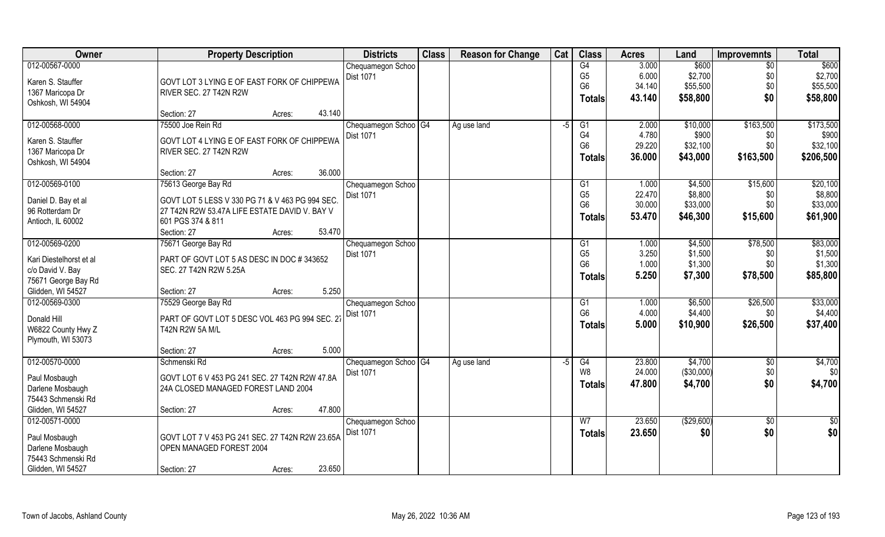| Owner | Property Description | Districts | Class | Reason for Change | Cat | Class | Acres | Land | Improvemnts | Total |
|---|---|---|---|---|---|---|---|---|---|---|
| 012-00567-0000<br>Karen S. Stauffer<br>1367 Maricopa Dr<br>Oshkosh, WI 54904 | GOVT LOT 3 LYING E OF EAST FORK OF CHIPPEWA RIVER SEC. 27 T42N R2W<br>Section: 27 Acres: 43.140 | Chequamegon Schoo<br>Dist 1071 | | | | G4<br>G5<br>G6<br>**Totals** | 3.000<br>6.000<br>34.140<br>**43.140** | $600<br>$2,700<br>$55,500<br>**$58,800** | $0<br>$0<br>$0<br>**$0** | $600<br>$2,700<br>$55,500<br>**$58,800** |
| 012-00568-0000<br>Karen S. Stauffer<br>1367 Maricopa Dr<br>Oshkosh, WI 54904 | 75500 Joe Rein Rd<br>GOVT LOT 4 LYING E OF EAST FORK OF CHIPPEWA RIVER SEC. 27 T42N R2W<br>Section: 27 Acres: 36.000 | Chequamegon Schoo<br>Dist 1071 | G4 | Ag use land | -5 | G1<br>G4<br>G6<br>**Totals** | 2.000<br>4.780<br>29.220<br>**36.000** | $10,000<br>$900<br>$32,100<br>**$43,000** | $163,500<br>$0<br>$0<br>**$163,500** | $173,500<br>$900<br>$32,100<br>**$206,500** |
| 012-00569-0100<br>Daniel D. Bay et al<br>96 Rotterdam Dr<br>Antioch, IL 60002 | 75613 George Bay Rd<br>GOVT LOT 5 LESS V 330 PG 71 & V 463 PG 994 SEC. 27 T42N R2W 53.47A LIFE ESTATE DAVID V. BAY V 601 PGS 374 & 811<br>Section: 27 Acres: 53.470 | Chequamegon Schoo<br>Dist 1071 | | | | G1<br>G5<br>G6<br>**Totals** | 1.000<br>22.470<br>30.000<br>**53.470** | $4,500<br>$8,800<br>$33,000<br>**$46,300** | $15,600<br>$0<br>$0<br>**$15,600** | $20,100<br>$8,800<br>$33,000<br>**$61,900** |
| 012-00569-0200<br>Kari Diestelhorst et al<br>c/o David V. Bay<br>75671 George Bay Rd<br>Glidden, WI 54527 | 75671 George Bay Rd<br>PART OF GOVT LOT 5 AS DESC IN DOC # 343652 SEC. 27 T42N R2W 5.25A<br>Section: 27 Acres: 5.250 | Chequamegon Schoo<br>Dist 1071 | | | | G1<br>G5<br>G6<br>**Totals** | 1.000<br>3.250<br>1.000<br>**5.250** | $4,500<br>$1,500<br>$1,300<br>**$7,300** | $78,500<br>$0<br>$0<br>**$78,500** | $83,000<br>$1,500<br>$1,300<br>**$85,800** |
| 012-00569-0300<br>Donald Hill<br>W6822 County Hwy Z<br>Plymouth, WI 53073 | 75529 George Bay Rd<br>PART OF GOVT LOT 5 DESC VOL 463 PG 994 SEC. 27 T42N R2W 5A M/L<br>Section: 27 Acres: 5.000 | Chequamegon Schoo<br>Dist 1071 | | | | G1<br>G6<br>**Totals** | 1.000<br>4.000<br>**5.000** | $6,500<br>$4,400<br>**$10,900** | $26,500<br>$0<br>**$26,500** | $33,000<br>$4,400<br>**$37,400** |
| 012-00570-0000<br>Paul Mosbaugh<br>Darlene Mosbaugh<br>75443 Schmenski Rd<br>Glidden, WI 54527 | Schmenski Rd<br>GOVT LOT 6 V 453 PG 241 SEC. 27 T42N R2W 47.8A 24A CLOSED MANAGED FOREST LAND 2004<br>Section: 27 Acres: 47.800 | Chequamegon Schoo<br>Dist 1071 | G4 | Ag use land | -5 | G4<br>W8<br>**Totals** | 23.800<br>24.000<br>**47.800** | $4,700<br>($30,000)<br>**$4,700** | $0<br>$0<br>**$0** | $4,700<br>$0<br>**$4,700** |
| 012-00571-0000<br>Paul Mosbaugh<br>Darlene Mosbaugh<br>75443 Schmenski Rd<br>Glidden, WI 54527 | GOVT LOT 7 V 453 PG 241 SEC. 27 T42N R2W 23.65A OPEN MANAGED FOREST 2004<br>Section: 27 Acres: 23.650 | Chequamegon Schoo<br>Dist 1071 | | | | W7<br>**Totals** | 23.650<br>**23.650** | ($29,600)<br>**$0** | $0<br>**$0** | $0<br>**$0** |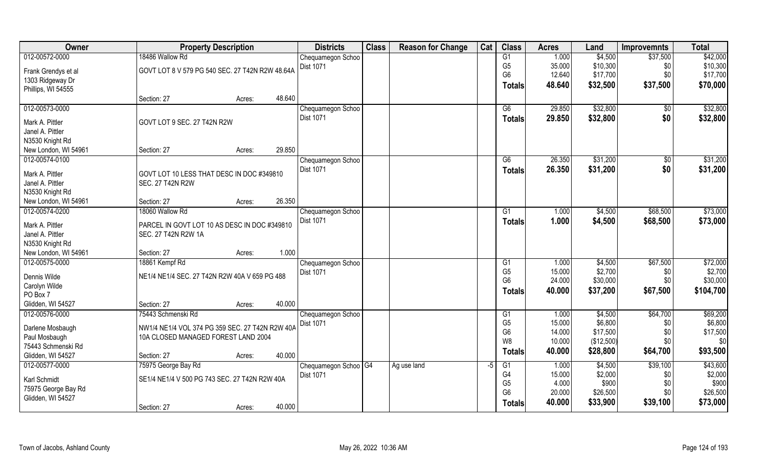| Owner | Property Description | | | Districts | Class | Reason for Change | Cat | Class | Acres | Land | Improvemnts | Total |
|---|---|---|---|---|---|---|---|---|---|---|---|---|
| 012-00572-0000 | 18486 Wallow Rd | | | Chequamegon Schoo | | | | G1 | 1.000 | $4,500 | $37,500 | $42,000 |
| Frank Grendys et al | GOVT LOT 8 V 579 PG 540 SEC. 27 T42N R2W 48.64A | | | Dist 1071 | | | | G5 | 35.000 | $10,300 | $0 | $10,300 |
| 1303 Ridgeway Dr | | | | | | | | G6 | 12.640 | $17,700 | $0 | $17,700 |
| Phillips, WI 54555 | | | | | | | | Totals | 48.640 | $32,500 | $37,500 | $70,000 |
| | Section: 27 | Acres: | 48.640 | | | | | | | | | |
| 012-00573-0000 | | | | Chequamegon Schoo | | | | G6 | 29.850 | $32,800 | $0 | $32,800 |
| Mark A. Pittler | GOVT LOT 9 SEC. 27 T42N R2W | | | Dist 1071 | | | | Totals | 29.850 | $32,800 | $0 | $32,800 |
| Janel A. Pittler | | | | | | | | | | | | |
| N3530 Knight Rd | | | | | | | | | | | | |
| New London, WI 54961 | Section: 27 | Acres: | 29.850 | | | | | | | | | |
| 012-00574-0100 | | | | Chequamegon Schoo | | | | G6 | 26.350 | $31,200 | $0 | $31,200 |
| Mark A. Pittler | GOVT LOT 10 LESS THAT DESC IN DOC #349810 | | | Dist 1071 | | | | Totals | 26.350 | $31,200 | $0 | $31,200 |
| Janel A. Pittler | SEC. 27 T42N R2W | | | | | | | | | | | |
| N3530 Knight Rd | | | | | | | | | | | | |
| New London, WI 54961 | Section: 27 | Acres: | 26.350 | | | | | | | | | |
| 012-00574-0200 | 18060 Wallow Rd | | | Chequamegon Schoo | | | | G1 | 1.000 | $4,500 | $68,500 | $73,000 |
| Mark A. Pittler | PARCEL IN GOVT LOT 10 AS DESC IN DOC #349810 | | | Dist 1071 | | | | Totals | 1.000 | $4,500 | $68,500 | $73,000 |
| Janel A. Pittler | SEC. 27 T42N R2W 1A | | | | | | | | | | | |
| N3530 Knight Rd | | | | | | | | | | | | |
| New London, WI 54961 | Section: 27 | Acres: | 1.000 | | | | | | | | | |
| 012-00575-0000 | 18861 Kempf Rd | | | Chequamegon Schoo | | | | G1 | 1.000 | $4,500 | $67,500 | $72,000 |
| Dennis Wilde | NE1/4 NE1/4 SEC. 27 T42N R2W 40A V 659 PG 488 | | | Dist 1071 | | | | G5 | 15.000 | $2,700 | $0 | $2,700 |
| Carolyn Wilde | | | | | | | | G6 | 24.000 | $30,000 | $0 | $30,000 |
| PO Box 7 | | | | | | | | Totals | 40.000 | $37,200 | $67,500 | $104,700 |
| Glidden, WI 54527 | Section: 27 | Acres: | 40.000 | | | | | | | | | |
| 012-00576-0000 | 75443 Schmenski Rd | | | Chequamegon Schoo | | | | G1 | 1.000 | $4,500 | $64,700 | $69,200 |
| Darlene Mosbaugh | NW1/4 NE1/4 VOL 374 PG 359 SEC. 27 T42N R2W 40A | | | Dist 1071 | | | | G5 | 15.000 | $6,800 | $0 | $6,800 |
| Paul Mosbaugh | 10A CLOSED MANAGED FOREST LAND 2004 | | | | | | | G6 | 14.000 | $17,500 | $0 | $17,500 |
| 75443 Schmenski Rd | | | | | | | | W8 | 10.000 | ($12,500) | $0 | $0 |
| Glidden, WI 54527 | Section: 27 | Acres: | 40.000 | | | | | Totals | 40.000 | $28,800 | $64,700 | $93,500 |
| 012-00577-0000 | 75975 George Bay Rd | | | Chequamegon Schoo | G4 | Ag use land | -5 | G1 | 1.000 | $4,500 | $39,100 | $43,600 |
| Karl Schmidt | SE1/4 NE1/4 V 500 PG 743 SEC. 27 T42N R2W 40A | | | Dist 1071 | | | | G4 | 15.000 | $2,000 | $0 | $2,000 |
| 75975 George Bay Rd | | | | | | | | G5 | 4.000 | $900 | $0 | $900 |
| Glidden, WI 54527 | | | | | | | | G6 | 20.000 | $26,500 | $0 | $26,500 |
| | Section: 27 | Acres: | 40.000 | | | | | Totals | 40.000 | $33,900 | $39,100 | $73,000 |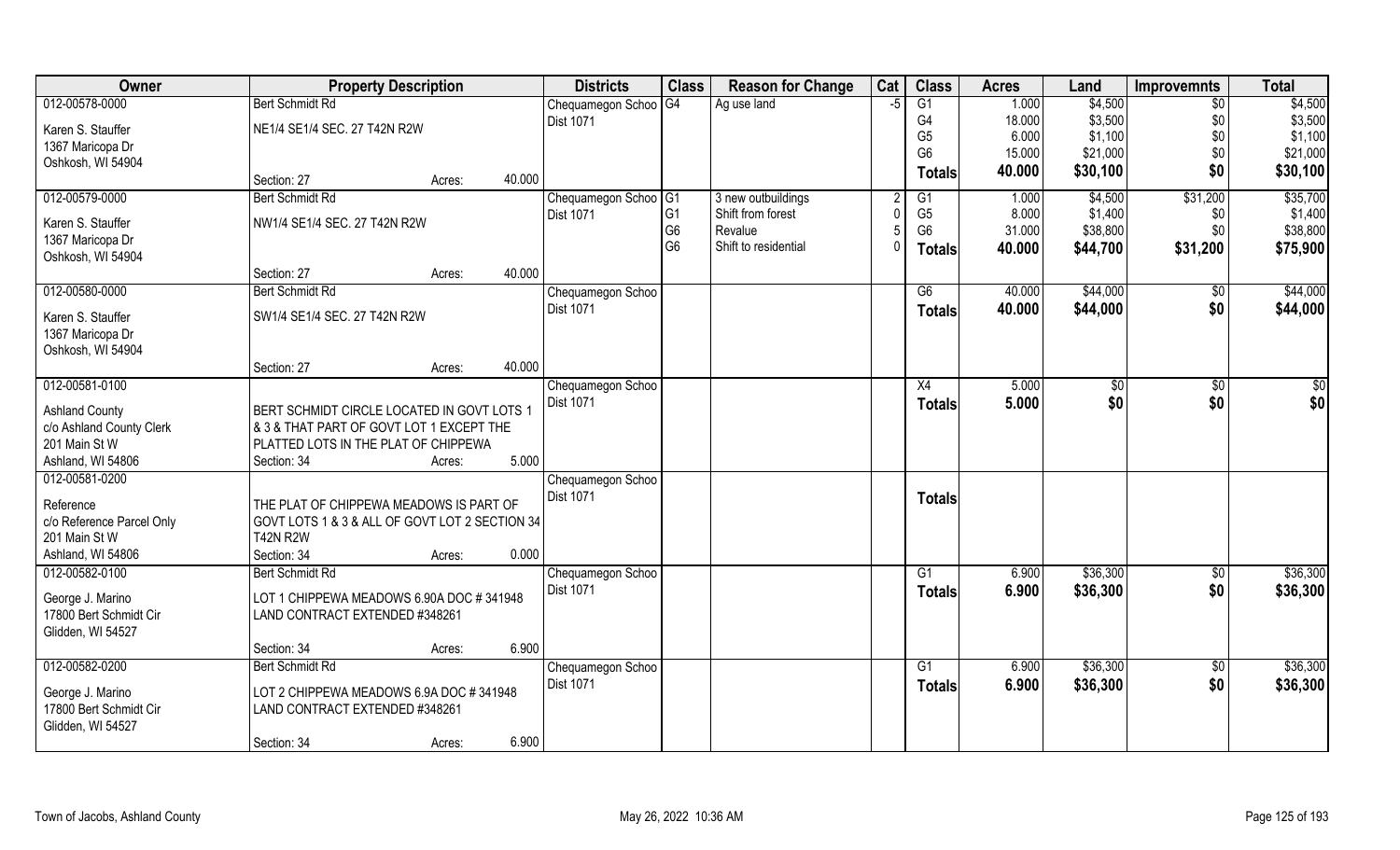| Owner | Property Description | Districts | Class | Reason for Change | Cat | Class | Acres | Land | Improvemnts | Total |
|---|---|---|---|---|---|---|---|---|---|---|
| 012-00578-0000<br>Karen S. Stauffer<br>1367 Maricopa Dr<br>Oshkosh, WI 54904 | Bert Schmidt Rd<br>NE1/4 SE1/4 SEC. 27 T42N R2W<br>Section: 27 Acres: 40.000 | Chequamegon Schoo<br>Dist 1071 | G4 | Ag use land | -5 | G1<br>G4<br>G5<br>G6<br>**Totals** | 1.000<br>18.000<br>6.000<br>15.000<br>**40.000** | \$4,500<br>\$3,500<br>\$1,100<br>\$21,000<br>**\$30,100** | \$0<br>\$0<br>\$0<br>\$0<br>**\$0** | \$4,500<br>\$3,500<br>\$1,100<br>\$21,000<br>**\$30,100** |
| 012-00579-0000<br>Karen S. Stauffer<br>1367 Maricopa Dr<br>Oshkosh, WI 54904 | Bert Schmidt Rd<br>NW1/4 SE1/4 SEC. 27 T42N R2W<br>Section: 27 Acres: 40.000 | Chequamegon Schoo<br>Dist 1071 | G1<br>G1<br>G6<br>G6 | 3 new outbuildings<br>Shift from forest<br>Revalue<br>Shift to residential | 2<br>0<br>5<br>0 | G1<br>G5<br>G6<br>**Totals** | 1.000<br>8.000<br>31.000<br>**40.000** | \$4,500<br>\$1,400<br>\$38,800<br>**\$44,700** | \$31,200<br>\$0<br>\$0<br>**\$31,200** | \$35,700<br>\$1,400<br>\$38,800<br>**\$75,900** |
| 012-00580-0000<br>Karen S. Stauffer<br>1367 Maricopa Dr<br>Oshkosh, WI 54904 | Bert Schmidt Rd<br>SW1/4 SE1/4 SEC. 27 T42N R2W<br>Section: 27 Acres: 40.000 | Chequamegon Schoo<br>Dist 1071 | | | | G6<br>**Totals** | 40.000<br>**40.000** | \$44,000<br>**\$44,000** | \$0<br>**\$0** | \$44,000<br>**\$44,000** |
| 012-00581-0100<br>Ashland County<br>c/o Ashland County Clerk<br>201 Main St W<br>Ashland, WI 54806 | BERT SCHMIDT CIRCLE LOCATED IN GOVT LOTS 1 & 3 & THAT PART OF GOVT LOT 1 EXCEPT THE PLATTED LOTS IN THE PLAT OF CHIPPEWA<br>Section: 34 Acres: 5.000 | Chequamegon Schoo<br>Dist 1071 | | | | X4<br>**Totals** | 5.000<br>**5.000** | \$0<br>**\$0** | \$0<br>**\$0** | \$0<br>**\$0** |
| 012-00581-0200<br>Reference<br>c/o Reference Parcel Only<br>201 Main St W<br>Ashland, WI 54806 | THE PLAT OF CHIPPEWA MEADOWS IS PART OF GOVT LOTS 1 & 3 & ALL OF GOVT LOT 2 SECTION 34 T42N R2W<br>Section: 34 Acres: 0.000 | Chequamegon Schoo<br>Dist 1071 | | | | **Totals** | | | | |
| 012-00582-0100<br>George J. Marino<br>17800 Bert Schmidt Cir<br>Glidden, WI 54527 | Bert Schmidt Rd<br>LOT 1 CHIPPEWA MEADOWS 6.90A DOC # 341948 LAND CONTRACT EXTENDED #348261<br>Section: 34 Acres: 6.900 | Chequamegon Schoo<br>Dist 1071 | | | | G1<br>**Totals** | 6.900<br>**6.900** | \$36,300<br>**\$36,300** | \$0<br>**\$0** | \$36,300<br>**\$36,300** |
| 012-00582-0200<br>George J. Marino<br>17800 Bert Schmidt Cir<br>Glidden, WI 54527 | Bert Schmidt Rd<br>LOT 2 CHIPPEWA MEADOWS 6.9A DOC # 341948 LAND CONTRACT EXTENDED #348261<br>Section: 34 Acres: 6.900 | Chequamegon Schoo<br>Dist 1071 | | | | G1<br>**Totals** | 6.900<br>**6.900** | \$36,300<br>**\$36,300** | \$0<br>**\$0** | \$36,300<br>**\$36,300** |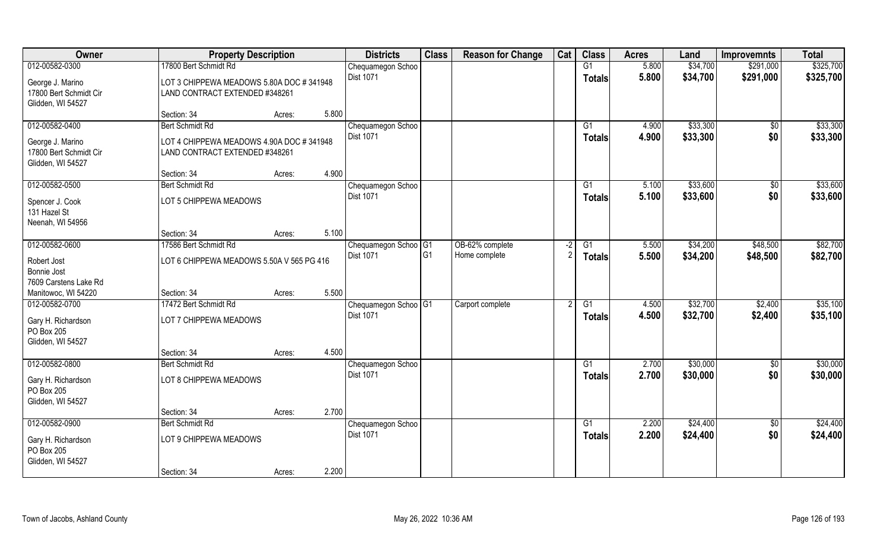| Owner | Property Description | | | Districts | Class | Reason for Change | Cat | Class | Acres | Land | Improvemnts | Total |
|---|---|---|---|---|---|---|---|---|---|---|---|---|
| 012-00582-0300 | 17800 Bert Schmidt Rd | | | Chequamegon Schoo | | | | G1 | 5.800 | $34,700 | $291,000 | $325,700 |
| George J. Marino<br>17800 Bert Schmidt Cir<br>Glidden, WI 54527 | LOT 3 CHIPPEWA MEADOWS 5.80A DOC # 341948 LAND CONTRACT EXTENDED #348261 | | | Dist 1071 | | | | **Totals** | **5.800** | **$34,700** | **$291,000** | **$325,700** |
| | Section: 34 | Acres: | 5.800 | | | | | | | | | |
| 012-00582-0400 | Bert Schmidt Rd | | | Chequamegon Schoo | | | | G1 | 4.900 | $33,300 | $0 | $33,300 |
| George J. Marino<br>17800 Bert Schmidt Cir<br>Glidden, WI 54527 | LOT 4 CHIPPEWA MEADOWS 4.90A DOC # 341948 LAND CONTRACT EXTENDED #348261 | | | Dist 1071 | | | | **Totals** | **4.900** | **$33,300** | **$0** | **$33,300** |
| | Section: 34 | Acres: | 4.900 | | | | | | | | | |
| 012-00582-0500 | Bert Schmidt Rd | | | Chequamegon Schoo | | | | G1 | 5.100 | $33,600 | $0 | $33,600 |
| Spencer J. Cook<br>131 Hazel St<br>Neenah, WI 54956 | LOT 5 CHIPPEWA MEADOWS | | | Dist 1071 | | | | **Totals** | **5.100** | **$33,600** | **$0** | **$33,600** |
| | Section: 34 | Acres: | 5.100 | | | | | | | | | |
| 012-00582-0600 | 17586 Bert Schmidt Rd | | | Chequamegon Schoo | G1 | OB-62% complete | -2 | G1 | 5.500 | $34,200 | $48,500 | $82,700 |
| Robert Jost<br>Bonnie Jost<br>7609 Carstens Lake Rd<br>Manitowoc, WI 54220 | LOT 6 CHIPPEWA MEADOWS 5.50A V 565 PG 416 | | | Dist 1071 | G1 | Home complete | 2 | **Totals** | **5.500** | **$34,200** | **$48,500** | **$82,700** |
| | Section: 34 | Acres: | 5.500 | | | | | | | | | |
| 012-00582-0700 | 17472 Bert Schmidt Rd | | | Chequamegon Schoo | G1 | Carport complete | 2 | G1 | 4.500 | $32,700 | $2,400 | $35,100 |
| Gary H. Richardson<br>PO Box 205<br>Glidden, WI 54527 | LOT 7 CHIPPEWA MEADOWS | | | Dist 1071 | | | | **Totals** | **4.500** | **$32,700** | **$2,400** | **$35,100** |
| | Section: 34 | Acres: | 4.500 | | | | | | | | | |
| 012-00582-0800 | Bert Schmidt Rd | | | Chequamegon Schoo | | | | G1 | 2.700 | $30,000 | $0 | $30,000 |
| Gary H. Richardson<br>PO Box 205<br>Glidden, WI 54527 | LOT 8 CHIPPEWA MEADOWS | | | Dist 1071 | | | | **Totals** | **2.700** | **$30,000** | **$0** | **$30,000** |
| | Section: 34 | Acres: | 2.700 | | | | | | | | | |
| 012-00582-0900 | Bert Schmidt Rd | | | Chequamegon Schoo | | | | G1 | 2.200 | $24,400 | $0 | $24,400 |
| Gary H. Richardson<br>PO Box 205<br>Glidden, WI 54527 | LOT 9 CHIPPEWA MEADOWS | | | Dist 1071 | | | | **Totals** | **2.200** | **$24,400** | **$0** | **$24,400** |
| | Section: 34 | Acres: | 2.200 | | | | | | | | | |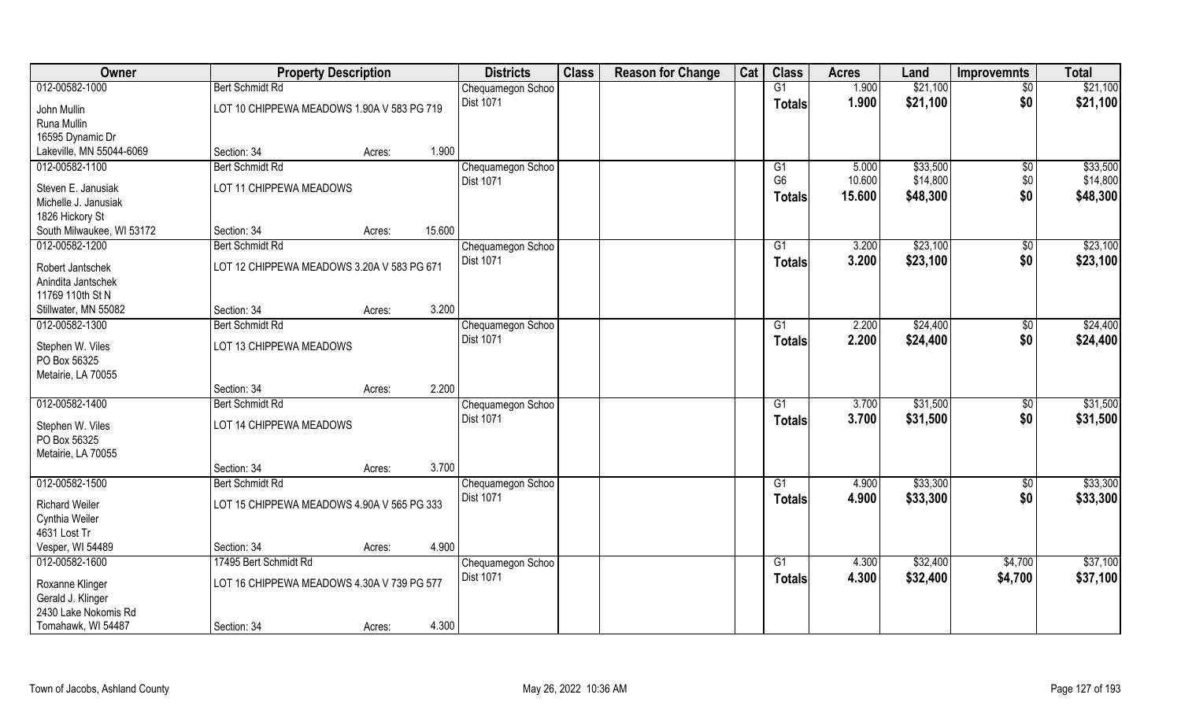| Owner | Property Description | | | Districts | Class | Reason for Change | Cat | Class | Acres | Land | Improvemnts | Total |
|---|---|---|---|---|---|---|---|---|---|---|---|---|
| 012-00582-1000 | Bert Schmidt Rd | | | Chequamegon Schoo | | | | G1 | 1.900 | $21,100 | $0 | $21,100 |
| John Mullin | LOT 10 CHIPPEWA MEADOWS 1.90A V 583 PG 719 | | | Dist 1071 | | | | Totals | 1.900 | $21,100 | $0 | $21,100 |
| Runa Mullin | | | | | | | | | | | | |
| 16595 Dynamic Dr | | | | | | | | | | | | |
| Lakeville, MN 55044-6069 | Section: 34 | Acres: | 1.900 | | | | | | | | | |
| 012-00582-1100 | Bert Schmidt Rd | | | Chequamegon Schoo | | | | G1 | 5.000 | $33,500 | $0 | $33,500 |
| Steven E. Janusiak | LOT 11 CHIPPEWA MEADOWS | | | Dist 1071 | | | | G6 | 10.600 | $14,800 | $0 | $14,800 |
| Michelle J. Janusiak | | | | | | | | Totals | 15.600 | $48,300 | $0 | $48,300 |
| 1826 Hickory St | | | | | | | | | | | | |
| South Milwaukee, WI 53172 | Section: 34 | Acres: | 15.600 | | | | | | | | | |
| 012-00582-1200 | Bert Schmidt Rd | | | Chequamegon Schoo | | | | G1 | 3.200 | $23,100 | $0 | $23,100 |
| Robert Jantschek | LOT 12 CHIPPEWA MEADOWS 3.20A V 583 PG 671 | | | Dist 1071 | | | | Totals | 3.200 | $23,100 | $0 | $23,100 |
| Anindita Jantschek | | | | | | | | | | | | |
| 11769 110th St N | | | | | | | | | | | | |
| Stillwater, MN 55082 | Section: 34 | Acres: | 3.200 | | | | | | | | | |
| 012-00582-1300 | Bert Schmidt Rd | | | Chequamegon Schoo | | | | G1 | 2.200 | $24,400 | $0 | $24,400 |
| Stephen W. Viles | LOT 13 CHIPPEWA MEADOWS | | | Dist 1071 | | | | Totals | 2.200 | $24,400 | $0 | $24,400 |
| PO Box 56325 | | | | | | | | | | | | |
| Metairie, LA 70055 | | | | | | | | | | | | |
| | Section: 34 | Acres: | 2.200 | | | | | | | | | |
| 012-00582-1400 | Bert Schmidt Rd | | | Chequamegon Schoo | | | | G1 | 3.700 | $31,500 | $0 | $31,500 |
| Stephen W. Viles | LOT 14 CHIPPEWA MEADOWS | | | Dist 1071 | | | | Totals | 3.700 | $31,500 | $0 | $31,500 |
| PO Box 56325 | | | | | | | | | | | | |
| Metairie, LA 70055 | | | | | | | | | | | | |
| | Section: 34 | Acres: | 3.700 | | | | | | | | | |
| 012-00582-1500 | Bert Schmidt Rd | | | Chequamegon Schoo | | | | G1 | 4.900 | $33,300 | $0 | $33,300 |
| Richard Weiler | LOT 15 CHIPPEWA MEADOWS 4.90A V 565 PG 333 | | | Dist 1071 | | | | Totals | 4.900 | $33,300 | $0 | $33,300 |
| Cynthia Weiler | | | | | | | | | | | | |
| 4631 Lost Tr | | | | | | | | | | | | |
| Vesper, WI 54489 | Section: 34 | Acres: | 4.900 | | | | | | | | | |
| 012-00582-1600 | 17495 Bert Schmidt Rd | | | Chequamegon Schoo | | | | G1 | 4.300 | $32,400 | $4,700 | $37,100 |
| Roxanne Klinger | LOT 16 CHIPPEWA MEADOWS 4.30A V 739 PG 577 | | | Dist 1071 | | | | Totals | 4.300 | $32,400 | $4,700 | $37,100 |
| Gerald J. Klinger | | | | | | | | | | | | |
| 2430 Lake Nokomis Rd | | | | | | | | | | | | |
| Tomahawk, WI 54487 | Section: 34 | Acres: | 4.300 | | | | | | | | | |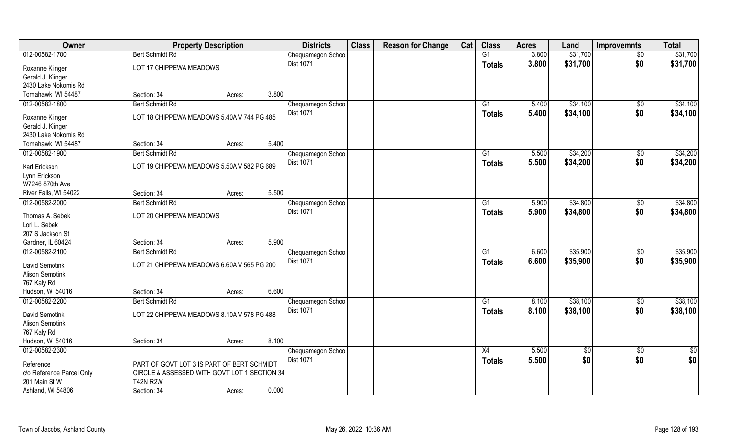| Owner | Property Description | | | Districts | Class | Reason for Change | Cat | Class | Acres | Land | Improvemnts | Total |
|---|---|---|---|---|---|---|---|---|---|---|---|---|
| 012-00582-1700 | Bert Schmidt Rd | | | Chequamegon Schoo | | | | G1 | 3.800 | $31,700 | $0 | $31,700 |
| Roxanne Klinger | LOT 17 CHIPPEWA MEADOWS | | | Dist 1071 | | | | Totals | 3.800 | $31,700 | $0 | $31,700 |
| Gerald J. Klinger | | | | | | | | | | | | |
| 2430 Lake Nokomis Rd | | | | | | | | | | | | |
| Tomahawk, WI 54487 | Section: 34 | Acres: | 3.800 | | | | | | | | | |
| 012-00582-1800 | Bert Schmidt Rd | | | Chequamegon Schoo | | | | G1 | 5.400 | $34,100 | $0 | $34,100 |
| Roxanne Klinger | LOT 18 CHIPPEWA MEADOWS 5.40A V 744 PG 485 | | | Dist 1071 | | | | Totals | 5.400 | $34,100 | $0 | $34,100 |
| Gerald J. Klinger | | | | | | | | | | | | |
| 2430 Lake Nokomis Rd | | | | | | | | | | | | |
| Tomahawk, WI 54487 | Section: 34 | Acres: | 5.400 | | | | | | | | | |
| 012-00582-1900 | Bert Schmidt Rd | | | Chequamegon Schoo | | | | G1 | 5.500 | $34,200 | $0 | $34,200 |
| Karl Erickson | LOT 19 CHIPPEWA MEADOWS 5.50A V 582 PG 689 | | | Dist 1071 | | | | Totals | 5.500 | $34,200 | $0 | $34,200 |
| Lynn Erickson | | | | | | | | | | | | |
| W7246 870th Ave | | | | | | | | | | | | |
| River Falls, WI 54022 | Section: 34 | Acres: | 5.500 | | | | | | | | | |
| 012-00582-2000 | Bert Schmidt Rd | | | Chequamegon Schoo | | | | G1 | 5.900 | $34,800 | $0 | $34,800 |
| Thomas A. Sebek | LOT 20 CHIPPEWA MEADOWS | | | Dist 1071 | | | | Totals | 5.900 | $34,800 | $0 | $34,800 |
| Lori L. Sebek | | | | | | | | | | | | |
| 207 S Jackson St | | | | | | | | | | | | |
| Gardner, IL 60424 | Section: 34 | Acres: | 5.900 | | | | | | | | | |
| 012-00582-2100 | Bert Schmidt Rd | | | Chequamegon Schoo | | | | G1 | 6.600 | $35,900 | $0 | $35,900 |
| David Semotink | LOT 21 CHIPPEWA MEADOWS 6.60A V 565 PG 200 | | | Dist 1071 | | | | Totals | 6.600 | $35,900 | $0 | $35,900 |
| Alison Semotink | | | | | | | | | | | | |
| 767 Kaly Rd | | | | | | | | | | | | |
| Hudson, WI 54016 | Section: 34 | Acres: | 6.600 | | | | | | | | | |
| 012-00582-2200 | Bert Schmidt Rd | | | Chequamegon Schoo | | | | G1 | 8.100 | $38,100 | $0 | $38,100 |
| David Semotink | LOT 22 CHIPPEWA MEADOWS 8.10A V 578 PG 488 | | | Dist 1071 | | | | Totals | 8.100 | $38,100 | $0 | $38,100 |
| Alison Semotink | | | | | | | | | | | | |
| 767 Kaly Rd | | | | | | | | | | | | |
| Hudson, WI 54016 | Section: 34 | Acres: | 8.100 | | | | | | | | | |
| 012-00582-2300 | | | | Chequamegon Schoo | | | | X4 | 5.500 | $0 | $0 | $0 |
| Reference | PART OF GOVT LOT 3 IS PART OF BERT SCHMIDT | | | Dist 1071 | | | | Totals | 5.500 | $0 | $0 | $0 |
| c/o Reference Parcel Only | CIRCLE & ASSESSED WITH GOVT LOT 1 SECTION 34 | | | | | | | | | | | |
| 201 Main St W | T42N R2W | | | | | | | | | | | |
| Ashland, WI 54806 | Section: 34 | Acres: | 0.000 | | | | | | | | | |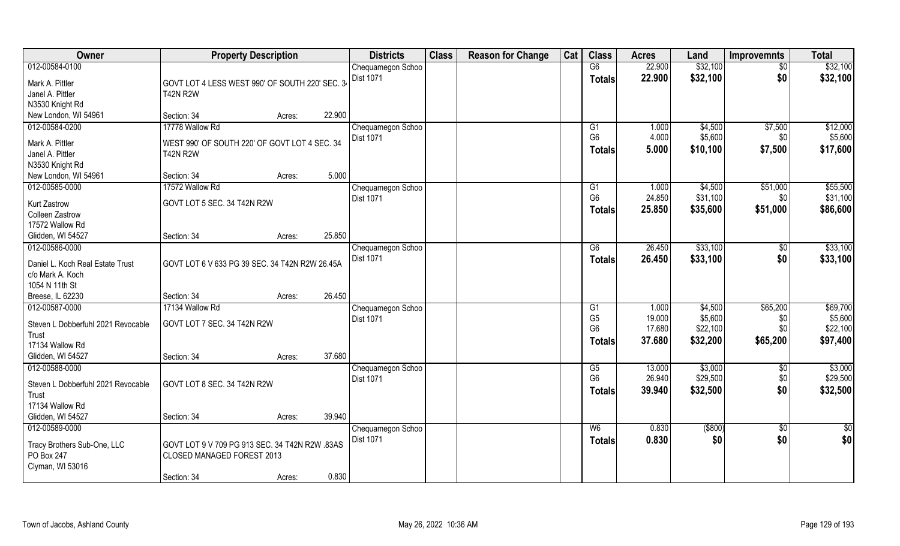| Owner | Property Description | Districts | Class | Reason for Change | Cat | Class | Acres | Land | Improvemnts | Total |
|---|---|---|---|---|---|---|---|---|---|---|
| 012-00584-0100<br>Mark A. Pittler<br>Janel A. Pittler<br>N3530 Knight Rd<br>New London, WI 54961 | GOVT LOT 4 LESS WEST 990' OF SOUTH 220' SEC. 34 T42N R2W<br>Section: 34 Acres: 22.900 | Chequamegon Schoo<br>Dist 1071 | | | | G6<br>**Totals** | 22.900<br>**22.900** | $32,100<br>**$32,100** | $0<br>**$0** | $32,100<br>**$32,100** |
| 012-00584-0200<br>Mark A. Pittler<br>Janel A. Pittler<br>N3530 Knight Rd<br>New London, WI 54961 | 17778 Wallow Rd<br>WEST 990' OF SOUTH 220' OF GOVT LOT 4 SEC. 34 T42N R2W<br>Section: 34 Acres: 5.000 | Chequamegon Schoo<br>Dist 1071 | | | | G1<br>G6<br>**Totals** | 1.000<br>4.000<br>**5.000** | $4,500<br>$5,600<br>**$10,100** | $7,500<br>$0<br>**$7,500** | $12,000<br>$5,600<br>**$17,600** |
| 012-00585-0000<br>Kurt Zastrow<br>Colleen Zastrow<br>17572 Wallow Rd<br>Glidden, WI 54527 | 17572 Wallow Rd<br>GOVT LOT 5 SEC. 34 T42N R2W<br>Section: 34 Acres: 25.850 | Chequamegon Schoo<br>Dist 1071 | | | | G1<br>G6<br>**Totals** | 1.000<br>24.850<br>**25.850** | $4,500<br>$31,100<br>**$35,600** | $51,000<br>$0<br>**$51,000** | $55,500<br>$31,100<br>**$86,600** |
| 012-00586-0000<br>Daniel L. Koch Real Estate Trust<br>c/o Mark A. Koch<br>1054 N 11th St<br>Breese, IL 62230 | GOVT LOT 6 V 633 PG 39 SEC. 34 T42N R2W 26.45A<br>Section: 34 Acres: 26.450 | Chequamegon Schoo<br>Dist 1071 | | | | G6<br>**Totals** | 26.450<br>**26.450** | $33,100<br>**$33,100** | $0<br>**$0** | $33,100<br>**$33,100** |
| 012-00587-0000<br>Steven L Dobberfuhl 2021 Revocable Trust<br>17134 Wallow Rd<br>Glidden, WI 54527 | 17134 Wallow Rd<br>GOVT LOT 7 SEC. 34 T42N R2W<br>Section: 34 Acres: 37.680 | Chequamegon Schoo<br>Dist 1071 | | | | G1<br>G5<br>G6<br>**Totals** | 1.000<br>19.000<br>17.680<br>**37.680** | $4,500<br>$5,600<br>$22,100<br>**$32,200** | $65,200<br>$0<br>$0<br>**$65,200** | $69,700<br>$5,600<br>$22,100<br>**$97,400** |
| 012-00588-0000<br>Steven L Dobberfuhl 2021 Revocable Trust<br>17134 Wallow Rd<br>Glidden, WI 54527 | GOVT LOT 8 SEC. 34 T42N R2W<br>Section: 34 Acres: 39.940 | Chequamegon Schoo<br>Dist 1071 | | | | G5<br>G6<br>**Totals** | 13.000<br>26.940<br>**39.940** | $3,000<br>$29,500<br>**$32,500** | $0<br>$0<br>**$0** | $3,000<br>$29,500<br>**$32,500** |
| 012-00589-0000<br>Tracy Brothers Sub-One, LLC<br>PO Box 247<br>Clyman, WI 53016 | GOVT LOT 9 V 709 PG 913 SEC. 34 T42N R2W .83AS CLOSED MANAGED FOREST 2013<br>Section: 34 Acres: 0.830 | Chequamegon Schoo<br>Dist 1071 | | | | W6<br>**Totals** | 0.830<br>**0.830** | ($800)<br>**$0** | $0<br>**$0** | $0<br>**$0** |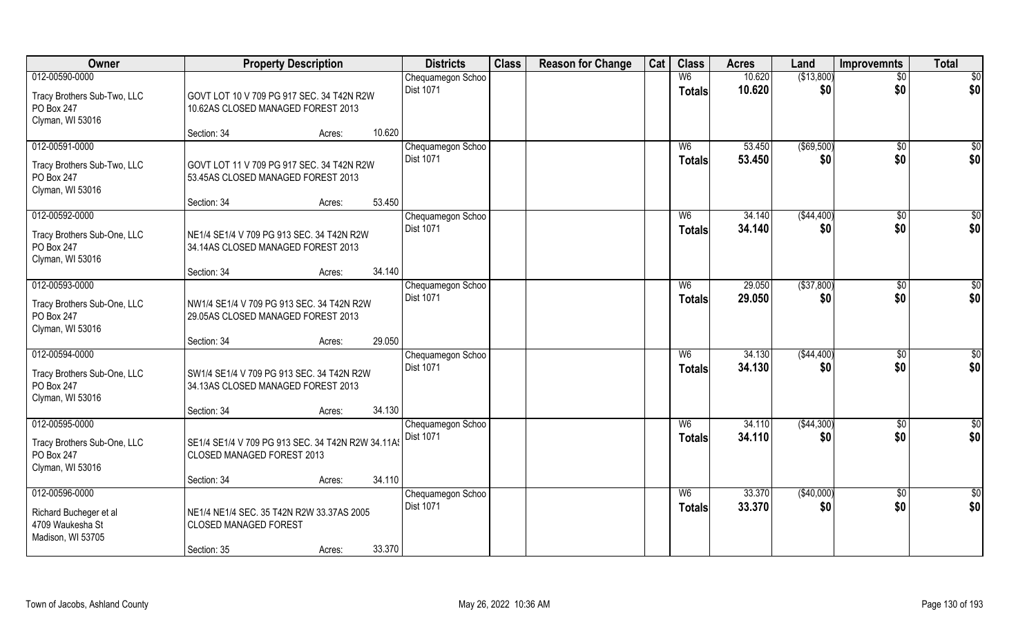| Owner | Property Description | | | Districts | Class | Reason for Change | Cat | Class | Acres | Land | Improvemnts | Total |
|---|---|---|---|---|---|---|---|---|---|---|---|---|
| 012-00590-0000 | | | | Chequamegon Schoo | | | | W6 | 10.620 | ($13,800) | $0 | $0 |
| Tracy Brothers Sub-Two, LLC<br>PO Box 247<br>Clyman, WI 53016 | GOVT LOT 10 V 709 PG 917 SEC. 34 T42N R2W<br>10.62AS CLOSED MANAGED FOREST 2013 | | | Dist 1071 | | | | Totals | 10.620 | $0 | $0 | $0 |
| | Section: 34 | Acres: | 10.620 | | | | | | | | | |
| 012-00591-0000 | | | | Chequamegon Schoo | | | | W6 | 53.450 | ($69,500) | $0 | $0 |
| Tracy Brothers Sub-Two, LLC<br>PO Box 247<br>Clyman, WI 53016 | GOVT LOT 11 V 709 PG 917 SEC. 34 T42N R2W<br>53.45AS CLOSED MANAGED FOREST 2013 | | | Dist 1071 | | | | Totals | 53.450 | $0 | $0 | $0 |
| | Section: 34 | Acres: | 53.450 | | | | | | | | | |
| 012-00592-0000 | | | | Chequamegon Schoo | | | | W6 | 34.140 | ($44,400) | $0 | $0 |
| Tracy Brothers Sub-One, LLC<br>PO Box 247<br>Clyman, WI 53016 | NE1/4 SE1/4 V 709 PG 913 SEC. 34 T42N R2W<br>34.14AS CLOSED MANAGED FOREST 2013 | | | Dist 1071 | | | | Totals | 34.140 | $0 | $0 | $0 |
| | Section: 34 | Acres: | 34.140 | | | | | | | | | |
| 012-00593-0000 | | | | Chequamegon Schoo | | | | W6 | 29.050 | ($37,800) | $0 | $0 |
| Tracy Brothers Sub-One, LLC<br>PO Box 247<br>Clyman, WI 53016 | NW1/4 SE1/4 V 709 PG 913 SEC. 34 T42N R2W<br>29.05AS CLOSED MANAGED FOREST 2013 | | | Dist 1071 | | | | Totals | 29.050 | $0 | $0 | $0 |
| | Section: 34 | Acres: | 29.050 | | | | | | | | | |
| 012-00594-0000 | | | | Chequamegon Schoo | | | | W6 | 34.130 | ($44,400) | $0 | $0 |
| Tracy Brothers Sub-One, LLC<br>PO Box 247<br>Clyman, WI 53016 | SW1/4 SE1/4 V 709 PG 913 SEC. 34 T42N R2W<br>34.13AS CLOSED MANAGED FOREST 2013 | | | Dist 1071 | | | | Totals | 34.130 | $0 | $0 | $0 |
| | Section: 34 | Acres: | 34.130 | | | | | | | | | |
| 012-00595-0000 | | | | Chequamegon Schoo | | | | W6 | 34.110 | ($44,300) | $0 | $0 |
| Tracy Brothers Sub-One, LLC<br>PO Box 247<br>Clyman, WI 53016 | SE1/4 SE1/4 V 709 PG 913 SEC. 34 T42N R2W 34.11AS<br>CLOSED MANAGED FOREST 2013 | | | Dist 1071 | | | | Totals | 34.110 | $0 | $0 | $0 |
| | Section: 34 | Acres: | 34.110 | | | | | | | | | |
| 012-00596-0000 | | | | Chequamegon Schoo | | | | W6 | 33.370 | ($40,000) | $0 | $0 |
| Richard Bucheger et al<br>4709 Waukesha St<br>Madison, WI 53705 | NE1/4 NE1/4 SEC. 35 T42N R2W 33.37AS 2005<br>CLOSED MANAGED FOREST | | | Dist 1071 | | | | Totals | 33.370 | $0 | $0 | $0 |
| | Section: 35 | Acres: | 33.370 | | | | | | | | | |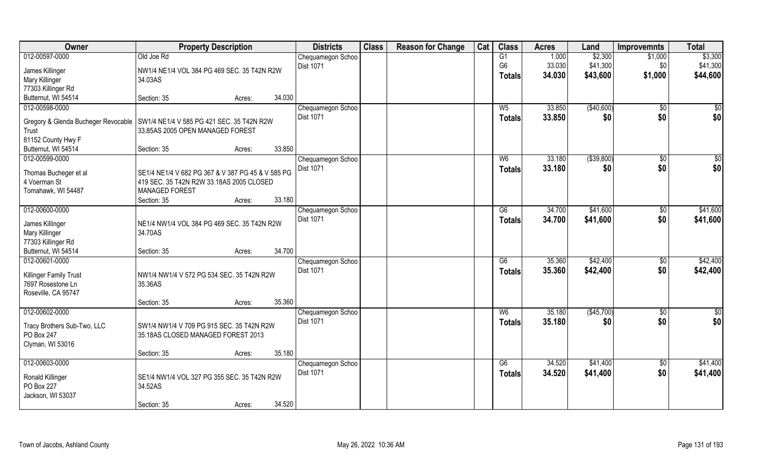| Owner | Property Description | | | Districts | Class | Reason for Change | Cat | Class | Acres | Land | Improvemnts | Total |
|---|---|---|---|---|---|---|---|---|---|---|---|---|
| 012-00597-0000 | Old Joe Rd | | | Chequamegon Schoo | | | | G1 | 1.000 | $2,300 | $1,000 | $3,300 |
| James Killinger<br>Mary Killinger<br>77303 Killinger Rd<br>Butternut, WI 54514 | NW1/4 NE1/4 VOL 384 PG 469 SEC. 35 T42N R2W 34.03AS | | | Dist 1071 | | | | G6 | 33.030 | $41,300 | $0 | $41,300 |
| | | | | | | | | **Totals** | **34.030** | **$43,600** | **$1,000** | **$44,600** |
| | Section: 35 | Acres: | 34.030 | | | | | | | | | |
| 012-00598-0000 | | | | Chequamegon Schoo | | | | W5 | 33.850 | ($40,600) | $0 | $0 |
| Gregory & Glenda Bucheger Revocable Trust<br>81152 County Hwy F<br>Butternut, WI 54514 | SW1/4 NE1/4 V 585 PG 421 SEC. 35 T42N R2W 33.85AS 2005 OPEN MANAGED FOREST | | | Dist 1071 | | | | **Totals** | **33.850** | **$0** | **$0** | **$0** |
| | Section: 35 | Acres: | 33.850 | | | | | | | | | |
| 012-00599-0000 | | | | Chequamegon Schoo | | | | W6 | 33.180 | ($39,800) | $0 | $0 |
| Thomas Bucheger et al<br>4 Voerman St<br>Tomahawk, WI 54487 | SE1/4 NE1/4 V 682 PG 367 & V 387 PG 45 & V 585 PG 419 SEC. 35 T42N R2W 33.18AS 2005 CLOSED MANAGED FOREST | | | Dist 1071 | | | | **Totals** | **33.180** | **$0** | **$0** | **$0** |
| | Section: 35 | Acres: | 33.180 | | | | | | | | | |
| 012-00600-0000 | | | | Chequamegon Schoo | | | | G6 | 34.700 | $41,600 | $0 | $41,600 |
| James Killinger<br>Mary Killinger<br>77303 Killinger Rd<br>Butternut, WI 54514 | NE1/4 NW1/4 VOL 384 PG 469 SEC. 35 T42N R2W 34.70AS | | | Dist 1071 | | | | **Totals** | **34.700** | **$41,600** | **$0** | **$41,600** |
| | Section: 35 | Acres: | 34.700 | | | | | | | | | |
| 012-00601-0000 | | | | Chequamegon Schoo | | | | G6 | 35.360 | $42,400 | $0 | $42,400 |
| Killinger Family Trust<br>7697 Rosestone Ln<br>Roseville, CA 95747 | NW1/4 NW1/4 V 572 PG 534 SEC. 35 T42N R2W 35.36AS | | | Dist 1071 | | | | **Totals** | **35.360** | **$42,400** | **$0** | **$42,400** |
| | Section: 35 | Acres: | 35.360 | | | | | | | | | |
| 012-00602-0000 | | | | Chequamegon Schoo | | | | W6 | 35.180 | ($45,700) | $0 | $0 |
| Tracy Brothers Sub-Two, LLC<br>PO Box 247<br>Clyman, WI 53016 | SW1/4 NW1/4 V 709 PG 915 SEC. 35 T42N R2W 35.18AS CLOSED MANAGED FOREST 2013 | | | Dist 1071 | | | | **Totals** | **35.180** | **$0** | **$0** | **$0** |
| | Section: 35 | Acres: | 35.180 | | | | | | | | | |
| 012-00603-0000 | | | | Chequamegon Schoo | | | | G6 | 34.520 | $41,400 | $0 | $41,400 |
| Ronald Killinger<br>PO Box 227<br>Jackson, WI 53037 | SE1/4 NW1/4 VOL 327 PG 355 SEC. 35 T42N R2W 34.52AS | | | Dist 1071 | | | | **Totals** | **34.520** | **$41,400** | **$0** | **$41,400** |
| | Section: 35 | Acres: | 34.520 | | | | | | | | | |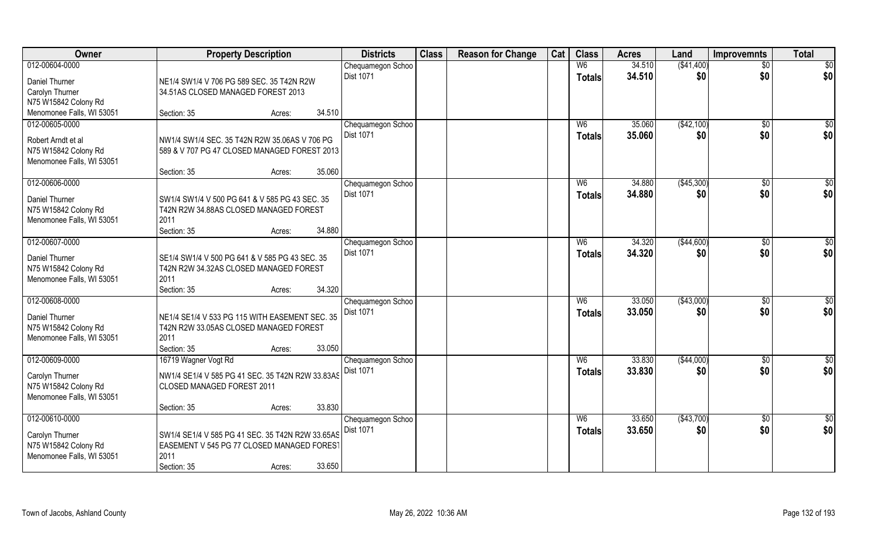| Owner | Property Description | Districts | Class | Reason for Change | Cat | Class | Acres | Land | Improvemnts | Total |
|---|---|---|---|---|---|---|---|---|---|---|
| 012-00604-0000<br>Daniel Thurner<br>Carolyn Thurner<br>N75 W15842 Colony Rd<br>Menomonee Falls, WI 53051 | NE1/4 SW1/4 V 706 PG 589 SEC. 35 T42N R2W 34.51AS CLOSED MANAGED FOREST 2013<br>Section: 35 Acres: 34.510 | Chequamegon Schoo<br>Dist 1071 | | | | W6<br>Totals | 34.510<br>34.510 | ($41,400)<br>$0 | $0<br>$0 | $0<br>$0 |
| 012-00605-0000<br>Robert Arndt et al<br>N75 W15842 Colony Rd<br>Menomonee Falls, WI 53051 | NW1/4 SW1/4 SEC. 35 T42N R2W 35.06AS V 706 PG 589 & V 707 PG 47 CLOSED MANAGED FOREST 2013<br>Section: 35 Acres: 35.060 | Chequamegon Schoo<br>Dist 1071 | | | | W6<br>Totals | 35.060<br>35.060 | ($42,100)<br>$0 | $0<br>$0 | $0<br>$0 |
| 012-00606-0000<br>Daniel Thurner<br>N75 W15842 Colony Rd<br>Menomonee Falls, WI 53051 | SW1/4 SW1/4 V 500 PG 641 & V 585 PG 43 SEC. 35 T42N R2W 34.88AS CLOSED MANAGED FOREST 2011<br>Section: 35 Acres: 34.880 | Chequamegon Schoo<br>Dist 1071 | | | | W6<br>Totals | 34.880<br>34.880 | ($45,300)<br>$0 | $0<br>$0 | $0<br>$0 |
| 012-00607-0000<br>Daniel Thurner<br>N75 W15842 Colony Rd<br>Menomonee Falls, WI 53051 | SE1/4 SW1/4 V 500 PG 641 & V 585 PG 43 SEC. 35 T42N R2W 34.32AS CLOSED MANAGED FOREST 2011<br>Section: 35 Acres: 34.320 | Chequamegon Schoo<br>Dist 1071 | | | | W6<br>Totals | 34.320<br>34.320 | ($44,600)<br>$0 | $0<br>$0 | $0<br>$0 |
| 012-00608-0000<br>Daniel Thurner<br>N75 W15842 Colony Rd<br>Menomonee Falls, WI 53051 | NE1/4 SE1/4 V 533 PG 115 WITH EASEMENT SEC. 35 T42N R2W 33.05AS CLOSED MANAGED FOREST 2011<br>Section: 35 Acres: 33.050 | Chequamegon Schoo<br>Dist 1071 | | | | W6<br>Totals | 33.050<br>33.050 | ($43,000)<br>$0 | $0<br>$0 | $0<br>$0 |
| 012-00609-0000<br>Carolyn Thurner<br>N75 W15842 Colony Rd<br>Menomonee Falls, WI 53051 | 16719 Wagner Vogt Rd<br>NW1/4 SE1/4 V 585 PG 41 SEC. 35 T42N R2W 33.83AS CLOSED MANAGED FOREST 2011<br>Section: 35 Acres: 33.830 | Chequamegon Schoo<br>Dist 1071 | | | | W6<br>Totals | 33.830<br>33.830 | ($44,000)<br>$0 | $0<br>$0 | $0<br>$0 |
| 012-00610-0000<br>Carolyn Thurner<br>N75 W15842 Colony Rd<br>Menomonee Falls, WI 53051 | SW1/4 SE1/4 V 585 PG 41 SEC. 35 T42N R2W 33.65AS EASEMENT V 545 PG 77 CLOSED MANAGED FOREST 2011<br>Section: 35 Acres: 33.650 | Chequamegon Schoo<br>Dist 1071 | | | | W6<br>Totals | 33.650<br>33.650 | ($43,700)<br>$0 | $0<br>$0 | $0<br>$0 |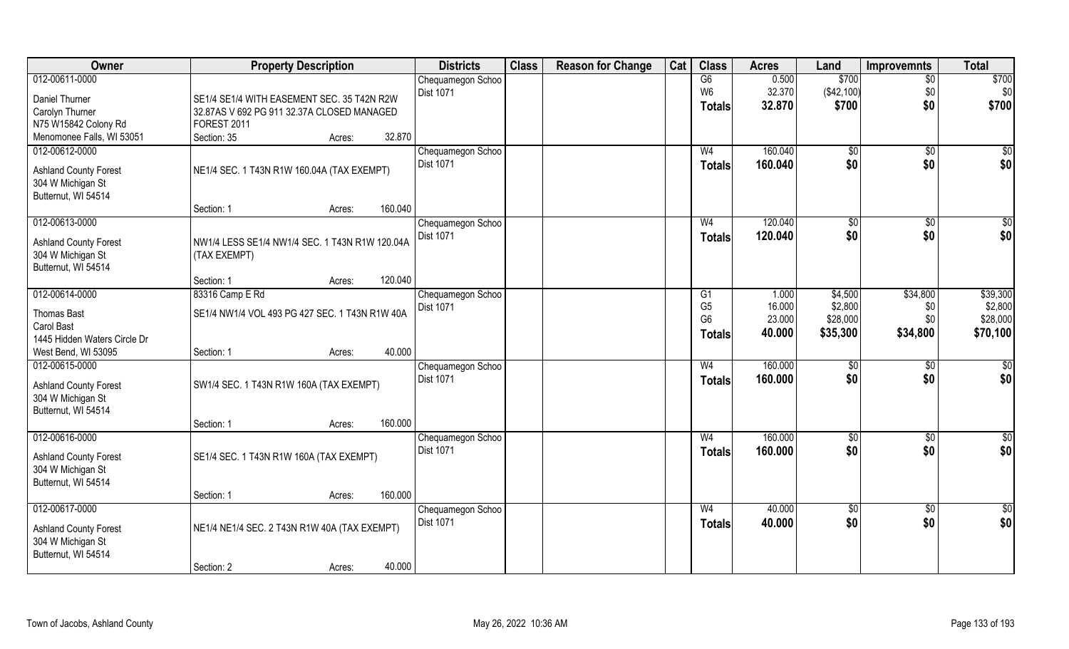| Owner | Property Description | | | Districts | Class | Reason for Change | Cat | Class | Acres | Land | Improvemnts | Total |
|---|---|---|---|---|---|---|---|---|---|---|---|---|
| 012-00611-0000 | | | | Chequamegon Schoo | | | | G6 | 0.500 | $700 | $0 | $700 |
| Daniel Thurner | SE1/4 SE1/4 WITH EASEMENT SEC. 35 T42N R2W | | | Dist 1071 | | | | W6 | 32.370 | ($42,100) | $0 | $0 |
| Carolyn Thurner | 32.87AS V 692 PG 911 32.37A CLOSED MANAGED | | | | | | | **Totals** | **32.870** | **$700** | **$0** | **$700** |
| N75 W15842 Colony Rd | FOREST 2011 | | | | | | | | | | | |
| Menomonee Falls, WI 53051 | Section: 35 | Acres: | 32.870 | | | | | | | | | |
| 012-00612-0000 | | | | Chequamegon Schoo | | | | W4 | 160.040 | $0 | $0 | $0 |
| Ashland County Forest | NE1/4 SEC. 1 T43N R1W 160.04A (TAX EXEMPT) | | | Dist 1071 | | | | **Totals** | **160.040** | **$0** | **$0** | **$0** |
| 304 W Michigan St | | | | | | | | | | | | |
| Butternut, WI 54514 | | | | | | | | | | | | |
| | Section: 1 | Acres: | 160.040 | | | | | | | | | |
| 012-00613-0000 | | | | Chequamegon Schoo | | | | W4 | 120.040 | $0 | $0 | $0 |
| Ashland County Forest | NW1/4 LESS SE1/4 NW1/4 SEC. 1 T43N R1W 120.04A | | | Dist 1071 | | | | **Totals** | **120.040** | **$0** | **$0** | **$0** |
| 304 W Michigan St | (TAX EXEMPT) | | | | | | | | | | | |
| Butternut, WI 54514 | | | | | | | | | | | | |
| | Section: 1 | Acres: | 120.040 | | | | | | | | | |
| 012-00614-0000 | 83316 Camp E Rd | | | Chequamegon Schoo | | | | G1 | 1.000 | $4,500 | $34,800 | $39,300 |
| Thomas Bast | SE1/4 NW1/4 VOL 493 PG 427 SEC. 1 T43N R1W 40A | | | Dist 1071 | | | | G5 | 16.000 | $2,800 | $0 | $2,800 |
| Carol Bast | | | | | | | | G6 | 23.000 | $28,000 | $0 | $28,000 |
| 1445 Hidden Waters Circle Dr | | | | | | | | **Totals** | **40.000** | **$35,300** | **$34,800** | **$70,100** |
| West Bend, WI 53095 | Section: 1 | Acres: | 40.000 | | | | | | | | | |
| 012-00615-0000 | | | | Chequamegon Schoo | | | | W4 | 160.000 | $0 | $0 | $0 |
| Ashland County Forest | SW1/4 SEC. 1 T43N R1W 160A (TAX EXEMPT) | | | Dist 1071 | | | | **Totals** | **160.000** | **$0** | **$0** | **$0** |
| 304 W Michigan St | | | | | | | | | | | | |
| Butternut, WI 54514 | | | | | | | | | | | | |
| | Section: 1 | Acres: | 160.000 | | | | | | | | | |
| 012-00616-0000 | | | | Chequamegon Schoo | | | | W4 | 160.000 | $0 | $0 | $0 |
| Ashland County Forest | SE1/4 SEC. 1 T43N R1W 160A (TAX EXEMPT) | | | Dist 1071 | | | | **Totals** | **160.000** | **$0** | **$0** | **$0** |
| 304 W Michigan St | | | | | | | | | | | | |
| Butternut, WI 54514 | | | | | | | | | | | | |
| | Section: 1 | Acres: | 160.000 | | | | | | | | | |
| 012-00617-0000 | | | | Chequamegon Schoo | | | | W4 | 40.000 | $0 | $0 | $0 |
| Ashland County Forest | NE1/4 NE1/4 SEC. 2 T43N R1W 40A (TAX EXEMPT) | | | Dist 1071 | | | | **Totals** | **40.000** | **$0** | **$0** | **$0** |
| 304 W Michigan St | | | | | | | | | | | | |
| Butternut, WI 54514 | | | | | | | | | | | | |
| | Section: 2 | Acres: | 40.000 | | | | | | | | | |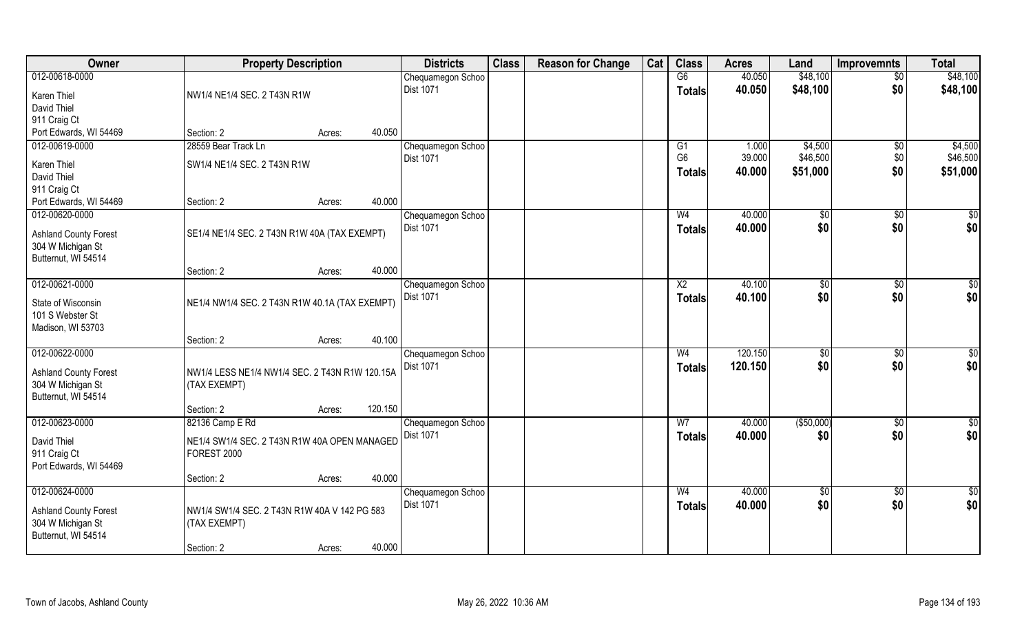| Owner | Property Description | | | Districts | Class | Reason for Change | Cat | Class | Acres | Land | Improvemnts | Total |
|---|---|---|---|---|---|---|---|---|---|---|---|---|
| 012-00618-0000 | | | | Chequamegon Schoo | | | | G6 | 40.050 | $48,100 | $0 | $48,100 |
| Karen Thiel | NW1/4 NE1/4 SEC. 2 T43N R1W | | | Dist 1071 | | | | **Totals** | **40.050** | **$48,100** | **$0** | **$48,100** |
| David Thiel | | | | | | | | | | | | |
| 911 Craig Ct | | | | | | | | | | | | |
| Port Edwards, WI 54469 | Section: 2 | Acres: | 40.050 | | | | | | | | | |
| 012-00619-0000 | 28559 Bear Track Ln | | | Chequamegon Schoo | | | | G1 | 1.000 | $4,500 | $0 | $4,500 |
| Karen Thiel | SW1/4 NE1/4 SEC. 2 T43N R1W | | | Dist 1071 | | | | G6 | 39.000 | $46,500 | $0 | $46,500 |
| David Thiel | | | | | | | | **Totals** | **40.000** | **$51,000** | **$0** | **$51,000** |
| 911 Craig Ct | | | | | | | | | | | | |
| Port Edwards, WI 54469 | Section: 2 | Acres: | 40.000 | | | | | | | | | |
| 012-00620-0000 | | | | Chequamegon Schoo | | | | W4 | 40.000 | $0 | $0 | $0 |
| Ashland County Forest | SE1/4 NE1/4 SEC. 2 T43N R1W 40A (TAX EXEMPT) | | | Dist 1071 | | | | **Totals** | **40.000** | **$0** | **$0** | **$0** |
| 304 W Michigan St | | | | | | | | | | | | |
| Butternut, WI 54514 | | | | | | | | | | | | |
| | Section: 2 | Acres: | 40.000 | | | | | | | | | |
| 012-00621-0000 | | | | Chequamegon Schoo | | | | X2 | 40.100 | $0 | $0 | $0 |
| State of Wisconsin | NE1/4 NW1/4 SEC. 2 T43N R1W 40.1A (TAX EXEMPT) | | | Dist 1071 | | | | **Totals** | **40.100** | **$0** | **$0** | **$0** |
| 101 S Webster St | | | | | | | | | | | | |
| Madison, WI 53703 | | | | | | | | | | | | |
| | Section: 2 | Acres: | 40.100 | | | | | | | | | |
| 012-00622-0000 | | | | Chequamegon Schoo | | | | W4 | 120.150 | $0 | $0 | $0 |
| Ashland County Forest | NW1/4 LESS NE1/4 NW1/4 SEC. 2 T43N R1W 120.15A | | | Dist 1071 | | | | **Totals** | **120.150** | **$0** | **$0** | **$0** |
| 304 W Michigan St | (TAX EXEMPT) | | | | | | | | | | | |
| Butternut, WI 54514 | | | | | | | | | | | | |
| | Section: 2 | Acres: | 120.150 | | | | | | | | | |
| 012-00623-0000 | 82136 Camp E Rd | | | Chequamegon Schoo | | | | W7 | 40.000 | ($50,000) | $0 | $0 |
| David Thiel | NE1/4 SW1/4 SEC. 2 T43N R1W 40A OPEN MANAGED | | | Dist 1071 | | | | **Totals** | **40.000** | **$0** | **$0** | **$0** |
| 911 Craig Ct | FOREST 2000 | | | | | | | | | | | |
| Port Edwards, WI 54469 | | | | | | | | | | | | |
| | Section: 2 | Acres: | 40.000 | | | | | | | | | |
| 012-00624-0000 | | | | Chequamegon Schoo | | | | W4 | 40.000 | $0 | $0 | $0 |
| Ashland County Forest | NW1/4 SW1/4 SEC. 2 T43N R1W 40A V 142 PG 583 | | | Dist 1071 | | | | **Totals** | **40.000** | **$0** | **$0** | **$0** |
| 304 W Michigan St | (TAX EXEMPT) | | | | | | | | | | | |
| Butternut, WI 54514 | | | | | | | | | | | | |
| | Section: 2 | Acres: | 40.000 | | | | | | | | | |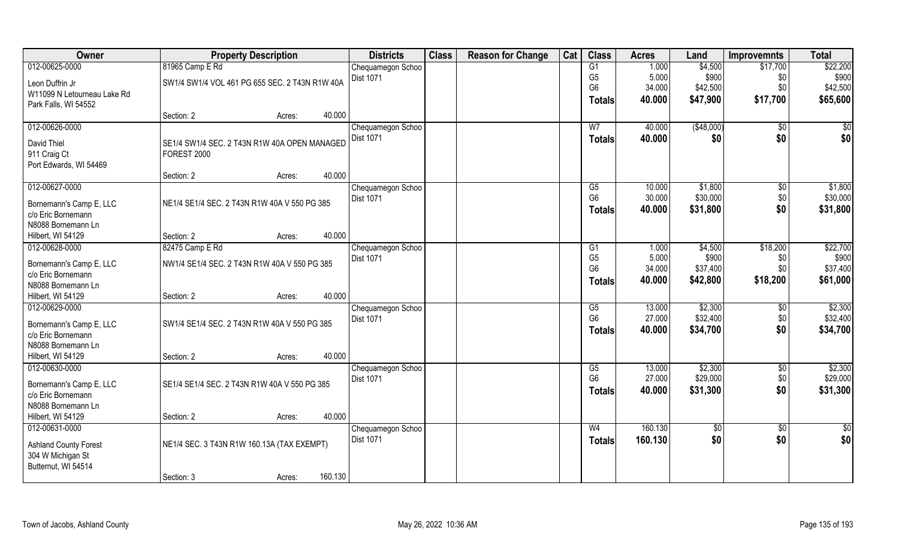| Owner | Property Description | | Districts | Class | Reason for Change | Cat | Class | Acres | Land | Improvemnts | Total |
|---|---|---|---|---|---|---|---|---|---|---|---|
| 012-00625-0000 | 81965 Camp E Rd | | Chequamegon Schoo | | | | G1 | 1.000 | $4,500 | $17,700 | $22,200 |
| Leon Duffrin Jr | SW1/4 SW1/4 VOL 461 PG 655 SEC. 2 T43N R1W 40A | | Dist 1071 | | | | G5 | 5.000 | $900 | $0 | $900 |
| W11099 N Letourneau Lake Rd | | | | | | | G6 | 34.000 | $42,500 | $0 | $42,500 |
| Park Falls, WI 54552 | | | | | | | Totals | 40.000 | $47,900 | $17,700 | $65,600 |
| | Section: 2 | Acres: 40.000 | | | | | | | | | |
| 012-00626-0000 | | | Chequamegon Schoo | | | | W7 | 40.000 | ($48,000) | $0 | $0 |
| David Thiel | SE1/4 SW1/4 SEC. 2 T43N R1W 40A OPEN MANAGED FOREST 2000 | | Dist 1071 | | | | Totals | 40.000 | $0 | $0 | $0 |
| 911 Craig Ct | | | | | | | | | | | |
| Port Edwards, WI 54469 | | | | | | | | | | | |
| | Section: 2 | Acres: 40.000 | | | | | | | | | |
| 012-00627-0000 | | | Chequamegon Schoo | | | | G5 | 10.000 | $1,800 | $0 | $1,800 |
| Bornemann's Camp E, LLC | NE1/4 SE1/4 SEC. 2 T43N R1W 40A V 550 PG 385 | | Dist 1071 | | | | G6 | 30.000 | $30,000 | $0 | $30,000 |
| c/o Eric Bornemann | | | | | | | Totals | 40.000 | $31,800 | $0 | $31,800 |
| N8088 Bornemann Ln | | | | | | | | | | | |
| Hilbert, WI 54129 | Section: 2 | Acres: 40.000 | | | | | | | | | |
| 012-00628-0000 | 82475 Camp E Rd | | Chequamegon Schoo | | | | G1 | 1.000 | $4,500 | $18,200 | $22,700 |
| Bornemann's Camp E, LLC | NW1/4 SE1/4 SEC. 2 T43N R1W 40A V 550 PG 385 | | Dist 1071 | | | | G5 | 5.000 | $900 | $0 | $900 |
| c/o Eric Bornemann | | | | | | | G6 | 34.000 | $37,400 | $0 | $37,400 |
| N8088 Bornemann Ln | | | | | | | Totals | 40.000 | $42,800 | $18,200 | $61,000 |
| Hilbert, WI 54129 | Section: 2 | Acres: 40.000 | | | | | | | | | |
| 012-00629-0000 | | | Chequamegon Schoo | | | | G5 | 13.000 | $2,300 | $0 | $2,300 |
| Bornemann's Camp E, LLC | SW1/4 SE1/4 SEC. 2 T43N R1W 40A V 550 PG 385 | | Dist 1071 | | | | G6 | 27.000 | $32,400 | $0 | $32,400 |
| c/o Eric Bornemann | | | | | | | Totals | 40.000 | $34,700 | $0 | $34,700 |
| N8088 Bornemann Ln | | | | | | | | | | | |
| Hilbert, WI 54129 | Section: 2 | Acres: 40.000 | | | | | | | | | |
| 012-00630-0000 | | | Chequamegon Schoo | | | | G5 | 13.000 | $2,300 | $0 | $2,300 |
| Bornemann's Camp E, LLC | SE1/4 SE1/4 SEC. 2 T43N R1W 40A V 550 PG 385 | | Dist 1071 | | | | G6 | 27.000 | $29,000 | $0 | $29,000 |
| c/o Eric Bornemann | | | | | | | Totals | 40.000 | $31,300 | $0 | $31,300 |
| N8088 Bornemann Ln | | | | | | | | | | | |
| Hilbert, WI 54129 | Section: 2 | Acres: 40.000 | | | | | | | | | |
| 012-00631-0000 | | | Chequamegon Schoo | | | | W4 | 160.130 | $0 | $0 | $0 |
| Ashland County Forest | NE1/4 SEC. 3 T43N R1W 160.13A (TAX EXEMPT) | | Dist 1071 | | | | Totals | 160.130 | $0 | $0 | $0 |
| 304 W Michigan St | | | | | | | | | | | |
| Butternut, WI 54514 | | | | | | | | | | | |
| | Section: 3 | Acres: 160.130 | | | | | | | | | |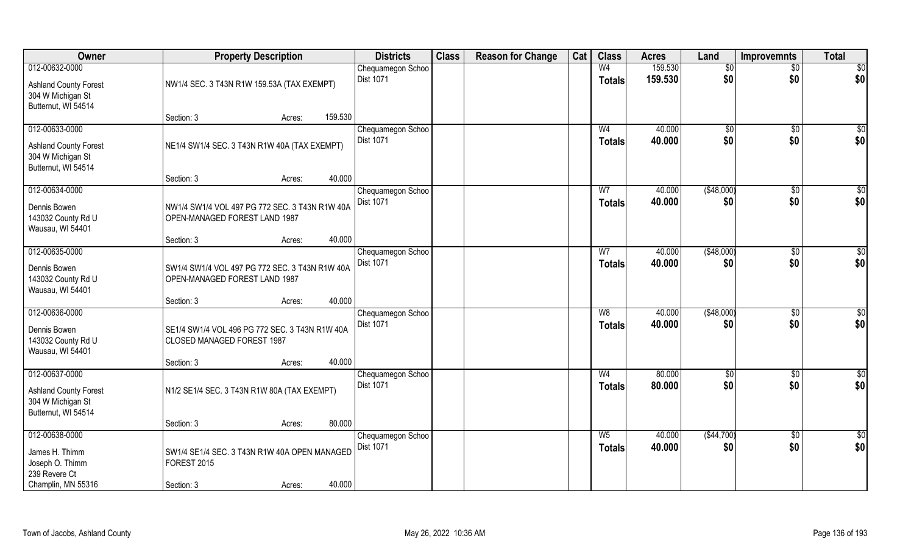| Owner | Property Description | Districts | Class | Reason for Change | Cat | Class | Acres | Land | Improvemnts | Total |
|---|---|---|---|---|---|---|---|---|---|---|
| 012-00632-0000 | | Chequamegon Schoo | | | | W4 | 159.530 | $0 | $0 | $0 |
| Ashland County Forest<br>304 W Michigan St<br>Butternut, WI 54514 | NW1/4 SEC. 3 T43N R1W 159.53A (TAX EXEMPT) | Dist 1071 | | | | Totals | 159.530 | $0 | $0 | $0 |
| | Section: 3 Acres: 159.530 | | | | | | | | | |
| 012-00633-0000 | | Chequamegon Schoo | | | | W4 | 40.000 | $0 | $0 | $0 |
| Ashland County Forest<br>304 W Michigan St<br>Butternut, WI 54514 | NE1/4 SW1/4 SEC. 3 T43N R1W 40A (TAX EXEMPT) | Dist 1071 | | | | Totals | 40.000 | $0 | $0 | $0 |
| | Section: 3 Acres: 40.000 | | | | | | | | | |
| 012-00634-0000 | | Chequamegon Schoo | | | | W7 | 40.000 | ($48,000) | $0 | $0 |
| Dennis Bowen<br>143032 County Rd U<br>Wausau, WI 54401 | NW1/4 SW1/4 VOL 497 PG 772 SEC. 3 T43N R1W 40A OPEN-MANAGED FOREST LAND 1987 | Dist 1071 | | | | Totals | 40.000 | $0 | $0 | $0 |
| | Section: 3 Acres: 40.000 | | | | | | | | | |
| 012-00635-0000 | | Chequamegon Schoo | | | | W7 | 40.000 | ($48,000) | $0 | $0 |
| Dennis Bowen<br>143032 County Rd U<br>Wausau, WI 54401 | SW1/4 SW1/4 VOL 497 PG 772 SEC. 3 T43N R1W 40A OPEN-MANAGED FOREST LAND 1987 | Dist 1071 | | | | Totals | 40.000 | $0 | $0 | $0 |
| | Section: 3 Acres: 40.000 | | | | | | | | | |
| 012-00636-0000 | | Chequamegon Schoo | | | | W8 | 40.000 | ($48,000) | $0 | $0 |
| Dennis Bowen<br>143032 County Rd U<br>Wausau, WI 54401 | SE1/4 SW1/4 VOL 496 PG 772 SEC. 3 T43N R1W 40A CLOSED MANAGED FOREST 1987 | Dist 1071 | | | | Totals | 40.000 | $0 | $0 | $0 |
| | Section: 3 Acres: 40.000 | | | | | | | | | |
| 012-00637-0000 | | Chequamegon Schoo | | | | W4 | 80.000 | $0 | $0 | $0 |
| Ashland County Forest<br>304 W Michigan St<br>Butternut, WI 54514 | N1/2 SE1/4 SEC. 3 T43N R1W 80A (TAX EXEMPT) | Dist 1071 | | | | Totals | 80.000 | $0 | $0 | $0 |
| | Section: 3 Acres: 80.000 | | | | | | | | | |
| 012-00638-0000 | | Chequamegon Schoo | | | | W5 | 40.000 | ($44,700) | $0 | $0 |
| James H. Thimm<br>Joseph O. Thimm<br>239 Revere Ct<br>Champlin, MN 55316 | SW1/4 SE1/4 SEC. 3 T43N R1W 40A OPEN MANAGED FOREST 2015 | Dist 1071 | | | | Totals | 40.000 | $0 | $0 | $0 |
| | Section: 3 Acres: 40.000 | | | | | | | | | |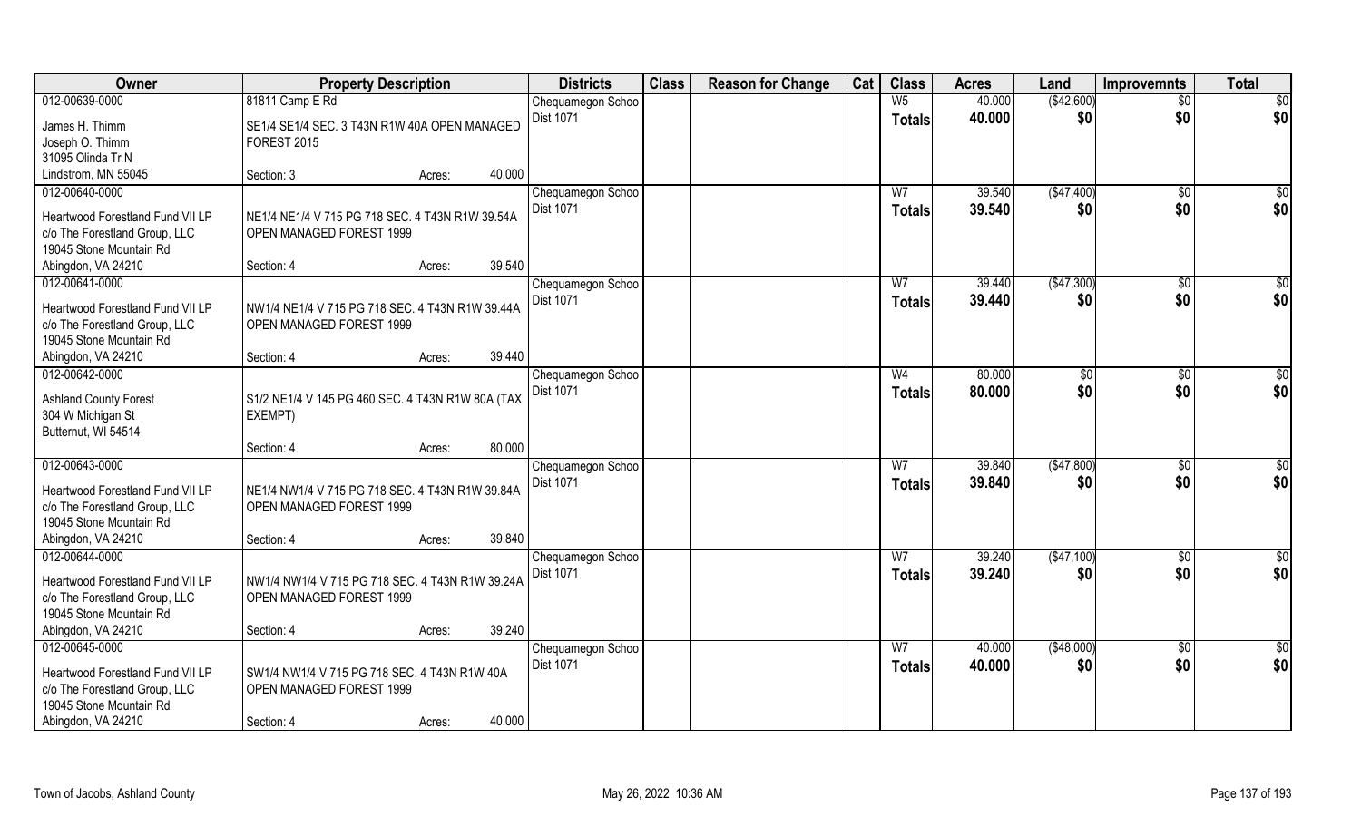| Owner | Property Description | | | Districts | Class | Reason for Change | Cat | Class | Acres | Land | Improvemnts | Total |
|---|---|---|---|---|---|---|---|---|---|---|---|---|
| 012-00639-0000 | 81811 Camp E Rd | | | Chequamegon Schoo | | | | W5 | 40.000 | ($42,600) | $0 | $0 |
| James H. Thimm<br>Joseph O. Thimm<br>31095 Olinda Tr N<br>Lindstrom, MN 55045 | SE1/4 SE1/4 SEC. 3 T43N R1W 40A OPEN MANAGED FOREST 2015 | | | Dist 1071 | | | | Totals | 40.000 | $0 | $0 | $0 |
| | Section: 3 | Acres: | 40.000 | | | | | | | | | |
| 012-00640-0000 | | | | Chequamegon Schoo | | | | W7 | 39.540 | ($47,400) | $0 | $0 |
| Heartwood Forestland Fund VII LP<br>c/o The Forestland Group, LLC<br>19045 Stone Mountain Rd<br>Abingdon, VA 24210 | NE1/4 NE1/4 V 715 PG 718 SEC. 4 T43N R1W 39.54A OPEN MANAGED FOREST 1999 | | | Dist 1071 | | | | Totals | 39.540 | $0 | $0 | $0 |
| | Section: 4 | Acres: | 39.540 | | | | | | | | | |
| 012-00641-0000 | | | | Chequamegon Schoo | | | | W7 | 39.440 | ($47,300) | $0 | $0 |
| Heartwood Forestland Fund VII LP<br>c/o The Forestland Group, LLC<br>19045 Stone Mountain Rd<br>Abingdon, VA 24210 | NW1/4 NE1/4 V 715 PG 718 SEC. 4 T43N R1W 39.44A OPEN MANAGED FOREST 1999 | | | Dist 1071 | | | | Totals | 39.440 | $0 | $0 | $0 |
| | Section: 4 | Acres: | 39.440 | | | | | | | | | |
| 012-00642-0000 | | | | Chequamegon Schoo | | | | W4 | 80.000 | $0 | $0 | $0 |
| Ashland County Forest<br>304 W Michigan St<br>Butternut, WI 54514 | S1/2 NE1/4 V 145 PG 460 SEC. 4 T43N R1W 80A (TAX EXEMPT) | | | Dist 1071 | | | | Totals | 80.000 | $0 | $0 | $0 |
| | Section: 4 | Acres: | 80.000 | | | | | | | | | |
| 012-00643-0000 | | | | Chequamegon Schoo | | | | W7 | 39.840 | ($47,800) | $0 | $0 |
| Heartwood Forestland Fund VII LP<br>c/o The Forestland Group, LLC<br>19045 Stone Mountain Rd<br>Abingdon, VA 24210 | NE1/4 NW1/4 V 715 PG 718 SEC. 4 T43N R1W 39.84A OPEN MANAGED FOREST 1999 | | | Dist 1071 | | | | Totals | 39.840 | $0 | $0 | $0 |
| | Section: 4 | Acres: | 39.840 | | | | | | | | | |
| 012-00644-0000 | | | | Chequamegon Schoo | | | | W7 | 39.240 | ($47,100) | $0 | $0 |
| Heartwood Forestland Fund VII LP<br>c/o The Forestland Group, LLC<br>19045 Stone Mountain Rd<br>Abingdon, VA 24210 | NW1/4 NW1/4 V 715 PG 718 SEC. 4 T43N R1W 39.24A OPEN MANAGED FOREST 1999 | | | Dist 1071 | | | | Totals | 39.240 | $0 | $0 | $0 |
| | Section: 4 | Acres: | 39.240 | | | | | | | | | |
| 012-00645-0000 | | | | Chequamegon Schoo | | | | W7 | 40.000 | ($48,000) | $0 | $0 |
| Heartwood Forestland Fund VII LP<br>c/o The Forestland Group, LLC<br>19045 Stone Mountain Rd<br>Abingdon, VA 24210 | SW1/4 NW1/4 V 715 PG 718 SEC. 4 T43N R1W 40A OPEN MANAGED FOREST 1999 | | | Dist 1071 | | | | Totals | 40.000 | $0 | $0 | $0 |
| | Section: 4 | Acres: | 40.000 | | | | | | | | | |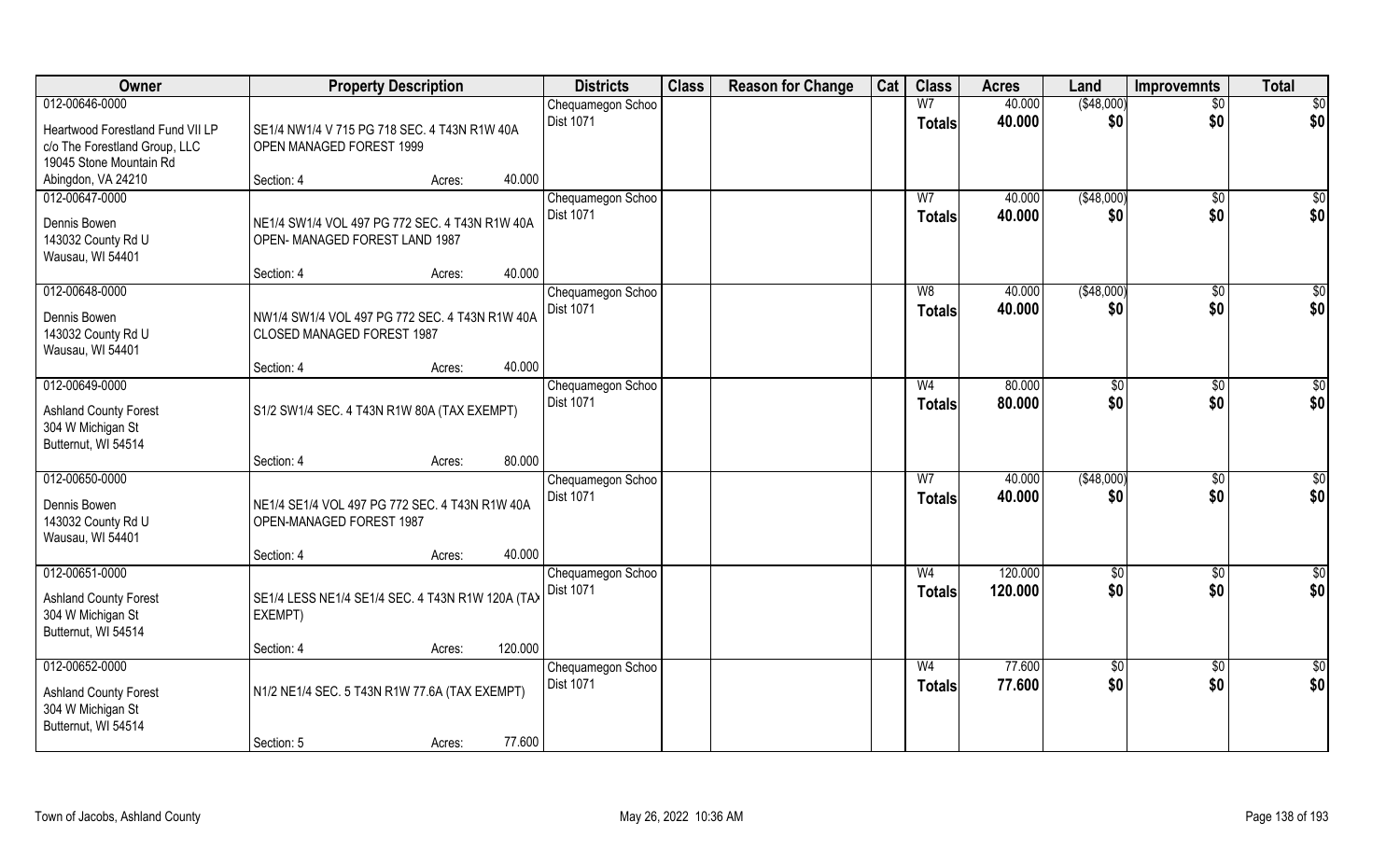| Owner | Property Description | | | Districts | Class | Reason for Change | Cat | Class | Acres | Land | Improvemnts | Total |
|---|---|---|---|---|---|---|---|---|---|---|---|---|
| 012-00646-0000 | | | | Chequamegon Schoo | | | | W7 | 40.000 | ($48,000) | $0 | $0 |
| Heartwood Forestland Fund VII LP<br>c/o The Forestland Group, LLC<br>19045 Stone Mountain Rd<br>Abingdon, VA 24210 | SE1/4 NW1/4 V 715 PG 718 SEC. 4 T43N R1W 40A OPEN MANAGED FOREST 1999 | | | Dist 1071 | | | | Totals | 40.000 | $0 | $0 | $0 |
| | Section: 4 | Acres: | 40.000 | | | | | | | | | |
| 012-00647-0000 | | | | Chequamegon Schoo | | | | W7 | 40.000 | ($48,000) | $0 | $0 |
| Dennis Bowen<br>143032 County Rd U<br>Wausau, WI 54401 | NE1/4 SW1/4 VOL 497 PG 772 SEC. 4 T43N R1W 40A OPEN- MANAGED FOREST LAND 1987 | | | Dist 1071 | | | | Totals | 40.000 | $0 | $0 | $0 |
| | Section: 4 | Acres: | 40.000 | | | | | | | | | |
| 012-00648-0000 | | | | Chequamegon Schoo | | | | W8 | 40.000 | ($48,000) | $0 | $0 |
| Dennis Bowen<br>143032 County Rd U<br>Wausau, WI 54401 | NW1/4 SW1/4 VOL 497 PG 772 SEC. 4 T43N R1W 40A CLOSED MANAGED FOREST 1987 | | | Dist 1071 | | | | Totals | 40.000 | $0 | $0 | $0 |
| | Section: 4 | Acres: | 40.000 | | | | | | | | | |
| 012-00649-0000 | | | | Chequamegon Schoo | | | | W4 | 80.000 | $0 | $0 | $0 |
| Ashland County Forest<br>304 W Michigan St<br>Butternut, WI 54514 | S1/2 SW1/4 SEC. 4 T43N R1W 80A (TAX EXEMPT) | | | Dist 1071 | | | | Totals | 80.000 | $0 | $0 | $0 |
| | Section: 4 | Acres: | 80.000 | | | | | | | | | |
| 012-00650-0000 | | | | Chequamegon Schoo | | | | W7 | 40.000 | ($48,000) | $0 | $0 |
| Dennis Bowen<br>143032 County Rd U<br>Wausau, WI 54401 | NE1/4 SE1/4 VOL 497 PG 772 SEC. 4 T43N R1W 40A OPEN-MANAGED FOREST 1987 | | | Dist 1071 | | | | Totals | 40.000 | $0 | $0 | $0 |
| | Section: 4 | Acres: | 40.000 | | | | | | | | | |
| 012-00651-0000 | | | | Chequamegon Schoo | | | | W4 | 120.000 | $0 | $0 | $0 |
| Ashland County Forest<br>304 W Michigan St<br>Butternut, WI 54514 | SE1/4 LESS NE1/4 SE1/4 SEC. 4 T43N R1W 120A (TAX EXEMPT) | | | Dist 1071 | | | | Totals | 120.000 | $0 | $0 | $0 |
| | Section: 4 | Acres: | 120.000 | | | | | | | | | |
| 012-00652-0000 | | | | Chequamegon Schoo | | | | W4 | 77.600 | $0 | $0 | $0 |
| Ashland County Forest<br>304 W Michigan St<br>Butternut, WI 54514 | N1/2 NE1/4 SEC. 5 T43N R1W 77.6A (TAX EXEMPT) | | | Dist 1071 | | | | Totals | 77.600 | $0 | $0 | $0 |
| | Section: 5 | Acres: | 77.600 | | | | | | | | | |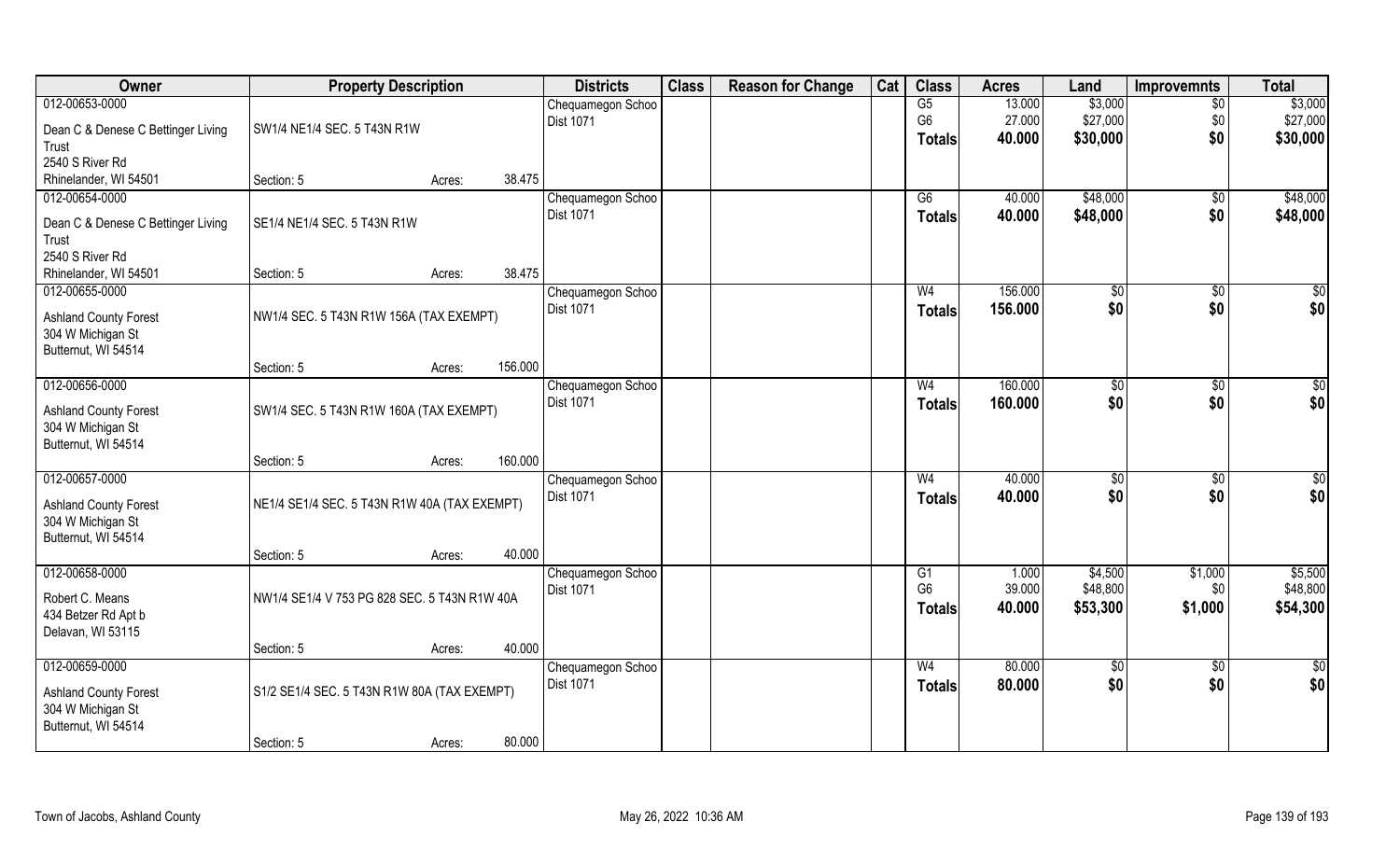| Owner | Property Description | | | Districts | Class | Reason for Change | Cat | Class | Acres | Land | Improvemnts | Total |
|---|---|---|---|---|---|---|---|---|---|---|---|---|
| 012-00653-0000 | | | | Chequamegon Schoo | | | | G5 | 13.000 | $3,000 | $0 | $3,000 |
| Dean C & Denese C Bettinger Living Trust | SW1/4 NE1/4 SEC. 5 T43N R1W | | | Dist 1071 | | | | G6 | 27.000 | $27,000 | $0 | $27,000 |
| 2540 S River Rd | | | | | | | | Totals | 40.000 | $30,000 | $0 | $30,000 |
| Rhinelander, WI 54501 | Section: 5 | Acres: | 38.475 | | | | | | | | | |
| 012-00654-0000 | | | | Chequamegon Schoo | | | | G6 | 40.000 | $48,000 | $0 | $48,000 |
| Dean C & Denese C Bettinger Living Trust | SE1/4 NE1/4 SEC. 5 T43N R1W | | | Dist 1071 | | | | Totals | 40.000 | $48,000 | $0 | $48,000 |
| 2540 S River Rd | | | | | | | | | | | | |
| Rhinelander, WI 54501 | Section: 5 | Acres: | 38.475 | | | | | | | | | |
| 012-00655-0000 | | | | Chequamegon Schoo | | | | W4 | 156.000 | $0 | $0 | $0 |
| Ashland County Forest | NW1/4 SEC. 5 T43N R1W 156A (TAX EXEMPT) | | | Dist 1071 | | | | Totals | 156.000 | $0 | $0 | $0 |
| 304 W Michigan St | | | | | | | | | | | | |
| Butternut, WI 54514 | | | | | | | | | | | | |
| | Section: 5 | Acres: | 156.000 | | | | | | | | | |
| 012-00656-0000 | | | | Chequamegon Schoo | | | | W4 | 160.000 | $0 | $0 | $0 |
| Ashland County Forest | SW1/4 SEC. 5 T43N R1W 160A (TAX EXEMPT) | | | Dist 1071 | | | | Totals | 160.000 | $0 | $0 | $0 |
| 304 W Michigan St | | | | | | | | | | | | |
| Butternut, WI 54514 | | | | | | | | | | | | |
| | Section: 5 | Acres: | 160.000 | | | | | | | | | |
| 012-00657-0000 | | | | Chequamegon Schoo | | | | W4 | 40.000 | $0 | $0 | $0 |
| Ashland County Forest | NE1/4 SE1/4 SEC. 5 T43N R1W 40A (TAX EXEMPT) | | | Dist 1071 | | | | Totals | 40.000 | $0 | $0 | $0 |
| 304 W Michigan St | | | | | | | | | | | | |
| Butternut, WI 54514 | | | | | | | | | | | | |
| | Section: 5 | Acres: | 40.000 | | | | | | | | | |
| 012-00658-0000 | | | | Chequamegon Schoo | | | | G1 | 1.000 | $4,500 | $1,000 | $5,500 |
| Robert C. Means | NW1/4 SE1/4 V 753 PG 828 SEC. 5 T43N R1W 40A | | | Dist 1071 | | | | G6 | 39.000 | $48,800 | $0 | $48,800 |
| 434 Betzer Rd Apt b | | | | | | | | Totals | 40.000 | $53,300 | $1,000 | $54,300 |
| Delavan, WI 53115 | | | | | | | | | | | | |
| | Section: 5 | Acres: | 40.000 | | | | | | | | | |
| 012-00659-0000 | | | | Chequamegon Schoo | | | | W4 | 80.000 | $0 | $0 | $0 |
| Ashland County Forest | S1/2 SE1/4 SEC. 5 T43N R1W 80A (TAX EXEMPT) | | | Dist 1071 | | | | Totals | 80.000 | $0 | $0 | $0 |
| 304 W Michigan St | | | | | | | | | | | | |
| Butternut, WI 54514 | | | | | | | | | | | | |
| | Section: 5 | Acres: | 80.000 | | | | | | | | | |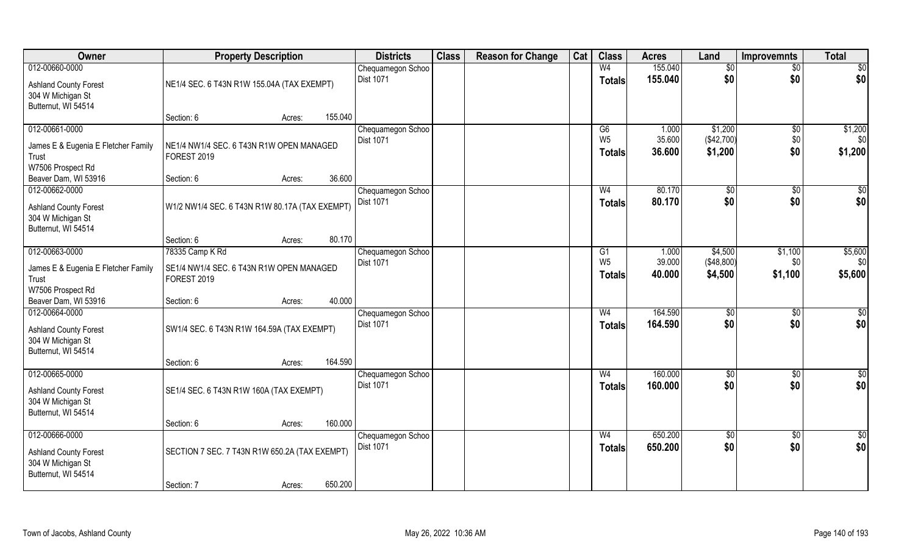| Owner | Property Description | | | Districts | Class | Reason for Change | Cat | Class | Acres | Land | Improvemnts | Total |
|---|---|---|---|---|---|---|---|---|---|---|---|---|
| 012-00660-0000 | | | | Chequamegon Schoo Dist 1071 | | | | W4 | 155.040 | $0 | $0 | $0 |
| Ashland County Forest 304 W Michigan St Butternut, WI 54514 | NE1/4 SEC. 6 T43N R1W 155.04A (TAX EXEMPT) | | | | | | | Totals | 155.040 | $0 | $0 | $0 |
| | Section: 6 | Acres: | 155.040 | | | | | | | | | |
| 012-00661-0000 | | | | Chequamegon Schoo Dist 1071 | | | | G6 | 1.000 | $1,200 | $0 | $1,200 |
| James E & Eugenia E Fletcher Family Trust W7506 Prospect Rd Beaver Dam, WI 53916 | NE1/4 NW1/4 SEC. 6 T43N R1W OPEN MANAGED FOREST 2019 | | | | | | | W5 | 35.600 | ($42,700) | $0 | $0 |
| | | | | | | | | Totals | 36.600 | $1,200 | $0 | $1,200 |
| | Section: 6 | Acres: | 36.600 | | | | | | | | | |
| 012-00662-0000 | | | | Chequamegon Schoo Dist 1071 | | | | W4 | 80.170 | $0 | $0 | $0 |
| Ashland County Forest 304 W Michigan St Butternut, WI 54514 | W1/2 NW1/4 SEC. 6 T43N R1W 80.17A (TAX EXEMPT) | | | | | | | Totals | 80.170 | $0 | $0 | $0 |
| | Section: 6 | Acres: | 80.170 | | | | | | | | | |
| 012-00663-0000 | 78335 Camp K Rd | | | Chequamegon Schoo Dist 1071 | | | | G1 | 1.000 | $4,500 | $1,100 | $5,600 |
| James E & Eugenia E Fletcher Family Trust W7506 Prospect Rd Beaver Dam, WI 53916 | SE1/4 NW1/4 SEC. 6 T43N R1W OPEN MANAGED FOREST 2019 | | | | | | | W5 | 39.000 | ($48,800) | $0 | $0 |
| | | | | | | | | Totals | 40.000 | $4,500 | $1,100 | $5,600 |
| | Section: 6 | Acres: | 40.000 | | | | | | | | | |
| 012-00664-0000 | | | | Chequamegon Schoo Dist 1071 | | | | W4 | 164.590 | $0 | $0 | $0 |
| Ashland County Forest 304 W Michigan St Butternut, WI 54514 | SW1/4 SEC. 6 T43N R1W 164.59A (TAX EXEMPT) | | | | | | | Totals | 164.590 | $0 | $0 | $0 |
| | Section: 6 | Acres: | 164.590 | | | | | | | | | |
| 012-00665-0000 | | | | Chequamegon Schoo Dist 1071 | | | | W4 | 160.000 | $0 | $0 | $0 |
| Ashland County Forest 304 W Michigan St Butternut, WI 54514 | SE1/4 SEC. 6 T43N R1W 160A (TAX EXEMPT) | | | | | | | Totals | 160.000 | $0 | $0 | $0 |
| | Section: 6 | Acres: | 160.000 | | | | | | | | | |
| 012-00666-0000 | | | | Chequamegon Schoo Dist 1071 | | | | W4 | 650.200 | $0 | $0 | $0 |
| Ashland County Forest 304 W Michigan St Butternut, WI 54514 | SECTION 7 SEC. 7 T43N R1W 650.2A (TAX EXEMPT) | | | | | | | Totals | 650.200 | $0 | $0 | $0 |
| | Section: 7 | Acres: | 650.200 | | | | | | | | | |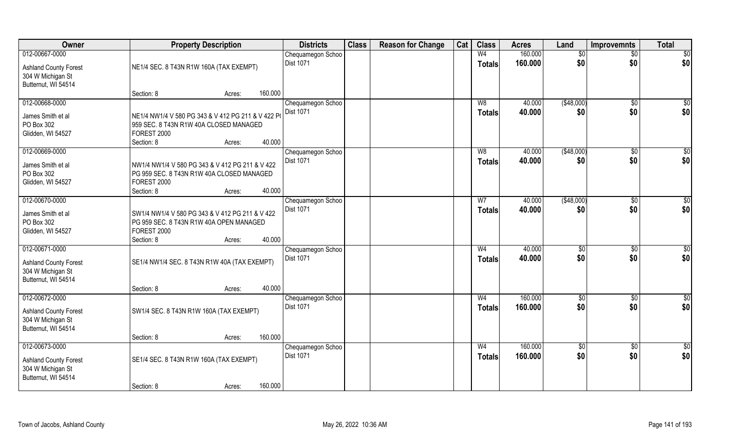| Owner | Property Description | Districts | Class | Reason for Change | Cat | Class | Acres | Land | Improvemnts | Total |
|---|---|---|---|---|---|---|---|---|---|---|
| 012-00667-0000<br>Ashland County Forest<br>304 W Michigan St<br>Butternut, WI 54514 | NE1/4 SEC. 8 T43N R1W 160A (TAX EXEMPT)<br>Section: 8 Acres: 160.000 | Chequamegon Schoo<br>Dist 1071 | | | | W4<br>**Totals** | 160.000<br>**160.000** | $0<br>**$0** | $0<br>**$0** | $0<br>**$0** |
| 012-00668-0000<br>James Smith et al<br>PO Box 302<br>Glidden, WI 54527 | NE1/4 NW1/4 V 580 PG 343 & V 412 PG 211 & V 422 P( 959 SEC. 8 T43N R1W 40A CLOSED MANAGED FOREST 2000<br>Section: 8 Acres: 40.000 | Chequamegon Schoo<br>Dist 1071 | | | | W8<br>**Totals** | 40.000<br>**40.000** | ($48,000)<br>**$0** | $0<br>**$0** | $0<br>**$0** |
| 012-00669-0000<br>James Smith et al<br>PO Box 302<br>Glidden, WI 54527 | NW1/4 NW1/4 V 580 PG 343 & V 412 PG 211 & V 422 PG 959 SEC. 8 T43N R1W 40A CLOSED MANAGED FOREST 2000<br>Section: 8 Acres: 40.000 | Chequamegon Schoo<br>Dist 1071 | | | | W8<br>**Totals** | 40.000<br>**40.000** | ($48,000)<br>**$0** | $0<br>**$0** | $0<br>**$0** |
| 012-00670-0000<br>James Smith et al<br>PO Box 302<br>Glidden, WI 54527 | SW1/4 NW1/4 V 580 PG 343 & V 412 PG 211 & V 422 PG 959 SEC. 8 T43N R1W 40A OPEN MANAGED FOREST 2000<br>Section: 8 Acres: 40.000 | Chequamegon Schoo<br>Dist 1071 | | | | W7<br>**Totals** | 40.000<br>**40.000** | ($48,000)<br>**$0** | $0<br>**$0** | $0<br>**$0** |
| 012-00671-0000<br>Ashland County Forest<br>304 W Michigan St<br>Butternut, WI 54514 | SE1/4 NW1/4 SEC. 8 T43N R1W 40A (TAX EXEMPT)<br>Section: 8 Acres: 40.000 | Chequamegon Schoo<br>Dist 1071 | | | | W4<br>**Totals** | 40.000<br>**40.000** | $0<br>**$0** | $0<br>**$0** | $0<br>**$0** |
| 012-00672-0000<br>Ashland County Forest<br>304 W Michigan St<br>Butternut, WI 54514 | SW1/4 SEC. 8 T43N R1W 160A (TAX EXEMPT)<br>Section: 8 Acres: 160.000 | Chequamegon Schoo<br>Dist 1071 | | | | W4<br>**Totals** | 160.000<br>**160.000** | $0<br>**$0** | $0<br>**$0** | $0<br>**$0** |
| 012-00673-0000<br>Ashland County Forest<br>304 W Michigan St<br>Butternut, WI 54514 | SE1/4 SEC. 8 T43N R1W 160A (TAX EXEMPT)<br>Section: 8 Acres: 160.000 | Chequamegon Schoo<br>Dist 1071 | | | | W4<br>**Totals** | 160.000<br>**160.000** | $0<br>**$0** | $0<br>**$0** | $0<br>**$0** |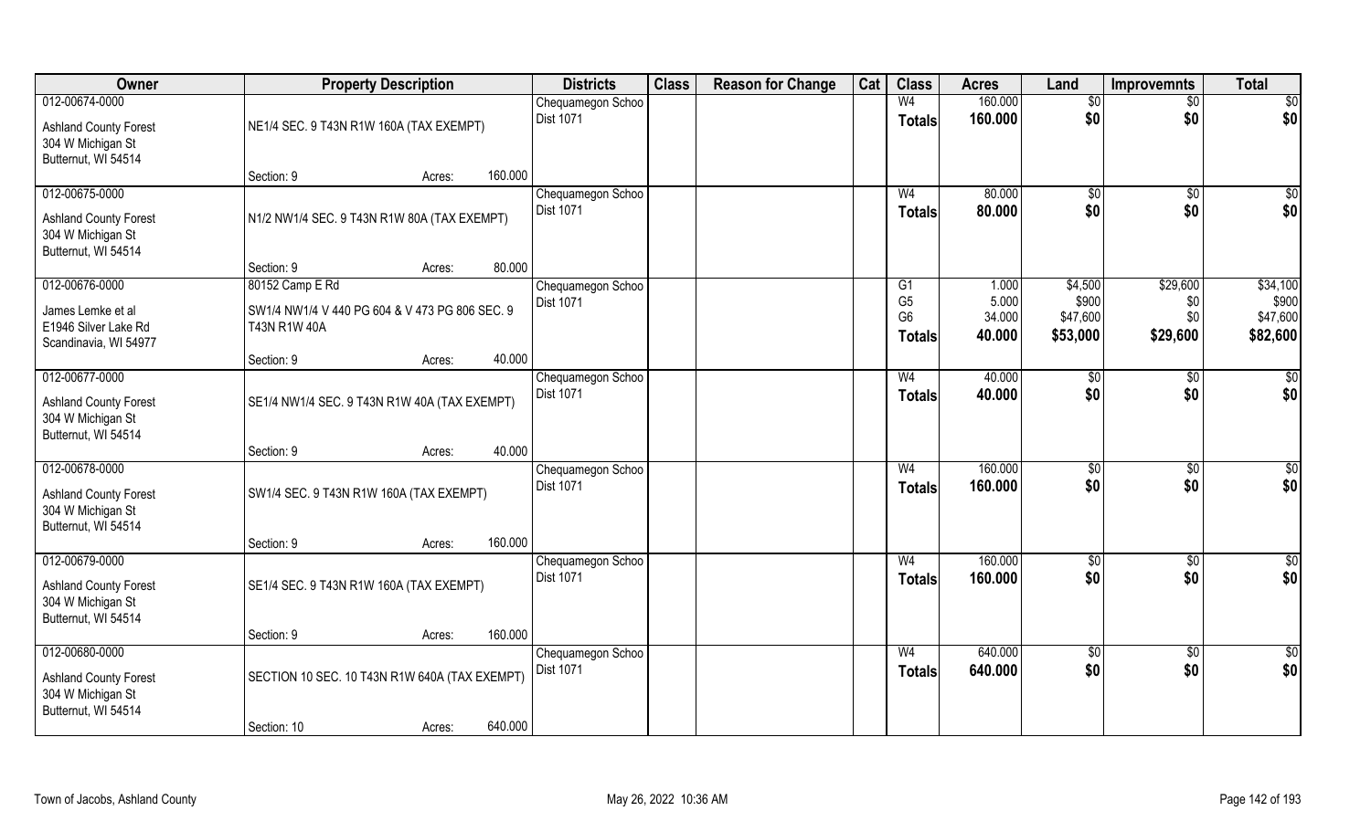| Owner | Property Description | Districts | Class | Reason for Change | Cat | Class | Acres | Land | Improvemnts | Total |
|---|---|---|---|---|---|---|---|---|---|---|
| 012-00674-0000<br>Ashland County Forest<br>304 W Michigan St<br>Butternut, WI 54514 | NE1/4 SEC. 9 T43N R1W 160A (TAX EXEMPT)<br>Section: 9 Acres: 160.000 | Chequamegon Schoo<br>Dist 1071 | | | | W4<br>**Totals** | 160.000<br>**160.000** | $0<br>**$0** | $0<br>**$0** | $0<br>**$0** |
| 012-00675-0000<br>Ashland County Forest<br>304 W Michigan St<br>Butternut, WI 54514 | N1/2 NW1/4 SEC. 9 T43N R1W 80A (TAX EXEMPT)<br>Section: 9 Acres: 80.000 | Chequamegon Schoo<br>Dist 1071 | | | | W4<br>**Totals** | 80.000<br>**80.000** | $0<br>**$0** | $0<br>**$0** | $0<br>**$0** |
| 012-00676-0000<br>James Lemke et al<br>E1946 Silver Lake Rd<br>Scandinavia, WI 54977 | 80152 Camp E Rd<br>SW1/4 NW1/4 V 440 PG 604 & V 473 PG 806 SEC. 9 T43N R1W 40A<br>Section: 9 Acres: 40.000 | Chequamegon Schoo<br>Dist 1071 | | | | G1<br>G5<br>G6<br>**Totals** | 1.000<br>5.000<br>34.000<br>**40.000** | $4,500<br>$900<br>$47,600<br>**$53,000** | $29,600<br>$0<br>$0<br>**$29,600** | $34,100<br>$900<br>$47,600<br>**$82,600** |
| 012-00677-0000<br>Ashland County Forest<br>304 W Michigan St<br>Butternut, WI 54514 | SE1/4 NW1/4 SEC. 9 T43N R1W 40A (TAX EXEMPT)<br>Section: 9 Acres: 40.000 | Chequamegon Schoo<br>Dist 1071 | | | | W4<br>**Totals** | 40.000<br>**40.000** | $0<br>**$0** | $0<br>**$0** | $0<br>**$0** |
| 012-00678-0000<br>Ashland County Forest<br>304 W Michigan St<br>Butternut, WI 54514 | SW1/4 SEC. 9 T43N R1W 160A (TAX EXEMPT)<br>Section: 9 Acres: 160.000 | Chequamegon Schoo<br>Dist 1071 | | | | W4<br>**Totals** | 160.000<br>**160.000** | $0<br>**$0** | $0<br>**$0** | $0<br>**$0** |
| 012-00679-0000<br>Ashland County Forest<br>304 W Michigan St<br>Butternut, WI 54514 | SE1/4 SEC. 9 T43N R1W 160A (TAX EXEMPT)<br>Section: 9 Acres: 160.000 | Chequamegon Schoo<br>Dist 1071 | | | | W4<br>**Totals** | 160.000<br>**160.000** | $0<br>**$0** | $0<br>**$0** | $0<br>**$0** |
| 012-00680-0000<br>Ashland County Forest<br>304 W Michigan St<br>Butternut, WI 54514 | SECTION 10 SEC. 10 T43N R1W 640A (TAX EXEMPT)<br>Section: 10 Acres: 640.000 | Chequamegon Schoo<br>Dist 1071 | | | | W4<br>**Totals** | 640.000<br>**640.000** | $0<br>**$0** | $0<br>**$0** | $0<br>**$0** |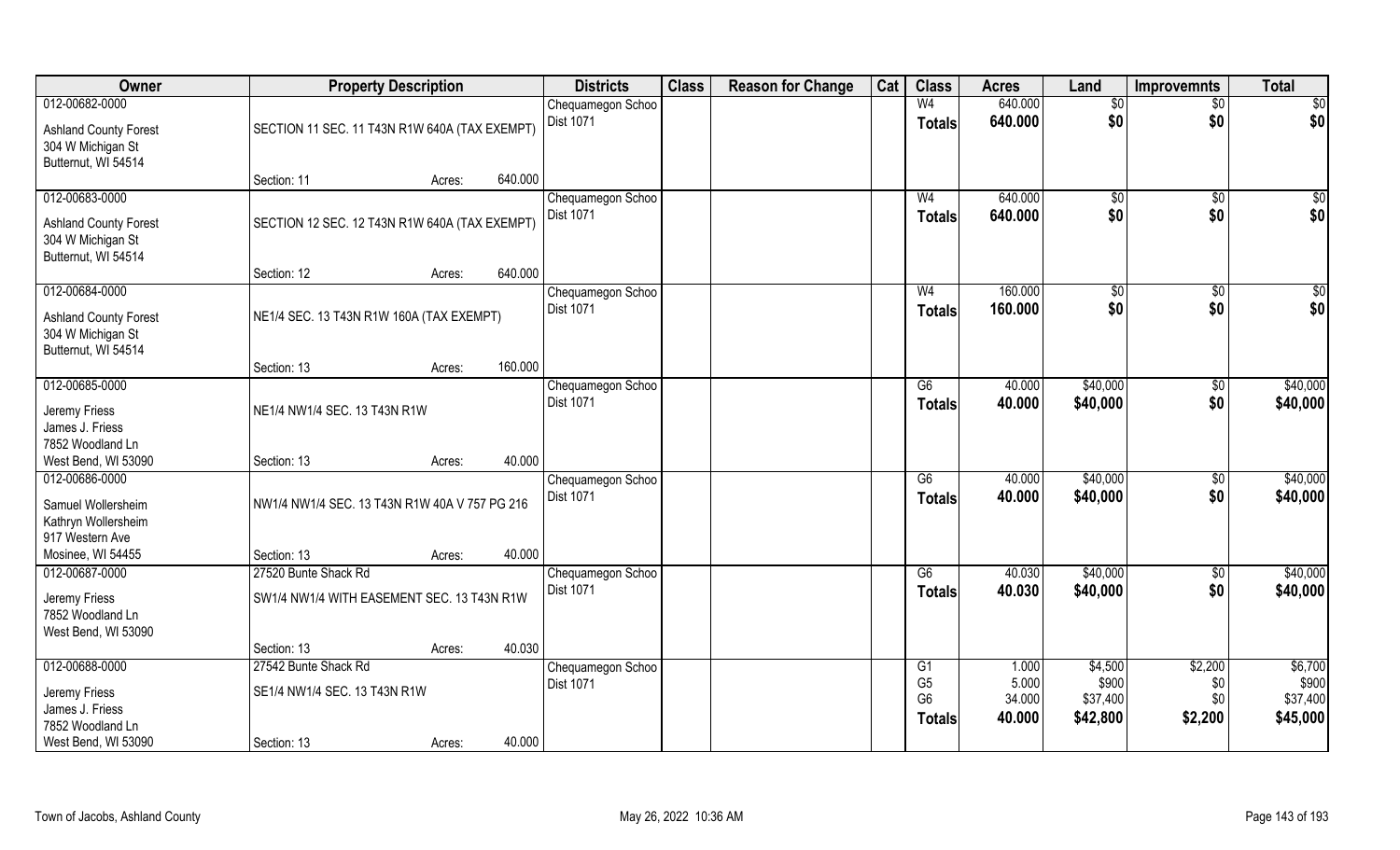| Owner | Property Description | | | Districts | Class | Reason for Change | Cat | Class | Acres | Land | Improvemnts | Total |
|---|---|---|---|---|---|---|---|---|---|---|---|---|
| 012-00682-0000 | | | | Chequamegon Schoo | | | | W4 | 640.000 | $0 | $0 | $0 |
| Ashland County Forest | SECTION 11 SEC. 11 T43N R1W 640A (TAX EXEMPT) | | | Dist 1071 | | | | **Totals** | **640.000** | **$0** | **$0** | **$0** |
| 304 W Michigan St | | | | | | | | | | | | |
| Butternut, WI 54514 | | | | | | | | | | | | |
| | Section: 11 | Acres: | 640.000 | | | | | | | | | |
| 012-00683-0000 | | | | Chequamegon Schoo | | | | W4 | 640.000 | $0 | $0 | $0 |
| Ashland County Forest | SECTION 12 SEC. 12 T43N R1W 640A (TAX EXEMPT) | | | Dist 1071 | | | | **Totals** | **640.000** | **$0** | **$0** | **$0** |
| 304 W Michigan St | | | | | | | | | | | | |
| Butternut, WI 54514 | | | | | | | | | | | | |
| | Section: 12 | Acres: | 640.000 | | | | | | | | | |
| 012-00684-0000 | | | | Chequamegon Schoo | | | | W4 | 160.000 | $0 | $0 | $0 |
| Ashland County Forest | NE1/4 SEC. 13 T43N R1W 160A (TAX EXEMPT) | | | Dist 1071 | | | | **Totals** | **160.000** | **$0** | **$0** | **$0** |
| 304 W Michigan St | | | | | | | | | | | | |
| Butternut, WI 54514 | | | | | | | | | | | | |
| | Section: 13 | Acres: | 160.000 | | | | | | | | | |
| 012-00685-0000 | | | | Chequamegon Schoo | | | | G6 | 40.000 | $40,000 | $0 | $40,000 |
| Jeremy Friess | NE1/4 NW1/4 SEC. 13 T43N R1W | | | Dist 1071 | | | | **Totals** | **40.000** | **$40,000** | **$0** | **$40,000** |
| James J. Friess | | | | | | | | | | | | |
| 7852 Woodland Ln | | | | | | | | | | | | |
| West Bend, WI 53090 | Section: 13 | Acres: | 40.000 | | | | | | | | | |
| 012-00686-0000 | | | | Chequamegon Schoo | | | | G6 | 40.000 | $40,000 | $0 | $40,000 |
| Samuel Wollersheim | NW1/4 NW1/4 SEC. 13 T43N R1W 40A V 757 PG 216 | | | Dist 1071 | | | | **Totals** | **40.000** | **$40,000** | **$0** | **$40,000** |
| Kathryn Wollersheim | | | | | | | | | | | | |
| 917 Western Ave | | | | | | | | | | | | |
| Mosinee, WI 54455 | Section: 13 | Acres: | 40.000 | | | | | | | | | |
| 012-00687-0000 | 27520 Bunte Shack Rd | | | Chequamegon Schoo | | | | G6 | 40.030 | $40,000 | $0 | $40,000 |
| Jeremy Friess | SW1/4 NW1/4 WITH EASEMENT SEC. 13 T43N R1W | | | Dist 1071 | | | | **Totals** | **40.030** | **$40,000** | **$0** | **$40,000** |
| 7852 Woodland Ln | | | | | | | | | | | | |
| West Bend, WI 53090 | | | | | | | | | | | | |
| | Section: 13 | Acres: | 40.030 | | | | | | | | | |
| 012-00688-0000 | 27542 Bunte Shack Rd | | | Chequamegon Schoo | | | | G1 | 1.000 | $4,500 | $2,200 | $6,700 |
| Jeremy Friess | SE1/4 NW1/4 SEC. 13 T43N R1W | | | Dist 1071 | | | | G5 | 5.000 | $900 | $0 | $900 |
| James J. Friess | | | | | | | | G6 | 34.000 | $37,400 | $0 | $37,400 |
| 7852 Woodland Ln | | | | | | | | **Totals** | **40.000** | **$42,800** | **$2,200** | **$45,000** |
| West Bend, WI 53090 | Section: 13 | Acres: | 40.000 | | | | | | | | | |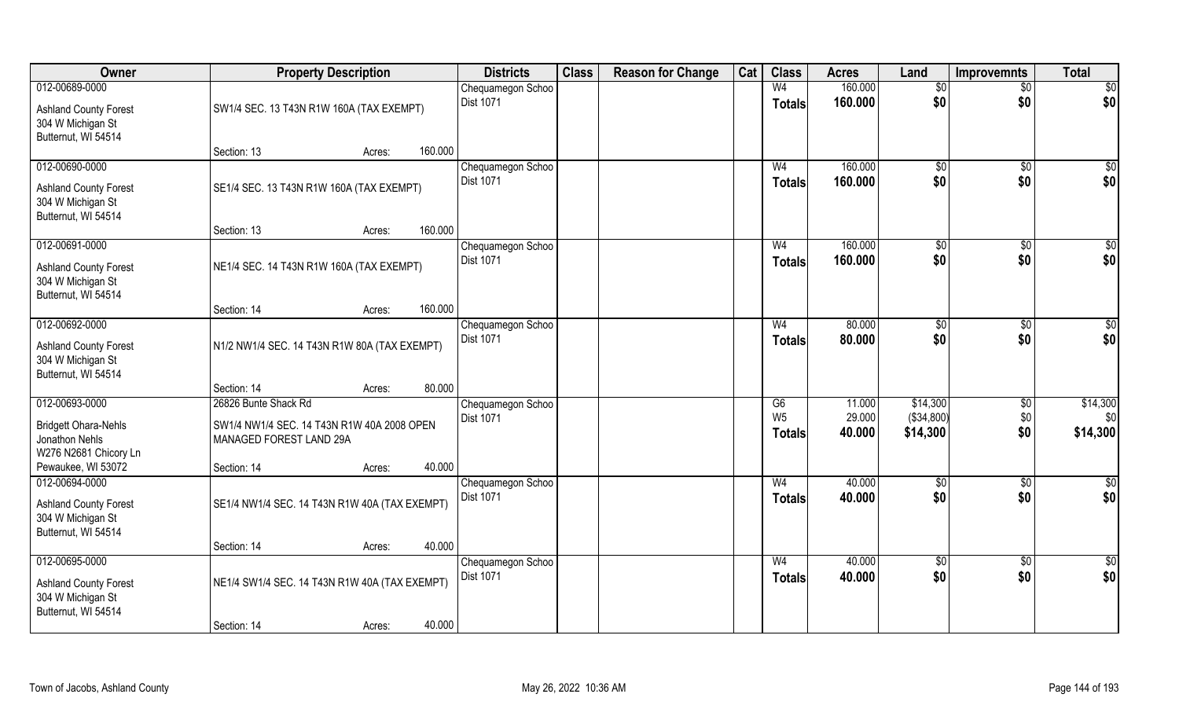| Owner | Property Description | Districts | Class | Reason for Change | Cat | Class | Acres | Land | Improvemnts | Total |
|---|---|---|---|---|---|---|---|---|---|---|
| 012-00689-0000<br>Ashland County Forest<br>304 W Michigan St<br>Butternut, WI 54514 | SW1/4 SEC. 13 T43N R1W 160A (TAX EXEMPT)<br>Section: 13 Acres: 160.000 | Chequamegon Schoo<br>Dist 1071 | | | | W4<br>**Totals** | 160.000<br>**160.000** | $0<br>**$0** | $0<br>**$0** | $0<br>**$0** |
| 012-00690-0000<br>Ashland County Forest<br>304 W Michigan St<br>Butternut, WI 54514 | SE1/4 SEC. 13 T43N R1W 160A (TAX EXEMPT)<br>Section: 13 Acres: 160.000 | Chequamegon Schoo<br>Dist 1071 | | | | W4<br>**Totals** | 160.000<br>**160.000** | $0<br>**$0** | $0<br>**$0** | $0<br>**$0** |
| 012-00691-0000<br>Ashland County Forest<br>304 W Michigan St<br>Butternut, WI 54514 | NE1/4 SEC. 14 T43N R1W 160A (TAX EXEMPT)<br>Section: 14 Acres: 160.000 | Chequamegon Schoo<br>Dist 1071 | | | | W4<br>**Totals** | 160.000<br>**160.000** | $0<br>**$0** | $0<br>**$0** | $0<br>**$0** |
| 012-00692-0000<br>Ashland County Forest<br>304 W Michigan St<br>Butternut, WI 54514 | N1/2 NW1/4 SEC. 14 T43N R1W 80A (TAX EXEMPT)<br>Section: 14 Acres: 80.000 | Chequamegon Schoo<br>Dist 1071 | | | | W4<br>**Totals** | 80.000<br>**80.000** | $0<br>**$0** | $0<br>**$0** | $0<br>**$0** |
| 012-00693-0000<br>Bridgett Ohara-Nehls<br>Jonathon Nehls<br>W276 N2681 Chicory Ln<br>Pewaukee, WI 53072 | 26826 Bunte Shack Rd<br>SW1/4 NW1/4 SEC. 14 T43N R1W 40A 2008 OPEN MANAGED FOREST LAND 29A<br>Section: 14 Acres: 40.000 | Chequamegon Schoo<br>Dist 1071 | | | | G6<br>W5<br>**Totals** | 11.000<br>29.000<br>**40.000** | $14,300<br>($34,800)<br>**$14,300** | $0<br>$0<br>**$0** | $14,300<br>$0<br>**$14,300** |
| 012-00694-0000<br>Ashland County Forest<br>304 W Michigan St<br>Butternut, WI 54514 | SE1/4 NW1/4 SEC. 14 T43N R1W 40A (TAX EXEMPT)<br>Section: 14 Acres: 40.000 | Chequamegon Schoo<br>Dist 1071 | | | | W4<br>**Totals** | 40.000<br>**40.000** | $0<br>**$0** | $0<br>**$0** | $0<br>**$0** |
| 012-00695-0000<br>Ashland County Forest<br>304 W Michigan St<br>Butternut, WI 54514 | NE1/4 SW1/4 SEC. 14 T43N R1W 40A (TAX EXEMPT)<br>Section: 14 Acres: 40.000 | Chequamegon Schoo<br>Dist 1071 | | | | W4<br>**Totals** | 40.000<br>**40.000** | $0<br>**$0** | $0<br>**$0** | $0<br>**$0** |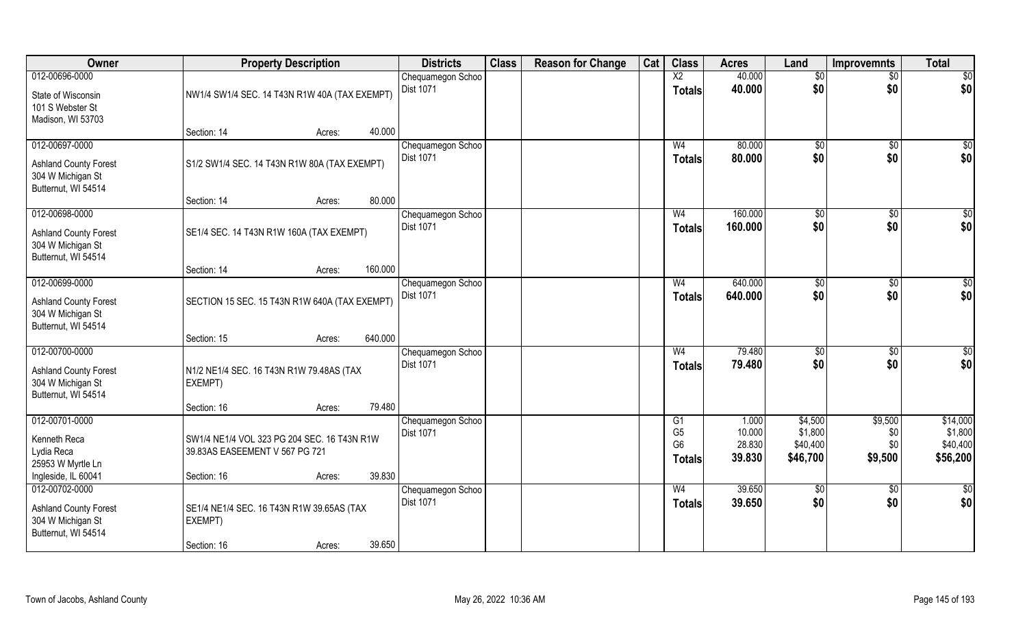| Owner | Property Description | | | Districts | Class | Reason for Change | Cat | Class | Acres | Land | Improvemnts | Total |
|---|---|---|---|---|---|---|---|---|---|---|---|---|
| 012-00696-0000<br>State of Wisconsin<br>101 S Webster St<br>Madison, WI 53703 | NW1/4 SW1/4 SEC. 14 T43N R1W 40A (TAX EXEMPT) | | | Chequamegon Schoo<br>Dist 1071 | | | | X2<br>**Totals** | 40.000<br>**40.000** | $0<br>**$0** | $0<br>**$0** | $0<br>**$0** |
| | Section: 14 | Acres: | 40.000 | | | | | | | | | |
| 012-00697-0000<br>Ashland County Forest<br>304 W Michigan St<br>Butternut, WI 54514 | S1/2 SW1/4 SEC. 14 T43N R1W 80A (TAX EXEMPT) | | | Chequamegon Schoo<br>Dist 1071 | | | | W4<br>**Totals** | 80.000<br>**80.000** | $0<br>**$0** | $0<br>**$0** | $0<br>**$0** |
| | Section: 14 | Acres: | 80.000 | | | | | | | | | |
| 012-00698-0000<br>Ashland County Forest<br>304 W Michigan St<br>Butternut, WI 54514 | SE1/4 SEC. 14 T43N R1W 160A (TAX EXEMPT) | | | Chequamegon Schoo<br>Dist 1071 | | | | W4<br>**Totals** | 160.000<br>**160.000** | $0<br>**$0** | $0<br>**$0** | $0<br>**$0** |
| | Section: 14 | Acres: | 160.000 | | | | | | | | | |
| 012-00699-0000<br>Ashland County Forest<br>304 W Michigan St<br>Butternut, WI 54514 | SECTION 15 SEC. 15 T43N R1W 640A (TAX EXEMPT) | | | Chequamegon Schoo<br>Dist 1071 | | | | W4<br>**Totals** | 640.000<br>**640.000** | $0<br>**$0** | $0<br>**$0** | $0<br>**$0** |
| | Section: 15 | Acres: | 640.000 | | | | | | | | | |
| 012-00700-0000<br>Ashland County Forest<br>304 W Michigan St<br>Butternut, WI 54514 | N1/2 NE1/4 SEC. 16 T43N R1W 79.48AS (TAX EXEMPT) | | | Chequamegon Schoo<br>Dist 1071 | | | | W4<br>**Totals** | 79.480<br>**79.480** | $0<br>**$0** | $0<br>**$0** | $0<br>**$0** |
| | Section: 16 | Acres: | 79.480 | | | | | | | | | |
| 012-00701-0000<br>Kenneth Reca<br>Lydia Reca<br>25953 W Myrtle Ln<br>Ingleside, IL 60041 | SW1/4 NE1/4 VOL 323 PG 204 SEC. 16 T43N R1W 39.83AS EASEEMENT V 567 PG 721 | | | Chequamegon Schoo<br>Dist 1071 | | | | G1<br>G5<br>G6<br>**Totals** | 1.000<br>10.000<br>28.830<br>**39.830** | $4,500<br>$1,800<br>$40,400<br>**$46,700** | $9,500<br>$0<br>$0<br>**$9,500** | $14,000<br>$1,800<br>$40,400<br>**$56,200** |
| | Section: 16 | Acres: | 39.830 | | | | | | | | | |
| 012-00702-0000<br>Ashland County Forest<br>304 W Michigan St<br>Butternut, WI 54514 | SE1/4 NE1/4 SEC. 16 T43N R1W 39.65AS (TAX EXEMPT) | | | Chequamegon Schoo<br>Dist 1071 | | | | W4<br>**Totals** | 39.650<br>**39.650** | $0<br>**$0** | $0<br>**$0** | $0<br>**$0** |
| | Section: 16 | Acres: | 39.650 | | | | | | | | | |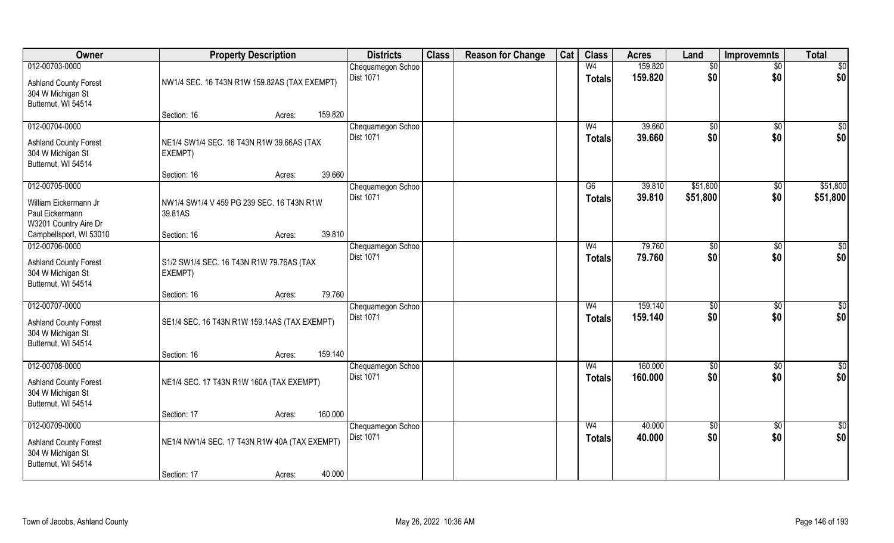| Owner | Property Description | | | Districts | Class | Reason for Change | Cat | Class | Acres | Land | Improvemnts | Total |
|---|---|---|---|---|---|---|---|---|---|---|---|---|
| 012-00703-0000<br>Ashland County Forest<br>304 W Michigan St<br>Butternut, WI 54514 | NW1/4 SEC. 16 T43N R1W 159.82AS (TAX EXEMPT) | | | Chequamegon Schoo<br>Dist 1071 | | | | W4<br>**Totals** | 159.820<br>**159.820** | $0<br>**$0** | $0<br>**$0** | $0<br>**$0** |
| | Section: 16 | Acres: | 159.820 | | | | | | | | | |
| 012-00704-0000<br>Ashland County Forest<br>304 W Michigan St<br>Butternut, WI 54514 | NE1/4 SW1/4 SEC. 16 T43N R1W 39.66AS (TAX EXEMPT) | | | Chequamegon Schoo<br>Dist 1071 | | | | W4<br>**Totals** | 39.660<br>**39.660** | $0<br>**$0** | $0<br>**$0** | $0<br>**$0** |
| | Section: 16 | Acres: | 39.660 | | | | | | | | | |
| 012-00705-0000<br>William Eickermann Jr<br>Paul Eickermann<br>W3201 Country Aire Dr<br>Campbellsport, WI 53010 | NW1/4 SW1/4 V 459 PG 239 SEC. 16 T43N R1W 39.81AS | | | Chequamegon Schoo<br>Dist 1071 | | | | G6<br>**Totals** | 39.810<br>**39.810** | $51,800<br>**$51,800** | $0<br>**$0** | $51,800<br>**$51,800** |
| | Section: 16 | Acres: | 39.810 | | | | | | | | | |
| 012-00706-0000<br>Ashland County Forest<br>304 W Michigan St<br>Butternut, WI 54514 | S1/2 SW1/4 SEC. 16 T43N R1W 79.76AS (TAX EXEMPT) | | | Chequamegon Schoo<br>Dist 1071 | | | | W4<br>**Totals** | 79.760<br>**79.760** | $0<br>**$0** | $0<br>**$0** | $0<br>**$0** |
| | Section: 16 | Acres: | 79.760 | | | | | | | | | |
| 012-00707-0000<br>Ashland County Forest<br>304 W Michigan St<br>Butternut, WI 54514 | SE1/4 SEC. 16 T43N R1W 159.14AS (TAX EXEMPT) | | | Chequamegon Schoo<br>Dist 1071 | | | | W4<br>**Totals** | 159.140<br>**159.140** | $0<br>**$0** | $0<br>**$0** | $0<br>**$0** |
| | Section: 16 | Acres: | 159.140 | | | | | | | | | |
| 012-00708-0000<br>Ashland County Forest<br>304 W Michigan St<br>Butternut, WI 54514 | NE1/4 SEC. 17 T43N R1W 160A (TAX EXEMPT) | | | Chequamegon Schoo<br>Dist 1071 | | | | W4<br>**Totals** | 160.000<br>**160.000** | $0<br>**$0** | $0<br>**$0** | $0<br>**$0** |
| | Section: 17 | Acres: | 160.000 | | | | | | | | | |
| 012-00709-0000<br>Ashland County Forest<br>304 W Michigan St<br>Butternut, WI 54514 | NE1/4 NW1/4 SEC. 17 T43N R1W 40A (TAX EXEMPT) | | | Chequamegon Schoo<br>Dist 1071 | | | | W4<br>**Totals** | 40.000<br>**40.000** | $0<br>**$0** | $0<br>**$0** | $0<br>**$0** |
| | Section: 17 | Acres: | 40.000 | | | | | | | | | |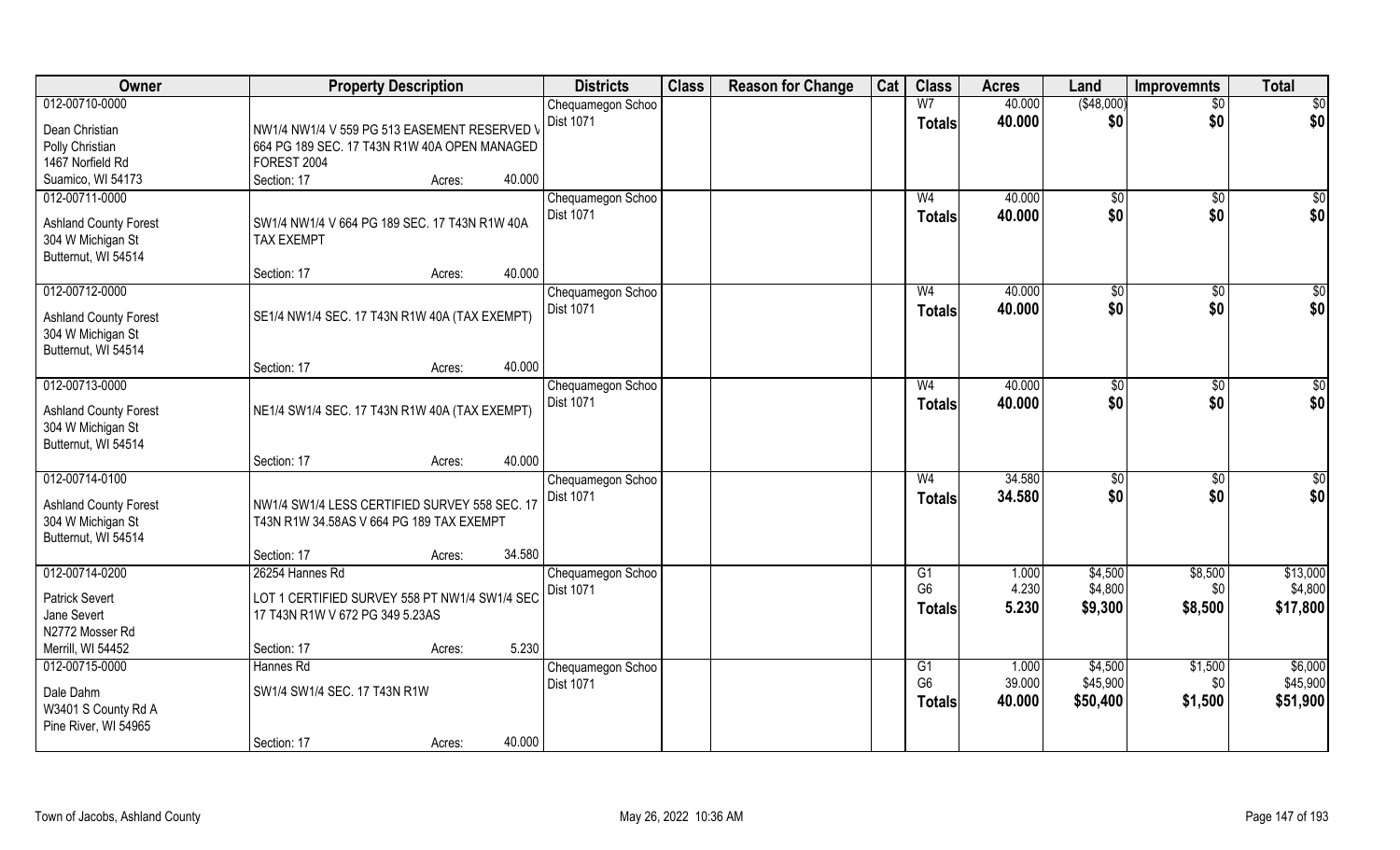| Owner | Property Description | Districts | Class | Reason for Change | Cat | Class | Acres | Land | Improvemnts | Total |
|---|---|---|---|---|---|---|---|---|---|---|
| 012-00710-0000 | | Chequamegon Schoo | | | | W7 | 40.000 | ($48,000) | $0 | $0 |
| Dean Christian | NW1/4 NW1/4 V 559 PG 513 EASEMENT RESERVED V | Dist 1071 | | | | Totals | 40.000 | $0 | $0 | $0 |
| Polly Christian | 664 PG 189 SEC. 17 T43N R1W 40A OPEN MANAGED | | | | | | | | | |
| 1467 Norfield Rd | FOREST 2004 | | | | | | | | | |
| Suamico, WI 54173 | Section: 17 Acres: 40.000 | | | | | | | | | |
| 012-00711-0000 | | Chequamegon Schoo | | | | W4 | 40.000 | $0 | $0 | $0 |
| Ashland County Forest | SW1/4 NW1/4 V 664 PG 189 SEC. 17 T43N R1W 40A | Dist 1071 | | | | Totals | 40.000 | $0 | $0 | $0 |
| 304 W Michigan St | TAX EXEMPT | | | | | | | | | |
| Butternut, WI 54514 | | | | | | | | | | |
| | Section: 17 Acres: 40.000 | | | | | | | | | |
| 012-00712-0000 | | Chequamegon Schoo | | | | W4 | 40.000 | $0 | $0 | $0 |
| Ashland County Forest | SE1/4 NW1/4 SEC. 17 T43N R1W 40A (TAX EXEMPT) | Dist 1071 | | | | Totals | 40.000 | $0 | $0 | $0 |
| 304 W Michigan St | | | | | | | | | | |
| Butternut, WI 54514 | | | | | | | | | | |
| | Section: 17 Acres: 40.000 | | | | | | | | | |
| 012-00713-0000 | | Chequamegon Schoo | | | | W4 | 40.000 | $0 | $0 | $0 |
| Ashland County Forest | NE1/4 SW1/4 SEC. 17 T43N R1W 40A (TAX EXEMPT) | Dist 1071 | | | | Totals | 40.000 | $0 | $0 | $0 |
| 304 W Michigan St | | | | | | | | | | |
| Butternut, WI 54514 | | | | | | | | | | |
| | Section: 17 Acres: 40.000 | | | | | | | | | |
| 012-00714-0100 | | Chequamegon Schoo | | | | W4 | 34.580 | $0 | $0 | $0 |
| Ashland County Forest | NW1/4 SW1/4 LESS CERTIFIED SURVEY 558 SEC. 17 | Dist 1071 | | | | Totals | 34.580 | $0 | $0 | $0 |
| 304 W Michigan St | T43N R1W 34.58AS V 664 PG 189 TAX EXEMPT | | | | | | | | | |
| Butternut, WI 54514 | | | | | | | | | | |
| | Section: 17 Acres: 34.580 | | | | | | | | | |
| 012-00714-0200 | 26254 Hannes Rd | Chequamegon Schoo | | | | G1 | 1.000 | $4,500 | $8,500 | $13,000 |
| Patrick Severt | LOT 1 CERTIFIED SURVEY 558 PT NW1/4 SW1/4 SEC | Dist 1071 | | | | G6 | 4.230 | $4,800 | $0 | $4,800 |
| Jane Severt | 17 T43N R1W V 672 PG 349 5.23AS | | | | | Totals | 5.230 | $9,300 | $8,500 | $17,800 |
| N2772 Mosser Rd | | | | | | | | | | |
| Merrill, WI 54452 | Section: 17 Acres: 5.230 | | | | | | | | | |
| 012-00715-0000 | Hannes Rd | Chequamegon Schoo | | | | G1 | 1.000 | $4,500 | $1,500 | $6,000 |
| Dale Dahm | SW1/4 SW1/4 SEC. 17 T43N R1W | Dist 1071 | | | | G6 | 39.000 | $45,900 | $0 | $45,900 |
| W3401 S County Rd A | | | | | | Totals | 40.000 | $50,400 | $1,500 | $51,900 |
| Pine River, WI 54965 | | | | | | | | | | |
| | Section: 17 Acres: 40.000 | | | | | | | | | |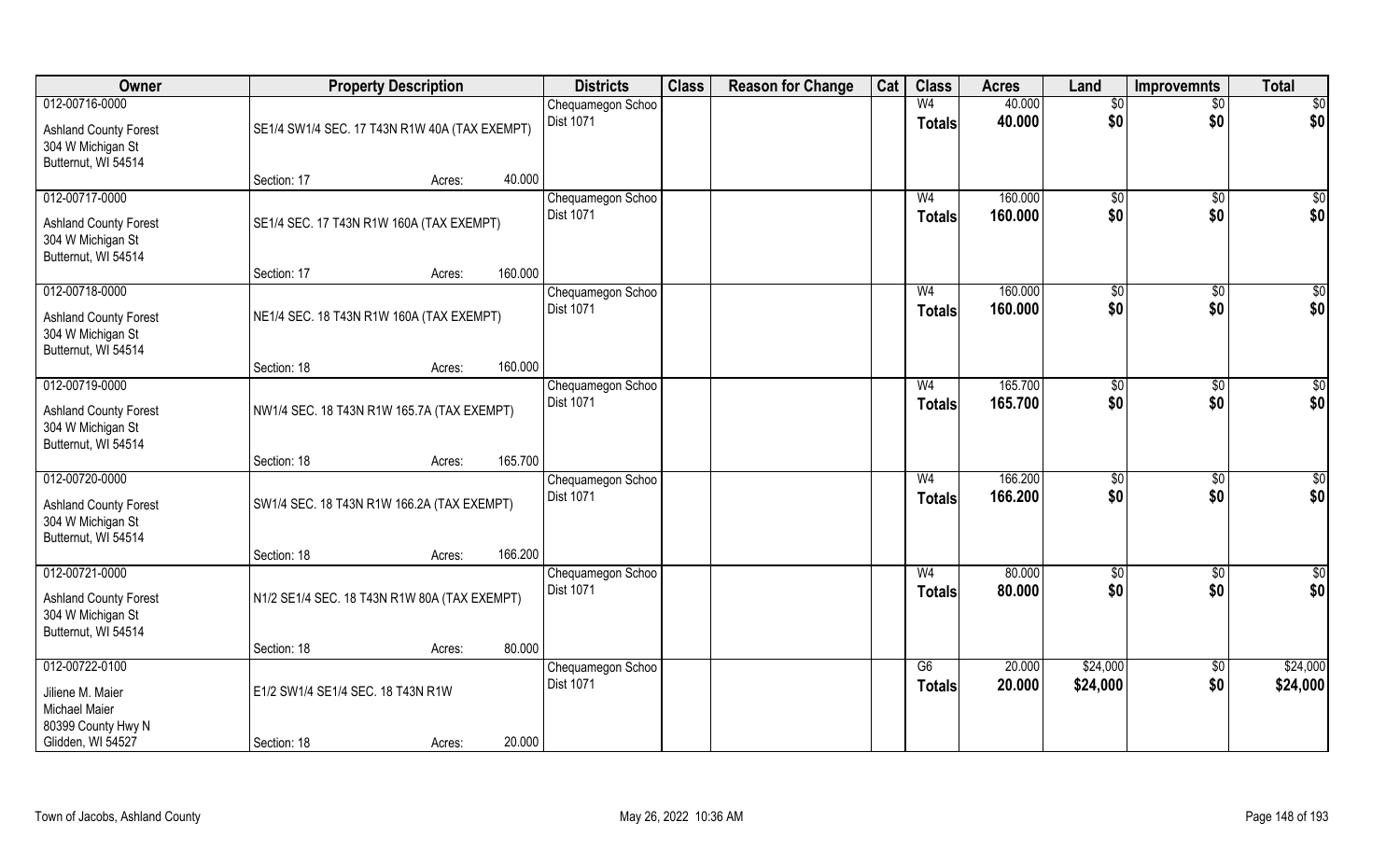| Owner | Property Description | | | Districts | Class | Reason for Change | Cat | Class | Acres | Land | Improvemnts | Total |
|---|---|---|---|---|---|---|---|---|---|---|---|---|
| 012-00716-0000 | | | | Chequamegon Schoo | | | | W4 | 40.000 | $0 | $0 | $0 |
| Ashland County Forest<br>304 W Michigan St<br>Butternut, WI 54514 | SE1/4 SW1/4 SEC. 17 T43N R1W 40A (TAX EXEMPT) | | | Dist 1071 | | | | Totals | 40.000 | $0 | $0 | $0 |
| | Section: 17 | Acres: | 40.000 | | | | | | | | | |
| 012-00717-0000 | | | | Chequamegon Schoo | | | | W4 | 160.000 | $0 | $0 | $0 |
| Ashland County Forest<br>304 W Michigan St<br>Butternut, WI 54514 | SE1/4 SEC. 17 T43N R1W 160A (TAX EXEMPT) | | | Dist 1071 | | | | Totals | 160.000 | $0 | $0 | $0 |
| | Section: 17 | Acres: | 160.000 | | | | | | | | | |
| 012-00718-0000 | | | | Chequamegon Schoo | | | | W4 | 160.000 | $0 | $0 | $0 |
| Ashland County Forest<br>304 W Michigan St<br>Butternut, WI 54514 | NE1/4 SEC. 18 T43N R1W 160A (TAX EXEMPT) | | | Dist 1071 | | | | Totals | 160.000 | $0 | $0 | $0 |
| | Section: 18 | Acres: | 160.000 | | | | | | | | | |
| 012-00719-0000 | | | | Chequamegon Schoo | | | | W4 | 165.700 | $0 | $0 | $0 |
| Ashland County Forest<br>304 W Michigan St<br>Butternut, WI 54514 | NW1/4 SEC. 18 T43N R1W 165.7A (TAX EXEMPT) | | | Dist 1071 | | | | Totals | 165.700 | $0 | $0 | $0 |
| | Section: 18 | Acres: | 165.700 | | | | | | | | | |
| 012-00720-0000 | | | | Chequamegon Schoo | | | | W4 | 166.200 | $0 | $0 | $0 |
| Ashland County Forest<br>304 W Michigan St<br>Butternut, WI 54514 | SW1/4 SEC. 18 T43N R1W 166.2A (TAX EXEMPT) | | | Dist 1071 | | | | Totals | 166.200 | $0 | $0 | $0 |
| | Section: 18 | Acres: | 166.200 | | | | | | | | | |
| 012-00721-0000 | | | | Chequamegon Schoo | | | | W4 | 80.000 | $0 | $0 | $0 |
| Ashland County Forest<br>304 W Michigan St<br>Butternut, WI 54514 | N1/2 SE1/4 SEC. 18 T43N R1W 80A (TAX EXEMPT) | | | Dist 1071 | | | | Totals | 80.000 | $0 | $0 | $0 |
| | Section: 18 | Acres: | 80.000 | | | | | | | | | |
| 012-00722-0100 | | | | Chequamegon Schoo | | | | G6 | 20.000 | $24,000 | $0 | $24,000 |
| Jiliene M. Maier<br>Michael Maier<br>80399 County Hwy N<br>Glidden, WI 54527 | E1/2 SW1/4 SE1/4 SEC. 18 T43N R1W | | | Dist 1071 | | | | Totals | 20.000 | $24,000 | $0 | $24,000 |
| | Section: 18 | Acres: | 20.000 | | | | | | | | | |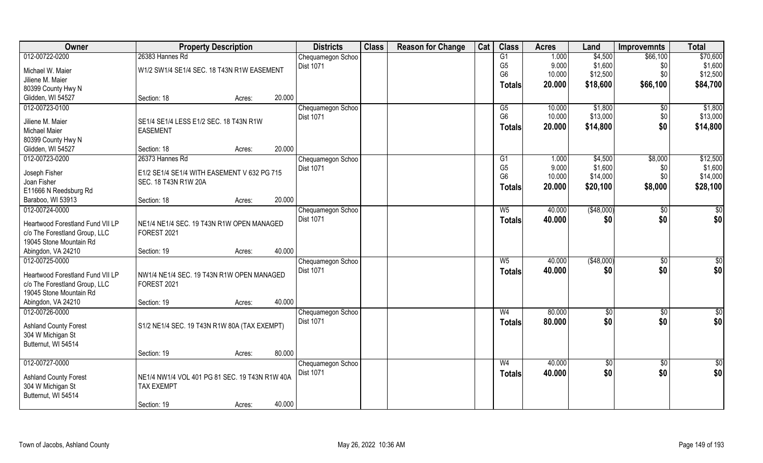| Owner | Property Description | | | Districts | Class | Reason for Change | Cat | Class | Acres | Land | Improvemnts | Total |
|---|---|---|---|---|---|---|---|---|---|---|---|---|
| 012-00722-0200 | 26383 Hannes Rd | | | Chequamegon Schoo | | | | G1 | 1.000 | $4,500 | $66,100 | $70,600 |
| Michael W. Maier | W1/2 SW1/4 SE1/4 SEC. 18 T43N R1W EASEMENT | | | Dist 1071 | | | | G5 | 9.000 | $1,600 | $0 | $1,600 |
| Jiliene M. Maier | | | | | | | | G6 | 10.000 | $12,500 | $0 | $12,500 |
| 80399 County Hwy N | | | | | | | | **Totals** | **20.000** | **$18,600** | **$66,100** | **$84,700** |
| Glidden, WI 54527 | Section: 18 | Acres: | 20.000 | | | | | | | | | |
| 012-00723-0100 | | | | Chequamegon Schoo | | | | G5 | 10.000 | $1,800 | $0 | $1,800 |
| Jiliene M. Maier | SE1/4 SE1/4 LESS E1/2 SEC. 18 T43N R1W | | | Dist 1071 | | | | G6 | 10.000 | $13,000 | $0 | $13,000 |
| Michael Maier | EASEMENT | | | | | | | **Totals** | **20.000** | **$14,800** | **$0** | **$14,800** |
| 80399 County Hwy N | | | | | | | | | | | | |
| Glidden, WI 54527 | Section: 18 | Acres: | 20.000 | | | | | | | | | |
| 012-00723-0200 | 26373 Hannes Rd | | | Chequamegon Schoo | | | | G1 | 1.000 | $4,500 | $8,000 | $12,500 |
| Joseph Fisher | E1/2 SE1/4 SE1/4 WITH EASEMENT V 632 PG 715 | | | Dist 1071 | | | | G5 | 9.000 | $1,600 | $0 | $1,600 |
| Joan Fisher | SEC. 18 T43N R1W 20A | | | | | | | G6 | 10.000 | $14,000 | $0 | $14,000 |
| E11666 N Reedsburg Rd | | | | | | | | **Totals** | **20.000** | **$20,100** | **$8,000** | **$28,100** |
| Baraboo, WI 53913 | Section: 18 | Acres: | 20.000 | | | | | | | | | |
| 012-00724-0000 | | | | Chequamegon Schoo | | | | W5 | 40.000 | ($48,000) | $0 | $0 |
| Heartwood Forestland Fund VII LP | NE1/4 NE1/4 SEC. 19 T43N R1W OPEN MANAGED | | | Dist 1071 | | | | **Totals** | **40.000** | **$0** | **$0** | **$0** |
| c/o The Forestland Group, LLC | FOREST 2021 | | | | | | | | | | | |
| 19045 Stone Mountain Rd | | | | | | | | | | | | |
| Abingdon, VA 24210 | Section: 19 | Acres: | 40.000 | | | | | | | | | |
| 012-00725-0000 | | | | Chequamegon Schoo | | | | W5 | 40.000 | ($48,000) | $0 | $0 |
| Heartwood Forestland Fund VII LP | NW1/4 NE1/4 SEC. 19 T43N R1W OPEN MANAGED | | | Dist 1071 | | | | **Totals** | **40.000** | **$0** | **$0** | **$0** |
| c/o The Forestland Group, LLC | FOREST 2021 | | | | | | | | | | | |
| 19045 Stone Mountain Rd | | | | | | | | | | | | |
| Abingdon, VA 24210 | Section: 19 | Acres: | 40.000 | | | | | | | | | |
| 012-00726-0000 | | | | Chequamegon Schoo | | | | W4 | 80.000 | $0 | $0 | $0 |
| Ashland County Forest | S1/2 NE1/4 SEC. 19 T43N R1W 80A (TAX EXEMPT) | | | Dist 1071 | | | | **Totals** | **80.000** | **$0** | **$0** | **$0** |
| 304 W Michigan St | | | | | | | | | | | | |
| Butternut, WI 54514 | | | | | | | | | | | | |
| | Section: 19 | Acres: | 80.000 | | | | | | | | | |
| 012-00727-0000 | | | | Chequamegon Schoo | | | | W4 | 40.000 | $0 | $0 | $0 |
| Ashland County Forest | NE1/4 NW1/4 VOL 401 PG 81 SEC. 19 T43N R1W 40A | | | Dist 1071 | | | | **Totals** | **40.000** | **$0** | **$0** | **$0** |
| 304 W Michigan St | TAX EXEMPT | | | | | | | | | | | |
| Butternut, WI 54514 | | | | | | | | | | | | |
| | Section: 19 | Acres: | 40.000 | | | | | | | | | |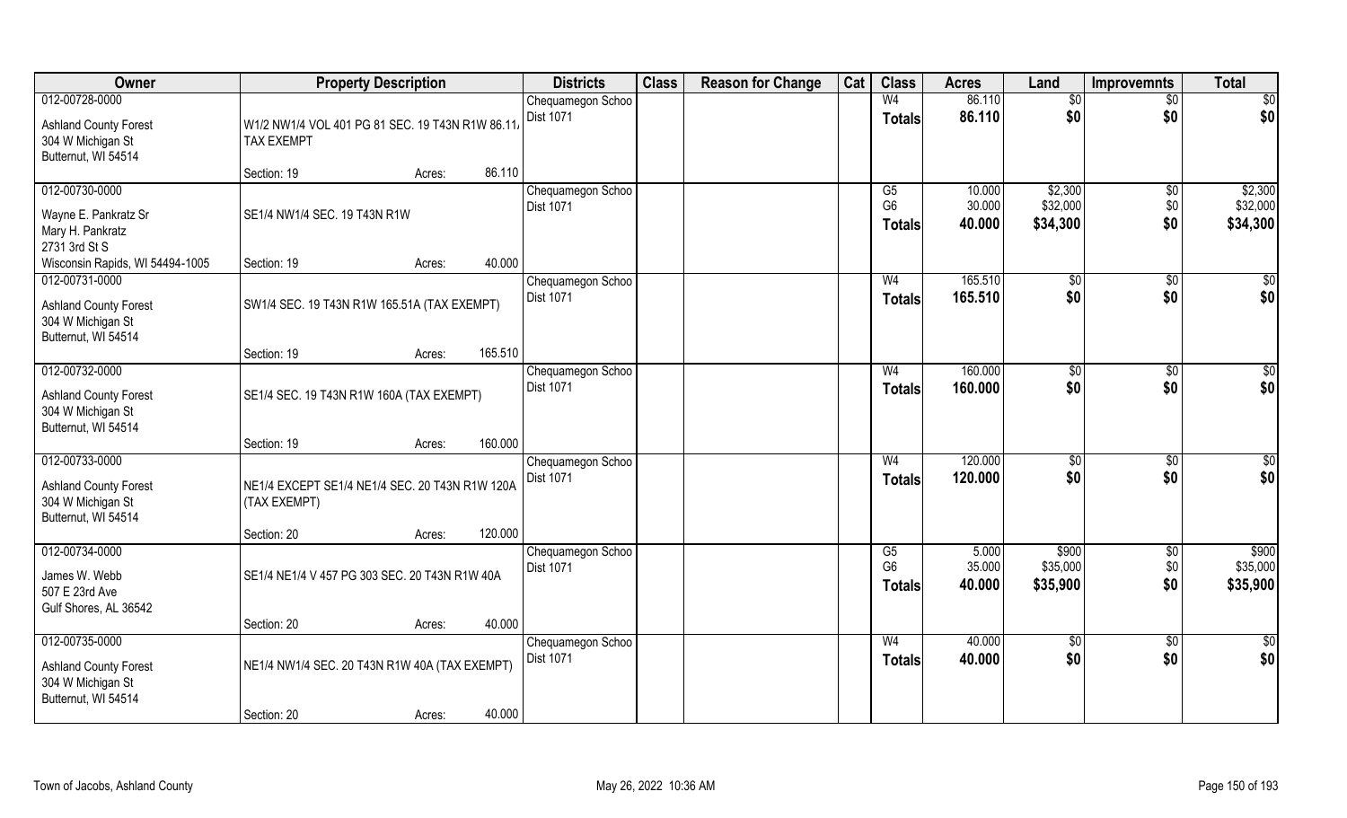| Owner | Property Description | Districts | Class | Reason for Change | Cat | Class | Acres | Land | Improvemnts | Total |
|---|---|---|---|---|---|---|---|---|---|---|
| 012-00728-0000 | | Chequamegon Schoo | | | | W4 | 86.110 | $0 | $0 | $0 |
| Ashland County Forest<br>304 W Michigan St<br>Butternut, WI 54514 | W1/2 NW1/4 VOL 401 PG 81 SEC. 19 T43N R1W 86.11A TAX EXEMPT | Dist 1071 | | | | Totals | 86.110 | $0 | $0 | $0 |
| | Section: 19 Acres: 86.110 | | | | | | | | | |
| 012-00730-0000 | | Chequamegon Schoo | | | | G5 | 10.000 | $2,300 | $0 | $2,300 |
| Wayne E. Pankratz Sr<br>Mary H. Pankratz<br>2731 3rd St S<br>Wisconsin Rapids, WI 54494-1005 | SE1/4 NW1/4 SEC. 19 T43N R1W | Dist 1071 | | | | G6 | 30.000 | $32,000 | $0 | $32,000 |
| | | | | | | Totals | 40.000 | $34,300 | $0 | $34,300 |
| | Section: 19 Acres: 40.000 | | | | | | | | | |
| 012-00731-0000 | | Chequamegon Schoo | | | | W4 | 165.510 | $0 | $0 | $0 |
| Ashland County Forest<br>304 W Michigan St<br>Butternut, WI 54514 | SW1/4 SEC. 19 T43N R1W 165.51A (TAX EXEMPT) | Dist 1071 | | | | Totals | 165.510 | $0 | $0 | $0 |
| | Section: 19 Acres: 165.510 | | | | | | | | | |
| 012-00732-0000 | | Chequamegon Schoo | | | | W4 | 160.000 | $0 | $0 | $0 |
| Ashland County Forest<br>304 W Michigan St<br>Butternut, WI 54514 | SE1/4 SEC. 19 T43N R1W 160A (TAX EXEMPT) | Dist 1071 | | | | Totals | 160.000 | $0 | $0 | $0 |
| | Section: 19 Acres: 160.000 | | | | | | | | | |
| 012-00733-0000 | | Chequamegon Schoo | | | | W4 | 120.000 | $0 | $0 | $0 |
| Ashland County Forest<br>304 W Michigan St<br>Butternut, WI 54514 | NE1/4 EXCEPT SE1/4 NE1/4 SEC. 20 T43N R1W 120A (TAX EXEMPT) | Dist 1071 | | | | Totals | 120.000 | $0 | $0 | $0 |
| | Section: 20 Acres: 120.000 | | | | | | | | | |
| 012-00734-0000 | | Chequamegon Schoo | | | | G5 | 5.000 | $900 | $0 | $900 |
| James W. Webb<br>507 E 23rd Ave<br>Gulf Shores, AL 36542 | SE1/4 NE1/4 V 457 PG 303 SEC. 20 T43N R1W 40A | Dist 1071 | | | | G6 | 35.000 | $35,000 | $0 | $35,000 |
| | | | | | | Totals | 40.000 | $35,900 | $0 | $35,900 |
| | Section: 20 Acres: 40.000 | | | | | | | | | |
| 012-00735-0000 | | Chequamegon Schoo | | | | W4 | 40.000 | $0 | $0 | $0 |
| Ashland County Forest<br>304 W Michigan St<br>Butternut, WI 54514 | NE1/4 NW1/4 SEC. 20 T43N R1W 40A (TAX EXEMPT) | Dist 1071 | | | | Totals | 40.000 | $0 | $0 | $0 |
| | Section: 20 Acres: 40.000 | | | | | | | | | |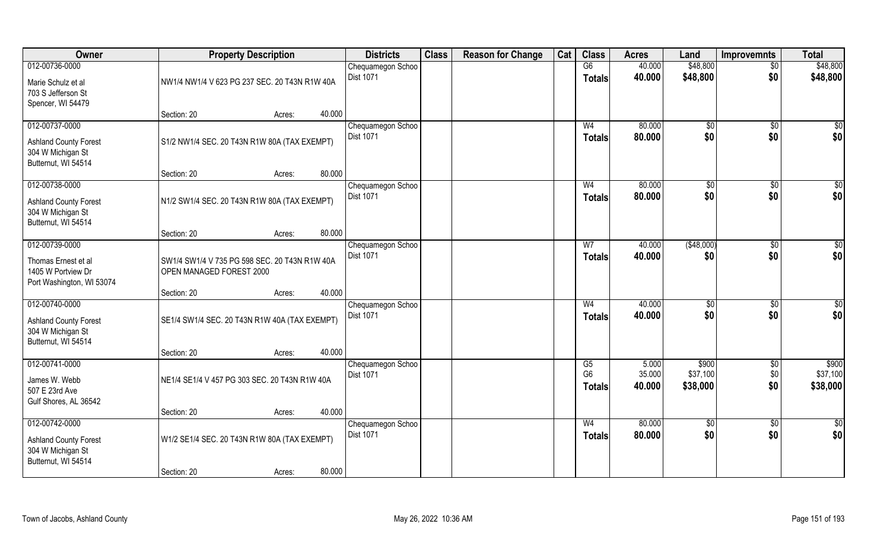| Owner | Property Description | | | Districts | Class | Reason for Change | Cat | Class | Acres | Land | Improvemnts | Total |
|---|---|---|---|---|---|---|---|---|---|---|---|---|
| 012-00736-0000<br>Marie Schulz et al<br>703 S Jefferson St<br>Spencer, WI 54479 | NW1/4 NW1/4 V 623 PG 237 SEC. 20 T43N R1W 40A | | | Chequamegon Schoo<br>Dist 1071 | | | | G6 | 40.000 | $48,800 | $0 | $48,800 |
| | | | | | | | | **Totals** | **40.000** | **$48,800** | **$0** | **$48,800** |
| | Section: 20 | Acres: | 40.000 | | | | | | | | | |
| 012-00737-0000<br>Ashland County Forest<br>304 W Michigan St<br>Butternut, WI 54514 | S1/2 NW1/4 SEC. 20 T43N R1W 80A (TAX EXEMPT) | | | Chequamegon Schoo<br>Dist 1071 | | | | W4 | 80.000 | $0 | $0 | $0 |
| | | | | | | | | **Totals** | **80.000** | **$0** | **$0** | **$0** |
| | Section: 20 | Acres: | 80.000 | | | | | | | | | |
| 012-00738-0000<br>Ashland County Forest<br>304 W Michigan St<br>Butternut, WI 54514 | N1/2 SW1/4 SEC. 20 T43N R1W 80A (TAX EXEMPT) | | | Chequamegon Schoo<br>Dist 1071 | | | | W4 | 80.000 | $0 | $0 | $0 |
| | | | | | | | | **Totals** | **80.000** | **$0** | **$0** | **$0** |
| | Section: 20 | Acres: | 80.000 | | | | | | | | | |
| 012-00739-0000<br>Thomas Ernest et al<br>1405 W Portview Dr<br>Port Washington, WI 53074 | SW1/4 SW1/4 V 735 PG 598 SEC. 20 T43N R1W 40A OPEN MANAGED FOREST 2000 | | | Chequamegon Schoo<br>Dist 1071 | | | | W7 | 40.000 | ($48,000) | $0 | $0 |
| | | | | | | | | **Totals** | **40.000** | **$0** | **$0** | **$0** |
| | Section: 20 | Acres: | 40.000 | | | | | | | | | |
| 012-00740-0000<br>Ashland County Forest<br>304 W Michigan St<br>Butternut, WI 54514 | SE1/4 SW1/4 SEC. 20 T43N R1W 40A (TAX EXEMPT) | | | Chequamegon Schoo<br>Dist 1071 | | | | W4 | 40.000 | $0 | $0 | $0 |
| | | | | | | | | **Totals** | **40.000** | **$0** | **$0** | **$0** |
| | Section: 20 | Acres: | 40.000 | | | | | | | | | |
| 012-00741-0000<br>James W. Webb<br>507 E 23rd Ave<br>Gulf Shores, AL 36542 | NE1/4 SE1/4 V 457 PG 303 SEC. 20 T43N R1W 40A | | | Chequamegon Schoo<br>Dist 1071 | | | | G5 | 5.000 | $900 | $0 | $900 |
| | | | | | | | | G6 | 35.000 | $37,100 | $0 | $37,100 |
| | | | | | | | | **Totals** | **40.000** | **$38,000** | **$0** | **$38,000** |
| | Section: 20 | Acres: | 40.000 | | | | | | | | | |
| 012-00742-0000<br>Ashland County Forest<br>304 W Michigan St<br>Butternut, WI 54514 | W1/2 SE1/4 SEC. 20 T43N R1W 80A (TAX EXEMPT) | | | Chequamegon Schoo<br>Dist 1071 | | | | W4 | 80.000 | $0 | $0 | $0 |
| | | | | | | | | **Totals** | **80.000** | **$0** | **$0** | **$0** |
| | Section: 20 | Acres: | 80.000 | | | | | | | | | |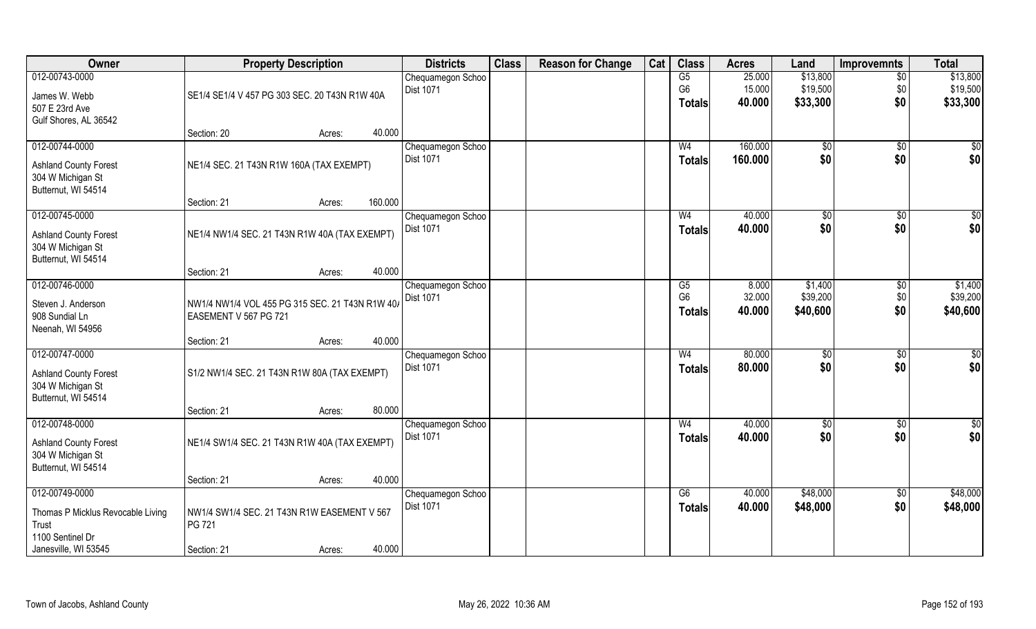| Owner | Property Description | Districts | Class | Reason for Change | Cat | Class | Acres | Land | Improvemnts | Total |
|---|---|---|---|---|---|---|---|---|---|---|
| 012-00743-0000<br>James W. Webb<br>507 E 23rd Ave<br>Gulf Shores, AL 36542 | SE1/4 SE1/4 V 457 PG 303 SEC. 20 T43N R1W 40A<br>Section: 20 Acres: 40.000 | Chequamegon Schoo<br>Dist 1071 | | | | G5<br>G6<br>Totals | 25.000<br>15.000<br>40.000 | $13,800<br>$19,500<br>$33,300 | $0<br>$0<br>$0 | $13,800<br>$19,500<br>$33,300 |
| 012-00744-0000<br>Ashland County Forest<br>304 W Michigan St<br>Butternut, WI 54514 | NE1/4 SEC. 21 T43N R1W 160A (TAX EXEMPT)<br>Section: 21 Acres: 160.000 | Chequamegon Schoo<br>Dist 1071 | | | | W4<br>Totals | 160.000<br>160.000 | $0<br>$0 | $0<br>$0 | $0<br>$0 |
| 012-00745-0000<br>Ashland County Forest<br>304 W Michigan St<br>Butternut, WI 54514 | NE1/4 NW1/4 SEC. 21 T43N R1W 40A (TAX EXEMPT)<br>Section: 21 Acres: 40.000 | Chequamegon Schoo<br>Dist 1071 | | | | W4<br>Totals | 40.000<br>40.000 | $0<br>$0 | $0<br>$0 | $0<br>$0 |
| 012-00746-0000<br>Steven J. Anderson<br>908 Sundial Ln<br>Neenah, WI 54956 | NW1/4 NW1/4 VOL 455 PG 315 SEC. 21 T43N R1W 40/<br>EASEMENT V 567 PG 721<br>Section: 21 Acres: 40.000 | Chequamegon Schoo<br>Dist 1071 | | | | G5<br>G6<br>Totals | 8.000<br>32.000<br>40.000 | $1,400<br>$39,200<br>$40,600 | $0<br>$0<br>$0 | $1,400<br>$39,200<br>$40,600 |
| 012-00747-0000<br>Ashland County Forest<br>304 W Michigan St<br>Butternut, WI 54514 | S1/2 NW1/4 SEC. 21 T43N R1W 80A (TAX EXEMPT)<br>Section: 21 Acres: 80.000 | Chequamegon Schoo<br>Dist 1071 | | | | W4<br>Totals | 80.000<br>80.000 | $0<br>$0 | $0<br>$0 | $0<br>$0 |
| 012-00748-0000<br>Ashland County Forest<br>304 W Michigan St<br>Butternut, WI 54514 | NE1/4 SW1/4 SEC. 21 T43N R1W 40A (TAX EXEMPT)<br>Section: 21 Acres: 40.000 | Chequamegon Schoo<br>Dist 1071 | | | | W4<br>Totals | 40.000<br>40.000 | $0<br>$0 | $0<br>$0 | $0<br>$0 |
| 012-00749-0000<br>Thomas P Micklus Revocable Living Trust<br>1100 Sentinel Dr<br>Janesville, WI 53545 | NW1/4 SW1/4 SEC. 21 T43N R1W EASEMENT V 567 PG 721<br>Section: 21 Acres: 40.000 | Chequamegon Schoo<br>Dist 1071 | | | | G6<br>Totals | 40.000<br>40.000 | $48,000<br>$48,000 | $0<br>$0 | $48,000<br>$48,000 |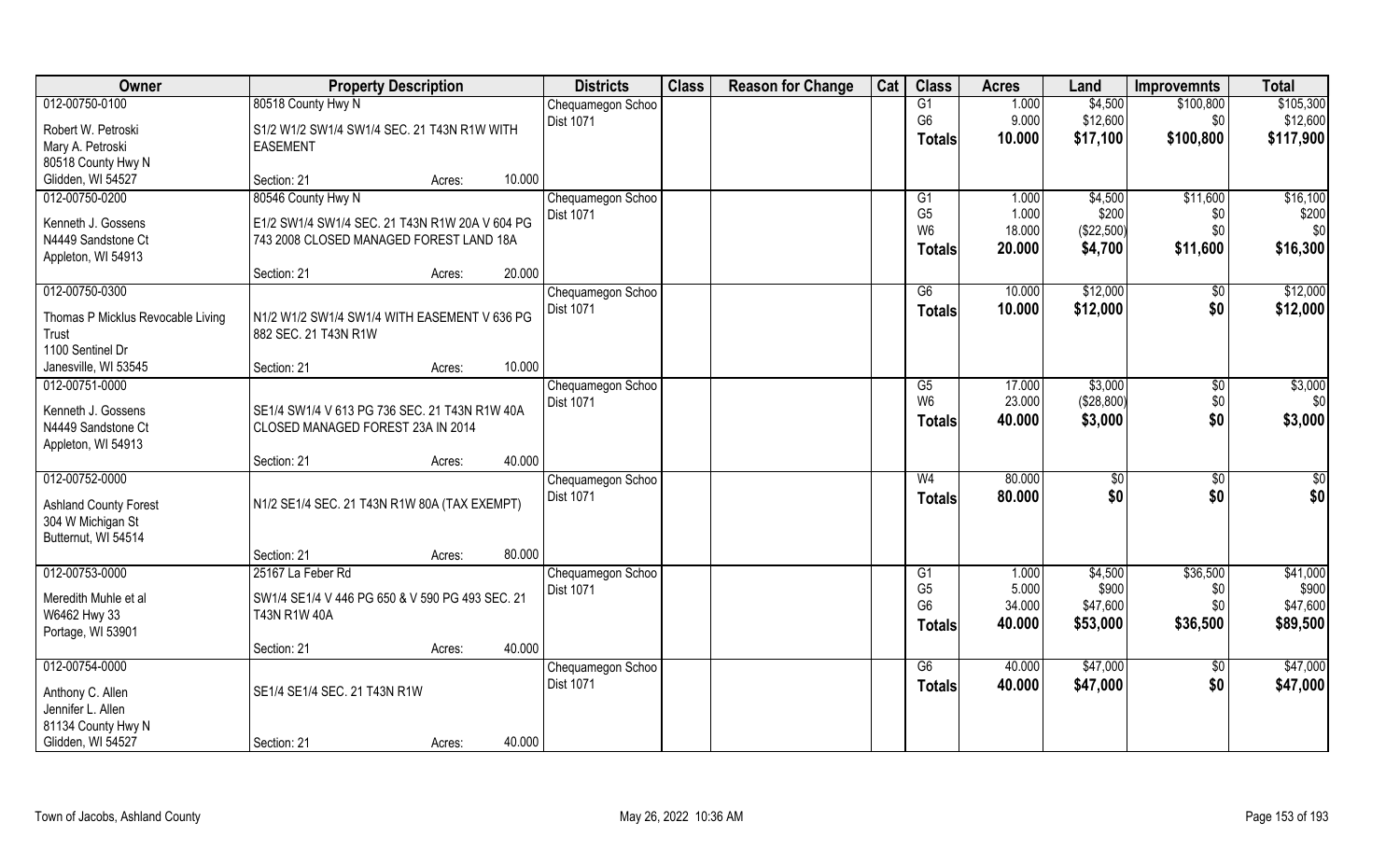| Owner | Property Description | Districts | Class | Reason for Change | Cat | Class | Acres | Land | Improvemnts | Total |
|---|---|---|---|---|---|---|---|---|---|---|
| 012-00750-0100<br>Robert W. Petroski<br>Mary A. Petroski<br>80518 County Hwy N<br>Glidden, WI 54527 | 80518 County Hwy N<br>S1/2 W1/2 SW1/4 SW1/4 SEC. 21 T43N R1W WITH EASEMENT<br>Section: 21 Acres: 10.000 | Chequamegon Schoo Dist 1071 | | | | G1<br>G6<br>**Totals** | 1.000<br>9.000<br>**10.000** | \$4,500<br>\$12,600<br>**\$17,100** | \$100,800<br>\$0<br>**\$100,800** | \$105,300<br>\$12,600<br>**\$117,900** |
| 012-00750-0200<br>Kenneth J. Gossens<br>N4449 Sandstone Ct<br>Appleton, WI 54913 | 80546 County Hwy N<br>E1/2 SW1/4 SW1/4 SEC. 21 T43N R1W 20A V 604 PG 743 2008 CLOSED MANAGED FOREST LAND 18A<br>Section: 21 Acres: 20.000 | Chequamegon Schoo Dist 1071 | | | | G1<br>G5<br>W6<br>**Totals** | 1.000<br>1.000<br>18.000<br>**20.000** | \$4,500<br>\$200<br>(\$22,500)<br>**\$4,700** | \$11,600<br>\$0<br>\$0<br>**\$11,600** | \$16,100<br>\$200<br>\$0<br>**\$16,300** |
| 012-00750-0300<br>Thomas P Micklus Revocable Living Trust<br>1100 Sentinel Dr<br>Janesville, WI 53545 | N1/2 W1/2 SW1/4 SW1/4 WITH EASEMENT V 636 PG 882 SEC. 21 T43N R1W<br>Section: 21 Acres: 10.000 | Chequamegon Schoo Dist 1071 | | | | G6<br>**Totals** | 10.000<br>**10.000** | \$12,000<br>**\$12,000** | \$0<br>**\$0** | \$12,000<br>**\$12,000** |
| 012-00751-0000<br>Kenneth J. Gossens<br>N4449 Sandstone Ct<br>Appleton, WI 54913 | SE1/4 SW1/4 V 613 PG 736 SEC. 21 T43N R1W 40A CLOSED MANAGED FOREST 23A IN 2014<br>Section: 21 Acres: 40.000 | Chequamegon Schoo Dist 1071 | | | | G5<br>W6<br>**Totals** | 17.000<br>23.000<br>**40.000** | \$3,000<br>(\$28,800)<br>**\$3,000** | \$0<br>\$0<br>**\$0** | \$3,000<br>\$0<br>**\$3,000** |
| 012-00752-0000<br>Ashland County Forest<br>304 W Michigan St<br>Butternut, WI 54514 | N1/2 SE1/4 SEC. 21 T43N R1W 80A (TAX EXEMPT)<br>Section: 21 Acres: 80.000 | Chequamegon Schoo Dist 1071 | | | | W4<br>**Totals** | 80.000<br>**80.000** | \$0<br>**\$0** | \$0<br>**\$0** | \$0<br>**\$0** |
| 012-00753-0000<br>Meredith Muhle et al<br>W6462 Hwy 33<br>Portage, WI 53901 | 25167 La Feber Rd<br>SW1/4 SE1/4 V 446 PG 650 & V 590 PG 493 SEC. 21 T43N R1W 40A<br>Section: 21 Acres: 40.000 | Chequamegon Schoo Dist 1071 | | | | G1<br>G5<br>G6<br>**Totals** | 1.000<br>5.000<br>34.000<br>**40.000** | \$4,500<br>\$900<br>\$47,600<br>**\$53,000** | \$36,500<br>\$0<br>\$0<br>**\$36,500** | \$41,000<br>\$900<br>\$47,600<br>**\$89,500** |
| 012-00754-0000<br>Anthony C. Allen<br>Jennifer L. Allen<br>81134 County Hwy N<br>Glidden, WI 54527 | SE1/4 SE1/4 SEC. 21 T43N R1W<br>Section: 21 Acres: 40.000 | Chequamegon Schoo Dist 1071 | | | | G6<br>**Totals** | 40.000<br>**40.000** | \$47,000<br>**\$47,000** | \$0<br>**\$0** | \$47,000<br>**\$47,000** |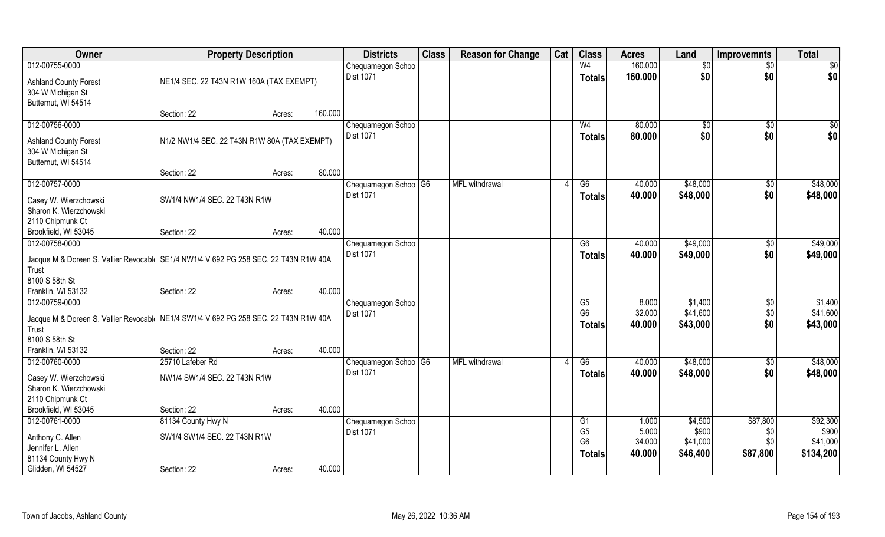| Owner | Property Description | | | Districts | Class | Reason for Change | Cat | Class | Acres | Land | Improvemnts | Total |
|---|---|---|---|---|---|---|---|---|---|---|---|---|
| 012-00755-0000 | | | | Chequamegon Schoo | | | | W4 | 160.000 | $0 | $0 | $0 |
| Ashland County Forest<br>304 W Michigan St<br>Butternut, WI 54514 | NE1/4 SEC. 22 T43N R1W 160A (TAX EXEMPT) | | | Dist 1071 | | | | Totals | 160.000 | $0 | $0 | $0 |
| | Section: 22 | Acres: | 160.000 | | | | | | | | | |
| 012-00756-0000 | | | | Chequamegon Schoo | | | | W4 | 80.000 | $0 | $0 | $0 |
| Ashland County Forest<br>304 W Michigan St<br>Butternut, WI 54514 | N1/2 NW1/4 SEC. 22 T43N R1W 80A (TAX EXEMPT) | | | Dist 1071 | | | | Totals | 80.000 | $0 | $0 | $0 |
| | Section: 22 | Acres: | 80.000 | | | | | | | | | |
| 012-00757-0000 | | | | Chequamegon Schoo | G6 | MFL withdrawal | 4 | G6 | 40.000 | $48,000 | $0 | $48,000 |
| Casey W. Wierzchowski<br>Sharon K. Wierzchowski<br>2110 Chipmunk Ct<br>Brookfield, WI 53045 | SW1/4 NW1/4 SEC. 22 T43N R1W | | | Dist 1071 | | | | Totals | 40.000 | $48,000 | $0 | $48,000 |
| | Section: 22 | Acres: | 40.000 | | | | | | | | | |
| 012-00758-0000 | | | | Chequamegon Schoo | | | | G6 | 40.000 | $49,000 | $0 | $49,000 |
| Jacque M & Doreen S. Vallier Revocable Trust<br>8100 S 58th St<br>Franklin, WI 53132 | SE1/4 NW1/4 V 692 PG 258 SEC. 22 T43N R1W 40A | | | Dist 1071 | | | | Totals | 40.000 | $49,000 | $0 | $49,000 |
| | Section: 22 | Acres: | 40.000 | | | | | | | | | |
| 012-00759-0000 | | | | Chequamegon Schoo | | | | G5 | 8.000 | $1,400 | $0 | $1,400 |
| Jacque M & Doreen S. Vallier Revocable Trust<br>8100 S 58th St<br>Franklin, WI 53132 | NE1/4 SW1/4 V 692 PG 258 SEC. 22 T43N R1W 40A | | | Dist 1071 | | | | G6 | 32.000 | $41,600 | $0 | $41,600 |
| | | | | | | | | Totals | 40.000 | $43,000 | $0 | $43,000 |
| | Section: 22 | Acres: | 40.000 | | | | | | | | | |
| 012-00760-0000 | 25710 Lafeber Rd | | | Chequamegon Schoo | G6 | MFL withdrawal | 4 | G6 | 40.000 | $48,000 | $0 | $48,000 |
| Casey W. Wierzchowski<br>Sharon K. Wierzchowski<br>2110 Chipmunk Ct<br>Brookfield, WI 53045 | NW1/4 SW1/4 SEC. 22 T43N R1W | | | Dist 1071 | | | | Totals | 40.000 | $48,000 | $0 | $48,000 |
| | Section: 22 | Acres: | 40.000 | | | | | | | | | |
| 012-00761-0000 | 81134 County Hwy N | | | Chequamegon Schoo | | | | G1 | 1.000 | $4,500 | $87,800 | $92,300 |
| Anthony C. Allen<br>Jennifer L. Allen<br>81134 County Hwy N<br>Glidden, WI 54527 | SW1/4 SW1/4 SEC. 22 T43N R1W | | | Dist 1071 | | | | G5 | 5.000 | $900 | $0 | $900 |
| | | | | | | | | G6 | 34.000 | $41,000 | $0 | $41,000 |
| | | | | | | | | Totals | 40.000 | $46,400 | $87,800 | $134,200 |
| | Section: 22 | Acres: | 40.000 | | | | | | | | | |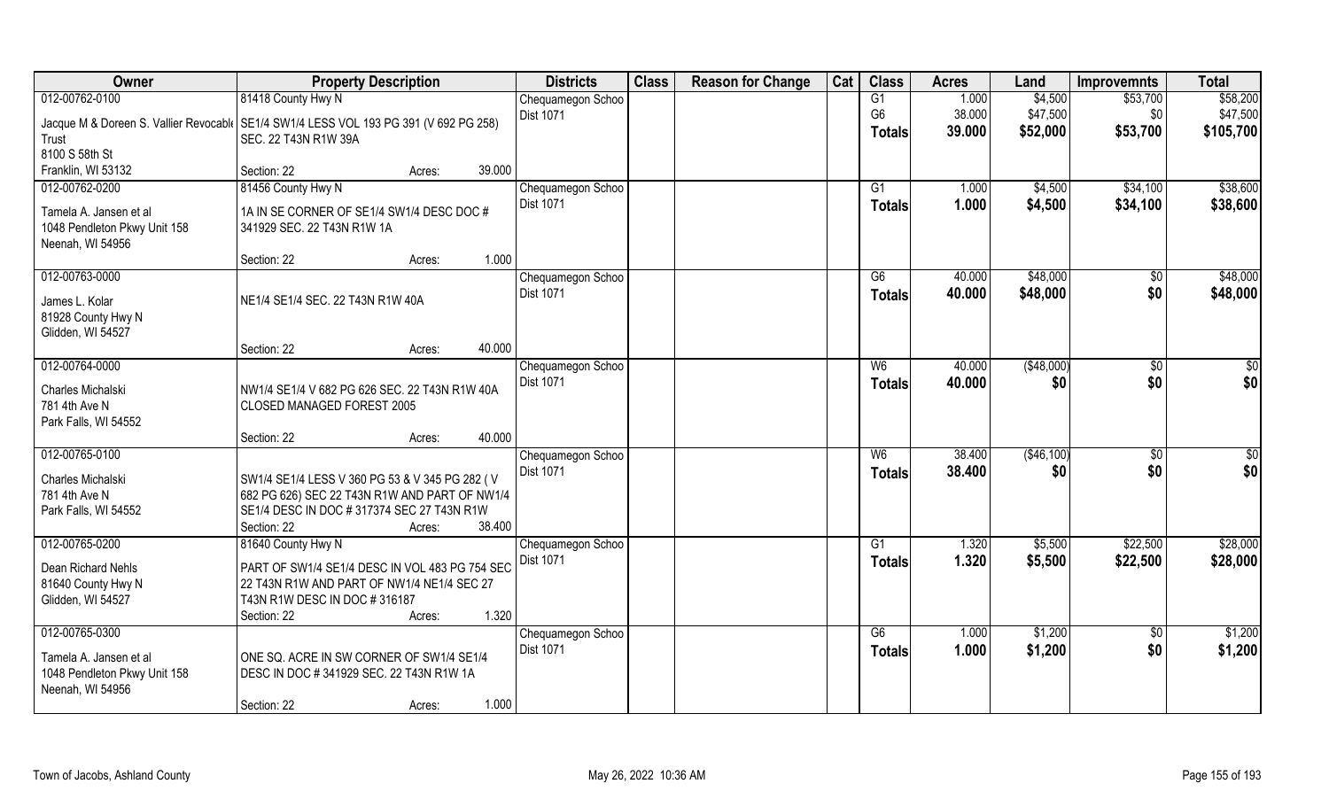| Owner | Property Description | | Districts | Class | Reason for Change | Cat | Class | Acres | Land | Improvemnts | Total |
|---|---|---|---|---|---|---|---|---|---|---|---|
| 012-00762-0100 | 81418 County Hwy N | | Chequamegon Schoo | | | | G1 | 1.000 | $4,500 | $53,700 | $58,200 |
| Jacque M & Doreen S. Vallier Revocable Trust | SE1/4 SW1/4 LESS VOL 193 PG 391 (V 692 PG 258) SEC. 22 T43N R1W 39A | | Dist 1071 | | | | G6 | 38.000 | $47,500 | $0 | $47,500 |
| 8100 S 58th St | | | | | | | **Totals** | **39.000** | **$52,000** | **$53,700** | **$105,700** |
| Franklin, WI 53132 | Section: 22 | Acres: 39.000 | | | | | | | | | |
| 012-00762-0200 | 81456 County Hwy N | | Chequamegon Schoo | | | | G1 | 1.000 | $4,500 | $34,100 | $38,600 |
| Tamela A. Jansen et al | 1A IN SE CORNER OF SE1/4 SW1/4 DESC DOC # 341929 SEC. 22 T43N R1W 1A | | Dist 1071 | | | | **Totals** | **1.000** | **$4,500** | **$34,100** | **$38,600** |
| 1048 Pendleton Pkwy Unit 158 | | | | | | | | | | | |
| Neenah, WI 54956 | | | | | | | | | | | |
| | Section: 22 | Acres: 1.000 | | | | | | | | | |
| 012-00763-0000 | | | Chequamegon Schoo | | | | G6 | 40.000 | $48,000 | $0 | $48,000 |
| James L. Kolar | NE1/4 SE1/4 SEC. 22 T43N R1W 40A | | Dist 1071 | | | | **Totals** | **40.000** | **$48,000** | **$0** | **$48,000** |
| 81928 County Hwy N | | | | | | | | | | | |
| Glidden, WI 54527 | | | | | | | | | | | |
| | Section: 22 | Acres: 40.000 | | | | | | | | | |
| 012-00764-0000 | | | Chequamegon Schoo | | | | W6 | 40.000 | ($48,000) | $0 | $0 |
| Charles Michalski | NW1/4 SE1/4 V 682 PG 626 SEC. 22 T43N R1W 40A CLOSED MANAGED FOREST 2005 | | Dist 1071 | | | | **Totals** | **40.000** | **$0** | **$0** | **$0** |
| 781 4th Ave N | | | | | | | | | | | |
| Park Falls, WI 54552 | | | | | | | | | | | |
| | Section: 22 | Acres: 40.000 | | | | | | | | | |
| 012-00765-0100 | | | Chequamegon Schoo | | | | W6 | 38.400 | ($46,100) | $0 | $0 |
| Charles Michalski | SW1/4 SE1/4 LESS V 360 PG 53 & V 345 PG 282 ( V 682 PG 626) SEC 22 T43N R1W AND PART OF NW1/4 SE1/4 DESC IN DOC # 317374 SEC 27 T43N R1W | | Dist 1071 | | | | **Totals** | **38.400** | **$0** | **$0** | **$0** |
| 781 4th Ave N | | | | | | | | | | | |
| Park Falls, WI 54552 | | | | | | | | | | | |
| | Section: 22 | Acres: 38.400 | | | | | | | | | |
| 012-00765-0200 | 81640 County Hwy N | | Chequamegon Schoo | | | | G1 | 1.320 | $5,500 | $22,500 | $28,000 |
| Dean Richard Nehls | PART OF SW1/4 SE1/4 DESC IN VOL 483 PG 754 SEC 22 T43N R1W AND PART OF NW1/4 NE1/4 SEC 27 T43N R1W DESC IN DOC # 316187 | | Dist 1071 | | | | **Totals** | **1.320** | **$5,500** | **$22,500** | **$28,000** |
| 81640 County Hwy N | | | | | | | | | | | |
| Glidden, WI 54527 | | | | | | | | | | | |
| | Section: 22 | Acres: 1.320 | | | | | | | | | |
| 012-00765-0300 | | | Chequamegon Schoo | | | | G6 | 1.000 | $1,200 | $0 | $1,200 |
| Tamela A. Jansen et al | ONE SQ. ACRE IN SW CORNER OF SW1/4 SE1/4 DESC IN DOC # 341929 SEC. 22 T43N R1W 1A | | Dist 1071 | | | | **Totals** | **1.000** | **$1,200** | **$0** | **$1,200** |
| 1048 Pendleton Pkwy Unit 158 | | | | | | | | | | | |
| Neenah, WI 54956 | | | | | | | | | | | |
| | Section: 22 | Acres: 1.000 | | | | | | | | | |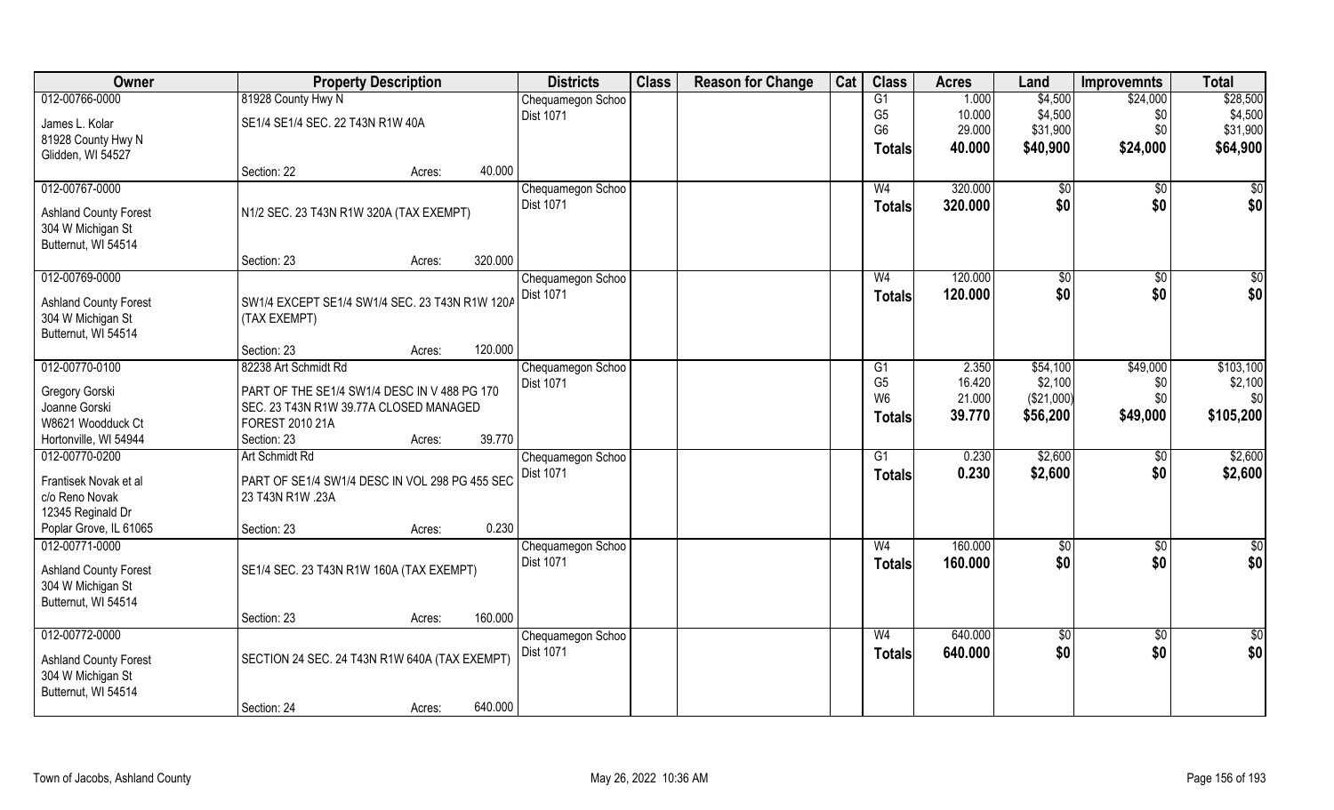| Owner | Property Description | Districts | Class | Reason for Change | Cat | Class | Acres | Land | Improvemnts | Total |
|---|---|---|---|---|---|---|---|---|---|---|
| 012-00766-0000<br>James L. Kolar<br>81928 County Hwy N<br>Glidden, WI 54527 | 81928 County Hwy N<br>SE1/4 SE1/4 SEC. 22 T43N R1W 40A<br>Section: 22 Acres: 40.000 | Chequamegon Schoo<br>Dist 1071 | | | | G1<br>G5<br>G6<br>**Totals** | 1.000<br>10.000<br>29.000<br>**40.000** | \$4,500<br>\$4,500<br>\$31,900<br>**\$40,900** | \$24,000<br>\$0<br>\$0<br>**\$24,000** | \$28,500<br>\$4,500<br>\$31,900<br>**\$64,900** |
| 012-00767-0000<br>Ashland County Forest<br>304 W Michigan St<br>Butternut, WI 54514 | N1/2 SEC. 23 T43N R1W 320A (TAX EXEMPT)<br>Section: 23 Acres: 320.000 | Chequamegon Schoo<br>Dist 1071 | | | | W4<br>**Totals** | 320.000<br>**320.000** | \$0<br>**\$0** | \$0<br>**\$0** | \$0<br>**\$0** |
| 012-00769-0000<br>Ashland County Forest<br>304 W Michigan St<br>Butternut, WI 54514 | SW1/4 EXCEPT SE1/4 SW1/4 SEC. 23 T43N R1W 120A (TAX EXEMPT)<br>Section: 23 Acres: 120.000 | Chequamegon Schoo<br>Dist 1071 | | | | W4<br>**Totals** | 120.000<br>**120.000** | \$0<br>**\$0** | \$0<br>**\$0** | \$0<br>**\$0** |
| 012-00770-0100<br>Gregory Gorski<br>Joanne Gorski<br>W8621 Woodduck Ct<br>Hortonville, WI 54944 | 82238 Art Schmidt Rd<br>PART OF THE SE1/4 SW1/4 DESC IN V 488 PG 170 SEC. 23 T43N R1W 39.77A CLOSED MANAGED FOREST 2010 21A<br>Section: 23 Acres: 39.770 | Chequamegon Schoo<br>Dist 1071 | | | | G1<br>G5<br>W6<br>**Totals** | 2.350<br>16.420<br>21.000<br>**39.770** | \$54,100<br>\$2,100<br>(\$21,000)<br>**\$56,200** | \$49,000<br>\$0<br>\$0<br>**\$49,000** | \$103,100<br>\$2,100<br>\$0<br>**\$105,200** |
| 012-00770-0200<br>Frantisek Novak et al<br>c/o Reno Novak<br>12345 Reginald Dr<br>Poplar Grove, IL 61065 | Art Schmidt Rd<br>PART OF SE1/4 SW1/4 DESC IN VOL 298 PG 455 SEC 23 T43N R1W .23A<br>Section: 23 Acres: 0.230 | Chequamegon Schoo<br>Dist 1071 | | | | G1<br>**Totals** | 0.230<br>**0.230** | \$2,600<br>**\$2,600** | \$0<br>**\$0** | \$2,600<br>**\$2,600** |
| 012-00771-0000<br>Ashland County Forest<br>304 W Michigan St<br>Butternut, WI 54514 | SE1/4 SEC. 23 T43N R1W 160A (TAX EXEMPT)<br>Section: 23 Acres: 160.000 | Chequamegon Schoo<br>Dist 1071 | | | | W4<br>**Totals** | 160.000<br>**160.000** | \$0<br>**\$0** | \$0<br>**\$0** | \$0<br>**\$0** |
| 012-00772-0000<br>Ashland County Forest<br>304 W Michigan St<br>Butternut, WI 54514 | SECTION 24 SEC. 24 T43N R1W 640A (TAX EXEMPT)<br>Section: 24 Acres: 640.000 | Chequamegon Schoo<br>Dist 1071 | | | | W4<br>**Totals** | 640.000<br>**640.000** | \$0<br>**\$0** | \$0<br>**\$0** | \$0<br>**\$0** |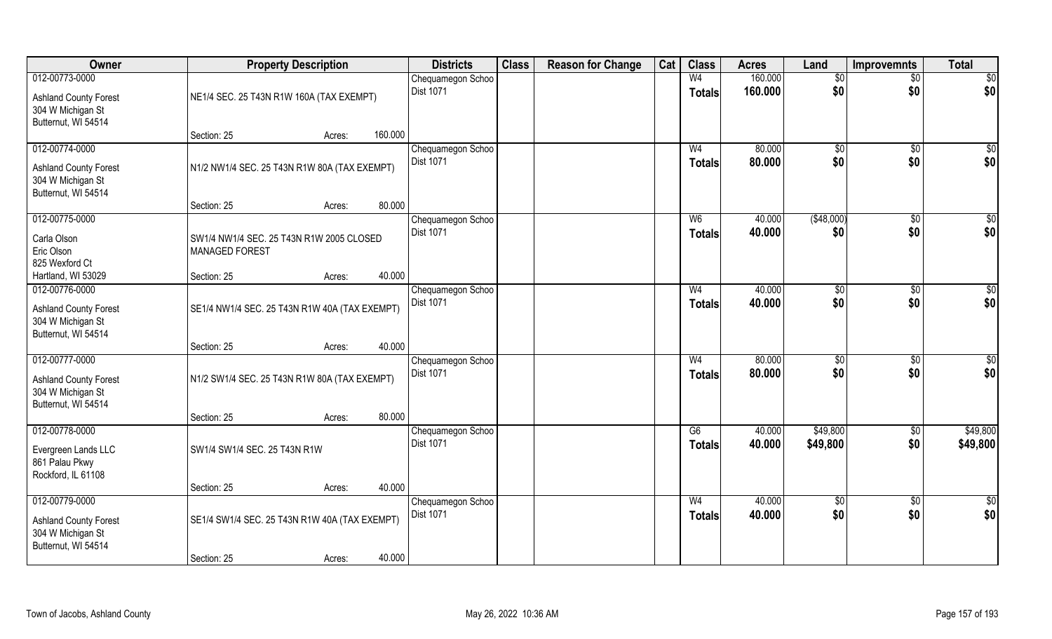| Owner | Property Description | Districts | Class | Reason for Change | Cat | Class | Acres | Land | Improvemnts | Total |
|---|---|---|---|---|---|---|---|---|---|---|
| 012-00773-0000 | | Chequamegon Schoo | | | | W4 | 160.000 | $0 | $0 | $0 |
| Ashland County Forest<br>304 W Michigan St<br>Butternut, WI 54514 | NE1/4 SEC. 25 T43N R1W 160A (TAX EXEMPT) | Dist 1071 | | | | **Totals** | **160.000** | **$0** | **$0** | **$0** |
| | Section: 25 Acres: 160.000 | | | | | | | | | |
| 012-00774-0000 | | Chequamegon Schoo | | | | W4 | 80.000 | $0 | $0 | $0 |
| Ashland County Forest<br>304 W Michigan St<br>Butternut, WI 54514 | N1/2 NW1/4 SEC. 25 T43N R1W 80A (TAX EXEMPT) | Dist 1071 | | | | **Totals** | **80.000** | **$0** | **$0** | **$0** |
| | Section: 25 Acres: 80.000 | | | | | | | | | |
| 012-00775-0000 | | Chequamegon Schoo | | | | W6 | 40.000 | ($48,000) | $0 | $0 |
| Carla Olson<br>Eric Olson<br>825 Wexford Ct<br>Hartland, WI 53029 | SW1/4 NW1/4 SEC. 25 T43N R1W 2005 CLOSED MANAGED FOREST | Dist 1071 | | | | **Totals** | **40.000** | **$0** | **$0** | **$0** |
| | Section: 25 Acres: 40.000 | | | | | | | | | |
| 012-00776-0000 | | Chequamegon Schoo | | | | W4 | 40.000 | $0 | $0 | $0 |
| Ashland County Forest<br>304 W Michigan St<br>Butternut, WI 54514 | SE1/4 NW1/4 SEC. 25 T43N R1W 40A (TAX EXEMPT) | Dist 1071 | | | | **Totals** | **40.000** | **$0** | **$0** | **$0** |
| | Section: 25 Acres: 40.000 | | | | | | | | | |
| 012-00777-0000 | | Chequamegon Schoo | | | | W4 | 80.000 | $0 | $0 | $0 |
| Ashland County Forest<br>304 W Michigan St<br>Butternut, WI 54514 | N1/2 SW1/4 SEC. 25 T43N R1W 80A (TAX EXEMPT) | Dist 1071 | | | | **Totals** | **80.000** | **$0** | **$0** | **$0** |
| | Section: 25 Acres: 80.000 | | | | | | | | | |
| 012-00778-0000 | | Chequamegon Schoo | | | | G6 | 40.000 | $49,800 | $0 | $49,800 |
| Evergreen Lands LLC<br>861 Palau Pkwy<br>Rockford, IL 61108 | SW1/4 SW1/4 SEC. 25 T43N R1W | Dist 1071 | | | | **Totals** | **40.000** | **$49,800** | **$0** | **$49,800** |
| | Section: 25 Acres: 40.000 | | | | | | | | | |
| 012-00779-0000 | | Chequamegon Schoo | | | | W4 | 40.000 | $0 | $0 | $0 |
| Ashland County Forest<br>304 W Michigan St<br>Butternut, WI 54514 | SE1/4 SW1/4 SEC. 25 T43N R1W 40A (TAX EXEMPT) | Dist 1071 | | | | **Totals** | **40.000** | **$0** | **$0** | **$0** |
| | Section: 25 Acres: 40.000 | | | | | | | | | |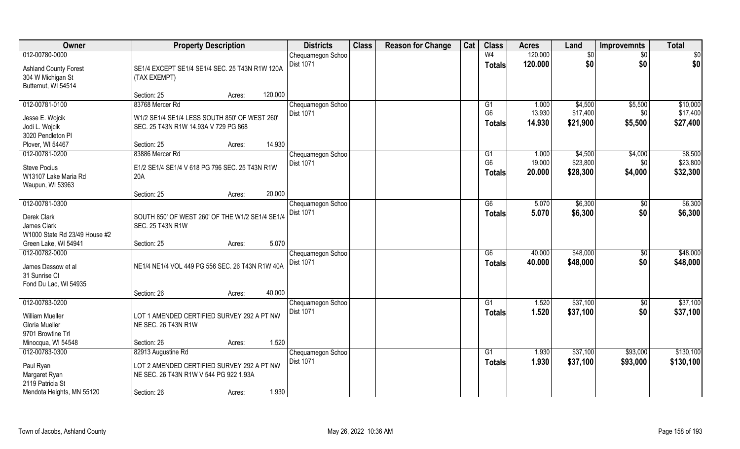| Owner | Property Description | Districts | Class | Reason for Change | Cat | Class | Acres | Land | Improvemnts | Total |
|---|---|---|---|---|---|---|---|---|---|---|
| 012-00780-0000<br><br>Ashland County Forest<br>304 W Michigan St<br>Butternut, WI 54514 | SE1/4 EXCEPT SE1/4 SE1/4 SEC. 25 T43N R1W 120A (TAX EXEMPT)<br><br>Section: 25 Acres: 120.000 | Chequamegon Schoo<br>Dist 1071 | | | | W4<br>**Totals** | 120.000<br>**120.000** | $0<br>**$0** | $0<br>**$0** | $0<br>**$0** |
| 012-00781-0100<br><br>Jesse E. Wojcik<br>Jodi L. Wojcik<br>3020 Pendleton Pl<br>Plover, WI 54467 | 83768 Mercer Rd<br>W1/2 SE1/4 SE1/4 LESS SOUTH 850' OF WEST 260' SEC. 25 T43N R1W 14.93A V 729 PG 868<br><br>Section: 25 Acres: 14.930 | Chequamegon Schoo<br>Dist 1071 | | | | G1<br>G6<br>**Totals** | 1.000<br>13.930<br>**14.930** | $4,500<br>$17,400<br>**$21,900** | $5,500<br>$0<br>**$5,500** | $10,000<br>$17,400<br>**$27,400** |
| 012-00781-0200<br><br>Steve Pocius<br>W13107 Lake Maria Rd<br>Waupun, WI 53963 | 83886 Mercer Rd<br>E1/2 SE1/4 SE1/4 V 618 PG 796 SEC. 25 T43N R1W 20A<br><br>Section: 25 Acres: 20.000 | Chequamegon Schoo<br>Dist 1071 | | | | G1<br>G6<br>**Totals** | 1.000<br>19.000<br>**20.000** | $4,500<br>$23,800<br>**$28,300** | $4,000<br>$0<br>**$4,000** | $8,500<br>$23,800<br>**$32,300** |
| 012-00781-0300<br><br>Derek Clark<br>James Clark<br>W1000 State Rd 23/49 House #2<br>Green Lake, WI 54941 | SOUTH 850' OF WEST 260' OF THE W1/2 SE1/4 SE1/4 SEC. 25 T43N R1W<br><br>Section: 25 Acres: 5.070 | Chequamegon Schoo<br>Dist 1071 | | | | G6<br>**Totals** | 5.070<br>**5.070** | $6,300<br>**$6,300** | $0<br>**$0** | $6,300<br>**$6,300** |
| 012-00782-0000<br><br>James Dassow et al<br>31 Sunrise Ct<br>Fond Du Lac, WI 54935 | NE1/4 NE1/4 VOL 449 PG 556 SEC. 26 T43N R1W 40A<br><br>Section: 26 Acres: 40.000 | Chequamegon Schoo<br>Dist 1071 | | | | G6<br>**Totals** | 40.000<br>**40.000** | $48,000<br>**$48,000** | $0<br>**$0** | $48,000<br>**$48,000** |
| 012-00783-0200<br><br>William Mueller<br>Gloria Mueller<br>9701 Browtine Trl<br>Minocqua, WI 54548 | LOT 1 AMENDED CERTIFIED SURVEY 292 A PT NW NE SEC. 26 T43N R1W<br><br>Section: 26 Acres: 1.520 | Chequamegon Schoo<br>Dist 1071 | | | | G1<br>**Totals** | 1.520<br>**1.520** | $37,100<br>**$37,100** | $0<br>**$0** | $37,100<br>**$37,100** |
| 012-00783-0300<br><br>Paul Ryan<br>Margaret Ryan<br>2119 Patricia St<br>Mendota Heights, MN 55120 | 82913 Augustine Rd<br>LOT 2 AMENDED CERTIFIED SURVEY 292 A PT NW NE SEC. 26 T43N R1W V 544 PG 922 1.93A<br><br>Section: 26 Acres: 1.930 | Chequamegon Schoo<br>Dist 1071 | | | | G1<br>**Totals** | 1.930<br>**1.930** | $37,100<br>**$37,100** | $93,000<br>**$93,000** | $130,100<br>**$130,100** |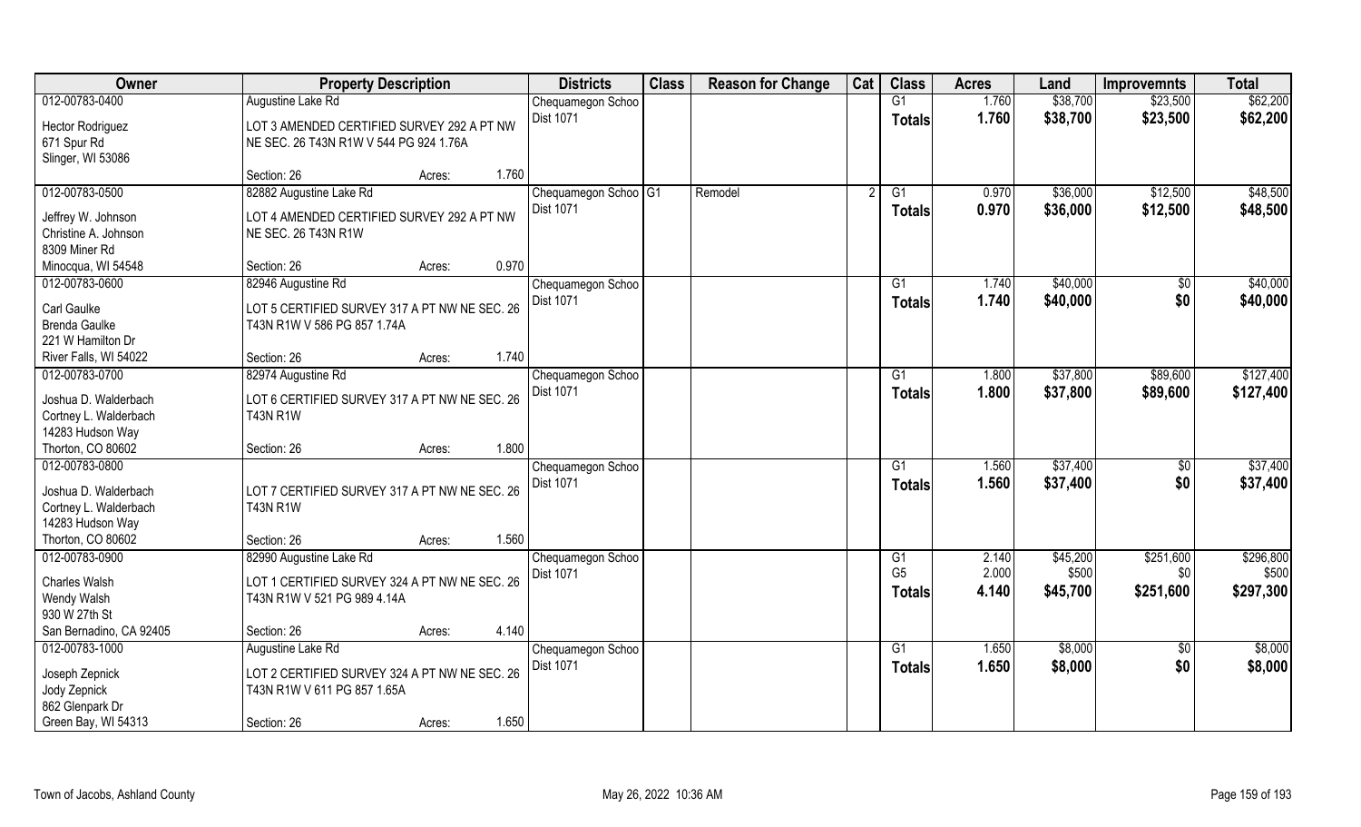| Owner | Property Description | | | Districts | Class | Reason for Change | Cat | Class | Acres | Land | Improvemnts | Total |
|---|---|---|---|---|---|---|---|---|---|---|---|---|
| 012-00783-0400 | Augustine Lake Rd | | | Chequamegon Schoo | | | | G1 | 1.760 | $38,700 | $23,500 | $62,200 |
| Hector Rodriguez<br>671 Spur Rd<br>Slinger, WI 53086 | LOT 3 AMENDED CERTIFIED SURVEY 292 A PT NW NE SEC. 26 T43N R1W V 544 PG 924 1.76A | | | Dist 1071 | | | | Totals | 1.760 | $38,700 | $23,500 | $62,200 |
| | Section: 26 | Acres: | 1.760 | | | | | | | | | |
| 012-00783-0500 | 82882 Augustine Lake Rd | | | Chequamegon Schoo | G1 | Remodel | 2 | G1 | 0.970 | $36,000 | $12,500 | $48,500 |
| Jeffrey W. Johnson<br>Christine A. Johnson<br>8309 Miner Rd<br>Minocqua, WI 54548 | LOT 4 AMENDED CERTIFIED SURVEY 292 A PT NW NE SEC. 26 T43N R1W | | | Dist 1071 | | | | Totals | 0.970 | $36,000 | $12,500 | $48,500 |
| | Section: 26 | Acres: | 0.970 | | | | | | | | | |
| 012-00783-0600 | 82946 Augustine Rd | | | Chequamegon Schoo | | | | G1 | 1.740 | $40,000 | $0 | $40,000 |
| Carl Gaulke<br>Brenda Gaulke<br>221 W Hamilton Dr<br>River Falls, WI 54022 | LOT 5 CERTIFIED SURVEY 317 A PT NW NE SEC. 26 T43N R1W V 586 PG 857 1.74A | | | Dist 1071 | | | | Totals | 1.740 | $40,000 | $0 | $40,000 |
| | Section: 26 | Acres: | 1.740 | | | | | | | | | |
| 012-00783-0700 | 82974 Augustine Rd | | | Chequamegon Schoo | | | | G1 | 1.800 | $37,800 | $89,600 | $127,400 |
| Joshua D. Walderbach<br>Cortney L. Walderbach<br>14283 Hudson Way<br>Thorton, CO 80602 | LOT 6 CERTIFIED SURVEY 317 A PT NW NE SEC. 26 T43N R1W | | | Dist 1071 | | | | Totals | 1.800 | $37,800 | $89,600 | $127,400 |
| | Section: 26 | Acres: | 1.800 | | | | | | | | | |
| 012-00783-0800 | | | | Chequamegon Schoo | | | | G1 | 1.560 | $37,400 | $0 | $37,400 |
| Joshua D. Walderbach<br>Cortney L. Walderbach<br>14283 Hudson Way<br>Thorton, CO 80602 | LOT 7 CERTIFIED SURVEY 317 A PT NW NE SEC. 26 T43N R1W | | | Dist 1071 | | | | Totals | 1.560 | $37,400 | $0 | $37,400 |
| | Section: 26 | Acres: | 1.560 | | | | | | | | | |
| 012-00783-0900 | 82990 Augustine Lake Rd | | | Chequamegon Schoo | | | | G1 | 2.140 | $45,200 | $251,600 | $296,800 |
| Charles Walsh<br>Wendy Walsh<br>930 W 27th St<br>San Bernadino, CA 92405 | LOT 1 CERTIFIED SURVEY 324 A PT NW NE SEC. 26 T43N R1W V 521 PG 989 4.14A | | | Dist 1071 | | | | G5 | 2.000 | $500 | $0 | $500 |
| | | | | | | | | Totals | 4.140 | $45,700 | $251,600 | $297,300 |
| | Section: 26 | Acres: | 4.140 | | | | | | | | | |
| 012-00783-1000 | Augustine Lake Rd | | | Chequamegon Schoo | | | | G1 | 1.650 | $8,000 | $0 | $8,000 |
| Joseph Zepnick<br>Jody Zepnick<br>862 Glenpark Dr<br>Green Bay, WI 54313 | LOT 2 CERTIFIED SURVEY 324 A PT NW NE SEC. 26 T43N R1W V 611 PG 857 1.65A | | | Dist 1071 | | | | Totals | 1.650 | $8,000 | $0 | $8,000 |
| | Section: 26 | Acres: | 1.650 | | | | | | | | | |

Town of Jacobs, Ashland County　　May 26, 2022 10:36 AM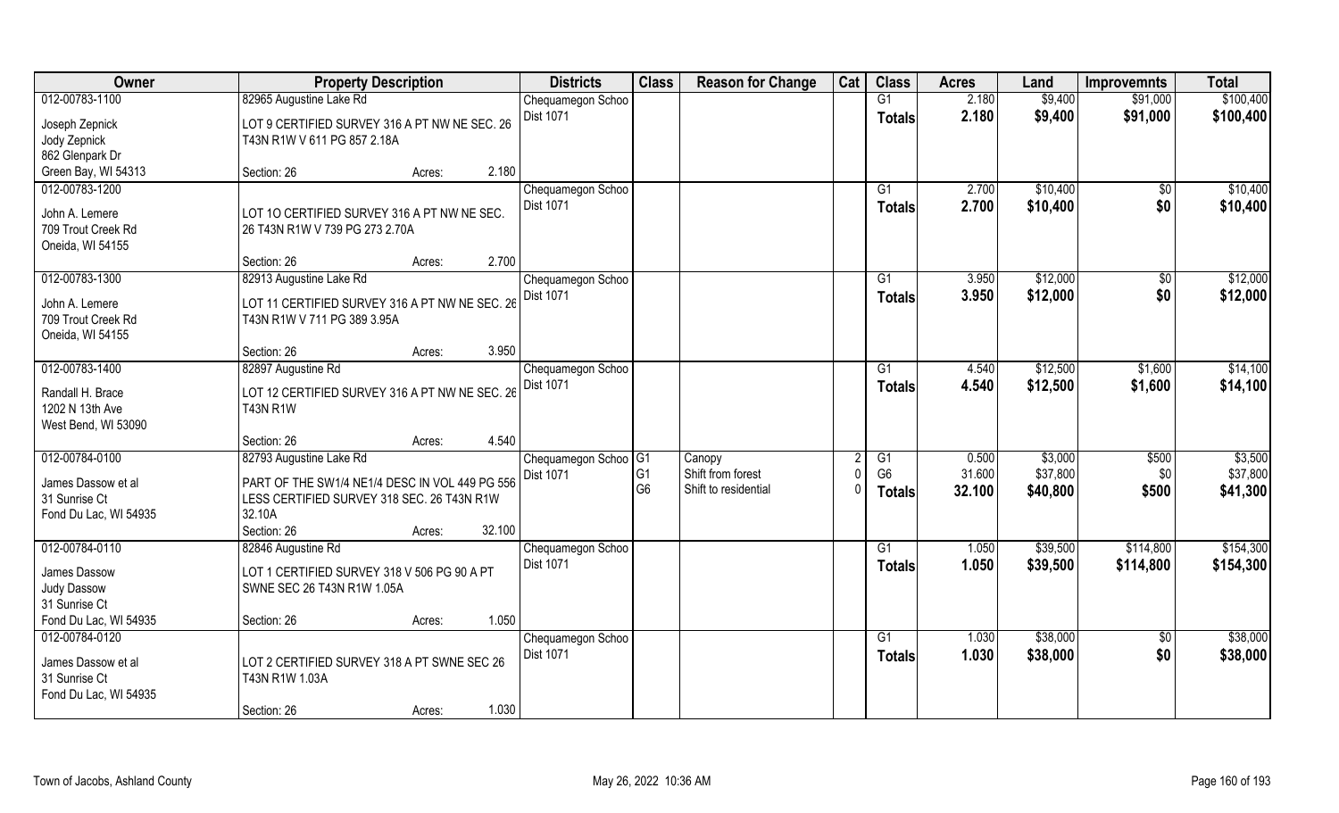| Owner | Property Description | Districts | Class | Reason for Change | Cat | Class | Acres | Land | Improvemnts | Total |
|---|---|---|---|---|---|---|---|---|---|---|
| 012-00783-1100 | 82965 Augustine Lake Rd | Chequamegon Schoo | | | | G1 | 2.180 | $9,400 | $91,000 | $100,400 |
| Joseph Zepnick<br>Jody Zepnick<br>862 Glenpark Dr<br>Green Bay, WI 54313 | LOT 9 CERTIFIED SURVEY 316 A PT NW NE SEC. 26 T43N R1W V 611 PG 857 2.18A<br>Section: 26 Acres: 2.180 | Dist 1071 | | | | Totals | 2.180 | $9,400 | $91,000 | $100,400 |
| 012-00783-1200 | | Chequamegon Schoo | | | | G1 | 2.700 | $10,400 | $0 | $10,400 |
| John A. Lemere<br>709 Trout Creek Rd<br>Oneida, WI 54155 | LOT 1O CERTIFIED SURVEY 316 A PT NW NE SEC. 26 T43N R1W V 739 PG 273 2.70A<br>Section: 26 Acres: 2.700 | Dist 1071 | | | | Totals | 2.700 | $10,400 | $0 | $10,400 |
| 012-00783-1300 | 82913 Augustine Lake Rd | Chequamegon Schoo | | | | G1 | 3.950 | $12,000 | $0 | $12,000 |
| John A. Lemere<br>709 Trout Creek Rd<br>Oneida, WI 54155 | LOT 11 CERTIFIED SURVEY 316 A PT NW NE SEC. 26 T43N R1W V 711 PG 389 3.95A<br>Section: 26 Acres: 3.950 | Dist 1071 | | | | Totals | 3.950 | $12,000 | $0 | $12,000 |
| 012-00783-1400 | 82897 Augustine Rd | Chequamegon Schoo | | | | G1 | 4.540 | $12,500 | $1,600 | $14,100 |
| Randall H. Brace<br>1202 N 13th Ave<br>West Bend, WI 53090 | LOT 12 CERTIFIED SURVEY 316 A PT NW NE SEC. 26 T43N R1W<br>Section: 26 Acres: 4.540 | Dist 1071 | | | | Totals | 4.540 | $12,500 | $1,600 | $14,100 |
| 012-00784-0100 | 82793 Augustine Lake Rd | Chequamegon Schoo | G1 | Canopy | 2 | G1 | 0.500 | $3,000 | $500 | $3,500 |
| James Dassow et al<br>31 Sunrise Ct<br>Fond Du Lac, WI 54935 | PART OF THE SW1/4 NE1/4 DESC IN VOL 449 PG 556 LESS CERTIFIED SURVEY 318 SEC. 26 T43N R1W 32.10A<br>Section: 26 Acres: 32.100 | Dist 1071 | G1<br>G6 | Shift from forest<br>Shift to residential | 0<br>0 | G6 | 31.600 | $37,800 | $0 | $37,800 |
| | | | | | | Totals | 32.100 | $40,800 | $500 | $41,300 |
| 012-00784-0110 | 82846 Augustine Rd | Chequamegon Schoo | | | | G1 | 1.050 | $39,500 | $114,800 | $154,300 |
| James Dassow<br>Judy Dassow<br>31 Sunrise Ct<br>Fond Du Lac, WI 54935 | LOT 1 CERTIFIED SURVEY 318 V 506 PG 90 A PT SWNE SEC 26 T43N R1W 1.05A<br>Section: 26 Acres: 1.050 | Dist 1071 | | | | Totals | 1.050 | $39,500 | $114,800 | $154,300 |
| 012-00784-0120 | | Chequamegon Schoo | | | | G1 | 1.030 | $38,000 | $0 | $38,000 |
| James Dassow et al<br>31 Sunrise Ct<br>Fond Du Lac, WI 54935 | LOT 2 CERTIFIED SURVEY 318 A PT SWNE SEC 26 T43N R1W 1.03A<br>Section: 26 Acres: 1.030 | Dist 1071 | | | | Totals | 1.030 | $38,000 | $0 | $38,000 |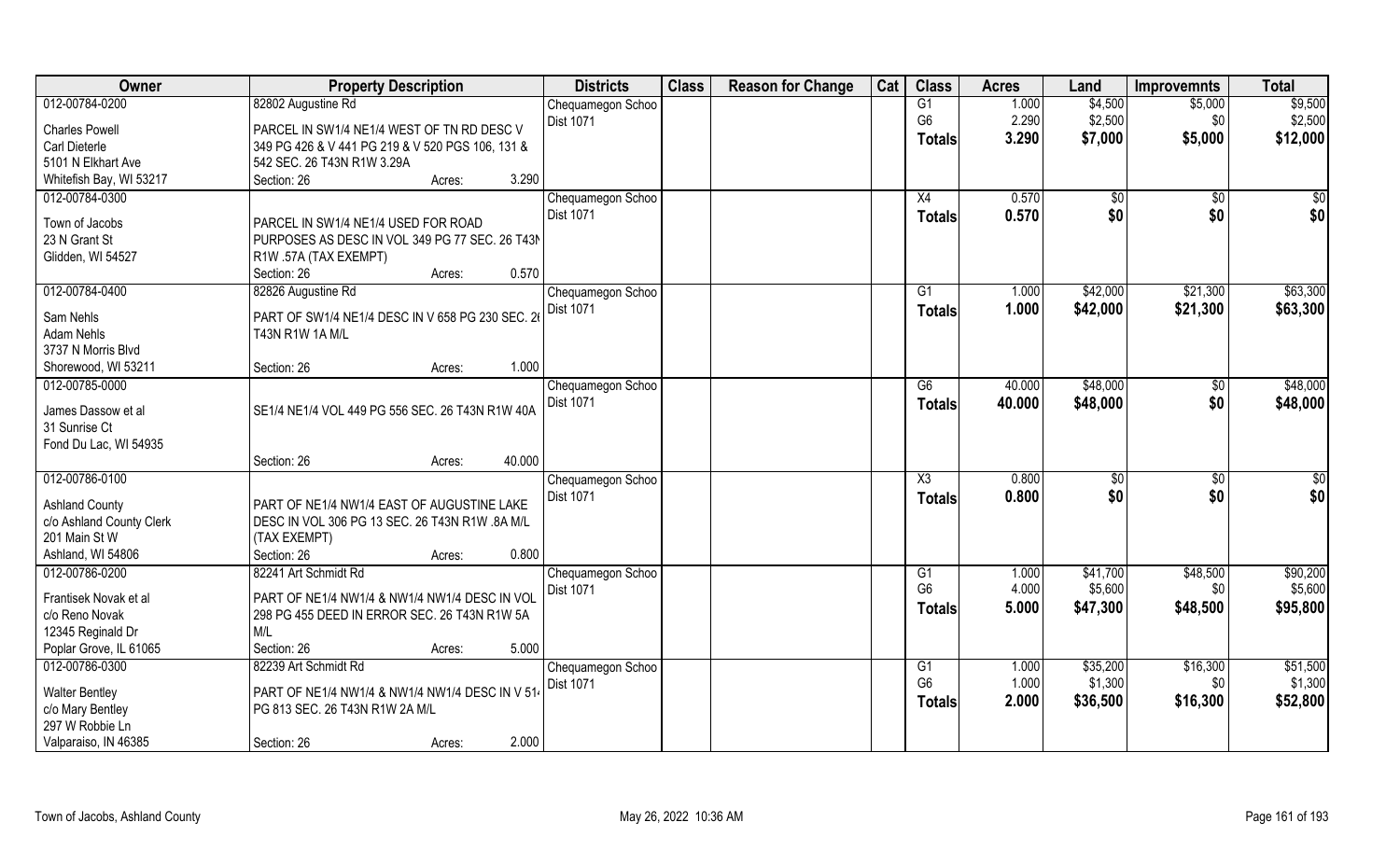| Owner | Property Description | Districts | Class | Reason for Change | Cat | Class | Acres | Land | Improvemnts | Total |
|---|---|---|---|---|---|---|---|---|---|---|
| 012-00784-0200 | 82802 Augustine Rd | Chequamegon Schoo | | | | G1 | 1.000 | $4,500 | $5,000 | $9,500 |
| Charles Powell | PARCEL IN SW1/4 NE1/4 WEST OF TN RD DESC V | Dist 1071 | | | | G6 | 2.290 | $2,500 | $0 | $2,500 |
| Carl Dieterle | 349 PG 426 & V 441 PG 219 & V 520 PGS 106, 131 & | | | | | **Totals** | **3.290** | **$7,000** | **$5,000** | **$12,000** |
| 5101 N Elkhart Ave | 542 SEC. 26 T43N R1W 3.29A | | | | | | | | | |
| Whitefish Bay, WI 53217 | Section: 26 Acres: 3.290 | | | | | | | | | |
| 012-00784-0300 | | Chequamegon Schoo | | | | X4 | 0.570 | $0 | $0 | $0 |
| Town of Jacobs | PARCEL IN SW1/4 NE1/4 USED FOR ROAD | Dist 1071 | | | | **Totals** | **0.570** | **$0** | **$0** | **$0** |
| 23 N Grant St | PURPOSES AS DESC IN VOL 349 PG 77 SEC. 26 T43N | | | | | | | | | |
| Glidden, WI 54527 | R1W .57A (TAX EXEMPT) | | | | | | | | | |
| | Section: 26 Acres: 0.570 | | | | | | | | | |
| 012-00784-0400 | 82826 Augustine Rd | Chequamegon Schoo | | | | G1 | 1.000 | $42,000 | $21,300 | $63,300 |
| Sam Nehls | PART OF SW1/4 NE1/4 DESC IN V 658 PG 230 SEC. 26 | Dist 1071 | | | | **Totals** | **1.000** | **$42,000** | **$21,300** | **$63,300** |
| Adam Nehls | T43N R1W 1A M/L | | | | | | | | | |
| 3737 N Morris Blvd | | | | | | | | | | |
| Shorewood, WI 53211 | Section: 26 Acres: 1.000 | | | | | | | | | |
| 012-00785-0000 | | Chequamegon Schoo | | | | G6 | 40.000 | $48,000 | $0 | $48,000 |
| James Dassow et al | SE1/4 NE1/4 VOL 449 PG 556 SEC. 26 T43N R1W 40A | Dist 1071 | | | | **Totals** | **40.000** | **$48,000** | **$0** | **$48,000** |
| 31 Sunrise Ct | | | | | | | | | | |
| Fond Du Lac, WI 54935 | | | | | | | | | | |
| | Section: 26 Acres: 40.000 | | | | | | | | | |
| 012-00786-0100 | | Chequamegon Schoo | | | | X3 | 0.800 | $0 | $0 | $0 |
| Ashland County | PART OF NE1/4 NW1/4 EAST OF AUGUSTINE LAKE | Dist 1071 | | | | **Totals** | **0.800** | **$0** | **$0** | **$0** |
| c/o Ashland County Clerk | DESC IN VOL 306 PG 13 SEC. 26 T43N R1W .8A M/L | | | | | | | | | |
| 201 Main St W | (TAX EXEMPT) | | | | | | | | | |
| Ashland, WI 54806 | Section: 26 Acres: 0.800 | | | | | | | | | |
| 012-00786-0200 | 82241 Art Schmidt Rd | Chequamegon Schoo | | | | G1 | 1.000 | $41,700 | $48,500 | $90,200 |
| Frantisek Novak et al | PART OF NE1/4 NW1/4 & NW1/4 NW1/4 DESC IN VOL | Dist 1071 | | | | G6 | 4.000 | $5,600 | $0 | $5,600 |
| c/o Reno Novak | 298 PG 455 DEED IN ERROR SEC. 26 T43N R1W 5A | | | | | **Totals** | **5.000** | **$47,300** | **$48,500** | **$95,800** |
| 12345 Reginald Dr | M/L | | | | | | | | | |
| Poplar Grove, IL 61065 | Section: 26 Acres: 5.000 | | | | | | | | | |
| 012-00786-0300 | 82239 Art Schmidt Rd | Chequamegon Schoo | | | | G1 | 1.000 | $35,200 | $16,300 | $51,500 |
| Walter Bentley | PART OF NE1/4 NW1/4 & NW1/4 NW1/4 DESC IN V 514 | Dist 1071 | | | | G6 | 1.000 | $1,300 | $0 | $1,300 |
| c/o Mary Bentley | PG 813 SEC. 26 T43N R1W 2A M/L | | | | | **Totals** | **2.000** | **$36,500** | **$16,300** | **$52,800** |
| 297 W Robbie Ln | | | | | | | | | | |
| Valparaiso, IN 46385 | Section: 26 Acres: 2.000 | | | | | | | | | |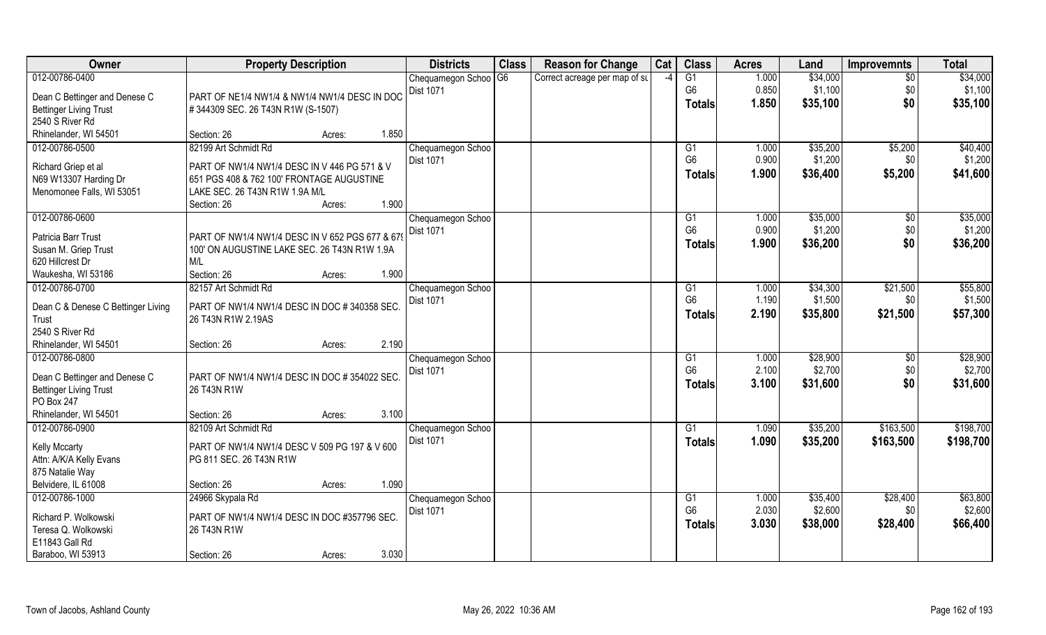| Owner | Property Description | Districts | Class | Reason for Change | Cat | Class | Acres | Land | Improvemnts | Total |
|---|---|---|---|---|---|---|---|---|---|---|
| 012-00786-0400<br><br>Dean C Bettinger and Denese C<br>Bettinger Living Trust<br>2540 S River Rd<br>Rhinelander, WI 54501 | PART OF NE1/4 NW1/4 & NW1/4 NW1/4 DESC IN DOC # 344309 SEC. 26 T43N R1W (S-1507)<br><br>Section: 26 Acres: 1.850 | Chequamegon Schoo<br>Dist 1071 | G6 | Correct acreage per map of su | -4 | G1<br>G6<br>**Totals** | 1.000<br>0.850<br>**1.850** | $34,000<br>$1,100<br>**$35,100** | $0<br>$0<br>**$0** | $34,000<br>$1,100<br>**$35,100** |
| 012-00786-0500<br><br>Richard Griep et al<br>N69 W13307 Harding Dr<br>Menomonee Falls, WI 53051 | 82199 Art Schmidt Rd<br>PART OF NW1/4 NW1/4 DESC IN V 446 PG 571 & V 651 PGS 408 & 762 100' FRONTAGE AUGUSTINE LAKE SEC. 26 T43N R1W 1.9A M/L<br>Section: 26 Acres: 1.900 | Chequamegon Schoo<br>Dist 1071 | | | | G1<br>G6<br>**Totals** | 1.000<br>0.900<br>**1.900** | $35,200<br>$1,200<br>**$36,400** | $5,200<br>$0<br>**$5,200** | $40,400<br>$1,200<br>**$41,600** |
| 012-00786-0600<br><br>Patricia Barr Trust<br>Susan M. Griep Trust<br>620 Hillcrest Dr<br>Waukesha, WI 53186 | PART OF NW1/4 NW1/4 DESC IN V 652 PGS 677 & 679 100' ON AUGUSTINE LAKE SEC. 26 T43N R1W 1.9A M/L<br>Section: 26 Acres: 1.900 | Chequamegon Schoo<br>Dist 1071 | | | | G1<br>G6<br>**Totals** | 1.000<br>0.900<br>**1.900** | $35,000<br>$1,200<br>**$36,200** | $0<br>$0<br>**$0** | $35,000<br>$1,200<br>**$36,200** |
| 012-00786-0700<br><br>Dean C & Denese C Bettinger Living Trust<br>2540 S River Rd<br>Rhinelander, WI 54501 | 82157 Art Schmidt Rd<br>PART OF NW1/4 NW1/4 DESC IN DOC # 340358 SEC. 26 T43N R1W 2.19AS<br><br>Section: 26 Acres: 2.190 | Chequamegon Schoo<br>Dist 1071 | | | | G1<br>G6<br>**Totals** | 1.000<br>1.190<br>**2.190** | $34,300<br>$1,500<br>**$35,800** | $21,500<br>$0<br>**$21,500** | $55,800<br>$1,500<br>**$57,300** |
| 012-00786-0800<br><br>Dean C Bettinger and Denese C<br>Bettinger Living Trust<br>PO Box 247<br>Rhinelander, WI 54501 | PART OF NW1/4 NW1/4 DESC IN DOC # 354022 SEC. 26 T43N R1W<br><br>Section: 26 Acres: 3.100 | Chequamegon Schoo<br>Dist 1071 | | | | G1<br>G6<br>**Totals** | 1.000<br>2.100<br>**3.100** | $28,900<br>$2,700<br>**$31,600** | $0<br>$0<br>**$0** | $28,900<br>$2,700<br>**$31,600** |
| 012-00786-0900<br><br>Kelly Mccarty<br>Attn: A/K/A Kelly Evans<br>875 Natalie Way<br>Belvidere, IL 61008 | 82109 Art Schmidt Rd<br>PART OF NW1/4 NW1/4 DESC V 509 PG 197 & V 600 PG 811 SEC. 26 T43N R1W<br><br>Section: 26 Acres: 1.090 | Chequamegon Schoo<br>Dist 1071 | | | | G1<br>**Totals** | 1.090<br>**1.090** | $35,200<br>**$35,200** | $163,500<br>**$163,500** | $198,700<br>**$198,700** |
| 012-00786-1000<br><br>Richard P. Wolkowski<br>Teresa Q. Wolkowski<br>E11843 Gall Rd<br>Baraboo, WI 53913 | 24966 Skypala Rd<br>PART OF NW1/4 NW1/4 DESC IN DOC #357796 SEC. 26 T43N R1W<br><br>Section: 26 Acres: 3.030 | Chequamegon Schoo<br>Dist 1071 | | | | G1<br>G6<br>**Totals** | 1.000<br>2.030<br>**3.030** | $35,400<br>$2,600<br>**$38,000** | $28,400<br>$0<br>**$28,400** | $63,800<br>$2,600<br>**$66,400** |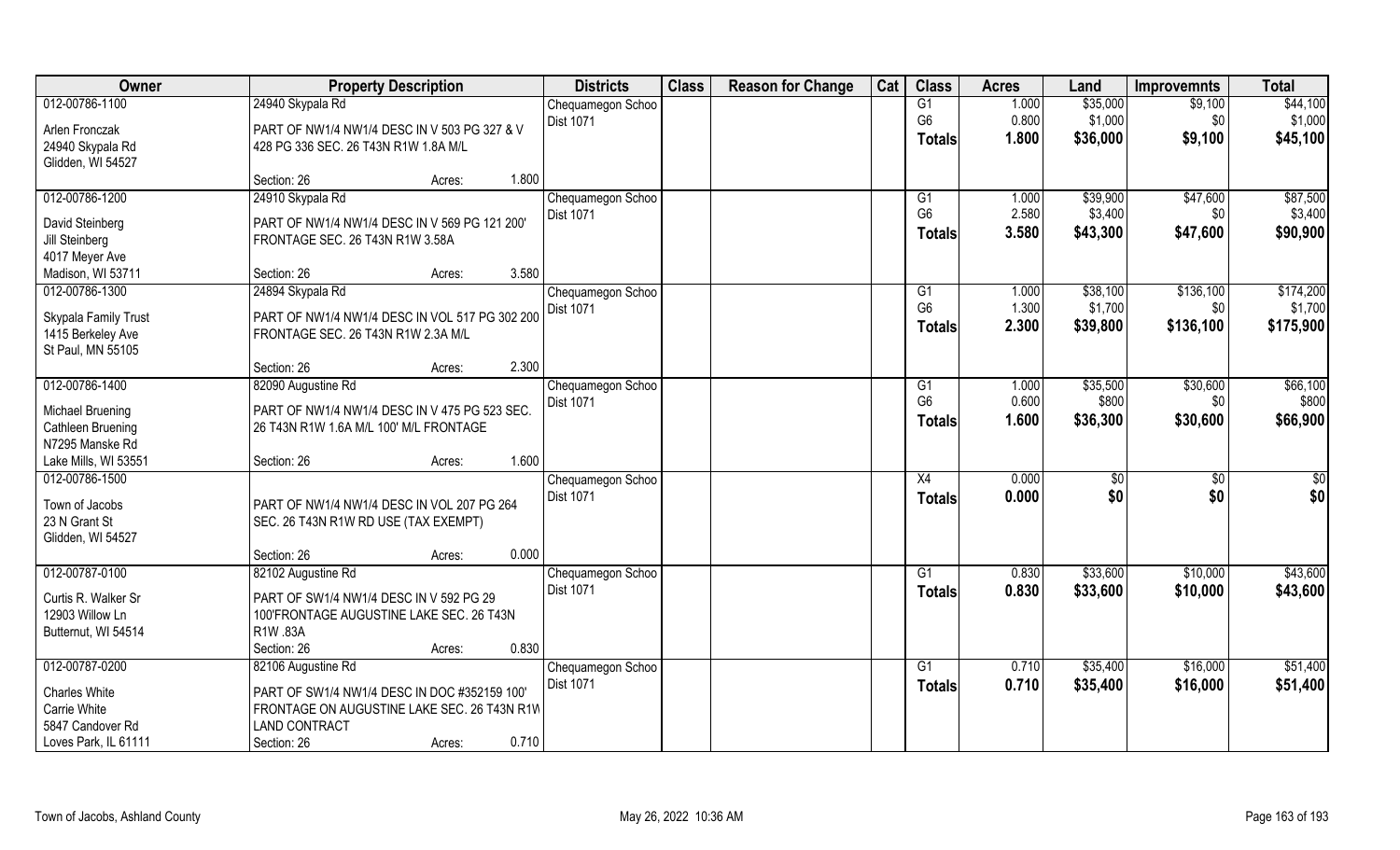| Owner | Property Description | | | Districts | Class | Reason for Change | Cat | Class | Acres | Land | Improvemnts | Total |
|---|---|---|---|---|---|---|---|---|---|---|---|---|
| 012-00786-1100 | 24940 Skypala Rd | | | Chequamegon Schoo | | | | G1 | 1.000 | $35,000 | $9,100 | $44,100 |
| Arlen Fronczak | PART OF NW1/4 NW1/4 DESC IN V 503 PG 327 & V | | | Dist 1071 | | | | G6 | 0.800 | $1,000 | $0 | $1,000 |
| 24940 Skypala Rd | 428 PG 336 SEC. 26 T43N R1W 1.8A M/L | | | | | | | Totals | 1.800 | $36,000 | $9,100 | $45,100 |
| Glidden, WI 54527 | | | | | | | | | | | | |
| | Section: 26 | Acres: | 1.800 | | | | | | | | | |
| 012-00786-1200 | 24910 Skypala Rd | | | Chequamegon Schoo | | | | G1 | 1.000 | $39,900 | $47,600 | $87,500 |
| David Steinberg | PART OF NW1/4 NW1/4 DESC IN V 569 PG 121 200' | | | Dist 1071 | | | | G6 | 2.580 | $3,400 | $0 | $3,400 |
| Jill Steinberg | FRONTAGE SEC. 26 T43N R1W 3.58A | | | | | | | Totals | 3.580 | $43,300 | $47,600 | $90,900 |
| 4017 Meyer Ave | | | | | | | | | | | | |
| Madison, WI 53711 | Section: 26 | Acres: | 3.580 | | | | | | | | | |
| 012-00786-1300 | 24894 Skypala Rd | | | Chequamegon Schoo | | | | G1 | 1.000 | $38,100 | $136,100 | $174,200 |
| Skypala Family Trust | PART OF NW1/4 NW1/4 DESC IN VOL 517 PG 302 200 | | | Dist 1071 | | | | G6 | 1.300 | $1,700 | $0 | $1,700 |
| 1415 Berkeley Ave | FRONTAGE SEC. 26 T43N R1W 2.3A M/L | | | | | | | Totals | 2.300 | $39,800 | $136,100 | $175,900 |
| St Paul, MN 55105 | | | | | | | | | | | | |
| | Section: 26 | Acres: | 2.300 | | | | | | | | | |
| 012-00786-1400 | 82090 Augustine Rd | | | Chequamegon Schoo | | | | G1 | 1.000 | $35,500 | $30,600 | $66,100 |
| Michael Bruening | PART OF NW1/4 NW1/4 DESC IN V 475 PG 523 SEC. | | | Dist 1071 | | | | G6 | 0.600 | $800 | $0 | $800 |
| Cathleen Bruening | 26 T43N R1W 1.6A M/L 100' M/L FRONTAGE | | | | | | | Totals | 1.600 | $36,300 | $30,600 | $66,900 |
| N7295 Manske Rd | | | | | | | | | | | | |
| Lake Mills, WI 53551 | Section: 26 | Acres: | 1.600 | | | | | | | | | |
| 012-00786-1500 | | | | Chequamegon Schoo | | | | X4 | 0.000 | $0 | $0 | $0 |
| Town of Jacobs | PART OF NW1/4 NW1/4 DESC IN VOL 207 PG 264 | | | Dist 1071 | | | | Totals | 0.000 | $0 | $0 | $0 |
| 23 N Grant St | SEC. 26 T43N R1W RD USE (TAX EXEMPT) | | | | | | | | | | | |
| Glidden, WI 54527 | | | | | | | | | | | | |
| | Section: 26 | Acres: | 0.000 | | | | | | | | | |
| 012-00787-0100 | 82102 Augustine Rd | | | Chequamegon Schoo | | | | G1 | 0.830 | $33,600 | $10,000 | $43,600 |
| Curtis R. Walker Sr | PART OF SW1/4 NW1/4 DESC IN V 592 PG 29 | | | Dist 1071 | | | | Totals | 0.830 | $33,600 | $10,000 | $43,600 |
| 12903 Willow Ln | 100'FRONTAGE AUGUSTINE LAKE SEC. 26 T43N | | | | | | | | | | | |
| Butternut, WI 54514 | R1W .83A | | | | | | | | | | | |
| | Section: 26 | Acres: | 0.830 | | | | | | | | | |
| 012-00787-0200 | 82106 Augustine Rd | | | Chequamegon Schoo | | | | G1 | 0.710 | $35,400 | $16,000 | $51,400 |
| Charles White | PART OF SW1/4 NW1/4 DESC IN DOC #352159 100' | | | Dist 1071 | | | | Totals | 0.710 | $35,400 | $16,000 | $51,400 |
| Carrie White | FRONTAGE ON AUGUSTINE LAKE SEC. 26 T43N R1W | | | | | | | | | | | |
| 5847 Candover Rd | LAND CONTRACT | | | | | | | | | | | |
| Loves Park, IL 61111 | Section: 26 | Acres: | 0.710 | | | | | | | | | |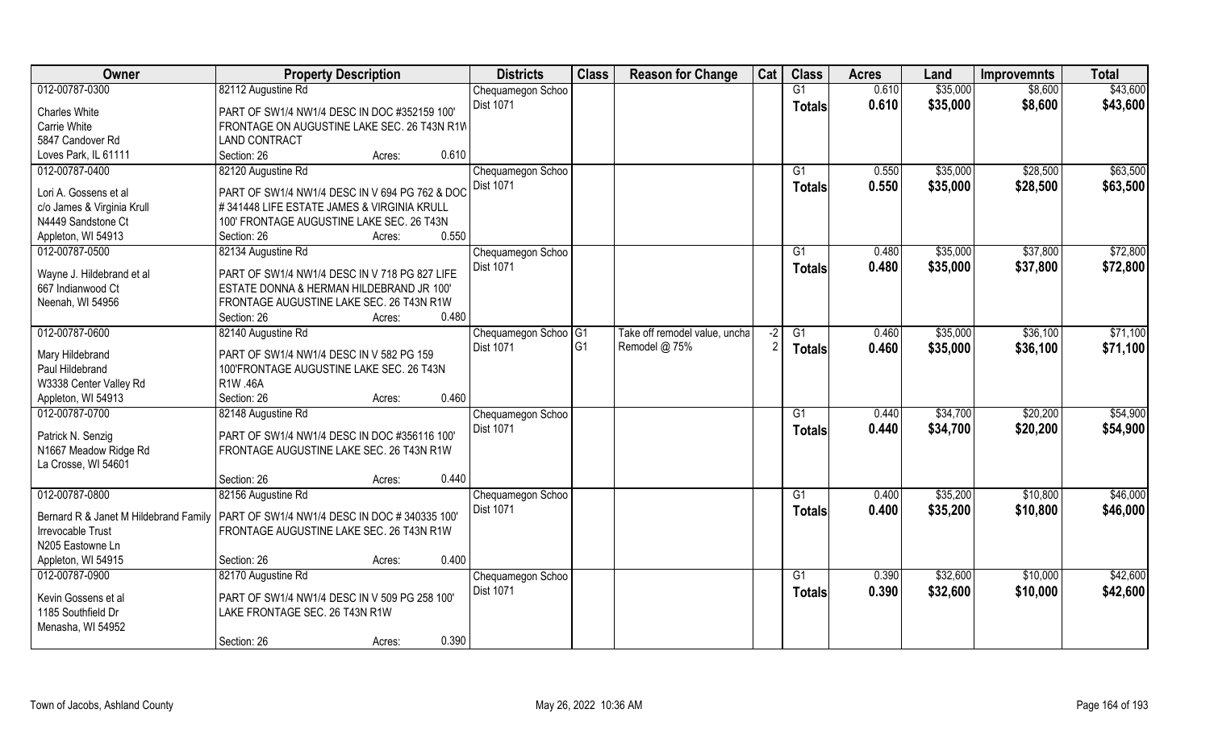| Owner | Property Description | Districts | Class | Reason for Change | Cat | Class | Acres | Land | Improvemnts | Total |
|---|---|---|---|---|---|---|---|---|---|---|
| 012-00787-0300 | 82112 Augustine Rd | Chequamegon Schoo | | | | G1 | 0.610 | $35,000 | $8,600 | $43,600 |
| Charles White | PART OF SW1/4 NW1/4 DESC IN DOC #352159 100' | Dist 1071 | | | | Totals | 0.610 | $35,000 | $8,600 | $43,600 |
| Carrie White | FRONTAGE ON AUGUSTINE LAKE SEC. 26 T43N R1W | | | | | | | | | |
| 5847 Candover Rd | LAND CONTRACT | | | | | | | | | |
| Loves Park, IL 61111 | Section: 26 Acres: 0.610 | | | | | | | | | |
| 012-00787-0400 | 82120 Augustine Rd | Chequamegon Schoo | | | | G1 | 0.550 | $35,000 | $28,500 | $63,500 |
| Lori A. Gossens et al | PART OF SW1/4 NW1/4 DESC IN V 694 PG 762 & DOC | Dist 1071 | | | | Totals | 0.550 | $35,000 | $28,500 | $63,500 |
| c/o James & Virginia Krull | # 341448 LIFE ESTATE JAMES & VIRGINIA KRULL | | | | | | | | | |
| N4449 Sandstone Ct | 100' FRONTAGE AUGUSTINE LAKE SEC. 26 T43N | | | | | | | | | |
| Appleton, WI 54913 | Section: 26 Acres: 0.550 | | | | | | | | | |
| 012-00787-0500 | 82134 Augustine Rd | Chequamegon Schoo | | | | G1 | 0.480 | $35,000 | $37,800 | $72,800 |
| Wayne J. Hildebrand et al | PART OF SW1/4 NW1/4 DESC IN V 718 PG 827 LIFE | Dist 1071 | | | | Totals | 0.480 | $35,000 | $37,800 | $72,800 |
| 667 Indianwood Ct | ESTATE DONNA & HERMAN HILDEBRAND JR 100' | | | | | | | | | |
| Neenah, WI 54956 | FRONTAGE AUGUSTINE LAKE SEC. 26 T43N R1W | | | | | | | | | |
| | Section: 26 Acres: 0.480 | | | | | | | | | |
| 012-00787-0600 | 82140 Augustine Rd | Chequamegon Schoo | G1 | Take off remodel value, uncha | -2 | G1 | 0.460 | $35,000 | $36,100 | $71,100 |
| Mary Hildebrand | PART OF SW1/4 NW1/4 DESC IN V 582 PG 159 | Dist 1071 | G1 | Remodel @ 75% | 2 | Totals | 0.460 | $35,000 | $36,100 | $71,100 |
| Paul Hildebrand | 100'FRONTAGE AUGUSTINE LAKE SEC. 26 T43N | | | | | | | | | |
| W3338 Center Valley Rd | R1W .46A | | | | | | | | | |
| Appleton, WI 54913 | Section: 26 Acres: 0.460 | | | | | | | | | |
| 012-00787-0700 | 82148 Augustine Rd | Chequamegon Schoo | | | | G1 | 0.440 | $34,700 | $20,200 | $54,900 |
| Patrick N. Senzig | PART OF SW1/4 NW1/4 DESC IN DOC #356116 100' | Dist 1071 | | | | Totals | 0.440 | $34,700 | $20,200 | $54,900 |
| N1667 Meadow Ridge Rd | FRONTAGE AUGUSTINE LAKE SEC. 26 T43N R1W | | | | | | | | | |
| La Crosse, WI 54601 | | | | | | | | | | |
| | Section: 26 Acres: 0.440 | | | | | | | | | |
| 012-00787-0800 | 82156 Augustine Rd | Chequamegon Schoo | | | | G1 | 0.400 | $35,200 | $10,800 | $46,000 |
| Bernard R & Janet M Hildebrand Family | PART OF SW1/4 NW1/4 DESC IN DOC # 340335 100' | Dist 1071 | | | | Totals | 0.400 | $35,200 | $10,800 | $46,000 |
| Irrevocable Trust | FRONTAGE AUGUSTINE LAKE SEC. 26 T43N R1W | | | | | | | | | |
| N205 Eastowne Ln | | | | | | | | | | |
| Appleton, WI 54915 | Section: 26 Acres: 0.400 | | | | | | | | | |
| 012-00787-0900 | 82170 Augustine Rd | Chequamegon Schoo | | | | G1 | 0.390 | $32,600 | $10,000 | $42,600 |
| Kevin Gossens et al | PART OF SW1/4 NW1/4 DESC IN V 509 PG 258 100' | Dist 1071 | | | | Totals | 0.390 | $32,600 | $10,000 | $42,600 |
| 1185 Southfield Dr | LAKE FRONTAGE SEC. 26 T43N R1W | | | | | | | | | |
| Menasha, WI 54952 | | | | | | | | | | |
| | Section: 26 Acres: 0.390 | | | | | | | | | |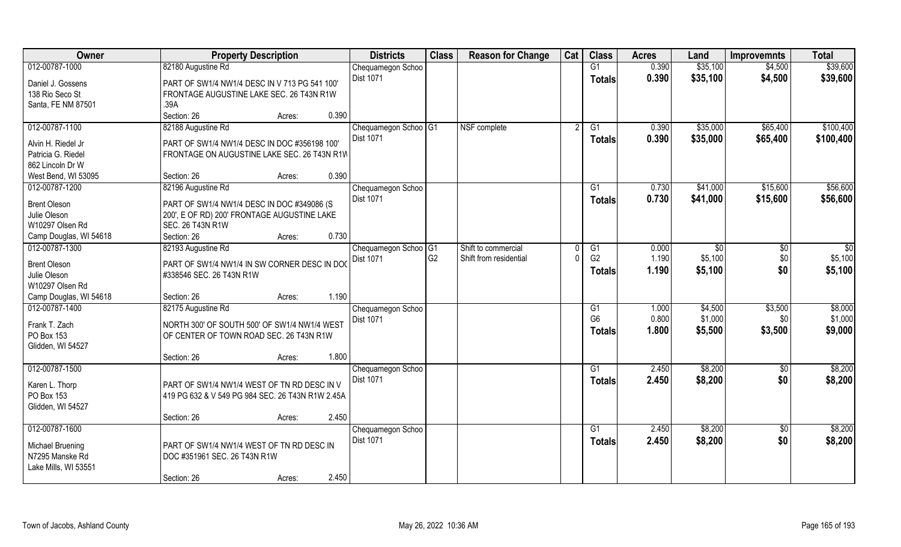| Owner | Property Description | | | Districts | Class | Reason for Change | Cat | Class | Acres | Land | Improvemnts | Total |
|---|---|---|---|---|---|---|---|---|---|---|---|---|
| 012-00787-1000 | 82180 Augustine Rd | | | Chequamegon Schoo | | | | G1 | 0.390 | $35,100 | $4,500 | $39,600 |
| Daniel J. Gossens<br>138 Rio Seco St<br>Santa, FE NM 87501 | PART OF SW1/4 NW1/4 DESC IN V 713 PG 541 100' FRONTAGE AUGUSTINE LAKE SEC. 26 T43N R1W .39A | | | Dist 1071 | | | | Totals | 0.390 | $35,100 | $4,500 | $39,600 |
| | Section: 26 | Acres: | 0.390 | | | | | | | | | |
| 012-00787-1100 | 82188 Augustine Rd | | | Chequamegon Schoo | G1 | NSF complete | 2 | G1 | 0.390 | $35,000 | $65,400 | $100,400 |
| Alvin H. Riedel Jr<br>Patricia G. Riedel<br>862 Lincoln Dr W<br>West Bend, WI 53095 | PART OF SW1/4 NW1/4 DESC IN DOC #356198 100' FRONTAGE ON AUGUSTINE LAKE SEC. 26 T43N R1W | | | Dist 1071 | | | | Totals | 0.390 | $35,000 | $65,400 | $100,400 |
| | Section: 26 | Acres: | 0.390 | | | | | | | | | |
| 012-00787-1200 | 82196 Augustine Rd | | | Chequamegon Schoo | | | | G1 | 0.730 | $41,000 | $15,600 | $56,600 |
| Brent Oleson<br>Julie Oleson<br>W10297 Olsen Rd<br>Camp Douglas, WI 54618 | PART OF SW1/4 NW1/4 DESC IN DOC #349086 (S 200', E OF RD) 200' FRONTAGE AUGUSTINE LAKE SEC. 26 T43N R1W | | | Dist 1071 | | | | Totals | 0.730 | $41,000 | $15,600 | $56,600 |
| | Section: 26 | Acres: | 0.730 | | | | | | | | | |
| 012-00787-1300 | 82193 Augustine Rd | | | Chequamegon Schoo | G1 | Shift to commercial | 0 | G1 | 0.000 | $0 | $0 | $0 |
| | | | | Dist 1071 | G2 | Shift from residential | 0 | G2 | 1.190 | $5,100 | $0 | $5,100 |
| Brent Oleson<br>Julie Oleson<br>W10297 Olsen Rd<br>Camp Douglas, WI 54618 | PART OF SW1/4 NW1/4 IN SW CORNER DESC IN DOC #338546 SEC. 26 T43N R1W | | | | | | | Totals | 1.190 | $5,100 | $0 | $5,100 |
| | Section: 26 | Acres: | 1.190 | | | | | | | | | |
| 012-00787-1400 | 82175 Augustine Rd | | | Chequamegon Schoo | | | | G1 | 1.000 | $4,500 | $3,500 | $8,000 |
| | | | | Dist 1071 | | | | G6 | 0.800 | $1,000 | $0 | $1,000 |
| Frank T. Zach<br>PO Box 153<br>Glidden, WI 54527 | NORTH 300' OF SOUTH 500' OF SW1/4 NW1/4 WEST OF CENTER OF TOWN ROAD SEC. 26 T43N R1W | | | | | | | Totals | 1.800 | $5,500 | $3,500 | $9,000 |
| | Section: 26 | Acres: | 1.800 | | | | | | | | | |
| 012-00787-1500 | | | | Chequamegon Schoo | | | | G1 | 2.450 | $8,200 | $0 | $8,200 |
| Karen L. Thorp<br>PO Box 153<br>Glidden, WI 54527 | PART OF SW1/4 NW1/4 WEST OF TN RD DESC IN V 419 PG 632 & V 549 PG 984 SEC. 26 T43N R1W 2.45A | | | Dist 1071 | | | | Totals | 2.450 | $8,200 | $0 | $8,200 |
| | Section: 26 | Acres: | 2.450 | | | | | | | | | |
| 012-00787-1600 | | | | Chequamegon Schoo | | | | G1 | 2.450 | $8,200 | $0 | $8,200 |
| Michael Bruening<br>N7295 Manske Rd<br>Lake Mills, WI 53551 | PART OF SW1/4 NW1/4 WEST OF TN RD DESC IN DOC #351961 SEC. 26 T43N R1W | | | Dist 1071 | | | | Totals | 2.450 | $8,200 | $0 | $8,200 |
| | Section: 26 | Acres: | 2.450 | | | | | | | | | |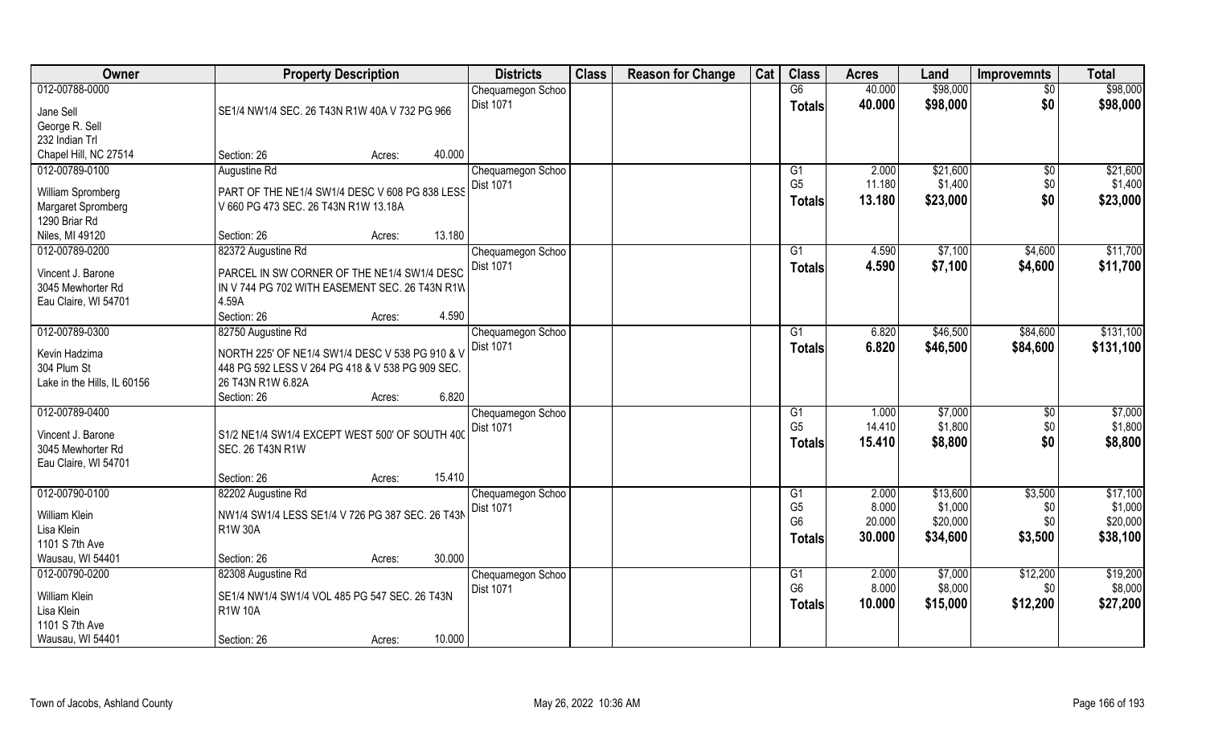| Owner | Property Description | Districts | Class | Reason for Change | Cat | Class | Acres | Land | Improvemnts | Total |
|---|---|---|---|---|---|---|---|---|---|---|
| 012-00788-0000<br>Jane Sell<br>George R. Sell<br>232 Indian Trl<br>Chapel Hill, NC 27514 | SE1/4 NW1/4 SEC. 26 T43N R1W 40A V 732 PG 966<br>Section: 26 Acres: 40.000 | Chequamegon Schoo<br>Dist 1071 | | | | G6<br>**Totals** | 40.000<br>**40.000** | $98,000<br>**$98,000** | $0<br>**$0** | $98,000<br>**$98,000** |
| 012-00789-0100<br>William Spromberg<br>Margaret Spromberg<br>1290 Briar Rd<br>Niles, MI 49120 | Augustine Rd<br>PART OF THE NE1/4 SW1/4 DESC V 608 PG 838 LESS V 660 PG 473 SEC. 26 T43N R1W 13.18A<br>Section: 26 Acres: 13.180 | Chequamegon Schoo<br>Dist 1071 | | | | G1<br>G5<br>**Totals** | 2.000<br>11.180<br>**13.180** | $21,600<br>$1,400<br>**$23,000** | $0<br>$0<br>**$0** | $21,600<br>$1,400<br>**$23,000** |
| 012-00789-0200<br>Vincent J. Barone<br>3045 Mewhorter Rd<br>Eau Claire, WI 54701 | 82372 Augustine Rd<br>PARCEL IN SW CORNER OF THE NE1/4 SW1/4 DESC IN V 744 PG 702 WITH EASEMENT SEC. 26 T43N R1W 4.59A<br>Section: 26 Acres: 4.590 | Chequamegon Schoo<br>Dist 1071 | | | | G1<br>**Totals** | 4.590<br>**4.590** | $7,100<br>**$7,100** | $4,600<br>**$4,600** | $11,700<br>**$11,700** |
| 012-00789-0300<br>Kevin Hadzima<br>304 Plum St<br>Lake in the Hills, IL 60156 | 82750 Augustine Rd<br>NORTH 225' OF NE1/4 SW1/4 DESC V 538 PG 910 & V 448 PG 592 LESS V 264 PG 418 & V 538 PG 909 SEC. 26 T43N R1W 6.82A<br>Section: 26 Acres: 6.820 | Chequamegon Schoo<br>Dist 1071 | | | | G1<br>**Totals** | 6.820<br>**6.820** | $46,500<br>**$46,500** | $84,600<br>**$84,600** | $131,100<br>**$131,100** |
| 012-00789-0400<br>Vincent J. Barone<br>3045 Mewhorter Rd<br>Eau Claire, WI 54701 | S1/2 NE1/4 SW1/4 EXCEPT WEST 500' OF SOUTH 400 SEC. 26 T43N R1W<br>Section: 26 Acres: 15.410 | Chequamegon Schoo<br>Dist 1071 | | | | G1<br>G5<br>**Totals** | 1.000<br>14.410<br>**15.410** | $7,000<br>$1,800<br>**$8,800** | $0<br>$0<br>**$0** | $7,000<br>$1,800<br>**$8,800** |
| 012-00790-0100<br>William Klein<br>Lisa Klein<br>1101 S 7th Ave<br>Wausau, WI 54401 | 82202 Augustine Rd<br>NW1/4 SW1/4 LESS SE1/4 V 726 PG 387 SEC. 26 T43N R1W 30A<br>Section: 26 Acres: 30.000 | Chequamegon Schoo<br>Dist 1071 | | | | G1<br>G5<br>G6<br>**Totals** | 2.000<br>8.000<br>20.000<br>**30.000** | $13,600<br>$1,000<br>$20,000<br>**$34,600** | $3,500<br>$0<br>$0<br>**$3,500** | $17,100<br>$1,000<br>$20,000<br>**$38,100** |
| 012-00790-0200<br>William Klein<br>Lisa Klein<br>1101 S 7th Ave<br>Wausau, WI 54401 | 82308 Augustine Rd<br>SE1/4 NW1/4 SW1/4 VOL 485 PG 547 SEC. 26 T43N R1W 10A<br>Section: 26 Acres: 10.000 | Chequamegon Schoo<br>Dist 1071 | | | | G1<br>G6<br>**Totals** | 2.000<br>8.000<br>**10.000** | $7,000<br>$8,000<br>**$15,000** | $12,200<br>$0<br>**$12,200** | $19,200<br>$8,000<br>**$27,200** |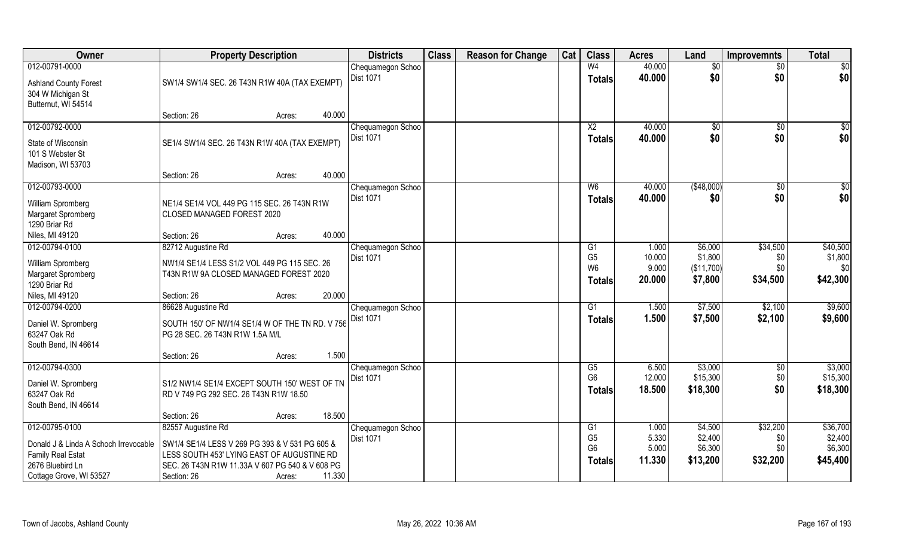| Owner | Property Description | Districts | Class | Reason for Change | Cat | Class | Acres | Land | Improvemnts | Total |
|---|---|---|---|---|---|---|---|---|---|---|
| 012-00791-0000 | | Chequamegon Schoo | | | | W4 | 40.000 | $0 | $0 | $0 |
| Ashland County Forest<br>304 W Michigan St<br>Butternut, WI 54514 | SW1/4 SW1/4 SEC. 26 T43N R1W 40A (TAX EXEMPT) | Dist 1071 | | | | Totals | 40.000 | $0 | $0 | $0 |
| | Section: 26 Acres: 40.000 | | | | | | | | | |
| 012-00792-0000 | | Chequamegon Schoo | | | | X2 | 40.000 | $0 | $0 | $0 |
| State of Wisconsin<br>101 S Webster St<br>Madison, WI 53703 | SE1/4 SW1/4 SEC. 26 T43N R1W 40A (TAX EXEMPT) | Dist 1071 | | | | Totals | 40.000 | $0 | $0 | $0 |
| | Section: 26 Acres: 40.000 | | | | | | | | | |
| 012-00793-0000 | | Chequamegon Schoo | | | | W6 | 40.000 | ($48,000) | $0 | $0 |
| William Spromberg<br>Margaret Spromberg<br>1290 Briar Rd<br>Niles, MI 49120 | NE1/4 SE1/4 VOL 449 PG 115 SEC. 26 T43N R1W CLOSED MANAGED FOREST 2020 | Dist 1071 | | | | Totals | 40.000 | $0 | $0 | $0 |
| | Section: 26 Acres: 40.000 | | | | | | | | | |
| 012-00794-0100 | 82712 Augustine Rd | Chequamegon Schoo | | | | G1 | 1.000 | $6,000 | $34,500 | $40,500 |
| William Spromberg<br>Margaret Spromberg<br>1290 Briar Rd<br>Niles, MI 49120 | NW1/4 SE1/4 LESS S1/2 VOL 449 PG 115 SEC. 26 T43N R1W 9A CLOSED MANAGED FOREST 2020 | Dist 1071 | | | | G5 | 10.000 | $1,800 | $0 | $1,800 |
| | | | | | | W6 | 9.000 | ($11,700) | $0 | $0 |
| | | | | | | Totals | 20.000 | $7,800 | $34,500 | $42,300 |
| | Section: 26 Acres: 20.000 | | | | | | | | | |
| 012-00794-0200 | 86628 Augustine Rd | Chequamegon Schoo | | | | G1 | 1.500 | $7,500 | $2,100 | $9,600 |
| Daniel W. Spromberg<br>63247 Oak Rd<br>South Bend, IN 46614 | SOUTH 150' OF NW1/4 SE1/4 W OF THE TN RD. V 756 PG 28 SEC. 26 T43N R1W 1.5A M/L | Dist 1071 | | | | Totals | 1.500 | $7,500 | $2,100 | $9,600 |
| | Section: 26 Acres: 1.500 | | | | | | | | | |
| 012-00794-0300 | | Chequamegon Schoo | | | | G5 | 6.500 | $3,000 | $0 | $3,000 |
| Daniel W. Spromberg<br>63247 Oak Rd<br>South Bend, IN 46614 | S1/2 NW1/4 SE1/4 EXCEPT SOUTH 150' WEST OF TN RD V 749 PG 292 SEC. 26 T43N R1W 18.50 | Dist 1071 | | | | G6 | 12.000 | $15,300 | $0 | $15,300 |
| | | | | | | Totals | 18.500 | $18,300 | $0 | $18,300 |
| | Section: 26 Acres: 18.500 | | | | | | | | | |
| 012-00795-0100 | 82557 Augustine Rd | Chequamegon Schoo | | | | G1 | 1.000 | $4,500 | $32,200 | $36,700 |
| Donald J & Linda A Schoch Irrevocable<br>Family Real Estat<br>2676 Bluebird Ln<br>Cottage Grove, WI 53527 | SW1/4 SE1/4 LESS V 269 PG 393 & V 531 PG 605 & LESS SOUTH 453' LYING EAST OF AUGUSTINE RD SEC. 26 T43N R1W 11.33A V 607 PG 540 & V 608 PG | Dist 1071 | | | | G5 | 5.330 | $2,400 | $0 | $2,400 |
| | | | | | | G6 | 5.000 | $6,300 | $0 | $6,300 |
| | | | | | | Totals | 11.330 | $13,200 | $32,200 | $45,400 |
| | Section: 26 Acres: 11.330 | | | | | | | | | |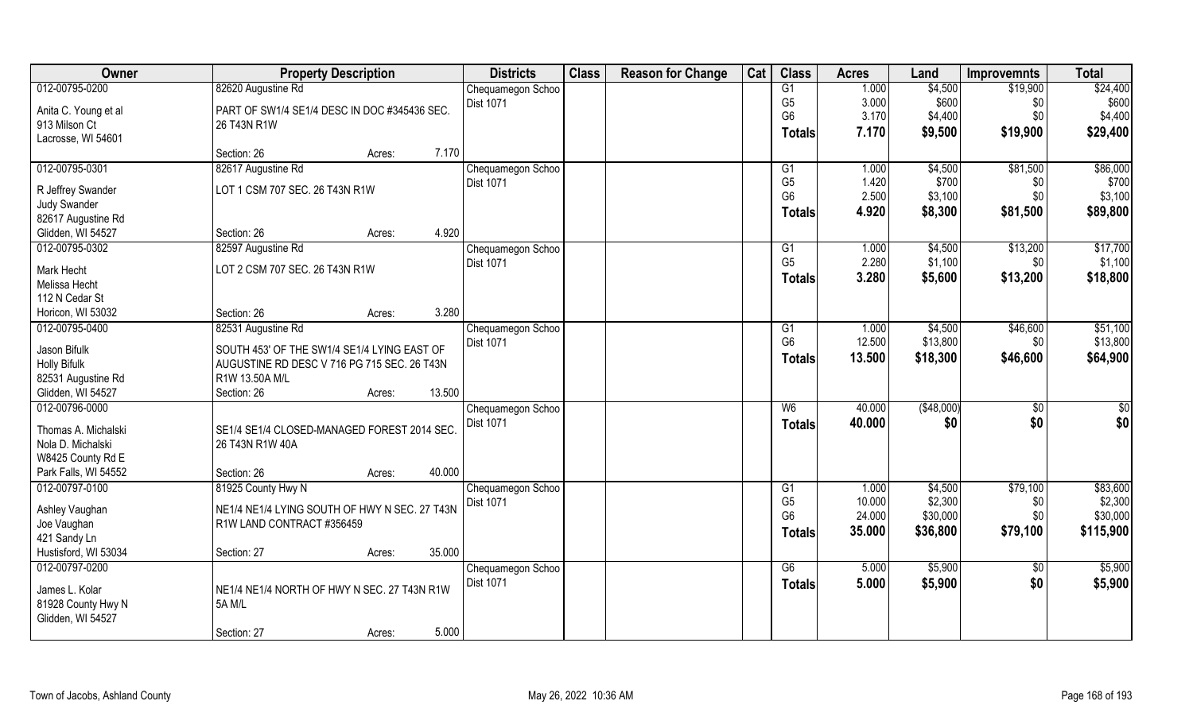| Owner | Property Description | | | Districts | Class | Reason for Change | Cat | Class | Acres | Land | Improvemnts | Total |
|---|---|---|---|---|---|---|---|---|---|---|---|---|
| 012-00795-0200 | 82620 Augustine Rd | | | Chequamegon Schoo | | | | G1 | 1.000 | $4,500 | $19,900 | $24,400 |
| Anita C. Young et al | PART OF SW1/4 SE1/4 DESC IN DOC #345436 SEC. | | | Dist 1071 | | | | G5 | 3.000 | $600 | $0 | $600 |
| 913 Milson Ct | 26 T43N R1W | | | | | | | G6 | 3.170 | $4,400 | $0 | $4,400 |
| Lacrosse, WI 54601 | | | | | | | | **Totals** | **7.170** | **$9,500** | **$19,900** | **$29,400** |
| | Section: 26 | Acres: | 7.170 | | | | | | | | | |
| 012-00795-0301 | 82617 Augustine Rd | | | Chequamegon Schoo | | | | G1 | 1.000 | $4,500 | $81,500 | $86,000 |
| R Jeffrey Swander | LOT 1 CSM 707 SEC. 26 T43N R1W | | | Dist 1071 | | | | G5 | 1.420 | $700 | $0 | $700 |
| Judy Swander | | | | | | | | G6 | 2.500 | $3,100 | $0 | $3,100 |
| 82617 Augustine Rd | | | | | | | | **Totals** | **4.920** | **$8,300** | **$81,500** | **$89,800** |
| Glidden, WI 54527 | Section: 26 | Acres: | 4.920 | | | | | | | | | |
| 012-00795-0302 | 82597 Augustine Rd | | | Chequamegon Schoo | | | | G1 | 1.000 | $4,500 | $13,200 | $17,700 |
| Mark Hecht | LOT 2 CSM 707 SEC. 26 T43N R1W | | | Dist 1071 | | | | G5 | 2.280 | $1,100 | $0 | $1,100 |
| Melissa Hecht | | | | | | | | **Totals** | **3.280** | **$5,600** | **$13,200** | **$18,800** |
| 112 N Cedar St | | | | | | | | | | | | |
| Horicon, WI 53032 | Section: 26 | Acres: | 3.280 | | | | | | | | | |
| 012-00795-0400 | 82531 Augustine Rd | | | Chequamegon Schoo | | | | G1 | 1.000 | $4,500 | $46,600 | $51,100 |
| Jason Bifulk | SOUTH 453' OF THE SW1/4 SE1/4 LYING EAST OF | | | Dist 1071 | | | | G6 | 12.500 | $13,800 | $0 | $13,800 |
| Holly Bifulk | AUGUSTINE RD DESC V 716 PG 715 SEC. 26 T43N | | | | | | | **Totals** | **13.500** | **$18,300** | **$46,600** | **$64,900** |
| 82531 Augustine Rd | R1W 13.50A M/L | | | | | | | | | | | |
| Glidden, WI 54527 | Section: 26 | Acres: | 13.500 | | | | | | | | | |
| 012-00796-0000 | | | | Chequamegon Schoo | | | | W6 | 40.000 | ($48,000) | $0 | $0 |
| Thomas A. Michalski | SE1/4 SE1/4 CLOSED-MANAGED FOREST 2014 SEC. | | | Dist 1071 | | | | **Totals** | **40.000** | **$0** | **$0** | **$0** |
| Nola D. Michalski | 26 T43N R1W 40A | | | | | | | | | | | |
| W8425 County Rd E | | | | | | | | | | | | |
| Park Falls, WI 54552 | Section: 26 | Acres: | 40.000 | | | | | | | | | |
| 012-00797-0100 | 81925 County Hwy N | | | Chequamegon Schoo | | | | G1 | 1.000 | $4,500 | $79,100 | $83,600 |
| Ashley Vaughan | NE1/4 NE1/4 LYING SOUTH OF HWY N SEC. 27 T43N | | | Dist 1071 | | | | G5 | 10.000 | $2,300 | $0 | $2,300 |
| Joe Vaughan | R1W LAND CONTRACT #356459 | | | | | | | G6 | 24.000 | $30,000 | $0 | $30,000 |
| 421 Sandy Ln | | | | | | | | **Totals** | **35.000** | **$36,800** | **$79,100** | **$115,900** |
| Hustisford, WI 53034 | Section: 27 | Acres: | 35.000 | | | | | | | | | |
| 012-00797-0200 | | | | Chequamegon Schoo | | | | G6 | 5.000 | $5,900 | $0 | $5,900 |
| James L. Kolar | NE1/4 NE1/4 NORTH OF HWY N SEC. 27 T43N R1W | | | Dist 1071 | | | | **Totals** | **5.000** | **$5,900** | **$0** | **$5,900** |
| 81928 County Hwy N | 5A M/L | | | | | | | | | | | |
| Glidden, WI 54527 | | | | | | | | | | | | |
| | Section: 27 | Acres: | 5.000 | | | | | | | | | |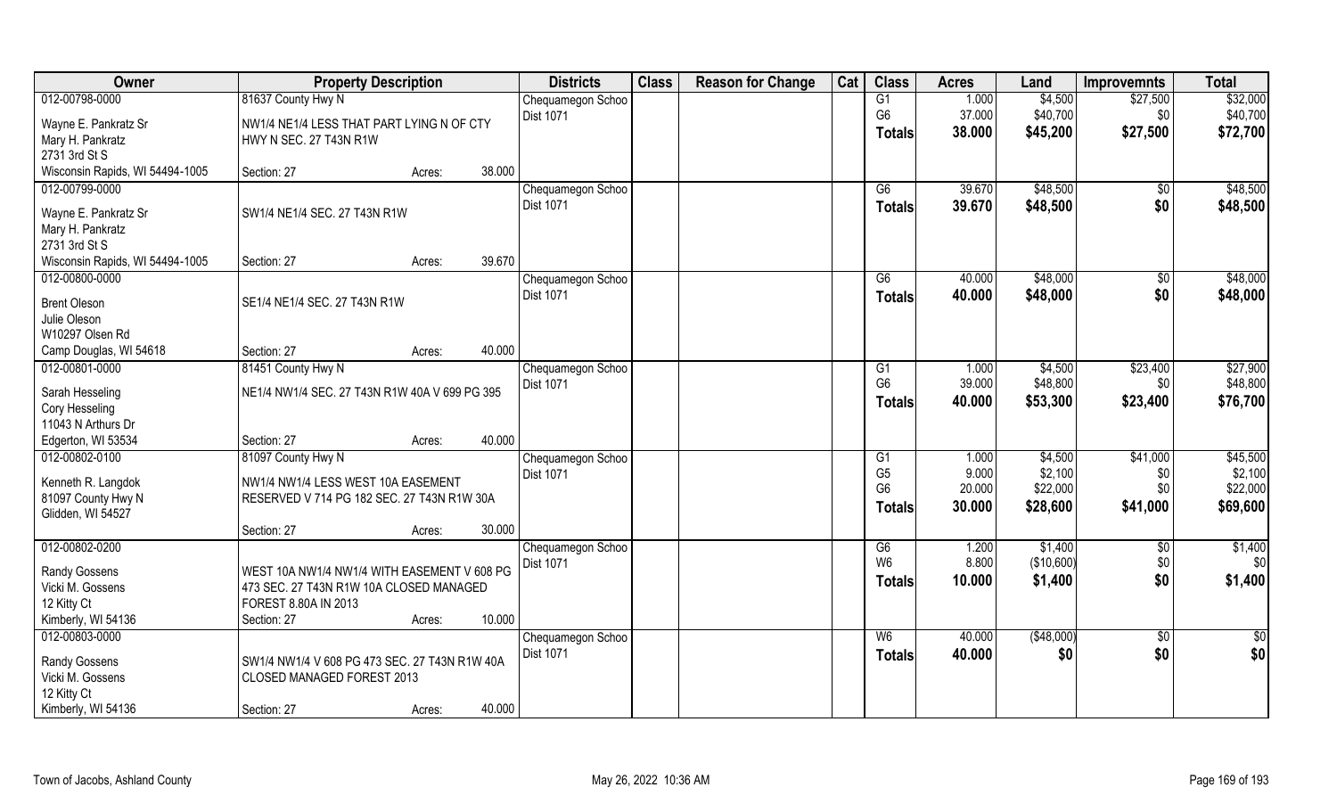| Owner | Property Description | | | Districts | Class | Reason for Change | Cat | Class | Acres | Land | Improvemnts | Total |
|---|---|---|---|---|---|---|---|---|---|---|---|---|
| 012-00798-0000 | 81637 County Hwy N | | | Chequamegon Schoo | | | | G1 | 1.000 | $4,500 | $27,500 | $32,000 |
| Wayne E. Pankratz Sr | NW1/4 NE1/4 LESS THAT PART LYING N OF CTY | | | Dist 1071 | | | | G6 | 37.000 | $40,700 | $0 | $40,700 |
| Mary H. Pankratz | HWY N SEC. 27 T43N R1W | | | | | | | Totals | 38.000 | $45,200 | $27,500 | $72,700 |
| 2731 3rd St S | | | | | | | | | | | | |
| Wisconsin Rapids, WI 54494-1005 | Section: 27 | Acres: | 38.000 | | | | | | | | | |
| 012-00799-0000 | | | | Chequamegon Schoo | | | | G6 | 39.670 | $48,500 | $0 | $48,500 |
| Wayne E. Pankratz Sr | SW1/4 NE1/4 SEC. 27 T43N R1W | | | Dist 1071 | | | | Totals | 39.670 | $48,500 | $0 | $48,500 |
| Mary H. Pankratz | | | | | | | | | | | | |
| 2731 3rd St S | | | | | | | | | | | | |
| Wisconsin Rapids, WI 54494-1005 | Section: 27 | Acres: | 39.670 | | | | | | | | | |
| 012-00800-0000 | | | | Chequamegon Schoo | | | | G6 | 40.000 | $48,000 | $0 | $48,000 |
| Brent Oleson | SE1/4 NE1/4 SEC. 27 T43N R1W | | | Dist 1071 | | | | Totals | 40.000 | $48,000 | $0 | $48,000 |
| Julie Oleson | | | | | | | | | | | | |
| W10297 Olsen Rd | | | | | | | | | | | | |
| Camp Douglas, WI 54618 | Section: 27 | Acres: | 40.000 | | | | | | | | | |
| 012-00801-0000 | 81451 County Hwy N | | | Chequamegon Schoo | | | | G1 | 1.000 | $4,500 | $23,400 | $27,900 |
| Sarah Hesseling | NE1/4 NW1/4 SEC. 27 T43N R1W 40A V 699 PG 395 | | | Dist 1071 | | | | G6 | 39.000 | $48,800 | $0 | $48,800 |
| Cory Hesseling | | | | | | | | Totals | 40.000 | $53,300 | $23,400 | $76,700 |
| 11043 N Arthurs Dr | | | | | | | | | | | | |
| Edgerton, WI 53534 | Section: 27 | Acres: | 40.000 | | | | | | | | | |
| 012-00802-0100 | 81097 County Hwy N | | | Chequamegon Schoo | | | | G1 | 1.000 | $4,500 | $41,000 | $45,500 |
| Kenneth R. Langdok | NW1/4 NW1/4 LESS WEST 10A EASEMENT | | | Dist 1071 | | | | G5 | 9.000 | $2,100 | $0 | $2,100 |
| 81097 County Hwy N | RESERVED V 714 PG 182 SEC. 27 T43N R1W 30A | | | | | | | G6 | 20.000 | $22,000 | $0 | $22,000 |
| Glidden, WI 54527 | | | | | | | | Totals | 30.000 | $28,600 | $41,000 | $69,600 |
| | Section: 27 | Acres: | 30.000 | | | | | | | | | |
| 012-00802-0200 | | | | Chequamegon Schoo | | | | G6 | 1.200 | $1,400 | $0 | $1,400 |
| Randy Gossens | WEST 10A NW1/4 NW1/4 WITH EASEMENT V 608 PG | | | Dist 1071 | | | | W6 | 8.800 | ($10,600) | $0 | $0 |
| Vicki M. Gossens | 473 SEC. 27 T43N R1W 10A CLOSED MANAGED | | | | | | | Totals | 10.000 | $1,400 | $0 | $1,400 |
| 12 Kitty Ct | FOREST 8.80A IN 2013 | | | | | | | | | | | |
| Kimberly, WI 54136 | Section: 27 | Acres: | 10.000 | | | | | | | | | |
| 012-00803-0000 | | | | Chequamegon Schoo | | | | W6 | 40.000 | ($48,000) | $0 | $0 |
| Randy Gossens | SW1/4 NW1/4 V 608 PG 473 SEC. 27 T43N R1W 40A | | | Dist 1071 | | | | Totals | 40.000 | $0 | $0 | $0 |
| Vicki M. Gossens | CLOSED MANAGED FOREST 2013 | | | | | | | | | | | |
| 12 Kitty Ct | | | | | | | | | | | | |
| Kimberly, WI 54136 | Section: 27 | Acres: | 40.000 | | | | | | | | | |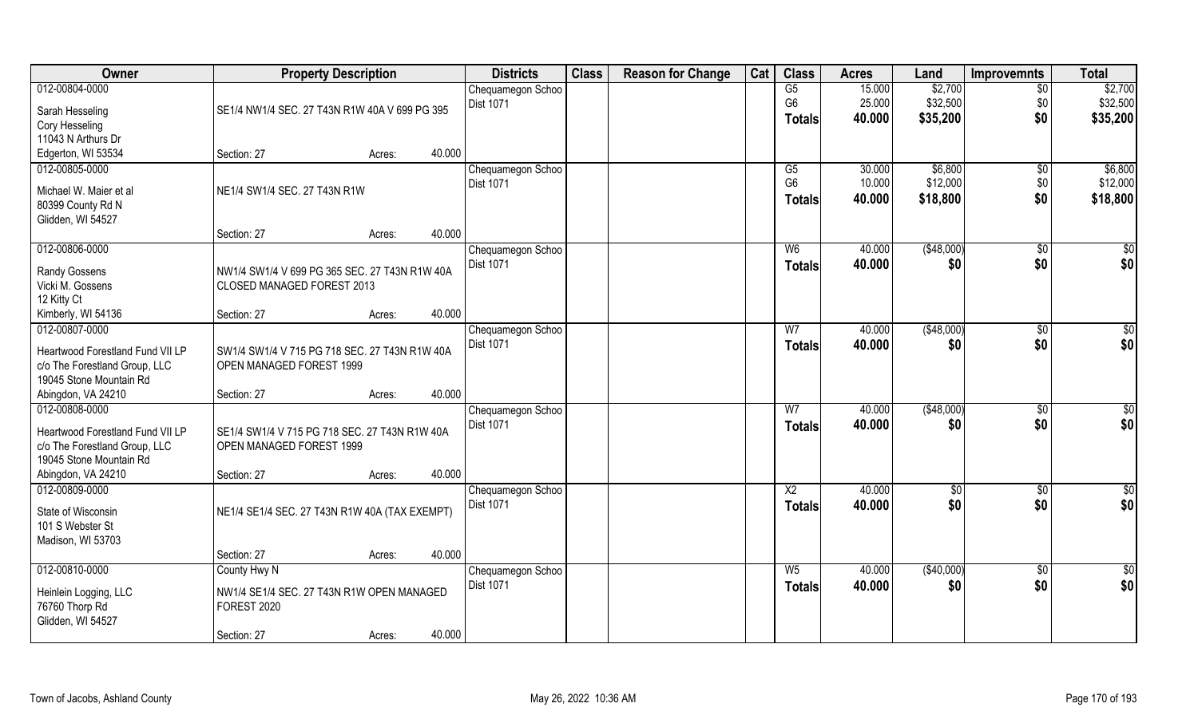| Owner | Property Description | Districts | Class | Reason for Change | Cat | Class | Acres | Land | Improvemnts | Total |
|---|---|---|---|---|---|---|---|---|---|---|
| 012-00804-0000<br>Sarah Hesseling<br>Cory Hesseling<br>11043 N Arthurs Dr<br>Edgerton, WI 53534 | SE1/4 NW1/4 SEC. 27 T43N R1W 40A V 699 PG 395<br>Section: 27 Acres: 40.000 | Chequamegon Schoo<br>Dist 1071 | | | | G5<br>G6<br>Totals | 15.000<br>25.000<br>40.000 | \$2,700<br>\$32,500<br>\$35,200 | \$0<br>\$0<br>\$0 | \$2,700<br>\$32,500<br>\$35,200 |
| 012-00805-0000<br>Michael W. Maier et al<br>80399 County Rd N<br>Glidden, WI 54527 | NE1/4 SW1/4 SEC. 27 T43N R1W<br>Section: 27 Acres: 40.000 | Chequamegon Schoo<br>Dist 1071 | | | | G5<br>G6<br>Totals | 30.000<br>10.000<br>40.000 | \$6,800<br>\$12,000<br>\$18,800 | \$0<br>\$0<br>\$0 | \$6,800<br>\$12,000<br>\$18,800 |
| 012-00806-0000<br>Randy Gossens<br>Vicki M. Gossens<br>12 Kitty Ct<br>Kimberly, WI 54136 | NW1/4 SW1/4 V 699 PG 365 SEC. 27 T43N R1W 40A CLOSED MANAGED FOREST 2013<br>Section: 27 Acres: 40.000 | Chequamegon Schoo<br>Dist 1071 | | | | W6<br>Totals | 40.000<br>40.000 | (\$48,000)<br>\$0 | \$0<br>\$0 | \$0<br>\$0 |
| 012-00807-0000<br>Heartwood Forestland Fund VII LP<br>c/o The Forestland Group, LLC<br>19045 Stone Mountain Rd<br>Abingdon, VA 24210 | SW1/4 SW1/4 V 715 PG 718 SEC. 27 T43N R1W 40A OPEN MANAGED FOREST 1999<br>Section: 27 Acres: 40.000 | Chequamegon Schoo<br>Dist 1071 | | | | W7<br>Totals | 40.000<br>40.000 | (\$48,000)<br>\$0 | \$0<br>\$0 | \$0<br>\$0 |
| 012-00808-0000<br>Heartwood Forestland Fund VII LP<br>c/o The Forestland Group, LLC<br>19045 Stone Mountain Rd<br>Abingdon, VA 24210 | SE1/4 SW1/4 V 715 PG 718 SEC. 27 T43N R1W 40A OPEN MANAGED FOREST 1999<br>Section: 27 Acres: 40.000 | Chequamegon Schoo<br>Dist 1071 | | | | W7<br>Totals | 40.000<br>40.000 | (\$48,000)<br>\$0 | \$0<br>\$0 | \$0<br>\$0 |
| 012-00809-0000<br>State of Wisconsin<br>101 S Webster St<br>Madison, WI 53703 | NE1/4 SE1/4 SEC. 27 T43N R1W 40A (TAX EXEMPT)<br>Section: 27 Acres: 40.000 | Chequamegon Schoo<br>Dist 1071 | | | | X2<br>Totals | 40.000<br>40.000 | \$0<br>\$0 | \$0<br>\$0 | \$0<br>\$0 |
| 012-00810-0000<br>Heinlein Logging, LLC<br>76760 Thorp Rd<br>Glidden, WI 54527 | County Hwy N<br>NW1/4 SE1/4 SEC. 27 T43N R1W OPEN MANAGED FOREST 2020<br>Section: 27 Acres: 40.000 | Chequamegon Schoo<br>Dist 1071 | | | | W5<br>Totals | 40.000<br>40.000 | (\$40,000)<br>\$0 | \$0<br>\$0 | \$0<br>\$0 |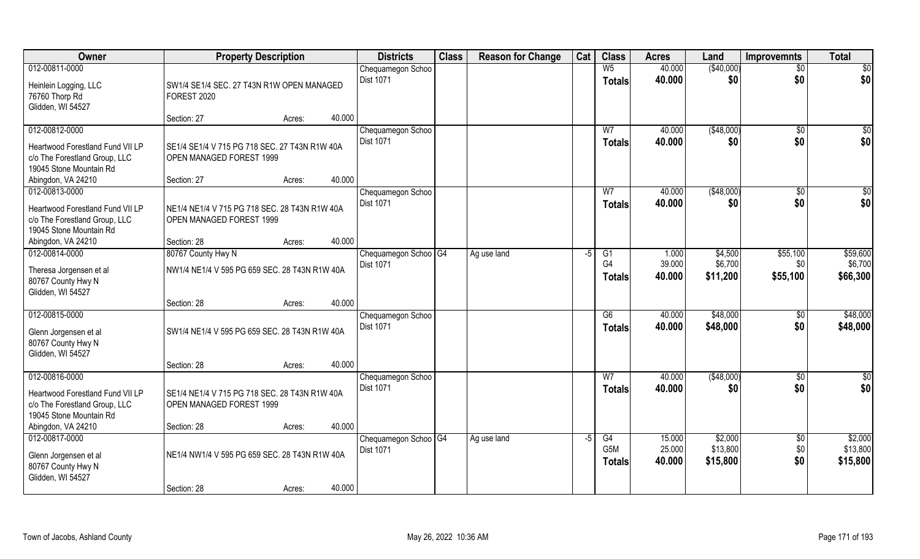| Owner | Property Description | | | Districts | Class | Reason for Change | Cat | Class | Acres | Land | Improvemnts | Total |
|---|---|---|---|---|---|---|---|---|---|---|---|---|
| 012-00811-0000 | | | | Chequamegon Schoo | | | | W5 | 40.000 | ($40,000) | $0 | $0 |
| Heinlein Logging, LLC<br>76760 Thorp Rd<br>Glidden, WI 54527 | SW1/4 SE1/4 SEC. 27 T43N R1W OPEN MANAGED FOREST 2020 | | | Dist 1071 | | | | Totals | 40.000 | $0 | $0 | $0 |
| | Section: 27 | Acres: | 40.000 | | | | | | | | | |
| 012-00812-0000 | | | | Chequamegon Schoo | | | | W7 | 40.000 | ($48,000) | $0 | $0 |
| Heartwood Forestland Fund VII LP<br>c/o The Forestland Group, LLC<br>19045 Stone Mountain Rd<br>Abingdon, VA 24210 | SE1/4 SE1/4 V 715 PG 718 SEC. 27 T43N R1W 40A OPEN MANAGED FOREST 1999 | | | Dist 1071 | | | | Totals | 40.000 | $0 | $0 | $0 |
| | Section: 27 | Acres: | 40.000 | | | | | | | | | |
| 012-00813-0000 | | | | Chequamegon Schoo | | | | W7 | 40.000 | ($48,000) | $0 | $0 |
| Heartwood Forestland Fund VII LP<br>c/o The Forestland Group, LLC<br>19045 Stone Mountain Rd<br>Abingdon, VA 24210 | NE1/4 NE1/4 V 715 PG 718 SEC. 28 T43N R1W 40A OPEN MANAGED FOREST 1999 | | | Dist 1071 | | | | Totals | 40.000 | $0 | $0 | $0 |
| | Section: 28 | Acres: | 40.000 | | | | | | | | | |
| 012-00814-0000 | 80767 County Hwy N | | | Chequamegon Schoo | G4 | Ag use land | -5 | G1 | 1.000 | $4,500 | $55,100 | $59,600 |
| Theresa Jorgensen et al<br>80767 County Hwy N<br>Glidden, WI 54527 | NW1/4 NE1/4 V 595 PG 659 SEC. 28 T43N R1W 40A | | | Dist 1071 | | | | G4 | 39.000 | $6,700 | $0 | $6,700 |
| | | | | | | | | Totals | 40.000 | $11,200 | $55,100 | $66,300 |
| | Section: 28 | Acres: | 40.000 | | | | | | | | | |
| 012-00815-0000 | | | | Chequamegon Schoo | | | | G6 | 40.000 | $48,000 | $0 | $48,000 |
| Glenn Jorgensen et al<br>80767 County Hwy N<br>Glidden, WI 54527 | SW1/4 NE1/4 V 595 PG 659 SEC. 28 T43N R1W 40A | | | Dist 1071 | | | | Totals | 40.000 | $48,000 | $0 | $48,000 |
| | Section: 28 | Acres: | 40.000 | | | | | | | | | |
| 012-00816-0000 | | | | Chequamegon Schoo | | | | W7 | 40.000 | ($48,000) | $0 | $0 |
| Heartwood Forestland Fund VII LP<br>c/o The Forestland Group, LLC<br>19045 Stone Mountain Rd<br>Abingdon, VA 24210 | SE1/4 NE1/4 V 715 PG 718 SEC. 28 T43N R1W 40A OPEN MANAGED FOREST 1999 | | | Dist 1071 | | | | Totals | 40.000 | $0 | $0 | $0 |
| | Section: 28 | Acres: | 40.000 | | | | | | | | | |
| 012-00817-0000 | | | | Chequamegon Schoo | G4 | Ag use land | -5 | G4 | 15.000 | $2,000 | $0 | $2,000 |
| Glenn Jorgensen et al<br>80767 County Hwy N<br>Glidden, WI 54527 | NE1/4 NW1/4 V 595 PG 659 SEC. 28 T43N R1W 40A | | | Dist 1071 | | | | G5M | 25.000 | $13,800 | $0 | $13,800 |
| | | | | | | | | Totals | 40.000 | $15,800 | $0 | $15,800 |
| | Section: 28 | Acres: | 40.000 | | | | | | | | | |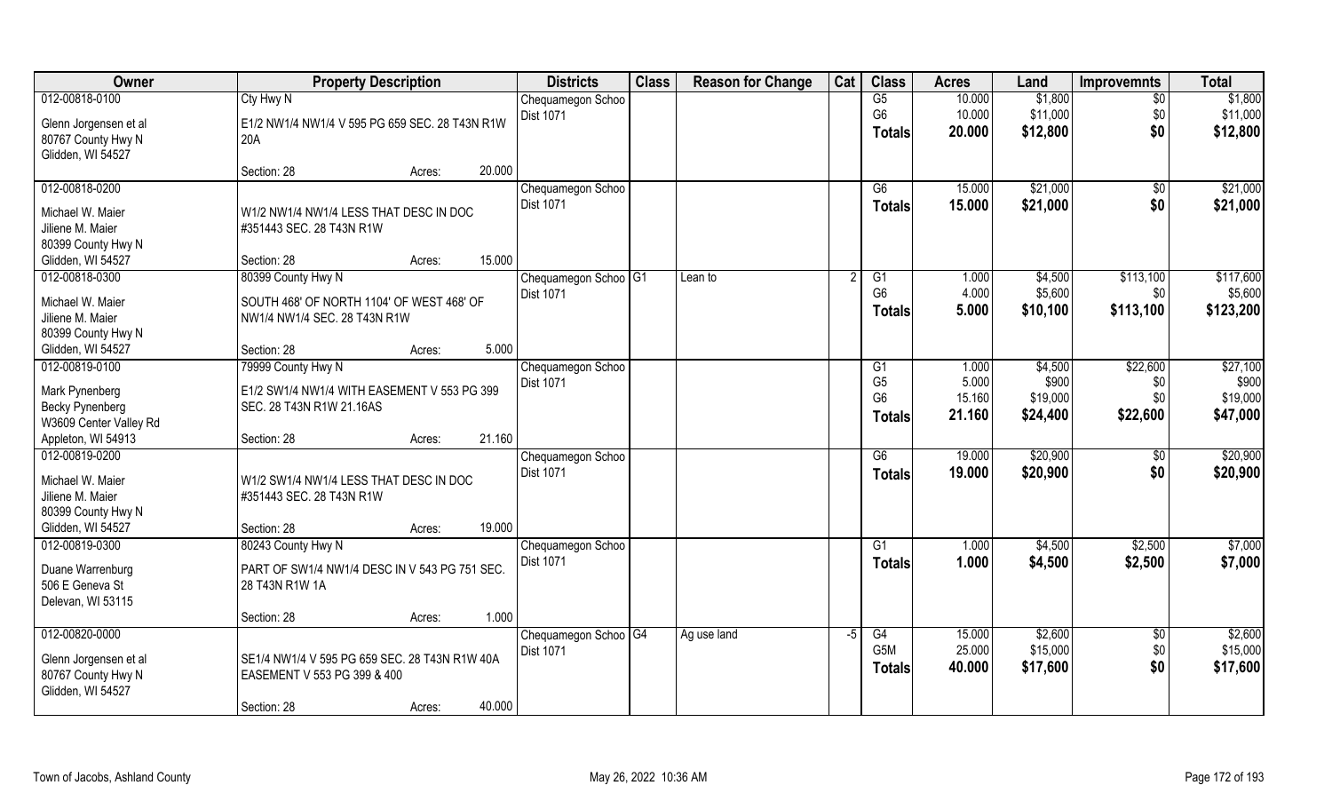| Owner | Property Description | | | Districts | Class | Reason for Change | Cat | Class | Acres | Land | Improvemnts | Total |
|---|---|---|---|---|---|---|---|---|---|---|---|---|
| 012-00818-0100 | Cty Hwy N | | | Chequamegon Schoo | | | | G5 | 10.000 | $1,800 | $0 | $1,800 |
| Glenn Jorgensen et al | E1/2 NW1/4 NW1/4 V 595 PG 659 SEC. 28 T43N R1W | | | Dist 1071 | | | | G6 | 10.000 | $11,000 | $0 | $11,000 |
| 80767 County Hwy N | 20A | | | | | | | Totals | 20.000 | $12,800 | $0 | $12,800 |
| Glidden, WI 54527 | | | | | | | | | | | | |
| | Section: 28 | Acres: | 20.000 | | | | | | | | | |
| 012-00818-0200 | | | | Chequamegon Schoo | | | | G6 | 15.000 | $21,000 | $0 | $21,000 |
| Michael W. Maier | W1/2 NW1/4 NW1/4 LESS THAT DESC IN DOC | | | Dist 1071 | | | | Totals | 15.000 | $21,000 | $0 | $21,000 |
| Jiliene M. Maier | #351443 SEC. 28 T43N R1W | | | | | | | | | | | |
| 80399 County Hwy N | | | | | | | | | | | | |
| Glidden, WI 54527 | Section: 28 | Acres: | 15.000 | | | | | | | | | |
| 012-00818-0300 | 80399 County Hwy N | | | Chequamegon Schoo | G1 | Lean to | 2 | G1 | 1.000 | $4,500 | $113,100 | $117,600 |
| Michael W. Maier | SOUTH 468' OF NORTH 1104' OF WEST 468' OF | | | Dist 1071 | | | | G6 | 4.000 | $5,600 | $0 | $5,600 |
| Jiliene M. Maier | NW1/4 NW1/4 SEC. 28 T43N R1W | | | | | | | Totals | 5.000 | $10,100 | $113,100 | $123,200 |
| 80399 County Hwy N | | | | | | | | | | | | |
| Glidden, WI 54527 | Section: 28 | Acres: | 5.000 | | | | | | | | | |
| 012-00819-0100 | 79999 County Hwy N | | | Chequamegon Schoo | | | | G1 | 1.000 | $4,500 | $22,600 | $27,100 |
| Mark Pynenberg | E1/2 SW1/4 NW1/4 WITH EASEMENT V 553 PG 399 | | | Dist 1071 | | | | G5 | 5.000 | $900 | $0 | $900 |
| Becky Pynenberg | SEC. 28 T43N R1W 21.16AS | | | | | | | G6 | 15.160 | $19,000 | $0 | $19,000 |
| W3609 Center Valley Rd | | | | | | | | Totals | 21.160 | $24,400 | $22,600 | $47,000 |
| Appleton, WI 54913 | Section: 28 | Acres: | 21.160 | | | | | | | | | |
| 012-00819-0200 | | | | Chequamegon Schoo | | | | G6 | 19.000 | $20,900 | $0 | $20,900 |
| Michael W. Maier | W1/2 SW1/4 NW1/4 LESS THAT DESC IN DOC | | | Dist 1071 | | | | Totals | 19.000 | $20,900 | $0 | $20,900 |
| Jiliene M. Maier | #351443 SEC. 28 T43N R1W | | | | | | | | | | | |
| 80399 County Hwy N | | | | | | | | | | | | |
| Glidden, WI 54527 | Section: 28 | Acres: | 19.000 | | | | | | | | | |
| 012-00819-0300 | 80243 County Hwy N | | | Chequamegon Schoo | | | | G1 | 1.000 | $4,500 | $2,500 | $7,000 |
| Duane Warrenburg | PART OF SW1/4 NW1/4 DESC IN V 543 PG 751 SEC. | | | Dist 1071 | | | | Totals | 1.000 | $4,500 | $2,500 | $7,000 |
| 506 E Geneva St | 28 T43N R1W 1A | | | | | | | | | | | |
| Delevan, WI 53115 | | | | | | | | | | | | |
| | Section: 28 | Acres: | 1.000 | | | | | | | | | |
| 012-00820-0000 | | | | Chequamegon Schoo | G4 | Ag use land | -5 | G4 | 15.000 | $2,600 | $0 | $2,600 |
| Glenn Jorgensen et al | SE1/4 NW1/4 V 595 PG 659 SEC. 28 T43N R1W 40A | | | Dist 1071 | | | | G5M | 25.000 | $15,000 | $0 | $15,000 |
| 80767 County Hwy N | EASEMENT V 553 PG 399 & 400 | | | | | | | Totals | 40.000 | $17,600 | $0 | $17,600 |
| Glidden, WI 54527 | | | | | | | | | | | | |
| | Section: 28 | Acres: | 40.000 | | | | | | | | | |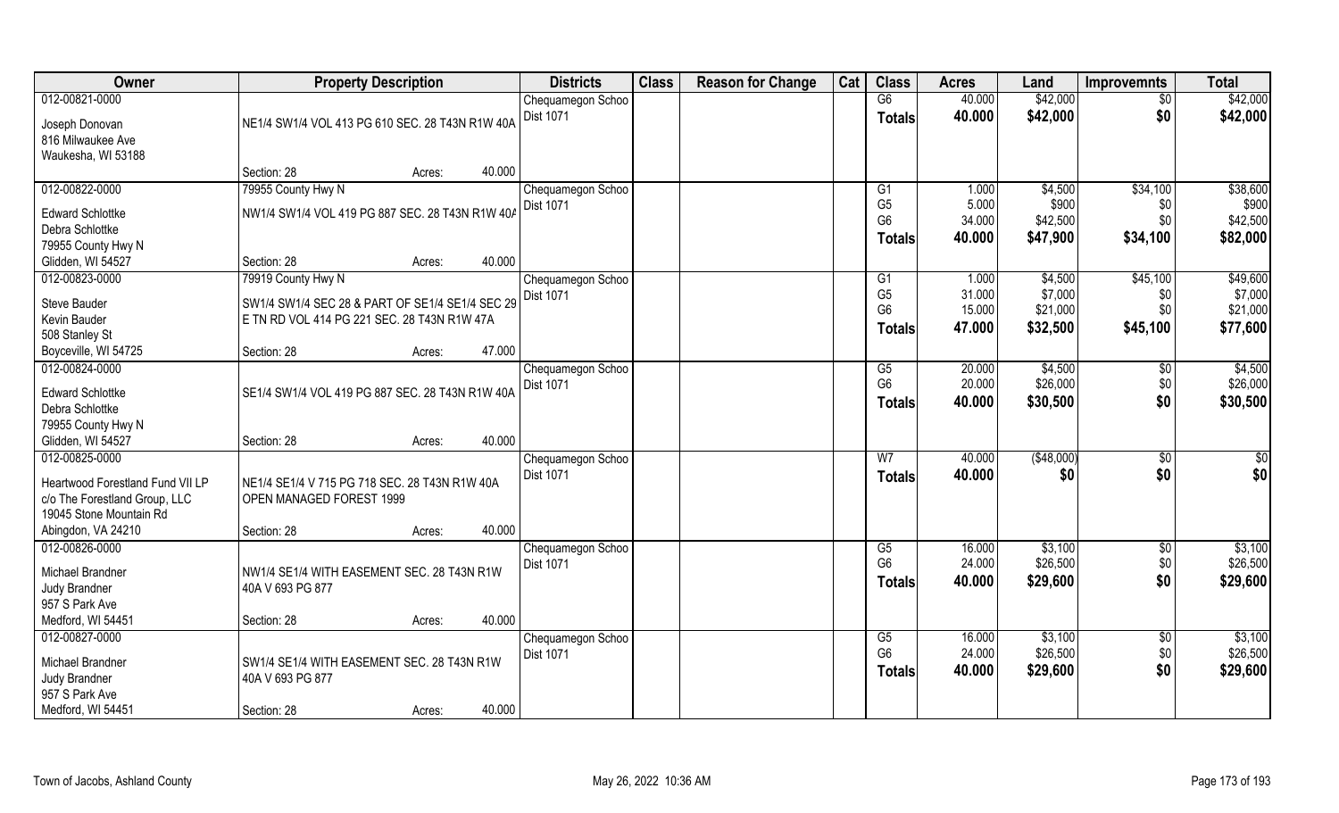| Owner | Property Description | Districts | Class | Reason for Change | Cat | Class | Acres | Land | Improvemnts | Total |
|---|---|---|---|---|---|---|---|---|---|---|
| 012-00821-0000 | | Chequamegon Schoo | | | | G6 | 40.000 | $42,000 | $0 | $42,000 |
| Joseph Donovan | NE1/4 SW1/4 VOL 413 PG 610 SEC. 28 T43N R1W 40A | Dist 1071 | | | | **Totals** | **40.000** | **$42,000** | **$0** | **$42,000** |
| 816 Milwaukee Ave | | | | | | | | | | |
| Waukesha, WI 53188 | | | | | | | | | | |
| | Section: 28 Acres: 40.000 | | | | | | | | | |
| 012-00822-0000 | 79955 County Hwy N | Chequamegon Schoo | | | | G1 | 1.000 | $4,500 | $34,100 | $38,600 |
| Edward Schlottke | NW1/4 SW1/4 VOL 419 PG 887 SEC. 28 T43N R1W 40A | Dist 1071 | | | | G5 | 5.000 | $900 | $0 | $900 |
| Debra Schlottke | | | | | | G6 | 34.000 | $42,500 | $0 | $42,500 |
| 79955 County Hwy N | | | | | | **Totals** | **40.000** | **$47,900** | **$34,100** | **$82,000** |
| Glidden, WI 54527 | Section: 28 Acres: 40.000 | | | | | | | | | |
| 012-00823-0000 | 79919 County Hwy N | Chequamegon Schoo | | | | G1 | 1.000 | $4,500 | $45,100 | $49,600 |
| Steve Bauder | SW1/4 SW1/4 SEC 28 & PART OF SE1/4 SE1/4 SEC 29 | Dist 1071 | | | | G5 | 31.000 | $7,000 | $0 | $7,000 |
| Kevin Bauder | E TN RD VOL 414 PG 221 SEC. 28 T43N R1W 47A | | | | | G6 | 15.000 | $21,000 | $0 | $21,000 |
| 508 Stanley St | | | | | | **Totals** | **47.000** | **$32,500** | **$45,100** | **$77,600** |
| Boyceville, WI 54725 | Section: 28 Acres: 47.000 | | | | | | | | | |
| 012-00824-0000 | | Chequamegon Schoo | | | | G5 | 20.000 | $4,500 | $0 | $4,500 |
| Edward Schlottke | SE1/4 SW1/4 VOL 419 PG 887 SEC. 28 T43N R1W 40A | Dist 1071 | | | | G6 | 20.000 | $26,000 | $0 | $26,000 |
| Debra Schlottke | | | | | | **Totals** | **40.000** | **$30,500** | **$0** | **$30,500** |
| 79955 County Hwy N | | | | | | | | | | |
| Glidden, WI 54527 | Section: 28 Acres: 40.000 | | | | | | | | | |
| 012-00825-0000 | | Chequamegon Schoo | | | | W7 | 40.000 | ($48,000) | $0 | $0 |
| Heartwood Forestland Fund VII LP | NE1/4 SE1/4 V 715 PG 718 SEC. 28 T43N R1W 40A | Dist 1071 | | | | **Totals** | **40.000** | **$0** | **$0** | **$0** |
| c/o The Forestland Group, LLC | OPEN MANAGED FOREST 1999 | | | | | | | | | |
| 19045 Stone Mountain Rd | | | | | | | | | | |
| Abingdon, VA 24210 | Section: 28 Acres: 40.000 | | | | | | | | | |
| 012-00826-0000 | | Chequamegon Schoo | | | | G5 | 16.000 | $3,100 | $0 | $3,100 |
| Michael Brandner | NW1/4 SE1/4 WITH EASEMENT SEC. 28 T43N R1W | Dist 1071 | | | | G6 | 24.000 | $26,500 | $0 | $26,500 |
| Judy Brandner | 40A V 693 PG 877 | | | | | **Totals** | **40.000** | **$29,600** | **$0** | **$29,600** |
| 957 S Park Ave | | | | | | | | | | |
| Medford, WI 54451 | Section: 28 Acres: 40.000 | | | | | | | | | |
| 012-00827-0000 | | Chequamegon Schoo | | | | G5 | 16.000 | $3,100 | $0 | $3,100 |
| Michael Brandner | SW1/4 SE1/4 WITH EASEMENT SEC. 28 T43N R1W | Dist 1071 | | | | G6 | 24.000 | $26,500 | $0 | $26,500 |
| Judy Brandner | 40A V 693 PG 877 | | | | | **Totals** | **40.000** | **$29,600** | **$0** | **$29,600** |
| 957 S Park Ave | | | | | | | | | | |
| Medford, WI 54451 | Section: 28 Acres: 40.000 | | | | | | | | | |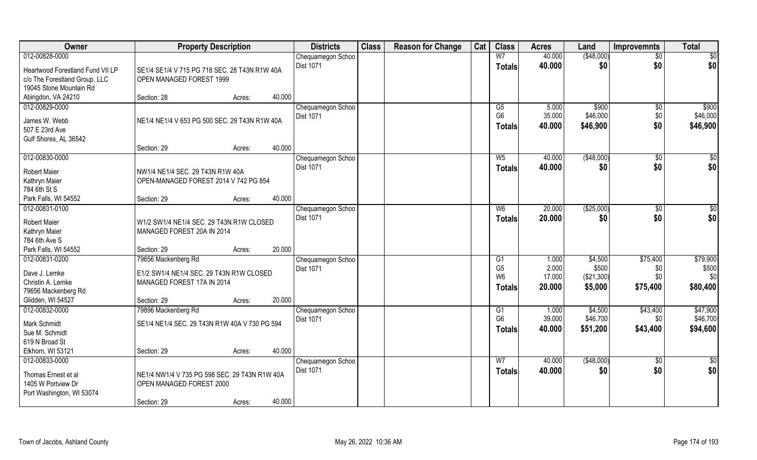| Owner | Property Description | | | Districts | Class | Reason for Change | Cat | Class | Acres | Land | Improvemnts | Total |
|---|---|---|---|---|---|---|---|---|---|---|---|---|
| 012-00828-0000 | | | | Chequamegon Schoo | | | | W7 | 40.000 | ($48,000) | $0 | $0 |
| Heartwood Forestland Fund VII LP | SE1/4 SE1/4 V 715 PG 718 SEC. 28 T43N R1W 40A | | | Dist 1071 | | | | Totals | 40.000 | $0 | $0 | $0 |
| c/o The Forestland Group, LLC | OPEN MANAGED FOREST 1999 | | | | | | | | | | | |
| 19045 Stone Mountain Rd | | | | | | | | | | | | |
| Abingdon, VA 24210 | Section: 28 | Acres: | 40.000 | | | | | | | | | |
| 012-00829-0000 | | | | Chequamegon Schoo | | | | G5 | 5.000 | $900 | $0 | $900 |
| James W. Webb | NE1/4 NE1/4 V 653 PG 500 SEC. 29 T43N R1W 40A | | | Dist 1071 | | | | G6 | 35.000 | $46,000 | $0 | $46,000 |
| 507 E 23rd Ave | | | | | | | | Totals | 40.000 | $46,900 | $0 | $46,900 |
| Gulf Shores, AL 36542 | | | | | | | | | | | | |
| | Section: 29 | Acres: | 40.000 | | | | | | | | | |
| 012-00830-0000 | | | | Chequamegon Schoo | | | | W5 | 40.000 | ($48,000) | $0 | $0 |
| Robert Maier | NW1/4 NE1/4 SEC. 29 T43N R1W 40A | | | Dist 1071 | | | | Totals | 40.000 | $0 | $0 | $0 |
| Kathryn Maier | OPEN-MANAGED FOREST 2014 V 742 PG 854 | | | | | | | | | | | |
| 784 6th St S | | | | | | | | | | | | |
| Park Falls, WI 54552 | Section: 29 | Acres: | 40.000 | | | | | | | | | |
| 012-00831-0100 | | | | Chequamegon Schoo | | | | W6 | 20.000 | ($25,000) | $0 | $0 |
| Robert Maier | W1/2 SW1/4 NE1/4 SEC. 29 T43N R1W CLOSED | | | Dist 1071 | | | | Totals | 20.000 | $0 | $0 | $0 |
| Kathryn Maier | MANAGED FOREST 20A IN 2014 | | | | | | | | | | | |
| 784 6th Ave S | | | | | | | | | | | | |
| Park Falls, WI 54552 | Section: 29 | Acres: | 20.000 | | | | | | | | | |
| 012-00831-0200 | 79656 Mackenberg Rd | | | Chequamegon Schoo | | | | G1 | 1.000 | $4,500 | $75,400 | $79,900 |
| Dave J. Lemke | E1/2 SW1/4 NE1/4 SEC. 29 T43N R1W CLOSED | | | Dist 1071 | | | | G5 | 2.000 | $500 | $0 | $500 |
| Christin A. Lemke | MANAGED FOREST 17A IN 2014 | | | | | | | W6 | 17.000 | ($21,300) | $0 | $0 |
| 79656 Mackenberg Rd | | | | | | | | Totals | 20.000 | $5,000 | $75,400 | $80,400 |
| Glidden, WI 54527 | Section: 29 | Acres: | 20.000 | | | | | | | | | |
| 012-00832-0000 | 79896 Mackenberg Rd | | | Chequamegon Schoo | | | | G1 | 1.000 | $4,500 | $43,400 | $47,900 |
| Mark Schmidt | SE1/4 NE1/4 SEC. 29 T43N R1W 40A V 730 PG 594 | | | Dist 1071 | | | | G6 | 39.000 | $46,700 | $0 | $46,700 |
| Sue M. Schmidt | | | | | | | | Totals | 40.000 | $51,200 | $43,400 | $94,600 |
| 619 N Broad St | | | | | | | | | | | | |
| Elkhorn, WI 53121 | Section: 29 | Acres: | 40.000 | | | | | | | | | |
| 012-00833-0000 | | | | Chequamegon Schoo | | | | W7 | 40.000 | ($48,000) | $0 | $0 |
| Thomas Ernest et al | NE1/4 NW1/4 V 735 PG 598 SEC. 29 T43N R1W 40A | | | Dist 1071 | | | | Totals | 40.000 | $0 | $0 | $0 |
| 1405 W Portview Dr | OPEN MANAGED FOREST 2000 | | | | | | | | | | | |
| Port Washington, WI 53074 | | | | | | | | | | | | |
| | Section: 29 | Acres: | 40.000 | | | | | | | | | |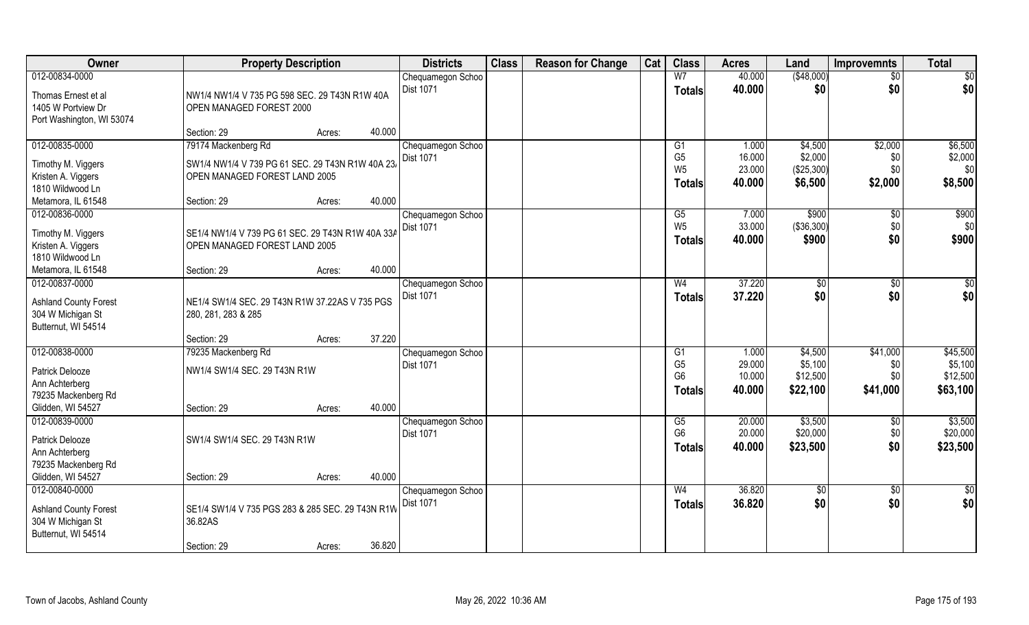| Owner | Property Description | | | Districts | Class | Reason for Change | Cat | Class | Acres | Land | Improvemnts | Total |
|---|---|---|---|---|---|---|---|---|---|---|---|---|
| 012-00834-0000 | | | | Chequamegon Schoo | | | | W7 | 40.000 | ($48,000) | $0 | $0 |
| Thomas Ernest et al<br>1405 W Portview Dr<br>Port Washington, WI 53074 | NW1/4 NW1/4 V 735 PG 598 SEC. 29 T43N R1W 40A OPEN MANAGED FOREST 2000 | | | Dist 1071 | | | | **Totals** | **40.000** | **$0** | **$0** | **$0** |
| | Section: 29 | Acres: | 40.000 | | | | | | | | | |
| 012-00835-0000 | 79174 Mackenberg Rd | | | Chequamegon Schoo | | | | G1 | 1.000 | $4,500 | $2,000 | $6,500 |
| Timothy M. Viggers<br>Kristen A. Viggers<br>1810 Wildwood Ln | SW1/4 NW1/4 V 739 PG 61 SEC. 29 T43N R1W 40A 23A OPEN MANAGED FOREST LAND 2005 | | | Dist 1071 | | | | G5 | 16.000 | $2,000 | $0 | $2,000 |
| | | | | | | | | W5 | 23.000 | ($25,300) | $0 | $0 |
| | | | | | | | | **Totals** | **40.000** | **$6,500** | **$2,000** | **$8,500** |
| Metamora, IL 61548 | Section: 29 | Acres: | 40.000 | | | | | | | | | |
| 012-00836-0000 | | | | Chequamegon Schoo | | | | G5 | 7.000 | $900 | $0 | $900 |
| Timothy M. Viggers<br>Kristen A. Viggers<br>1810 Wildwood Ln | SE1/4 NW1/4 V 739 PG 61 SEC. 29 T43N R1W 40A 33A OPEN MANAGED FOREST LAND 2005 | | | Dist 1071 | | | | W5 | 33.000 | ($36,300) | $0 | $0 |
| | | | | | | | | **Totals** | **40.000** | **$900** | **$0** | **$900** |
| Metamora, IL 61548 | Section: 29 | Acres: | 40.000 | | | | | | | | | |
| 012-00837-0000 | | | | Chequamegon Schoo | | | | W4 | 37.220 | $0 | $0 | $0 |
| Ashland County Forest<br>304 W Michigan St<br>Butternut, WI 54514 | NE1/4 SW1/4 SEC. 29 T43N R1W 37.22AS V 735 PGS 280, 281, 283 & 285 | | | Dist 1071 | | | | **Totals** | **37.220** | **$0** | **$0** | **$0** |
| | Section: 29 | Acres: | 37.220 | | | | | | | | | |
| 012-00838-0000 | 79235 Mackenberg Rd | | | Chequamegon Schoo | | | | G1 | 1.000 | $4,500 | $41,000 | $45,500 |
| Patrick Delooze<br>Ann Achterberg<br>79235 Mackenberg Rd | NW1/4 SW1/4 SEC. 29 T43N R1W | | | Dist 1071 | | | | G5 | 29.000 | $5,100 | $0 | $5,100 |
| | | | | | | | | G6 | 10.000 | $12,500 | $0 | $12,500 |
| | | | | | | | | **Totals** | **40.000** | **$22,100** | **$41,000** | **$63,100** |
| Glidden, WI 54527 | Section: 29 | Acres: | 40.000 | | | | | | | | | |
| 012-00839-0000 | | | | Chequamegon Schoo | | | | G5 | 20.000 | $3,500 | $0 | $3,500 |
| Patrick Delooze<br>Ann Achterberg<br>79235 Mackenberg Rd | SW1/4 SW1/4 SEC. 29 T43N R1W | | | Dist 1071 | | | | G6 | 20.000 | $20,000 | $0 | $20,000 |
| | | | | | | | | **Totals** | **40.000** | **$23,500** | **$0** | **$23,500** |
| Glidden, WI 54527 | Section: 29 | Acres: | 40.000 | | | | | | | | | |
| 012-00840-0000 | | | | Chequamegon Schoo | | | | W4 | 36.820 | $0 | $0 | $0 |
| Ashland County Forest<br>304 W Michigan St<br>Butternut, WI 54514 | SE1/4 SW1/4 V 735 PGS 283 & 285 SEC. 29 T43N R1W 36.82AS | | | Dist 1071 | | | | **Totals** | **36.820** | **$0** | **$0** | **$0** |
| | Section: 29 | Acres: | 36.820 | | | | | | | | | |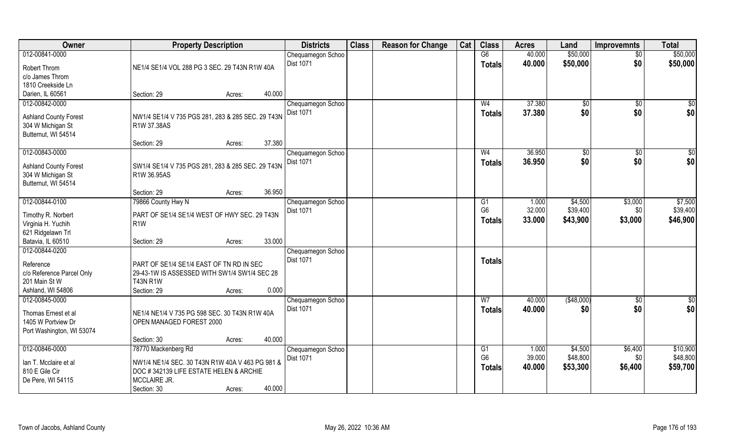| Owner | Property Description | Districts | Class | Reason for Change | Cat | Class | Acres | Land | Improvemnts | Total |
|---|---|---|---|---|---|---|---|---|---|---|
| 012-00841-0000<br>Robert Throm<br>c/o James Throm<br>1810 Creekside Ln<br>Darien, IL 60561 | NE1/4 SE1/4 VOL 288 PG 3 SEC. 29 T43N R1W 40A<br>Section: 29 Acres: 40.000 | Chequamegon Schoo<br>Dist 1071 | | | | G6<br>**Totals** | 40.000<br>**40.000** | $50,000<br>**$50,000** | $0<br>**$0** | $50,000<br>**$50,000** |
| 012-00842-0000<br>Ashland County Forest<br>304 W Michigan St<br>Butternut, WI 54514 | NW1/4 SE1/4 V 735 PGS 281, 283 & 285 SEC. 29 T43N R1W 37.38AS<br>Section: 29 Acres: 37.380 | Chequamegon Schoo<br>Dist 1071 | | | | W4<br>**Totals** | 37.380<br>**37.380** | $0<br>**$0** | $0<br>**$0** | $0<br>**$0** |
| 012-00843-0000<br>Ashland County Forest<br>304 W Michigan St<br>Butternut, WI 54514 | SW1/4 SE1/4 V 735 PGS 281, 283 & 285 SEC. 29 T43N R1W 36.95AS<br>Section: 29 Acres: 36.950 | Chequamegon Schoo<br>Dist 1071 | | | | W4<br>**Totals** | 36.950<br>**36.950** | $0<br>**$0** | $0<br>**$0** | $0<br>**$0** |
| 012-00844-0100<br>Timothy R. Norbert<br>Virginia H. Yuchih<br>621 Ridgelawn Trl<br>Batavia, IL 60510 | 79866 County Hwy N<br>PART OF SE1/4 SE1/4 WEST OF HWY SEC. 29 T43N R1W<br>Section: 29 Acres: 33.000 | Chequamegon Schoo<br>Dist 1071 | | | | G1<br>G6<br>**Totals** | 1.000<br>32.000<br>**33.000** | $4,500<br>$39,400<br>**$43,900** | $3,000<br>$0<br>**$3,000** | $7,500<br>$39,400<br>**$46,900** |
| 012-00844-0200<br>Reference<br>c/o Reference Parcel Only<br>201 Main St W<br>Ashland, WI 54806 | PART OF SE1/4 SE1/4 EAST OF TN RD IN SEC 29-43-1W IS ASSESSED WITH SW1/4 SW1/4 SEC 28 T43N R1W<br>Section: 29 Acres: 0.000 | Chequamegon Schoo<br>Dist 1071 | | | | **Totals** | | | | |
| 012-00845-0000<br>Thomas Ernest et al<br>1405 W Portview Dr<br>Port Washington, WI 53074 | NE1/4 NE1/4 V 735 PG 598 SEC. 30 T43N R1W 40A OPEN MANAGED FOREST 2000<br>Section: 30 Acres: 40.000 | Chequamegon Schoo<br>Dist 1071 | | | | W7<br>**Totals** | 40.000<br>**40.000** | ($48,000)<br>**$0** | $0<br>**$0** | $0<br>**$0** |
| 012-00846-0000<br>Ian T. Mcclaire et al<br>810 E Gile Cir<br>De Pere, WI 54115 | 78770 Mackenberg Rd<br>NW1/4 NE1/4 SEC. 30 T43N R1W 40A V 463 PG 981 & DOC # 342139 LIFE ESTATE HELEN & ARCHIE MCCLAIRE JR.<br>Section: 30 Acres: 40.000 | Chequamegon Schoo<br>Dist 1071 | | | | G1<br>G6<br>**Totals** | 1.000<br>39.000<br>**40.000** | $4,500<br>$48,800<br>**$53,300** | $6,400<br>$0<br>**$6,400** | $10,900<br>$48,800<br>**$59,700** |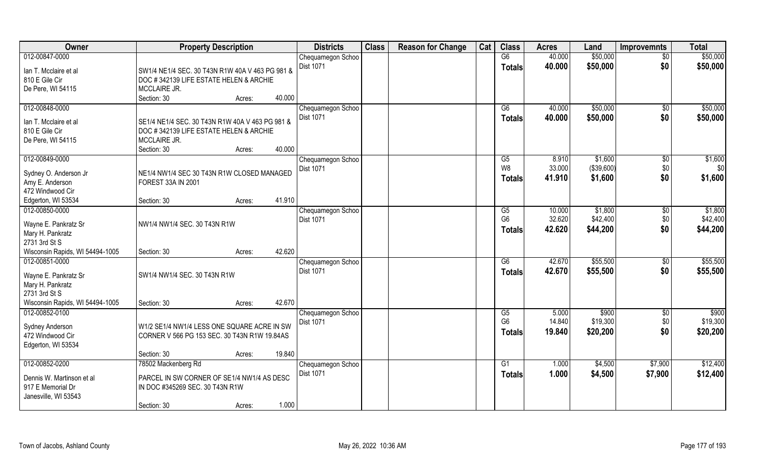| Owner | Property Description | Districts | Class | Reason for Change | Cat | Class | Acres | Land | Improvemnts | Total |
|---|---|---|---|---|---|---|---|---|---|---|
| 012-00847-0000<br>Ian T. Mcclaire et al<br>810 E Gile Cir<br>De Pere, WI 54115 | SW1/4 NE1/4 SEC. 30 T43N R1W 40A V 463 PG 981 & DOC # 342139 LIFE ESTATE HELEN & ARCHIE MCCLAIRE JR.<br>Section: 30 Acres: 40.000 | Chequamegon Schoo<br>Dist 1071 | | | | G6<br>**Totals** | 40.000<br>**40.000** | $50,000<br>**$50,000** | $0<br>**$0** | $50,000<br>**$50,000** |
| 012-00848-0000<br>Ian T. Mcclaire et al<br>810 E Gile Cir<br>De Pere, WI 54115 | SE1/4 NE1/4 SEC. 30 T43N R1W 40A V 463 PG 981 & DOC # 342139 LIFE ESTATE HELEN & ARCHIE MCCLAIRE JR.<br>Section: 30 Acres: 40.000 | Chequamegon Schoo<br>Dist 1071 | | | | G6<br>**Totals** | 40.000<br>**40.000** | $50,000<br>**$50,000** | $0<br>**$0** | $50,000<br>**$50,000** |
| 012-00849-0000<br>Sydney O. Anderson Jr<br>Amy E. Anderson<br>472 Windwood Cir<br>Edgerton, WI 53534 | NE1/4 NW1/4 SEC 30 T43N R1W CLOSED MANAGED FOREST 33A IN 2001<br>Section: 30 Acres: 41.910 | Chequamegon Schoo<br>Dist 1071 | | | | G5<br>W8<br>**Totals** | 8.910<br>33.000<br>**41.910** | $1,600<br>($39,600)<br>**$1,600** | $0<br>$0<br>**$0** | $1,600<br>$0<br>**$1,600** |
| 012-00850-0000<br>Wayne E. Pankratz Sr<br>Mary H. Pankratz<br>2731 3rd St S<br>Wisconsin Rapids, WI 54494-1005 | NW1/4 NW1/4 SEC. 30 T43N R1W<br>Section: 30 Acres: 42.620 | Chequamegon Schoo<br>Dist 1071 | | | | G5<br>G6<br>**Totals** | 10.000<br>32.620<br>**42.620** | $1,800<br>$42,400<br>**$44,200** | $0<br>$0<br>**$0** | $1,800<br>$42,400<br>**$44,200** |
| 012-00851-0000<br>Wayne E. Pankratz Sr<br>Mary H. Pankratz<br>2731 3rd St S<br>Wisconsin Rapids, WI 54494-1005 | SW1/4 NW1/4 SEC. 30 T43N R1W<br>Section: 30 Acres: 42.670 | Chequamegon Schoo<br>Dist 1071 | | | | G6<br>**Totals** | 42.670<br>**42.670** | $55,500<br>**$55,500** | $0<br>**$0** | $55,500<br>**$55,500** |
| 012-00852-0100<br>Sydney Anderson<br>472 Windwood Cir<br>Edgerton, WI 53534 | W1/2 SE1/4 NW1/4 LESS ONE SQUARE ACRE IN SW CORNER V 566 PG 153 SEC. 30 T43N R1W 19.84AS<br>Section: 30 Acres: 19.840 | Chequamegon Schoo<br>Dist 1071 | | | | G5<br>G6<br>**Totals** | 5.000<br>14.840<br>**19.840** | $900<br>$19,300<br>**$20,200** | $0<br>$0<br>**$0** | $900<br>$19,300<br>**$20,200** |
| 012-00852-0200<br>Dennis W. Martinson et al<br>917 E Memorial Dr<br>Janesville, WI 53543 | 78502 Mackenberg Rd<br>PARCEL IN SW CORNER OF SE1/4 NW1/4 AS DESC IN DOC #345269 SEC. 30 T43N R1W<br>Section: 30 Acres: 1.000 | Chequamegon Schoo<br>Dist 1071 | | | | G1<br>**Totals** | 1.000<br>**1.000** | $4,500<br>**$4,500** | $7,900<br>**$7,900** | $12,400<br>**$12,400** |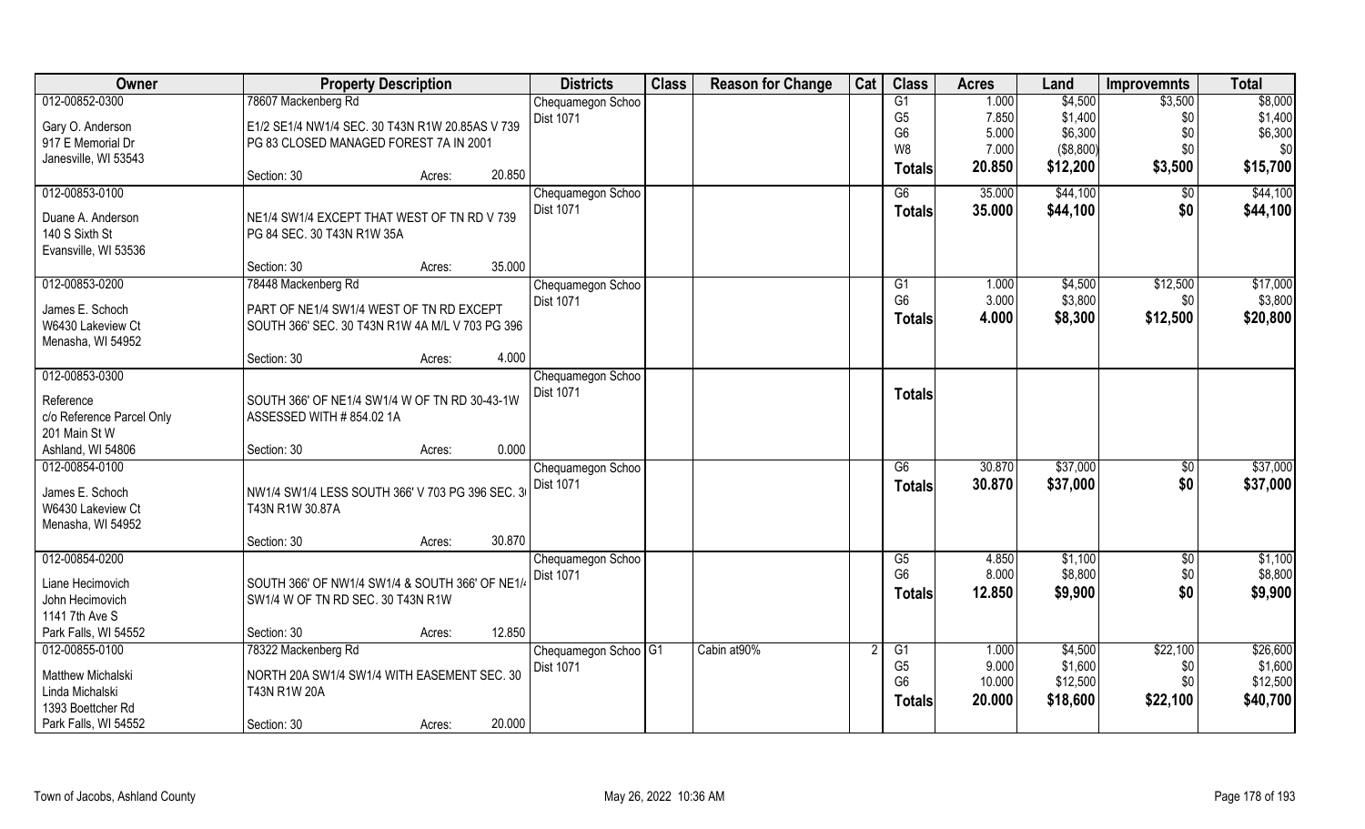| Owner | Property Description | | | Districts | Class | Reason for Change | Cat | Class | Acres | Land | Improvemnts | Total |
|---|---|---|---|---|---|---|---|---|---|---|---|---|
| 012-00852-0300 | 78607 Mackenberg Rd | | | Chequamegon Schoo | | | | G1 | 1.000 | $4,500 | $3,500 | $8,000 |
| Gary O. Anderson | E1/2 SE1/4 NW1/4 SEC. 30 T43N R1W 20.85AS V 739 | | | Dist 1071 | | | | G5 | 7.850 | $1,400 | $0 | $1,400 |
| 917 E Memorial Dr | PG 83 CLOSED MANAGED FOREST 7A IN 2001 | | | | | | | G6 | 5.000 | $6,300 | $0 | $6,300 |
| Janesville, WI 53543 | | | | | | | | W8 | 7.000 | ($8,800) | $0 | $0 |
| | Section: 30 | Acres: | 20.850 | | | | | **Totals** | **20.850** | **$12,200** | **$3,500** | **$15,700** |
| 012-00853-0100 | | | | Chequamegon Schoo | | | | G6 | 35.000 | $44,100 | $0 | $44,100 |
| Duane A. Anderson | NE1/4 SW1/4 EXCEPT THAT WEST OF TN RD V 739 | | | Dist 1071 | | | | **Totals** | **35.000** | **$44,100** | **$0** | **$44,100** |
| 140 S Sixth St | PG 84 SEC. 30 T43N R1W 35A | | | | | | | | | | | |
| Evansville, WI 53536 | | | | | | | | | | | | |
| | Section: 30 | Acres: | 35.000 | | | | | | | | | |
| 012-00853-0200 | 78448 Mackenberg Rd | | | Chequamegon Schoo | | | | G1 | 1.000 | $4,500 | $12,500 | $17,000 |
| James E. Schoch | PART OF NE1/4 SW1/4 WEST OF TN RD EXCEPT | | | Dist 1071 | | | | G6 | 3.000 | $3,800 | $0 | $3,800 |
| W6430 Lakeview Ct | SOUTH 366' SEC. 30 T43N R1W 4A M/L V 703 PG 396 | | | | | | | **Totals** | **4.000** | **$8,300** | **$12,500** | **$20,800** |
| Menasha, WI 54952 | | | | | | | | | | | | |
| | Section: 30 | Acres: | 4.000 | | | | | | | | | |
| 012-00853-0300 | | | | Chequamegon Schoo | | | | | | | | |
| Reference | SOUTH 366' OF NE1/4 SW1/4 W OF TN RD 30-43-1W | | | Dist 1071 | | | | **Totals** | | | | |
| c/o Reference Parcel Only | ASSESSED WITH # 854.02 1A | | | | | | | | | | | |
| 201 Main St W | | | | | | | | | | | | |
| Ashland, WI 54806 | Section: 30 | Acres: | 0.000 | | | | | | | | | |
| 012-00854-0100 | | | | Chequamegon Schoo | | | | G6 | 30.870 | $37,000 | $0 | $37,000 |
| James E. Schoch | NW1/4 SW1/4 LESS SOUTH 366' V 703 PG 396 SEC. 30 | | | Dist 1071 | | | | **Totals** | **30.870** | **$37,000** | **$0** | **$37,000** |
| W6430 Lakeview Ct | T43N R1W 30.87A | | | | | | | | | | | |
| Menasha, WI 54952 | | | | | | | | | | | | |
| | Section: 30 | Acres: | 30.870 | | | | | | | | | |
| 012-00854-0200 | | | | Chequamegon Schoo | | | | G5 | 4.850 | $1,100 | $0 | $1,100 |
| Liane Hecimovich | SOUTH 366' OF NW1/4 SW1/4 & SOUTH 366' OF NE1/4 | | | Dist 1071 | | | | G6 | 8.000 | $8,800 | $0 | $8,800 |
| John Hecimovich | SW1/4 W OF TN RD SEC. 30 T43N R1W | | | | | | | **Totals** | **12.850** | **$9,900** | **$0** | **$9,900** |
| 1141 7th Ave S | | | | | | | | | | | | |
| Park Falls, WI 54552 | Section: 30 | Acres: | 12.850 | | | | | | | | | |
| 012-00855-0100 | 78322 Mackenberg Rd | | | Chequamegon Schoo | G1 | Cabin at90% | 2 | G1 | 1.000 | $4,500 | $22,100 | $26,600 |
| Matthew Michalski | NORTH 20A SW1/4 SW1/4 WITH EASEMENT SEC. 30 | | | Dist 1071 | | | | G5 | 9.000 | $1,600 | $0 | $1,600 |
| Linda Michalski | T43N R1W 20A | | | | | | | G6 | 10.000 | $12,500 | $0 | $12,500 |
| 1393 Boettcher Rd | | | | | | | | **Totals** | **20.000** | **$18,600** | **$22,100** | **$40,700** |
| Park Falls, WI 54552 | Section: 30 | Acres: | 20.000 | | | | | | | | | |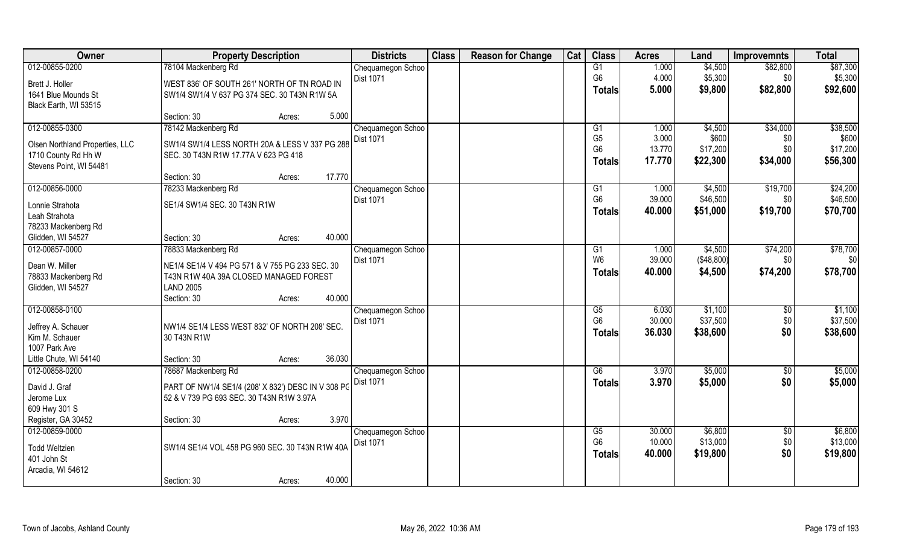| Owner | Property Description | Districts | Class | Reason for Change | Cat | Class | Acres | Land | Improvemnts | Total |
|---|---|---|---|---|---|---|---|---|---|---|
| 012-00855-0200 | 78104 Mackenberg Rd | Chequamegon Schoo | | | | G1 | 1.000 | $4,500 | $82,800 | $87,300 |
| Brett J. Holler | WEST 836' OF SOUTH 261' NORTH OF TN ROAD IN | Dist 1071 | | | | G6 | 4.000 | $5,300 | $0 | $5,300 |
| 1641 Blue Mounds St | SW1/4 SW1/4 V 637 PG 374 SEC. 30 T43N R1W 5A | | | | | Totals | 5.000 | $9,800 | $82,800 | $92,600 |
| Black Earth, WI 53515 | | | | | | | | | | |
| | Section: 30 Acres: 5.000 | | | | | | | | | |
| 012-00855-0300 | 78142 Mackenberg Rd | Chequamegon Schoo | | | | G1 | 1.000 | $4,500 | $34,000 | $38,500 |
| Olsen Northland Properties, LLC | SW1/4 SW1/4 LESS NORTH 20A & LESS V 337 PG 288 | Dist 1071 | | | | G5 | 3.000 | $600 | $0 | $600 |
| 1710 County Rd Hh W | SEC. 30 T43N R1W 17.77A V 623 PG 418 | | | | | G6 | 13.770 | $17,200 | $0 | $17,200 |
| Stevens Point, WI 54481 | | | | | | Totals | 17.770 | $22,300 | $34,000 | $56,300 |
| | Section: 30 Acres: 17.770 | | | | | | | | | |
| 012-00856-0000 | 78233 Mackenberg Rd | Chequamegon Schoo | | | | G1 | 1.000 | $4,500 | $19,700 | $24,200 |
| Lonnie Strahota | SE1/4 SW1/4 SEC. 30 T43N R1W | Dist 1071 | | | | G6 | 39.000 | $46,500 | $0 | $46,500 |
| Leah Strahota | | | | | | Totals | 40.000 | $51,000 | $19,700 | $70,700 |
| 78233 Mackenberg Rd | | | | | | | | | | |
| Glidden, WI 54527 | Section: 30 Acres: 40.000 | | | | | | | | | |
| 012-00857-0000 | 78833 Mackenberg Rd | Chequamegon Schoo | | | | G1 | 1.000 | $4,500 | $74,200 | $78,700 |
| Dean W. Miller | NE1/4 SE1/4 V 494 PG 571 & V 755 PG 233 SEC. 30 | Dist 1071 | | | | W6 | 39.000 | ($48,800) | $0 | $0 |
| 78833 Mackenberg Rd | T43N R1W 40A 39A CLOSED MANAGED FOREST | | | | | Totals | 40.000 | $4,500 | $74,200 | $78,700 |
| Glidden, WI 54527 | LAND 2005 | | | | | | | | | |
| | Section: 30 Acres: 40.000 | | | | | | | | | |
| 012-00858-0100 | | Chequamegon Schoo | | | | G5 | 6.030 | $1,100 | $0 | $1,100 |
| Jeffrey A. Schauer | NW1/4 SE1/4 LESS WEST 832' OF NORTH 208' SEC. | Dist 1071 | | | | G6 | 30.000 | $37,500 | $0 | $37,500 |
| Kim M. Schauer | 30 T43N R1W | | | | | Totals | 36.030 | $38,600 | $0 | $38,600 |
| 1007 Park Ave | | | | | | | | | | |
| Little Chute, WI 54140 | Section: 30 Acres: 36.030 | | | | | | | | | |
| 012-00858-0200 | 78687 Mackenberg Rd | Chequamegon Schoo | | | | G6 | 3.970 | $5,000 | $0 | $5,000 |
| David J. Graf | PART OF NW1/4 SE1/4 (208' X 832') DESC IN V 308 PG | Dist 1071 | | | | Totals | 3.970 | $5,000 | $0 | $5,000 |
| Jerome Lux | 52 & V 739 PG 693 SEC. 30 T43N R1W 3.97A | | | | | | | | | |
| 609 Hwy 301 S | | | | | | | | | | |
| Register, GA 30452 | Section: 30 Acres: 3.970 | | | | | | | | | |
| 012-00859-0000 | | Chequamegon Schoo | | | | G5 | 30.000 | $6,800 | $0 | $6,800 |
| Todd Weltzien | SW1/4 SE1/4 VOL 458 PG 960 SEC. 30 T43N R1W 40A | Dist 1071 | | | | G6 | 10.000 | $13,000 | $0 | $13,000 |
| 401 John St | | | | | | Totals | 40.000 | $19,800 | $0 | $19,800 |
| Arcadia, WI 54612 | | | | | | | | | | |
| | Section: 30 Acres: 40.000 | | | | | | | | | |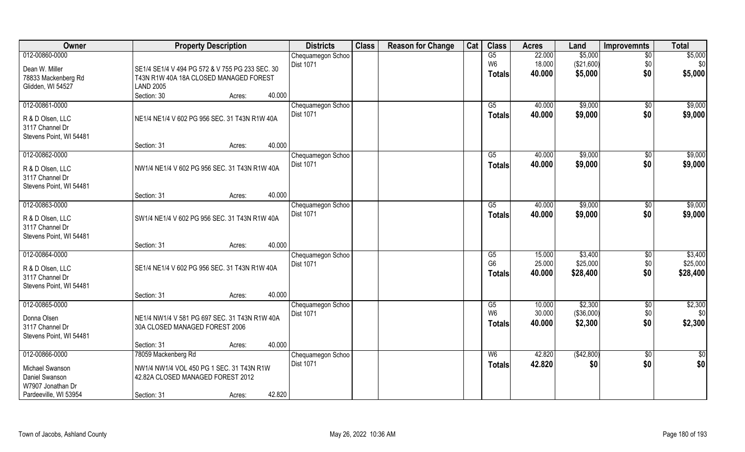| Owner | Property Description | Districts | Class | Reason for Change | Cat | Class | Acres | Land | Improvemnts | Total |
|---|---|---|---|---|---|---|---|---|---|---|
| 012-00860-0000<br>Dean W. Miller<br>78833 Mackenberg Rd<br>Glidden, WI 54527 | SE1/4 SE1/4 V 494 PG 572 & V 755 PG 233 SEC. 30 T43N R1W 40A 18A CLOSED MANAGED FOREST LAND 2005<br>Section: 30 Acres: 40.000 | Chequamegon Schoo<br>Dist 1071 | | | | G5<br>W6<br>**Totals** | 22.000<br>18.000<br>**40.000** | \$5,000<br>(\$21,600)<br>**\$5,000** | \$0<br>\$0<br>**\$0** | \$5,000<br>\$0<br>**\$5,000** |
| 012-00861-0000<br>R & D Olsen, LLC<br>3117 Channel Dr<br>Stevens Point, WI 54481 | NE1/4 NE1/4 V 602 PG 956 SEC. 31 T43N R1W 40A<br>Section: 31 Acres: 40.000 | Chequamegon Schoo<br>Dist 1071 | | | | G5<br>**Totals** | 40.000<br>**40.000** | \$9,000<br>**\$9,000** | \$0<br>**\$0** | \$9,000<br>**\$9,000** |
| 012-00862-0000<br>R & D Olsen, LLC<br>3117 Channel Dr<br>Stevens Point, WI 54481 | NW1/4 NE1/4 V 602 PG 956 SEC. 31 T43N R1W 40A<br>Section: 31 Acres: 40.000 | Chequamegon Schoo<br>Dist 1071 | | | | G5<br>**Totals** | 40.000<br>**40.000** | \$9,000<br>**\$9,000** | \$0<br>**\$0** | \$9,000<br>**\$9,000** |
| 012-00863-0000<br>R & D Olsen, LLC<br>3117 Channel Dr<br>Stevens Point, WI 54481 | SW1/4 NE1/4 V 602 PG 956 SEC. 31 T43N R1W 40A<br>Section: 31 Acres: 40.000 | Chequamegon Schoo<br>Dist 1071 | | | | G5<br>**Totals** | 40.000<br>**40.000** | \$9,000<br>**\$9,000** | \$0<br>**\$0** | \$9,000<br>**\$9,000** |
| 012-00864-0000<br>R & D Olsen, LLC<br>3117 Channel Dr<br>Stevens Point, WI 54481 | SE1/4 NE1/4 V 602 PG 956 SEC. 31 T43N R1W 40A<br>Section: 31 Acres: 40.000 | Chequamegon Schoo<br>Dist 1071 | | | | G5<br>G6<br>**Totals** | 15.000<br>25.000<br>**40.000** | \$3,400<br>\$25,000<br>**\$28,400** | \$0<br>\$0<br>**\$0** | \$3,400<br>\$25,000<br>**\$28,400** |
| 012-00865-0000<br>Donna Olsen<br>3117 Channel Dr<br>Stevens Point, WI 54481 | NE1/4 NW1/4 V 581 PG 697 SEC. 31 T43N R1W 40A 30A CLOSED MANAGED FOREST 2006<br>Section: 31 Acres: 40.000 | Chequamegon Schoo<br>Dist 1071 | | | | G5<br>W6<br>**Totals** | 10.000<br>30.000<br>**40.000** | \$2,300<br>(\$36,000)<br>**\$2,300** | \$0<br>\$0<br>**\$0** | \$2,300<br>\$0<br>**\$2,300** |
| 012-00866-0000<br>Michael Swanson<br>Daniel Swanson<br>W7907 Jonathan Dr<br>Pardeeville, WI 53954 | 78059 Mackenberg Rd<br>NW1/4 NW1/4 VOL 450 PG 1 SEC. 31 T43N R1W 42.82A CLOSED MANAGED FOREST 2012<br>Section: 31 Acres: 42.820 | Chequamegon Schoo<br>Dist 1071 | | | | W6<br>**Totals** | 42.820<br>**42.820** | (\$42,800)<br>**\$0** | \$0<br>**\$0** | \$0<br>**\$0** |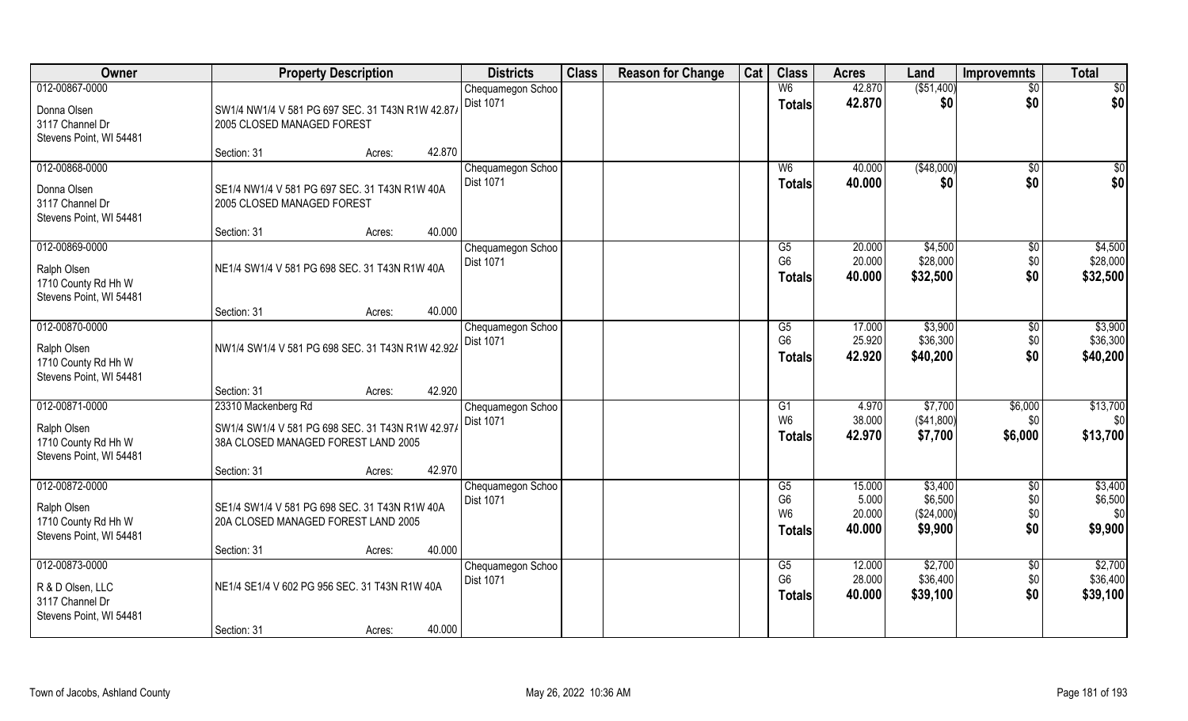| Owner | Property Description | Districts | Class | Reason for Change | Cat | Class | Acres | Land | Improvemnts | Total |
|---|---|---|---|---|---|---|---|---|---|---|
| 012-00867-0000<br>Donna Olsen<br>3117 Channel Dr<br>Stevens Point, WI 54481 | SW1/4 NW1/4 V 581 PG 697 SEC. 31 T43N R1W 42.87/<br>2005 CLOSED MANAGED FOREST<br>Section: 31 Acres: 42.870 | Chequamegon Schoo<br>Dist 1071 | | | | W6<br>**Totals** | 42.870<br>**42.870** | ($51,400)<br>**$0** | $0<br>**$0** | $0<br>**$0** |
| 012-00868-0000<br>Donna Olsen<br>3117 Channel Dr<br>Stevens Point, WI 54481 | SE1/4 NW1/4 V 581 PG 697 SEC. 31 T43N R1W 40A<br>2005 CLOSED MANAGED FOREST<br>Section: 31 Acres: 40.000 | Chequamegon Schoo<br>Dist 1071 | | | | W6<br>**Totals** | 40.000<br>**40.000** | ($48,000)<br>**$0** | $0<br>**$0** | $0<br>**$0** |
| 012-00869-0000<br>Ralph Olsen<br>1710 County Rd Hh W<br>Stevens Point, WI 54481 | NE1/4 SW1/4 V 581 PG 698 SEC. 31 T43N R1W 40A<br>Section: 31 Acres: 40.000 | Chequamegon Schoo<br>Dist 1071 | | | | G5<br>G6<br>**Totals** | 20.000<br>20.000<br>**40.000** | $4,500<br>$28,000<br>**$32,500** | $0<br>$0<br>**$0** | $4,500<br>$28,000<br>**$32,500** |
| 012-00870-0000<br>Ralph Olsen<br>1710 County Rd Hh W<br>Stevens Point, WI 54481 | NW1/4 SW1/4 V 581 PG 698 SEC. 31 T43N R1W 42.92/<br>Section: 31 Acres: 42.920 | Chequamegon Schoo<br>Dist 1071 | | | | G5<br>G6<br>**Totals** | 17.000<br>25.920<br>**42.920** | $3,900<br>$36,300<br>**$40,200** | $0<br>$0<br>**$0** | $3,900<br>$36,300<br>**$40,200** |
| 012-00871-0000<br>Ralph Olsen<br>1710 County Rd Hh W<br>Stevens Point, WI 54481 | 23310 Mackenberg Rd<br>SW1/4 SW1/4 V 581 PG 698 SEC. 31 T43N R1W 42.97/<br>38A CLOSED MANAGED FOREST LAND 2005<br>Section: 31 Acres: 42.970 | Chequamegon Schoo<br>Dist 1071 | | | | G1<br>W6<br>**Totals** | 4.970<br>38.000<br>**42.970** | $7,700<br>($41,800)<br>**$7,700** | $6,000<br>$0<br>**$6,000** | $13,700<br>$0<br>**$13,700** |
| 012-00872-0000<br>Ralph Olsen<br>1710 County Rd Hh W<br>Stevens Point, WI 54481 | SE1/4 SW1/4 V 581 PG 698 SEC. 31 T43N R1W 40A<br>20A CLOSED MANAGED FOREST LAND 2005<br>Section: 31 Acres: 40.000 | Chequamegon Schoo<br>Dist 1071 | | | | G5<br>G6<br>W6<br>**Totals** | 15.000<br>5.000<br>20.000<br>**40.000** | $3,400<br>$6,500<br>($24,000)<br>**$9,900** | $0<br>$0<br>$0<br>**$0** | $3,400<br>$6,500<br>$0<br>**$9,900** |
| 012-00873-0000<br>R & D Olsen, LLC<br>3117 Channel Dr<br>Stevens Point, WI 54481 | NE1/4 SE1/4 V 602 PG 956 SEC. 31 T43N R1W 40A<br>Section: 31 Acres: 40.000 | Chequamegon Schoo<br>Dist 1071 | | | | G5<br>G6<br>**Totals** | 12.000<br>28.000<br>**40.000** | $2,700<br>$36,400<br>**$39,100** | $0<br>$0<br>**$0** | $2,700<br>$36,400<br>**$39,100** |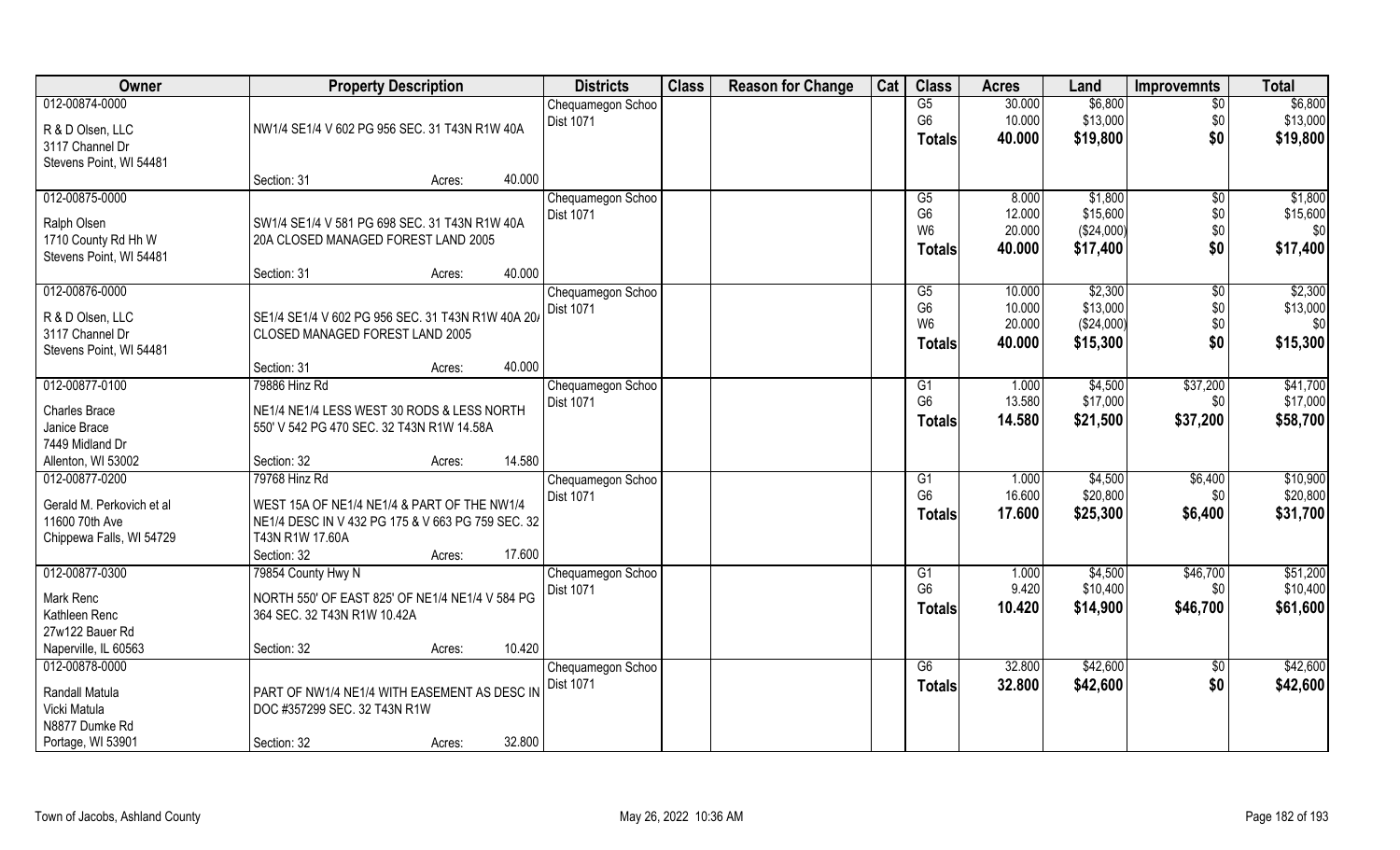| Owner | Property Description | Districts | Class | Reason for Change | Cat | Class | Acres | Land | Improvemnts | Total |
|---|---|---|---|---|---|---|---|---|---|---|
| 012-00874-0000<br>R & D Olsen, LLC<br>3117 Channel Dr<br>Stevens Point, WI 54481 | NW1/4 SE1/4 V 602 PG 956 SEC. 31 T43N R1W 40A<br>Section: 31 Acres: 40.000 | Chequamegon Schoo<br>Dist 1071 | | | | G5<br>G6<br>**Totals** | 30.000<br>10.000<br>**40.000** | \$6,800<br>\$13,000<br>**\$19,800** | \$0<br>\$0<br>**\$0** | \$6,800<br>\$13,000<br>**\$19,800** |
| 012-00875-0000<br>Ralph Olsen<br>1710 County Rd Hh W<br>Stevens Point, WI 54481 | SW1/4 SE1/4 V 581 PG 698 SEC. 31 T43N R1W 40A 20A CLOSED MANAGED FOREST LAND 2005<br>Section: 31 Acres: 40.000 | Chequamegon Schoo<br>Dist 1071 | | | | G5<br>G6<br>W6<br>**Totals** | 8.000<br>12.000<br>20.000<br>**40.000** | \$1,800<br>\$15,600<br>(\$24,000)<br>**\$17,400** | \$0<br>\$0<br>\$0<br>**\$0** | \$1,800<br>\$15,600<br>\$0<br>**\$17,400** |
| 012-00876-0000<br>R & D Olsen, LLC<br>3117 Channel Dr<br>Stevens Point, WI 54481 | SE1/4 SE1/4 V 602 PG 956 SEC. 31 T43N R1W 40A 20A CLOSED MANAGED FOREST LAND 2005<br>Section: 31 Acres: 40.000 | Chequamegon Schoo<br>Dist 1071 | | | | G5<br>G6<br>W6<br>**Totals** | 10.000<br>10.000<br>20.000<br>**40.000** | \$2,300<br>\$13,000<br>(\$24,000)<br>**\$15,300** | \$0<br>\$0<br>\$0<br>**\$0** | \$2,300<br>\$13,000<br>\$0<br>**\$15,300** |
| 012-00877-0100<br>Charles Brace<br>Janice Brace<br>7449 Midland Dr<br>Allenton, WI 53002 | 79886 Hinz Rd<br>NE1/4 NE1/4 LESS WEST 30 RODS & LESS NORTH 550' V 542 PG 470 SEC. 32 T43N R1W 14.58A<br>Section: 32 Acres: 14.580 | Chequamegon Schoo<br>Dist 1071 | | | | G1<br>G6<br>**Totals** | 1.000<br>13.580<br>**14.580** | \$4,500<br>\$17,000<br>**\$21,500** | \$37,200<br>\$0<br>**\$37,200** | \$41,700<br>\$17,000<br>**\$58,700** |
| 012-00877-0200<br>Gerald M. Perkovich et al<br>11600 70th Ave<br>Chippewa Falls, WI 54729 | 79768 Hinz Rd<br>WEST 15A OF NE1/4 NE1/4 & PART OF THE NW1/4 NE1/4 DESC IN V 432 PG 175 & V 663 PG 759 SEC. 32 T43N R1W 17.60A<br>Section: 32 Acres: 17.600 | Chequamegon Schoo<br>Dist 1071 | | | | G1<br>G6<br>**Totals** | 1.000<br>16.600<br>**17.600** | \$4,500<br>\$20,800<br>**\$25,300** | \$6,400<br>\$0<br>**\$6,400** | \$10,900<br>\$20,800<br>**\$31,700** |
| 012-00877-0300<br>Mark Renc<br>Kathleen Renc<br>27w122 Bauer Rd<br>Naperville, IL 60563 | 79854 County Hwy N<br>NORTH 550' OF EAST 825' OF NE1/4 NE1/4 V 584 PG 364 SEC. 32 T43N R1W 10.42A<br>Section: 32 Acres: 10.420 | Chequamegon Schoo<br>Dist 1071 | | | | G1<br>G6<br>**Totals** | 1.000<br>9.420<br>**10.420** | \$4,500<br>\$10,400<br>**\$14,900** | \$46,700<br>\$0<br>**\$46,700** | \$51,200<br>\$10,400<br>**\$61,600** |
| 012-00878-0000<br>Randall Matula<br>Vicki Matula<br>N8877 Dumke Rd<br>Portage, WI 53901 | PART OF NW1/4 NE1/4 WITH EASEMENT AS DESC IN DOC #357299 SEC. 32 T43N R1W<br>Section: 32 Acres: 32.800 | Chequamegon Schoo<br>Dist 1071 | | | | G6<br>**Totals** | 32.800<br>**32.800** | \$42,600<br>**\$42,600** | \$0<br>**\$0** | \$42,600<br>**\$42,600** |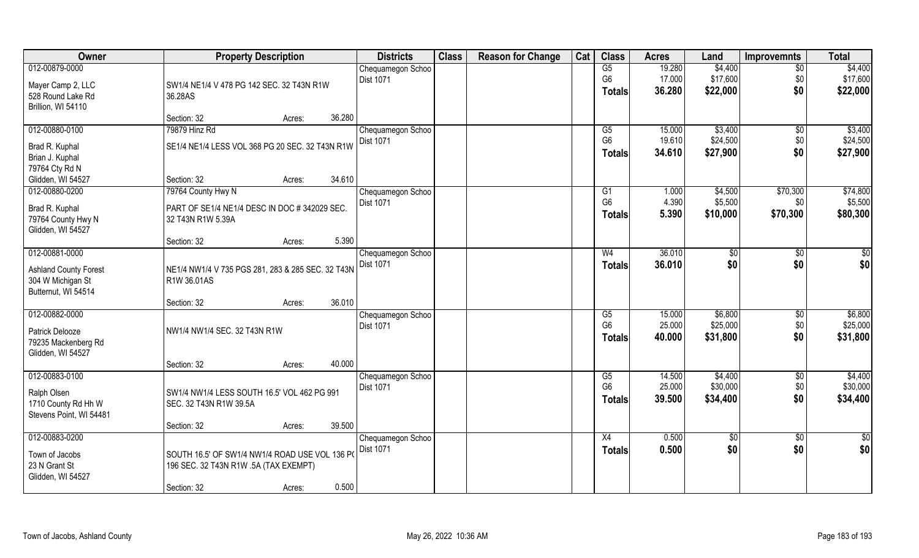| Owner | Property Description | | | Districts | Class | Reason for Change | Cat | Class | Acres | Land | Improvemnts | Total |
|---|---|---|---|---|---|---|---|---|---|---|---|---|
| 012-00879-0000<br><br>Mayer Camp 2, LLC<br>528 Round Lake Rd<br>Brillion, WI 54110 | SW1/4 NE1/4 V 478 PG 142 SEC. 32 T43N R1W 36.28AS | | | Chequamegon Schoo<br>Dist 1071 | | | | G5<br>G6<br>**Totals** | 19.280<br>17.000<br>**36.280** | $4,400<br>$17,600<br>**$22,000** | $0<br>$0<br>**$0** | $4,400<br>$17,600<br>**$22,000** |
| | Section: 32 | Acres: | 36.280 | | | | | | | | | |
| 012-00880-0100<br><br>Brad R. Kuphal<br>Brian J. Kuphal<br>79764 Cty Rd N<br>Glidden, WI 54527 | 79879 Hinz Rd<br>SE1/4 NE1/4 LESS VOL 368 PG 20 SEC. 32 T43N R1W | | | Chequamegon Schoo<br>Dist 1071 | | | | G5<br>G6<br>**Totals** | 15.000<br>19.610<br>**34.610** | $3,400<br>$24,500<br>**$27,900** | $0<br>$0<br>**$0** | $3,400<br>$24,500<br>**$27,900** |
| | Section: 32 | Acres: | 34.610 | | | | | | | | | |
| 012-00880-0200<br><br>Brad R. Kuphal<br>79764 County Hwy N<br>Glidden, WI 54527 | 79764 County Hwy N<br>PART OF SE1/4 NE1/4 DESC IN DOC # 342029 SEC. 32 T43N R1W 5.39A | | | Chequamegon Schoo<br>Dist 1071 | | | | G1<br>G6<br>**Totals** | 1.000<br>4.390<br>**5.390** | $4,500<br>$5,500<br>**$10,000** | $70,300<br>$0<br>**$70,300** | $74,800<br>$5,500<br>**$80,300** |
| | Section: 32 | Acres: | 5.390 | | | | | | | | | |
| 012-00881-0000<br><br>Ashland County Forest<br>304 W Michigan St<br>Butternut, WI 54514 | NE1/4 NW1/4 V 735 PGS 281, 283 & 285 SEC. 32 T43N R1W 36.01AS | | | Chequamegon Schoo<br>Dist 1071 | | | | W4<br>**Totals** | 36.010<br>**36.010** | $0<br>**$0** | $0<br>**$0** | $0<br>**$0** |
| | Section: 32 | Acres: | 36.010 | | | | | | | | | |
| 012-00882-0000<br><br>Patrick Delooze<br>79235 Mackenberg Rd<br>Glidden, WI 54527 | NW1/4 NW1/4 SEC. 32 T43N R1W | | | Chequamegon Schoo<br>Dist 1071 | | | | G5<br>G6<br>**Totals** | 15.000<br>25.000<br>**40.000** | $6,800<br>$25,000<br>**$31,800** | $0<br>$0<br>**$0** | $6,800<br>$25,000<br>**$31,800** |
| | Section: 32 | Acres: | 40.000 | | | | | | | | | |
| 012-00883-0100<br><br>Ralph Olsen<br>1710 County Rd Hh W<br>Stevens Point, WI 54481 | SW1/4 NW1/4 LESS SOUTH 16.5' VOL 462 PG 991 SEC. 32 T43N R1W 39.5A | | | Chequamegon Schoo<br>Dist 1071 | | | | G5<br>G6<br>**Totals** | 14.500<br>25.000<br>**39.500** | $4,400<br>$30,000<br>**$34,400** | $0<br>$0<br>**$0** | $4,400<br>$30,000<br>**$34,400** |
| | Section: 32 | Acres: | 39.500 | | | | | | | | | |
| 012-00883-0200<br><br>Town of Jacobs<br>23 N Grant St<br>Glidden, WI 54527 | SOUTH 16.5' OF SW1/4 NW1/4 ROAD USE VOL 136 P( 196 SEC. 32 T43N R1W .5A (TAX EXEMPT) | | | Chequamegon Schoo<br>Dist 1071 | | | | X4<br>**Totals** | 0.500<br>**0.500** | $0<br>**$0** | $0<br>**$0** | $0<br>**$0** |
| | Section: 32 | Acres: | 0.500 | | | | | | | | | |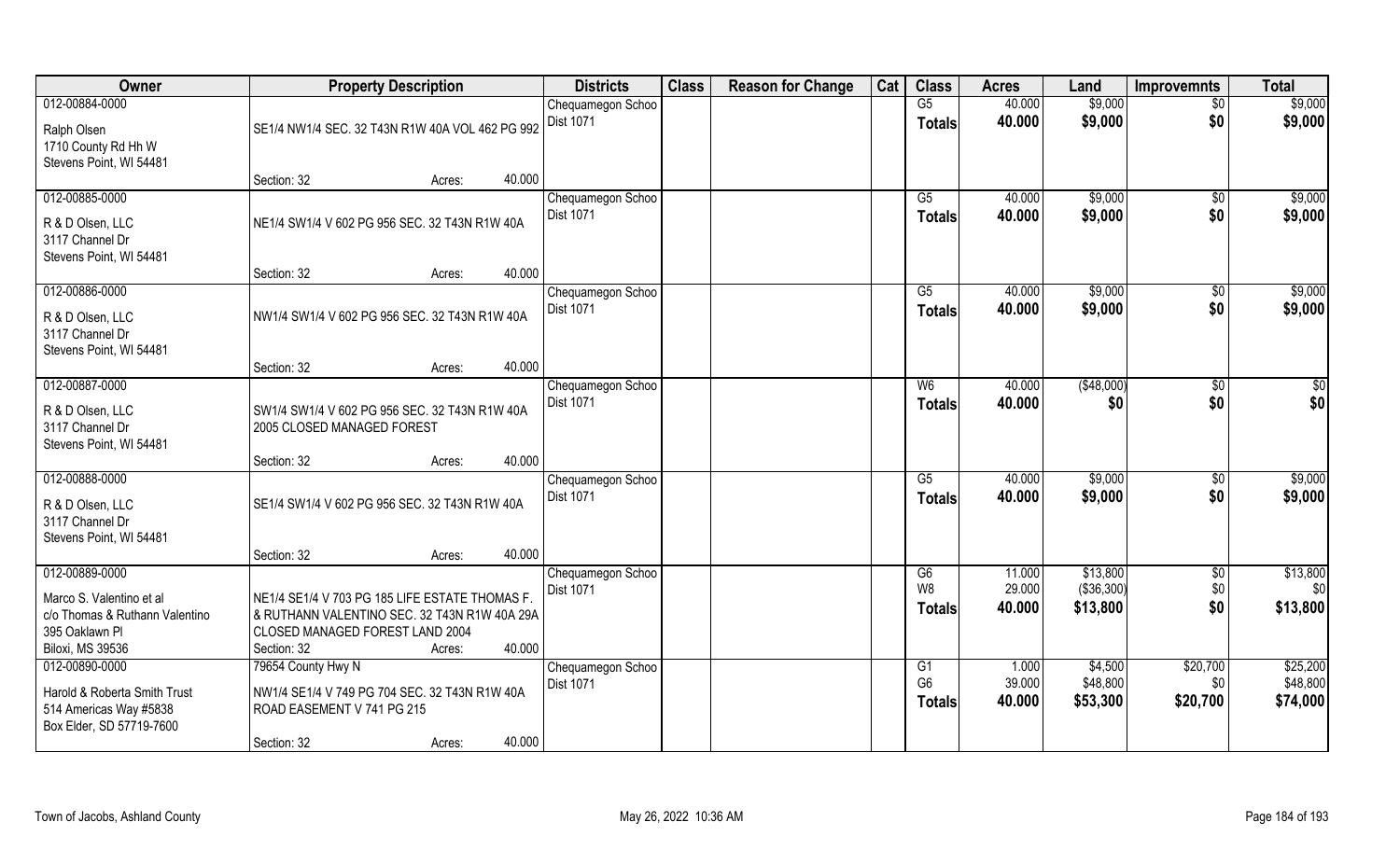| Owner | Property Description | Districts | Class | Reason for Change | Cat | Class | Acres | Land | Improvemnts | Total |
|---|---|---|---|---|---|---|---|---|---|---|
| 012-00884-0000<br>Ralph Olsen<br>1710 County Rd Hh W<br>Stevens Point, WI 54481 | SE1/4 NW1/4 SEC. 32 T43N R1W 40A VOL 462 PG 992<br>Section: 32 Acres: 40.000 | Chequamegon Schoo<br>Dist 1071 | | | | G5<br>**Totals** | 40.000<br>**40.000** | $9,000<br>**$9,000** | $0<br>**$0** | $9,000<br>**$9,000** |
| 012-00885-0000<br>R & D Olsen, LLC<br>3117 Channel Dr<br>Stevens Point, WI 54481 | NE1/4 SW1/4 V 602 PG 956 SEC. 32 T43N R1W 40A<br>Section: 32 Acres: 40.000 | Chequamegon Schoo<br>Dist 1071 | | | | G5<br>**Totals** | 40.000<br>**40.000** | $9,000<br>**$9,000** | $0<br>**$0** | $9,000<br>**$9,000** |
| 012-00886-0000<br>R & D Olsen, LLC<br>3117 Channel Dr<br>Stevens Point, WI 54481 | NW1/4 SW1/4 V 602 PG 956 SEC. 32 T43N R1W 40A<br>Section: 32 Acres: 40.000 | Chequamegon Schoo<br>Dist 1071 | | | | G5<br>**Totals** | 40.000<br>**40.000** | $9,000<br>**$9,000** | $0<br>**$0** | $9,000<br>**$9,000** |
| 012-00887-0000<br>R & D Olsen, LLC<br>3117 Channel Dr<br>Stevens Point, WI 54481 | SW1/4 SW1/4 V 602 PG 956 SEC. 32 T43N R1W 40A<br>2005 CLOSED MANAGED FOREST<br>Section: 32 Acres: 40.000 | Chequamegon Schoo<br>Dist 1071 | | | | W6<br>**Totals** | 40.000<br>**40.000** | ($48,000)<br>**$0** | $0<br>**$0** | $0<br>**$0** |
| 012-00888-0000<br>R & D Olsen, LLC<br>3117 Channel Dr<br>Stevens Point, WI 54481 | SE1/4 SW1/4 V 602 PG 956 SEC. 32 T43N R1W 40A<br>Section: 32 Acres: 40.000 | Chequamegon Schoo<br>Dist 1071 | | | | G5<br>**Totals** | 40.000<br>**40.000** | $9,000<br>**$9,000** | $0<br>**$0** | $9,000<br>**$9,000** |
| 012-00889-0000<br>Marco S. Valentino et al<br>c/o Thomas & Ruthann Valentino<br>395 Oaklawn Pl<br>Biloxi, MS 39536 | NE1/4 SE1/4 V 703 PG 185 LIFE ESTATE THOMAS F. & RUTHANN VALENTINO SEC. 32 T43N R1W 40A 29A CLOSED MANAGED FOREST LAND 2004<br>Section: 32 Acres: 40.000 | Chequamegon Schoo<br>Dist 1071 | | | | G6<br>W8<br>**Totals** | 11.000<br>29.000<br>**40.000** | $13,800<br>($36,300)<br>**$13,800** | $0<br>$0<br>**$0** | $13,800<br>$0<br>**$13,800** |
| 012-00890-0000<br>Harold & Roberta Smith Trust<br>514 Americas Way #5838<br>Box Elder, SD 57719-7600 | 79654 County Hwy N<br>NW1/4 SE1/4 V 749 PG 704 SEC. 32 T43N R1W 40A ROAD EASEMENT V 741 PG 215<br>Section: 32 Acres: 40.000 | Chequamegon Schoo<br>Dist 1071 | | | | G1<br>G6<br>**Totals** | 1.000<br>39.000<br>**40.000** | $4,500<br>$48,800<br>**$53,300** | $20,700<br>$0<br>**$20,700** | $25,200<br>$48,800<br>**$74,000** |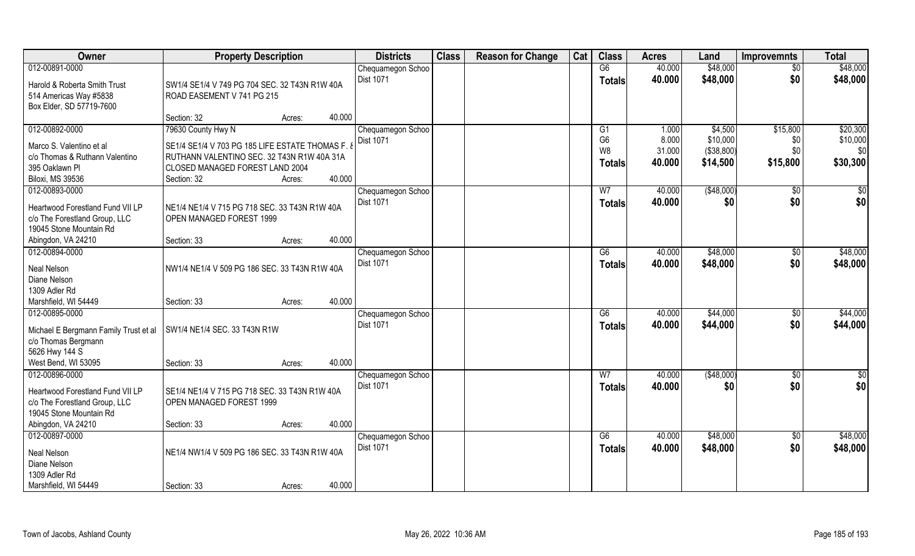| Owner | Property Description | | | Districts | Class | Reason for Change | Cat | Class | Acres | Land | Improvemnts | Total |
|---|---|---|---|---|---|---|---|---|---|---|---|---|
| 012-00891-0000 | | | | Chequamegon Schoo | | | | G6 | 40.000 | $48,000 | $0 | $48,000 |
| Harold & Roberta Smith Trust<br>514 Americas Way #5838<br>Box Elder, SD 57719-7600 | SW1/4 SE1/4 V 749 PG 704 SEC. 32 T43N R1W 40A ROAD EASEMENT V 741 PG 215 | | | Dist 1071 | | | | Totals | 40.000 | $48,000 | $0 | $48,000 |
| | Section: 32 | Acres: | 40.000 | | | | | | | | | |
| 012-00892-0000 | 79630 County Hwy N | | | Chequamegon Schoo | | | | G1 | 1.000 | $4,500 | $15,800 | $20,300 |
| Marco S. Valentino et al<br>c/o Thomas & Ruthann Valentino<br>395 Oaklawn Pl<br>Biloxi, MS 39536 | SE1/4 SE1/4 V 703 PG 185 LIFE ESTATE THOMAS F. & RUTHANN VALENTINO SEC. 32 T43N R1W 40A 31A CLOSED MANAGED FOREST LAND 2004 | | | Dist 1071 | | | | G6 | 8.000 | $10,000 | $0 | $10,000 |
| | | | | | | | | W8 | 31.000 | ($38,800) | $0 | $0 |
| | | | | | | | | Totals | 40.000 | $14,500 | $15,800 | $30,300 |
| | Section: 32 | Acres: | 40.000 | | | | | | | | | |
| 012-00893-0000 | | | | Chequamegon Schoo | | | | W7 | 40.000 | ($48,000) | $0 | $0 |
| Heartwood Forestland Fund VII LP<br>c/o The Forestland Group, LLC<br>19045 Stone Mountain Rd<br>Abingdon, VA 24210 | NE1/4 NE1/4 V 715 PG 718 SEC. 33 T43N R1W 40A OPEN MANAGED FOREST 1999 | | | Dist 1071 | | | | Totals | 40.000 | $0 | $0 | $0 |
| | Section: 33 | Acres: | 40.000 | | | | | | | | | |
| 012-00894-0000 | | | | Chequamegon Schoo | | | | G6 | 40.000 | $48,000 | $0 | $48,000 |
| Neal Nelson<br>Diane Nelson<br>1309 Adler Rd<br>Marshfield, WI 54449 | NW1/4 NE1/4 V 509 PG 186 SEC. 33 T43N R1W 40A | | | Dist 1071 | | | | Totals | 40.000 | $48,000 | $0 | $48,000 |
| | Section: 33 | Acres: | 40.000 | | | | | | | | | |
| 012-00895-0000 | | | | Chequamegon Schoo | | | | G6 | 40.000 | $44,000 | $0 | $44,000 |
| Michael E Bergmann Family Trust et al<br>c/o Thomas Bergmann<br>5626 Hwy 144 S<br>West Bend, WI 53095 | SW1/4 NE1/4 SEC. 33 T43N R1W | | | Dist 1071 | | | | Totals | 40.000 | $44,000 | $0 | $44,000 |
| | Section: 33 | Acres: | 40.000 | | | | | | | | | |
| 012-00896-0000 | | | | Chequamegon Schoo | | | | W7 | 40.000 | ($48,000) | $0 | $0 |
| Heartwood Forestland Fund VII LP<br>c/o The Forestland Group, LLC<br>19045 Stone Mountain Rd<br>Abingdon, VA 24210 | SE1/4 NE1/4 V 715 PG 718 SEC. 33 T43N R1W 40A OPEN MANAGED FOREST 1999 | | | Dist 1071 | | | | Totals | 40.000 | $0 | $0 | $0 |
| | Section: 33 | Acres: | 40.000 | | | | | | | | | |
| 012-00897-0000 | | | | Chequamegon Schoo | | | | G6 | 40.000 | $48,000 | $0 | $48,000 |
| Neal Nelson<br>Diane Nelson<br>1309 Adler Rd<br>Marshfield, WI 54449 | NE1/4 NW1/4 V 509 PG 186 SEC. 33 T43N R1W 40A | | | Dist 1071 | | | | Totals | 40.000 | $48,000 | $0 | $48,000 |
| | Section: 33 | Acres: | 40.000 | | | | | | | | | |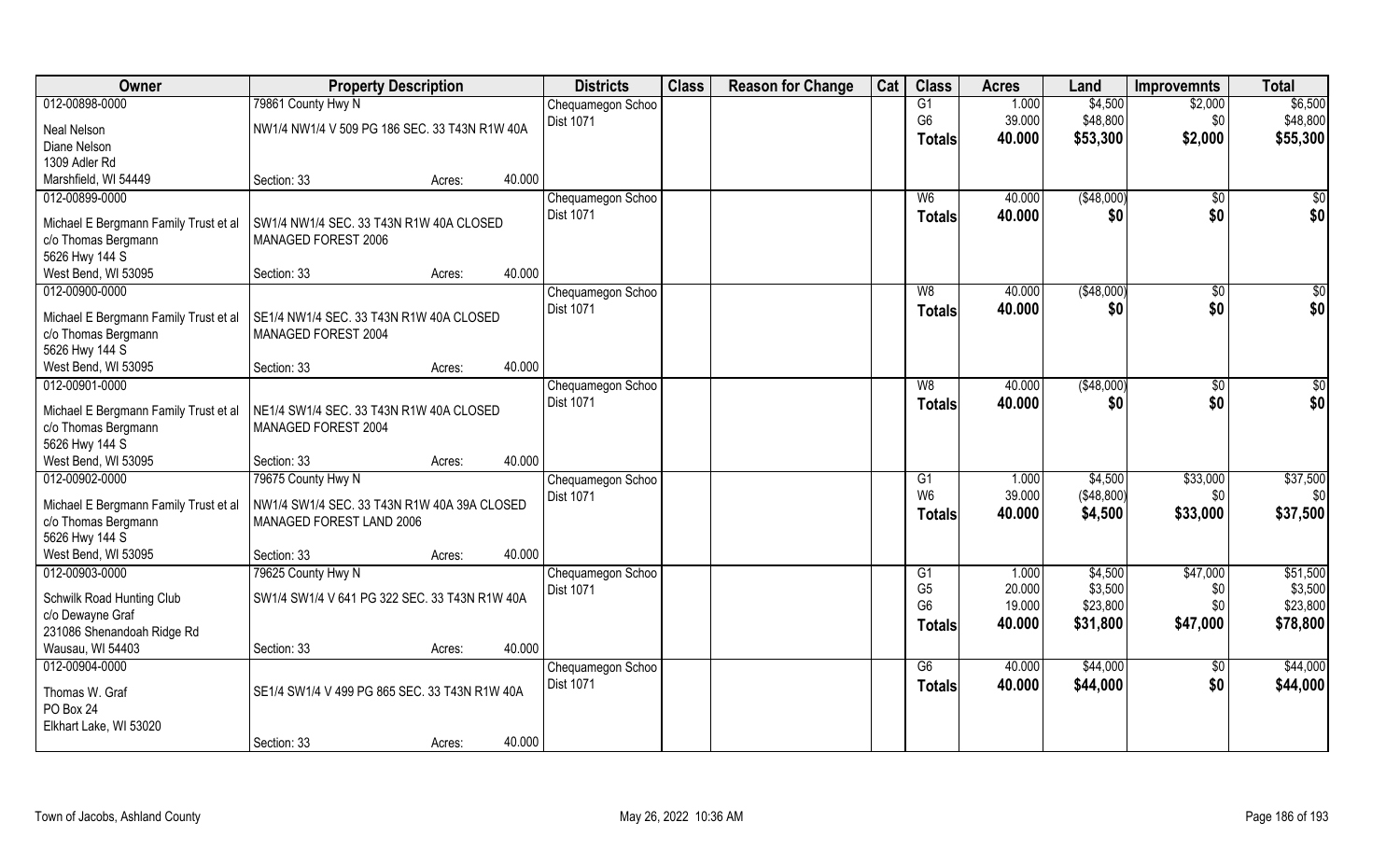| Owner | Property Description | | | Districts | Class | Reason for Change | Cat | Class | Acres | Land | Improvemnts | Total |
|---|---|---|---|---|---|---|---|---|---|---|---|---|
| 012-00898-0000 | 79861 County Hwy N | | | Chequamegon Schoo | | | | G1 | 1.000 | $4,500 | $2,000 | $6,500 |
| Neal Nelson | NW1/4 NW1/4 V 509 PG 186 SEC. 33 T43N R1W 40A | | | Dist 1071 | | | | G6 | 39.000 | $48,800 | $0 | $48,800 |
| Diane Nelson | | | | | | | | Totals | 40.000 | $53,300 | $2,000 | $55,300 |
| 1309 Adler Rd | | | | | | | | | | | | |
| Marshfield, WI 54449 | Section: 33 | Acres: | 40.000 | | | | | | | | | |
| 012-00899-0000 | | | | Chequamegon Schoo | | | | W6 | 40.000 | ($48,000) | $0 | $0 |
| Michael E Bergmann Family Trust et al | SW1/4 NW1/4 SEC. 33 T43N R1W 40A CLOSED | | | Dist 1071 | | | | Totals | 40.000 | $0 | $0 | $0 |
| c/o Thomas Bergmann | MANAGED FOREST 2006 | | | | | | | | | | | |
| 5626 Hwy 144 S | | | | | | | | | | | | |
| West Bend, WI 53095 | Section: 33 | Acres: | 40.000 | | | | | | | | | |
| 012-00900-0000 | | | | Chequamegon Schoo | | | | W8 | 40.000 | ($48,000) | $0 | $0 |
| Michael E Bergmann Family Trust et al | SE1/4 NW1/4 SEC. 33 T43N R1W 40A CLOSED | | | Dist 1071 | | | | Totals | 40.000 | $0 | $0 | $0 |
| c/o Thomas Bergmann | MANAGED FOREST 2004 | | | | | | | | | | | |
| 5626 Hwy 144 S | | | | | | | | | | | | |
| West Bend, WI 53095 | Section: 33 | Acres: | 40.000 | | | | | | | | | |
| 012-00901-0000 | | | | Chequamegon Schoo | | | | W8 | 40.000 | ($48,000) | $0 | $0 |
| Michael E Bergmann Family Trust et al | NE1/4 SW1/4 SEC. 33 T43N R1W 40A CLOSED | | | Dist 1071 | | | | Totals | 40.000 | $0 | $0 | $0 |
| c/o Thomas Bergmann | MANAGED FOREST 2004 | | | | | | | | | | | |
| 5626 Hwy 144 S | | | | | | | | | | | | |
| West Bend, WI 53095 | Section: 33 | Acres: | 40.000 | | | | | | | | | |
| 012-00902-0000 | 79675 County Hwy N | | | Chequamegon Schoo | | | | G1 | 1.000 | $4,500 | $33,000 | $37,500 |
| Michael E Bergmann Family Trust et al | NW1/4 SW1/4 SEC. 33 T43N R1W 40A 39A CLOSED | | | Dist 1071 | | | | W6 | 39.000 | ($48,800) | $0 | $0 |
| c/o Thomas Bergmann | MANAGED FOREST LAND 2006 | | | | | | | Totals | 40.000 | $4,500 | $33,000 | $37,500 |
| 5626 Hwy 144 S | | | | | | | | | | | | |
| West Bend, WI 53095 | Section: 33 | Acres: | 40.000 | | | | | | | | | |
| 012-00903-0000 | 79625 County Hwy N | | | Chequamegon Schoo | | | | G1 | 1.000 | $4,500 | $47,000 | $51,500 |
| Schwilk Road Hunting Club | SW1/4 SW1/4 V 641 PG 322 SEC. 33 T43N R1W 40A | | | Dist 1071 | | | | G5 | 20.000 | $3,500 | $0 | $3,500 |
| c/o Dewayne Graf | | | | | | | | G6 | 19.000 | $23,800 | $0 | $23,800 |
| 231086 Shenandoah Ridge Rd | | | | | | | | Totals | 40.000 | $31,800 | $47,000 | $78,800 |
| Wausau, WI 54403 | Section: 33 | Acres: | 40.000 | | | | | | | | | |
| 012-00904-0000 | | | | Chequamegon Schoo | | | | G6 | 40.000 | $44,000 | $0 | $44,000 |
| Thomas W. Graf | SE1/4 SW1/4 V 499 PG 865 SEC. 33 T43N R1W 40A | | | Dist 1071 | | | | Totals | 40.000 | $44,000 | $0 | $44,000 |
| PO Box 24 | | | | | | | | | | | | |
| Elkhart Lake, WI 53020 | | | | | | | | | | | | |
| | Section: 33 | Acres: | 40.000 | | | | | | | | | |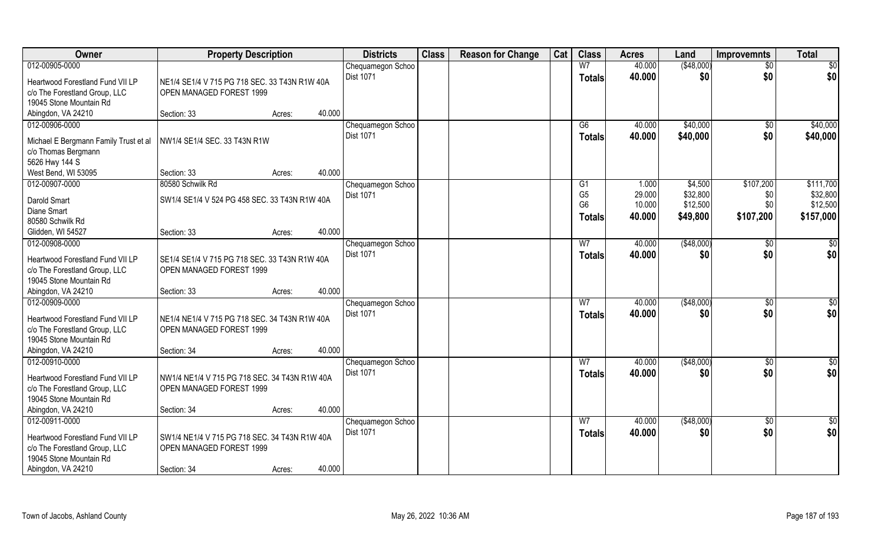| Owner | Property Description | | | Districts | Class | Reason for Change | Cat | Class | Acres | Land | Improvemnts | Total |
|---|---|---|---|---|---|---|---|---|---|---|---|---|
| 012-00905-0000 | | | | Chequamegon Schoo | | | | W7 | 40.000 | ($48,000) | $0 | $0 |
| Heartwood Forestland Fund VII LP | NE1/4 SE1/4 V 715 PG 718 SEC. 33 T43N R1W 40A | | | Dist 1071 | | | | Totals | 40.000 | $0 | $0 | $0 |
| c/o The Forestland Group, LLC | OPEN MANAGED FOREST 1999 | | | | | | | | | | | |
| 19045 Stone Mountain Rd | | | | | | | | | | | | |
| Abingdon, VA 24210 | Section: 33 | Acres: | 40.000 | | | | | | | | | |
| 012-00906-0000 | | | | Chequamegon Schoo | | | | G6 | 40.000 | $40,000 | $0 | $40,000 |
| Michael E Bergmann Family Trust et al | NW1/4 SE1/4 SEC. 33 T43N R1W | | | Dist 1071 | | | | Totals | 40.000 | $40,000 | $0 | $40,000 |
| c/o Thomas Bergmann | | | | | | | | | | | | |
| 5626 Hwy 144 S | | | | | | | | | | | | |
| West Bend, WI 53095 | Section: 33 | Acres: | 40.000 | | | | | | | | | |
| 012-00907-0000 | 80580 Schwilk Rd | | | Chequamegon Schoo | | | | G1 | 1.000 | $4,500 | $107,200 | $111,700 |
| Darold Smart | SW1/4 SE1/4 V 524 PG 458 SEC. 33 T43N R1W 40A | | | Dist 1071 | | | | G5 | 29.000 | $32,800 | $0 | $32,800 |
| Diane Smart | | | | | | | | G6 | 10.000 | $12,500 | $0 | $12,500 |
| 80580 Schwilk Rd | | | | | | | | Totals | 40.000 | $49,800 | $107,200 | $157,000 |
| Glidden, WI 54527 | Section: 33 | Acres: | 40.000 | | | | | | | | | |
| 012-00908-0000 | | | | Chequamegon Schoo | | | | W7 | 40.000 | ($48,000) | $0 | $0 |
| Heartwood Forestland Fund VII LP | SE1/4 SE1/4 V 715 PG 718 SEC. 33 T43N R1W 40A | | | Dist 1071 | | | | Totals | 40.000 | $0 | $0 | $0 |
| c/o The Forestland Group, LLC | OPEN MANAGED FOREST 1999 | | | | | | | | | | | |
| 19045 Stone Mountain Rd | | | | | | | | | | | | |
| Abingdon, VA 24210 | Section: 33 | Acres: | 40.000 | | | | | | | | | |
| 012-00909-0000 | | | | Chequamegon Schoo | | | | W7 | 40.000 | ($48,000) | $0 | $0 |
| Heartwood Forestland Fund VII LP | NE1/4 NE1/4 V 715 PG 718 SEC. 34 T43N R1W 40A | | | Dist 1071 | | | | Totals | 40.000 | $0 | $0 | $0 |
| c/o The Forestland Group, LLC | OPEN MANAGED FOREST 1999 | | | | | | | | | | | |
| 19045 Stone Mountain Rd | | | | | | | | | | | | |
| Abingdon, VA 24210 | Section: 34 | Acres: | 40.000 | | | | | | | | | |
| 012-00910-0000 | | | | Chequamegon Schoo | | | | W7 | 40.000 | ($48,000) | $0 | $0 |
| Heartwood Forestland Fund VII LP | NW1/4 NE1/4 V 715 PG 718 SEC. 34 T43N R1W 40A | | | Dist 1071 | | | | Totals | 40.000 | $0 | $0 | $0 |
| c/o The Forestland Group, LLC | OPEN MANAGED FOREST 1999 | | | | | | | | | | | |
| 19045 Stone Mountain Rd | | | | | | | | | | | | |
| Abingdon, VA 24210 | Section: 34 | Acres: | 40.000 | | | | | | | | | |
| 012-00911-0000 | | | | Chequamegon Schoo | | | | W7 | 40.000 | ($48,000) | $0 | $0 |
| Heartwood Forestland Fund VII LP | SW1/4 NE1/4 V 715 PG 718 SEC. 34 T43N R1W 40A | | | Dist 1071 | | | | Totals | 40.000 | $0 | $0 | $0 |
| c/o The Forestland Group, LLC | OPEN MANAGED FOREST 1999 | | | | | | | | | | | |
| 19045 Stone Mountain Rd | | | | | | | | | | | | |
| Abingdon, VA 24210 | Section: 34 | Acres: | 40.000 | | | | | | | | | |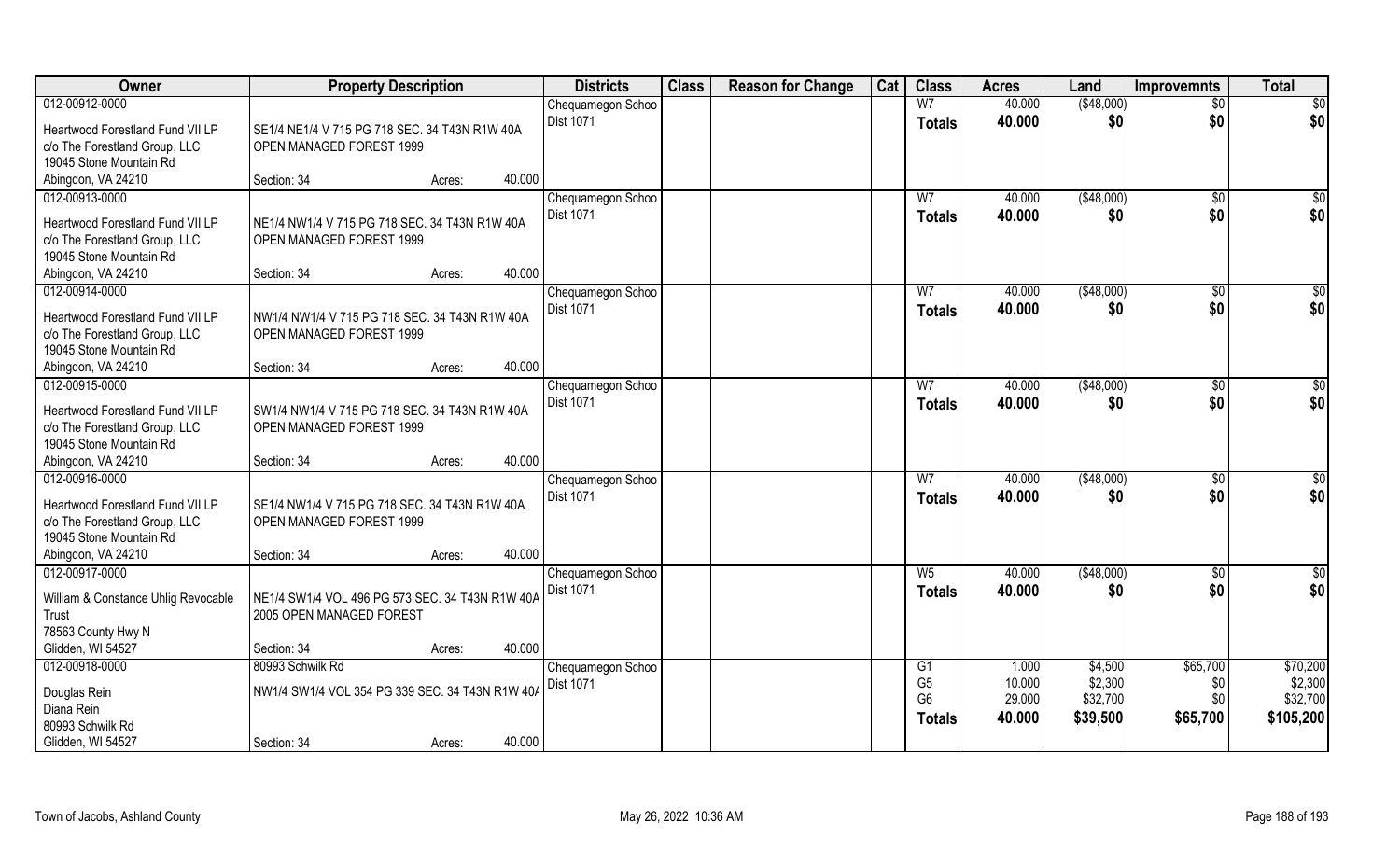| Owner | Property Description | Districts | Class | Reason for Change | Cat | Class | Acres | Land | Improvemnts | Total |
|---|---|---|---|---|---|---|---|---|---|---|
| 012-00912-0000<br>Heartwood Forestland Fund VII LP<br>c/o The Forestland Group, LLC<br>19045 Stone Mountain Rd<br>Abingdon, VA 24210 | SE1/4 NE1/4 V 715 PG 718 SEC. 34 T43N R1W 40A<br>OPEN MANAGED FOREST 1999<br>Section: 34 Acres: 40.000 | Chequamegon Schoo<br>Dist 1071 | | | | W7<br>**Totals** | 40.000<br>**40.000** | ($48,000)<br>**$0** | $0<br>**$0** | $0<br>**$0** |
| 012-00913-0000<br>Heartwood Forestland Fund VII LP<br>c/o The Forestland Group, LLC<br>19045 Stone Mountain Rd<br>Abingdon, VA 24210 | NE1/4 NW1/4 V 715 PG 718 SEC. 34 T43N R1W 40A<br>OPEN MANAGED FOREST 1999<br>Section: 34 Acres: 40.000 | Chequamegon Schoo<br>Dist 1071 | | | | W7<br>**Totals** | 40.000<br>**40.000** | ($48,000)<br>**$0** | $0<br>**$0** | $0<br>**$0** |
| 012-00914-0000<br>Heartwood Forestland Fund VII LP<br>c/o The Forestland Group, LLC<br>19045 Stone Mountain Rd<br>Abingdon, VA 24210 | NW1/4 NW1/4 V 715 PG 718 SEC. 34 T43N R1W 40A<br>OPEN MANAGED FOREST 1999<br>Section: 34 Acres: 40.000 | Chequamegon Schoo<br>Dist 1071 | | | | W7<br>**Totals** | 40.000<br>**40.000** | ($48,000)<br>**$0** | $0<br>**$0** | $0<br>**$0** |
| 012-00915-0000<br>Heartwood Forestland Fund VII LP<br>c/o The Forestland Group, LLC<br>19045 Stone Mountain Rd<br>Abingdon, VA 24210 | SW1/4 NW1/4 V 715 PG 718 SEC. 34 T43N R1W 40A<br>OPEN MANAGED FOREST 1999<br>Section: 34 Acres: 40.000 | Chequamegon Schoo<br>Dist 1071 | | | | W7<br>**Totals** | 40.000<br>**40.000** | ($48,000)<br>**$0** | $0<br>**$0** | $0<br>**$0** |
| 012-00916-0000<br>Heartwood Forestland Fund VII LP<br>c/o The Forestland Group, LLC<br>19045 Stone Mountain Rd<br>Abingdon, VA 24210 | SE1/4 NW1/4 V 715 PG 718 SEC. 34 T43N R1W 40A<br>OPEN MANAGED FOREST 1999<br>Section: 34 Acres: 40.000 | Chequamegon Schoo<br>Dist 1071 | | | | W7<br>**Totals** | 40.000<br>**40.000** | ($48,000)<br>**$0** | $0<br>**$0** | $0<br>**$0** |
| 012-00917-0000<br>William & Constance Uhlig Revocable Trust<br>78563 County Hwy N<br>Glidden, WI 54527 | NE1/4 SW1/4 VOL 496 PG 573 SEC. 34 T43N R1W 40A<br>2005 OPEN MANAGED FOREST<br>Section: 34 Acres: 40.000 | Chequamegon Schoo<br>Dist 1071 | | | | W5<br>**Totals** | 40.000<br>**40.000** | ($48,000)<br>**$0** | $0<br>**$0** | $0<br>**$0** |
| 012-00918-0000<br>Douglas Rein<br>Diana Rein<br>80993 Schwilk Rd<br>Glidden, WI 54527 | 80993 Schwilk Rd<br>NW1/4 SW1/4 VOL 354 PG 339 SEC. 34 T43N R1W 40A<br>Section: 34 Acres: 40.000 | Chequamegon Schoo<br>Dist 1071 | | | | G1<br>G5<br>G6<br>**Totals** | 1.000<br>10.000<br>29.000<br>**40.000** | $4,500<br>$2,300<br>$32,700<br>**$39,500** | $65,700<br>$0<br>$0<br>**$65,700** | $70,200<br>$2,300<br>$32,700<br>**$105,200** |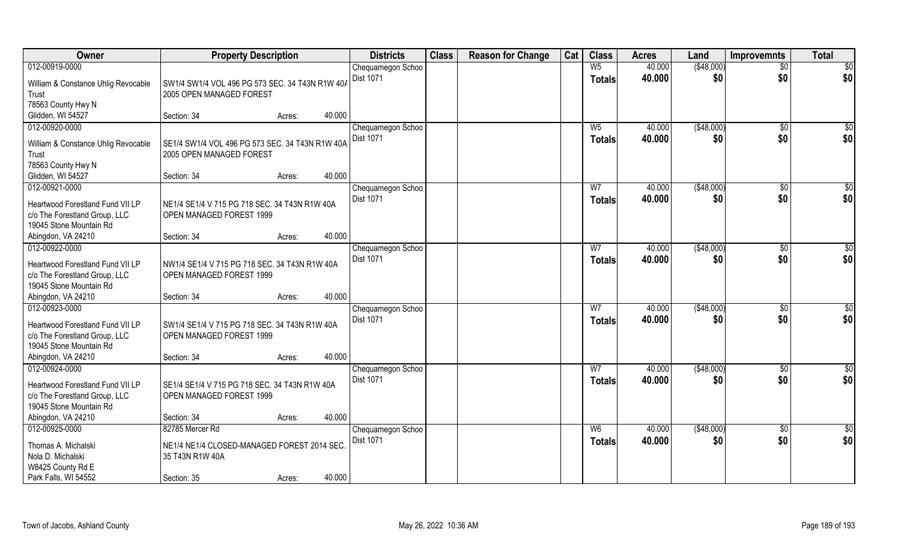| Owner | Property Description | | | Districts | Class | Reason for Change | Cat | Class | Acres | Land | Improvemnts | Total |
|---|---|---|---|---|---|---|---|---|---|---|---|---|
| 012-00919-0000 | | | | Chequamegon Schoo | | | | W5 | 40.000 | ($48,000) | $0 | $0 |
| William & Constance Uhlig Revocable Trust<br>78563 County Hwy N<br>Glidden, WI 54527 | SW1/4 SW1/4 VOL 496 PG 573 SEC. 34 T43N R1W 40A<br>2005 OPEN MANAGED FOREST | | | Dist 1071 | | | | Totals | 40.000 | $0 | $0 | $0 |
| | Section: 34 | Acres: | 40.000 | | | | | | | | | |
| 012-00920-0000 | | | | Chequamegon Schoo | | | | W5 | 40.000 | ($48,000) | $0 | $0 |
| William & Constance Uhlig Revocable Trust<br>78563 County Hwy N<br>Glidden, WI 54527 | SE1/4 SW1/4 VOL 496 PG 573 SEC. 34 T43N R1W 40A<br>2005 OPEN MANAGED FOREST | | | Dist 1071 | | | | Totals | 40.000 | $0 | $0 | $0 |
| | Section: 34 | Acres: | 40.000 | | | | | | | | | |
| 012-00921-0000 | | | | Chequamegon Schoo | | | | W7 | 40.000 | ($48,000) | $0 | $0 |
| Heartwood Forestland Fund VII LP<br>c/o The Forestland Group, LLC<br>19045 Stone Mountain Rd<br>Abingdon, VA 24210 | NE1/4 SE1/4 V 715 PG 718 SEC. 34 T43N R1W 40A<br>OPEN MANAGED FOREST 1999 | | | Dist 1071 | | | | Totals | 40.000 | $0 | $0 | $0 |
| | Section: 34 | Acres: | 40.000 | | | | | | | | | |
| 012-00922-0000 | | | | Chequamegon Schoo | | | | W7 | 40.000 | ($48,000) | $0 | $0 |
| Heartwood Forestland Fund VII LP<br>c/o The Forestland Group, LLC<br>19045 Stone Mountain Rd<br>Abingdon, VA 24210 | NW1/4 SE1/4 V 715 PG 718 SEC. 34 T43N R1W 40A<br>OPEN MANAGED FOREST 1999 | | | Dist 1071 | | | | Totals | 40.000 | $0 | $0 | $0 |
| | Section: 34 | Acres: | 40.000 | | | | | | | | | |
| 012-00923-0000 | | | | Chequamegon Schoo | | | | W7 | 40.000 | ($48,000) | $0 | $0 |
| Heartwood Forestland Fund VII LP<br>c/o The Forestland Group, LLC<br>19045 Stone Mountain Rd<br>Abingdon, VA 24210 | SW1/4 SE1/4 V 715 PG 718 SEC. 34 T43N R1W 40A<br>OPEN MANAGED FOREST 1999 | | | Dist 1071 | | | | Totals | 40.000 | $0 | $0 | $0 |
| | Section: 34 | Acres: | 40.000 | | | | | | | | | |
| 012-00924-0000 | | | | Chequamegon Schoo | | | | W7 | 40.000 | ($48,000) | $0 | $0 |
| Heartwood Forestland Fund VII LP<br>c/o The Forestland Group, LLC<br>19045 Stone Mountain Rd<br>Abingdon, VA 24210 | SE1/4 SE1/4 V 715 PG 718 SEC. 34 T43N R1W 40A<br>OPEN MANAGED FOREST 1999 | | | Dist 1071 | | | | Totals | 40.000 | $0 | $0 | $0 |
| | Section: 34 | Acres: | 40.000 | | | | | | | | | |
| 012-00925-0000 | 82785 Mercer Rd | | | Chequamegon Schoo | | | | W6 | 40.000 | ($48,000) | $0 | $0 |
| Thomas A. Michalski<br>Nola D. Michalski<br>W8425 County Rd E<br>Park Falls, WI 54552 | NE1/4 NE1/4 CLOSED-MANAGED FOREST 2014 SEC. 35 T43N R1W 40A | | | Dist 1071 | | | | Totals | 40.000 | $0 | $0 | $0 |
| | Section: 35 | Acres: | 40.000 | | | | | | | | | |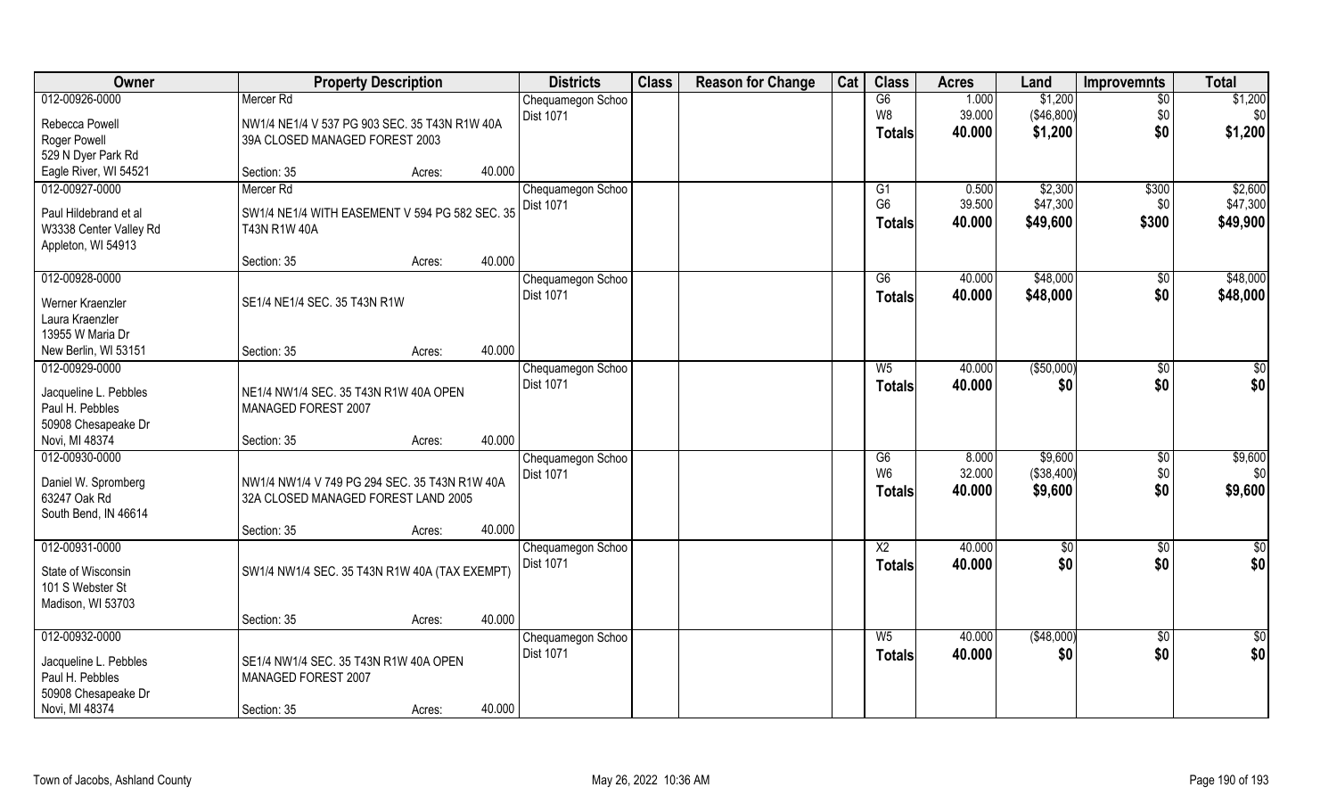| Owner | Property Description | | | Districts | Class | Reason for Change | Cat | Class | Acres | Land | Improvemnts | Total |
|---|---|---|---|---|---|---|---|---|---|---|---|---|
| 012-00926-0000 | Mercer Rd | | | Chequamegon Schoo | | | | G6 | 1.000 | $1,200 | $0 | $1,200 |
| Rebecca Powell | NW1/4 NE1/4 V 537 PG 903 SEC. 35 T43N R1W 40A | | | Dist 1071 | | | | W8 | 39.000 | ($46,800) | $0 | $0 |
| Roger Powell | 39A CLOSED MANAGED FOREST 2003 | | | | | | | Totals | 40.000 | $1,200 | $0 | $1,200 |
| 529 N Dyer Park Rd | | | | | | | | | | | | |
| Eagle River, WI 54521 | Section: 35 | Acres: | 40.000 | | | | | | | | | |
| 012-00927-0000 | Mercer Rd | | | Chequamegon Schoo | | | | G1 | 0.500 | $2,300 | $300 | $2,600 |
| Paul Hildebrand et al | SW1/4 NE1/4 WITH EASEMENT V 594 PG 582 SEC. 35 | | | Dist 1071 | | | | G6 | 39.500 | $47,300 | $0 | $47,300 |
| W3338 Center Valley Rd | T43N R1W 40A | | | | | | | Totals | 40.000 | $49,600 | $300 | $49,900 |
| Appleton, WI 54913 | | | | | | | | | | | | |
| | Section: 35 | Acres: | 40.000 | | | | | | | | | |
| 012-00928-0000 | | | | Chequamegon Schoo | | | | G6 | 40.000 | $48,000 | $0 | $48,000 |
| Werner Kraenzler | SE1/4 NE1/4 SEC. 35 T43N R1W | | | Dist 1071 | | | | Totals | 40.000 | $48,000 | $0 | $48,000 |
| Laura Kraenzler | | | | | | | | | | | | |
| 13955 W Maria Dr | | | | | | | | | | | | |
| New Berlin, WI 53151 | Section: 35 | Acres: | 40.000 | | | | | | | | | |
| 012-00929-0000 | | | | Chequamegon Schoo | | | | W5 | 40.000 | ($50,000) | $0 | $0 |
| Jacqueline L. Pebbles | NE1/4 NW1/4 SEC. 35 T43N R1W 40A OPEN | | | Dist 1071 | | | | Totals | 40.000 | $0 | $0 | $0 |
| Paul H. Pebbles | MANAGED FOREST 2007 | | | | | | | | | | | |
| 50908 Chesapeake Dr | | | | | | | | | | | | |
| Novi, MI 48374 | Section: 35 | Acres: | 40.000 | | | | | | | | | |
| 012-00930-0000 | | | | Chequamegon Schoo | | | | G6 | 8.000 | $9,600 | $0 | $9,600 |
| Daniel W. Spromberg | NW1/4 NW1/4 V 749 PG 294 SEC. 35 T43N R1W 40A | | | Dist 1071 | | | | W6 | 32.000 | ($38,400) | $0 | $0 |
| 63247 Oak Rd | 32A CLOSED MANAGED FOREST LAND 2005 | | | | | | | Totals | 40.000 | $9,600 | $0 | $9,600 |
| South Bend, IN 46614 | | | | | | | | | | | | |
| | Section: 35 | Acres: | 40.000 | | | | | | | | | |
| 012-00931-0000 | | | | Chequamegon Schoo | | | | X2 | 40.000 | $0 | $0 | $0 |
| State of Wisconsin | SW1/4 NW1/4 SEC. 35 T43N R1W 40A (TAX EXEMPT) | | | Dist 1071 | | | | Totals | 40.000 | $0 | $0 | $0 |
| 101 S Webster St | | | | | | | | | | | | |
| Madison, WI 53703 | | | | | | | | | | | | |
| | Section: 35 | Acres: | 40.000 | | | | | | | | | |
| 012-00932-0000 | | | | Chequamegon Schoo | | | | W5 | 40.000 | ($48,000) | $0 | $0 |
| Jacqueline L. Pebbles | SE1/4 NW1/4 SEC. 35 T43N R1W 40A OPEN | | | Dist 1071 | | | | Totals | 40.000 | $0 | $0 | $0 |
| Paul H. Pebbles | MANAGED FOREST 2007 | | | | | | | | | | | |
| 50908 Chesapeake Dr | | | | | | | | | | | | |
| Novi, MI 48374 | Section: 35 | Acres: | 40.000 | | | | | | | | | |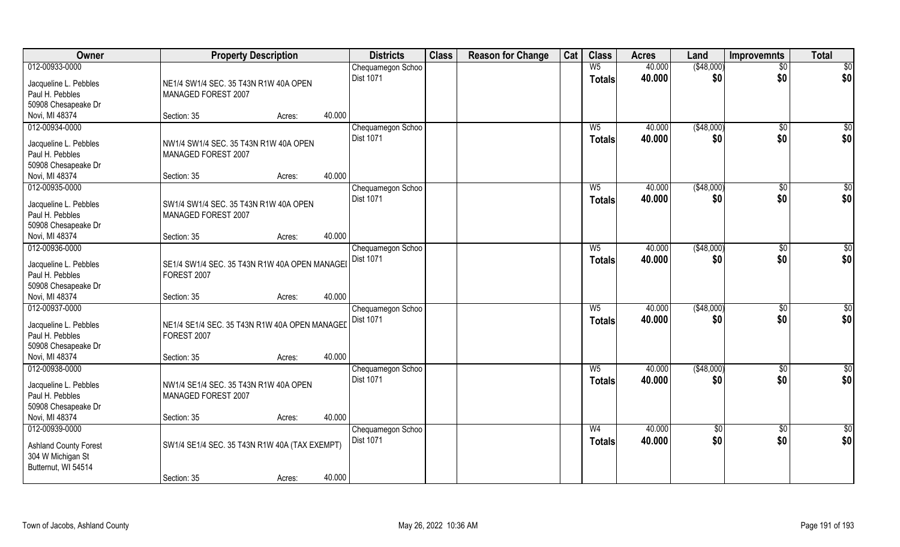| Owner | Property Description | | | Districts | Class | Reason for Change | Cat | Class | Acres | Land | Improvemnts | Total |
|---|---|---|---|---|---|---|---|---|---|---|---|---|
| 012-00933-0000 | | | | Chequamegon Schoo | | | | W5 | 40.000 | ($48,000) | $0 | $0 |
| Jacqueline L. Pebbles<br>Paul H. Pebbles<br>50908 Chesapeake Dr<br>Novi, MI 48374 | NE1/4 SW1/4 SEC. 35 T43N R1W 40A OPEN MANAGED FOREST 2007 | | | Dist 1071 | | | | Totals | 40.000 | $0 | $0 | $0 |
| | Section: 35 | Acres: | 40.000 | | | | | | | | | |
| 012-00934-0000 | | | | Chequamegon Schoo | | | | W5 | 40.000 | ($48,000) | $0 | $0 |
| Jacqueline L. Pebbles<br>Paul H. Pebbles<br>50908 Chesapeake Dr<br>Novi, MI 48374 | NW1/4 SW1/4 SEC. 35 T43N R1W 40A OPEN MANAGED FOREST 2007 | | | Dist 1071 | | | | Totals | 40.000 | $0 | $0 | $0 |
| | Section: 35 | Acres: | 40.000 | | | | | | | | | |
| 012-00935-0000 | | | | Chequamegon Schoo | | | | W5 | 40.000 | ($48,000) | $0 | $0 |
| Jacqueline L. Pebbles<br>Paul H. Pebbles<br>50908 Chesapeake Dr<br>Novi, MI 48374 | SW1/4 SW1/4 SEC. 35 T43N R1W 40A OPEN MANAGED FOREST 2007 | | | Dist 1071 | | | | Totals | 40.000 | $0 | $0 | $0 |
| | Section: 35 | Acres: | 40.000 | | | | | | | | | |
| 012-00936-0000 | | | | Chequamegon Schoo | | | | W5 | 40.000 | ($48,000) | $0 | $0 |
| Jacqueline L. Pebbles<br>Paul H. Pebbles<br>50908 Chesapeake Dr<br>Novi, MI 48374 | SE1/4 SW1/4 SEC. 35 T43N R1W 40A OPEN MANAGEI FOREST 2007 | | | Dist 1071 | | | | Totals | 40.000 | $0 | $0 | $0 |
| | Section: 35 | Acres: | 40.000 | | | | | | | | | |
| 012-00937-0000 | | | | Chequamegon Schoo | | | | W5 | 40.000 | ($48,000) | $0 | $0 |
| Jacqueline L. Pebbles<br>Paul H. Pebbles<br>50908 Chesapeake Dr<br>Novi, MI 48374 | NE1/4 SE1/4 SEC. 35 T43N R1W 40A OPEN MANAGED FOREST 2007 | | | Dist 1071 | | | | Totals | 40.000 | $0 | $0 | $0 |
| | Section: 35 | Acres: | 40.000 | | | | | | | | | |
| 012-00938-0000 | | | | Chequamegon Schoo | | | | W5 | 40.000 | ($48,000) | $0 | $0 |
| Jacqueline L. Pebbles<br>Paul H. Pebbles<br>50908 Chesapeake Dr<br>Novi, MI 48374 | NW1/4 SE1/4 SEC. 35 T43N R1W 40A OPEN MANAGED FOREST 2007 | | | Dist 1071 | | | | Totals | 40.000 | $0 | $0 | $0 |
| | Section: 35 | Acres: | 40.000 | | | | | | | | | |
| 012-00939-0000 | | | | Chequamegon Schoo | | | | W4 | 40.000 | $0 | $0 | $0 |
| Ashland County Forest<br>304 W Michigan St<br>Butternut, WI 54514 | SW1/4 SE1/4 SEC. 35 T43N R1W 40A (TAX EXEMPT) | | | Dist 1071 | | | | Totals | 40.000 | $0 | $0 | $0 |
| | Section: 35 | Acres: | 40.000 | | | | | | | | | |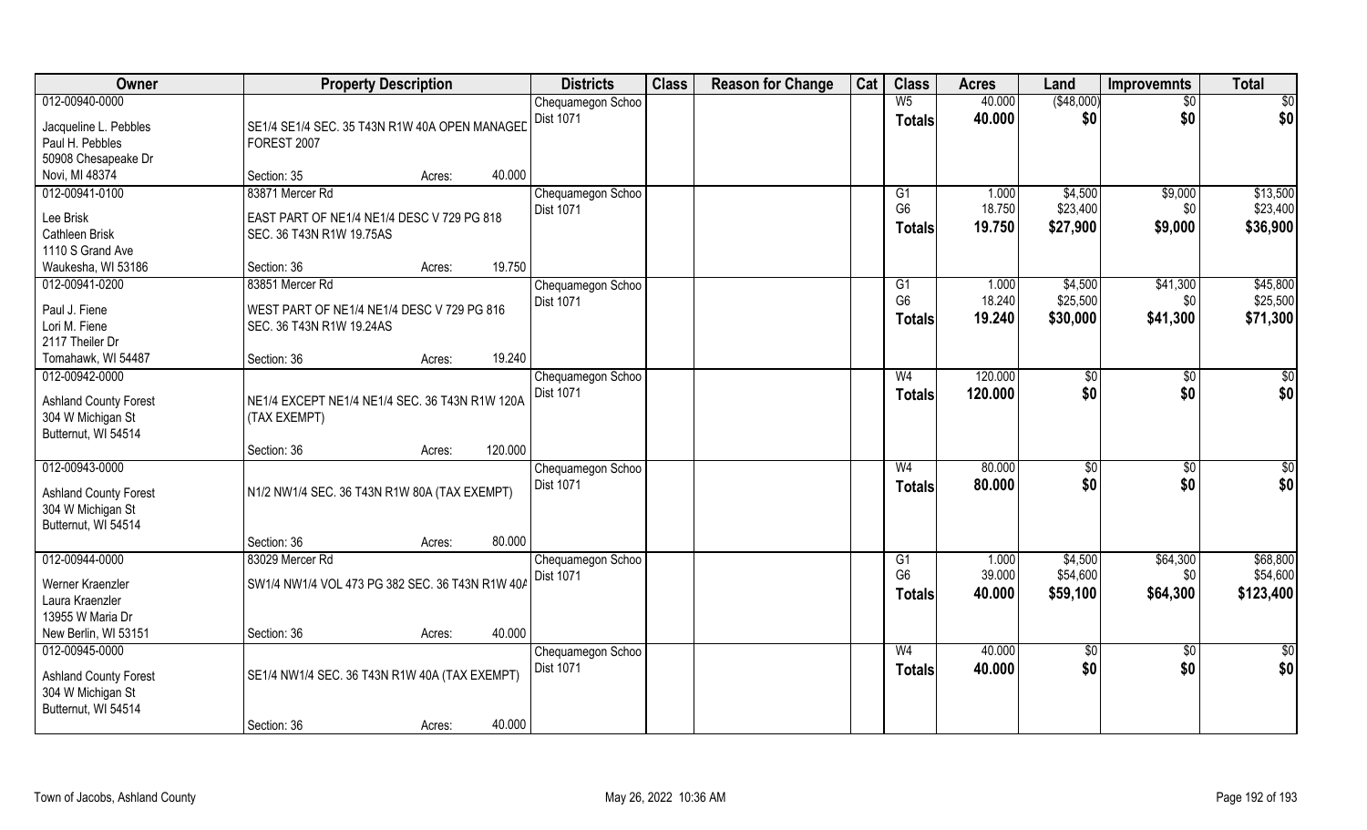| Owner | Property Description | | | Districts | Class | Reason for Change | Cat | Class | Acres | Land | Improvemnts | Total |
|---|---|---|---|---|---|---|---|---|---|---|---|---|
| 012-00940-0000 | | | | Chequamegon Schoo | | | | W5 | 40.000 | ($48,000) | $0 | $0 |
| Jacqueline L. Pebbles | SE1/4 SE1/4 SEC. 35 T43N R1W 40A OPEN MANAGED | | | Dist 1071 | | | | **Totals** | **40.000** | **$0** | **$0** | **$0** |
| Paul H. Pebbles | FOREST 2007 | | | | | | | | | | | |
| 50908 Chesapeake Dr | | | | | | | | | | | | |
| Novi, MI 48374 | Section: 35 | Acres: | 40.000 | | | | | | | | | |
| 012-00941-0100 | 83871 Mercer Rd | | | Chequamegon Schoo | | | | G1 | 1.000 | $4,500 | $9,000 | $13,500 |
| Lee Brisk | EAST PART OF NE1/4 NE1/4 DESC V 729 PG 818 | | | Dist 1071 | | | | G6 | 18.750 | $23,400 | $0 | $23,400 |
| Cathleen Brisk | SEC. 36 T43N R1W 19.75AS | | | | | | | **Totals** | **19.750** | **$27,900** | **$9,000** | **$36,900** |
| 1110 S Grand Ave | | | | | | | | | | | | |
| Waukesha, WI 53186 | Section: 36 | Acres: | 19.750 | | | | | | | | | |
| 012-00941-0200 | 83851 Mercer Rd | | | Chequamegon Schoo | | | | G1 | 1.000 | $4,500 | $41,300 | $45,800 |
| Paul J. Fiene | WEST PART OF NE1/4 NE1/4 DESC V 729 PG 816 | | | Dist 1071 | | | | G6 | 18.240 | $25,500 | $0 | $25,500 |
| Lori M. Fiene | SEC. 36 T43N R1W 19.24AS | | | | | | | **Totals** | **19.240** | **$30,000** | **$41,300** | **$71,300** |
| 2117 Theiler Dr | | | | | | | | | | | | |
| Tomahawk, WI 54487 | Section: 36 | Acres: | 19.240 | | | | | | | | | |
| 012-00942-0000 | | | | Chequamegon Schoo | | | | W4 | 120.000 | $0 | $0 | $0 |
| Ashland County Forest | NE1/4 EXCEPT NE1/4 NE1/4 SEC. 36 T43N R1W 120A | | | Dist 1071 | | | | **Totals** | **120.000** | **$0** | **$0** | **$0** |
| 304 W Michigan St | (TAX EXEMPT) | | | | | | | | | | | |
| Butternut, WI 54514 | | | | | | | | | | | | |
| | Section: 36 | Acres: | 120.000 | | | | | | | | | |
| 012-00943-0000 | | | | Chequamegon Schoo | | | | W4 | 80.000 | $0 | $0 | $0 |
| Ashland County Forest | N1/2 NW1/4 SEC. 36 T43N R1W 80A (TAX EXEMPT) | | | Dist 1071 | | | | **Totals** | **80.000** | **$0** | **$0** | **$0** |
| 304 W Michigan St | | | | | | | | | | | | |
| Butternut, WI 54514 | | | | | | | | | | | | |
| | Section: 36 | Acres: | 80.000 | | | | | | | | | |
| 012-00944-0000 | 83029 Mercer Rd | | | Chequamegon Schoo | | | | G1 | 1.000 | $4,500 | $64,300 | $68,800 |
| Werner Kraenzler | SW1/4 NW1/4 VOL 473 PG 382 SEC. 36 T43N R1W 40A | | | Dist 1071 | | | | G6 | 39.000 | $54,600 | $0 | $54,600 |
| Laura Kraenzler | | | | | | | | **Totals** | **40.000** | **$59,100** | **$64,300** | **$123,400** |
| 13955 W Maria Dr | | | | | | | | | | | | |
| New Berlin, WI 53151 | Section: 36 | Acres: | 40.000 | | | | | | | | | |
| 012-00945-0000 | | | | Chequamegon Schoo | | | | W4 | 40.000 | $0 | $0 | $0 |
| Ashland County Forest | SE1/4 NW1/4 SEC. 36 T43N R1W 40A (TAX EXEMPT) | | | Dist 1071 | | | | **Totals** | **40.000** | **$0** | **$0** | **$0** |
| 304 W Michigan St | | | | | | | | | | | | |
| Butternut, WI 54514 | | | | | | | | | | | | |
| | Section: 36 | Acres: | 40.000 | | | | | | | | | |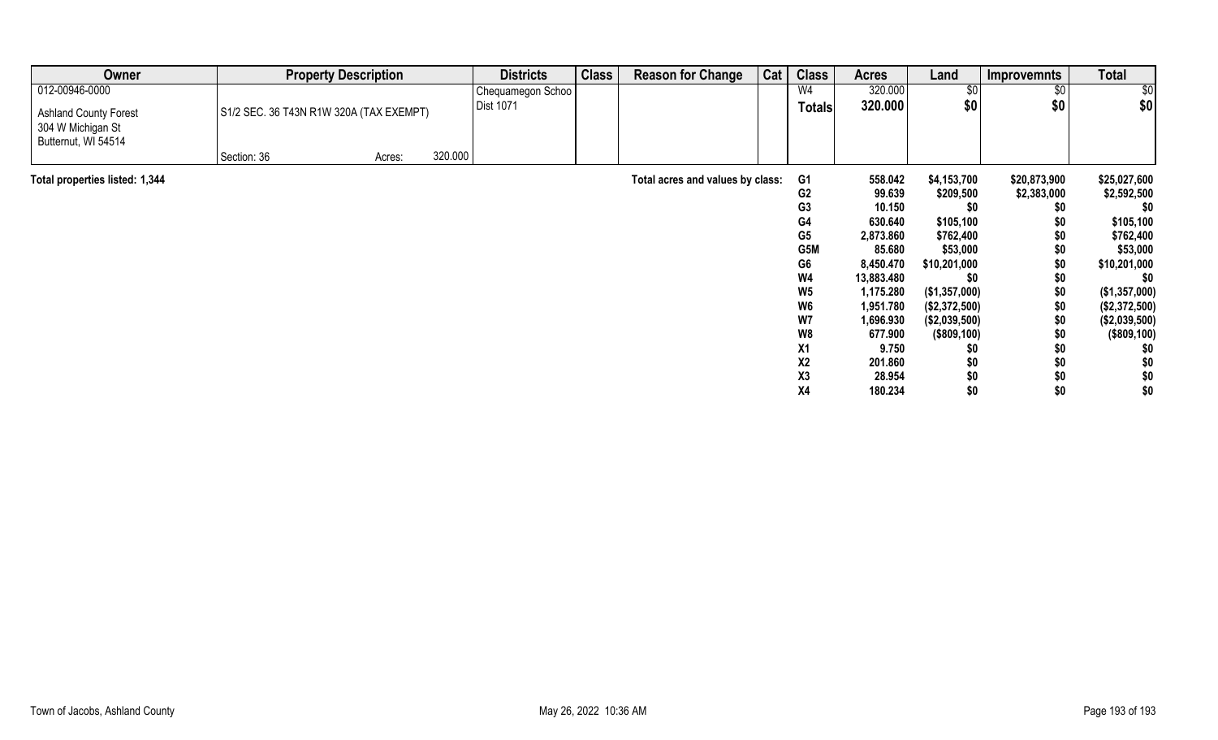| Owner | Property Description | | | Districts | Class | Reason for Change | Cat | Class | Acres | Land | Improvemnts | Total |
|---|---|---|---|---|---|---|---|---|---|---|---|---|
| 012-00946-0000 | | | | Chequamegon Schoo Dist 1071 | | | | W4 | 320.000 | $0 | $0 | $0 |
| Ashland County Forest<br>304 W Michigan St<br>Butternut, WI 54514 | S1/2 SEC. 36 T43N R1W 320A (TAX EXEMPT) | | | | | | | **Totals** | **320.000** | **$0** | **$0** | **$0** |
| | Section: 36 | Acres: | 320.000 | | | | | | | | | |

**Total properties listed: 1,344**

**Total acres and values by class:**

| Class | Acres | Land | Improvemnts | Total |
|---|---|---|---|---|
| G1 | 558.042 | $4,153,700 | $20,873,900 | $25,027,600 |
| G2 | 99.639 | $209,500 | $2,383,000 | $2,592,500 |
| G3 | 10.150 | $0 | $0 | $0 |
| G4 | 630.640 | $105,100 | $0 | $105,100 |
| G5 | 2,873.860 | $762,400 | $0 | $762,400 |
| G5M | 85.680 | $53,000 | $0 | $53,000 |
| G6 | 8,450.470 | $10,201,000 | $0 | $10,201,000 |
| W4 | 13,883.480 | $0 | $0 | $0 |
| W5 | 1,175.280 | ($1,357,000) | $0 | ($1,357,000) |
| W6 | 1,951.780 | ($2,372,500) | $0 | ($2,372,500) |
| W7 | 1,696.930 | ($2,039,500) | $0 | ($2,039,500) |
| W8 | 677.900 | ($809,100) | $0 | ($809,100) |
| X1 | 9.750 | $0 | $0 | $0 |
| X2 | 201.860 | $0 | $0 | $0 |
| X3 | 28.954 | $0 | $0 | $0 |
| X4 | 180.234 | $0 | $0 | $0 |

Town of Jacobs, Ashland County

May 26, 2022 10:36 AM